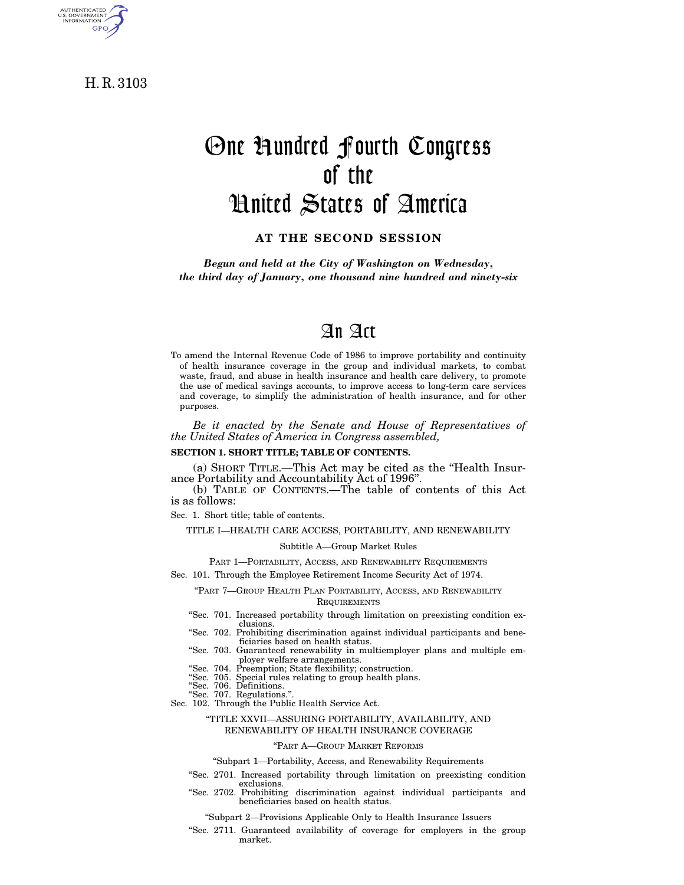H. R. 3103

# One Hundred Fourth Congress of the United States of America

**AT THE SECOND SESSION**

***Begun and held at the City of Washington on Wednesday, the third day of January, one thousand nine hundred and ninety-six***

# An Act

To amend the Internal Revenue Code of 1986 to improve portability and continuity of health insurance coverage in the group and individual markets, to combat waste, fraud, and abuse in health insurance and health care delivery, to promote the use of medical savings accounts, to improve access to long-term care services and coverage, to simplify the administration of health insurance, and for other purposes.

*Be it enacted by the Senate and House of Representatives of the United States of America in Congress assembled,*

**SECTION 1. SHORT TITLE; TABLE OF CONTENTS.**

(a) SHORT TITLE.—This Act may be cited as the "Health Insurance Portability and Accountability Act of 1996".

(b) TABLE OF CONTENTS.—The table of contents of this Act is as follows:

Sec. 1. Short title; table of contents.

TITLE I—HEALTH CARE ACCESS, PORTABILITY, AND RENEWABILITY

Subtitle A—Group Market Rules

PART 1—PORTABILITY, ACCESS, AND RENEWABILITY REQUIREMENTS

Sec. 101. Through the Employee Retirement Income Security Act of 1974.

"PART 7—GROUP HEALTH PLAN PORTABILITY, ACCESS, AND RENEWABILITY REQUIREMENTS

"Sec. 701. Increased portability through limitation on preexisting condition exclusions.
"Sec. 702. Prohibiting discrimination against individual participants and beneficiaries based on health status.
"Sec. 703. Guaranteed renewability in multiemployer plans and multiple employer welfare arrangements.
"Sec. 704. Preemption; State flexibility; construction.
"Sec. 705. Special rules relating to group health plans.
"Sec. 706. Definitions.
"Sec. 707. Regulations.".

Sec. 102. Through the Public Health Service Act.

"TITLE XXVII—ASSURING PORTABILITY, AVAILABILITY, AND RENEWABILITY OF HEALTH INSURANCE COVERAGE

"PART A—GROUP MARKET REFORMS

"Subpart 1—Portability, Access, and Renewability Requirements

"Sec. 2701. Increased portability through limitation on preexisting condition exclusions.
"Sec. 2702. Prohibiting discrimination against individual participants and beneficiaries based on health status.

"Subpart 2—Provisions Applicable Only to Health Insurance Issuers

"Sec. 2711. Guaranteed availability of coverage for employers in the group market.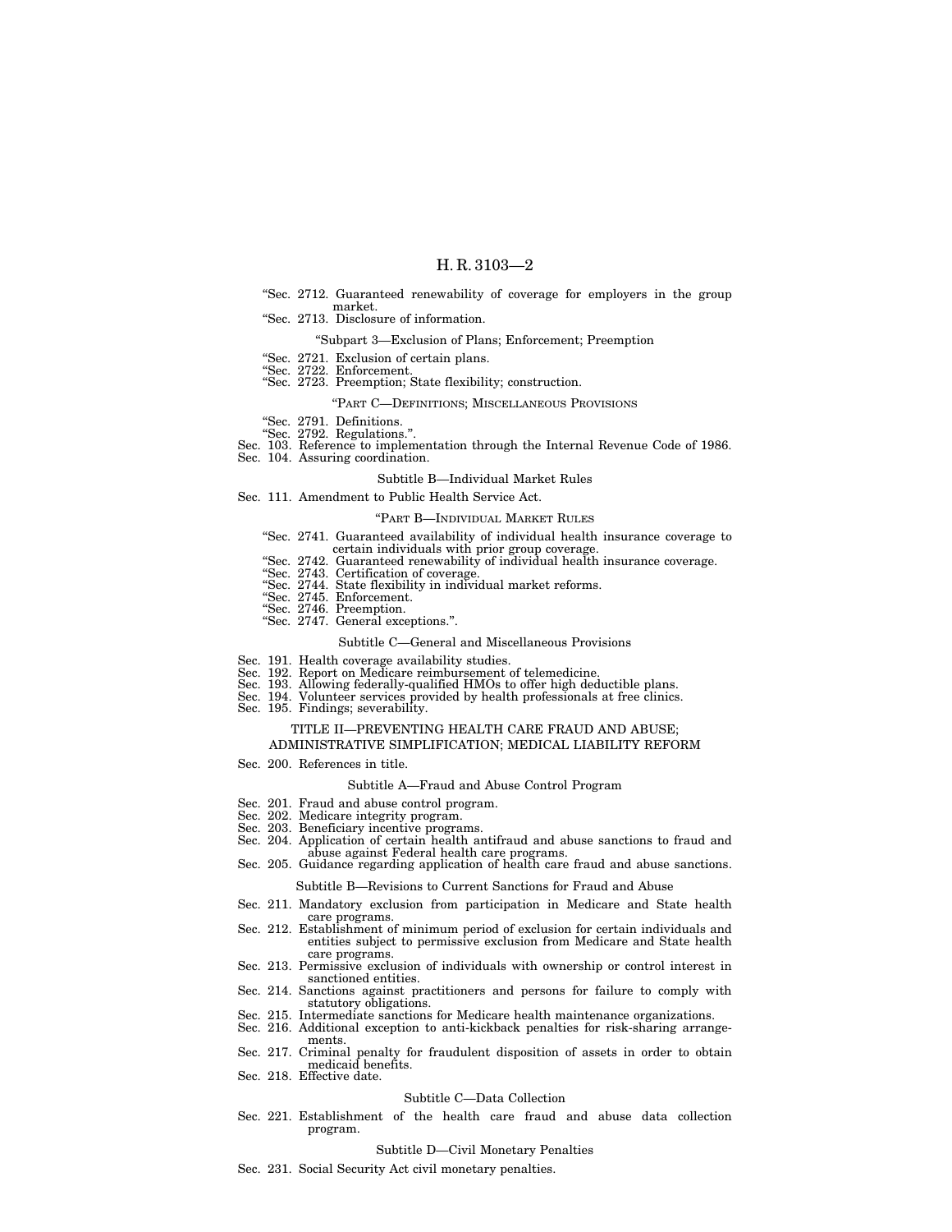"Sec. 2712. Guaranteed renewability of coverage for employers in the group market.
"Sec. 2713. Disclosure of information.

"Subpart 3—Exclusion of Plans; Enforcement; Preemption

"Sec. 2721. Exclusion of certain plans.
"Sec. 2722. Enforcement.
"Sec. 2723. Preemption; State flexibility; construction.

"PART C—DEFINITIONS; MISCELLANEOUS PROVISIONS

"Sec. 2791. Definitions.
"Sec. 2792. Regulations.".
Sec. 103. Reference to implementation through the Internal Revenue Code of 1986.
Sec. 104. Assuring coordination.

Subtitle B—Individual Market Rules

Sec. 111. Amendment to Public Health Service Act.

"PART B—INDIVIDUAL MARKET RULES

"Sec. 2741. Guaranteed availability of individual health insurance coverage to certain individuals with prior group coverage.
"Sec. 2742. Guaranteed renewability of individual health insurance coverage.
"Sec. 2743. Certification of coverage.
"Sec. 2744. State flexibility in individual market reforms.
"Sec. 2745. Enforcement.
"Sec. 2746. Preemption.
"Sec. 2747. General exceptions.".

Subtitle C—General and Miscellaneous Provisions

Sec. 191. Health coverage availability studies.
Sec. 192. Report on Medicare reimbursement of telemedicine.
Sec. 193. Allowing federally-qualified HMOs to offer high deductible plans.
Sec. 194. Volunteer services provided by health professionals at free clinics.
Sec. 195. Findings; severability.

TITLE II—PREVENTING HEALTH CARE FRAUD AND ABUSE; ADMINISTRATIVE SIMPLIFICATION; MEDICAL LIABILITY REFORM

Sec. 200. References in title.

Subtitle A—Fraud and Abuse Control Program

Sec. 201. Fraud and abuse control program.
Sec. 202. Medicare integrity program.
Sec. 203. Beneficiary incentive programs.
Sec. 204. Application of certain health antifraud and abuse sanctions to fraud and abuse against Federal health care programs.
Sec. 205. Guidance regarding application of health care fraud and abuse sanctions.

Subtitle B—Revisions to Current Sanctions for Fraud and Abuse

Sec. 211. Mandatory exclusion from participation in Medicare and State health care programs.
Sec. 212. Establishment of minimum period of exclusion for certain individuals and entities subject to permissive exclusion from Medicare and State health care programs.
Sec. 213. Permissive exclusion of individuals with ownership or control interest in sanctioned entities.
Sec. 214. Sanctions against practitioners and persons for failure to comply with statutory obligations.
Sec. 215. Intermediate sanctions for Medicare health maintenance organizations.
Sec. 216. Additional exception to anti-kickback penalties for risk-sharing arrangements.
Sec. 217. Criminal penalty for fraudulent disposition of assets in order to obtain medicaid benefits.
Sec. 218. Effective date.

Subtitle C—Data Collection

Sec. 221. Establishment of the health care fraud and abuse data collection program.

Subtitle D—Civil Monetary Penalties

Sec. 231. Social Security Act civil monetary penalties.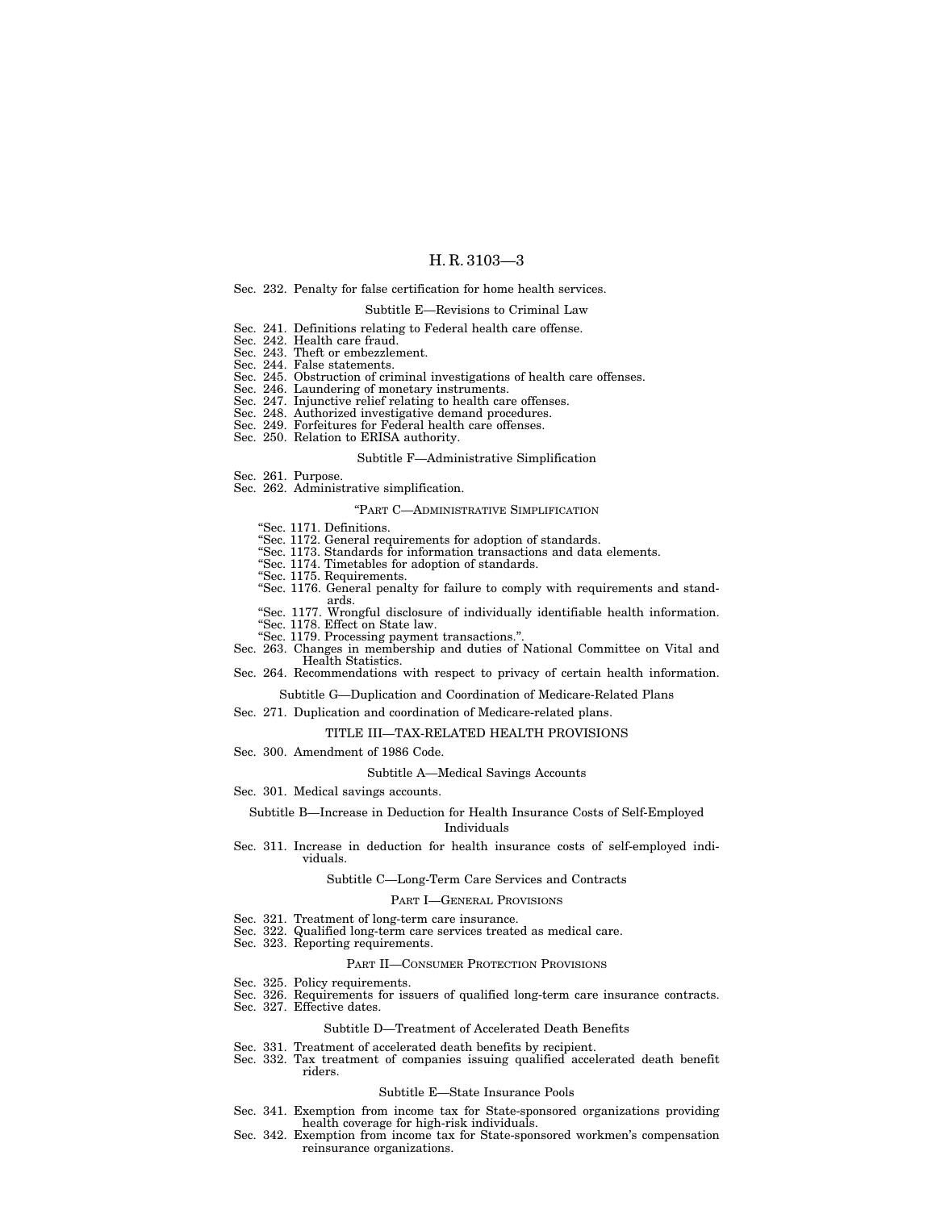Sec. 232. Penalty for false certification for home health services.

Subtitle E—Revisions to Criminal Law

Sec. 241. Definitions relating to Federal health care offense.
Sec. 242. Health care fraud.
Sec. 243. Theft or embezzlement.
Sec. 244. False statements.
Sec. 245. Obstruction of criminal investigations of health care offenses.
Sec. 246. Laundering of monetary instruments.
Sec. 247. Injunctive relief relating to health care offenses.
Sec. 248. Authorized investigative demand procedures.
Sec. 249. Forfeitures for Federal health care offenses.
Sec. 250. Relation to ERISA authority.

Subtitle F—Administrative Simplification

Sec. 261. Purpose.
Sec. 262. Administrative simplification.

"PART C—ADMINISTRATIVE SIMPLIFICATION

"Sec. 1171. Definitions.
"Sec. 1172. General requirements for adoption of standards.
"Sec. 1173. Standards for information transactions and data elements.
"Sec. 1174. Timetables for adoption of standards.
"Sec. 1175. Requirements.
"Sec. 1176. General penalty for failure to comply with requirements and standards.
"Sec. 1177. Wrongful disclosure of individually identifiable health information.
"Sec. 1178. Effect on State law.
"Sec. 1179. Processing payment transactions.".

Sec. 263. Changes in membership and duties of National Committee on Vital and Health Statistics.
Sec. 264. Recommendations with respect to privacy of certain health information.

Subtitle G—Duplication and Coordination of Medicare-Related Plans

Sec. 271. Duplication and coordination of Medicare-related plans.

TITLE III—TAX-RELATED HEALTH PROVISIONS

Sec. 300. Amendment of 1986 Code.

Subtitle A—Medical Savings Accounts

Sec. 301. Medical savings accounts.

Subtitle B—Increase in Deduction for Health Insurance Costs of Self-Employed Individuals

Sec. 311. Increase in deduction for health insurance costs of self-employed individuals.

Subtitle C—Long-Term Care Services and Contracts

PART I—GENERAL PROVISIONS

Sec. 321. Treatment of long-term care insurance.
Sec. 322. Qualified long-term care services treated as medical care.
Sec. 323. Reporting requirements.

PART II—CONSUMER PROTECTION PROVISIONS

Sec. 325. Policy requirements.
Sec. 326. Requirements for issuers of qualified long-term care insurance contracts.
Sec. 327. Effective dates.

Subtitle D—Treatment of Accelerated Death Benefits

Sec. 331. Treatment of accelerated death benefits by recipient.
Sec. 332. Tax treatment of companies issuing qualified accelerated death benefit riders.

Subtitle E—State Insurance Pools

Sec. 341. Exemption from income tax for State-sponsored organizations providing health coverage for high-risk individuals.
Sec. 342. Exemption from income tax for State-sponsored workmen's compensation reinsurance organizations.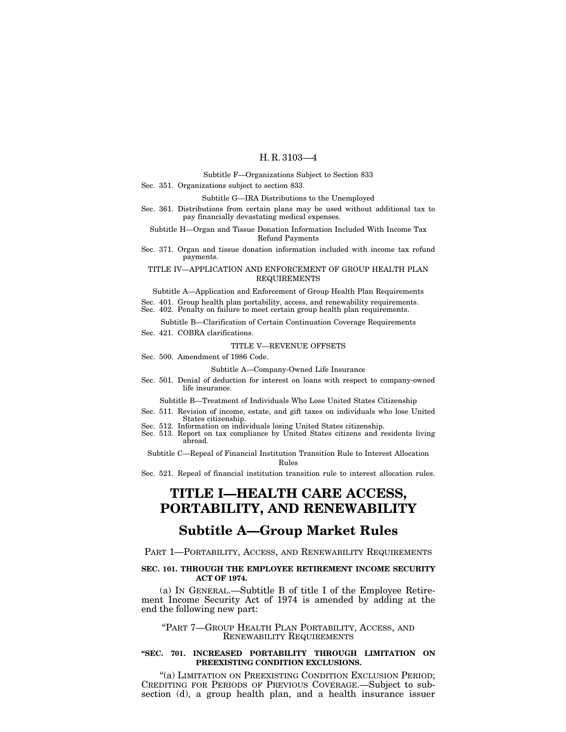Subtitle F—Organizations Subject to Section 833

Sec. 351. Organizations subject to section 833.

Subtitle G—IRA Distributions to the Unemployed

Sec. 361. Distributions from certain plans may be used without additional tax to pay financially devastating medical expenses.

Subtitle H—Organ and Tissue Donation Information Included With Income Tax Refund Payments

Sec. 371. Organ and tissue donation information included with income tax refund payments.

TITLE IV—APPLICATION AND ENFORCEMENT OF GROUP HEALTH PLAN REQUIREMENTS

Subtitle A—Application and Enforcement of Group Health Plan Requirements

Sec. 401. Group health plan portability, access, and renewability requirements.
Sec. 402. Penalty on failure to meet certain group health plan requirements.

Subtitle B—Clarification of Certain Continuation Coverage Requirements

Sec. 421. COBRA clarifications.

TITLE V—REVENUE OFFSETS

Sec. 500. Amendment of 1986 Code.

Subtitle A—Company-Owned Life Insurance

Sec. 501. Denial of deduction for interest on loans with respect to company-owned life insurance.

Subtitle B—Treatment of Individuals Who Lose United States Citizenship

Sec. 511. Revision of income, estate, and gift taxes on individuals who lose United States citizenship.
Sec. 512. Information on individuals losing United States citizenship.
Sec. 513. Report on tax compliance by United States citizens and residents living abroad.

Subtitle C—Repeal of Financial Institution Transition Rule to Interest Allocation Rules

Sec. 521. Repeal of financial institution transition rule to interest allocation rules.

# TITLE I—HEALTH CARE ACCESS, PORTABILITY, AND RENEWABILITY

## Subtitle A—Group Market Rules

PART 1—PORTABILITY, ACCESS, AND RENEWABILITY REQUIREMENTS

**SEC. 101. THROUGH THE EMPLOYEE RETIREMENT INCOME SECURITY ACT OF 1974.**

(a) IN GENERAL.—Subtitle B of title I of the Employee Retirement Income Security Act of 1974 is amended by adding at the end the following new part:

"PART 7—GROUP HEALTH PLAN PORTABILITY, ACCESS, AND RENEWABILITY REQUIREMENTS

**"SEC. 701. INCREASED PORTABILITY THROUGH LIMITATION ON PREEXISTING CONDITION EXCLUSIONS.**

"(a) LIMITATION ON PREEXISTING CONDITION EXCLUSION PERIOD; CREDITING FOR PERIODS OF PREVIOUS COVERAGE.—Subject to subsection (d), a group health plan, and a health insurance issuer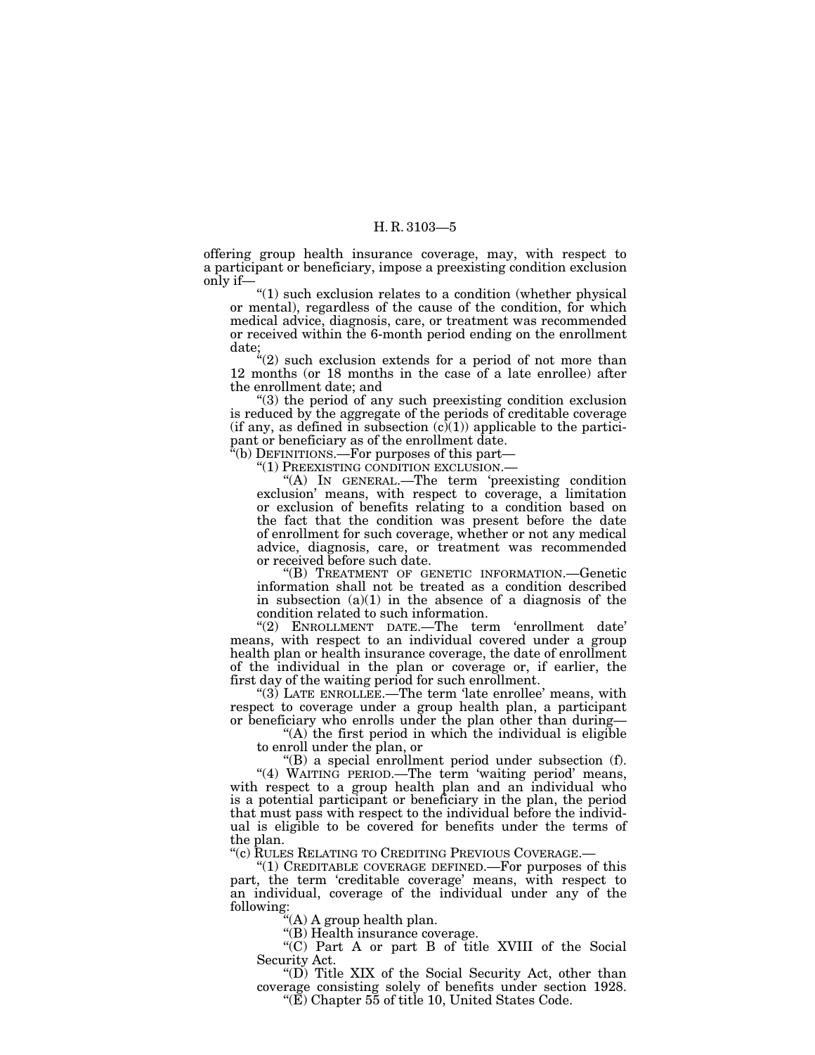offering group health insurance coverage, may, with respect to a participant or beneficiary, impose a preexisting condition exclusion only if—

"(1) such exclusion relates to a condition (whether physical or mental), regardless of the cause of the condition, for which medical advice, diagnosis, care, or treatment was recommended or received within the 6-month period ending on the enrollment date;

"(2) such exclusion extends for a period of not more than 12 months (or 18 months in the case of a late enrollee) after the enrollment date; and

"(3) the period of any such preexisting condition exclusion is reduced by the aggregate of the periods of creditable coverage (if any, as defined in subsection (c)(1)) applicable to the participant or beneficiary as of the enrollment date.

"(b) DEFINITIONS.—For purposes of this part—

"(1) PREEXISTING CONDITION EXCLUSION.—

"(A) IN GENERAL.—The term 'preexisting condition exclusion' means, with respect to coverage, a limitation or exclusion of benefits relating to a condition based on the fact that the condition was present before the date of enrollment for such coverage, whether or not any medical advice, diagnosis, care, or treatment was recommended or received before such date.

"(B) TREATMENT OF GENETIC INFORMATION.—Genetic information shall not be treated as a condition described in subsection (a)(1) in the absence of a diagnosis of the condition related to such information.

"(2) ENROLLMENT DATE.—The term 'enrollment date' means, with respect to an individual covered under a group health plan or health insurance coverage, the date of enrollment of the individual in the plan or coverage or, if earlier, the first day of the waiting period for such enrollment.

"(3) LATE ENROLLEE.—The term 'late enrollee' means, with respect to coverage under a group health plan, a participant or beneficiary who enrolls under the plan other than during—

"(A) the first period in which the individual is eligible to enroll under the plan, or

"(B) a special enrollment period under subsection (f).

"(4) WAITING PERIOD.—The term 'waiting period' means, with respect to a group health plan and an individual who is a potential participant or beneficiary in the plan, the period that must pass with respect to the individual before the individual is eligible to be covered for benefits under the terms of the plan.

"(c) RULES RELATING TO CREDITING PREVIOUS COVERAGE.—

"(1) CREDITABLE COVERAGE DEFINED.—For purposes of this part, the term 'creditable coverage' means, with respect to an individual, coverage of the individual under any of the following:

"(A) A group health plan.

"(B) Health insurance coverage.

"(C) Part A or part B of title XVIII of the Social Security Act.

"(D) Title XIX of the Social Security Act, other than coverage consisting solely of benefits under section 1928.

"(E) Chapter 55 of title 10, United States Code.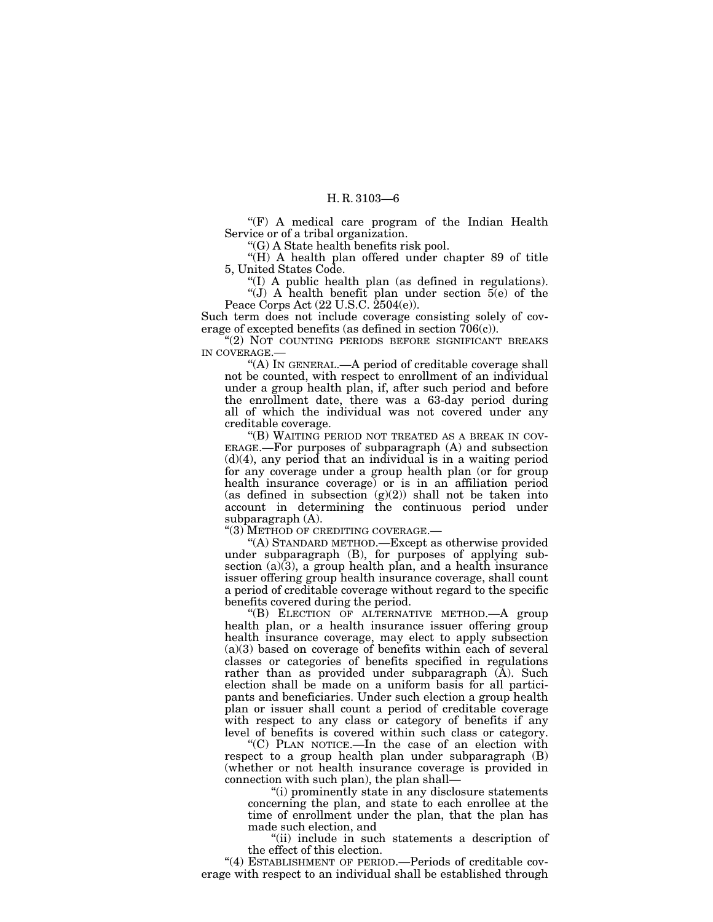"(F) A medical care program of the Indian Health Service or of a tribal organization.

"(G) A State health benefits risk pool.

"(H) A health plan offered under chapter 89 of title 5, United States Code.

"(I) A public health plan (as defined in regulations).

"(J) A health benefit plan under section 5(e) of the Peace Corps Act (22 U.S.C. 2504(e)).

Such term does not include coverage consisting solely of coverage of excepted benefits (as defined in section 706(c)).

"(2) NOT COUNTING PERIODS BEFORE SIGNIFICANT BREAKS IN COVERAGE.—

"(A) IN GENERAL.—A period of creditable coverage shall not be counted, with respect to enrollment of an individual under a group health plan, if, after such period and before the enrollment date, there was a 63-day period during all of which the individual was not covered under any creditable coverage.

"(B) WAITING PERIOD NOT TREATED AS A BREAK IN COVERAGE.—For purposes of subparagraph (A) and subsection (d)(4), any period that an individual is in a waiting period for any coverage under a group health plan (or for group health insurance coverage) or is in an affiliation period (as defined in subsection (g)(2)) shall not be taken into account in determining the continuous period under subparagraph (A).

"(3) METHOD OF CREDITING COVERAGE.—

"(A) STANDARD METHOD.—Except as otherwise provided under subparagraph (B), for purposes of applying subsection (a)(3), a group health plan, and a health insurance issuer offering group health insurance coverage, shall count a period of creditable coverage without regard to the specific benefits covered during the period.

"(B) ELECTION OF ALTERNATIVE METHOD.—A group health plan, or a health insurance issuer offering group health insurance coverage, may elect to apply subsection (a)(3) based on coverage of benefits within each of several classes or categories of benefits specified in regulations rather than as provided under subparagraph (A). Such election shall be made on a uniform basis for all participants and beneficiaries. Under such election a group health plan or issuer shall count a period of creditable coverage with respect to any class or category of benefits if any level of benefits is covered within such class or category.

"(C) PLAN NOTICE.—In the case of an election with respect to a group health plan under subparagraph (B) (whether or not health insurance coverage is provided in connection with such plan), the plan shall—

"(i) prominently state in any disclosure statements concerning the plan, and state to each enrollee at the time of enrollment under the plan, that the plan has made such election, and

"(ii) include in such statements a description of the effect of this election.

"(4) ESTABLISHMENT OF PERIOD.—Periods of creditable coverage with respect to an individual shall be established through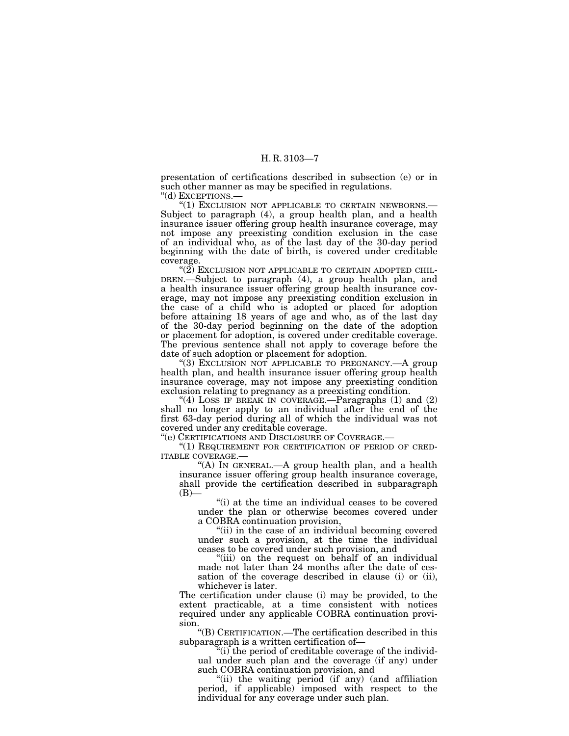presentation of certifications described in subsection (e) or in such other manner as may be specified in regulations.

"(d) EXCEPTIONS.—

"(1) EXCLUSION NOT APPLICABLE TO CERTAIN NEWBORNS.—Subject to paragraph (4), a group health plan, and a health insurance issuer offering group health insurance coverage, may not impose any preexisting condition exclusion in the case of an individual who, as of the last day of the 30-day period beginning with the date of birth, is covered under creditable coverage.

"(2) EXCLUSION NOT APPLICABLE TO CERTAIN ADOPTED CHILDREN.—Subject to paragraph (4), a group health plan, and a health insurance issuer offering group health insurance coverage, may not impose any preexisting condition exclusion in the case of a child who is adopted or placed for adoption before attaining 18 years of age and who, as of the last day of the 30-day period beginning on the date of the adoption or placement for adoption, is covered under creditable coverage. The previous sentence shall not apply to coverage before the date of such adoption or placement for adoption.

"(3) EXCLUSION NOT APPLICABLE TO PREGNANCY.—A group health plan, and health insurance issuer offering group health insurance coverage, may not impose any preexisting condition exclusion relating to pregnancy as a preexisting condition.

"(4) LOSS IF BREAK IN COVERAGE.—Paragraphs (1) and (2) shall no longer apply to an individual after the end of the first 63-day period during all of which the individual was not covered under any creditable coverage.

"(e) CERTIFICATIONS AND DISCLOSURE OF COVERAGE.—

"(1) REQUIREMENT FOR CERTIFICATION OF PERIOD OF CREDITABLE COVERAGE.—

"(A) IN GENERAL.—A group health plan, and a health insurance issuer offering group health insurance coverage, shall provide the certification described in subparagraph (B)—

"(i) at the time an individual ceases to be covered under the plan or otherwise becomes covered under a COBRA continuation provision,

"(ii) in the case of an individual becoming covered under such a provision, at the time the individual ceases to be covered under such provision, and

"(iii) on the request on behalf of an individual made not later than 24 months after the date of cessation of the coverage described in clause (i) or (ii), whichever is later.

The certification under clause (i) may be provided, to the extent practicable, at a time consistent with notices required under any applicable COBRA continuation provision.

"(B) CERTIFICATION.—The certification described in this subparagraph is a written certification of—

"(i) the period of creditable coverage of the individual under such plan and the coverage (if any) under such COBRA continuation provision, and

"(ii) the waiting period (if any) (and affiliation period, if applicable) imposed with respect to the individual for any coverage under such plan.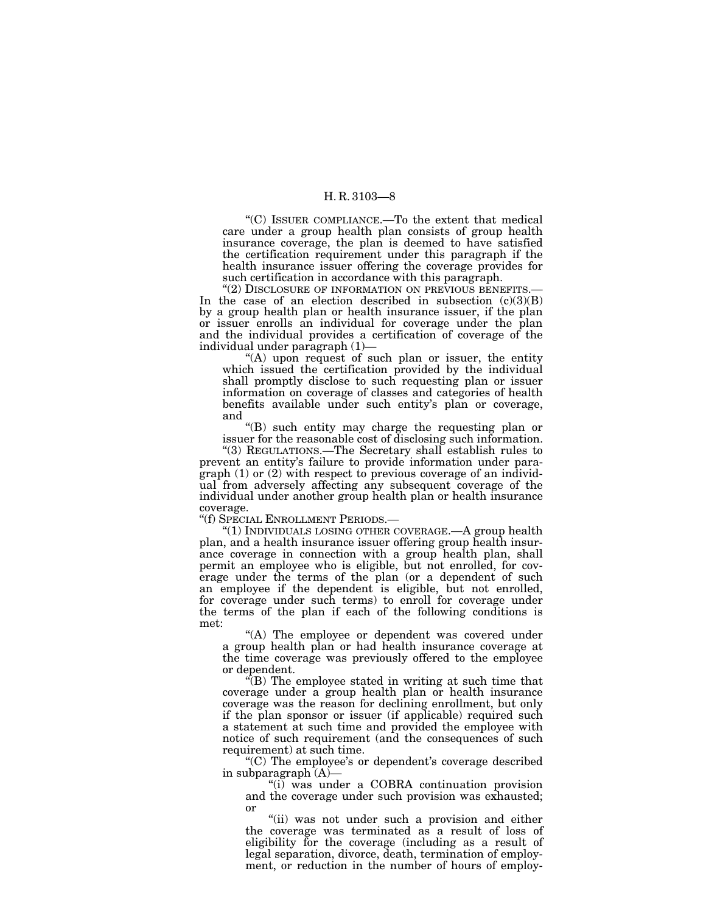"(C) ISSUER COMPLIANCE.—To the extent that medical care under a group health plan consists of group health insurance coverage, the plan is deemed to have satisfied the certification requirement under this paragraph if the health insurance issuer offering the coverage provides for such certification in accordance with this paragraph.

"(2) DISCLOSURE OF INFORMATION ON PREVIOUS BENEFITS.—In the case of an election described in subsection (c)(3)(B) by a group health plan or health insurance issuer, if the plan or issuer enrolls an individual for coverage under the plan and the individual provides a certification of coverage of the individual under paragraph (1)—

"(A) upon request of such plan or issuer, the entity which issued the certification provided by the individual shall promptly disclose to such requesting plan or issuer information on coverage of classes and categories of health benefits available under such entity's plan or coverage, and

"(B) such entity may charge the requesting plan or issuer for the reasonable cost of disclosing such information.

"(3) REGULATIONS.—The Secretary shall establish rules to prevent an entity's failure to provide information under paragraph (1) or (2) with respect to previous coverage of an individual from adversely affecting any subsequent coverage of the individual under another group health plan or health insurance coverage.

"(f) SPECIAL ENROLLMENT PERIODS.—

"(1) INDIVIDUALS LOSING OTHER COVERAGE.—A group health plan, and a health insurance issuer offering group health insurance coverage in connection with a group health plan, shall permit an employee who is eligible, but not enrolled, for coverage under the terms of the plan (or a dependent of such an employee if the dependent is eligible, but not enrolled, for coverage under such terms) to enroll for coverage under the terms of the plan if each of the following conditions is met:

"(A) The employee or dependent was covered under a group health plan or had health insurance coverage at the time coverage was previously offered to the employee or dependent.

"(B) The employee stated in writing at such time that coverage under a group health plan or health insurance coverage was the reason for declining enrollment, but only if the plan sponsor or issuer (if applicable) required such a statement at such time and provided the employee with notice of such requirement (and the consequences of such requirement) at such time.

"(C) The employee's or dependent's coverage described in subparagraph (A)—

"(i) was under a COBRA continuation provision and the coverage under such provision was exhausted; or

"(ii) was not under such a provision and either the coverage was terminated as a result of loss of eligibility for the coverage (including as a result of legal separation, divorce, death, termination of employment, or reduction in the number of hours of employ-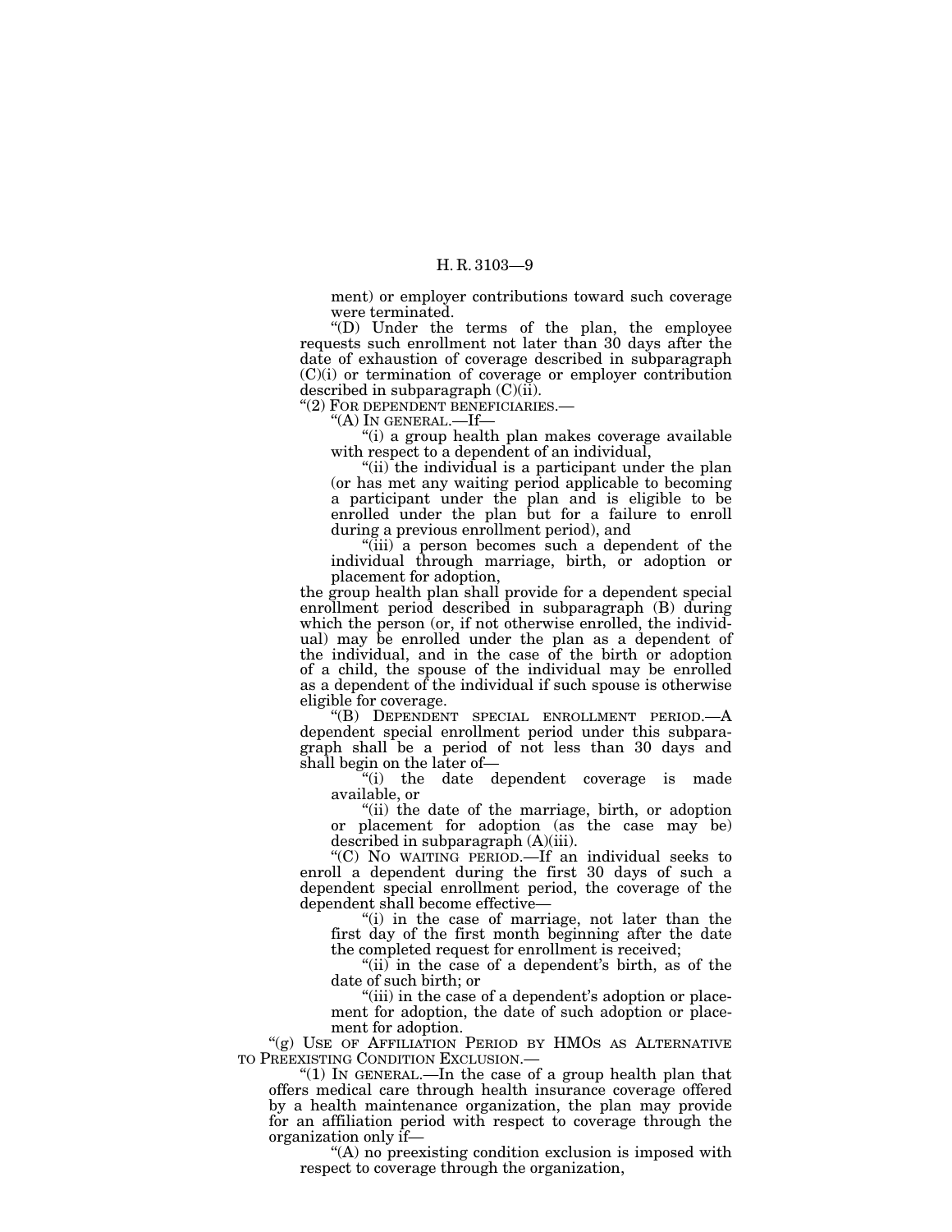ment) or employer contributions toward such coverage were terminated.

"(D) Under the terms of the plan, the employee requests such enrollment not later than 30 days after the date of exhaustion of coverage described in subparagraph (C)(i) or termination of coverage or employer contribution described in subparagraph (C)(ii).

"(2) FOR DEPENDENT BENEFICIARIES.—

"(A) IN GENERAL.—If—

"(i) a group health plan makes coverage available with respect to a dependent of an individual,

"(ii) the individual is a participant under the plan (or has met any waiting period applicable to becoming a participant under the plan and is eligible to be enrolled under the plan but for a failure to enroll during a previous enrollment period), and

"(iii) a person becomes such a dependent of the individual through marriage, birth, or adoption or placement for adoption,

the group health plan shall provide for a dependent special enrollment period described in subparagraph (B) during which the person (or, if not otherwise enrolled, the individual) may be enrolled under the plan as a dependent of the individual, and in the case of the birth or adoption of a child, the spouse of the individual may be enrolled as a dependent of the individual if such spouse is otherwise eligible for coverage.

"(B) DEPENDENT SPECIAL ENROLLMENT PERIOD.—A dependent special enrollment period under this subparagraph shall be a period of not less than 30 days and shall begin on the later of—

"(i) the date dependent coverage is made available, or

"(ii) the date of the marriage, birth, or adoption or placement for adoption (as the case may be) described in subparagraph (A)(iii).

"(C) NO WAITING PERIOD.—If an individual seeks to enroll a dependent during the first 30 days of such a dependent special enrollment period, the coverage of the dependent shall become effective—

"(i) in the case of marriage, not later than the first day of the first month beginning after the date the completed request for enrollment is received;

"(ii) in the case of a dependent's birth, as of the date of such birth; or

"(iii) in the case of a dependent's adoption or placement for adoption, the date of such adoption or placement for adoption.

"(g) USE OF AFFILIATION PERIOD BY HMOS AS ALTERNATIVE TO PREEXISTING CONDITION EXCLUSION.—

"(1) IN GENERAL.—In the case of a group health plan that offers medical care through health insurance coverage offered by a health maintenance organization, the plan may provide for an affiliation period with respect to coverage through the organization only if—

"(A) no preexisting condition exclusion is imposed with respect to coverage through the organization,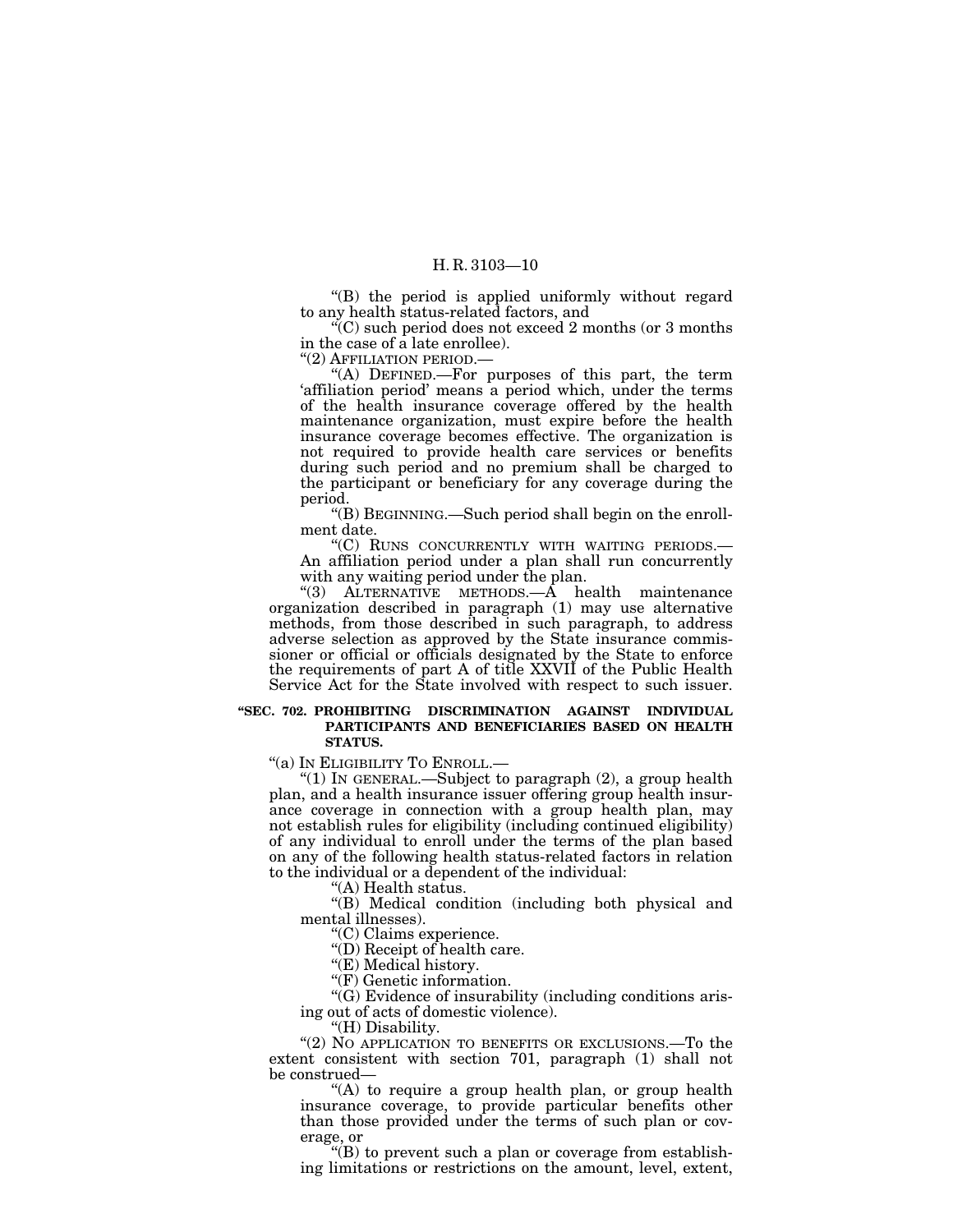"(B) the period is applied uniformly without regard to any health status-related factors, and

"(C) such period does not exceed 2 months (or 3 months in the case of a late enrollee).

"(2) AFFILIATION PERIOD.—

"(A) DEFINED.—For purposes of this part, the term 'affiliation period' means a period which, under the terms of the health insurance coverage offered by the health maintenance organization, must expire before the health insurance coverage becomes effective. The organization is not required to provide health care services or benefits during such period and no premium shall be charged to the participant or beneficiary for any coverage during the period.

"(B) BEGINNING.—Such period shall begin on the enrollment date.

"(C) RUNS CONCURRENTLY WITH WAITING PERIODS.—An affiliation period under a plan shall run concurrently with any waiting period under the plan.

"(3) ALTERNATIVE METHODS.—A health maintenance organization described in paragraph (1) may use alternative methods, from those described in such paragraph, to address adverse selection as approved by the State insurance commissioner or official or officials designated by the State to enforce the requirements of part A of title XXVII of the Public Health Service Act for the State involved with respect to such issuer.

**"SEC. 702. PROHIBITING DISCRIMINATION AGAINST INDIVIDUAL PARTICIPANTS AND BENEFICIARIES BASED ON HEALTH STATUS.**

"(a) IN ELIGIBILITY TO ENROLL.—

"(1) IN GENERAL.—Subject to paragraph (2), a group health plan, and a health insurance issuer offering group health insurance coverage in connection with a group health plan, may not establish rules for eligibility (including continued eligibility) of any individual to enroll under the terms of the plan based on any of the following health status-related factors in relation to the individual or a dependent of the individual:

"(A) Health status.

"(B) Medical condition (including both physical and mental illnesses).

"(C) Claims experience.

"(D) Receipt of health care.

"(E) Medical history.

"(F) Genetic information.

"(G) Evidence of insurability (including conditions arising out of acts of domestic violence).

"(H) Disability.

"(2) NO APPLICATION TO BENEFITS OR EXCLUSIONS.—To the extent consistent with section 701, paragraph (1) shall not be construed—

"(A) to require a group health plan, or group health insurance coverage, to provide particular benefits other than those provided under the terms of such plan or coverage, or

"(B) to prevent such a plan or coverage from establishing limitations or restrictions on the amount, level, extent,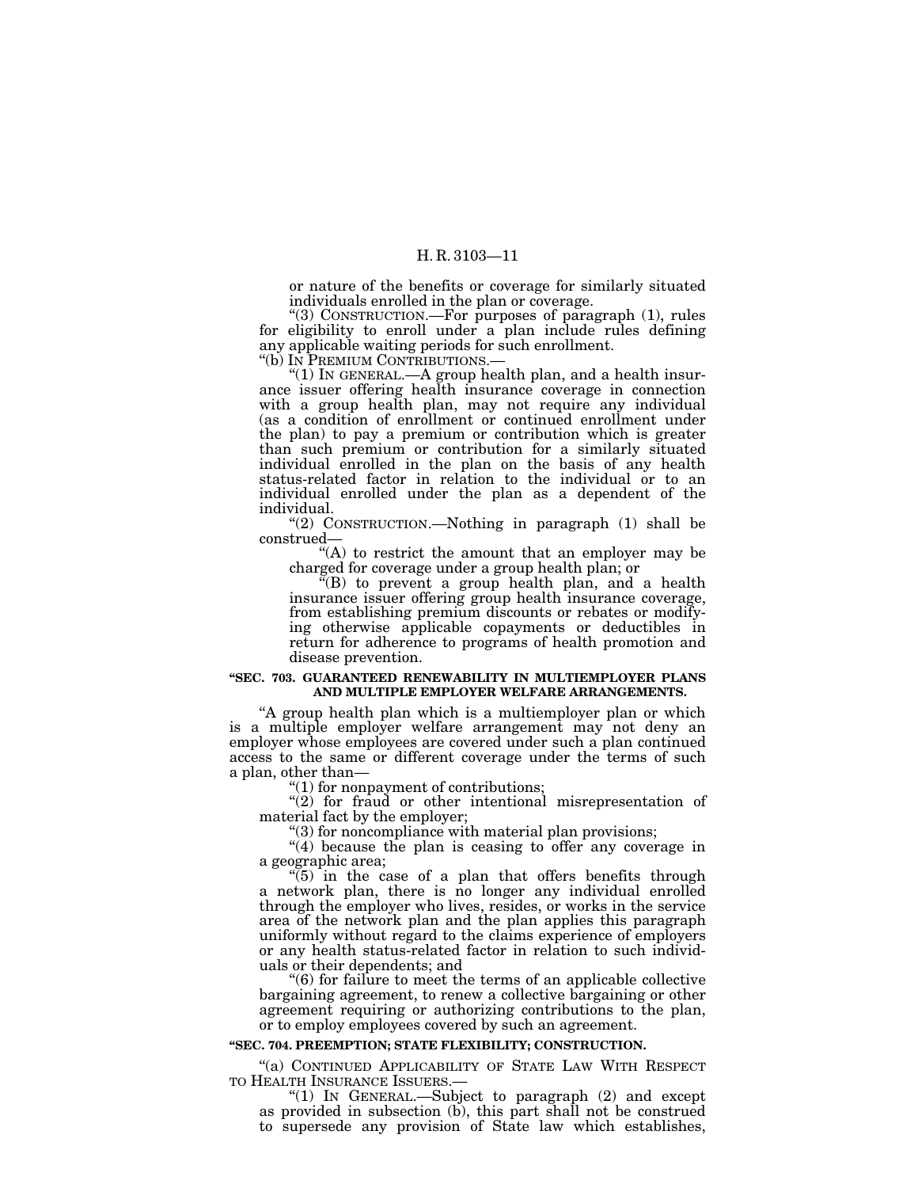or nature of the benefits or coverage for similarly situated individuals enrolled in the plan or coverage.

"(3) CONSTRUCTION.—For purposes of paragraph (1), rules for eligibility to enroll under a plan include rules defining any applicable waiting periods for such enrollment.

"(b) IN PREMIUM CONTRIBUTIONS.—

"(1) IN GENERAL.—A group health plan, and a health insurance issuer offering health insurance coverage in connection with a group health plan, may not require any individual (as a condition of enrollment or continued enrollment under the plan) to pay a premium or contribution which is greater than such premium or contribution for a similarly situated individual enrolled in the plan on the basis of any health status-related factor in relation to the individual or to an individual enrolled under the plan as a dependent of the individual.

"(2) CONSTRUCTION.—Nothing in paragraph (1) shall be construed—

"(A) to restrict the amount that an employer may be charged for coverage under a group health plan; or

"(B) to prevent a group health plan, and a health insurance issuer offering group health insurance coverage, from establishing premium discounts or rebates or modifying otherwise applicable copayments or deductibles in return for adherence to programs of health promotion and disease prevention.

**"SEC. 703. GUARANTEED RENEWABILITY IN MULTIEMPLOYER PLANS AND MULTIPLE EMPLOYER WELFARE ARRANGEMENTS.**

"A group health plan which is a multiemployer plan or which is a multiple employer welfare arrangement may not deny an employer whose employees are covered under such a plan continued access to the same or different coverage under the terms of such a plan, other than—

"(1) for nonpayment of contributions;

"(2) for fraud or other intentional misrepresentation of material fact by the employer;

"(3) for noncompliance with material plan provisions;

"(4) because the plan is ceasing to offer any coverage in a geographic area;

"(5) in the case of a plan that offers benefits through a network plan, there is no longer any individual enrolled through the employer who lives, resides, or works in the service area of the network plan and the plan applies this paragraph uniformly without regard to the claims experience of employers or any health status-related factor in relation to such individuals or their dependents; and

"(6) for failure to meet the terms of an applicable collective bargaining agreement, to renew a collective bargaining or other agreement requiring or authorizing contributions to the plan, or to employ employees covered by such an agreement.

**"SEC. 704. PREEMPTION; STATE FLEXIBILITY; CONSTRUCTION.**

"(a) CONTINUED APPLICABILITY OF STATE LAW WITH RESPECT TO HEALTH INSURANCE ISSUERS.—

"(1) IN GENERAL.—Subject to paragraph (2) and except as provided in subsection (b), this part shall not be construed to supersede any provision of State law which establishes,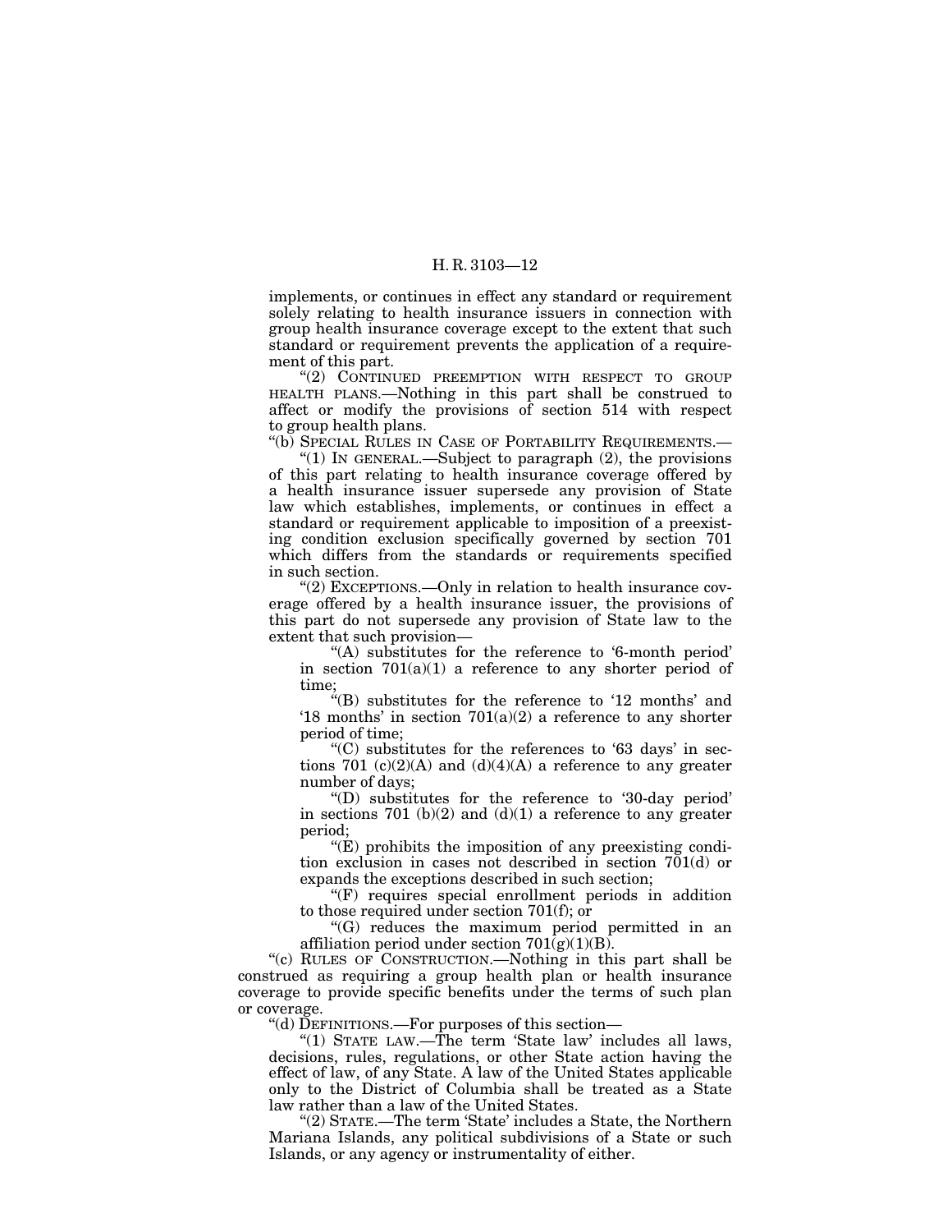implements, or continues in effect any standard or requirement solely relating to health insurance issuers in connection with group health insurance coverage except to the extent that such standard or requirement prevents the application of a requirement of this part.

"(2) CONTINUED PREEMPTION WITH RESPECT TO GROUP HEALTH PLANS.—Nothing in this part shall be construed to affect or modify the provisions of section 514 with respect to group health plans.

"(b) SPECIAL RULES IN CASE OF PORTABILITY REQUIREMENTS.—

"(1) IN GENERAL.—Subject to paragraph (2), the provisions of this part relating to health insurance coverage offered by a health insurance issuer supersede any provision of State law which establishes, implements, or continues in effect a standard or requirement applicable to imposition of a preexisting condition exclusion specifically governed by section 701 which differs from the standards or requirements specified in such section.

"(2) EXCEPTIONS.—Only in relation to health insurance coverage offered by a health insurance issuer, the provisions of this part do not supersede any provision of State law to the extent that such provision—

"(A) substitutes for the reference to '6-month period' in section 701(a)(1) a reference to any shorter period of time;

"(B) substitutes for the reference to '12 months' and '18 months' in section 701(a)(2) a reference to any shorter period of time;

"(C) substitutes for the references to '63 days' in sections 701 (c)(2)(A) and (d)(4)(A) a reference to any greater number of days;

"(D) substitutes for the reference to '30-day period' in sections 701 (b)(2) and (d)(1) a reference to any greater period;

"(E) prohibits the imposition of any preexisting condition exclusion in cases not described in section 701(d) or expands the exceptions described in such section;

"(F) requires special enrollment periods in addition to those required under section 701(f); or

"(G) reduces the maximum period permitted in an affiliation period under section 701(g)(1)(B).

"(c) RULES OF CONSTRUCTION.—Nothing in this part shall be construed as requiring a group health plan or health insurance coverage to provide specific benefits under the terms of such plan or coverage.

"(d) DEFINITIONS.—For purposes of this section—

"(1) STATE LAW.—The term 'State law' includes all laws, decisions, rules, regulations, or other State action having the effect of law, of any State. A law of the United States applicable only to the District of Columbia shall be treated as a State law rather than a law of the United States.

"(2) STATE.—The term 'State' includes a State, the Northern Mariana Islands, any political subdivisions of a State or such Islands, or any agency or instrumentality of either.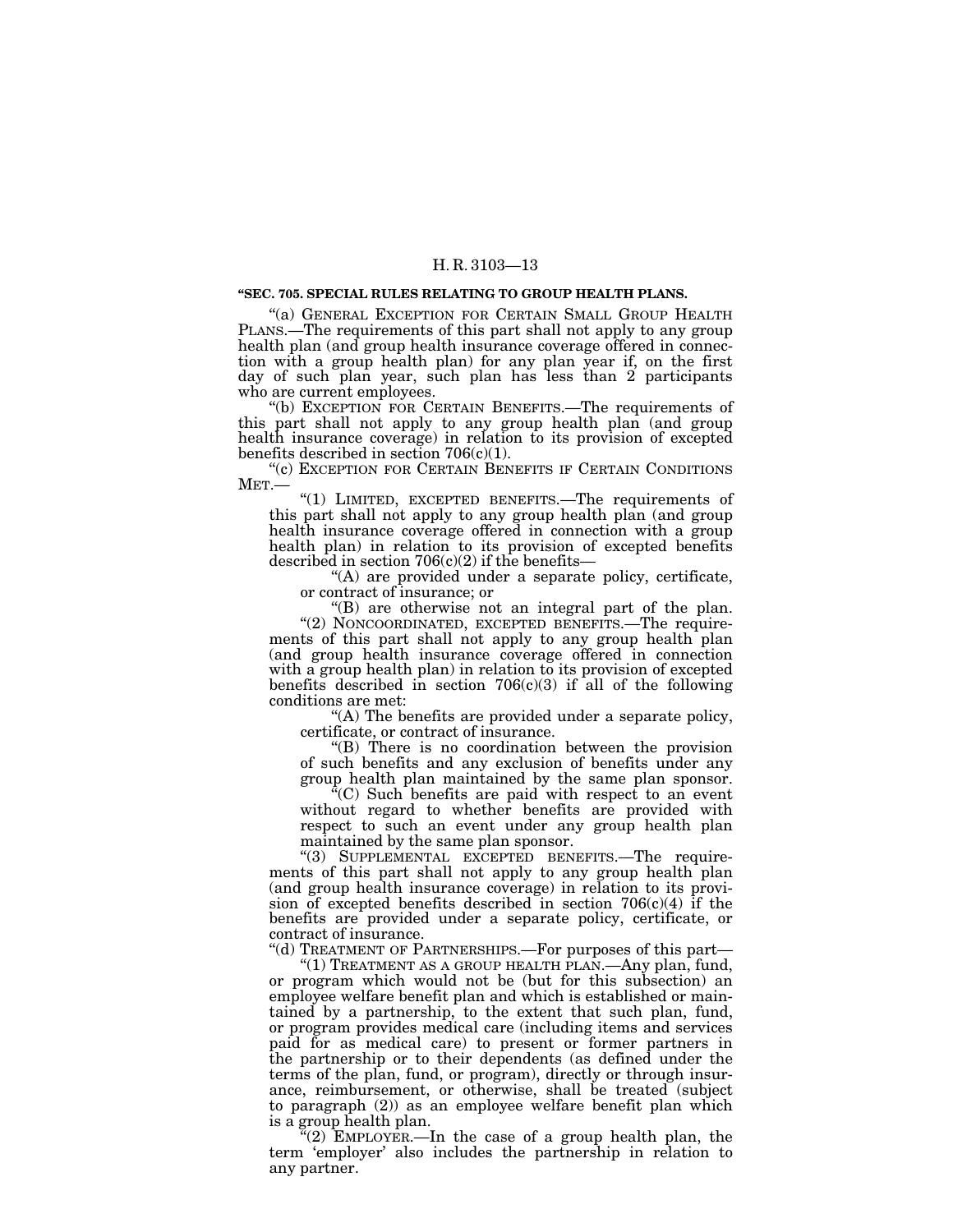**"SEC. 705. SPECIAL RULES RELATING TO GROUP HEALTH PLANS.**

"(a) GENERAL EXCEPTION FOR CERTAIN SMALL GROUP HEALTH PLANS.—The requirements of this part shall not apply to any group health plan (and group health insurance coverage offered in connection with a group health plan) for any plan year if, on the first day of such plan year, such plan has less than 2 participants who are current employees.

"(b) EXCEPTION FOR CERTAIN BENEFITS.—The requirements of this part shall not apply to any group health plan (and group health insurance coverage) in relation to its provision of excepted benefits described in section 706(c)(1).

"(c) EXCEPTION FOR CERTAIN BENEFITS IF CERTAIN CONDITIONS MET.—

"(1) LIMITED, EXCEPTED BENEFITS.—The requirements of this part shall not apply to any group health plan (and group health insurance coverage offered in connection with a group health plan) in relation to its provision of excepted benefits described in section 706(c)(2) if the benefits—

"(A) are provided under a separate policy, certificate, or contract of insurance; or

"(B) are otherwise not an integral part of the plan.

"(2) NONCOORDINATED, EXCEPTED BENEFITS.—The requirements of this part shall not apply to any group health plan (and group health insurance coverage offered in connection with a group health plan) in relation to its provision of excepted benefits described in section 706(c)(3) if all of the following conditions are met:

"(A) The benefits are provided under a separate policy, certificate, or contract of insurance.

"(B) There is no coordination between the provision of such benefits and any exclusion of benefits under any group health plan maintained by the same plan sponsor.

"(C) Such benefits are paid with respect to an event without regard to whether benefits are provided with respect to such an event under any group health plan maintained by the same plan sponsor.

"(3) SUPPLEMENTAL EXCEPTED BENEFITS.—The requirements of this part shall not apply to any group health plan (and group health insurance coverage) in relation to its provision of excepted benefits described in section 706(c)(4) if the benefits are provided under a separate policy, certificate, or contract of insurance.

"(d) TREATMENT OF PARTNERSHIPS.—For purposes of this part—

"(1) TREATMENT AS A GROUP HEALTH PLAN.—Any plan, fund, or program which would not be (but for this subsection) an employee welfare benefit plan and which is established or maintained by a partnership, to the extent that such plan, fund, or program provides medical care (including items and services paid for as medical care) to present or former partners in the partnership or to their dependents (as defined under the terms of the plan, fund, or program), directly or through insurance, reimbursement, or otherwise, shall be treated (subject to paragraph (2)) as an employee welfare benefit plan which is a group health plan.

"(2) EMPLOYER.—In the case of a group health plan, the term 'employer' also includes the partnership in relation to any partner.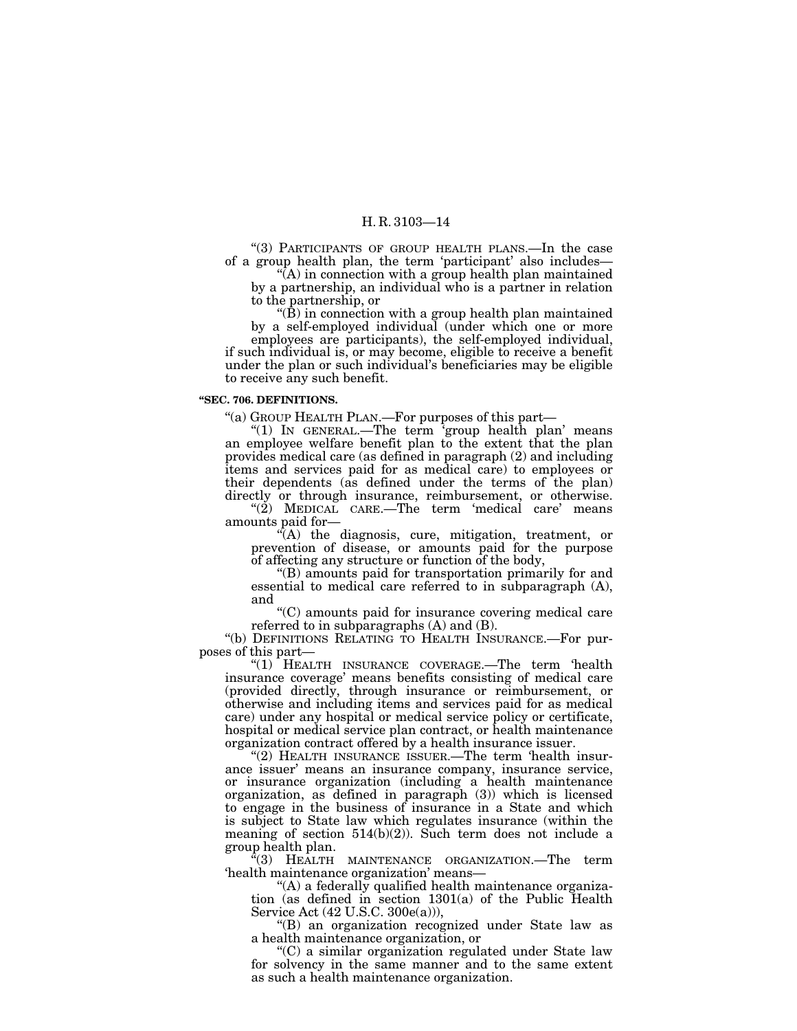"(3) PARTICIPANTS OF GROUP HEALTH PLANS.—In the case of a group health plan, the term 'participant' also includes—

"(A) in connection with a group health plan maintained by a partnership, an individual who is a partner in relation to the partnership, or

"(B) in connection with a group health plan maintained by a self-employed individual (under which one or more employees are participants), the self-employed individual,

if such individual is, or may become, eligible to receive a benefit under the plan or such individual's beneficiaries may be eligible to receive any such benefit.

**"SEC. 706. DEFINITIONS.**

"(a) GROUP HEALTH PLAN.—For purposes of this part—

"(1) IN GENERAL.—The term 'group health plan' means an employee welfare benefit plan to the extent that the plan provides medical care (as defined in paragraph (2) and including items and services paid for as medical care) to employees or their dependents (as defined under the terms of the plan) directly or through insurance, reimbursement, or otherwise.

"(2) MEDICAL CARE.—The term 'medical care' means amounts paid for—

"(A) the diagnosis, cure, mitigation, treatment, or prevention of disease, or amounts paid for the purpose of affecting any structure or function of the body,

"(B) amounts paid for transportation primarily for and essential to medical care referred to in subparagraph (A), and

"(C) amounts paid for insurance covering medical care referred to in subparagraphs (A) and (B).

"(b) DEFINITIONS RELATING TO HEALTH INSURANCE.—For purposes of this part—

"(1) HEALTH INSURANCE COVERAGE.—The term 'health insurance coverage' means benefits consisting of medical care (provided directly, through insurance or reimbursement, or otherwise and including items and services paid for as medical care) under any hospital or medical service policy or certificate, hospital or medical service plan contract, or health maintenance organization contract offered by a health insurance issuer.

"(2) HEALTH INSURANCE ISSUER.—The term 'health insurance issuer' means an insurance company, insurance service, or insurance organization (including a health maintenance organization, as defined in paragraph (3)) which is licensed to engage in the business of insurance in a State and which is subject to State law which regulates insurance (within the meaning of section 514(b)(2)). Such term does not include a group health plan.

"(3) HEALTH MAINTENANCE ORGANIZATION.—The term 'health maintenance organization' means—

"(A) a federally qualified health maintenance organization (as defined in section 1301(a) of the Public Health Service Act (42 U.S.C. 300e(a))),

"(B) an organization recognized under State law as a health maintenance organization, or

"(C) a similar organization regulated under State law for solvency in the same manner and to the same extent as such a health maintenance organization.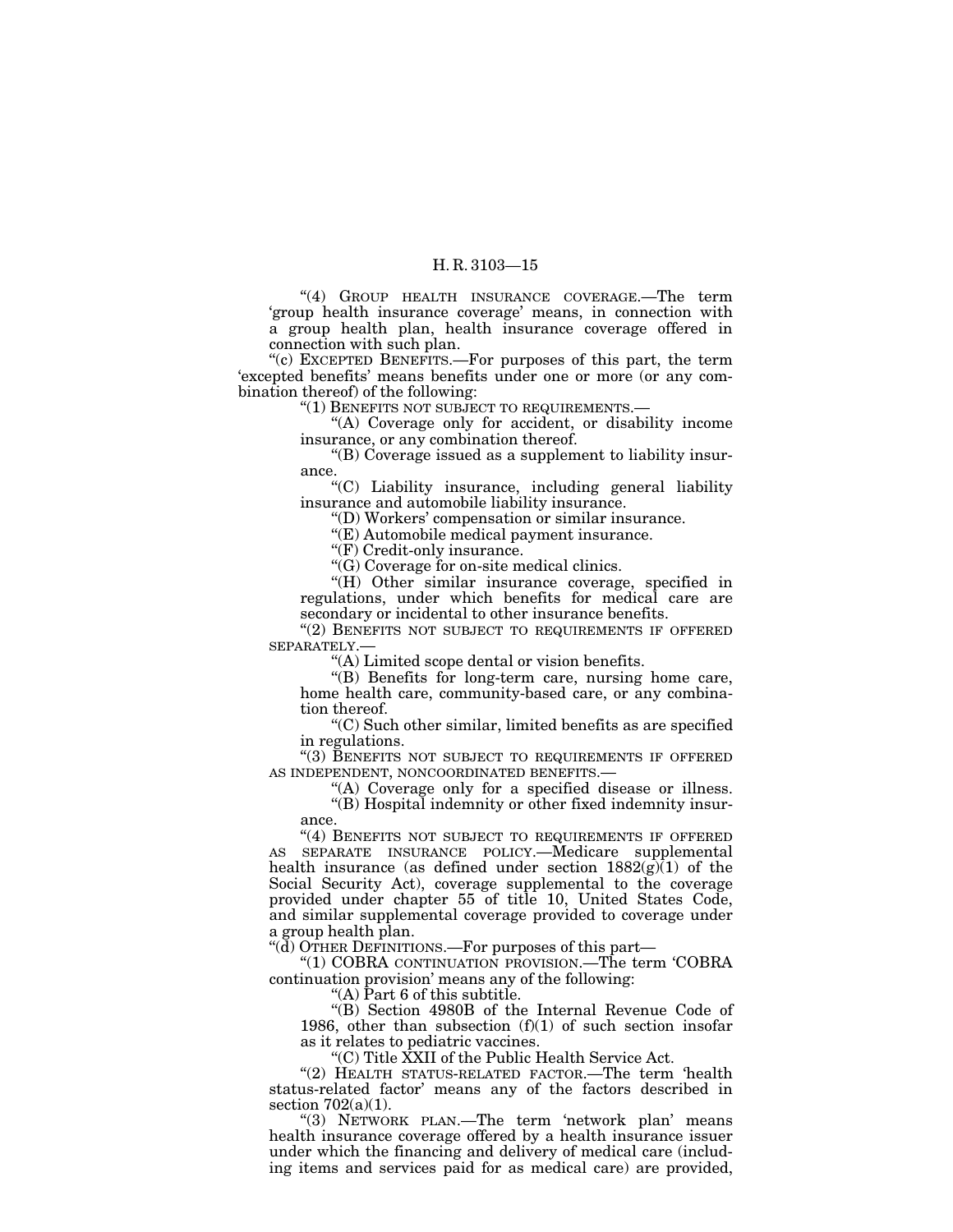"(4) GROUP HEALTH INSURANCE COVERAGE.—The term 'group health insurance coverage' means, in connection with a group health plan, health insurance coverage offered in connection with such plan.

"(c) EXCEPTED BENEFITS.—For purposes of this part, the term 'excepted benefits' means benefits under one or more (or any combination thereof) of the following:

"(1) BENEFITS NOT SUBJECT TO REQUIREMENTS.—

"(A) Coverage only for accident, or disability income insurance, or any combination thereof.

"(B) Coverage issued as a supplement to liability insurance.

"(C) Liability insurance, including general liability insurance and automobile liability insurance.

"(D) Workers' compensation or similar insurance.

"(E) Automobile medical payment insurance.

"(F) Credit-only insurance.

"(G) Coverage for on-site medical clinics.

"(H) Other similar insurance coverage, specified in regulations, under which benefits for medical care are secondary or incidental to other insurance benefits.

"(2) BENEFITS NOT SUBJECT TO REQUIREMENTS IF OFFERED SEPARATELY.—

"(A) Limited scope dental or vision benefits.

"(B) Benefits for long-term care, nursing home care, home health care, community-based care, or any combination thereof.

"(C) Such other similar, limited benefits as are specified in regulations.

"(3) BENEFITS NOT SUBJECT TO REQUIREMENTS IF OFFERED AS INDEPENDENT, NONCOORDINATED BENEFITS.—

"(A) Coverage only for a specified disease or illness.

"(B) Hospital indemnity or other fixed indemnity insurance.

"(4) BENEFITS NOT SUBJECT TO REQUIREMENTS IF OFFERED AS SEPARATE INSURANCE POLICY.—Medicare supplemental health insurance (as defined under section 1882(g)(1) of the Social Security Act), coverage supplemental to the coverage provided under chapter 55 of title 10, United States Code, and similar supplemental coverage provided to coverage under a group health plan.

"(d) OTHER DEFINITIONS.—For purposes of this part—

"(1) COBRA CONTINUATION PROVISION.—The term 'COBRA continuation provision' means any of the following:

"(A) Part 6 of this subtitle.

"(B) Section 4980B of the Internal Revenue Code of 1986, other than subsection (f)(1) of such section insofar as it relates to pediatric vaccines.

"(C) Title XXII of the Public Health Service Act.

"(2) HEALTH STATUS-RELATED FACTOR.—The term 'health status-related factor' means any of the factors described in section 702(a)(1).

"(3) NETWORK PLAN.—The term 'network plan' means health insurance coverage offered by a health insurance issuer under which the financing and delivery of medical care (including items and services paid for as medical care) are provided,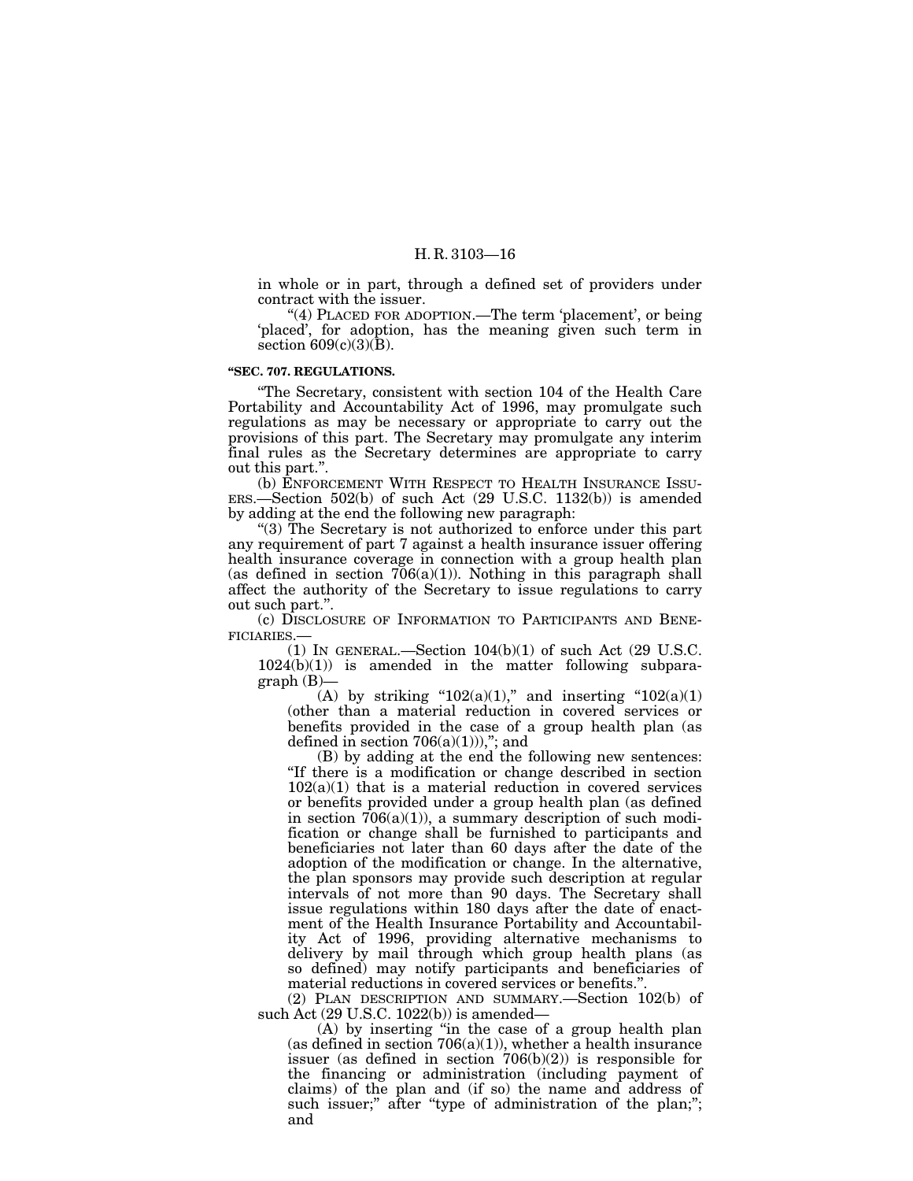in whole or in part, through a defined set of providers under contract with the issuer.

"(4) PLACED FOR ADOPTION.—The term 'placement', or being 'placed', for adoption, has the meaning given such term in section 609(c)(3)(B).

**"SEC. 707. REGULATIONS.**

"The Secretary, consistent with section 104 of the Health Care Portability and Accountability Act of 1996, may promulgate such regulations as may be necessary or appropriate to carry out the provisions of this part. The Secretary may promulgate any interim final rules as the Secretary determines are appropriate to carry out this part.".

(b) ENFORCEMENT WITH RESPECT TO HEALTH INSURANCE ISSUERS.—Section 502(b) of such Act (29 U.S.C. 1132(b)) is amended by adding at the end the following new paragraph:

"(3) The Secretary is not authorized to enforce under this part any requirement of part 7 against a health insurance issuer offering health insurance coverage in connection with a group health plan (as defined in section 706(a)(1)). Nothing in this paragraph shall affect the authority of the Secretary to issue regulations to carry out such part.".

(c) DISCLOSURE OF INFORMATION TO PARTICIPANTS AND BENEFICIARIES.—

(1) IN GENERAL.—Section 104(b)(1) of such Act (29 U.S.C. 1024(b)(1)) is amended in the matter following subparagraph (B)—

(A) by striking "102(a)(1)," and inserting "102(a)(1) (other than a material reduction in covered services or benefits provided in the case of a group health plan (as defined in section 706(a)(1))),"; and

(B) by adding at the end the following new sentences: "If there is a modification or change described in section 102(a)(1) that is a material reduction in covered services or benefits provided under a group health plan (as defined in section 706(a)(1)), a summary description of such modification or change shall be furnished to participants and beneficiaries not later than 60 days after the date of the adoption of the modification or change. In the alternative, the plan sponsors may provide such description at regular intervals of not more than 90 days. The Secretary shall issue regulations within 180 days after the date of enactment of the Health Insurance Portability and Accountability Act of 1996, providing alternative mechanisms to delivery by mail through which group health plans (as so defined) may notify participants and beneficiaries of material reductions in covered services or benefits.".

(2) PLAN DESCRIPTION AND SUMMARY.—Section 102(b) of such Act (29 U.S.C. 1022(b)) is amended—

(A) by inserting "in the case of a group health plan (as defined in section 706(a)(1)), whether a health insurance issuer (as defined in section 706(b)(2)) is responsible for the financing or administration (including payment of claims) of the plan and (if so) the name and address of such issuer;" after "type of administration of the plan;"; and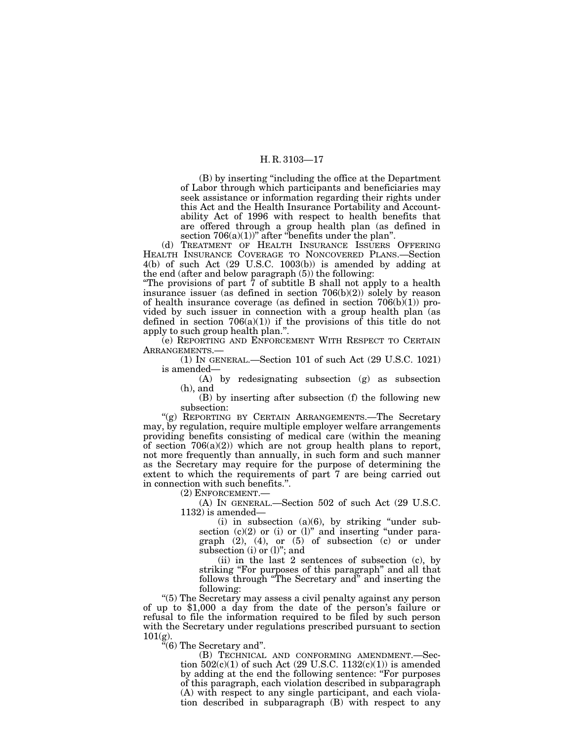(B) by inserting "including the office at the Department of Labor through which participants and beneficiaries may seek assistance or information regarding their rights under this Act and the Health Insurance Portability and Accountability Act of 1996 with respect to health benefits that are offered through a group health plan (as defined in section 706(a)(1))" after "benefits under the plan".

(d) TREATMENT OF HEALTH INSURANCE ISSUERS OFFERING HEALTH INSURANCE COVERAGE TO NONCOVERED PLANS.—Section 4(b) of such Act (29 U.S.C. 1003(b)) is amended by adding at the end (after and below paragraph (5)) the following:

"The provisions of part 7 of subtitle B shall not apply to a health insurance issuer (as defined in section 706(b)(2)) solely by reason of health insurance coverage (as defined in section 706(b)(1)) provided by such issuer in connection with a group health plan (as defined in section 706(a)(1)) if the provisions of this title do not apply to such group health plan.".

(e) REPORTING AND ENFORCEMENT WITH RESPECT TO CERTAIN ARRANGEMENTS.—

(1) IN GENERAL.—Section 101 of such Act (29 U.S.C. 1021) is amended—

(A) by redesignating subsection (g) as subsection (h), and

(B) by inserting after subsection (f) the following new subsection:

"(g) REPORTING BY CERTAIN ARRANGEMENTS.—The Secretary may, by regulation, require multiple employer welfare arrangements providing benefits consisting of medical care (within the meaning of section 706(a)(2)) which are not group health plans to report, not more frequently than annually, in such form and such manner as the Secretary may require for the purpose of determining the extent to which the requirements of part 7 are being carried out in connection with such benefits.".

(2) ENFORCEMENT.—

(A) IN GENERAL.—Section 502 of such Act (29 U.S.C. 1132) is amended—

(i) in subsection (a)(6), by striking "under subsection (c)(2) or (i) or (l)" and inserting "under paragraph (2), (4), or (5) of subsection (c) or under subsection (i) or (l)"; and

(ii) in the last 2 sentences of subsection (c), by striking "For purposes of this paragraph" and all that follows through "The Secretary and" and inserting the following:

"(5) The Secretary may assess a civil penalty against any person of up to $1,000 a day from the date of the person's failure or refusal to file the information required to be filed by such person with the Secretary under regulations prescribed pursuant to section 101(g).

"(6) The Secretary and".

(B) TECHNICAL AND CONFORMING AMENDMENT.—Section 502(c)(1) of such Act (29 U.S.C. 1132(c)(1)) is amended by adding at the end the following sentence: "For purposes of this paragraph, each violation described in subparagraph (A) with respect to any single participant, and each violation described in subparagraph (B) with respect to any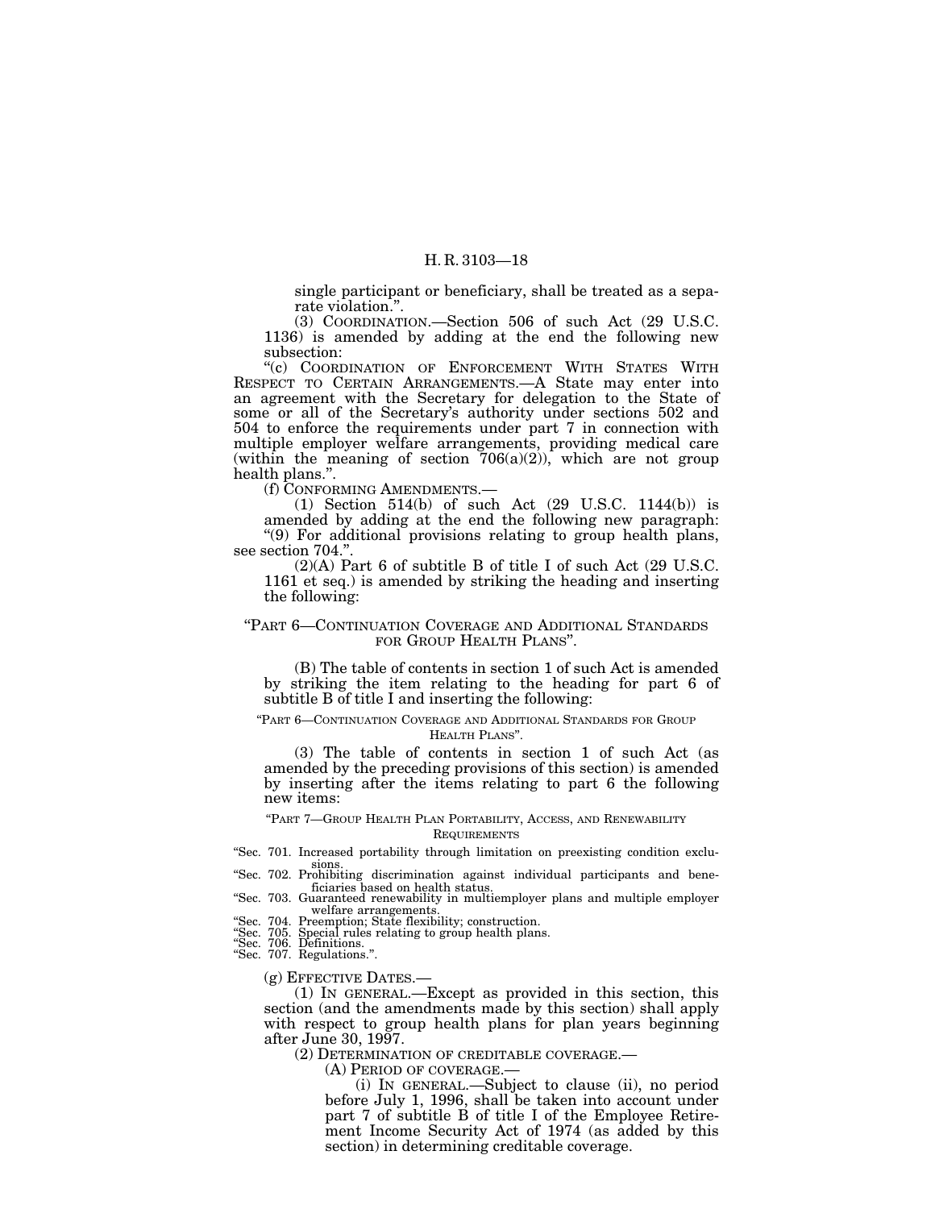single participant or beneficiary, shall be treated as a separate violation.".

(3) COORDINATION.—Section 506 of such Act (29 U.S.C. 1136) is amended by adding at the end the following new subsection:

"(c) COORDINATION OF ENFORCEMENT WITH STATES WITH RESPECT TO CERTAIN ARRANGEMENTS.—A State may enter into an agreement with the Secretary for delegation to the State of some or all of the Secretary's authority under sections 502 and 504 to enforce the requirements under part 7 in connection with multiple employer welfare arrangements, providing medical care (within the meaning of section 706(a)(2)), which are not group health plans.".

(f) CONFORMING AMENDMENTS.—

(1) Section 514(b) of such Act (29 U.S.C. 1144(b)) is amended by adding at the end the following new paragraph:

"(9) For additional provisions relating to group health plans, see section 704.".

(2)(A) Part 6 of subtitle B of title I of such Act (29 U.S.C. 1161 et seq.) is amended by striking the heading and inserting the following:

"PART 6—CONTINUATION COVERAGE AND ADDITIONAL STANDARDS FOR GROUP HEALTH PLANS".

(B) The table of contents in section 1 of such Act is amended by striking the item relating to the heading for part 6 of subtitle B of title I and inserting the following:

"PART 6—CONTINUATION COVERAGE AND ADDITIONAL STANDARDS FOR GROUP HEALTH PLANS".

(3) The table of contents in section 1 of such Act (as amended by the preceding provisions of this section) is amended by inserting after the items relating to part 6 the following new items:

"PART 7—GROUP HEALTH PLAN PORTABILITY, ACCESS, AND RENEWABILITY REQUIREMENTS

"Sec. 701. Increased portability through limitation on preexisting condition exclusions.
"Sec. 702. Prohibiting discrimination against individual participants and beneficiaries based on health status.
"Sec. 703. Guaranteed renewability in multiemployer plans and multiple employer welfare arrangements.
"Sec. 704. Preemption; State flexibility; construction.
"Sec. 705. Special rules relating to group health plans.
"Sec. 706. Definitions.
"Sec. 707. Regulations.".

(g) EFFECTIVE DATES.—

(1) IN GENERAL.—Except as provided in this section, this section (and the amendments made by this section) shall apply with respect to group health plans for plan years beginning after June 30, 1997.

(2) DETERMINATION OF CREDITABLE COVERAGE.—

(A) PERIOD OF COVERAGE.—

(i) IN GENERAL.—Subject to clause (ii), no period before July 1, 1996, shall be taken into account under part 7 of subtitle B of title I of the Employee Retirement Income Security Act of 1974 (as added by this section) in determining creditable coverage.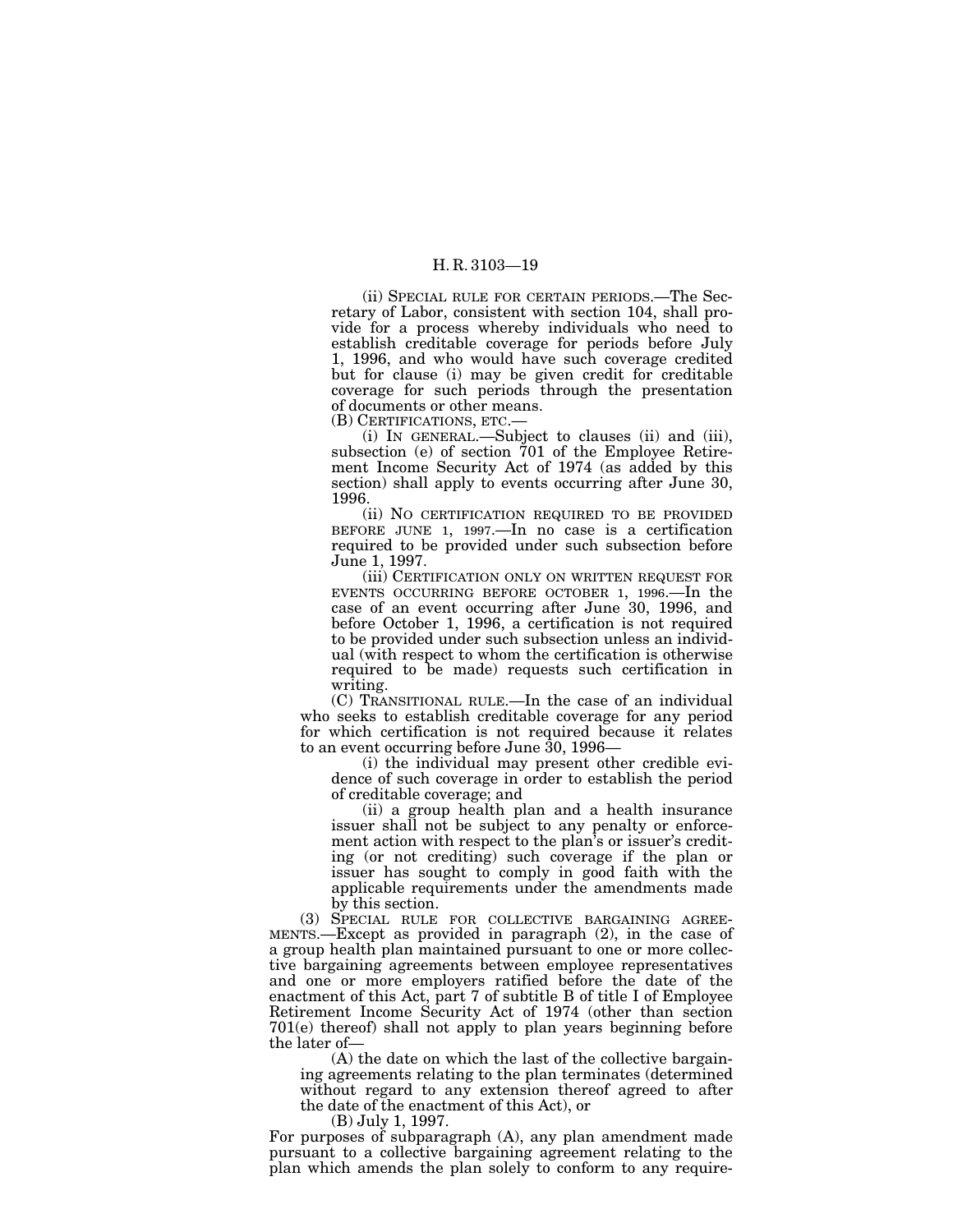(ii) SPECIAL RULE FOR CERTAIN PERIODS.—The Secretary of Labor, consistent with section 104, shall provide for a process whereby individuals who need to establish creditable coverage for periods before July 1, 1996, and who would have such coverage credited but for clause (i) may be given credit for creditable coverage for such periods through the presentation of documents or other means.

(B) CERTIFICATIONS, ETC.—

(i) IN GENERAL.—Subject to clauses (ii) and (iii), subsection (e) of section 701 of the Employee Retirement Income Security Act of 1974 (as added by this section) shall apply to events occurring after June 30, 1996.

(ii) NO CERTIFICATION REQUIRED TO BE PROVIDED BEFORE JUNE 1, 1997.—In no case is a certification required to be provided under such subsection before June 1, 1997.

(iii) CERTIFICATION ONLY ON WRITTEN REQUEST FOR EVENTS OCCURRING BEFORE OCTOBER 1, 1996.—In the case of an event occurring after June 30, 1996, and before October 1, 1996, a certification is not required to be provided under such subsection unless an individual (with respect to whom the certification is otherwise required to be made) requests such certification in writing.

(C) TRANSITIONAL RULE.—In the case of an individual who seeks to establish creditable coverage for any period for which certification is not required because it relates to an event occurring before June 30, 1996—

(i) the individual may present other credible evidence of such coverage in order to establish the period of creditable coverage; and

(ii) a group health plan and a health insurance issuer shall not be subject to any penalty or enforcement action with respect to the plan's or issuer's crediting (or not crediting) such coverage if the plan or issuer has sought to comply in good faith with the applicable requirements under the amendments made by this section.

(3) SPECIAL RULE FOR COLLECTIVE BARGAINING AGREEMENTS.—Except as provided in paragraph (2), in the case of a group health plan maintained pursuant to one or more collective bargaining agreements between employee representatives and one or more employers ratified before the date of the enactment of this Act, part 7 of subtitle B of title I of Employee Retirement Income Security Act of 1974 (other than section 701(e) thereof) shall not apply to plan years beginning before the later of—

(A) the date on which the last of the collective bargaining agreements relating to the plan terminates (determined without regard to any extension thereof agreed to after the date of the enactment of this Act), or

(B) July 1, 1997.

For purposes of subparagraph (A), any plan amendment made pursuant to a collective bargaining agreement relating to the plan which amends the plan solely to conform to any require-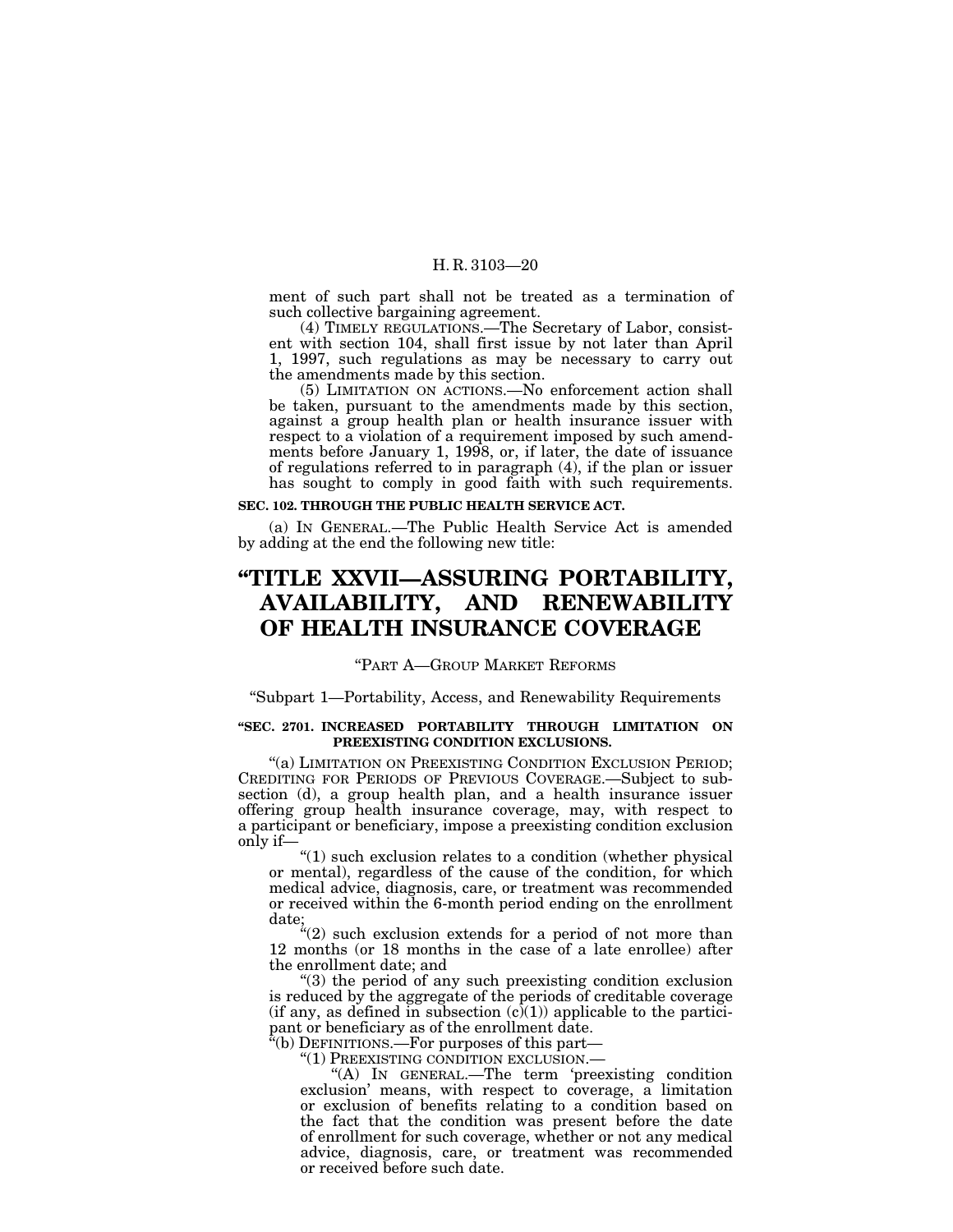ment of such part shall not be treated as a termination of such collective bargaining agreement.

(4) TIMELY REGULATIONS.—The Secretary of Labor, consistent with section 104, shall first issue by not later than April 1, 1997, such regulations as may be necessary to carry out the amendments made by this section.

(5) LIMITATION ON ACTIONS.—No enforcement action shall be taken, pursuant to the amendments made by this section, against a group health plan or health insurance issuer with respect to a violation of a requirement imposed by such amendments before January 1, 1998, or, if later, the date of issuance of regulations referred to in paragraph (4), if the plan or issuer has sought to comply in good faith with such requirements.

**SEC. 102. THROUGH THE PUBLIC HEALTH SERVICE ACT.**

(a) IN GENERAL.—The Public Health Service Act is amended by adding at the end the following new title:

# "TITLE XXVII—ASSURING PORTABILITY, AVAILABILITY, AND RENEWABILITY OF HEALTH INSURANCE COVERAGE

## "PART A—GROUP MARKET REFORMS

### "Subpart 1—Portability, Access, and Renewability Requirements

**"SEC. 2701. INCREASED PORTABILITY THROUGH LIMITATION ON PREEXISTING CONDITION EXCLUSIONS.**

"(a) LIMITATION ON PREEXISTING CONDITION EXCLUSION PERIOD; CREDITING FOR PERIODS OF PREVIOUS COVERAGE.—Subject to subsection (d), a group health plan, and a health insurance issuer offering group health insurance coverage, may, with respect to a participant or beneficiary, impose a preexisting condition exclusion only if—

"(1) such exclusion relates to a condition (whether physical or mental), regardless of the cause of the condition, for which medical advice, diagnosis, care, or treatment was recommended or received within the 6-month period ending on the enrollment date;

"(2) such exclusion extends for a period of not more than 12 months (or 18 months in the case of a late enrollee) after the enrollment date; and

"(3) the period of any such preexisting condition exclusion is reduced by the aggregate of the periods of creditable coverage (if any, as defined in subsection (c)(1)) applicable to the participant or beneficiary as of the enrollment date.

"(b) DEFINITIONS.—For purposes of this part—

"(1) PREEXISTING CONDITION EXCLUSION.—

"(A) IN GENERAL.—The term 'preexisting condition exclusion' means, with respect to coverage, a limitation or exclusion of benefits relating to a condition based on the fact that the condition was present before the date of enrollment for such coverage, whether or not any medical advice, diagnosis, care, or treatment was recommended or received before such date.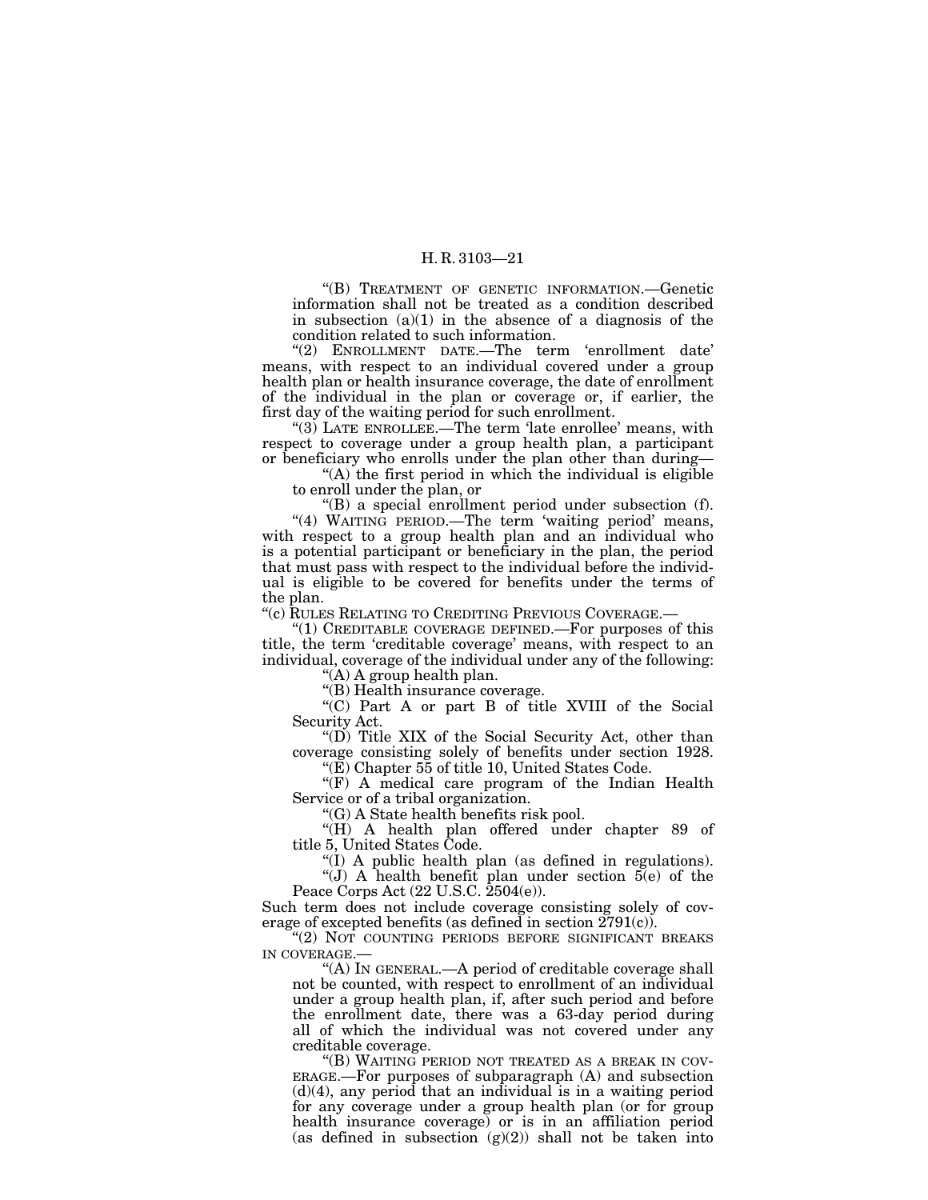"(B) TREATMENT OF GENETIC INFORMATION.—Genetic information shall not be treated as a condition described in subsection (a)(1) in the absence of a diagnosis of the condition related to such information.

"(2) ENROLLMENT DATE.—The term 'enrollment date' means, with respect to an individual covered under a group health plan or health insurance coverage, the date of enrollment of the individual in the plan or coverage or, if earlier, the first day of the waiting period for such enrollment.

"(3) LATE ENROLLEE.—The term 'late enrollee' means, with respect to coverage under a group health plan, a participant or beneficiary who enrolls under the plan other than during—

"(A) the first period in which the individual is eligible to enroll under the plan, or

"(B) a special enrollment period under subsection (f).

"(4) WAITING PERIOD.—The term 'waiting period' means, with respect to a group health plan and an individual who is a potential participant or beneficiary in the plan, the period that must pass with respect to the individual before the individual is eligible to be covered for benefits under the terms of the plan.

"(c) RULES RELATING TO CREDITING PREVIOUS COVERAGE.—

"(1) CREDITABLE COVERAGE DEFINED.—For purposes of this title, the term 'creditable coverage' means, with respect to an individual, coverage of the individual under any of the following:

"(A) A group health plan.

"(B) Health insurance coverage.

"(C) Part A or part B of title XVIII of the Social Security Act.

"(D) Title XIX of the Social Security Act, other than coverage consisting solely of benefits under section 1928.

"(E) Chapter 55 of title 10, United States Code.

"(F) A medical care program of the Indian Health Service or of a tribal organization.

"(G) A State health benefits risk pool.

"(H) A health plan offered under chapter 89 of title 5, United States Code.

"(I) A public health plan (as defined in regulations).

"(J) A health benefit plan under section 5(e) of the Peace Corps Act (22 U.S.C. 2504(e)).

Such term does not include coverage consisting solely of coverage of excepted benefits (as defined in section 2791(c)).

"(2) NOT COUNTING PERIODS BEFORE SIGNIFICANT BREAKS IN COVERAGE.—

"(A) IN GENERAL.—A period of creditable coverage shall not be counted, with respect to enrollment of an individual under a group health plan, if, after such period and before the enrollment date, there was a 63-day period during all of which the individual was not covered under any creditable coverage.

"(B) WAITING PERIOD NOT TREATED AS A BREAK IN COVERAGE.—For purposes of subparagraph (A) and subsection (d)(4), any period that an individual is in a waiting period for any coverage under a group health plan (or for group health insurance coverage) or is in an affiliation period (as defined in subsection (g)(2)) shall not be taken into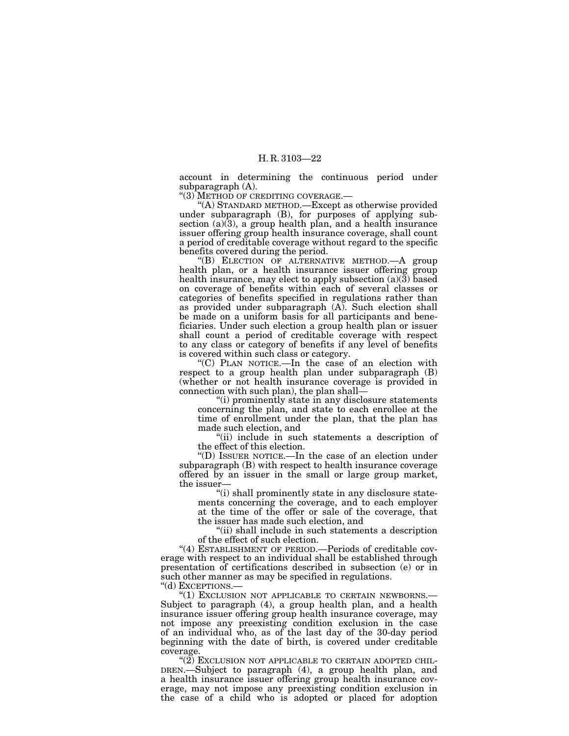account in determining the continuous period under subparagraph (A).

"(3) METHOD OF CREDITING COVERAGE.—

"(A) STANDARD METHOD.—Except as otherwise provided under subparagraph (B), for purposes of applying subsection (a)(3), a group health plan, and a health insurance issuer offering group health insurance coverage, shall count a period of creditable coverage without regard to the specific benefits covered during the period.

"(B) ELECTION OF ALTERNATIVE METHOD.—A group health plan, or a health insurance issuer offering group health insurance, may elect to apply subsection (a)(3) based on coverage of benefits within each of several classes or categories of benefits specified in regulations rather than as provided under subparagraph (A). Such election shall be made on a uniform basis for all participants and beneficiaries. Under such election a group health plan or issuer shall count a period of creditable coverage with respect to any class or category of benefits if any level of benefits is covered within such class or category.

"(C) PLAN NOTICE.—In the case of an election with respect to a group health plan under subparagraph (B) (whether or not health insurance coverage is provided in connection with such plan), the plan shall—

"(i) prominently state in any disclosure statements concerning the plan, and state to each enrollee at the time of enrollment under the plan, that the plan has made such election, and

"(ii) include in such statements a description of the effect of this election.

"(D) ISSUER NOTICE.—In the case of an election under subparagraph (B) with respect to health insurance coverage offered by an issuer in the small or large group market, the issuer—

"(i) shall prominently state in any disclosure statements concerning the coverage, and to each employer at the time of the offer or sale of the coverage, that the issuer has made such election, and

"(ii) shall include in such statements a description of the effect of such election.

"(4) ESTABLISHMENT OF PERIOD.—Periods of creditable coverage with respect to an individual shall be established through presentation of certifications described in subsection (e) or in such other manner as may be specified in regulations.

"(d) EXCEPTIONS.—

"(1) EXCLUSION NOT APPLICABLE TO CERTAIN NEWBORNS.—Subject to paragraph (4), a group health plan, and a health insurance issuer offering group health insurance coverage, may not impose any preexisting condition exclusion in the case of an individual who, as of the last day of the 30-day period beginning with the date of birth, is covered under creditable coverage.

"(2) EXCLUSION NOT APPLICABLE TO CERTAIN ADOPTED CHILDREN.—Subject to paragraph (4), a group health plan, and a health insurance issuer offering group health insurance coverage, may not impose any preexisting condition exclusion in the case of a child who is adopted or placed for adoption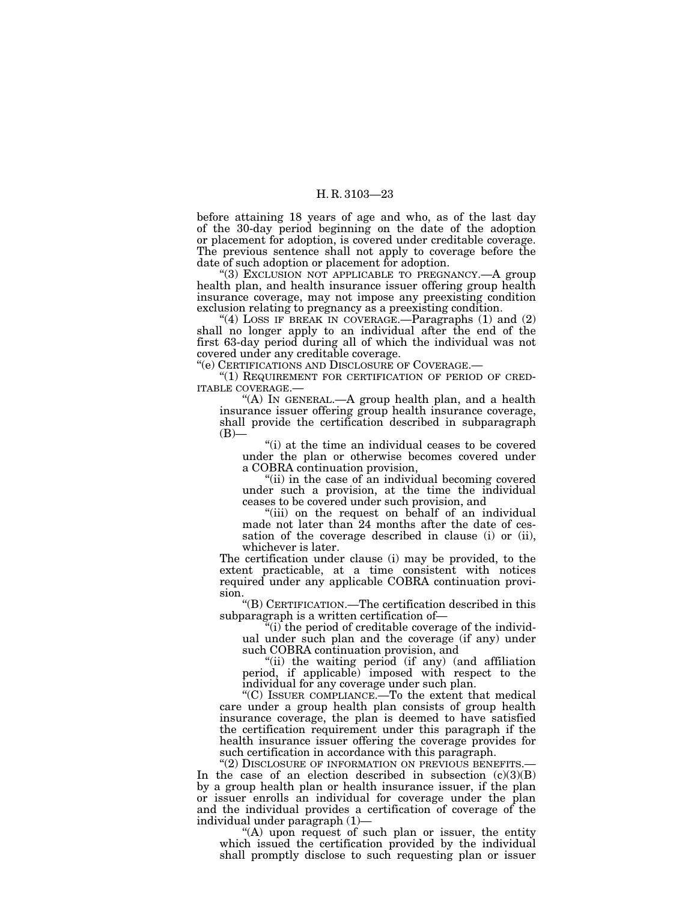before attaining 18 years of age and who, as of the last day of the 30-day period beginning on the date of the adoption or placement for adoption, is covered under creditable coverage. The previous sentence shall not apply to coverage before the date of such adoption or placement for adoption.

"(3) EXCLUSION NOT APPLICABLE TO PREGNANCY.—A group health plan, and health insurance issuer offering group health insurance coverage, may not impose any preexisting condition exclusion relating to pregnancy as a preexisting condition.

"(4) LOSS IF BREAK IN COVERAGE.—Paragraphs (1) and (2) shall no longer apply to an individual after the end of the first 63-day period during all of which the individual was not covered under any creditable coverage.

"(e) CERTIFICATIONS AND DISCLOSURE OF COVERAGE.—

"(1) REQUIREMENT FOR CERTIFICATION OF PERIOD OF CREDITABLE COVERAGE.—

"(A) IN GENERAL.—A group health plan, and a health insurance issuer offering group health insurance coverage, shall provide the certification described in subparagraph (B)—

"(i) at the time an individual ceases to be covered under the plan or otherwise becomes covered under a COBRA continuation provision,

"(ii) in the case of an individual becoming covered under such a provision, at the time the individual ceases to be covered under such provision, and

"(iii) on the request on behalf of an individual made not later than 24 months after the date of cessation of the coverage described in clause (i) or (ii), whichever is later.

The certification under clause (i) may be provided, to the extent practicable, at a time consistent with notices required under any applicable COBRA continuation provision.

"(B) CERTIFICATION.—The certification described in this subparagraph is a written certification of—

"(i) the period of creditable coverage of the individual under such plan and the coverage (if any) under such COBRA continuation provision, and

"(ii) the waiting period (if any) (and affiliation period, if applicable) imposed with respect to the individual for any coverage under such plan.

"(C) ISSUER COMPLIANCE.—To the extent that medical care under a group health plan consists of group health insurance coverage, the plan is deemed to have satisfied the certification requirement under this paragraph if the health insurance issuer offering the coverage provides for such certification in accordance with this paragraph.

"(2) DISCLOSURE OF INFORMATION ON PREVIOUS BENEFITS.—In the case of an election described in subsection (c)(3)(B) by a group health plan or health insurance issuer, if the plan or issuer enrolls an individual for coverage under the plan and the individual provides a certification of coverage of the individual under paragraph (1)—

"(A) upon request of such plan or issuer, the entity which issued the certification provided by the individual shall promptly disclose to such requesting plan or issuer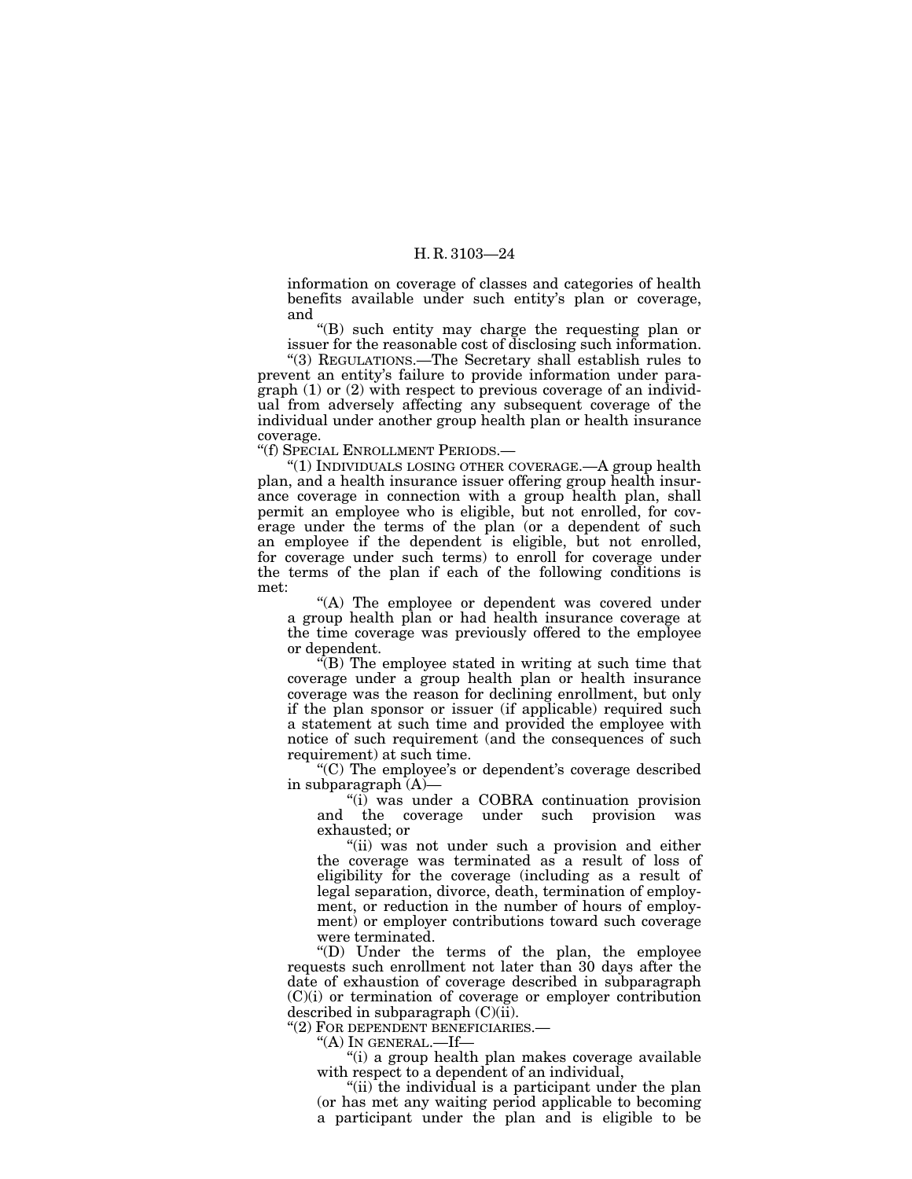information on coverage of classes and categories of health benefits available under such entity's plan or coverage, and

"(B) such entity may charge the requesting plan or issuer for the reasonable cost of disclosing such information.

"(3) REGULATIONS.—The Secretary shall establish rules to prevent an entity's failure to provide information under paragraph (1) or (2) with respect to previous coverage of an individual from adversely affecting any subsequent coverage of the individual under another group health plan or health insurance coverage.

"(f) SPECIAL ENROLLMENT PERIODS.—

"(1) INDIVIDUALS LOSING OTHER COVERAGE.—A group health plan, and a health insurance issuer offering group health insurance coverage in connection with a group health plan, shall permit an employee who is eligible, but not enrolled, for coverage under the terms of the plan (or a dependent of such an employee if the dependent is eligible, but not enrolled, for coverage under such terms) to enroll for coverage under the terms of the plan if each of the following conditions is met:

"(A) The employee or dependent was covered under a group health plan or had health insurance coverage at the time coverage was previously offered to the employee or dependent.

"(B) The employee stated in writing at such time that coverage under a group health plan or health insurance coverage was the reason for declining enrollment, but only if the plan sponsor or issuer (if applicable) required such a statement at such time and provided the employee with notice of such requirement (and the consequences of such requirement) at such time.

"(C) The employee's or dependent's coverage described in subparagraph (A)—

"(i) was under a COBRA continuation provision and the coverage under such provision was exhausted; or

"(ii) was not under such a provision and either the coverage was terminated as a result of loss of eligibility for the coverage (including as a result of legal separation, divorce, death, termination of employment, or reduction in the number of hours of employment) or employer contributions toward such coverage were terminated.

"(D) Under the terms of the plan, the employee requests such enrollment not later than 30 days after the date of exhaustion of coverage described in subparagraph (C)(i) or termination of coverage or employer contribution described in subparagraph (C)(ii).

"(2) FOR DEPENDENT BENEFICIARIES.—

"(A) IN GENERAL.—If—

"(i) a group health plan makes coverage available with respect to a dependent of an individual,

"(ii) the individual is a participant under the plan (or has met any waiting period applicable to becoming a participant under the plan and is eligible to be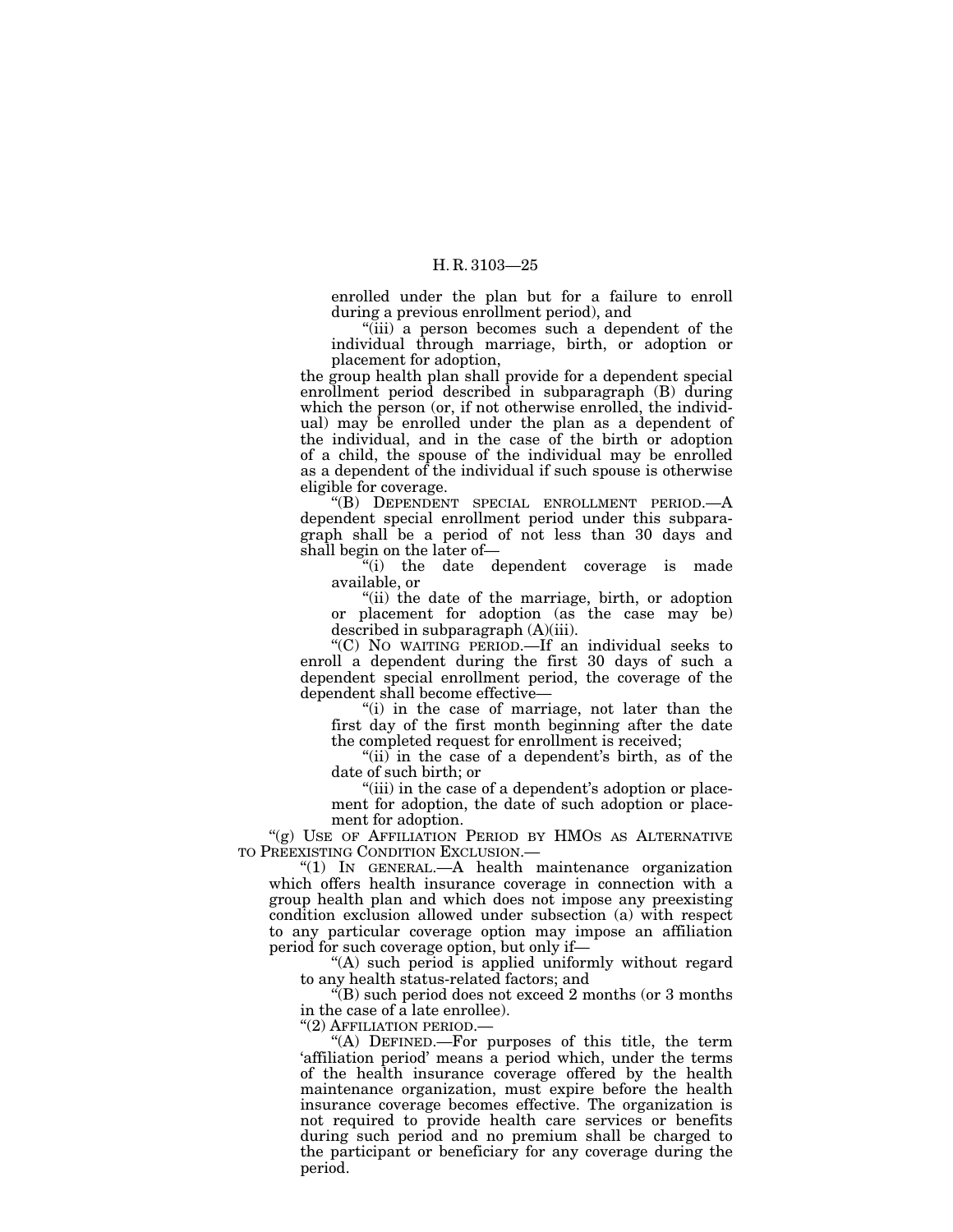enrolled under the plan but for a failure to enroll during a previous enrollment period), and

"(iii) a person becomes such a dependent of the individual through marriage, birth, or adoption or placement for adoption,

the group health plan shall provide for a dependent special enrollment period described in subparagraph (B) during which the person (or, if not otherwise enrolled, the individual) may be enrolled under the plan as a dependent of the individual, and in the case of the birth or adoption of a child, the spouse of the individual may be enrolled as a dependent of the individual if such spouse is otherwise eligible for coverage.

"(B) DEPENDENT SPECIAL ENROLLMENT PERIOD.—A dependent special enrollment period under this subparagraph shall be a period of not less than 30 days and shall begin on the later of—

"(i) the date dependent coverage is made available, or

"(ii) the date of the marriage, birth, or adoption or placement for adoption (as the case may be) described in subparagraph (A)(iii).

"(C) NO WAITING PERIOD.—If an individual seeks to enroll a dependent during the first 30 days of such a dependent special enrollment period, the coverage of the dependent shall become effective—

"(i) in the case of marriage, not later than the first day of the first month beginning after the date the completed request for enrollment is received;

"(ii) in the case of a dependent's birth, as of the date of such birth; or

"(iii) in the case of a dependent's adoption or placement for adoption, the date of such adoption or placement for adoption.

"(g) USE OF AFFILIATION PERIOD BY HMOS AS ALTERNATIVE TO PREEXISTING CONDITION EXCLUSION.—

"(1) IN GENERAL.—A health maintenance organization which offers health insurance coverage in connection with a group health plan and which does not impose any preexisting condition exclusion allowed under subsection (a) with respect to any particular coverage option may impose an affiliation period for such coverage option, but only if—

"(A) such period is applied uniformly without regard to any health status-related factors; and

"(B) such period does not exceed 2 months (or 3 months in the case of a late enrollee).

"(2) AFFILIATION PERIOD.—

"(A) DEFINED.—For purposes of this title, the term 'affiliation period' means a period which, under the terms of the health insurance coverage offered by the health maintenance organization, must expire before the health insurance coverage becomes effective. The organization is not required to provide health care services or benefits during such period and no premium shall be charged to the participant or beneficiary for any coverage during the period.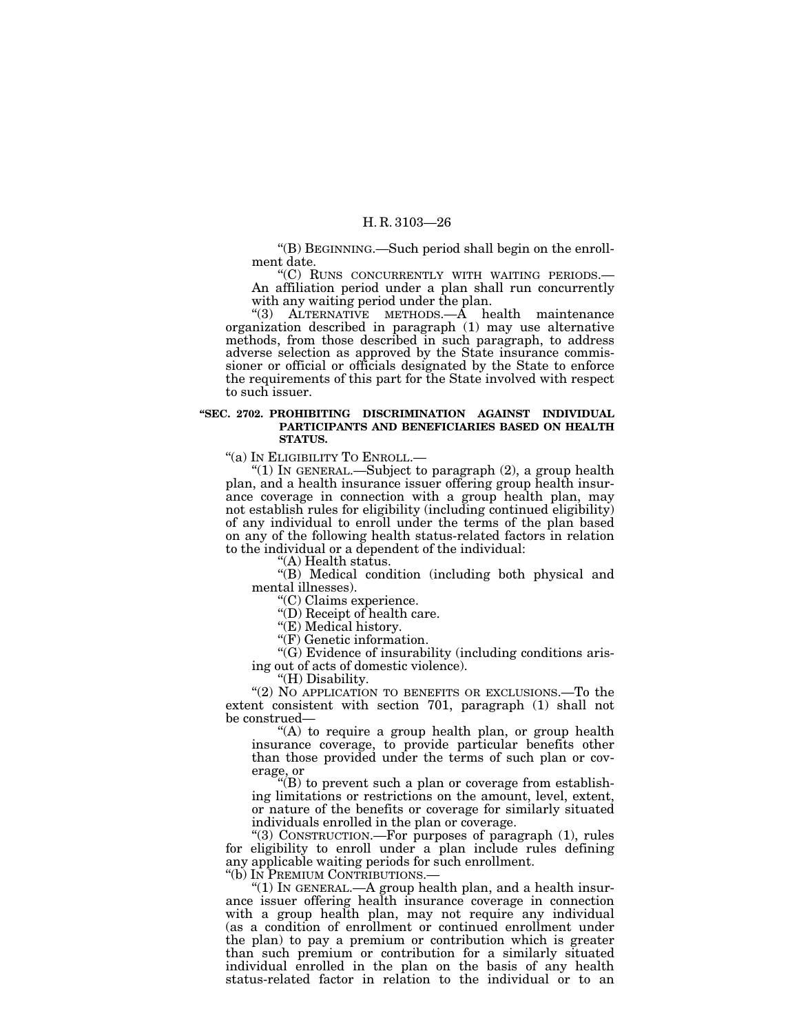"(B) BEGINNING.—Such period shall begin on the enrollment date.

"(C) RUNS CONCURRENTLY WITH WAITING PERIODS.—An affiliation period under a plan shall run concurrently with any waiting period under the plan.

"(3) ALTERNATIVE METHODS.—A health maintenance organization described in paragraph (1) may use alternative methods, from those described in such paragraph, to address adverse selection as approved by the State insurance commissioner or official or officials designated by the State to enforce the requirements of this part for the State involved with respect to such issuer.

**"SEC. 2702. PROHIBITING DISCRIMINATION AGAINST INDIVIDUAL PARTICIPANTS AND BENEFICIARIES BASED ON HEALTH STATUS.**

"(a) IN ELIGIBILITY TO ENROLL.—

"(1) IN GENERAL.—Subject to paragraph (2), a group health plan, and a health insurance issuer offering group health insurance coverage in connection with a group health plan, may not establish rules for eligibility (including continued eligibility) of any individual to enroll under the terms of the plan based on any of the following health status-related factors in relation to the individual or a dependent of the individual:

"(A) Health status.

"(B) Medical condition (including both physical and mental illnesses).

"(C) Claims experience.

"(D) Receipt of health care.

"(E) Medical history.

"(F) Genetic information.

"(G) Evidence of insurability (including conditions arising out of acts of domestic violence).

"(H) Disability.

"(2) NO APPLICATION TO BENEFITS OR EXCLUSIONS.—To the extent consistent with section 701, paragraph (1) shall not be construed—

"(A) to require a group health plan, or group health insurance coverage, to provide particular benefits other than those provided under the terms of such plan or coverage, or

"(B) to prevent such a plan or coverage from establishing limitations or restrictions on the amount, level, extent, or nature of the benefits or coverage for similarly situated individuals enrolled in the plan or coverage.

"(3) CONSTRUCTION.—For purposes of paragraph (1), rules for eligibility to enroll under a plan include rules defining any applicable waiting periods for such enrollment.

"(b) IN PREMIUM CONTRIBUTIONS.—

"(1) IN GENERAL.—A group health plan, and a health insurance issuer offering health insurance coverage in connection with a group health plan, may not require any individual (as a condition of enrollment or continued enrollment under the plan) to pay a premium or contribution which is greater than such premium or contribution for a similarly situated individual enrolled in the plan on the basis of any health status-related factor in relation to the individual or to an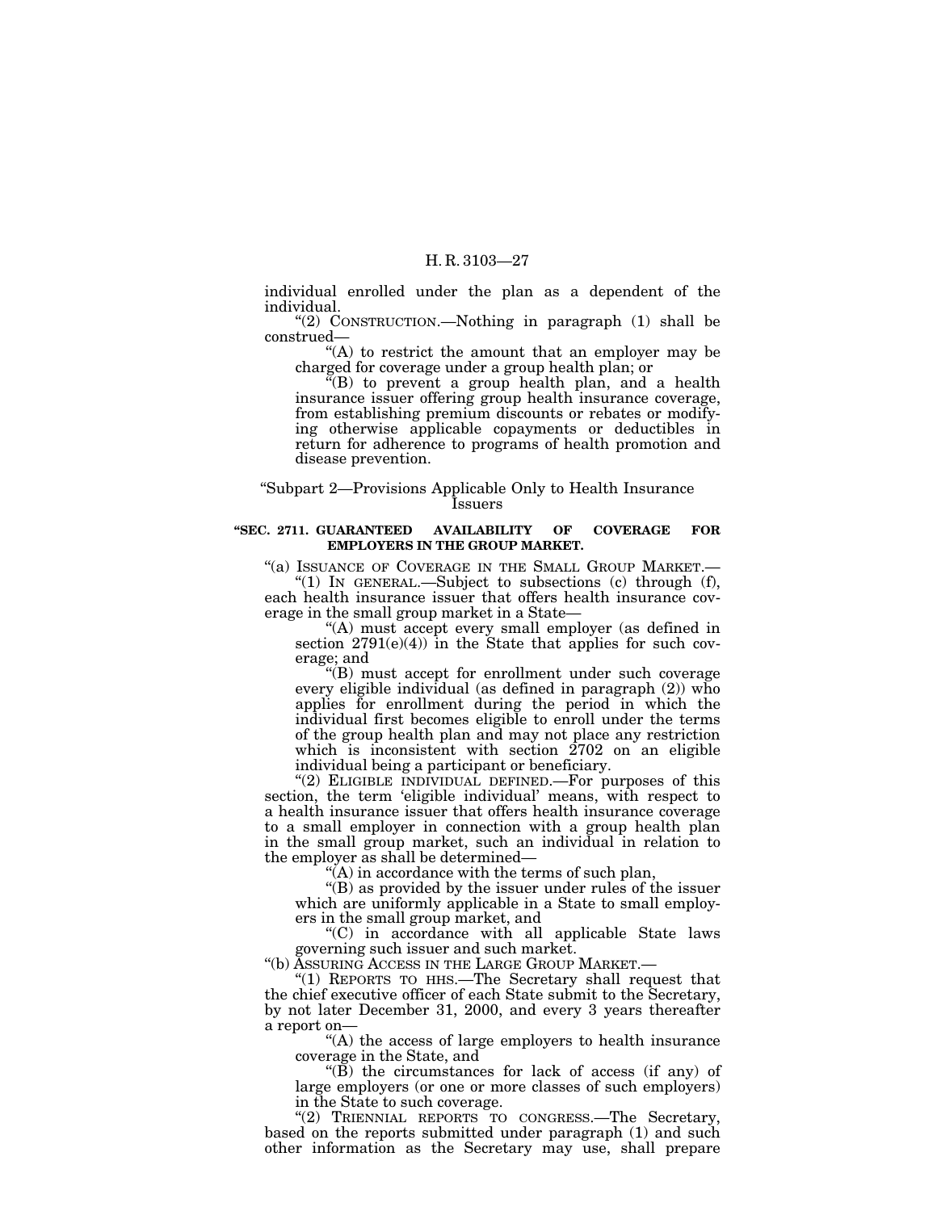individual enrolled under the plan as a dependent of the individual.

"(2) CONSTRUCTION.—Nothing in paragraph (1) shall be construed—

"(A) to restrict the amount that an employer may be charged for coverage under a group health plan; or

"(B) to prevent a group health plan, and a health insurance issuer offering group health insurance coverage, from establishing premium discounts or rebates or modifying otherwise applicable copayments or deductibles in return for adherence to programs of health promotion and disease prevention.

"Subpart 2—Provisions Applicable Only to Health Insurance Issuers

**"SEC. 2711. GUARANTEED AVAILABILITY OF COVERAGE FOR EMPLOYERS IN THE GROUP MARKET.**

"(a) ISSUANCE OF COVERAGE IN THE SMALL GROUP MARKET.—

"(1) IN GENERAL.—Subject to subsections (c) through (f), each health insurance issuer that offers health insurance coverage in the small group market in a State—

"(A) must accept every small employer (as defined in section 2791(e)(4)) in the State that applies for such coverage; and

"(B) must accept for enrollment under such coverage every eligible individual (as defined in paragraph (2)) who applies for enrollment during the period in which the individual first becomes eligible to enroll under the terms of the group health plan and may not place any restriction which is inconsistent with section 2702 on an eligible individual being a participant or beneficiary.

"(2) ELIGIBLE INDIVIDUAL DEFINED.—For purposes of this section, the term 'eligible individual' means, with respect to a health insurance issuer that offers health insurance coverage to a small employer in connection with a group health plan in the small group market, such an individual in relation to the employer as shall be determined—

"(A) in accordance with the terms of such plan,

"(B) as provided by the issuer under rules of the issuer which are uniformly applicable in a State to small employers in the small group market, and

"(C) in accordance with all applicable State laws governing such issuer and such market.

"(b) ASSURING ACCESS IN THE LARGE GROUP MARKET.—

"(1) REPORTS TO HHS.—The Secretary shall request that the chief executive officer of each State submit to the Secretary, by not later December 31, 2000, and every 3 years thereafter a report on—

"(A) the access of large employers to health insurance coverage in the State, and

"(B) the circumstances for lack of access (if any) of large employers (or one or more classes of such employers) in the State to such coverage.

"(2) TRIENNIAL REPORTS TO CONGRESS.—The Secretary, based on the reports submitted under paragraph (1) and such other information as the Secretary may use, shall prepare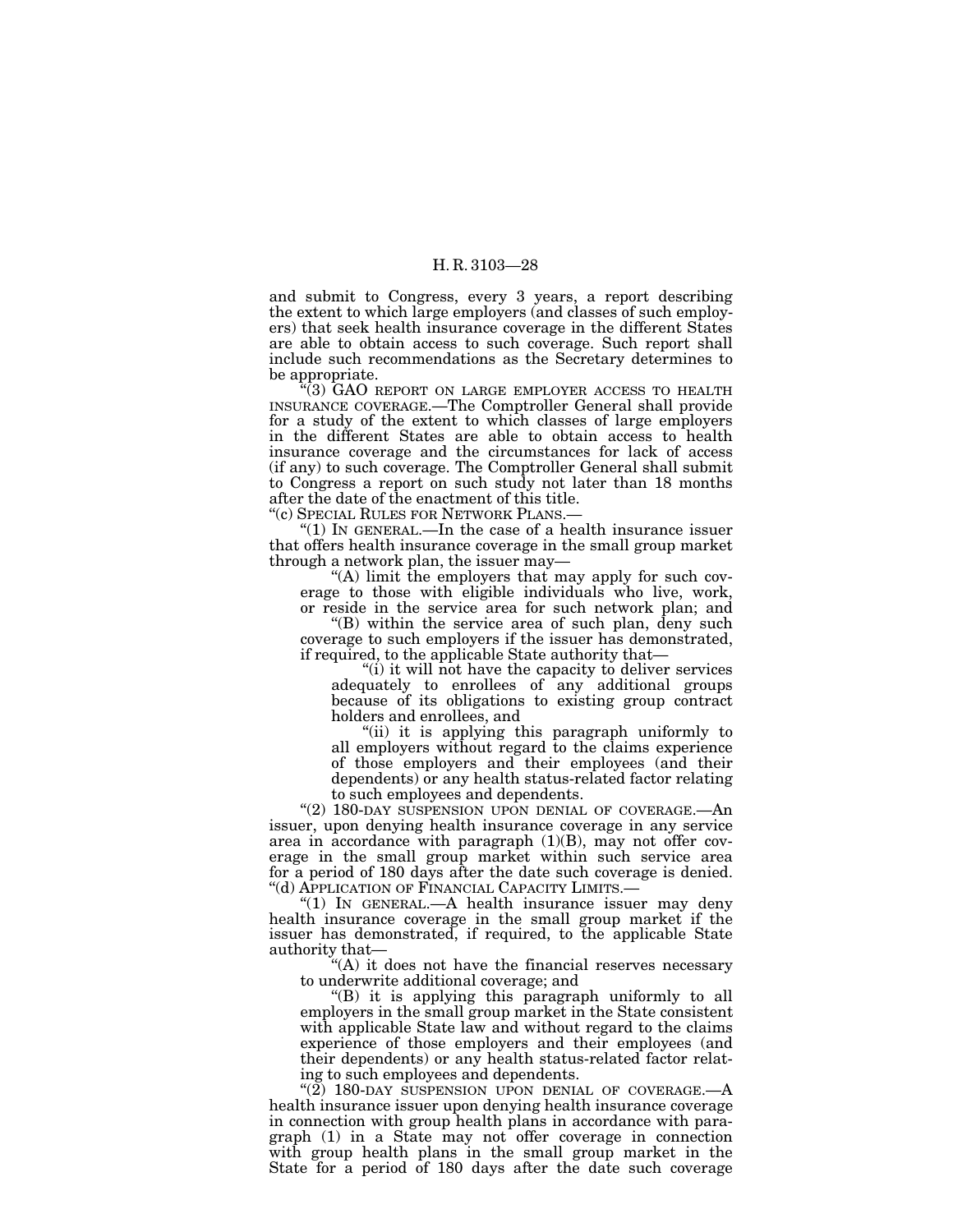and submit to Congress, every 3 years, a report describing the extent to which large employers (and classes of such employers) that seek health insurance coverage in the different States are able to obtain access to such coverage. Such report shall include such recommendations as the Secretary determines to be appropriate.

"(3) GAO REPORT ON LARGE EMPLOYER ACCESS TO HEALTH INSURANCE COVERAGE.—The Comptroller General shall provide for a study of the extent to which classes of large employers in the different States are able to obtain access to health insurance coverage and the circumstances for lack of access (if any) to such coverage. The Comptroller General shall submit to Congress a report on such study not later than 18 months after the date of the enactment of this title.

"(c) SPECIAL RULES FOR NETWORK PLANS.—

"(1) IN GENERAL.—In the case of a health insurance issuer that offers health insurance coverage in the small group market through a network plan, the issuer may—

"(A) limit the employers that may apply for such coverage to those with eligible individuals who live, work, or reside in the service area for such network plan; and

"(B) within the service area of such plan, deny such coverage to such employers if the issuer has demonstrated, if required, to the applicable State authority that—

"(i) it will not have the capacity to deliver services adequately to enrollees of any additional groups because of its obligations to existing group contract holders and enrollees, and

"(ii) it is applying this paragraph uniformly to all employers without regard to the claims experience of those employers and their employees (and their dependents) or any health status-related factor relating to such employees and dependents.

"(2) 180-DAY SUSPENSION UPON DENIAL OF COVERAGE.—An issuer, upon denying health insurance coverage in any service area in accordance with paragraph (1)(B), may not offer coverage in the small group market within such service area for a period of 180 days after the date such coverage is denied.

"(d) APPLICATION OF FINANCIAL CAPACITY LIMITS.—

"(1) IN GENERAL.—A health insurance issuer may deny health insurance coverage in the small group market if the issuer has demonstrated, if required, to the applicable State authority that—

"(A) it does not have the financial reserves necessary to underwrite additional coverage; and

"(B) it is applying this paragraph uniformly to all employers in the small group market in the State consistent with applicable State law and without regard to the claims experience of those employers and their employees (and their dependents) or any health status-related factor relating to such employees and dependents.

"(2) 180-DAY SUSPENSION UPON DENIAL OF COVERAGE.—A health insurance issuer upon denying health insurance coverage in connection with group health plans in accordance with paragraph (1) in a State may not offer coverage in connection with group health plans in the small group market in the State for a period of 180 days after the date such coverage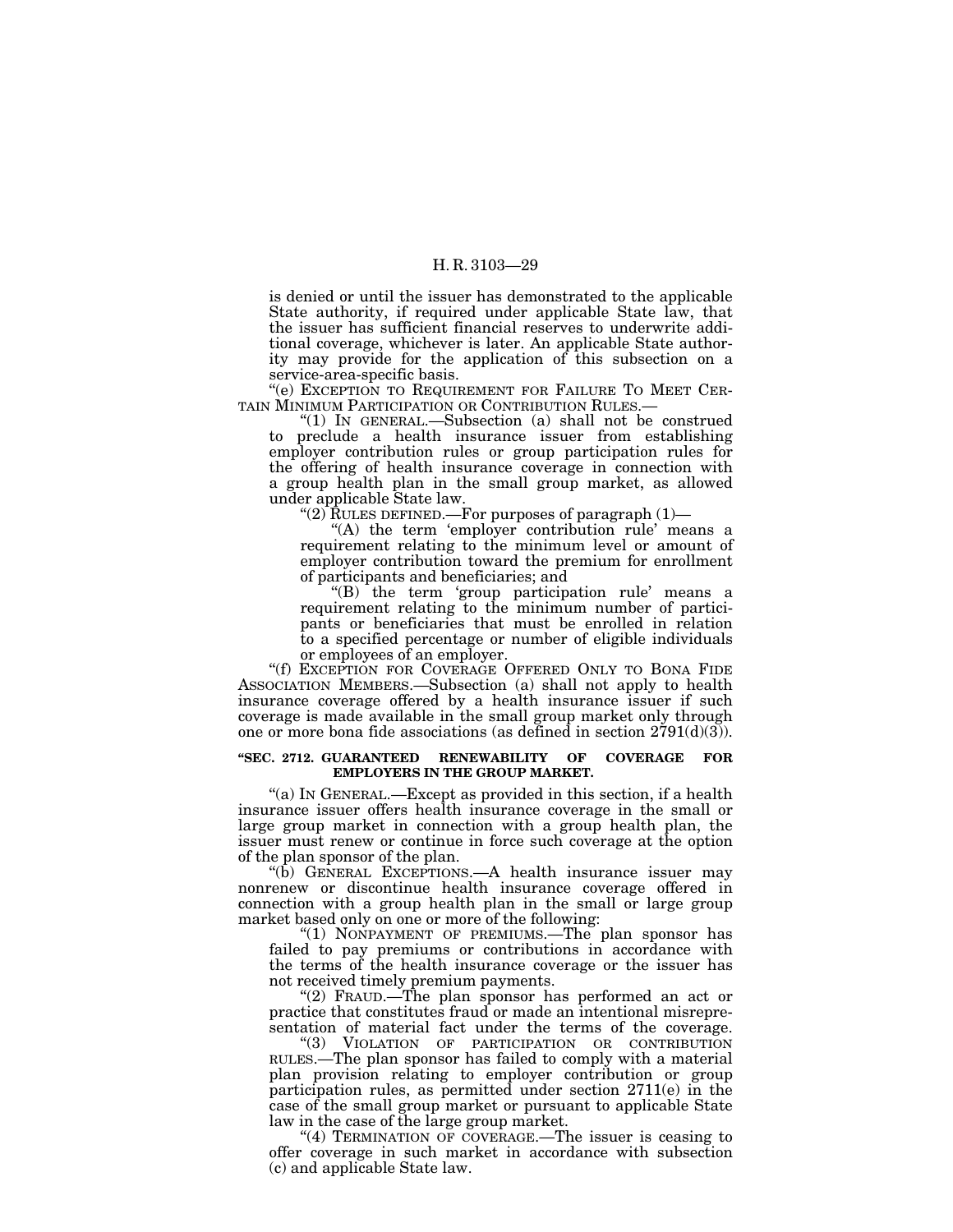is denied or until the issuer has demonstrated to the applicable State authority, if required under applicable State law, that the issuer has sufficient financial reserves to underwrite additional coverage, whichever is later. An applicable State authority may provide for the application of this subsection on a service-area-specific basis.

"(e) EXCEPTION TO REQUIREMENT FOR FAILURE TO MEET CERTAIN MINIMUM PARTICIPATION OR CONTRIBUTION RULES.—

"(1) IN GENERAL.—Subsection (a) shall not be construed to preclude a health insurance issuer from establishing employer contribution rules or group participation rules for the offering of health insurance coverage in connection with a group health plan in the small group market, as allowed under applicable State law.

"(2) RULES DEFINED.—For purposes of paragraph (1)—

"(A) the term 'employer contribution rule' means a requirement relating to the minimum level or amount of employer contribution toward the premium for enrollment of participants and beneficiaries; and

"(B) the term 'group participation rule' means a requirement relating to the minimum number of participants or beneficiaries that must be enrolled in relation to a specified percentage or number of eligible individuals or employees of an employer.

"(f) EXCEPTION FOR COVERAGE OFFERED ONLY TO BONA FIDE ASSOCIATION MEMBERS.—Subsection (a) shall not apply to health insurance coverage offered by a health insurance issuer if such coverage is made available in the small group market only through one or more bona fide associations (as defined in section 2791(d)(3)).

**"SEC. 2712. GUARANTEED RENEWABILITY OF COVERAGE FOR EMPLOYERS IN THE GROUP MARKET.**

"(a) IN GENERAL.—Except as provided in this section, if a health insurance issuer offers health insurance coverage in the small or large group market in connection with a group health plan, the issuer must renew or continue in force such coverage at the option of the plan sponsor of the plan.

"(b) GENERAL EXCEPTIONS.—A health insurance issuer may nonrenew or discontinue health insurance coverage offered in connection with a group health plan in the small or large group market based only on one or more of the following:

"(1) NONPAYMENT OF PREMIUMS.—The plan sponsor has failed to pay premiums or contributions in accordance with the terms of the health insurance coverage or the issuer has not received timely premium payments.

"(2) FRAUD.—The plan sponsor has performed an act or practice that constitutes fraud or made an intentional misrepresentation of material fact under the terms of the coverage.

"(3) VIOLATION OF PARTICIPATION OR CONTRIBUTION RULES.—The plan sponsor has failed to comply with a material plan provision relating to employer contribution or group participation rules, as permitted under section 2711(e) in the case of the small group market or pursuant to applicable State law in the case of the large group market.

"(4) TERMINATION OF COVERAGE.—The issuer is ceasing to offer coverage in such market in accordance with subsection (c) and applicable State law.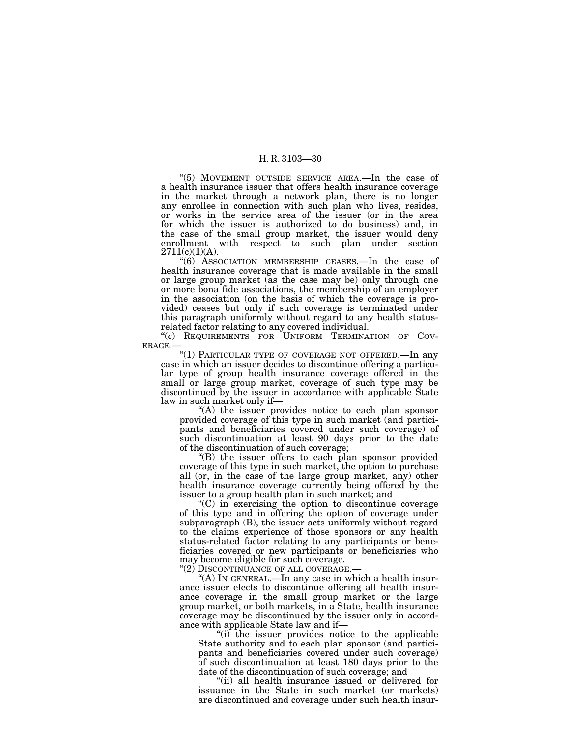"(5) MOVEMENT OUTSIDE SERVICE AREA.—In the case of a health insurance issuer that offers health insurance coverage in the market through a network plan, there is no longer any enrollee in connection with such plan who lives, resides, or works in the service area of the issuer (or in the area for which the issuer is authorized to do business) and, in the case of the small group market, the issuer would deny enrollment with respect to such plan under section 2711(c)(1)(A).

"(6) ASSOCIATION MEMBERSHIP CEASES.—In the case of health insurance coverage that is made available in the small or large group market (as the case may be) only through one or more bona fide associations, the membership of an employer in the association (on the basis of which the coverage is provided) ceases but only if such coverage is terminated under this paragraph uniformly without regard to any health status-related factor relating to any covered individual.

"(c) REQUIREMENTS FOR UNIFORM TERMINATION OF COVERAGE.—

"(1) PARTICULAR TYPE OF COVERAGE NOT OFFERED.—In any case in which an issuer decides to discontinue offering a particular type of group health insurance coverage offered in the small or large group market, coverage of such type may be discontinued by the issuer in accordance with applicable State law in such market only if—

"(A) the issuer provides notice to each plan sponsor provided coverage of this type in such market (and participants and beneficiaries covered under such coverage) of such discontinuation at least 90 days prior to the date of the discontinuation of such coverage;

"(B) the issuer offers to each plan sponsor provided coverage of this type in such market, the option to purchase all (or, in the case of the large group market, any) other health insurance coverage currently being offered by the issuer to a group health plan in such market; and

"(C) in exercising the option to discontinue coverage of this type and in offering the option of coverage under subparagraph (B), the issuer acts uniformly without regard to the claims experience of those sponsors or any health status-related factor relating to any participants or beneficiaries covered or new participants or beneficiaries who may become eligible for such coverage.

"(2) DISCONTINUANCE OF ALL COVERAGE.—

"(A) IN GENERAL.—In any case in which a health insurance issuer elects to discontinue offering all health insurance coverage in the small group market or the large group market, or both markets, in a State, health insurance coverage may be discontinued by the issuer only in accordance with applicable State law and if—

"(i) the issuer provides notice to the applicable State authority and to each plan sponsor (and participants and beneficiaries covered under such coverage) of such discontinuation at least 180 days prior to the date of the discontinuation of such coverage; and

"(ii) all health insurance issued or delivered for issuance in the State in such market (or markets) are discontinued and coverage under such health insur-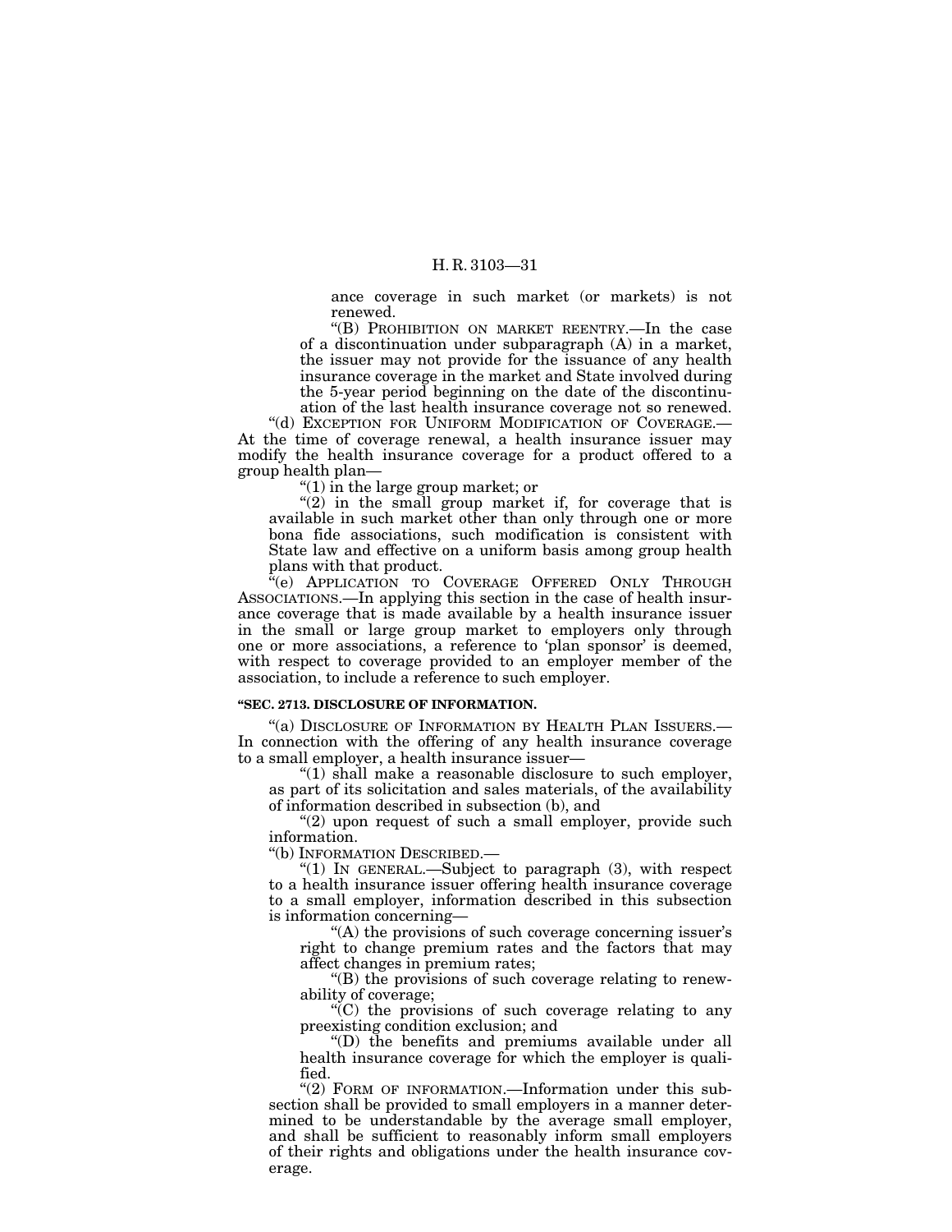ance coverage in such market (or markets) is not renewed.

"(B) PROHIBITION ON MARKET REENTRY.—In the case of a discontinuation under subparagraph (A) in a market, the issuer may not provide for the issuance of any health insurance coverage in the market and State involved during the 5-year period beginning on the date of the discontinuation of the last health insurance coverage not so renewed.

"(d) EXCEPTION FOR UNIFORM MODIFICATION OF COVERAGE.—At the time of coverage renewal, a health insurance issuer may modify the health insurance coverage for a product offered to a group health plan—

"(1) in the large group market; or

"(2) in the small group market if, for coverage that is available in such market other than only through one or more bona fide associations, such modification is consistent with State law and effective on a uniform basis among group health plans with that product.

"(e) APPLICATION TO COVERAGE OFFERED ONLY THROUGH ASSOCIATIONS.—In applying this section in the case of health insurance coverage that is made available by a health insurance issuer in the small or large group market to employers only through one or more associations, a reference to 'plan sponsor' is deemed, with respect to coverage provided to an employer member of the association, to include a reference to such employer.

**"SEC. 2713. DISCLOSURE OF INFORMATION.**

"(a) DISCLOSURE OF INFORMATION BY HEALTH PLAN ISSUERS.—In connection with the offering of any health insurance coverage to a small employer, a health insurance issuer—

"(1) shall make a reasonable disclosure to such employer, as part of its solicitation and sales materials, of the availability of information described in subsection (b), and

"(2) upon request of such a small employer, provide such information.

"(b) INFORMATION DESCRIBED.—

"(1) IN GENERAL.—Subject to paragraph (3), with respect to a health insurance issuer offering health insurance coverage to a small employer, information described in this subsection is information concerning—

"(A) the provisions of such coverage concerning issuer's right to change premium rates and the factors that may affect changes in premium rates;

"(B) the provisions of such coverage relating to renewability of coverage;

"(C) the provisions of such coverage relating to any preexisting condition exclusion; and

"(D) the benefits and premiums available under all health insurance coverage for which the employer is qualified.

"(2) FORM OF INFORMATION.—Information under this subsection shall be provided to small employers in a manner determined to be understandable by the average small employer, and shall be sufficient to reasonably inform small employers of their rights and obligations under the health insurance coverage.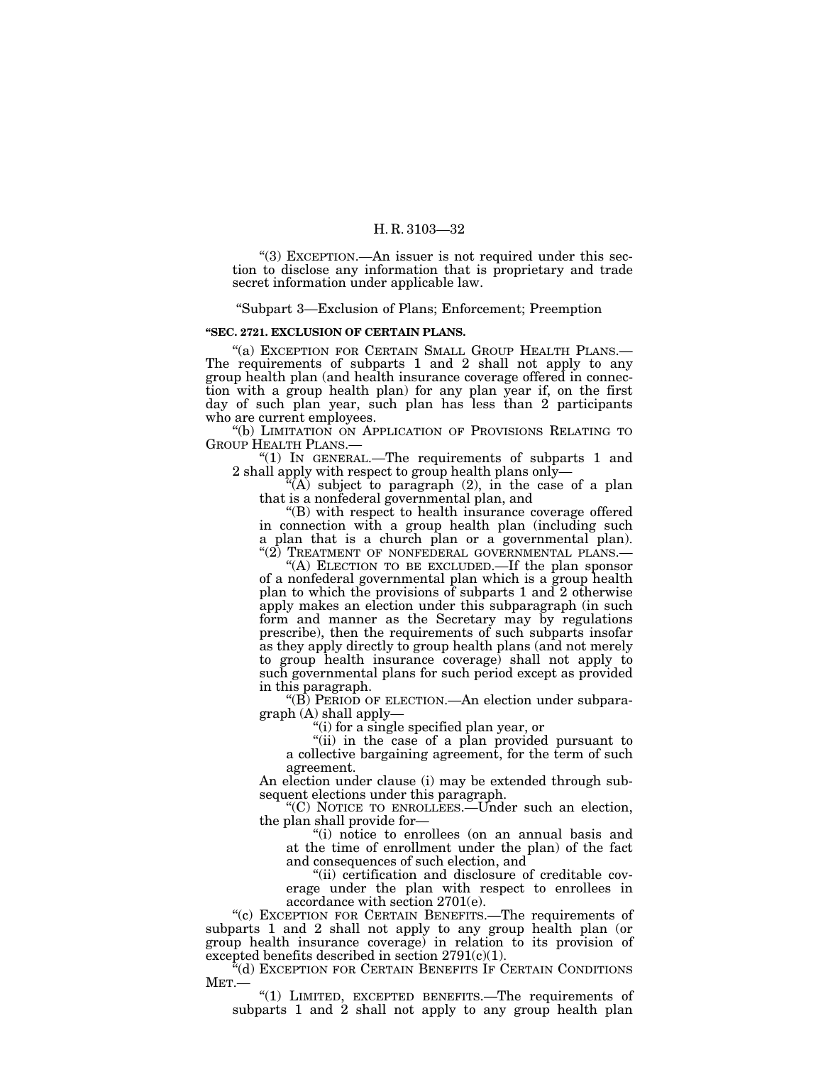"(3) EXCEPTION.—An issuer is not required under this section to disclose any information that is proprietary and trade secret information under applicable law.

"Subpart 3—Exclusion of Plans; Enforcement; Preemption

**"SEC. 2721. EXCLUSION OF CERTAIN PLANS.**

"(a) EXCEPTION FOR CERTAIN SMALL GROUP HEALTH PLANS.—The requirements of subparts 1 and 2 shall not apply to any group health plan (and health insurance coverage offered in connection with a group health plan) for any plan year if, on the first day of such plan year, such plan has less than 2 participants who are current employees.

"(b) LIMITATION ON APPLICATION OF PROVISIONS RELATING TO GROUP HEALTH PLANS.—

"(1) IN GENERAL.—The requirements of subparts 1 and 2 shall apply with respect to group health plans only—

"(A) subject to paragraph (2), in the case of a plan that is a nonfederal governmental plan, and

"(B) with respect to health insurance coverage offered in connection with a group health plan (including such a plan that is a church plan or a governmental plan).

"(2) TREATMENT OF NONFEDERAL GOVERNMENTAL PLANS.—

"(A) ELECTION TO BE EXCLUDED.—If the plan sponsor of a nonfederal governmental plan which is a group health plan to which the provisions of subparts 1 and 2 otherwise apply makes an election under this subparagraph (in such form and manner as the Secretary may by regulations prescribe), then the requirements of such subparts insofar as they apply directly to group health plans (and not merely to group health insurance coverage) shall not apply to such governmental plans for such period except as provided in this paragraph.

"(B) PERIOD OF ELECTION.—An election under subparagraph (A) shall apply—

"(i) for a single specified plan year, or

"(ii) in the case of a plan provided pursuant to a collective bargaining agreement, for the term of such agreement.

An election under clause (i) may be extended through subsequent elections under this paragraph.

"(C) NOTICE TO ENROLLEES.—Under such an election, the plan shall provide for—

"(i) notice to enrollees (on an annual basis and at the time of enrollment under the plan) of the fact and consequences of such election, and

"(ii) certification and disclosure of creditable coverage under the plan with respect to enrollees in accordance with section 2701(e).

"(c) EXCEPTION FOR CERTAIN BENEFITS.—The requirements of subparts 1 and 2 shall not apply to any group health plan (or group health insurance coverage) in relation to its provision of excepted benefits described in section 2791(c)(1).

"(d) EXCEPTION FOR CERTAIN BENEFITS IF CERTAIN CONDITIONS MET.—

"(1) LIMITED, EXCEPTED BENEFITS.—The requirements of subparts 1 and 2 shall not apply to any group health plan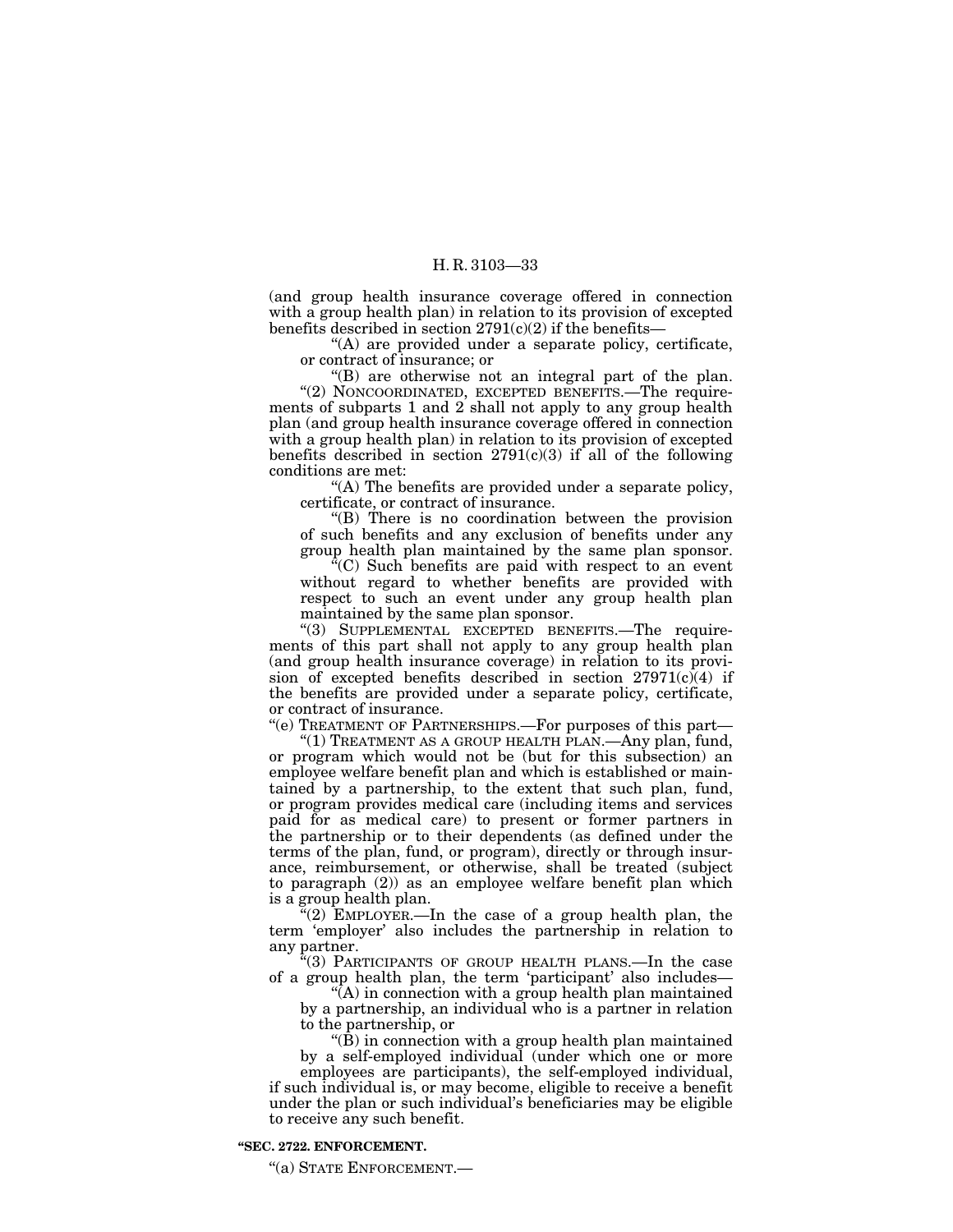(and group health insurance coverage offered in connection with a group health plan) in relation to its provision of excepted benefits described in section 2791(c)(2) if the benefits—

"(A) are provided under a separate policy, certificate, or contract of insurance; or

"(B) are otherwise not an integral part of the plan.

"(2) NONCOORDINATED, EXCEPTED BENEFITS.—The requirements of subparts 1 and 2 shall not apply to any group health plan (and group health insurance coverage offered in connection with a group health plan) in relation to its provision of excepted benefits described in section 2791(c)(3) if all of the following conditions are met:

"(A) The benefits are provided under a separate policy, certificate, or contract of insurance.

"(B) There is no coordination between the provision of such benefits and any exclusion of benefits under any group health plan maintained by the same plan sponsor.

"(C) Such benefits are paid with respect to an event without regard to whether benefits are provided with respect to such an event under any group health plan maintained by the same plan sponsor.

"(3) SUPPLEMENTAL EXCEPTED BENEFITS.—The requirements of this part shall not apply to any group health plan (and group health insurance coverage) in relation to its provision of excepted benefits described in section 27971(c)(4) if the benefits are provided under a separate policy, certificate, or contract of insurance.

"(e) TREATMENT OF PARTNERSHIPS.—For purposes of this part—

"(1) TREATMENT AS A GROUP HEALTH PLAN.—Any plan, fund, or program which would not be (but for this subsection) an employee welfare benefit plan and which is established or maintained by a partnership, to the extent that such plan, fund, or program provides medical care (including items and services paid for as medical care) to present or former partners in the partnership or to their dependents (as defined under the terms of the plan, fund, or program), directly or through insurance, reimbursement, or otherwise, shall be treated (subject to paragraph (2)) as an employee welfare benefit plan which is a group health plan.

"(2) EMPLOYER.—In the case of a group health plan, the term 'employer' also includes the partnership in relation to any partner.

"(3) PARTICIPANTS OF GROUP HEALTH PLANS.—In the case of a group health plan, the term 'participant' also includes—

"(A) in connection with a group health plan maintained by a partnership, an individual who is a partner in relation to the partnership, or

"(B) in connection with a group health plan maintained by a self-employed individual (under which one or more employees are participants), the self-employed individual,

if such individual is, or may become, eligible to receive a benefit under the plan or such individual's beneficiaries may be eligible to receive any such benefit.

**"SEC. 2722. ENFORCEMENT.**

"(a) STATE ENFORCEMENT.—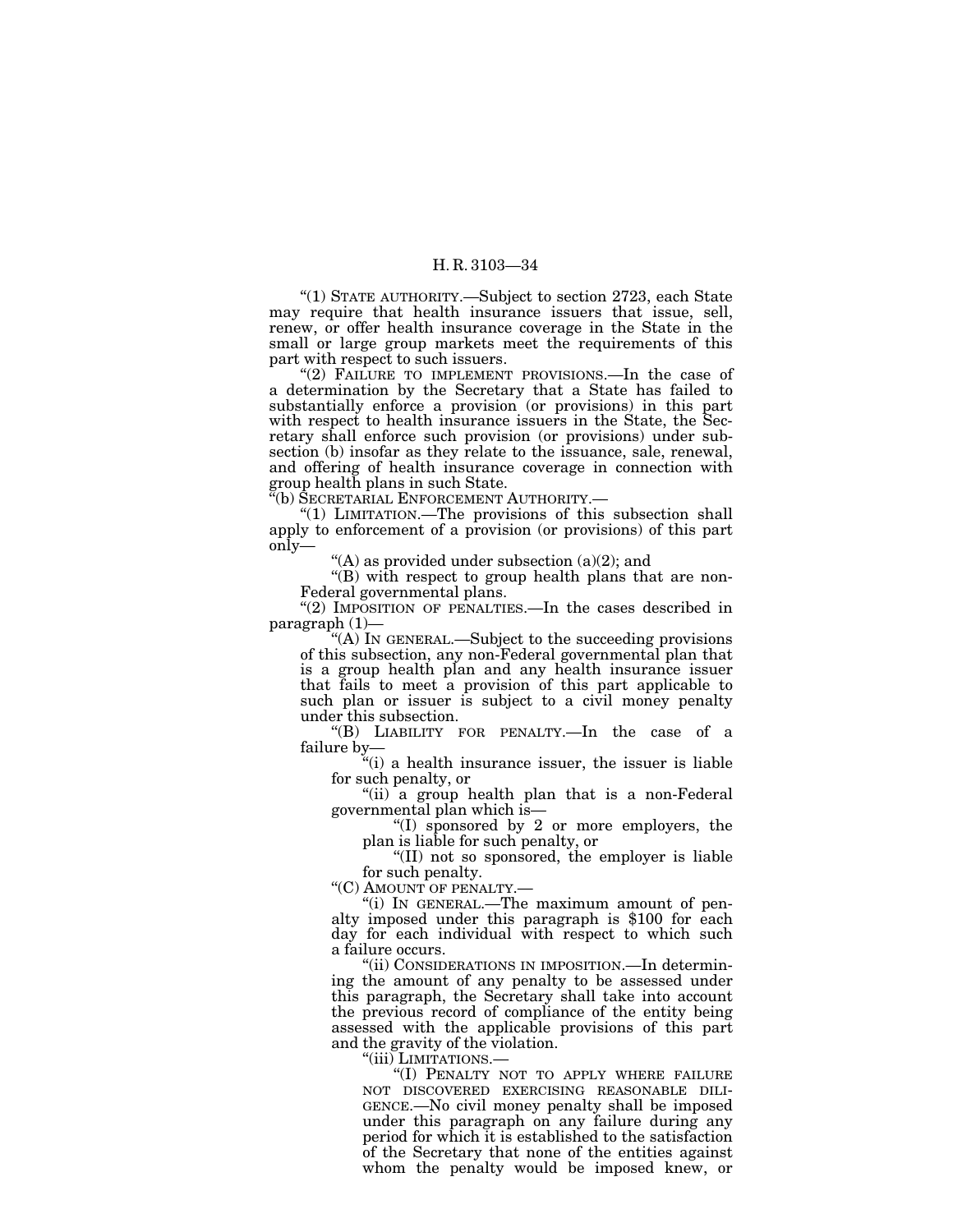"(1) STATE AUTHORITY.—Subject to section 2723, each State may require that health insurance issuers that issue, sell, renew, or offer health insurance coverage in the State in the small or large group markets meet the requirements of this part with respect to such issuers.

"(2) FAILURE TO IMPLEMENT PROVISIONS.—In the case of a determination by the Secretary that a State has failed to substantially enforce a provision (or provisions) in this part with respect to health insurance issuers in the State, the Secretary shall enforce such provision (or provisions) under subsection (b) insofar as they relate to the issuance, sale, renewal, and offering of health insurance coverage in connection with group health plans in such State.

"(b) SECRETARIAL ENFORCEMENT AUTHORITY.—

"(1) LIMITATION.—The provisions of this subsection shall apply to enforcement of a provision (or provisions) of this part only—

"(A) as provided under subsection (a)(2); and

"(B) with respect to group health plans that are non-Federal governmental plans.

"(2) IMPOSITION OF PENALTIES.—In the cases described in paragraph (1)—

"(A) IN GENERAL.—Subject to the succeeding provisions of this subsection, any non-Federal governmental plan that is a group health plan and any health insurance issuer that fails to meet a provision of this part applicable to such plan or issuer is subject to a civil money penalty under this subsection.

"(B) LIABILITY FOR PENALTY.—In the case of a failure by—

"(i) a health insurance issuer, the issuer is liable for such penalty, or

"(ii) a group health plan that is a non-Federal governmental plan which is—

"(I) sponsored by 2 or more employers, the plan is liable for such penalty, or

"(II) not so sponsored, the employer is liable for such penalty.

"(C) AMOUNT OF PENALTY.—

"(i) IN GENERAL.—The maximum amount of penalty imposed under this paragraph is $100 for each day for each individual with respect to which such a failure occurs.

"(ii) CONSIDERATIONS IN IMPOSITION.—In determining the amount of any penalty to be assessed under this paragraph, the Secretary shall take into account the previous record of compliance of the entity being assessed with the applicable provisions of this part and the gravity of the violation.

"(iii) LIMITATIONS.—

"(I) PENALTY NOT TO APPLY WHERE FAILURE NOT DISCOVERED EXERCISING REASONABLE DILIGENCE.—No civil money penalty shall be imposed under this paragraph on any failure during any period for which it is established to the satisfaction of the Secretary that none of the entities against whom the penalty would be imposed knew, or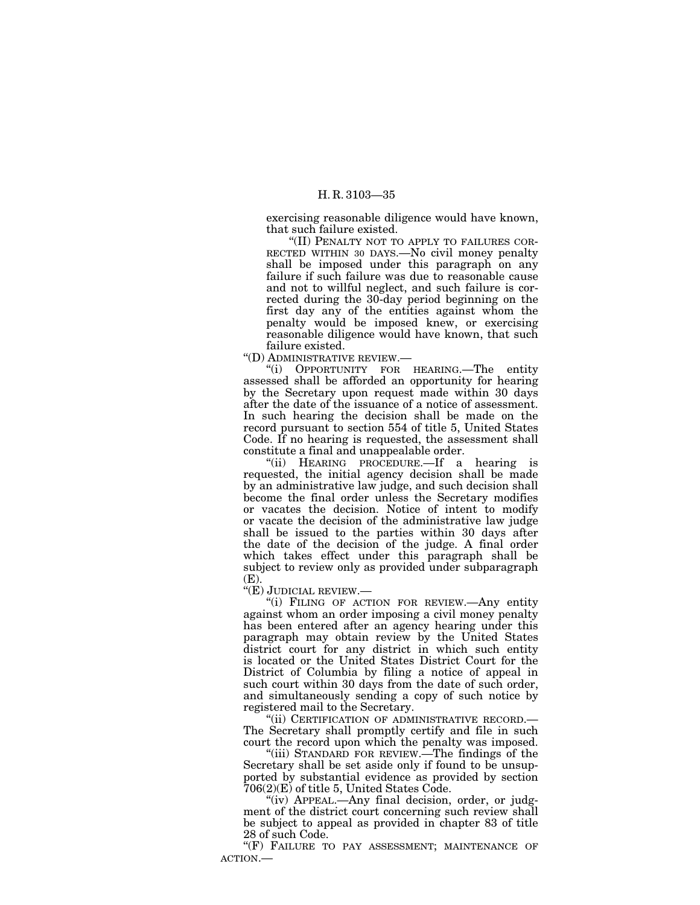exercising reasonable diligence would have known, that such failure existed.

"(II) PENALTY NOT TO APPLY TO FAILURES CORRECTED WITHIN 30 DAYS.—No civil money penalty shall be imposed under this paragraph on any failure if such failure was due to reasonable cause and not to willful neglect, and such failure is corrected during the 30-day period beginning on the first day any of the entities against whom the penalty would be imposed knew, or exercising reasonable diligence would have known, that such failure existed.

"(D) ADMINISTRATIVE REVIEW.—

"(i) OPPORTUNITY FOR HEARING.—The entity assessed shall be afforded an opportunity for hearing by the Secretary upon request made within 30 days after the date of the issuance of a notice of assessment. In such hearing the decision shall be made on the record pursuant to section 554 of title 5, United States Code. If no hearing is requested, the assessment shall constitute a final and unappealable order.

"(ii) HEARING PROCEDURE.—If a hearing is requested, the initial agency decision shall be made by an administrative law judge, and such decision shall become the final order unless the Secretary modifies or vacates the decision. Notice of intent to modify or vacate the decision of the administrative law judge shall be issued to the parties within 30 days after the date of the decision of the judge. A final order which takes effect under this paragraph shall be subject to review only as provided under subparagraph (E).

"(E) JUDICIAL REVIEW.—

"(i) FILING OF ACTION FOR REVIEW.—Any entity against whom an order imposing a civil money penalty has been entered after an agency hearing under this paragraph may obtain review by the United States district court for any district in which such entity is located or the United States District Court for the District of Columbia by filing a notice of appeal in such court within 30 days from the date of such order, and simultaneously sending a copy of such notice by registered mail to the Secretary.

"(ii) CERTIFICATION OF ADMINISTRATIVE RECORD.—The Secretary shall promptly certify and file in such court the record upon which the penalty was imposed.

"(iii) STANDARD FOR REVIEW.—The findings of the Secretary shall be set aside only if found to be unsupported by substantial evidence as provided by section 706(2)(E) of title 5, United States Code.

"(iv) APPEAL.—Any final decision, order, or judgment of the district court concerning such review shall be subject to appeal as provided in chapter 83 of title 28 of such Code.

"(F) FAILURE TO PAY ASSESSMENT; MAINTENANCE OF ACTION.—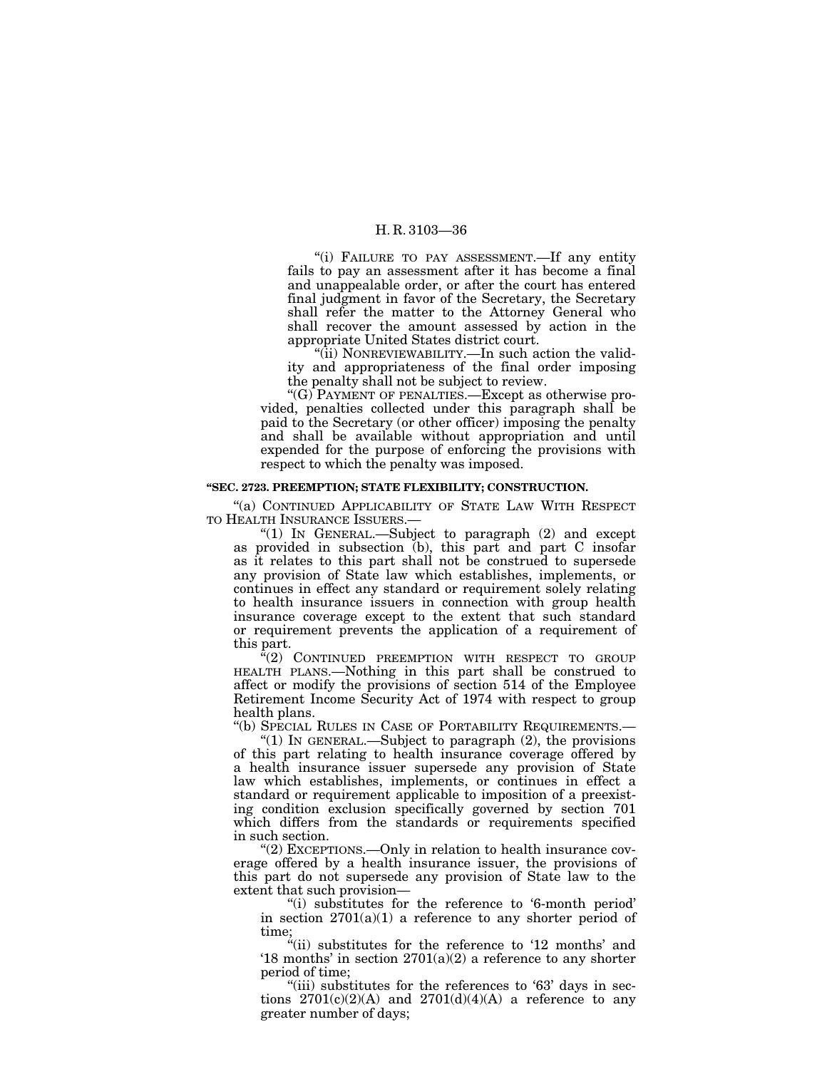"(i) FAILURE TO PAY ASSESSMENT.—If any entity fails to pay an assessment after it has become a final and unappealable order, or after the court has entered final judgment in favor of the Secretary, the Secretary shall refer the matter to the Attorney General who shall recover the amount assessed by action in the appropriate United States district court.

"(ii) NONREVIEWABILITY.—In such action the validity and appropriateness of the final order imposing the penalty shall not be subject to review.

"(G) PAYMENT OF PENALTIES.—Except as otherwise provided, penalties collected under this paragraph shall be paid to the Secretary (or other officer) imposing the penalty and shall be available without appropriation and until expended for the purpose of enforcing the provisions with respect to which the penalty was imposed.

**"SEC. 2723. PREEMPTION; STATE FLEXIBILITY; CONSTRUCTION.**

"(a) CONTINUED APPLICABILITY OF STATE LAW WITH RESPECT TO HEALTH INSURANCE ISSUERS.—

"(1) IN GENERAL.—Subject to paragraph (2) and except as provided in subsection (b), this part and part C insofar as it relates to this part shall not be construed to supersede any provision of State law which establishes, implements, or continues in effect any standard or requirement solely relating to health insurance issuers in connection with group health insurance coverage except to the extent that such standard or requirement prevents the application of a requirement of this part.

"(2) CONTINUED PREEMPTION WITH RESPECT TO GROUP HEALTH PLANS.—Nothing in this part shall be construed to affect or modify the provisions of section 514 of the Employee Retirement Income Security Act of 1974 with respect to group health plans.

"(b) SPECIAL RULES IN CASE OF PORTABILITY REQUIREMENTS.—

"(1) IN GENERAL.—Subject to paragraph (2), the provisions of this part relating to health insurance coverage offered by a health insurance issuer supersede any provision of State law which establishes, implements, or continues in effect a standard or requirement applicable to imposition of a preexisting condition exclusion specifically governed by section 701 which differs from the standards or requirements specified in such section.

"(2) EXCEPTIONS.—Only in relation to health insurance coverage offered by a health insurance issuer, the provisions of this part do not supersede any provision of State law to the extent that such provision—

"(i) substitutes for the reference to '6-month period' in section 2701(a)(1) a reference to any shorter period of time;

"(ii) substitutes for the reference to '12 months' and '18 months' in section 2701(a)(2) a reference to any shorter period of time;

"(iii) substitutes for the references to '63' days in sections 2701(c)(2)(A) and 2701(d)(4)(A) a reference to any greater number of days;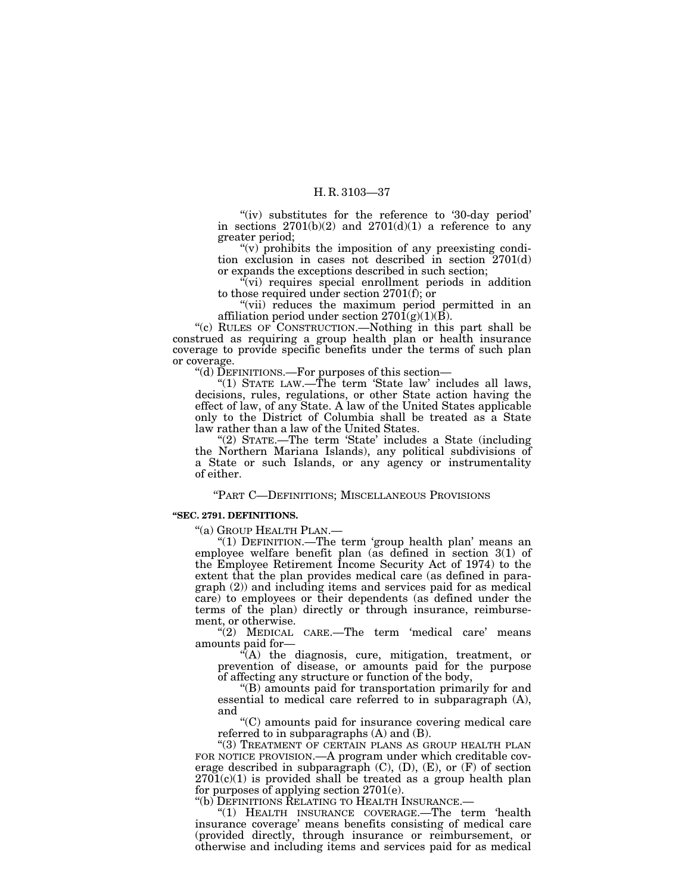"(iv) substitutes for the reference to '30-day period' in sections 2701(b)(2) and 2701(d)(1) a reference to any greater period;

"(v) prohibits the imposition of any preexisting condition exclusion in cases not described in section 2701(d) or expands the exceptions described in such section;

"(vi) requires special enrollment periods in addition to those required under section 2701(f); or

"(vii) reduces the maximum period permitted in an affiliation period under section 2701(g)(1)(B).

"(c) RULES OF CONSTRUCTION.—Nothing in this part shall be construed as requiring a group health plan or health insurance coverage to provide specific benefits under the terms of such plan or coverage.

"(d) DEFINITIONS.—For purposes of this section—

"(1) STATE LAW.—The term 'State law' includes all laws, decisions, rules, regulations, or other State action having the effect of law, of any State. A law of the United States applicable only to the District of Columbia shall be treated as a State law rather than a law of the United States.

"(2) STATE.—The term 'State' includes a State (including the Northern Mariana Islands), any political subdivisions of a State or such Islands, or any agency or instrumentality of either.

"PART C—DEFINITIONS; MISCELLANEOUS PROVISIONS

**"SEC. 2791. DEFINITIONS.**

"(a) GROUP HEALTH PLAN.—

"(1) DEFINITION.—The term 'group health plan' means an employee welfare benefit plan (as defined in section 3(1) of the Employee Retirement Income Security Act of 1974) to the extent that the plan provides medical care (as defined in paragraph (2)) and including items and services paid for as medical care) to employees or their dependents (as defined under the terms of the plan) directly or through insurance, reimbursement, or otherwise.

"(2) MEDICAL CARE.—The term 'medical care' means amounts paid for—

"(A) the diagnosis, cure, mitigation, treatment, or prevention of disease, or amounts paid for the purpose of affecting any structure or function of the body,

"(B) amounts paid for transportation primarily for and essential to medical care referred to in subparagraph (A), and

"(C) amounts paid for insurance covering medical care referred to in subparagraphs (A) and (B).

"(3) TREATMENT OF CERTAIN PLANS AS GROUP HEALTH PLAN FOR NOTICE PROVISION.—A program under which creditable coverage described in subparagraph (C), (D), (E), or (F) of section 2701(c)(1) is provided shall be treated as a group health plan for purposes of applying section 2701(e).

"(b) DEFINITIONS RELATING TO HEALTH INSURANCE.—

"(1) HEALTH INSURANCE COVERAGE.—The term 'health insurance coverage' means benefits consisting of medical care (provided directly, through insurance or reimbursement, or otherwise and including items and services paid for as medical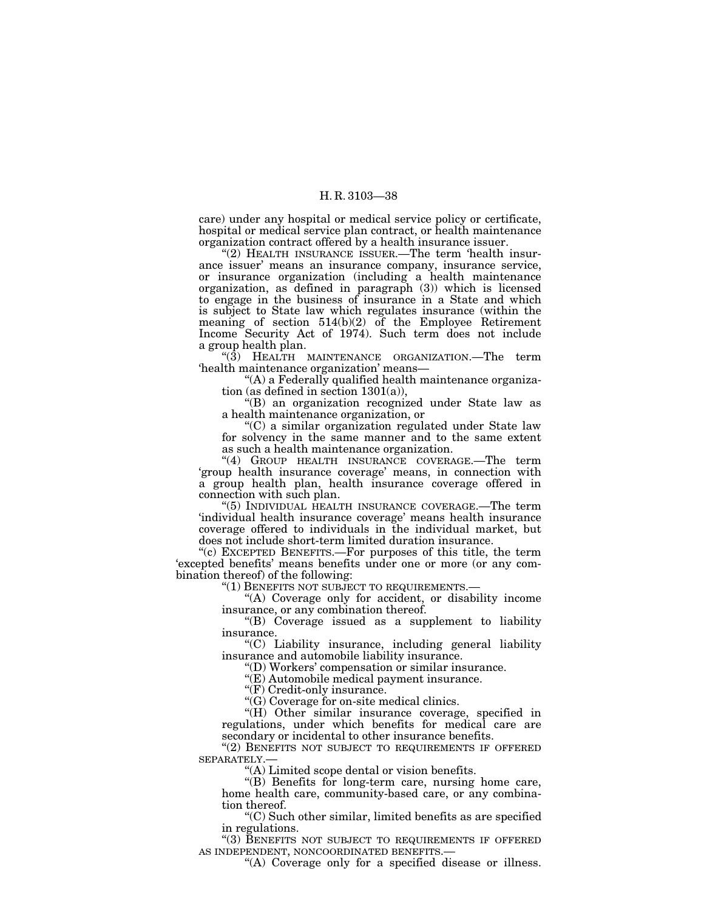care) under any hospital or medical service policy or certificate, hospital or medical service plan contract, or health maintenance organization contract offered by a health insurance issuer.

"(2) HEALTH INSURANCE ISSUER.—The term 'health insurance issuer' means an insurance company, insurance service, or insurance organization (including a health maintenance organization, as defined in paragraph (3)) which is licensed to engage in the business of insurance in a State and which is subject to State law which regulates insurance (within the meaning of section 514(b)(2) of the Employee Retirement Income Security Act of 1974). Such term does not include a group health plan.

"(3) HEALTH MAINTENANCE ORGANIZATION.—The term 'health maintenance organization' means—

"(A) a Federally qualified health maintenance organization (as defined in section 1301(a)),

"(B) an organization recognized under State law as a health maintenance organization, or

"(C) a similar organization regulated under State law for solvency in the same manner and to the same extent as such a health maintenance organization.

"(4) GROUP HEALTH INSURANCE COVERAGE.—The term 'group health insurance coverage' means, in connection with a group health plan, health insurance coverage offered in connection with such plan.

"(5) INDIVIDUAL HEALTH INSURANCE COVERAGE.—The term 'individual health insurance coverage' means health insurance coverage offered to individuals in the individual market, but does not include short-term limited duration insurance.

"(c) EXCEPTED BENEFITS.—For purposes of this title, the term 'excepted benefits' means benefits under one or more (or any combination thereof) of the following:

"(1) BENEFITS NOT SUBJECT TO REQUIREMENTS.—

"(A) Coverage only for accident, or disability income insurance, or any combination thereof.

"(B) Coverage issued as a supplement to liability insurance.

"(C) Liability insurance, including general liability insurance and automobile liability insurance.

"(D) Workers' compensation or similar insurance.

"(E) Automobile medical payment insurance.

"(F) Credit-only insurance.

"(G) Coverage for on-site medical clinics.

"(H) Other similar insurance coverage, specified in regulations, under which benefits for medical care are secondary or incidental to other insurance benefits.

"(2) BENEFITS NOT SUBJECT TO REQUIREMENTS IF OFFERED SEPARATELY.—

"(A) Limited scope dental or vision benefits.

"(B) Benefits for long-term care, nursing home care, home health care, community-based care, or any combination thereof.

"(C) Such other similar, limited benefits as are specified in regulations.

"(3) BENEFITS NOT SUBJECT TO REQUIREMENTS IF OFFERED AS INDEPENDENT, NONCOORDINATED BENEFITS.—

"(A) Coverage only for a specified disease or illness.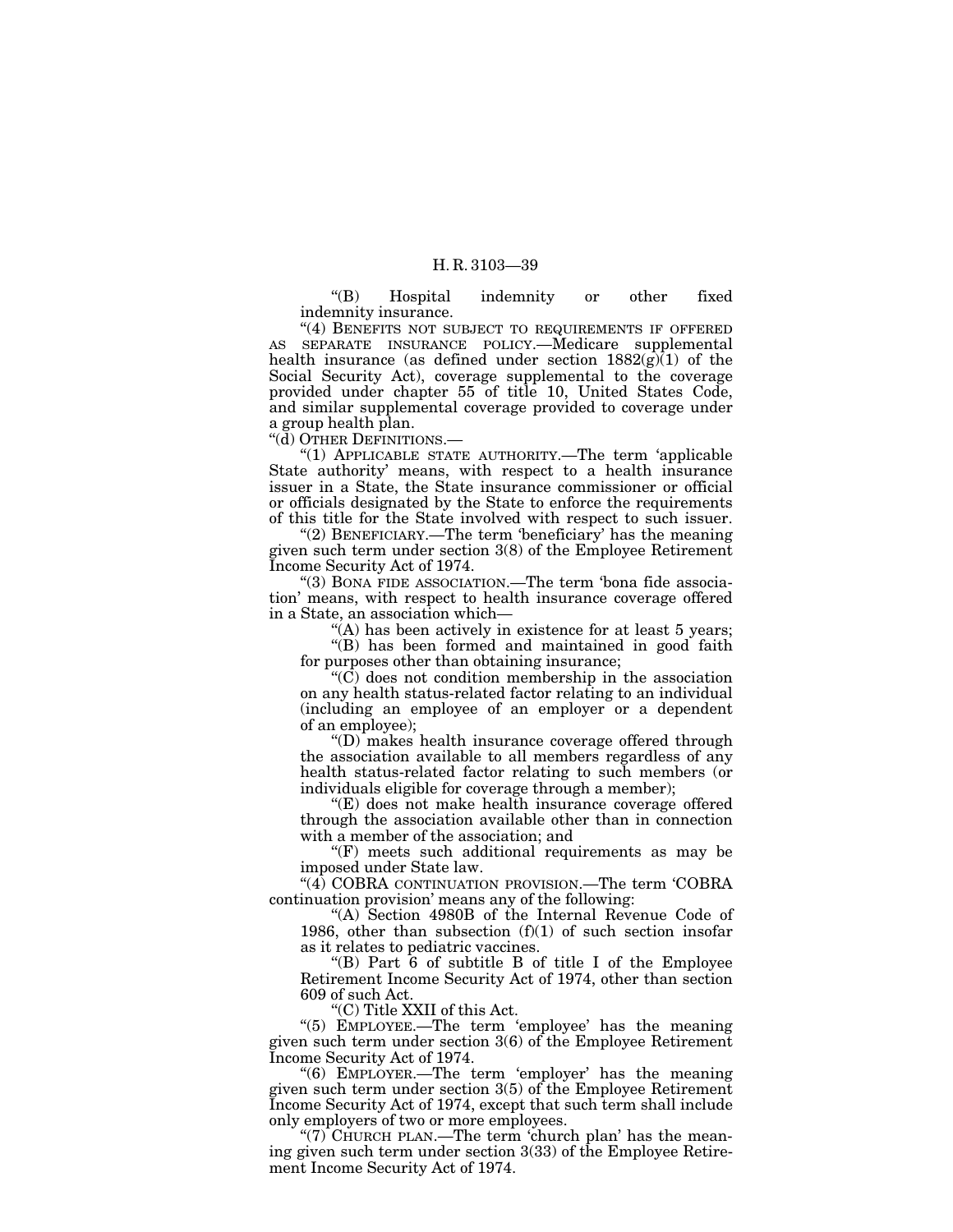"(B) Hospital indemnity or other fixed indemnity insurance.

"(4) BENEFITS NOT SUBJECT TO REQUIREMENTS IF OFFERED AS SEPARATE INSURANCE POLICY.—Medicare supplemental health insurance (as defined under section 1882(g)(1) of the Social Security Act), coverage supplemental to the coverage provided under chapter 55 of title 10, United States Code, and similar supplemental coverage provided to coverage under a group health plan.

"(d) OTHER DEFINITIONS.—

"(1) APPLICABLE STATE AUTHORITY.—The term 'applicable State authority' means, with respect to a health insurance issuer in a State, the State insurance commissioner or official or officials designated by the State to enforce the requirements of this title for the State involved with respect to such issuer.

"(2) BENEFICIARY.—The term 'beneficiary' has the meaning given such term under section 3(8) of the Employee Retirement Income Security Act of 1974.

"(3) BONA FIDE ASSOCIATION.—The term 'bona fide association' means, with respect to health insurance coverage offered in a State, an association which—

"(A) has been actively in existence for at least 5 years;

"(B) has been formed and maintained in good faith for purposes other than obtaining insurance;

"(C) does not condition membership in the association on any health status-related factor relating to an individual (including an employee of an employer or a dependent of an employee);

"(D) makes health insurance coverage offered through the association available to all members regardless of any health status-related factor relating to such members (or individuals eligible for coverage through a member);

"(E) does not make health insurance coverage offered through the association available other than in connection with a member of the association; and

"(F) meets such additional requirements as may be imposed under State law.

"(4) COBRA CONTINUATION PROVISION.—The term 'COBRA continuation provision' means any of the following:

"(A) Section 4980B of the Internal Revenue Code of 1986, other than subsection (f)(1) of such section insofar as it relates to pediatric vaccines.

"(B) Part 6 of subtitle B of title I of the Employee Retirement Income Security Act of 1974, other than section 609 of such Act.

"(C) Title XXII of this Act.

"(5) EMPLOYEE.—The term 'employee' has the meaning given such term under section 3(6) of the Employee Retirement Income Security Act of 1974.

"(6) EMPLOYER.—The term 'employer' has the meaning given such term under section 3(5) of the Employee Retirement Income Security Act of 1974, except that such term shall include only employers of two or more employees.

"(7) CHURCH PLAN.—The term 'church plan' has the meaning given such term under section 3(33) of the Employee Retirement Income Security Act of 1974.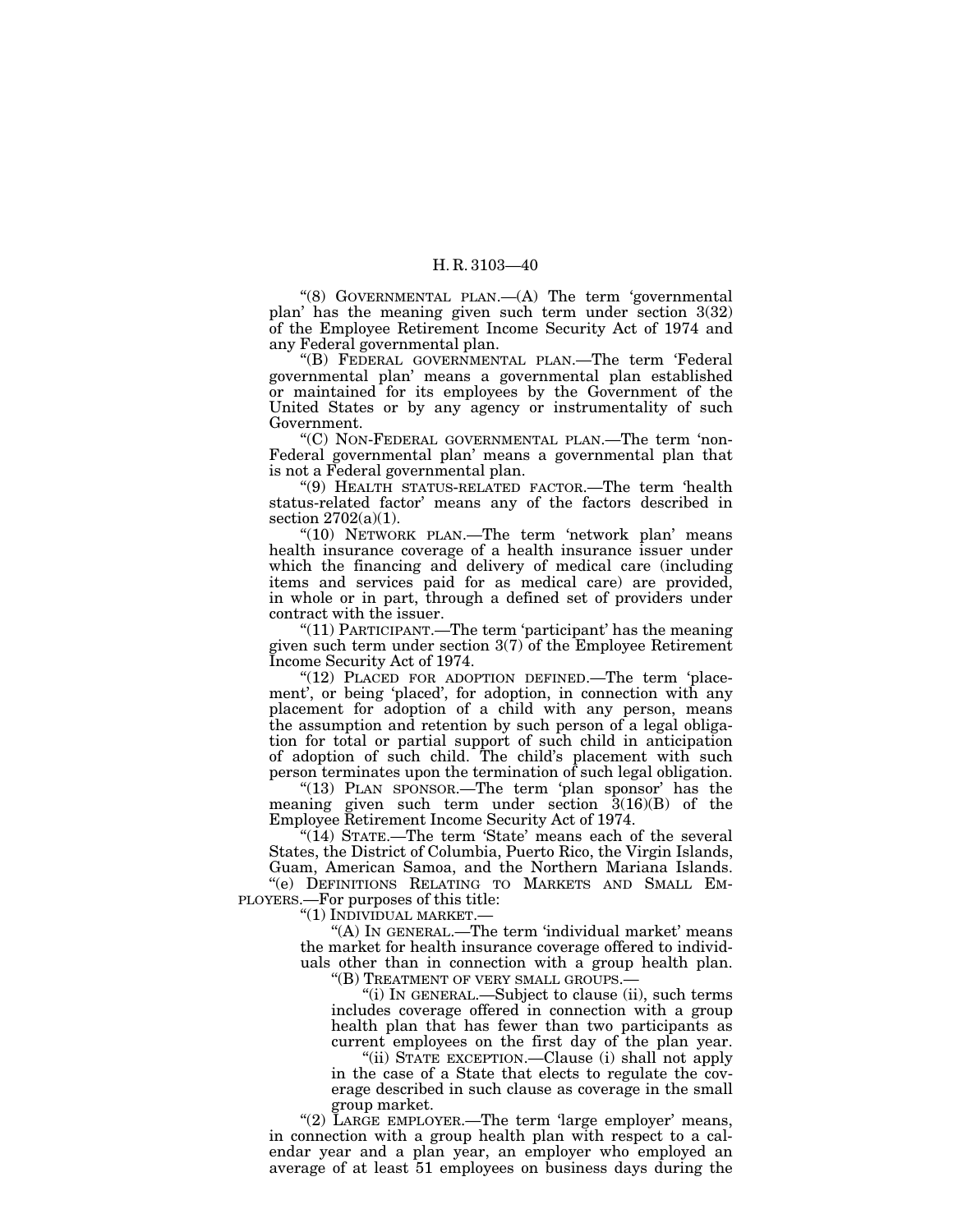"(8) GOVERNMENTAL PLAN.—(A) The term 'governmental plan' has the meaning given such term under section 3(32) of the Employee Retirement Income Security Act of 1974 and any Federal governmental plan.

"(B) FEDERAL GOVERNMENTAL PLAN.—The term 'Federal governmental plan' means a governmental plan established or maintained for its employees by the Government of the United States or by any agency or instrumentality of such Government.

"(C) NON-FEDERAL GOVERNMENTAL PLAN.—The term 'non-Federal governmental plan' means a governmental plan that is not a Federal governmental plan.

"(9) HEALTH STATUS-RELATED FACTOR.—The term 'health status-related factor' means any of the factors described in section 2702(a)(1).

"(10) NETWORK PLAN.—The term 'network plan' means health insurance coverage of a health insurance issuer under which the financing and delivery of medical care (including items and services paid for as medical care) are provided, in whole or in part, through a defined set of providers under contract with the issuer.

"(11) PARTICIPANT.—The term 'participant' has the meaning given such term under section 3(7) of the Employee Retirement Income Security Act of 1974.

"(12) PLACED FOR ADOPTION DEFINED.—The term 'placement', or being 'placed', for adoption, in connection with any placement for adoption of a child with any person, means the assumption and retention by such person of a legal obligation for total or partial support of such child in anticipation of adoption of such child. The child's placement with such person terminates upon the termination of such legal obligation.

"(13) PLAN SPONSOR.—The term 'plan sponsor' has the meaning given such term under section 3(16)(B) of the Employee Retirement Income Security Act of 1974.

"(14) STATE.—The term 'State' means each of the several States, the District of Columbia, Puerto Rico, the Virgin Islands, Guam, American Samoa, and the Northern Mariana Islands.

"(e) DEFINITIONS RELATING TO MARKETS AND SMALL EMPLOYERS.—For purposes of this title:

"(1) INDIVIDUAL MARKET.—

"(A) IN GENERAL.—The term 'individual market' means the market for health insurance coverage offered to individuals other than in connection with a group health plan.

"(B) TREATMENT OF VERY SMALL GROUPS.—

"(i) IN GENERAL.—Subject to clause (ii), such terms includes coverage offered in connection with a group health plan that has fewer than two participants as current employees on the first day of the plan year.

"(ii) STATE EXCEPTION.—Clause (i) shall not apply in the case of a State that elects to regulate the coverage described in such clause as coverage in the small group market.

"(2) LARGE EMPLOYER.—The term 'large employer' means, in connection with a group health plan with respect to a calendar year and a plan year, an employer who employed an average of at least 51 employees on business days during the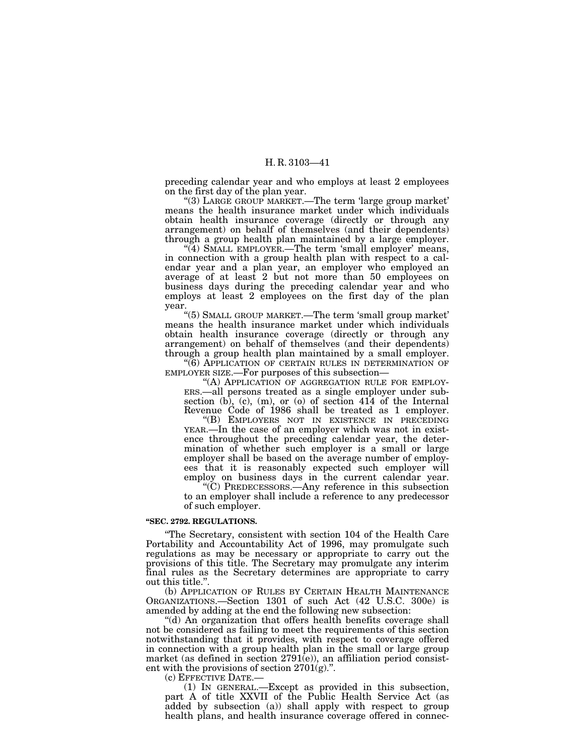preceding calendar year and who employs at least 2 employees on the first day of the plan year.

"(3) LARGE GROUP MARKET.—The term 'large group market' means the health insurance market under which individuals obtain health insurance coverage (directly or through any arrangement) on behalf of themselves (and their dependents) through a group health plan maintained by a large employer.

"(4) SMALL EMPLOYER.—The term 'small employer' means, in connection with a group health plan with respect to a calendar year and a plan year, an employer who employed an average of at least 2 but not more than 50 employees on business days during the preceding calendar year and who employs at least 2 employees on the first day of the plan year.

"(5) SMALL GROUP MARKET.—The term 'small group market' means the health insurance market under which individuals obtain health insurance coverage (directly or through any arrangement) on behalf of themselves (and their dependents) through a group health plan maintained by a small employer.

"(6) APPLICATION OF CERTAIN RULES IN DETERMINATION OF EMPLOYER SIZE.—For purposes of this subsection—

"(A) APPLICATION OF AGGREGATION RULE FOR EMPLOYERS.—all persons treated as a single employer under subsection (b), (c), (m), or (o) of section 414 of the Internal Revenue Code of 1986 shall be treated as 1 employer.

"(B) EMPLOYERS NOT IN EXISTENCE IN PRECEDING YEAR.—In the case of an employer which was not in existence throughout the preceding calendar year, the determination of whether such employer is a small or large employer shall be based on the average number of employees that it is reasonably expected such employer will employ on business days in the current calendar year.

"(C) PREDECESSORS.—Any reference in this subsection to an employer shall include a reference to any predecessor of such employer.

**"SEC. 2792. REGULATIONS.**

"The Secretary, consistent with section 104 of the Health Care Portability and Accountability Act of 1996, may promulgate such regulations as may be necessary or appropriate to carry out the provisions of this title. The Secretary may promulgate any interim final rules as the Secretary determines are appropriate to carry out this title.".

(b) APPLICATION OF RULES BY CERTAIN HEALTH MAINTENANCE ORGANIZATIONS.—Section 1301 of such Act (42 U.S.C. 300e) is amended by adding at the end the following new subsection:

"(d) An organization that offers health benefits coverage shall not be considered as failing to meet the requirements of this section notwithstanding that it provides, with respect to coverage offered in connection with a group health plan in the small or large group market (as defined in section 2791(e)), an affiliation period consistent with the provisions of section 2701(g).".

(c) EFFECTIVE DATE.—

(1) IN GENERAL.—Except as provided in this subsection, part A of title XXVII of the Public Health Service Act (as added by subsection (a)) shall apply with respect to group health plans, and health insurance coverage offered in connec-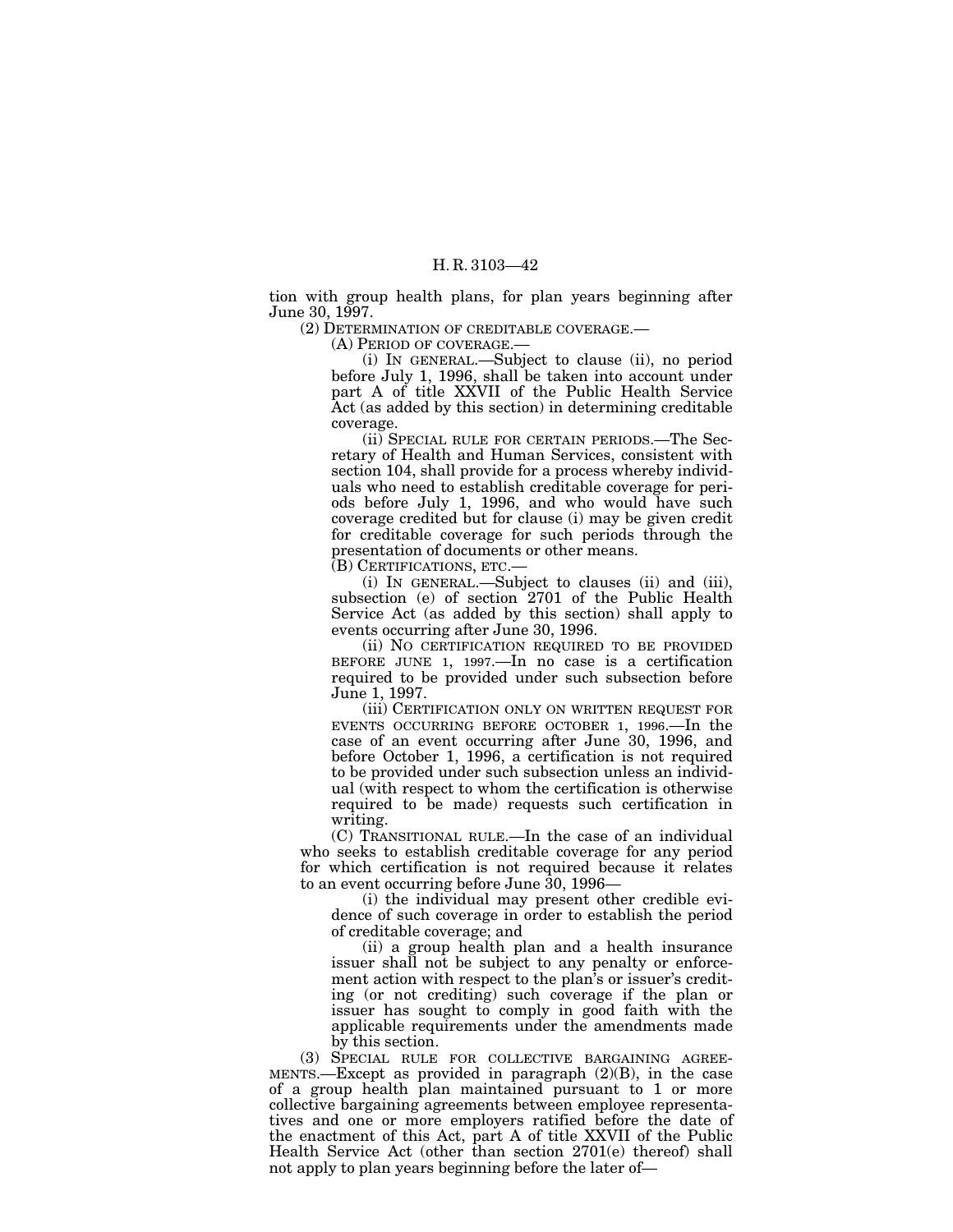tion with group health plans, for plan years beginning after June 30, 1997.

(2) DETERMINATION OF CREDITABLE COVERAGE.—

(A) PERIOD OF COVERAGE.—

(i) IN GENERAL.—Subject to clause (ii), no period before July 1, 1996, shall be taken into account under part A of title XXVII of the Public Health Service Act (as added by this section) in determining creditable coverage.

(ii) SPECIAL RULE FOR CERTAIN PERIODS.—The Secretary of Health and Human Services, consistent with section 104, shall provide for a process whereby individuals who need to establish creditable coverage for periods before July 1, 1996, and who would have such coverage credited but for clause (i) may be given credit for creditable coverage for such periods through the presentation of documents or other means.

(B) CERTIFICATIONS, ETC.—

(i) IN GENERAL.—Subject to clauses (ii) and (iii), subsection (e) of section 2701 of the Public Health Service Act (as added by this section) shall apply to events occurring after June 30, 1996.

(ii) NO CERTIFICATION REQUIRED TO BE PROVIDED BEFORE JUNE 1, 1997.—In no case is a certification required to be provided under such subsection before June 1, 1997.

(iii) CERTIFICATION ONLY ON WRITTEN REQUEST FOR EVENTS OCCURRING BEFORE OCTOBER 1, 1996.—In the case of an event occurring after June 30, 1996, and before October 1, 1996, a certification is not required to be provided under such subsection unless an individual (with respect to whom the certification is otherwise required to be made) requests such certification in writing.

(C) TRANSITIONAL RULE.—In the case of an individual who seeks to establish creditable coverage for any period for which certification is not required because it relates to an event occurring before June 30, 1996—

(i) the individual may present other credible evidence of such coverage in order to establish the period of creditable coverage; and

(ii) a group health plan and a health insurance issuer shall not be subject to any penalty or enforcement action with respect to the plan's or issuer's crediting (or not crediting) such coverage if the plan or issuer has sought to comply in good faith with the applicable requirements under the amendments made by this section.

(3) SPECIAL RULE FOR COLLECTIVE BARGAINING AGREEMENTS.—Except as provided in paragraph (2)(B), in the case of a group health plan maintained pursuant to 1 or more collective bargaining agreements between employee representatives and one or more employers ratified before the date of the enactment of this Act, part A of title XXVII of the Public Health Service Act (other than section 2701(e) thereof) shall not apply to plan years beginning before the later of—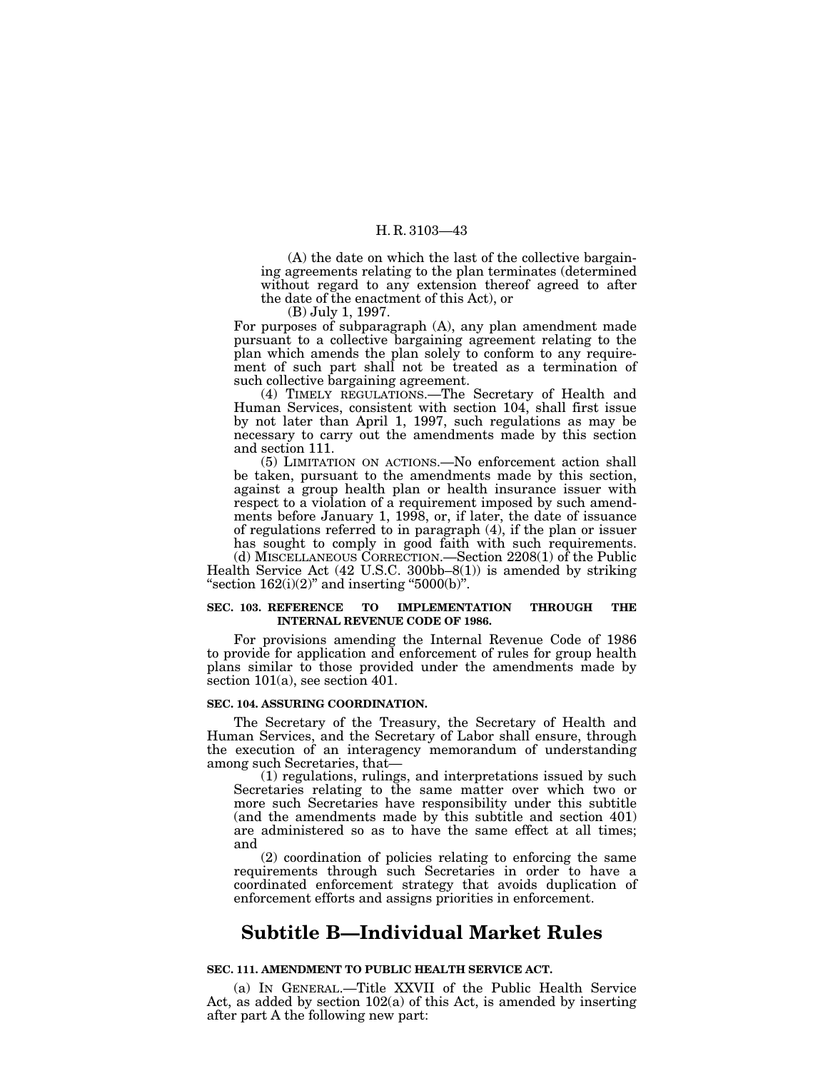(A) the date on which the last of the collective bargaining agreements relating to the plan terminates (determined without regard to any extension thereof agreed to after the date of the enactment of this Act), or

(B) July 1, 1997.

For purposes of subparagraph (A), any plan amendment made pursuant to a collective bargaining agreement relating to the plan which amends the plan solely to conform to any requirement of such part shall not be treated as a termination of such collective bargaining agreement.

(4) TIMELY REGULATIONS.—The Secretary of Health and Human Services, consistent with section 104, shall first issue by not later than April 1, 1997, such regulations as may be necessary to carry out the amendments made by this section and section 111.

(5) LIMITATION ON ACTIONS.—No enforcement action shall be taken, pursuant to the amendments made by this section, against a group health plan or health insurance issuer with respect to a violation of a requirement imposed by such amendments before January 1, 1998, or, if later, the date of issuance of regulations referred to in paragraph (4), if the plan or issuer has sought to comply in good faith with such requirements.

(d) MISCELLANEOUS CORRECTION.—Section 2208(1) of the Public Health Service Act (42 U.S.C. 300bb–8(1)) is amended by striking "section 162(i)(2)" and inserting "5000(b)".

#### SEC. 103. REFERENCE TO IMPLEMENTATION THROUGH THE INTERNAL REVENUE CODE OF 1986.

For provisions amending the Internal Revenue Code of 1986 to provide for application and enforcement of rules for group health plans similar to those provided under the amendments made by section 101(a), see section 401.

#### SEC. 104. ASSURING COORDINATION.

The Secretary of the Treasury, the Secretary of Health and Human Services, and the Secretary of Labor shall ensure, through the execution of an interagency memorandum of understanding among such Secretaries, that—

(1) regulations, rulings, and interpretations issued by such Secretaries relating to the same matter over which two or more such Secretaries have responsibility under this subtitle (and the amendments made by this subtitle and section 401) are administered so as to have the same effect at all times; and

(2) coordination of policies relating to enforcing the same requirements through such Secretaries in order to have a coordinated enforcement strategy that avoids duplication of enforcement efforts and assigns priorities in enforcement.

## Subtitle B—Individual Market Rules

#### SEC. 111. AMENDMENT TO PUBLIC HEALTH SERVICE ACT.

(a) IN GENERAL.—Title XXVII of the Public Health Service Act, as added by section 102(a) of this Act, is amended by inserting after part A the following new part: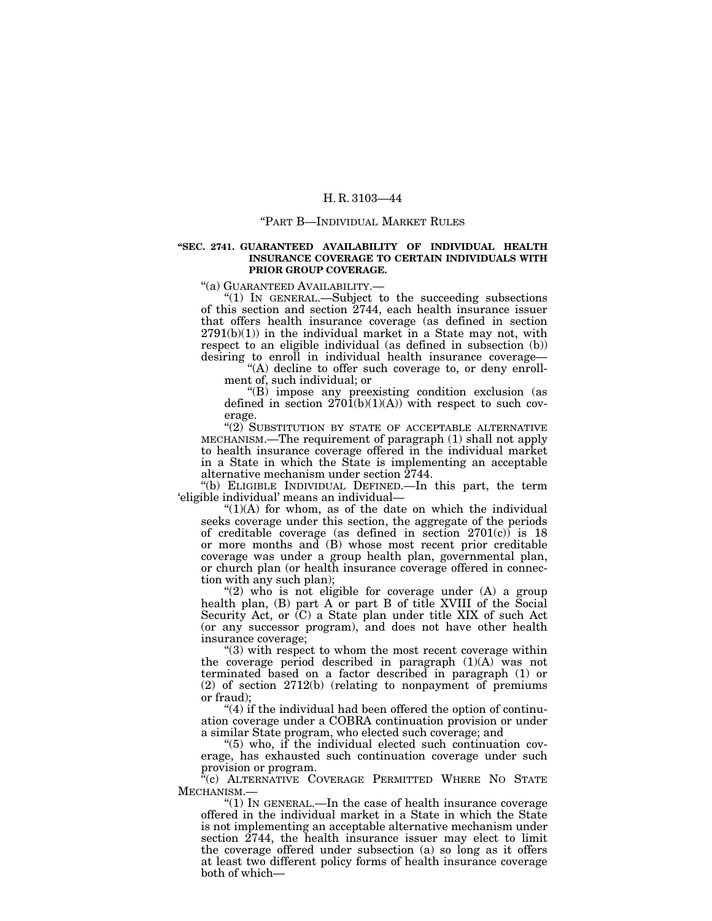"PART B—INDIVIDUAL MARKET RULES

**"SEC. 2741. GUARANTEED AVAILABILITY OF INDIVIDUAL HEALTH INSURANCE COVERAGE TO CERTAIN INDIVIDUALS WITH PRIOR GROUP COVERAGE.**

"(a) GUARANTEED AVAILABILITY.—

"(1) IN GENERAL.—Subject to the succeeding subsections of this section and section 2744, each health insurance issuer that offers health insurance coverage (as defined in section 2791(b)(1)) in the individual market in a State may not, with respect to an eligible individual (as defined in subsection (b)) desiring to enroll in individual health insurance coverage—

"(A) decline to offer such coverage to, or deny enrollment of, such individual; or

"(B) impose any preexisting condition exclusion (as defined in section 2701(b)(1)(A)) with respect to such coverage.

"(2) SUBSTITUTION BY STATE OF ACCEPTABLE ALTERNATIVE MECHANISM.—The requirement of paragraph (1) shall not apply to health insurance coverage offered in the individual market in a State in which the State is implementing an acceptable alternative mechanism under section 2744.

"(b) ELIGIBLE INDIVIDUAL DEFINED.—In this part, the term 'eligible individual' means an individual—

"(1)(A) for whom, as of the date on which the individual seeks coverage under this section, the aggregate of the periods of creditable coverage (as defined in section 2701(c)) is 18 or more months and (B) whose most recent prior creditable coverage was under a group health plan, governmental plan, or church plan (or health insurance coverage offered in connection with any such plan);

"(2) who is not eligible for coverage under (A) a group health plan, (B) part A or part B of title XVIII of the Social Security Act, or (C) a State plan under title XIX of such Act (or any successor program), and does not have other health insurance coverage;

"(3) with respect to whom the most recent coverage within the coverage period described in paragraph (1)(A) was not terminated based on a factor described in paragraph (1) or (2) of section 2712(b) (relating to nonpayment of premiums or fraud);

"(4) if the individual had been offered the option of continuation coverage under a COBRA continuation provision or under a similar State program, who elected such coverage; and

"(5) who, if the individual elected such continuation coverage, has exhausted such continuation coverage under such provision or program.

"(c) ALTERNATIVE COVERAGE PERMITTED WHERE NO STATE MECHANISM.—

"(1) IN GENERAL.—In the case of health insurance coverage offered in the individual market in a State in which the State is not implementing an acceptable alternative mechanism under section 2744, the health insurance issuer may elect to limit the coverage offered under subsection (a) so long as it offers at least two different policy forms of health insurance coverage both of which—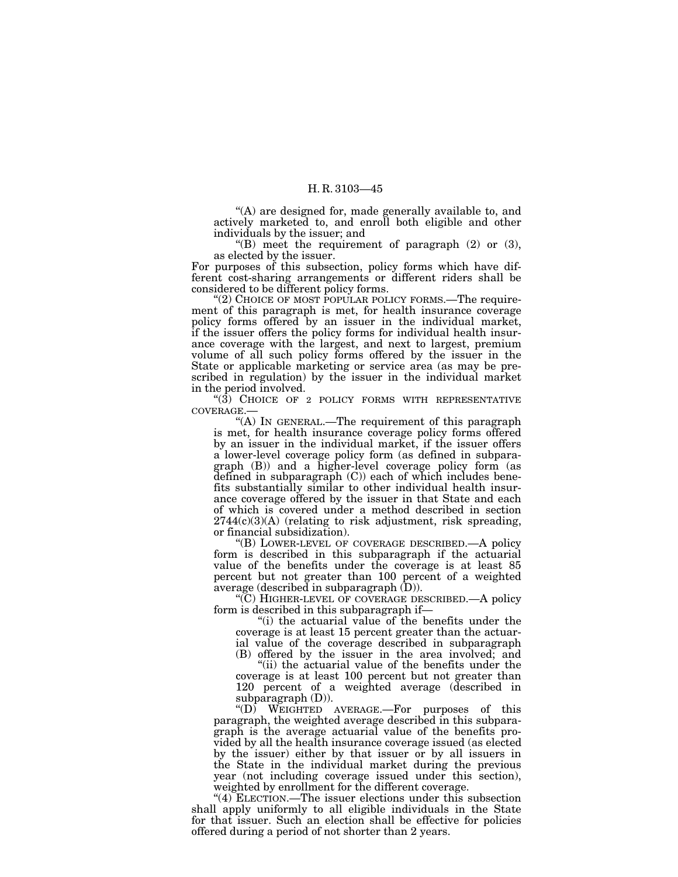"(A) are designed for, made generally available to, and actively marketed to, and enroll both eligible and other individuals by the issuer; and

"(B) meet the requirement of paragraph (2) or (3), as elected by the issuer.

For purposes of this subsection, policy forms which have different cost-sharing arrangements or different riders shall be considered to be different policy forms.

"(2) CHOICE OF MOST POPULAR POLICY FORMS.—The requirement of this paragraph is met, for health insurance coverage policy forms offered by an issuer in the individual market, if the issuer offers the policy forms for individual health insurance coverage with the largest, and next to largest, premium volume of all such policy forms offered by the issuer in the State or applicable marketing or service area (as may be prescribed in regulation) by the issuer in the individual market in the period involved.

"(3) CHOICE OF 2 POLICY FORMS WITH REPRESENTATIVE COVERAGE.—

"(A) IN GENERAL.—The requirement of this paragraph is met, for health insurance coverage policy forms offered by an issuer in the individual market, if the issuer offers a lower-level coverage policy form (as defined in subparagraph (B)) and a higher-level coverage policy form (as defined in subparagraph (C)) each of which includes benefits substantially similar to other individual health insurance coverage offered by the issuer in that State and each of which is covered under a method described in section 2744(c)(3)(A) (relating to risk adjustment, risk spreading, or financial subsidization).

"(B) LOWER-LEVEL OF COVERAGE DESCRIBED.—A policy form is described in this subparagraph if the actuarial value of the benefits under the coverage is at least 85 percent but not greater than 100 percent of a weighted average (described in subparagraph (D)).

"(C) HIGHER-LEVEL OF COVERAGE DESCRIBED.—A policy form is described in this subparagraph if—

"(i) the actuarial value of the benefits under the coverage is at least 15 percent greater than the actuarial value of the coverage described in subparagraph (B) offered by the issuer in the area involved; and

"(ii) the actuarial value of the benefits under the coverage is at least 100 percent but not greater than 120 percent of a weighted average (described in subparagraph (D)).

"(D) WEIGHTED AVERAGE.—For purposes of this paragraph, the weighted average described in this subparagraph is the average actuarial value of the benefits provided by all the health insurance coverage issued (as elected by the issuer) either by that issuer or by all issuers in the State in the individual market during the previous year (not including coverage issued under this section), weighted by enrollment for the different coverage.

"(4) ELECTION.—The issuer elections under this subsection shall apply uniformly to all eligible individuals in the State for that issuer. Such an election shall be effective for policies offered during a period of not shorter than 2 years.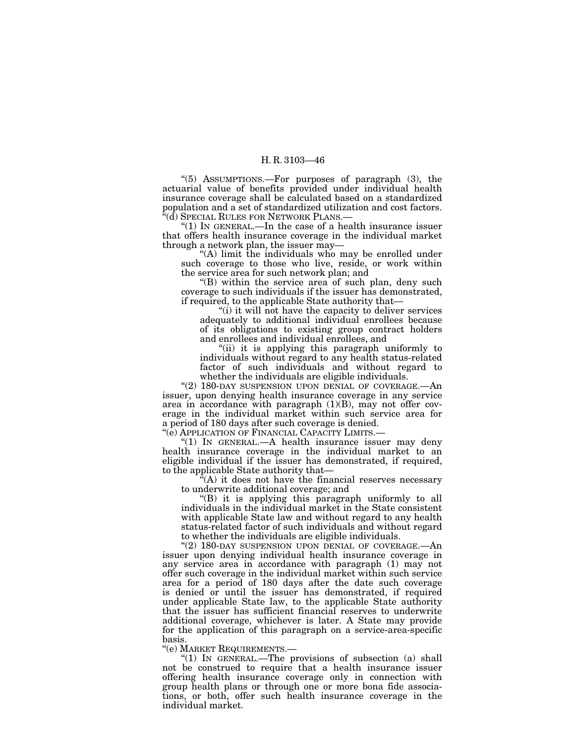"(5) ASSUMPTIONS.—For purposes of paragraph (3), the actuarial value of benefits provided under individual health insurance coverage shall be calculated based on a standardized population and a set of standardized utilization and cost factors.

"(d) SPECIAL RULES FOR NETWORK PLANS.—

"(1) IN GENERAL.—In the case of a health insurance issuer that offers health insurance coverage in the individual market through a network plan, the issuer may—

"(A) limit the individuals who may be enrolled under such coverage to those who live, reside, or work within the service area for such network plan; and

"(B) within the service area of such plan, deny such coverage to such individuals if the issuer has demonstrated, if required, to the applicable State authority that—

"(i) it will not have the capacity to deliver services adequately to additional individual enrollees because of its obligations to existing group contract holders and enrollees and individual enrollees, and

"(ii) it is applying this paragraph uniformly to individuals without regard to any health status-related factor of such individuals and without regard to whether the individuals are eligible individuals.

"(2) 180-DAY SUSPENSION UPON DENIAL OF COVERAGE.—An issuer, upon denying health insurance coverage in any service area in accordance with paragraph (1)(B), may not offer coverage in the individual market within such service area for a period of 180 days after such coverage is denied.

"(e) APPLICATION OF FINANCIAL CAPACITY LIMITS.—

"(1) IN GENERAL.—A health insurance issuer may deny health insurance coverage in the individual market to an eligible individual if the issuer has demonstrated, if required, to the applicable State authority that—

"(A) it does not have the financial reserves necessary to underwrite additional coverage; and

"(B) it is applying this paragraph uniformly to all individuals in the individual market in the State consistent with applicable State law and without regard to any health status-related factor of such individuals and without regard to whether the individuals are eligible individuals.

"(2) 180-DAY SUSPENSION UPON DENIAL OF COVERAGE.—An issuer upon denying individual health insurance coverage in any service area in accordance with paragraph (1) may not offer such coverage in the individual market within such service area for a period of 180 days after the date such coverage is denied or until the issuer has demonstrated, if required under applicable State law, to the applicable State authority that the issuer has sufficient financial reserves to underwrite additional coverage, whichever is later. A State may provide for the application of this paragraph on a service-area-specific basis.

"(e) MARKET REQUIREMENTS.—

"(1) IN GENERAL.—The provisions of subsection (a) shall not be construed to require that a health insurance issuer offering health insurance coverage only in connection with group health plans or through one or more bona fide associations, or both, offer such health insurance coverage in the individual market.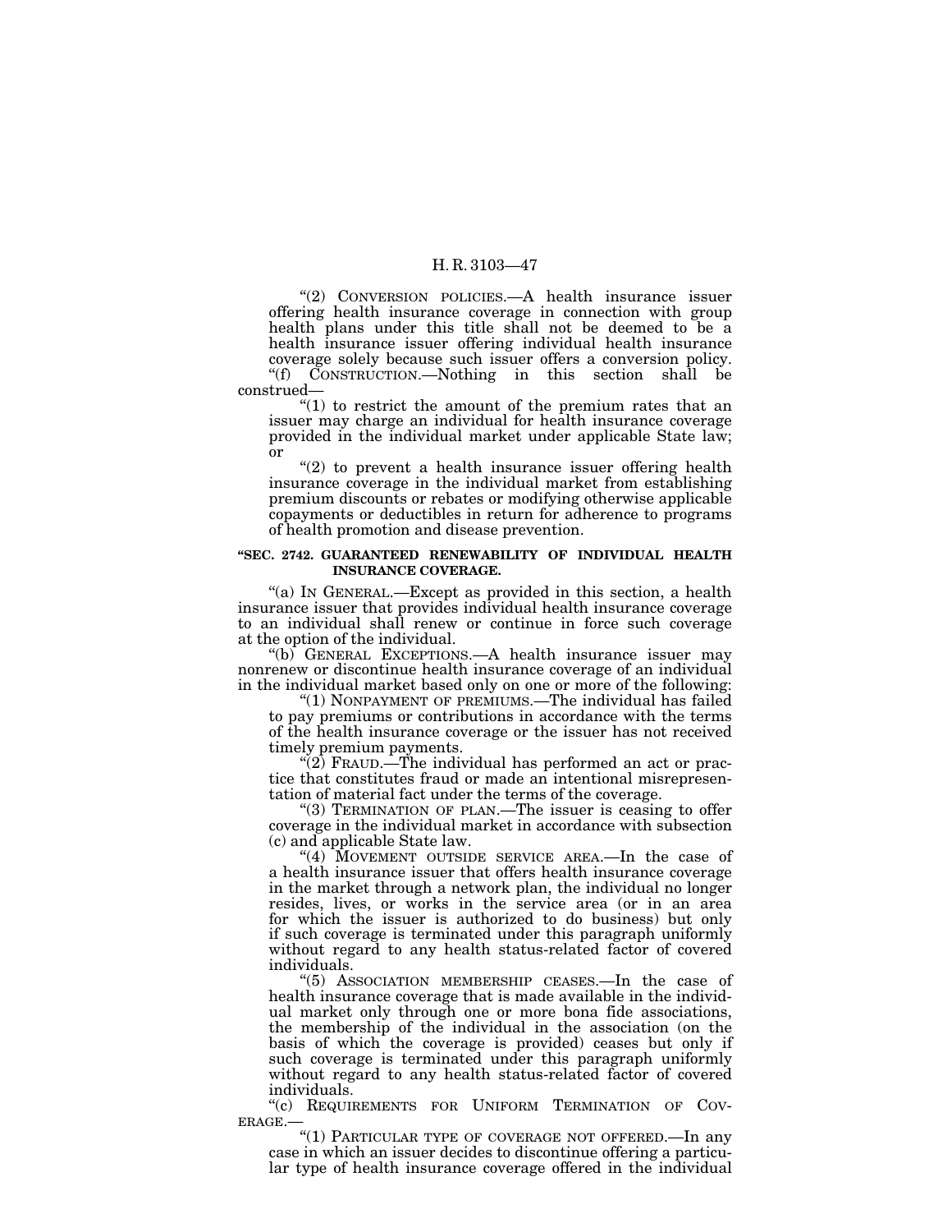"(2) CONVERSION POLICIES.—A health insurance issuer offering health insurance coverage in connection with group health plans under this title shall not be deemed to be a health insurance issuer offering individual health insurance coverage solely because such issuer offers a conversion policy.

"(f) CONSTRUCTION.—Nothing in this section shall be construed—

"(1) to restrict the amount of the premium rates that an issuer may charge an individual for health insurance coverage provided in the individual market under applicable State law; or

"(2) to prevent a health insurance issuer offering health insurance coverage in the individual market from establishing premium discounts or rebates or modifying otherwise applicable copayments or deductibles in return for adherence to programs of health promotion and disease prevention.

### "SEC. 2742. GUARANTEED RENEWABILITY OF INDIVIDUAL HEALTH INSURANCE COVERAGE.

"(a) IN GENERAL.—Except as provided in this section, a health insurance issuer that provides individual health insurance coverage to an individual shall renew or continue in force such coverage at the option of the individual.

"(b) GENERAL EXCEPTIONS.—A health insurance issuer may nonrenew or discontinue health insurance coverage of an individual in the individual market based only on one or more of the following:

"(1) NONPAYMENT OF PREMIUMS.—The individual has failed to pay premiums or contributions in accordance with the terms of the health insurance coverage or the issuer has not received timely premium payments.

"(2) FRAUD.—The individual has performed an act or practice that constitutes fraud or made an intentional misrepresentation of material fact under the terms of the coverage.

"(3) TERMINATION OF PLAN.—The issuer is ceasing to offer coverage in the individual market in accordance with subsection (c) and applicable State law.

"(4) MOVEMENT OUTSIDE SERVICE AREA.—In the case of a health insurance issuer that offers health insurance coverage in the market through a network plan, the individual no longer resides, lives, or works in the service area (or in an area for which the issuer is authorized to do business) but only if such coverage is terminated under this paragraph uniformly without regard to any health status-related factor of covered individuals.

"(5) ASSOCIATION MEMBERSHIP CEASES.—In the case of health insurance coverage that is made available in the individual market only through one or more bona fide associations, the membership of the individual in the association (on the basis of which the coverage is provided) ceases but only if such coverage is terminated under this paragraph uniformly without regard to any health status-related factor of covered individuals.

"(c) REQUIREMENTS FOR UNIFORM TERMINATION OF COVERAGE.—

"(1) PARTICULAR TYPE OF COVERAGE NOT OFFERED.—In any case in which an issuer decides to discontinue offering a particular type of health insurance coverage offered in the individual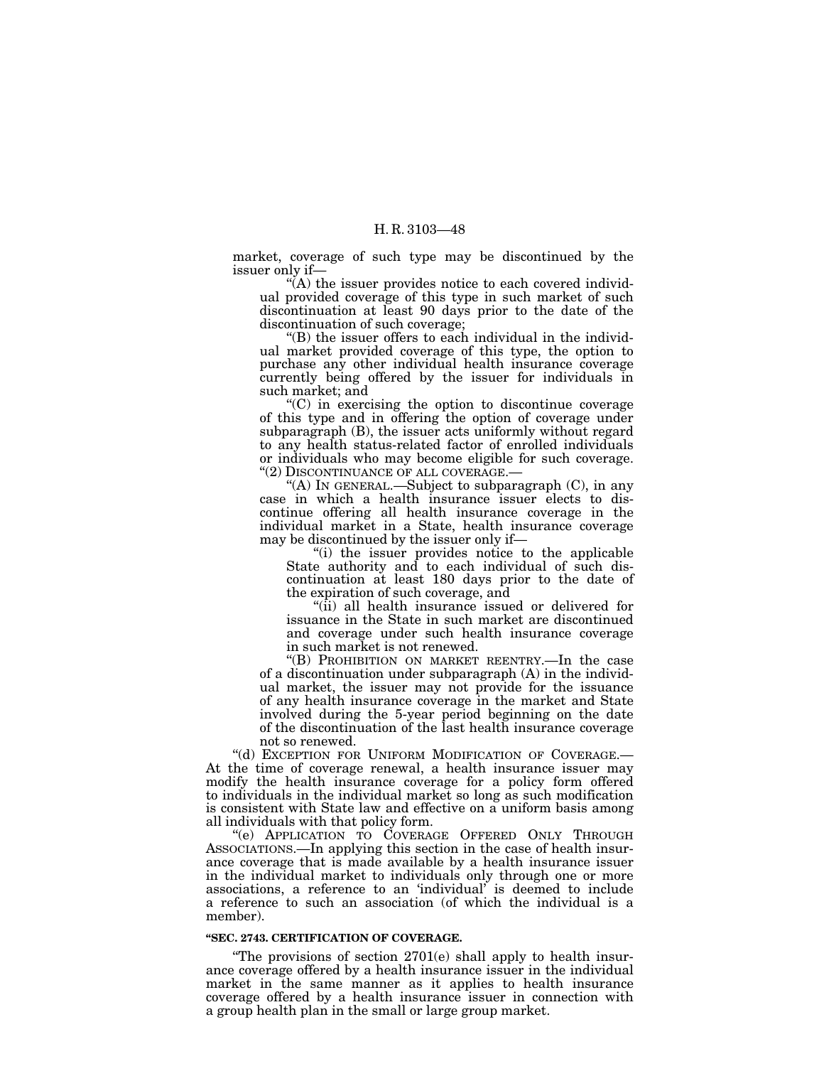market, coverage of such type may be discontinued by the issuer only if—

"(A) the issuer provides notice to each covered individual provided coverage of this type in such market of such discontinuation at least 90 days prior to the date of the discontinuation of such coverage;

"(B) the issuer offers to each individual in the individual market provided coverage of this type, the option to purchase any other individual health insurance coverage currently being offered by the issuer for individuals in such market; and

"(C) in exercising the option to discontinue coverage of this type and in offering the option of coverage under subparagraph (B), the issuer acts uniformly without regard to any health status-related factor of enrolled individuals or individuals who may become eligible for such coverage.

"(2) DISCONTINUANCE OF ALL COVERAGE.—

"(A) IN GENERAL.—Subject to subparagraph (C), in any case in which a health insurance issuer elects to discontinue offering all health insurance coverage in the individual market in a State, health insurance coverage may be discontinued by the issuer only if—

"(i) the issuer provides notice to the applicable State authority and to each individual of such discontinuation at least 180 days prior to the date of the expiration of such coverage, and

"(ii) all health insurance issued or delivered for issuance in the State in such market are discontinued and coverage under such health insurance coverage in such market is not renewed.

"(B) PROHIBITION ON MARKET REENTRY.—In the case of a discontinuation under subparagraph (A) in the individual market, the issuer may not provide for the issuance of any health insurance coverage in the market and State involved during the 5-year period beginning on the date of the discontinuation of the last health insurance coverage not so renewed.

"(d) EXCEPTION FOR UNIFORM MODIFICATION OF COVERAGE.—At the time of coverage renewal, a health insurance issuer may modify the health insurance coverage for a policy form offered to individuals in the individual market so long as such modification is consistent with State law and effective on a uniform basis among all individuals with that policy form.

"(e) APPLICATION TO COVERAGE OFFERED ONLY THROUGH ASSOCIATIONS.—In applying this section in the case of health insurance coverage that is made available by a health insurance issuer in the individual market to individuals only through one or more associations, a reference to an 'individual' is deemed to include a reference to such an association (of which the individual is a member).

**"SEC. 2743. CERTIFICATION OF COVERAGE.**

"The provisions of section 2701(e) shall apply to health insurance coverage offered by a health insurance issuer in the individual market in the same manner as it applies to health insurance coverage offered by a health insurance issuer in connection with a group health plan in the small or large group market.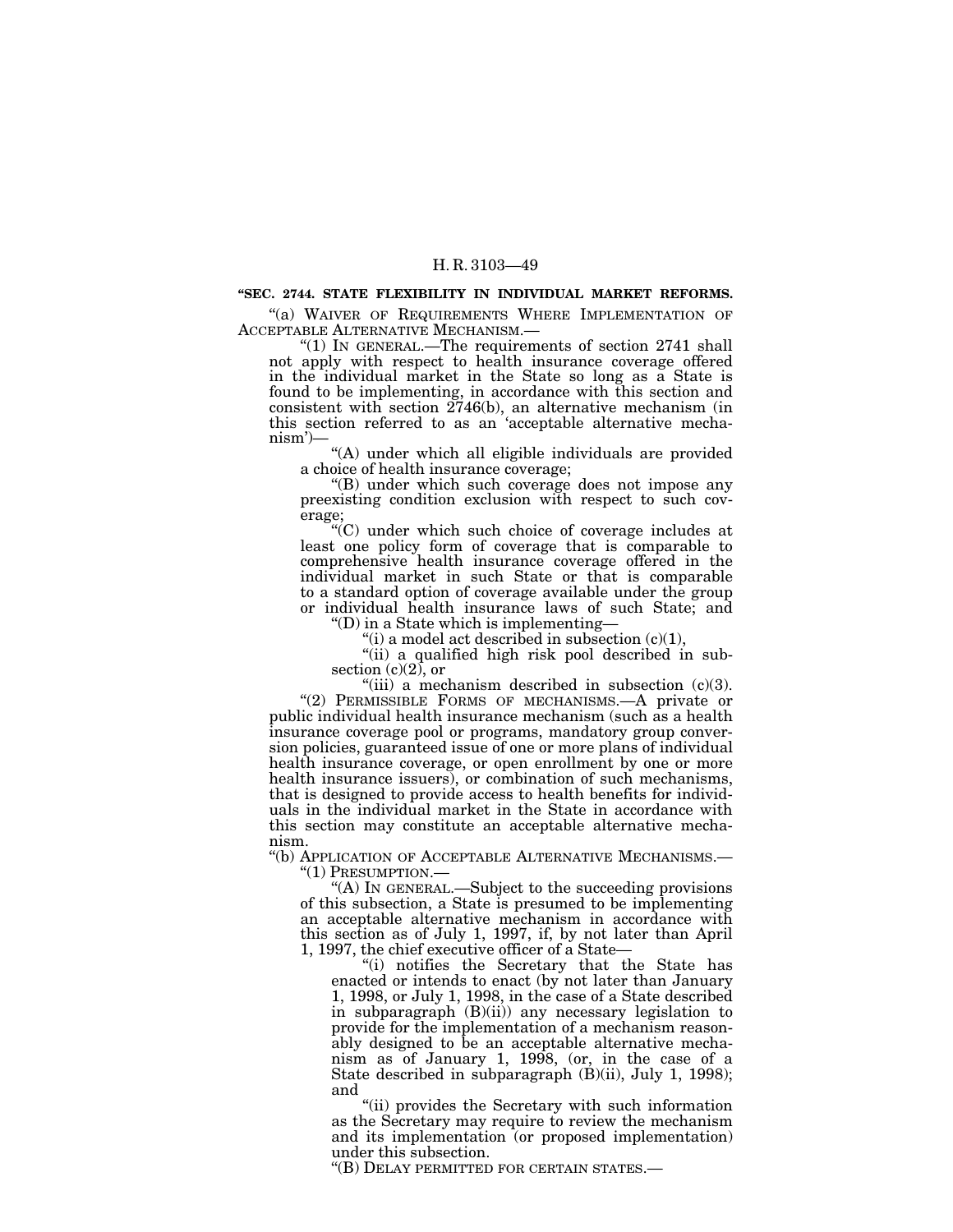**"SEC. 2744. STATE FLEXIBILITY IN INDIVIDUAL MARKET REFORMS.**

"(a) WAIVER OF REQUIREMENTS WHERE IMPLEMENTATION OF ACCEPTABLE ALTERNATIVE MECHANISM.—

"(1) IN GENERAL.—The requirements of section 2741 shall not apply with respect to health insurance coverage offered in the individual market in the State so long as a State is found to be implementing, in accordance with this section and consistent with section 2746(b), an alternative mechanism (in this section referred to as an 'acceptable alternative mechanism')—

"(A) under which all eligible individuals are provided a choice of health insurance coverage;

"(B) under which such coverage does not impose any preexisting condition exclusion with respect to such coverage;

"(C) under which such choice of coverage includes at least one policy form of coverage that is comparable to comprehensive health insurance coverage offered in the individual market in such State or that is comparable to a standard option of coverage available under the group or individual health insurance laws of such State; and

"(D) in a State which is implementing—

"(i) a model act described in subsection (c)(1),

"(ii) a qualified high risk pool described in subsection (c)(2), or

"(iii) a mechanism described in subsection (c)(3).

"(2) PERMISSIBLE FORMS OF MECHANISMS.—A private or public individual health insurance mechanism (such as a health insurance coverage pool or programs, mandatory group conversion policies, guaranteed issue of one or more plans of individual health insurance coverage, or open enrollment by one or more health insurance issuers), or combination of such mechanisms, that is designed to provide access to health benefits for individuals in the individual market in the State in accordance with this section may constitute an acceptable alternative mechanism.

"(b) APPLICATION OF ACCEPTABLE ALTERNATIVE MECHANISMS.—

"(1) PRESUMPTION.—

"(A) IN GENERAL.—Subject to the succeeding provisions of this subsection, a State is presumed to be implementing an acceptable alternative mechanism in accordance with this section as of July 1, 1997, if, by not later than April 1, 1997, the chief executive officer of a State—

"(i) notifies the Secretary that the State has enacted or intends to enact (by not later than January 1, 1998, or July 1, 1998, in the case of a State described in subparagraph (B)(ii)) any necessary legislation to provide for the implementation of a mechanism reasonably designed to be an acceptable alternative mechanism as of January 1, 1998, (or, in the case of a State described in subparagraph (B)(ii), July 1, 1998); and

"(ii) provides the Secretary with such information as the Secretary may require to review the mechanism and its implementation (or proposed implementation) under this subsection.

"(B) DELAY PERMITTED FOR CERTAIN STATES.—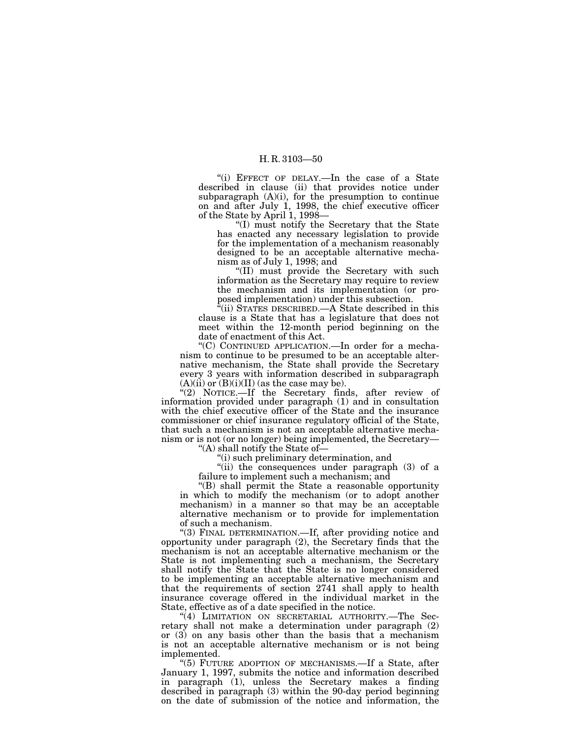"(i) EFFECT OF DELAY.—In the case of a State described in clause (ii) that provides notice under subparagraph (A)(i), for the presumption to continue on and after July 1, 1998, the chief executive officer of the State by April 1, 1998—

"(I) must notify the Secretary that the State has enacted any necessary legislation to provide for the implementation of a mechanism reasonably designed to be an acceptable alternative mechanism as of July 1, 1998; and

"(II) must provide the Secretary with such information as the Secretary may require to review the mechanism and its implementation (or proposed implementation) under this subsection.

"(ii) STATES DESCRIBED.—A State described in this clause is a State that has a legislature that does not meet within the 12-month period beginning on the date of enactment of this Act.

"(C) CONTINUED APPLICATION.—In order for a mechanism to continue to be presumed to be an acceptable alternative mechanism, the State shall provide the Secretary every 3 years with information described in subparagraph (A)(ii) or (B)(i)(II) (as the case may be).

"(2) NOTICE.—If the Secretary finds, after review of information provided under paragraph (1) and in consultation with the chief executive officer of the State and the insurance commissioner or chief insurance regulatory official of the State, that such a mechanism is not an acceptable alternative mechanism or is not (or no longer) being implemented, the Secretary—

"(A) shall notify the State of—

"(i) such preliminary determination, and

"(ii) the consequences under paragraph (3) of a failure to implement such a mechanism; and

"(B) shall permit the State a reasonable opportunity in which to modify the mechanism (or to adopt another mechanism) in a manner so that may be an acceptable alternative mechanism or to provide for implementation of such a mechanism.

"(3) FINAL DETERMINATION.—If, after providing notice and opportunity under paragraph (2), the Secretary finds that the mechanism is not an acceptable alternative mechanism or the State is not implementing such a mechanism, the Secretary shall notify the State that the State is no longer considered to be implementing an acceptable alternative mechanism and that the requirements of section 2741 shall apply to health insurance coverage offered in the individual market in the State, effective as of a date specified in the notice.

"(4) LIMITATION ON SECRETARIAL AUTHORITY.—The Secretary shall not make a determination under paragraph (2) or (3) on any basis other than the basis that a mechanism is not an acceptable alternative mechanism or is not being implemented.

"(5) FUTURE ADOPTION OF MECHANISMS.—If a State, after January 1, 1997, submits the notice and information described in paragraph (1), unless the Secretary makes a finding described in paragraph (3) within the 90-day period beginning on the date of submission of the notice and information, the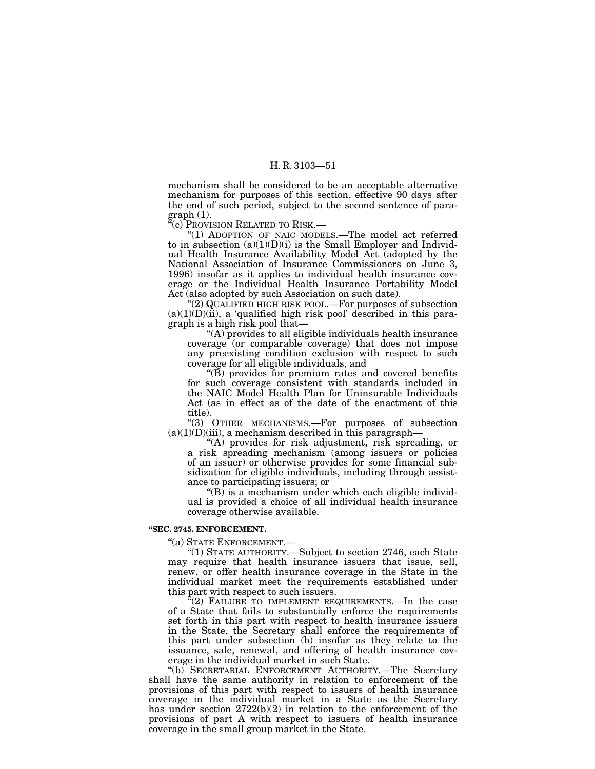mechanism shall be considered to be an acceptable alternative mechanism for purposes of this section, effective 90 days after the end of such period, subject to the second sentence of paragraph (1).

"(c) PROVISION RELATED TO RISK.—

"(1) ADOPTION OF NAIC MODELS.—The model act referred to in subsection (a)(1)(D)(i) is the Small Employer and Individual Health Insurance Availability Model Act (adopted by the National Association of Insurance Commissioners on June 3, 1996) insofar as it applies to individual health insurance coverage or the Individual Health Insurance Portability Model Act (also adopted by such Association on such date).

"(2) QUALIFIED HIGH RISK POOL.—For purposes of subsection (a)(1)(D)(ii), a 'qualified high risk pool' described in this paragraph is a high risk pool that—

"(A) provides to all eligible individuals health insurance coverage (or comparable coverage) that does not impose any preexisting condition exclusion with respect to such coverage for all eligible individuals, and

"(B) provides for premium rates and covered benefits for such coverage consistent with standards included in the NAIC Model Health Plan for Uninsurable Individuals Act (as in effect as of the date of the enactment of this title).

"(3) OTHER MECHANISMS.—For purposes of subsection (a)(1)(D)(iii), a mechanism described in this paragraph—

"(A) provides for risk adjustment, risk spreading, or a risk spreading mechanism (among issuers or policies of an issuer) or otherwise provides for some financial subsidization for eligible individuals, including through assistance to participating issuers; or

"(B) is a mechanism under which each eligible individual is provided a choice of all individual health insurance coverage otherwise available.

**"SEC. 2745. ENFORCEMENT.**

"(a) STATE ENFORCEMENT.—

"(1) STATE AUTHORITY.—Subject to section 2746, each State may require that health insurance issuers that issue, sell, renew, or offer health insurance coverage in the State in the individual market meet the requirements established under this part with respect to such issuers.

"(2) FAILURE TO IMPLEMENT REQUIREMENTS.—In the case of a State that fails to substantially enforce the requirements set forth in this part with respect to health insurance issuers in the State, the Secretary shall enforce the requirements of this part under subsection (b) insofar as they relate to the issuance, sale, renewal, and offering of health insurance coverage in the individual market in such State.

"(b) SECRETARIAL ENFORCEMENT AUTHORITY.—The Secretary shall have the same authority in relation to enforcement of the provisions of this part with respect to issuers of health insurance coverage in the individual market in a State as the Secretary has under section 2722(b)(2) in relation to the enforcement of the provisions of part A with respect to issuers of health insurance coverage in the small group market in the State.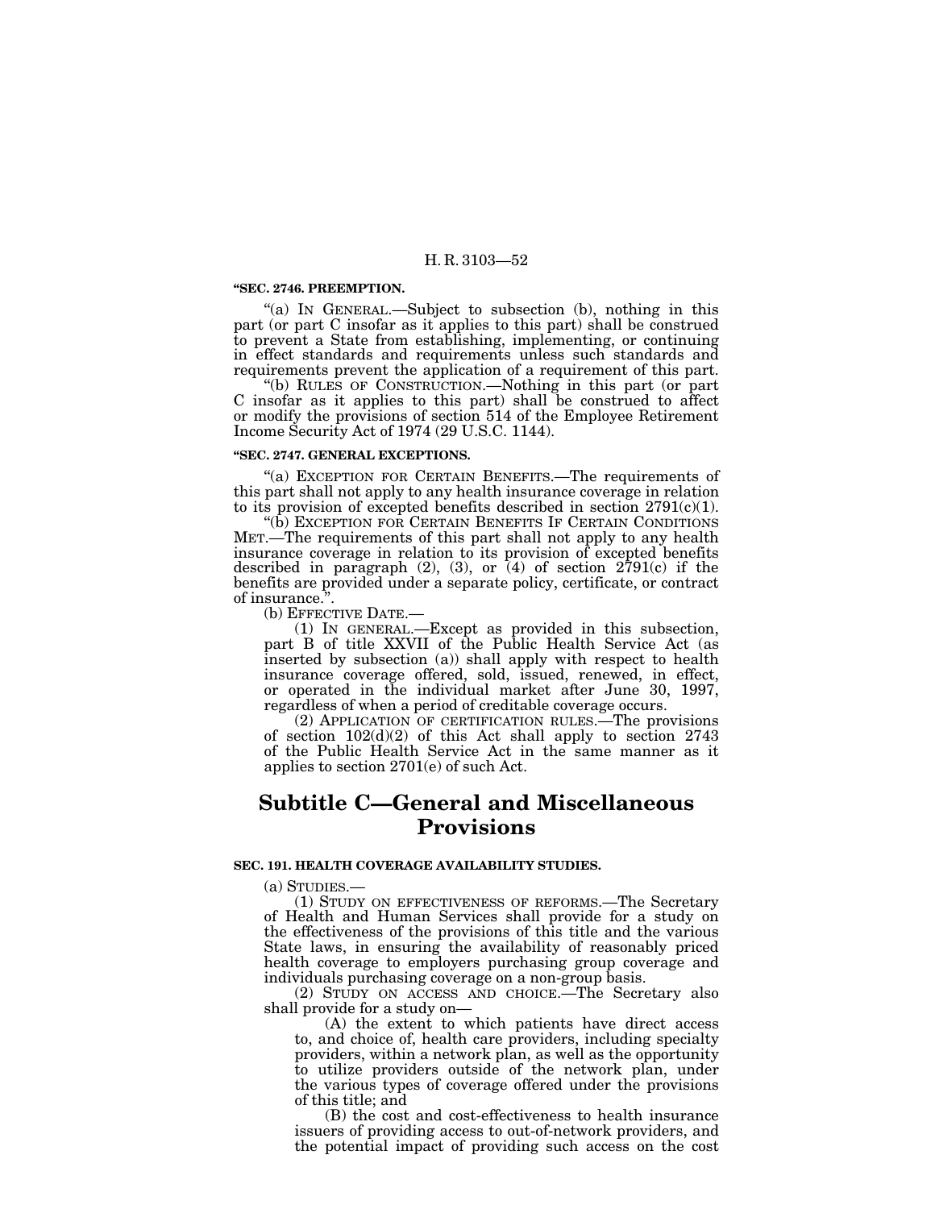**"SEC. 2746. PREEMPTION.**

"(a) IN GENERAL.—Subject to subsection (b), nothing in this part (or part C insofar as it applies to this part) shall be construed to prevent a State from establishing, implementing, or continuing in effect standards and requirements unless such standards and requirements prevent the application of a requirement of this part.

"(b) RULES OF CONSTRUCTION.—Nothing in this part (or part C insofar as it applies to this part) shall be construed to affect or modify the provisions of section 514 of the Employee Retirement Income Security Act of 1974 (29 U.S.C. 1144).

**"SEC. 2747. GENERAL EXCEPTIONS.**

"(a) EXCEPTION FOR CERTAIN BENEFITS.—The requirements of this part shall not apply to any health insurance coverage in relation to its provision of excepted benefits described in section 2791(c)(1).

"(b) EXCEPTION FOR CERTAIN BENEFITS IF CERTAIN CONDITIONS MET.—The requirements of this part shall not apply to any health insurance coverage in relation to its provision of excepted benefits described in paragraph (2), (3), or (4) of section 2791(c) if the benefits are provided under a separate policy, certificate, or contract of insurance.".

(b) EFFECTIVE DATE.—

(1) IN GENERAL.—Except as provided in this subsection, part B of title XXVII of the Public Health Service Act (as inserted by subsection (a)) shall apply with respect to health insurance coverage offered, sold, issued, renewed, in effect, or operated in the individual market after June 30, 1997, regardless of when a period of creditable coverage occurs.

(2) APPLICATION OF CERTIFICATION RULES.—The provisions of section 102(d)(2) of this Act shall apply to section 2743 of the Public Health Service Act in the same manner as it applies to section 2701(e) of such Act.

## Subtitle C—General and Miscellaneous Provisions

**SEC. 191. HEALTH COVERAGE AVAILABILITY STUDIES.**

(a) STUDIES.—

(1) STUDY ON EFFECTIVENESS OF REFORMS.—The Secretary of Health and Human Services shall provide for a study on the effectiveness of the provisions of this title and the various State laws, in ensuring the availability of reasonably priced health coverage to employers purchasing group coverage and individuals purchasing coverage on a non-group basis.

(2) STUDY ON ACCESS AND CHOICE.—The Secretary also shall provide for a study on—

(A) the extent to which patients have direct access to, and choice of, health care providers, including specialty providers, within a network plan, as well as the opportunity to utilize providers outside of the network plan, under the various types of coverage offered under the provisions of this title; and

(B) the cost and cost-effectiveness to health insurance issuers of providing access to out-of-network providers, and the potential impact of providing such access on the cost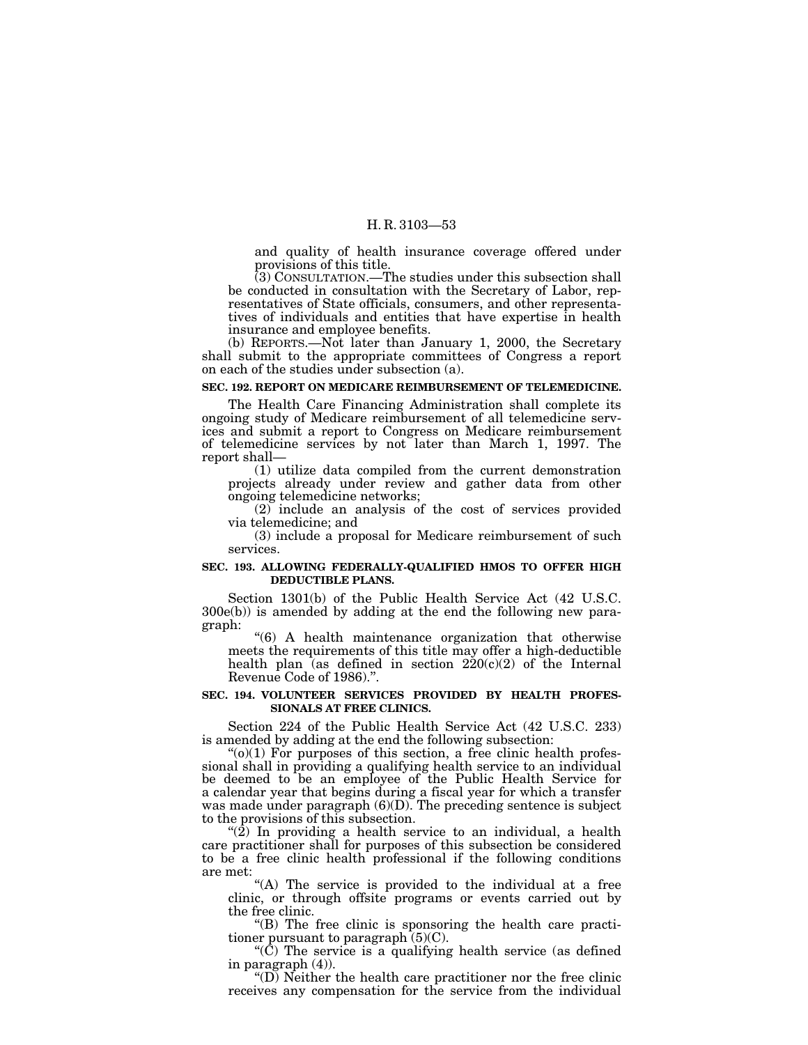and quality of health insurance coverage offered under provisions of this title.

(3) CONSULTATION.—The studies under this subsection shall be conducted in consultation with the Secretary of Labor, representatives of State officials, consumers, and other representatives of individuals and entities that have expertise in health insurance and employee benefits.

(b) REPORTS.—Not later than January 1, 2000, the Secretary shall submit to the appropriate committees of Congress a report on each of the studies under subsection (a).

**SEC. 192. REPORT ON MEDICARE REIMBURSEMENT OF TELEMEDICINE.**

The Health Care Financing Administration shall complete its ongoing study of Medicare reimbursement of all telemedicine services and submit a report to Congress on Medicare reimbursement of telemedicine services by not later than March 1, 1997. The report shall—

(1) utilize data compiled from the current demonstration projects already under review and gather data from other ongoing telemedicine networks;

(2) include an analysis of the cost of services provided via telemedicine; and

(3) include a proposal for Medicare reimbursement of such services.

**SEC. 193. ALLOWING FEDERALLY-QUALIFIED HMOS TO OFFER HIGH DEDUCTIBLE PLANS.**

Section 1301(b) of the Public Health Service Act (42 U.S.C. 300e(b)) is amended by adding at the end the following new paragraph:

"(6) A health maintenance organization that otherwise meets the requirements of this title may offer a high-deductible health plan (as defined in section 220(c)(2) of the Internal Revenue Code of 1986).".

**SEC. 194. VOLUNTEER SERVICES PROVIDED BY HEALTH PROFESSIONALS AT FREE CLINICS.**

Section 224 of the Public Health Service Act (42 U.S.C. 233) is amended by adding at the end the following subsection:

"(o)(1) For purposes of this section, a free clinic health professional shall in providing a qualifying health service to an individual be deemed to be an employee of the Public Health Service for a calendar year that begins during a fiscal year for which a transfer was made under paragraph (6)(D). The preceding sentence is subject to the provisions of this subsection.

"(2) In providing a health service to an individual, a health care practitioner shall for purposes of this subsection be considered to be a free clinic health professional if the following conditions are met:

"(A) The service is provided to the individual at a free clinic, or through offsite programs or events carried out by the free clinic.

"(B) The free clinic is sponsoring the health care practitioner pursuant to paragraph (5)(C).

"(C) The service is a qualifying health service (as defined in paragraph (4)).

"(D) Neither the health care practitioner nor the free clinic receives any compensation for the service from the individual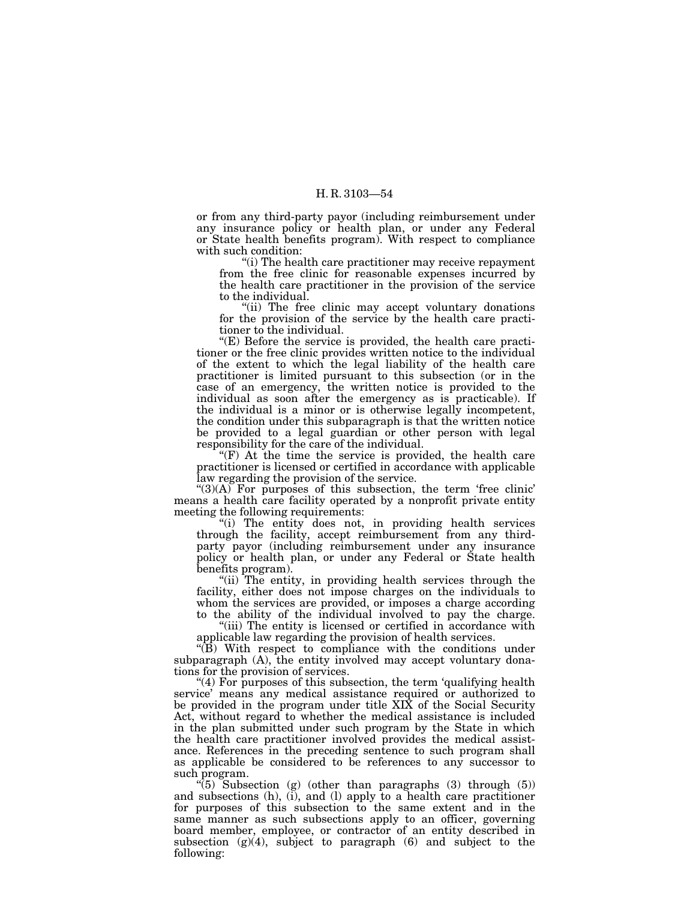or from any third-party payor (including reimbursement under any insurance policy or health plan, or under any Federal or State health benefits program). With respect to compliance with such condition:

"(i) The health care practitioner may receive repayment from the free clinic for reasonable expenses incurred by the health care practitioner in the provision of the service to the individual.

"(ii) The free clinic may accept voluntary donations for the provision of the service by the health care practitioner to the individual.

"(E) Before the service is provided, the health care practitioner or the free clinic provides written notice to the individual of the extent to which the legal liability of the health care practitioner is limited pursuant to this subsection (or in the case of an emergency, the written notice is provided to the individual as soon after the emergency as is practicable). If the individual is a minor or is otherwise legally incompetent, the condition under this subparagraph is that the written notice be provided to a legal guardian or other person with legal responsibility for the care of the individual.

"(F) At the time the service is provided, the health care practitioner is licensed or certified in accordance with applicable law regarding the provision of the service.

"(3)(A) For purposes of this subsection, the term 'free clinic' means a health care facility operated by a nonprofit private entity meeting the following requirements:

"(i) The entity does not, in providing health services through the facility, accept reimbursement from any third-party payor (including reimbursement under any insurance policy or health plan, or under any Federal or State health benefits program).

"(ii) The entity, in providing health services through the facility, either does not impose charges on the individuals to whom the services are provided, or imposes a charge according to the ability of the individual involved to pay the charge.

"(iii) The entity is licensed or certified in accordance with applicable law regarding the provision of health services.

"(B) With respect to compliance with the conditions under subparagraph (A), the entity involved may accept voluntary donations for the provision of services.

"(4) For purposes of this subsection, the term 'qualifying health service' means any medical assistance required or authorized to be provided in the program under title XIX of the Social Security Act, without regard to whether the medical assistance is included in the plan submitted under such program by the State in which the health care practitioner involved provides the medical assistance. References in the preceding sentence to such program shall as applicable be considered to be references to any successor to such program.

"(5) Subsection (g) (other than paragraphs (3) through (5)) and subsections (h), (i), and (l) apply to a health care practitioner for purposes of this subsection to the same extent and in the same manner as such subsections apply to an officer, governing board member, employee, or contractor of an entity described in subsection (g)(4), subject to paragraph (6) and subject to the following: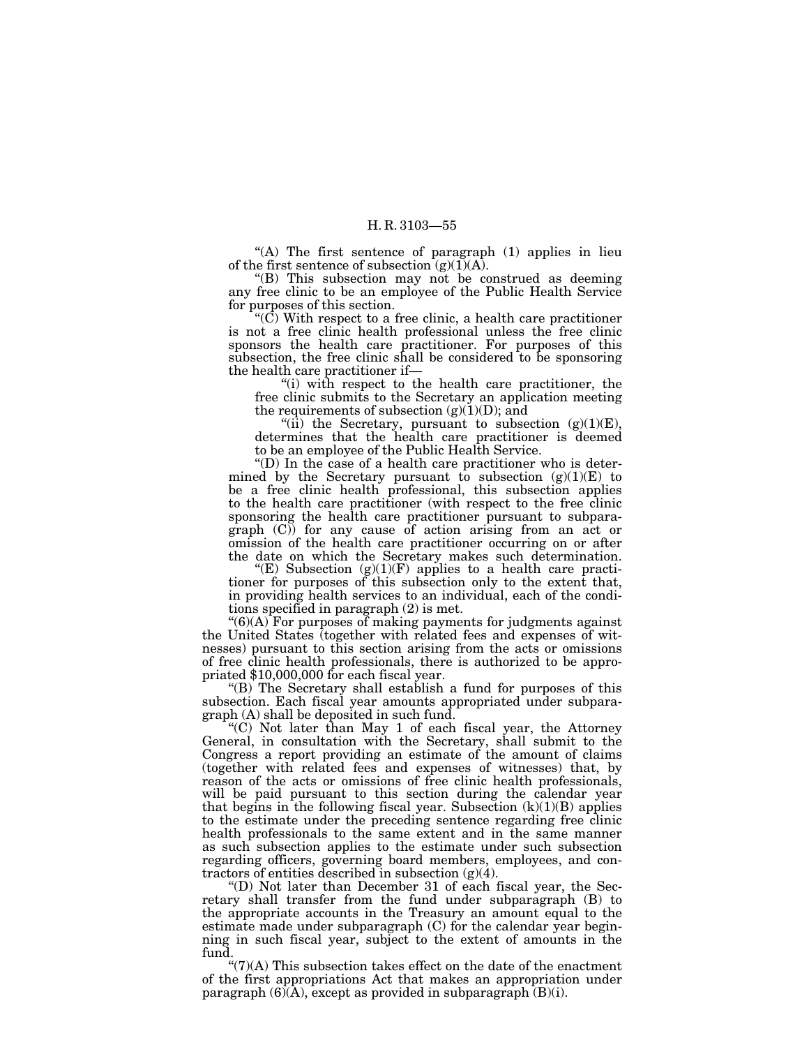"(A) The first sentence of paragraph (1) applies in lieu of the first sentence of subsection (g)(1)(A).

"(B) This subsection may not be construed as deeming any free clinic to be an employee of the Public Health Service for purposes of this section.

"(C) With respect to a free clinic, a health care practitioner is not a free clinic health professional unless the free clinic sponsors the health care practitioner. For purposes of this subsection, the free clinic shall be considered to be sponsoring the health care practitioner if—

"(i) with respect to the health care practitioner, the free clinic submits to the Secretary an application meeting the requirements of subsection (g)(1)(D); and

"(ii) the Secretary, pursuant to subsection (g)(1)(E), determines that the health care practitioner is deemed to be an employee of the Public Health Service.

"(D) In the case of a health care practitioner who is determined by the Secretary pursuant to subsection (g)(1)(E) to be a free clinic health professional, this subsection applies to the health care practitioner (with respect to the free clinic sponsoring the health care practitioner pursuant to subparagraph (C)) for any cause of action arising from an act or omission of the health care practitioner occurring on or after the date on which the Secretary makes such determination.

"(E) Subsection (g)(1)(F) applies to a health care practitioner for purposes of this subsection only to the extent that, in providing health services to an individual, each of the conditions specified in paragraph (2) is met.

"(6)(A) For purposes of making payments for judgments against the United States (together with related fees and expenses of witnesses) pursuant to this section arising from the acts or omissions of free clinic health professionals, there is authorized to be appropriated $10,000,000 for each fiscal year.

"(B) The Secretary shall establish a fund for purposes of this subsection. Each fiscal year amounts appropriated under subparagraph (A) shall be deposited in such fund.

"(C) Not later than May 1 of each fiscal year, the Attorney General, in consultation with the Secretary, shall submit to the Congress a report providing an estimate of the amount of claims (together with related fees and expenses of witnesses) that, by reason of the acts or omissions of free clinic health professionals, will be paid pursuant to this section during the calendar year that begins in the following fiscal year. Subsection (k)(1)(B) applies to the estimate under the preceding sentence regarding free clinic health professionals to the same extent and in the same manner as such subsection applies to the estimate under such subsection regarding officers, governing board members, employees, and contractors of entities described in subsection (g)(4).

"(D) Not later than December 31 of each fiscal year, the Secretary shall transfer from the fund under subparagraph (B) to the appropriate accounts in the Treasury an amount equal to the estimate made under subparagraph (C) for the calendar year beginning in such fiscal year, subject to the extent of amounts in the fund.

"(7)(A) This subsection takes effect on the date of the enactment of the first appropriations Act that makes an appropriation under paragraph (6)(A), except as provided in subparagraph (B)(i).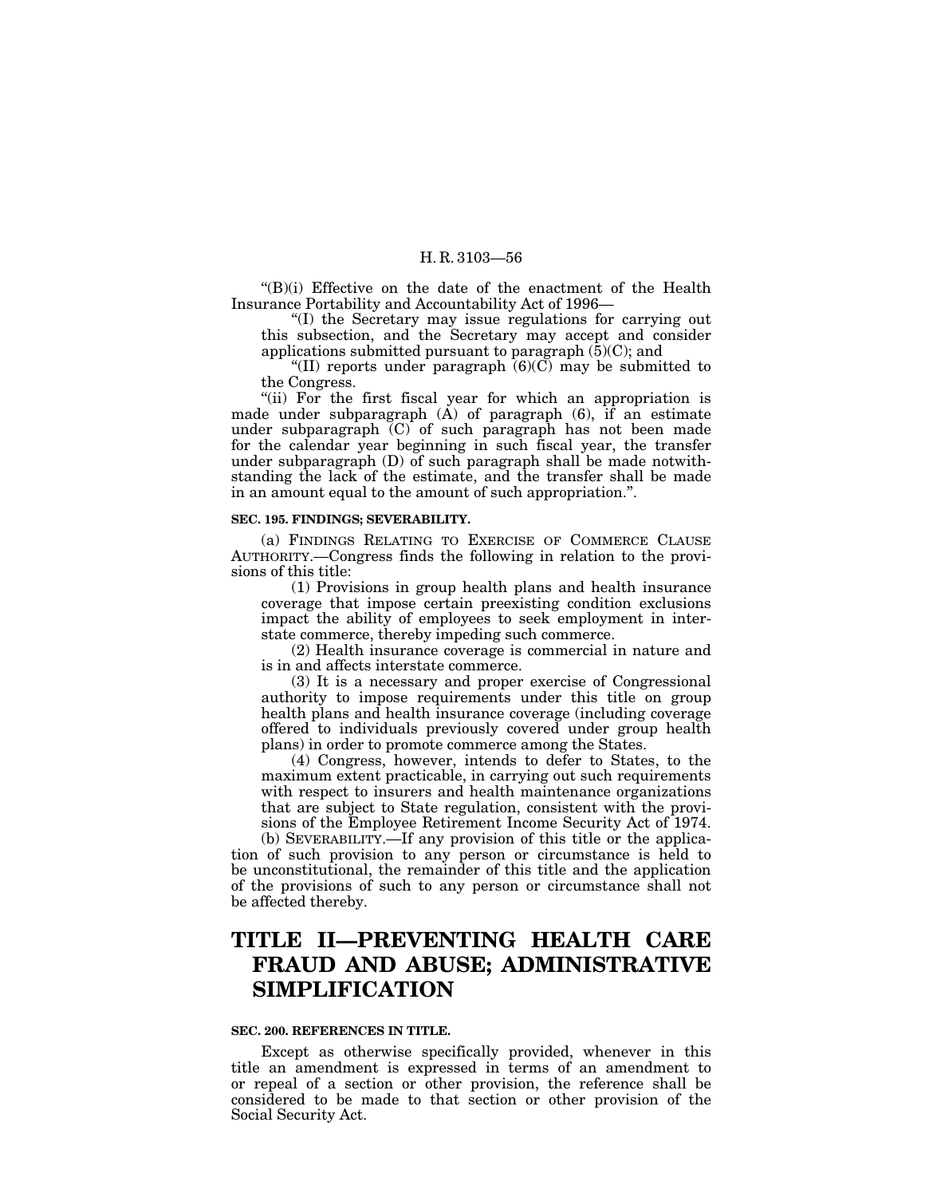"(B)(i) Effective on the date of the enactment of the Health Insurance Portability and Accountability Act of 1996—

"(I) the Secretary may issue regulations for carrying out this subsection, and the Secretary may accept and consider applications submitted pursuant to paragraph (5)(C); and

"(II) reports under paragraph (6)(C) may be submitted to the Congress.

"(ii) For the first fiscal year for which an appropriation is made under subparagraph (A) of paragraph (6), if an estimate under subparagraph (C) of such paragraph has not been made for the calendar year beginning in such fiscal year, the transfer under subparagraph (D) of such paragraph shall be made notwithstanding the lack of the estimate, and the transfer shall be made in an amount equal to the amount of such appropriation.".

#### SEC. 195. FINDINGS; SEVERABILITY.

(a) FINDINGS RELATING TO EXERCISE OF COMMERCE CLAUSE AUTHORITY.—Congress finds the following in relation to the provisions of this title:

(1) Provisions in group health plans and health insurance coverage that impose certain preexisting condition exclusions impact the ability of employees to seek employment in interstate commerce, thereby impeding such commerce.

(2) Health insurance coverage is commercial in nature and is in and affects interstate commerce.

(3) It is a necessary and proper exercise of Congressional authority to impose requirements under this title on group health plans and health insurance coverage (including coverage offered to individuals previously covered under group health plans) in order to promote commerce among the States.

(4) Congress, however, intends to defer to States, to the maximum extent practicable, in carrying out such requirements with respect to insurers and health maintenance organizations that are subject to State regulation, consistent with the provisions of the Employee Retirement Income Security Act of 1974.

(b) SEVERABILITY.—If any provision of this title or the application of such provision to any person or circumstance is held to be unconstitutional, the remainder of this title and the application of the provisions of such to any person or circumstance shall not be affected thereby.

# TITLE II—PREVENTING HEALTH CARE FRAUD AND ABUSE; ADMINISTRATIVE SIMPLIFICATION

#### SEC. 200. REFERENCES IN TITLE.

Except as otherwise specifically provided, whenever in this title an amendment is expressed in terms of an amendment to or repeal of a section or other provision, the reference shall be considered to be made to that section or other provision of the Social Security Act.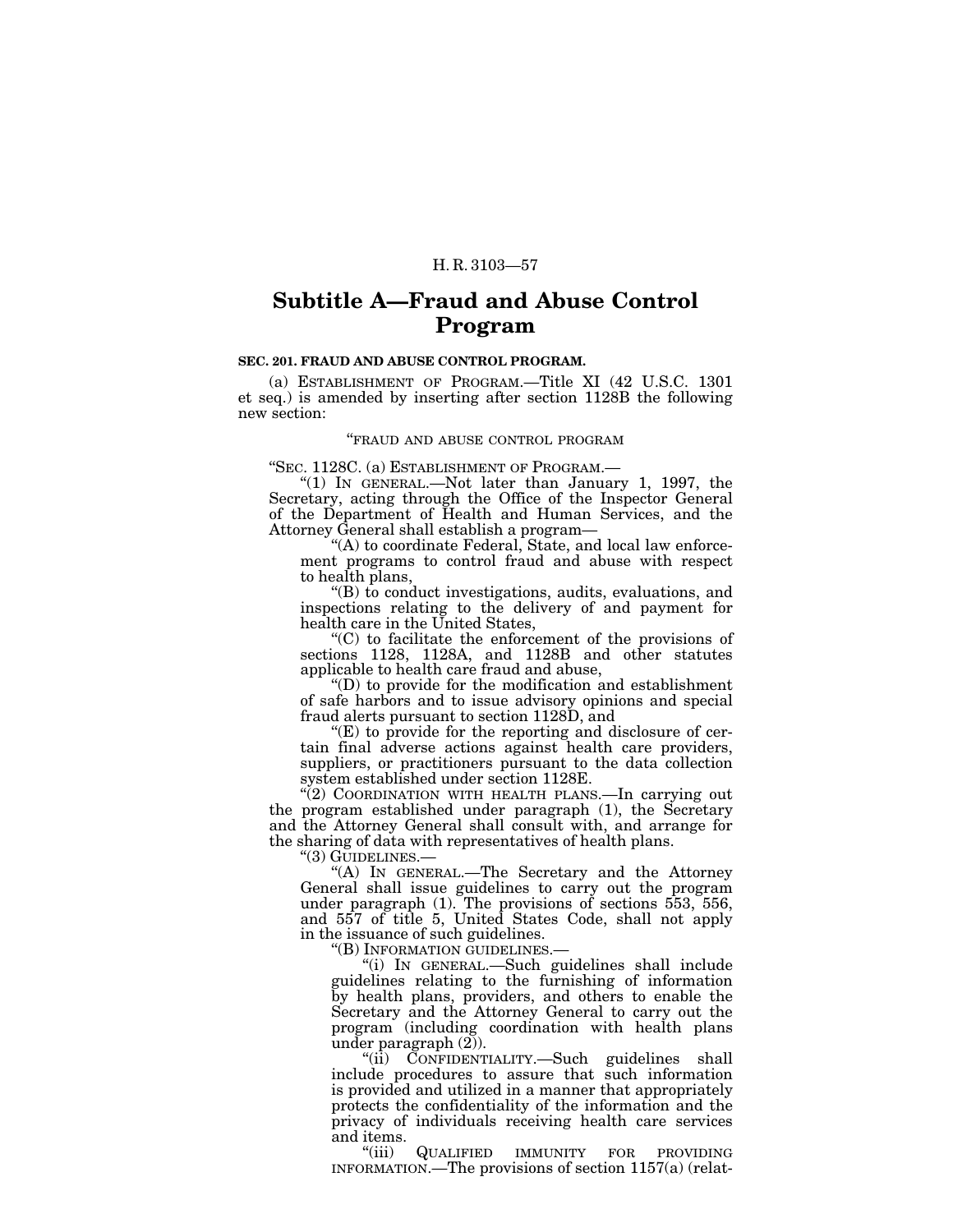## Subtitle A—Fraud and Abuse Control Program

**SEC. 201. FRAUD AND ABUSE CONTROL PROGRAM.**

(a) ESTABLISHMENT OF PROGRAM.—Title XI (42 U.S.C. 1301 et seq.) is amended by inserting after section 1128B the following new section:

"FRAUD AND ABUSE CONTROL PROGRAM

"SEC. 1128C. (a) ESTABLISHMENT OF PROGRAM.—

"(1) IN GENERAL.—Not later than January 1, 1997, the Secretary, acting through the Office of the Inspector General of the Department of Health and Human Services, and the Attorney General shall establish a program—

"(A) to coordinate Federal, State, and local law enforcement programs to control fraud and abuse with respect to health plans,

"(B) to conduct investigations, audits, evaluations, and inspections relating to the delivery of and payment for health care in the United States,

"(C) to facilitate the enforcement of the provisions of sections 1128, 1128A, and 1128B and other statutes applicable to health care fraud and abuse,

"(D) to provide for the modification and establishment of safe harbors and to issue advisory opinions and special fraud alerts pursuant to section 1128D, and

"(E) to provide for the reporting and disclosure of certain final adverse actions against health care providers, suppliers, or practitioners pursuant to the data collection system established under section 1128E.

"(2) COORDINATION WITH HEALTH PLANS.—In carrying out the program established under paragraph (1), the Secretary and the Attorney General shall consult with, and arrange for the sharing of data with representatives of health plans.

"(3) GUIDELINES.—

"(A) IN GENERAL.—The Secretary and the Attorney General shall issue guidelines to carry out the program under paragraph (1). The provisions of sections 553, 556, and 557 of title 5, United States Code, shall not apply in the issuance of such guidelines.

"(B) INFORMATION GUIDELINES.—

"(i) IN GENERAL.—Such guidelines shall include guidelines relating to the furnishing of information by health plans, providers, and others to enable the Secretary and the Attorney General to carry out the program (including coordination with health plans under paragraph (2)).

"(ii) CONFIDENTIALITY.—Such guidelines shall include procedures to assure that such information is provided and utilized in a manner that appropriately protects the confidentiality of the information and the privacy of individuals receiving health care services and items.

"(iii) QUALIFIED IMMUNITY FOR PROVIDING INFORMATION.—The provisions of section 1157(a) (relat-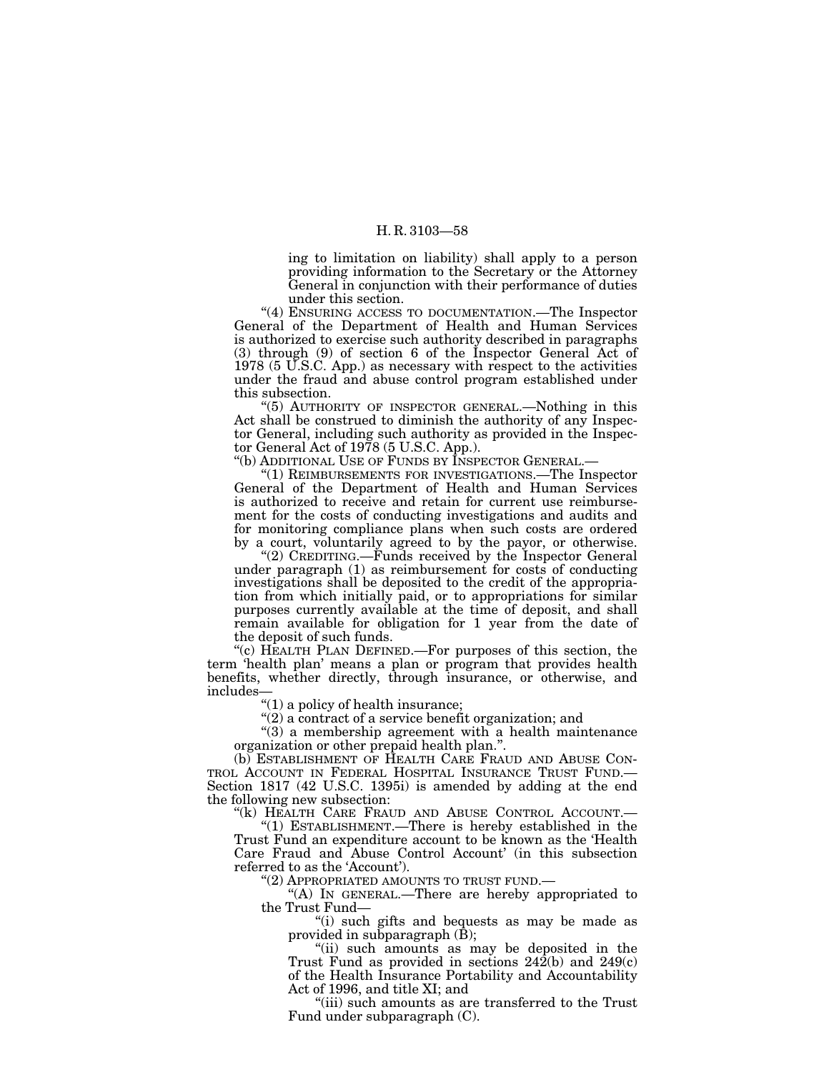ing to limitation on liability) shall apply to a person providing information to the Secretary or the Attorney General in conjunction with their performance of duties under this section.

"(4) ENSURING ACCESS TO DOCUMENTATION.—The Inspector General of the Department of Health and Human Services is authorized to exercise such authority described in paragraphs (3) through (9) of section 6 of the Inspector General Act of 1978 (5 U.S.C. App.) as necessary with respect to the activities under the fraud and abuse control program established under this subsection.

"(5) AUTHORITY OF INSPECTOR GENERAL.—Nothing in this Act shall be construed to diminish the authority of any Inspector General, including such authority as provided in the Inspector General Act of 1978 (5 U.S.C. App.).

"(b) ADDITIONAL USE OF FUNDS BY INSPECTOR GENERAL.—

"(1) REIMBURSEMENTS FOR INVESTIGATIONS.—The Inspector General of the Department of Health and Human Services is authorized to receive and retain for current use reimbursement for the costs of conducting investigations and audits and for monitoring compliance plans when such costs are ordered by a court, voluntarily agreed to by the payor, or otherwise.

"(2) CREDITING.—Funds received by the Inspector General under paragraph (1) as reimbursement for costs of conducting investigations shall be deposited to the credit of the appropriation from which initially paid, or to appropriations for similar purposes currently available at the time of deposit, and shall remain available for obligation for 1 year from the date of the deposit of such funds.

"(c) HEALTH PLAN DEFINED.—For purposes of this section, the term 'health plan' means a plan or program that provides health benefits, whether directly, through insurance, or otherwise, and includes—

"(1) a policy of health insurance;

"(2) a contract of a service benefit organization; and

"(3) a membership agreement with a health maintenance organization or other prepaid health plan.".

(b) ESTABLISHMENT OF HEALTH CARE FRAUD AND ABUSE CONTROL ACCOUNT IN FEDERAL HOSPITAL INSURANCE TRUST FUND.—Section 1817 (42 U.S.C. 1395i) is amended by adding at the end the following new subsection:

"(k) HEALTH CARE FRAUD AND ABUSE CONTROL ACCOUNT.—

"(1) ESTABLISHMENT.—There is hereby established in the Trust Fund an expenditure account to be known as the 'Health Care Fraud and Abuse Control Account' (in this subsection referred to as the 'Account').

"(2) APPROPRIATED AMOUNTS TO TRUST FUND.—

"(A) IN GENERAL.—There are hereby appropriated to the Trust Fund—

"(i) such gifts and bequests as may be made as provided in subparagraph (B);

"(ii) such amounts as may be deposited in the Trust Fund as provided in sections 242(b) and 249(c) of the Health Insurance Portability and Accountability Act of 1996, and title XI; and

"(iii) such amounts as are transferred to the Trust Fund under subparagraph (C).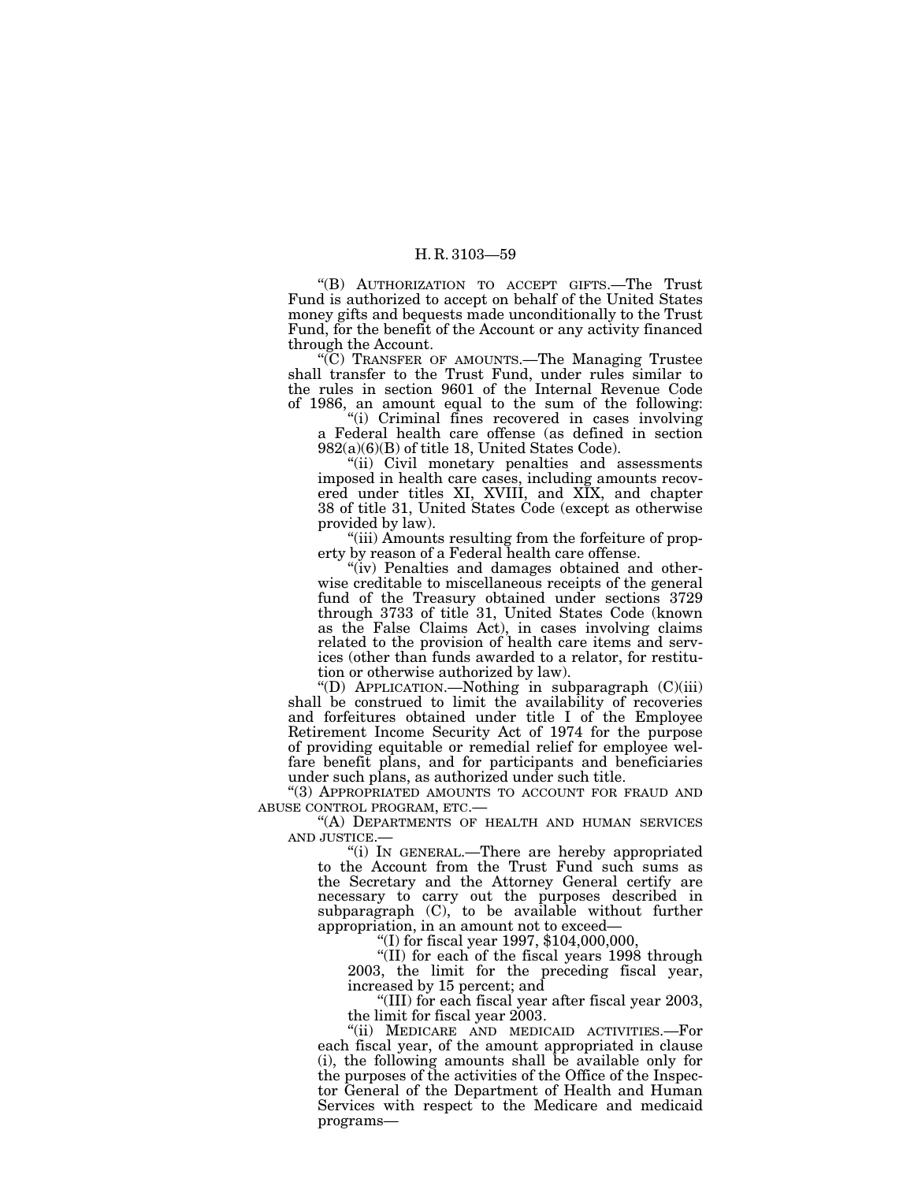"(B) AUTHORIZATION TO ACCEPT GIFTS.—The Trust Fund is authorized to accept on behalf of the United States money gifts and bequests made unconditionally to the Trust Fund, for the benefit of the Account or any activity financed through the Account.

"(C) TRANSFER OF AMOUNTS.—The Managing Trustee shall transfer to the Trust Fund, under rules similar to the rules in section 9601 of the Internal Revenue Code of 1986, an amount equal to the sum of the following:

"(i) Criminal fines recovered in cases involving a Federal health care offense (as defined in section 982(a)(6)(B) of title 18, United States Code).

"(ii) Civil monetary penalties and assessments imposed in health care cases, including amounts recovered under titles XI, XVIII, and XIX, and chapter 38 of title 31, United States Code (except as otherwise provided by law).

"(iii) Amounts resulting from the forfeiture of property by reason of a Federal health care offense.

"(iv) Penalties and damages obtained and otherwise creditable to miscellaneous receipts of the general fund of the Treasury obtained under sections 3729 through 3733 of title 31, United States Code (known as the False Claims Act), in cases involving claims related to the provision of health care items and services (other than funds awarded to a relator, for restitution or otherwise authorized by law).

"(D) APPLICATION.—Nothing in subparagraph (C)(iii) shall be construed to limit the availability of recoveries and forfeitures obtained under title I of the Employee Retirement Income Security Act of 1974 for the purpose of providing equitable or remedial relief for employee welfare benefit plans, and for participants and beneficiaries under such plans, as authorized under such title.

"(3) APPROPRIATED AMOUNTS TO ACCOUNT FOR FRAUD AND ABUSE CONTROL PROGRAM, ETC.—

"(A) DEPARTMENTS OF HEALTH AND HUMAN SERVICES AND JUSTICE.—

"(i) IN GENERAL.—There are hereby appropriated to the Account from the Trust Fund such sums as the Secretary and the Attorney General certify are necessary to carry out the purposes described in subparagraph (C), to be available without further appropriation, in an amount not to exceed—

"(I) for fiscal year 1997, $104,000,000,

"(II) for each of the fiscal years 1998 through 2003, the limit for the preceding fiscal year, increased by 15 percent; and

"(III) for each fiscal year after fiscal year 2003, the limit for fiscal year 2003.

"(ii) MEDICARE AND MEDICAID ACTIVITIES.—For each fiscal year, of the amount appropriated in clause (i), the following amounts shall be available only for the purposes of the activities of the Office of the Inspector General of the Department of Health and Human Services with respect to the Medicare and medicaid programs—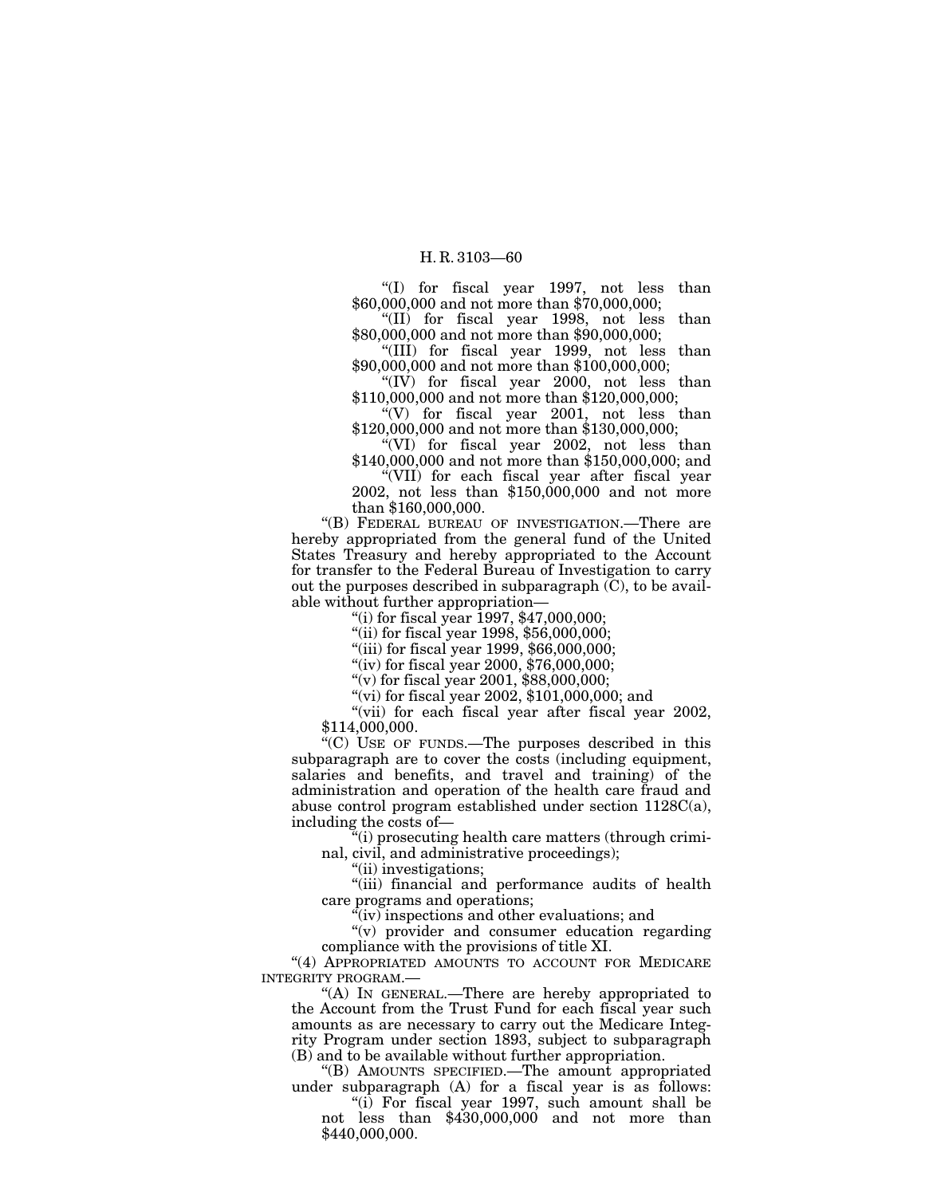"(I) for fiscal year 1997, not less than $60,000,000 and not more than $70,000,000;

"(II) for fiscal year 1998, not less than $80,000,000 and not more than $90,000,000;

"(III) for fiscal year 1999, not less than $90,000,000 and not more than $100,000,000;

"(IV) for fiscal year 2000, not less than $110,000,000 and not more than $120,000,000;

"(V) for fiscal year 2001, not less than $120,000,000 and not more than $130,000,000;

"(VI) for fiscal year 2002, not less than $140,000,000 and not more than $150,000,000; and

"(VII) for each fiscal year after fiscal year 2002, not less than $150,000,000 and not more than $160,000,000.

"(B) FEDERAL BUREAU OF INVESTIGATION.—There are hereby appropriated from the general fund of the United States Treasury and hereby appropriated to the Account for transfer to the Federal Bureau of Investigation to carry out the purposes described in subparagraph (C), to be available without further appropriation—

"(i) for fiscal year 1997, $47,000,000;

"(ii) for fiscal year 1998, $56,000,000;

"(iii) for fiscal year 1999, $66,000,000;

"(iv) for fiscal year 2000, $76,000,000;

"(v) for fiscal year 2001, $88,000,000;

"(vi) for fiscal year 2002, $101,000,000; and

"(vii) for each fiscal year after fiscal year 2002, $114,000,000.

"(C) USE OF FUNDS.—The purposes described in this subparagraph are to cover the costs (including equipment, salaries and benefits, and travel and training) of the administration and operation of the health care fraud and abuse control program established under section 1128C(a), including the costs of—

"(i) prosecuting health care matters (through criminal, civil, and administrative proceedings);

"(ii) investigations;

"(iii) financial and performance audits of health care programs and operations;

"(iv) inspections and other evaluations; and

"(v) provider and consumer education regarding compliance with the provisions of title XI.

"(4) APPROPRIATED AMOUNTS TO ACCOUNT FOR MEDICARE INTEGRITY PROGRAM.—

"(A) IN GENERAL.—There are hereby appropriated to the Account from the Trust Fund for each fiscal year such amounts as are necessary to carry out the Medicare Integrity Program under section 1893, subject to subparagraph (B) and to be available without further appropriation.

"(B) AMOUNTS SPECIFIED.—The amount appropriated under subparagraph (A) for a fiscal year is as follows:

"(i) For fiscal year 1997, such amount shall be not less than $430,000,000 and not more than $440,000,000.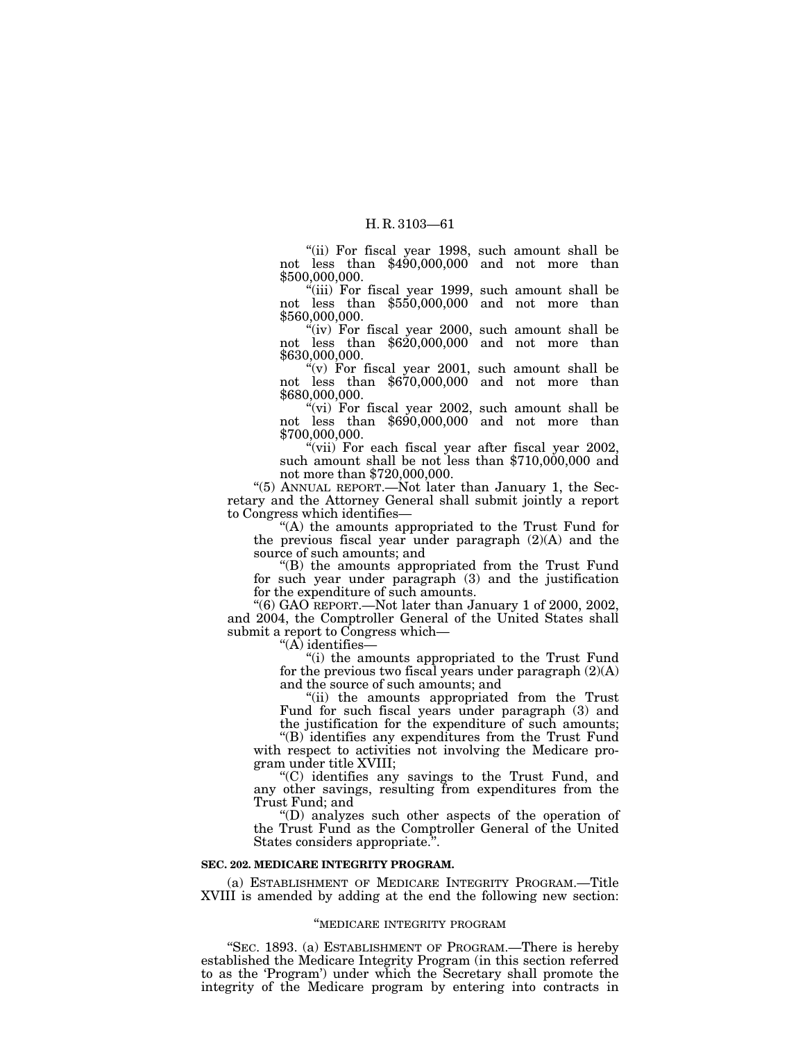"(ii) For fiscal year 1998, such amount shall be not less than $490,000,000 and not more than $500,000,000.

"(iii) For fiscal year 1999, such amount shall be not less than $550,000,000 and not more than $560,000,000.

"(iv) For fiscal year 2000, such amount shall be not less than $620,000,000 and not more than $630,000,000.

"(v) For fiscal year 2001, such amount shall be not less than $670,000,000 and not more than $680,000,000.

"(vi) For fiscal year 2002, such amount shall be not less than $690,000,000 and not more than $700,000,000.

"(vii) For each fiscal year after fiscal year 2002, such amount shall be not less than $710,000,000 and not more than $720,000,000.

"(5) ANNUAL REPORT.—Not later than January 1, the Secretary and the Attorney General shall submit jointly a report to Congress which identifies—

"(A) the amounts appropriated to the Trust Fund for the previous fiscal year under paragraph (2)(A) and the source of such amounts; and

"(B) the amounts appropriated from the Trust Fund for such year under paragraph (3) and the justification for the expenditure of such amounts.

"(6) GAO REPORT.—Not later than January 1 of 2000, 2002, and 2004, the Comptroller General of the United States shall submit a report to Congress which—

"(A) identifies—

"(i) the amounts appropriated to the Trust Fund for the previous two fiscal years under paragraph (2)(A) and the source of such amounts; and

"(ii) the amounts appropriated from the Trust Fund for such fiscal years under paragraph (3) and the justification for the expenditure of such amounts;

"(B) identifies any expenditures from the Trust Fund with respect to activities not involving the Medicare program under title XVIII;

"(C) identifies any savings to the Trust Fund, and any other savings, resulting from expenditures from the Trust Fund; and

"(D) analyzes such other aspects of the operation of the Trust Fund as the Comptroller General of the United States considers appropriate.".

**SEC. 202. MEDICARE INTEGRITY PROGRAM.**

(a) ESTABLISHMENT OF MEDICARE INTEGRITY PROGRAM.—Title XVIII is amended by adding at the end the following new section:

"MEDICARE INTEGRITY PROGRAM

"SEC. 1893. (a) ESTABLISHMENT OF PROGRAM.—There is hereby established the Medicare Integrity Program (in this section referred to as the 'Program') under which the Secretary shall promote the integrity of the Medicare program by entering into contracts in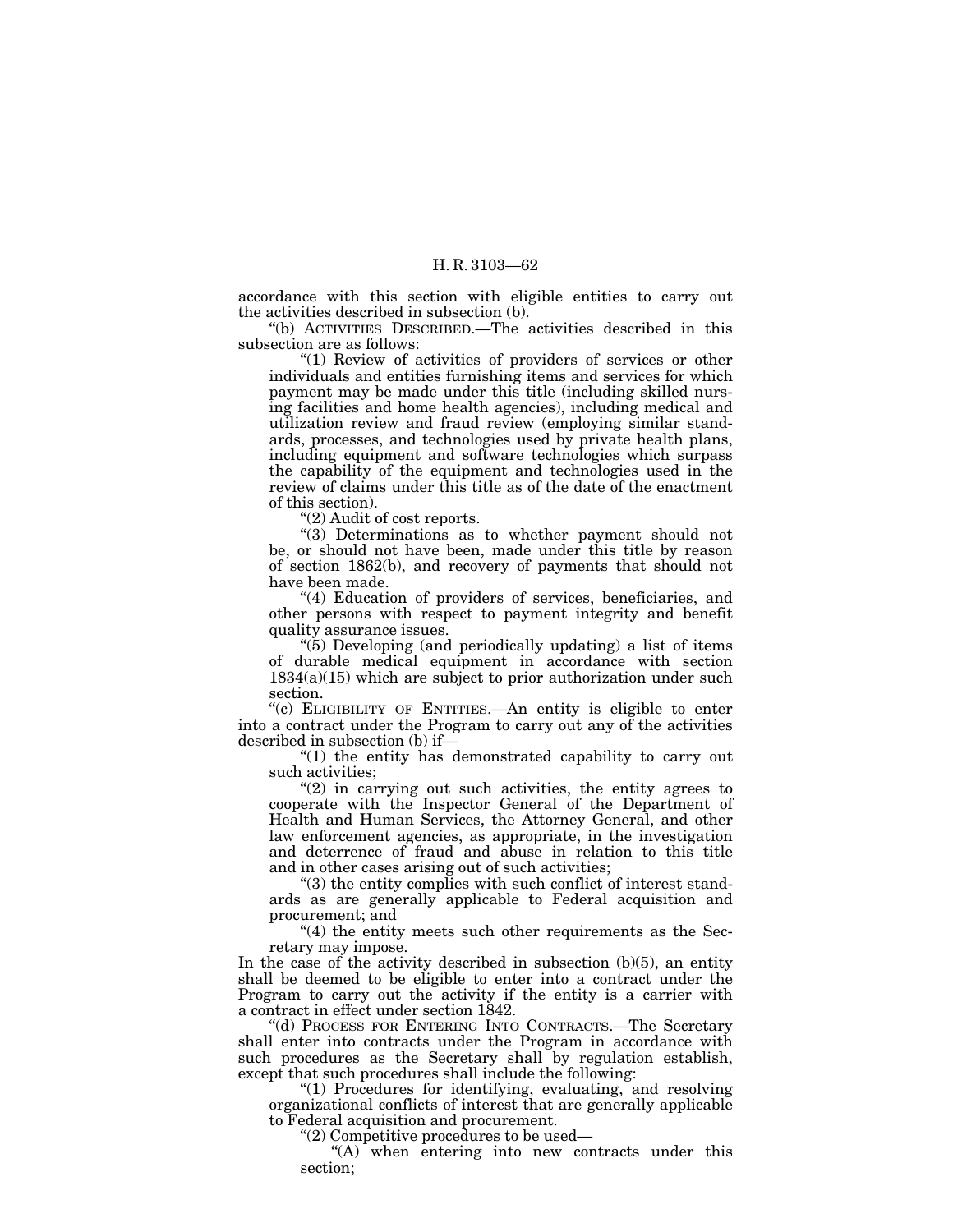accordance with this section with eligible entities to carry out the activities described in subsection (b).

"(b) ACTIVITIES DESCRIBED.—The activities described in this subsection are as follows:

"(1) Review of activities of providers of services or other individuals and entities furnishing items and services for which payment may be made under this title (including skilled nursing facilities and home health agencies), including medical and utilization review and fraud review (employing similar standards, processes, and technologies used by private health plans, including equipment and software technologies which surpass the capability of the equipment and technologies used in the review of claims under this title as of the date of the enactment of this section).

"(2) Audit of cost reports.

"(3) Determinations as to whether payment should not be, or should not have been, made under this title by reason of section 1862(b), and recovery of payments that should not have been made.

"(4) Education of providers of services, beneficiaries, and other persons with respect to payment integrity and benefit quality assurance issues.

"(5) Developing (and periodically updating) a list of items of durable medical equipment in accordance with section 1834(a)(15) which are subject to prior authorization under such section.

"(c) ELIGIBILITY OF ENTITIES.—An entity is eligible to enter into a contract under the Program to carry out any of the activities described in subsection (b) if—

"(1) the entity has demonstrated capability to carry out such activities;

"(2) in carrying out such activities, the entity agrees to cooperate with the Inspector General of the Department of Health and Human Services, the Attorney General, and other law enforcement agencies, as appropriate, in the investigation and deterrence of fraud and abuse in relation to this title and in other cases arising out of such activities;

"(3) the entity complies with such conflict of interest standards as are generally applicable to Federal acquisition and procurement; and

"(4) the entity meets such other requirements as the Secretary may impose.

In the case of the activity described in subsection (b)(5), an entity shall be deemed to be eligible to enter into a contract under the Program to carry out the activity if the entity is a carrier with a contract in effect under section 1842.

"(d) PROCESS FOR ENTERING INTO CONTRACTS.—The Secretary shall enter into contracts under the Program in accordance with such procedures as the Secretary shall by regulation establish, except that such procedures shall include the following:

"(1) Procedures for identifying, evaluating, and resolving organizational conflicts of interest that are generally applicable to Federal acquisition and procurement.

"(2) Competitive procedures to be used—

"(A) when entering into new contracts under this section;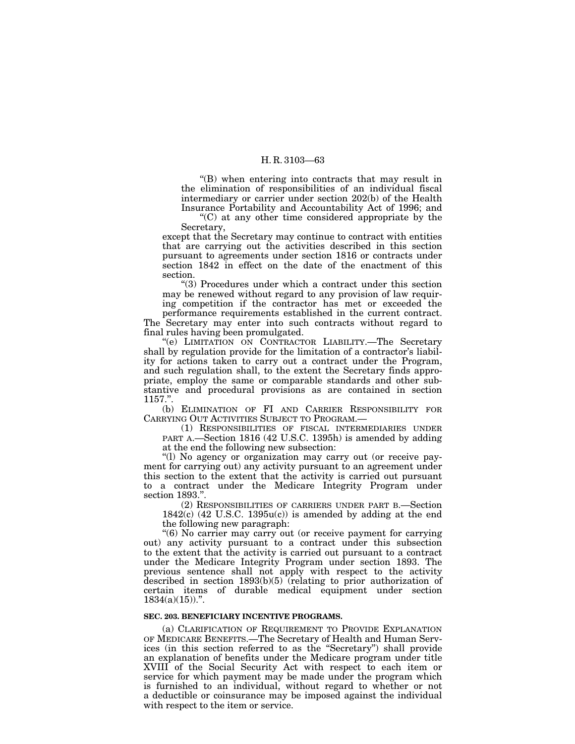"(B) when entering into contracts that may result in the elimination of responsibilities of an individual fiscal intermediary or carrier under section 202(b) of the Health Insurance Portability and Accountability Act of 1996; and

"(C) at any other time considered appropriate by the Secretary,

except that the Secretary may continue to contract with entities that are carrying out the activities described in this section pursuant to agreements under section 1816 or contracts under section 1842 in effect on the date of the enactment of this section.

"(3) Procedures under which a contract under this section may be renewed without regard to any provision of law requiring competition if the contractor has met or exceeded the performance requirements established in the current contract.

The Secretary may enter into such contracts without regard to final rules having been promulgated.

"(e) LIMITATION ON CONTRACTOR LIABILITY.—The Secretary shall by regulation provide for the limitation of a contractor's liability for actions taken to carry out a contract under the Program, and such regulation shall, to the extent the Secretary finds appropriate, employ the same or comparable standards and other substantive and procedural provisions as are contained in section 1157.".

(b) ELIMINATION OF FI AND CARRIER RESPONSIBILITY FOR CARRYING OUT ACTIVITIES SUBJECT TO PROGRAM.—

(1) RESPONSIBILITIES OF FISCAL INTERMEDIARIES UNDER PART A.—Section 1816 (42 U.S.C. 1395h) is amended by adding at the end the following new subsection:

"(l) No agency or organization may carry out (or receive payment for carrying out) any activity pursuant to an agreement under this section to the extent that the activity is carried out pursuant to a contract under the Medicare Integrity Program under section 1893.".

(2) RESPONSIBILITIES OF CARRIERS UNDER PART B.—Section 1842(c) (42 U.S.C. 1395u(c)) is amended by adding at the end the following new paragraph:

"(6) No carrier may carry out (or receive payment for carrying out) any activity pursuant to a contract under this subsection to the extent that the activity is carried out pursuant to a contract under the Medicare Integrity Program under section 1893. The previous sentence shall not apply with respect to the activity described in section 1893(b)(5) (relating to prior authorization of certain items of durable medical equipment under section 1834(a)(15)).".

**SEC. 203. BENEFICIARY INCENTIVE PROGRAMS.**

(a) CLARIFICATION OF REQUIREMENT TO PROVIDE EXPLANATION OF MEDICARE BENEFITS.—The Secretary of Health and Human Services (in this section referred to as the "Secretary") shall provide an explanation of benefits under the Medicare program under title XVIII of the Social Security Act with respect to each item or service for which payment may be made under the program which is furnished to an individual, without regard to whether or not a deductible or coinsurance may be imposed against the individual with respect to the item or service.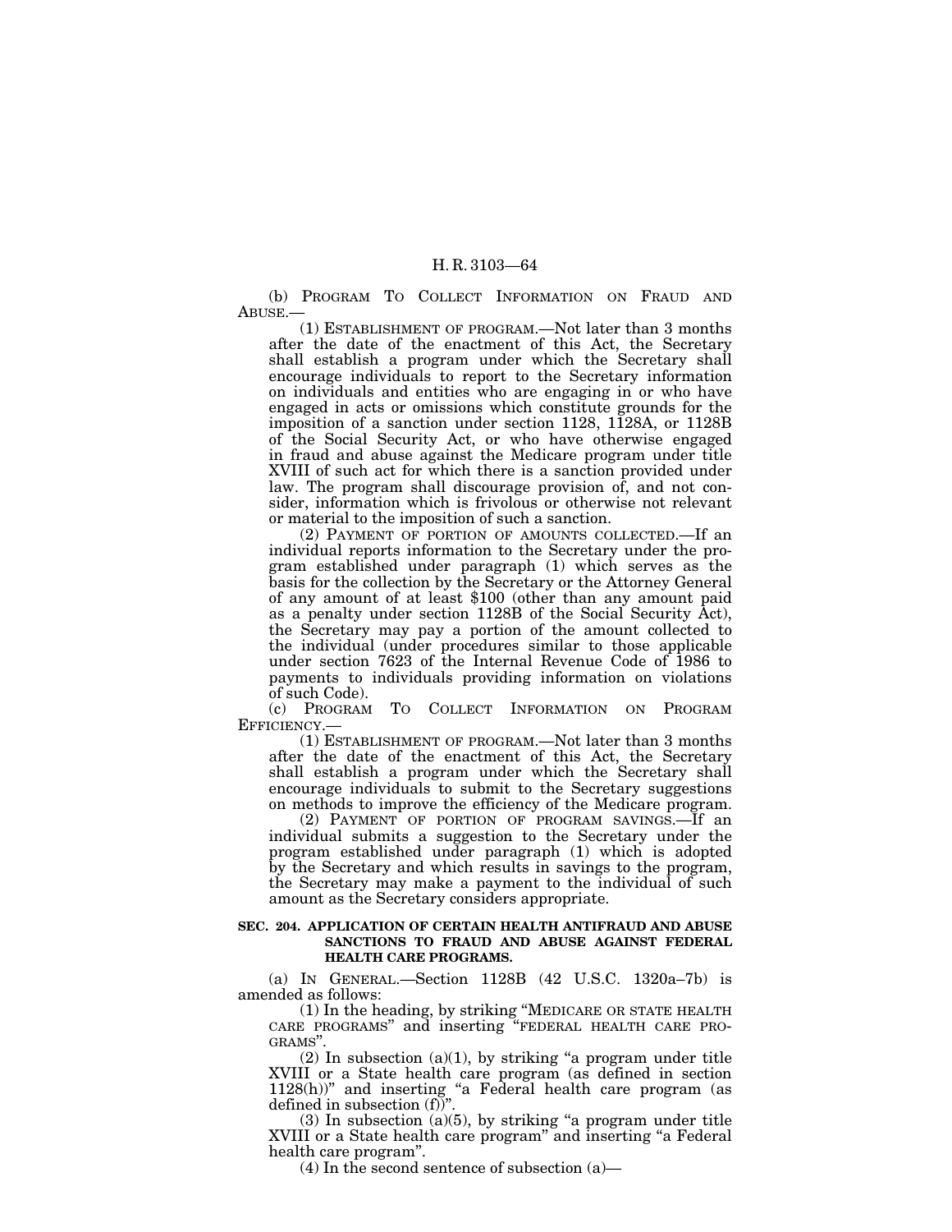(b) PROGRAM TO COLLECT INFORMATION ON FRAUD AND ABUSE.—

(1) ESTABLISHMENT OF PROGRAM.—Not later than 3 months after the date of the enactment of this Act, the Secretary shall establish a program under which the Secretary shall encourage individuals to report to the Secretary information on individuals and entities who are engaging in or who have engaged in acts or omissions which constitute grounds for the imposition of a sanction under section 1128, 1128A, or 1128B of the Social Security Act, or who have otherwise engaged in fraud and abuse against the Medicare program under title XVIII of such act for which there is a sanction provided under law. The program shall discourage provision of, and not consider, information which is frivolous or otherwise not relevant or material to the imposition of such a sanction.

(2) PAYMENT OF PORTION OF AMOUNTS COLLECTED.—If an individual reports information to the Secretary under the program established under paragraph (1) which serves as the basis for the collection by the Secretary or the Attorney General of any amount of at least $100 (other than any amount paid as a penalty under section 1128B of the Social Security Act), the Secretary may pay a portion of the amount collected to the individual (under procedures similar to those applicable under section 7623 of the Internal Revenue Code of 1986 to payments to individuals providing information on violations of such Code).

(c) PROGRAM TO COLLECT INFORMATION ON PROGRAM EFFICIENCY.—

(1) ESTABLISHMENT OF PROGRAM.—Not later than 3 months after the date of the enactment of this Act, the Secretary shall establish a program under which the Secretary shall encourage individuals to submit to the Secretary suggestions on methods to improve the efficiency of the Medicare program.

(2) PAYMENT OF PORTION OF PROGRAM SAVINGS.—If an individual submits a suggestion to the Secretary under the program established under paragraph (1) which is adopted by the Secretary and which results in savings to the program, the Secretary may make a payment to the individual of such amount as the Secretary considers appropriate.

**SEC. 204. APPLICATION OF CERTAIN HEALTH ANTIFRAUD AND ABUSE SANCTIONS TO FRAUD AND ABUSE AGAINST FEDERAL HEALTH CARE PROGRAMS.**

(a) IN GENERAL.—Section 1128B (42 U.S.C. 1320a–7b) is amended as follows:

(1) In the heading, by striking "MEDICARE OR STATE HEALTH CARE PROGRAMS" and inserting "FEDERAL HEALTH CARE PROGRAMS".

(2) In subsection (a)(1), by striking "a program under title XVIII or a State health care program (as defined in section 1128(h))" and inserting "a Federal health care program (as defined in subsection (f))".

(3) In subsection (a)(5), by striking "a program under title XVIII or a State health care program" and inserting "a Federal health care program".

(4) In the second sentence of subsection (a)—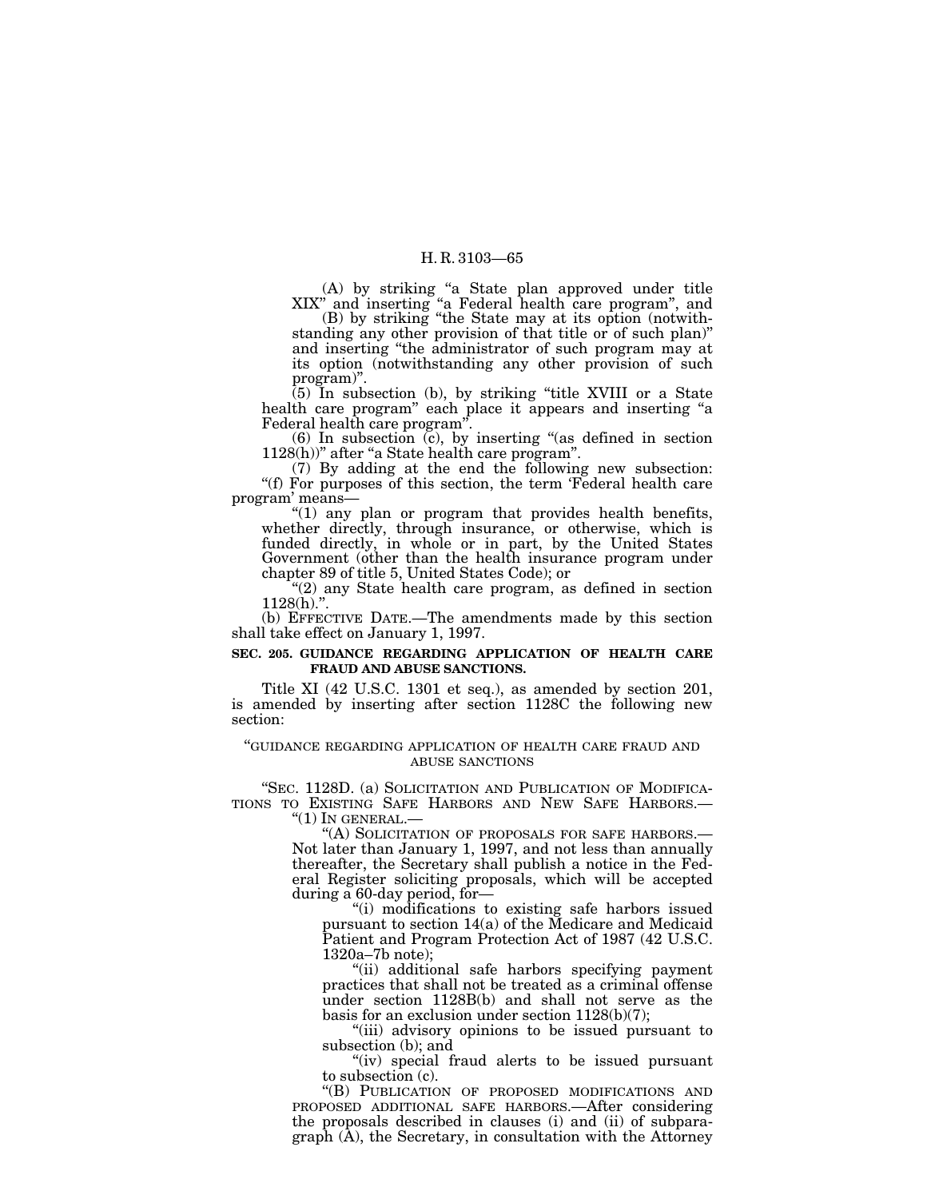(A) by striking "a State plan approved under title XIX" and inserting "a Federal health care program", and

(B) by striking "the State may at its option (notwithstanding any other provision of that title or of such plan)" and inserting "the administrator of such program may at its option (notwithstanding any other provision of such program)".

(5) In subsection (b), by striking "title XVIII or a State health care program" each place it appears and inserting "a Federal health care program".

(6) In subsection (c), by inserting "(as defined in section 1128(h))" after "a State health care program".

(7) By adding at the end the following new subsection:

"(f) For purposes of this section, the term 'Federal health care program' means—

"(1) any plan or program that provides health benefits, whether directly, through insurance, or otherwise, which is funded directly, in whole or in part, by the United States Government (other than the health insurance program under chapter 89 of title 5, United States Code); or

"(2) any State health care program, as defined in section 1128(h).".

(b) EFFECTIVE DATE.—The amendments made by this section shall take effect on January 1, 1997.

**SEC. 205. GUIDANCE REGARDING APPLICATION OF HEALTH CARE FRAUD AND ABUSE SANCTIONS.**

Title XI (42 U.S.C. 1301 et seq.), as amended by section 201, is amended by inserting after section 1128C the following new section:

"GUIDANCE REGARDING APPLICATION OF HEALTH CARE FRAUD AND ABUSE SANCTIONS

"SEC. 1128D. (a) SOLICITATION AND PUBLICATION OF MODIFICATIONS TO EXISTING SAFE HARBORS AND NEW SAFE HARBORS.—

"(1) IN GENERAL.—

"(A) SOLICITATION OF PROPOSALS FOR SAFE HARBORS.—Not later than January 1, 1997, and not less than annually thereafter, the Secretary shall publish a notice in the Federal Register soliciting proposals, which will be accepted during a 60-day period, for—

"(i) modifications to existing safe harbors issued pursuant to section 14(a) of the Medicare and Medicaid Patient and Program Protection Act of 1987 (42 U.S.C. 1320a–7b note);

"(ii) additional safe harbors specifying payment practices that shall not be treated as a criminal offense under section 1128B(b) and shall not serve as the basis for an exclusion under section 1128(b)(7);

"(iii) advisory opinions to be issued pursuant to subsection (b); and

"(iv) special fraud alerts to be issued pursuant to subsection (c).

"(B) PUBLICATION OF PROPOSED MODIFICATIONS AND PROPOSED ADDITIONAL SAFE HARBORS.—After considering the proposals described in clauses (i) and (ii) of subparagraph (A), the Secretary, in consultation with the Attorney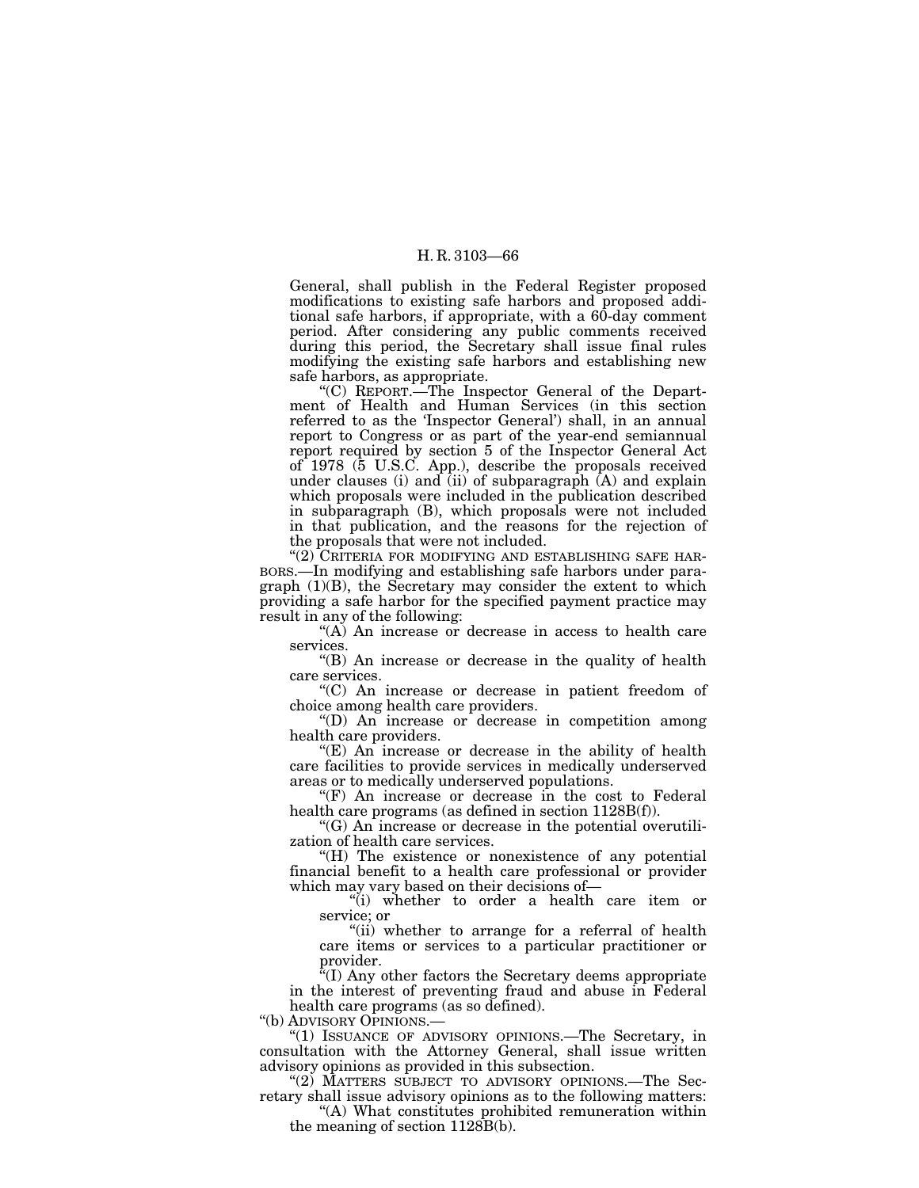General, shall publish in the Federal Register proposed modifications to existing safe harbors and proposed additional safe harbors, if appropriate, with a 60-day comment period. After considering any public comments received during this period, the Secretary shall issue final rules modifying the existing safe harbors and establishing new safe harbors, as appropriate.

"(C) REPORT.—The Inspector General of the Department of Health and Human Services (in this section referred to as the 'Inspector General') shall, in an annual report to Congress or as part of the year-end semiannual report required by section 5 of the Inspector General Act of 1978 (5 U.S.C. App.), describe the proposals received under clauses (i) and (ii) of subparagraph (A) and explain which proposals were included in the publication described in subparagraph (B), which proposals were not included in that publication, and the reasons for the rejection of the proposals that were not included.

"(2) CRITERIA FOR MODIFYING AND ESTABLISHING SAFE HARBORS.—In modifying and establishing safe harbors under paragraph (1)(B), the Secretary may consider the extent to which providing a safe harbor for the specified payment practice may result in any of the following:

"(A) An increase or decrease in access to health care services.

"(B) An increase or decrease in the quality of health care services.

"(C) An increase or decrease in patient freedom of choice among health care providers.

"(D) An increase or decrease in competition among health care providers.

"(E) An increase or decrease in the ability of health care facilities to provide services in medically underserved areas or to medically underserved populations.

"(F) An increase or decrease in the cost to Federal health care programs (as defined in section 1128B(f)).

"(G) An increase or decrease in the potential overutilization of health care services.

"(H) The existence or nonexistence of any potential financial benefit to a health care professional or provider which may vary based on their decisions of—

"(i) whether to order a health care item or service; or

"(ii) whether to arrange for a referral of health care items or services to a particular practitioner or provider.

"(I) Any other factors the Secretary deems appropriate in the interest of preventing fraud and abuse in Federal health care programs (as so defined).

"(b) ADVISORY OPINIONS.—

"(1) ISSUANCE OF ADVISORY OPINIONS.—The Secretary, in consultation with the Attorney General, shall issue written advisory opinions as provided in this subsection.

"(2) MATTERS SUBJECT TO ADVISORY OPINIONS.—The Secretary shall issue advisory opinions as to the following matters:

"(A) What constitutes prohibited remuneration within the meaning of section 1128B(b).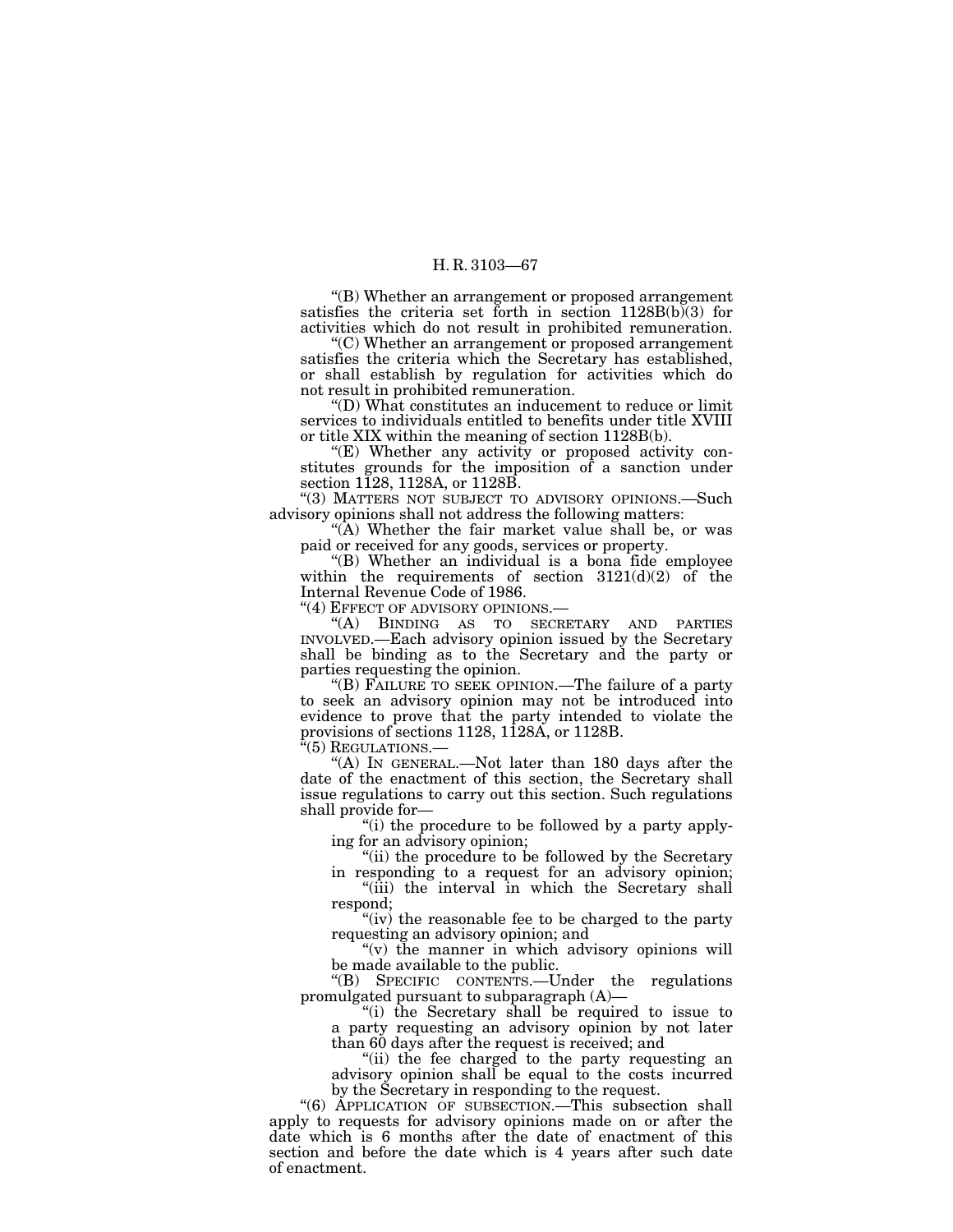"(B) Whether an arrangement or proposed arrangement satisfies the criteria set forth in section 1128B(b)(3) for activities which do not result in prohibited remuneration.

"(C) Whether an arrangement or proposed arrangement satisfies the criteria which the Secretary has established, or shall establish by regulation for activities which do not result in prohibited remuneration.

"(D) What constitutes an inducement to reduce or limit services to individuals entitled to benefits under title XVIII or title XIX within the meaning of section 1128B(b).

"(E) Whether any activity or proposed activity constitutes grounds for the imposition of a sanction under section 1128, 1128A, or 1128B.

"(3) MATTERS NOT SUBJECT TO ADVISORY OPINIONS.—Such advisory opinions shall not address the following matters:

"(A) Whether the fair market value shall be, or was paid or received for any goods, services or property.

"(B) Whether an individual is a bona fide employee within the requirements of section 3121(d)(2) of the Internal Revenue Code of 1986.

"(4) EFFECT OF ADVISORY OPINIONS.—

"(A) BINDING AS TO SECRETARY AND PARTIES INVOLVED.—Each advisory opinion issued by the Secretary shall be binding as to the Secretary and the party or parties requesting the opinion.

"(B) FAILURE TO SEEK OPINION.—The failure of a party to seek an advisory opinion may not be introduced into evidence to prove that the party intended to violate the provisions of sections 1128, 1128A, or 1128B.

"(5) REGULATIONS.—

"(A) IN GENERAL.—Not later than 180 days after the date of the enactment of this section, the Secretary shall issue regulations to carry out this section. Such regulations shall provide for—

"(i) the procedure to be followed by a party applying for an advisory opinion;

"(ii) the procedure to be followed by the Secretary in responding to a request for an advisory opinion;

"(iii) the interval in which the Secretary shall respond;

"(iv) the reasonable fee to be charged to the party requesting an advisory opinion; and

"(v) the manner in which advisory opinions will be made available to the public.

"(B) SPECIFIC CONTENTS.—Under the regulations promulgated pursuant to subparagraph (A)—

"(i) the Secretary shall be required to issue to a party requesting an advisory opinion by not later than 60 days after the request is received; and

"(ii) the fee charged to the party requesting an advisory opinion shall be equal to the costs incurred by the Secretary in responding to the request.

"(6) APPLICATION OF SUBSECTION.—This subsection shall apply to requests for advisory opinions made on or after the date which is 6 months after the date of enactment of this section and before the date which is 4 years after such date of enactment.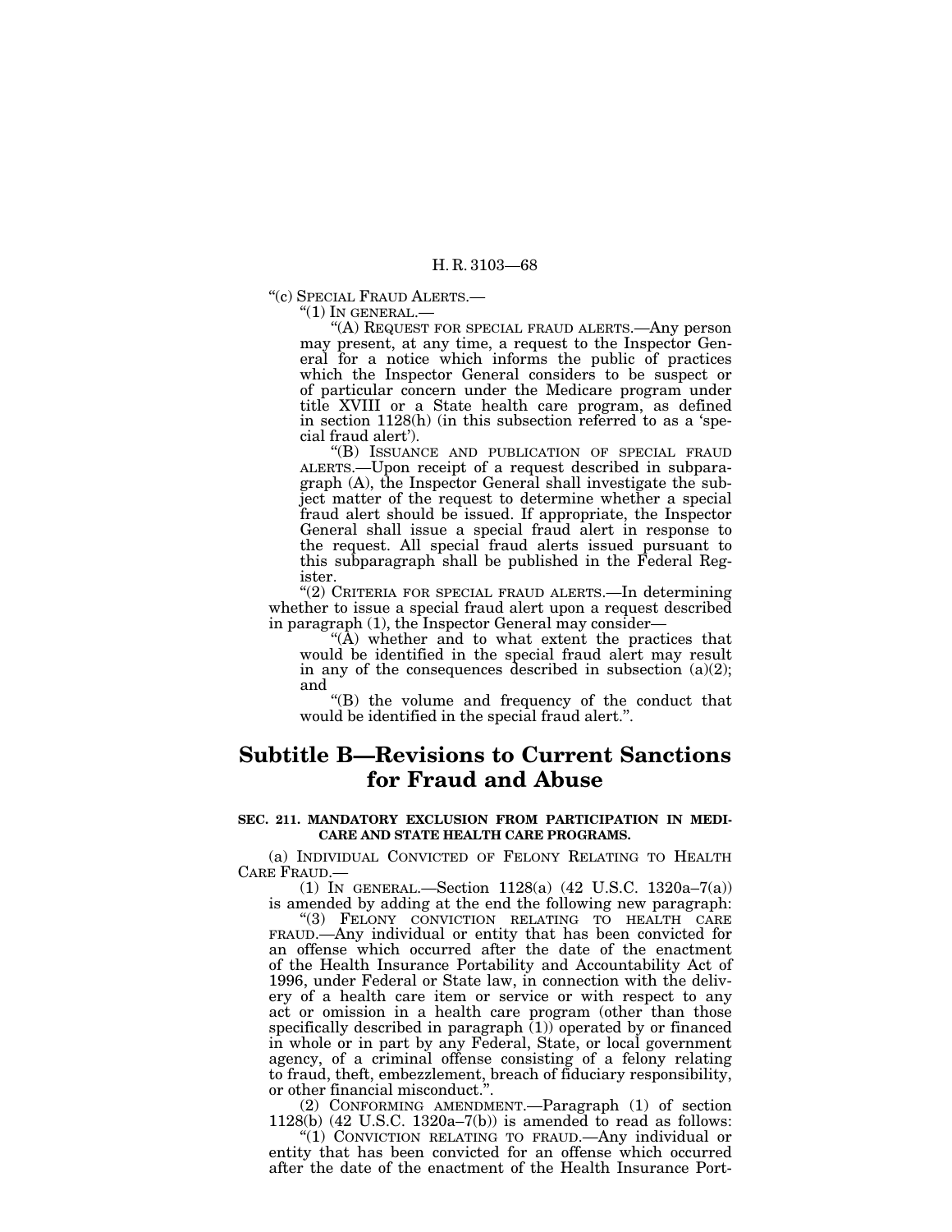"(c) SPECIAL FRAUD ALERTS.—

"(1) IN GENERAL.—

"(A) REQUEST FOR SPECIAL FRAUD ALERTS.—Any person may present, at any time, a request to the Inspector General for a notice which informs the public of practices which the Inspector General considers to be suspect or of particular concern under the Medicare program under title XVIII or a State health care program, as defined in section 1128(h) (in this subsection referred to as a 'special fraud alert').

"(B) ISSUANCE AND PUBLICATION OF SPECIAL FRAUD ALERTS.—Upon receipt of a request described in subparagraph (A), the Inspector General shall investigate the subject matter of the request to determine whether a special fraud alert should be issued. If appropriate, the Inspector General shall issue a special fraud alert in response to the request. All special fraud alerts issued pursuant to this subparagraph shall be published in the Federal Register.

"(2) CRITERIA FOR SPECIAL FRAUD ALERTS.—In determining whether to issue a special fraud alert upon a request described in paragraph (1), the Inspector General may consider—

"(A) whether and to what extent the practices that would be identified in the special fraud alert may result in any of the consequences described in subsection (a)(2); and

"(B) the volume and frequency of the conduct that would be identified in the special fraud alert.".

## Subtitle B—Revisions to Current Sanctions for Fraud and Abuse

### SEC. 211. MANDATORY EXCLUSION FROM PARTICIPATION IN MEDICARE AND STATE HEALTH CARE PROGRAMS.

(a) INDIVIDUAL CONVICTED OF FELONY RELATING TO HEALTH CARE FRAUD.—

(1) IN GENERAL.—Section 1128(a) (42 U.S.C. 1320a–7(a)) is amended by adding at the end the following new paragraph:

"(3) FELONY CONVICTION RELATING TO HEALTH CARE FRAUD.—Any individual or entity that has been convicted for an offense which occurred after the date of the enactment of the Health Insurance Portability and Accountability Act of 1996, under Federal or State law, in connection with the delivery of a health care item or service or with respect to any act or omission in a health care program (other than those specifically described in paragraph (1)) operated by or financed in whole or in part by any Federal, State, or local government agency, of a criminal offense consisting of a felony relating to fraud, theft, embezzlement, breach of fiduciary responsibility, or other financial misconduct.".

(2) CONFORMING AMENDMENT.—Paragraph (1) of section 1128(b) (42 U.S.C. 1320a–7(b)) is amended to read as follows:

"(1) CONVICTION RELATING TO FRAUD.—Any individual or entity that has been convicted for an offense which occurred after the date of the enactment of the Health Insurance Port-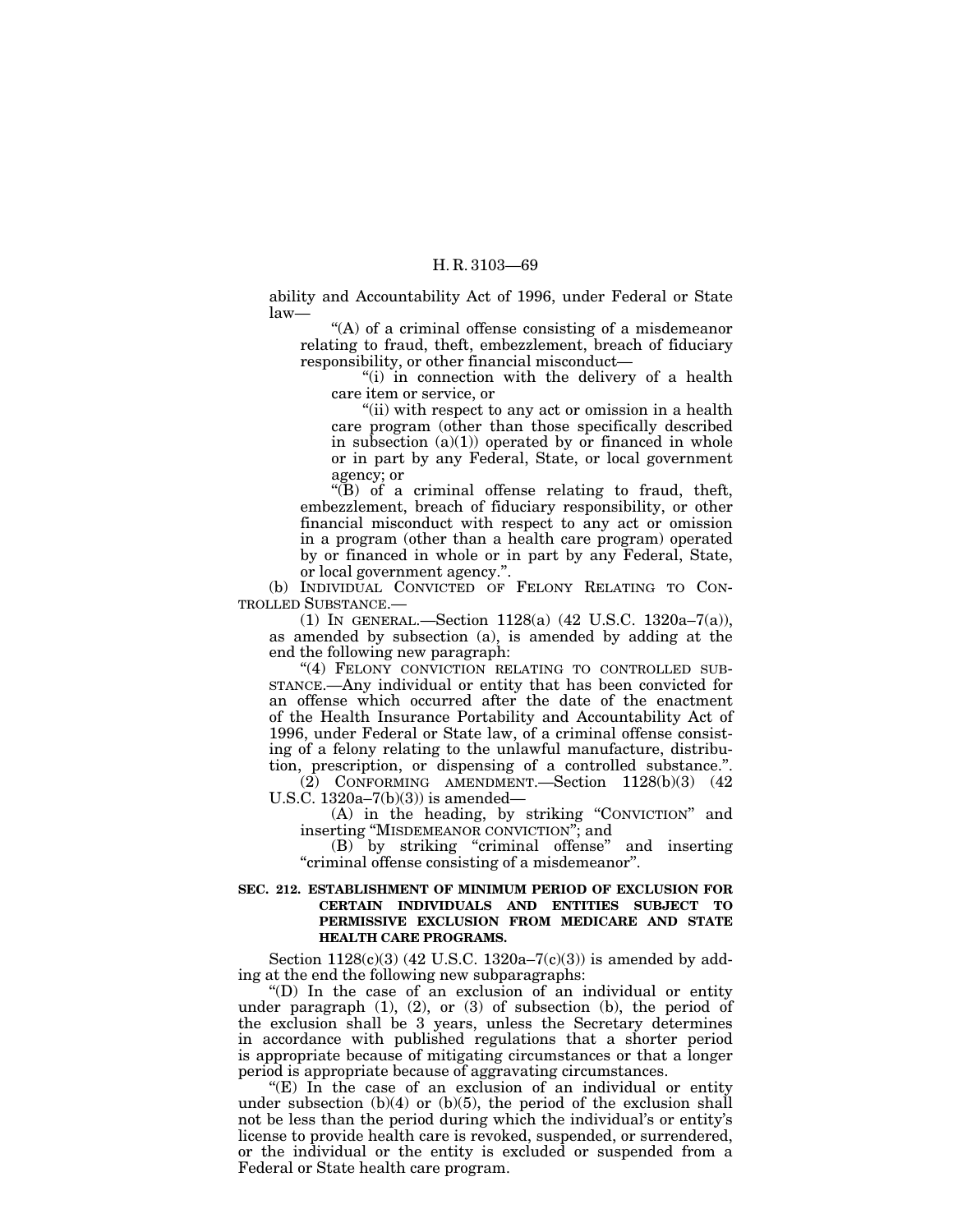ability and Accountability Act of 1996, under Federal or State law—

"(A) of a criminal offense consisting of a misdemeanor relating to fraud, theft, embezzlement, breach of fiduciary responsibility, or other financial misconduct—

"(i) in connection with the delivery of a health care item or service, or

"(ii) with respect to any act or omission in a health care program (other than those specifically described in subsection (a)(1)) operated by or financed in whole or in part by any Federal, State, or local government agency; or

"(B) of a criminal offense relating to fraud, theft, embezzlement, breach of fiduciary responsibility, or other financial misconduct with respect to any act or omission in a program (other than a health care program) operated by or financed in whole or in part by any Federal, State, or local government agency.".

(b) INDIVIDUAL CONVICTED OF FELONY RELATING TO CONTROLLED SUBSTANCE.—

(1) IN GENERAL.—Section 1128(a) (42 U.S.C. 1320a–7(a)), as amended by subsection (a), is amended by adding at the end the following new paragraph:

"(4) FELONY CONVICTION RELATING TO CONTROLLED SUBSTANCE.—Any individual or entity that has been convicted for an offense which occurred after the date of the enactment of the Health Insurance Portability and Accountability Act of 1996, under Federal or State law, of a criminal offense consisting of a felony relating to the unlawful manufacture, distribution, prescription, or dispensing of a controlled substance.".

(2) CONFORMING AMENDMENT.—Section 1128(b)(3) (42 U.S.C. 1320a–7(b)(3)) is amended—

(A) in the heading, by striking "CONVICTION" and inserting "MISDEMEANOR CONVICTION"; and

(B) by striking "criminal offense" and inserting "criminal offense consisting of a misdemeanor".

**SEC. 212. ESTABLISHMENT OF MINIMUM PERIOD OF EXCLUSION FOR CERTAIN INDIVIDUALS AND ENTITIES SUBJECT TO PERMISSIVE EXCLUSION FROM MEDICARE AND STATE HEALTH CARE PROGRAMS.**

Section 1128(c)(3) (42 U.S.C. 1320a–7(c)(3)) is amended by adding at the end the following new subparagraphs:

"(D) In the case of an exclusion of an individual or entity under paragraph (1), (2), or (3) of subsection (b), the period of the exclusion shall be 3 years, unless the Secretary determines in accordance with published regulations that a shorter period is appropriate because of mitigating circumstances or that a longer period is appropriate because of aggravating circumstances.

"(E) In the case of an exclusion of an individual or entity under subsection (b)(4) or (b)(5), the period of the exclusion shall not be less than the period during which the individual's or entity's license to provide health care is revoked, suspended, or surrendered, or the individual or the entity is excluded or suspended from a Federal or State health care program.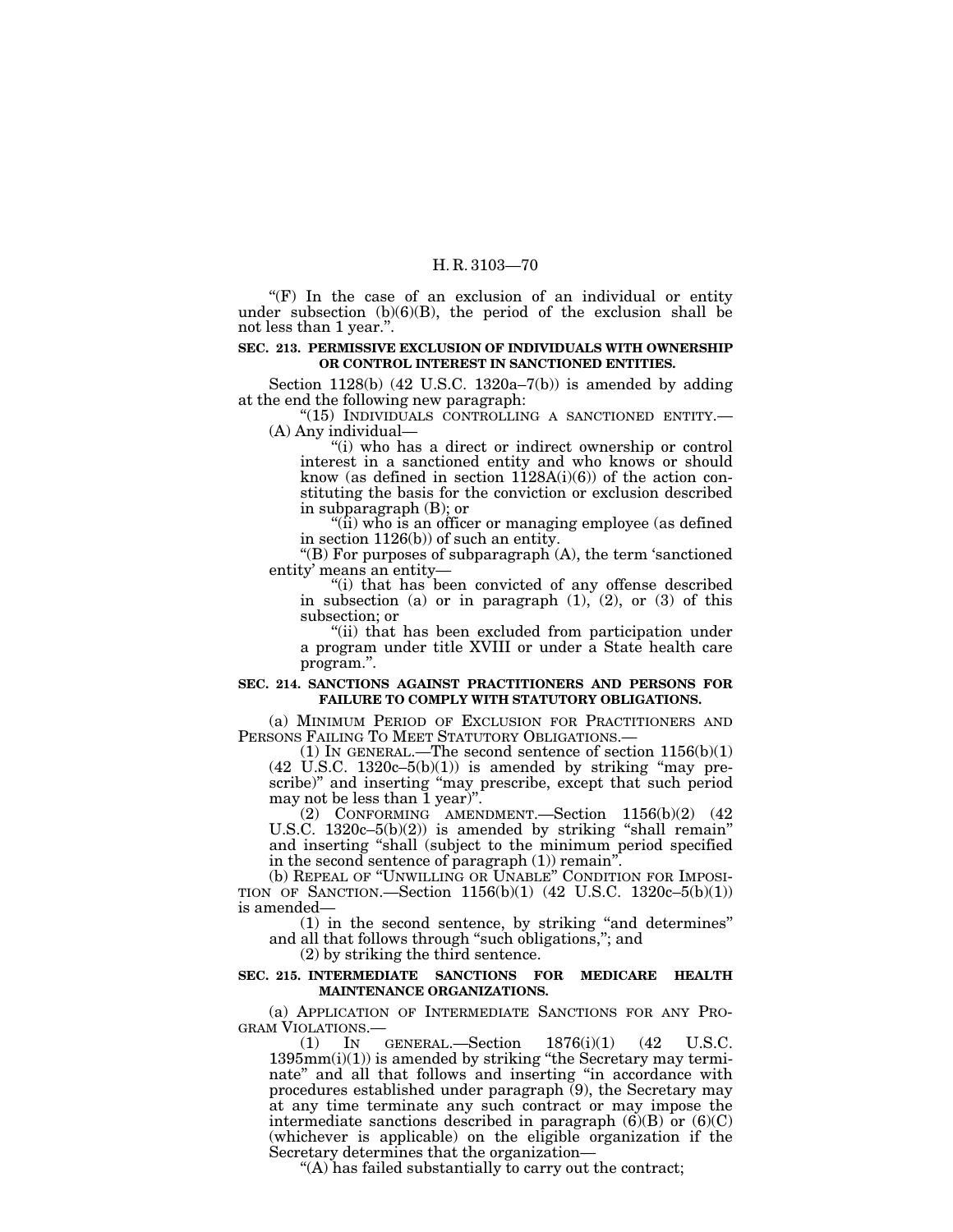"(F) In the case of an exclusion of an individual or entity under subsection (b)(6)(B), the period of the exclusion shall be not less than 1 year.".

**SEC. 213. PERMISSIVE EXCLUSION OF INDIVIDUALS WITH OWNERSHIP OR CONTROL INTEREST IN SANCTIONED ENTITIES.**

Section 1128(b) (42 U.S.C. 1320a–7(b)) is amended by adding at the end the following new paragraph:

"(15) INDIVIDUALS CONTROLLING A SANCTIONED ENTITY.—(A) Any individual—

"(i) who has a direct or indirect ownership or control interest in a sanctioned entity and who knows or should know (as defined in section 1128A(i)(6)) of the action constituting the basis for the conviction or exclusion described in subparagraph (B); or

"(ii) who is an officer or managing employee (as defined in section 1126(b)) of such an entity.

"(B) For purposes of subparagraph (A), the term 'sanctioned entity' means an entity—

"(i) that has been convicted of any offense described in subsection (a) or in paragraph (1), (2), or (3) of this subsection; or

"(ii) that has been excluded from participation under a program under title XVIII or under a State health care program.".

**SEC. 214. SANCTIONS AGAINST PRACTITIONERS AND PERSONS FOR FAILURE TO COMPLY WITH STATUTORY OBLIGATIONS.**

(a) MINIMUM PERIOD OF EXCLUSION FOR PRACTITIONERS AND PERSONS FAILING TO MEET STATUTORY OBLIGATIONS.—

(1) IN GENERAL.—The second sentence of section 1156(b)(1) (42 U.S.C. 1320c–5(b)(1)) is amended by striking "may prescribe)" and inserting "may prescribe, except that such period may not be less than 1 year)".

(2) CONFORMING AMENDMENT.—Section 1156(b)(2) (42 U.S.C. 1320c–5(b)(2)) is amended by striking "shall remain" and inserting "shall (subject to the minimum period specified in the second sentence of paragraph (1)) remain".

(b) REPEAL OF "UNWILLING OR UNABLE" CONDITION FOR IMPOSITION OF SANCTION.—Section 1156(b)(1) (42 U.S.C. 1320c–5(b)(1)) is amended—

(1) in the second sentence, by striking "and determines" and all that follows through "such obligations,"; and

(2) by striking the third sentence.

**SEC. 215. INTERMEDIATE SANCTIONS FOR MEDICARE HEALTH MAINTENANCE ORGANIZATIONS.**

(a) APPLICATION OF INTERMEDIATE SANCTIONS FOR ANY PROGRAM VIOLATIONS.—

(1) IN GENERAL.—Section 1876(i)(1) (42 U.S.C. 1395mm(i)(1)) is amended by striking "the Secretary may terminate" and all that follows and inserting "in accordance with procedures established under paragraph (9), the Secretary may at any time terminate any such contract or may impose the intermediate sanctions described in paragraph (6)(B) or (6)(C) (whichever is applicable) on the eligible organization if the Secretary determines that the organization—

"(A) has failed substantially to carry out the contract;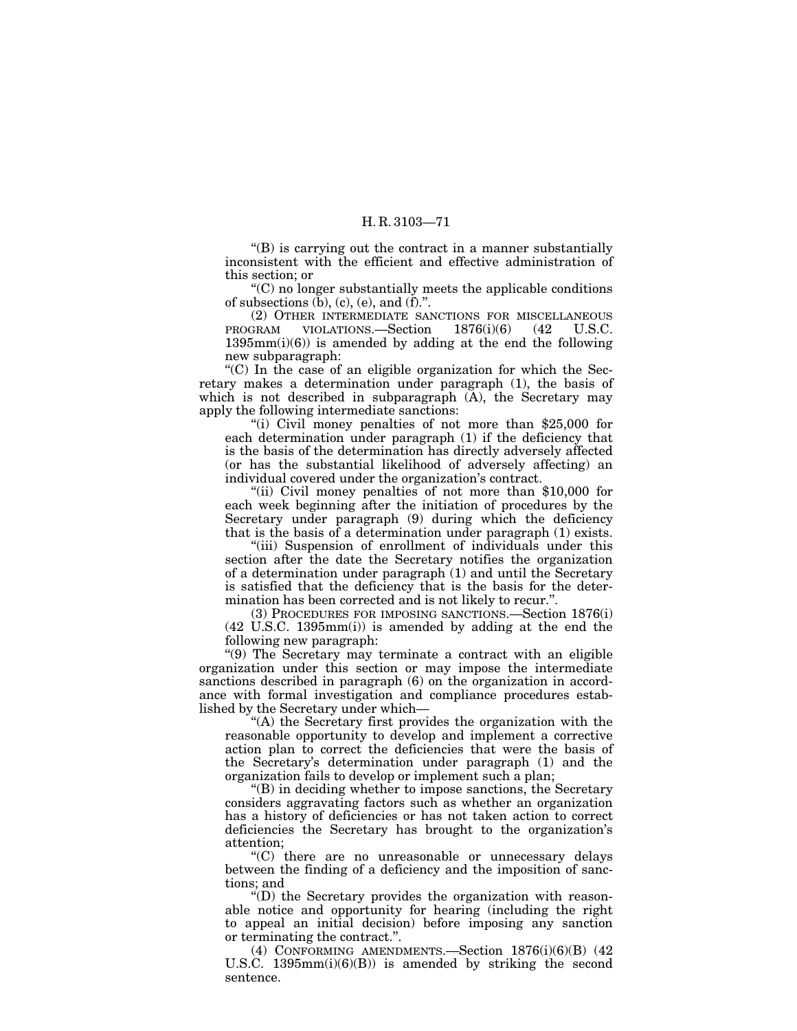"(B) is carrying out the contract in a manner substantially inconsistent with the efficient and effective administration of this section; or

"(C) no longer substantially meets the applicable conditions of subsections (b), (c), (e), and (f).".

(2) OTHER INTERMEDIATE SANCTIONS FOR MISCELLANEOUS PROGRAM VIOLATIONS.—Section 1876(i)(6) (42 U.S.C. 1395mm(i)(6)) is amended by adding at the end the following new subparagraph:

"(C) In the case of an eligible organization for which the Secretary makes a determination under paragraph (1), the basis of which is not described in subparagraph (A), the Secretary may apply the following intermediate sanctions:

"(i) Civil money penalties of not more than $25,000 for each determination under paragraph (1) if the deficiency that is the basis of the determination has directly adversely affected (or has the substantial likelihood of adversely affecting) an individual covered under the organization's contract.

"(ii) Civil money penalties of not more than $10,000 for each week beginning after the initiation of procedures by the Secretary under paragraph (9) during which the deficiency that is the basis of a determination under paragraph (1) exists.

"(iii) Suspension of enrollment of individuals under this section after the date the Secretary notifies the organization of a determination under paragraph (1) and until the Secretary is satisfied that the deficiency that is the basis for the determination has been corrected and is not likely to recur.".

(3) PROCEDURES FOR IMPOSING SANCTIONS.—Section 1876(i) (42 U.S.C. 1395mm(i)) is amended by adding at the end the following new paragraph:

"(9) The Secretary may terminate a contract with an eligible organization under this section or may impose the intermediate sanctions described in paragraph (6) on the organization in accordance with formal investigation and compliance procedures established by the Secretary under which—

"(A) the Secretary first provides the organization with the reasonable opportunity to develop and implement a corrective action plan to correct the deficiencies that were the basis of the Secretary's determination under paragraph (1) and the organization fails to develop or implement such a plan;

"(B) in deciding whether to impose sanctions, the Secretary considers aggravating factors such as whether an organization has a history of deficiencies or has not taken action to correct deficiencies the Secretary has brought to the organization's attention;

"(C) there are no unreasonable or unnecessary delays between the finding of a deficiency and the imposition of sanctions; and

"(D) the Secretary provides the organization with reasonable notice and opportunity for hearing (including the right to appeal an initial decision) before imposing any sanction or terminating the contract.".

(4) CONFORMING AMENDMENTS.—Section 1876(i)(6)(B) (42 U.S.C. 1395mm(i)(6)(B)) is amended by striking the second sentence.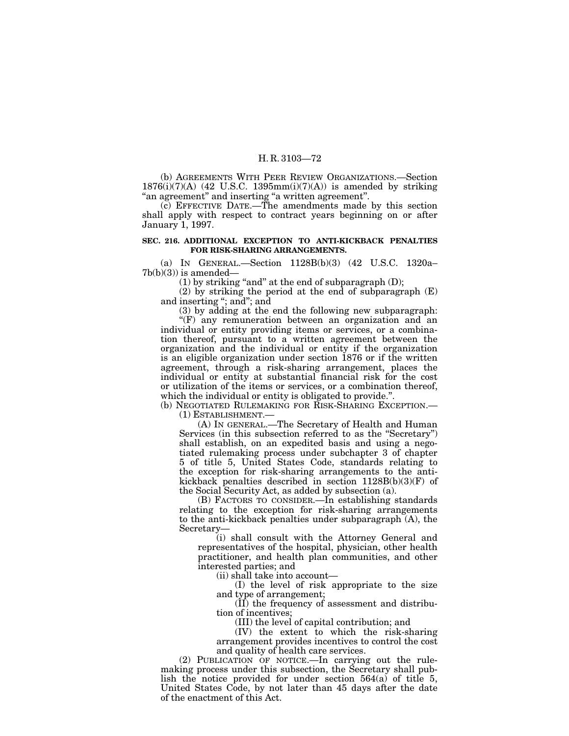(b) AGREEMENTS WITH PEER REVIEW ORGANIZATIONS.—Section 1876(i)(7)(A) (42 U.S.C. 1395mm(i)(7)(A)) is amended by striking "an agreement" and inserting "a written agreement".

(c) EFFECTIVE DATE.—The amendments made by this section shall apply with respect to contract years beginning on or after January 1, 1997.

**SEC. 216. ADDITIONAL EXCEPTION TO ANTI-KICKBACK PENALTIES FOR RISK-SHARING ARRANGEMENTS.**

(a) IN GENERAL.—Section 1128B(b)(3) (42 U.S.C. 1320a–7b(b)(3)) is amended—

(1) by striking "and" at the end of subparagraph (D);

(2) by striking the period at the end of subparagraph (E) and inserting "; and"; and

(3) by adding at the end the following new subparagraph:

"(F) any remuneration between an organization and an individual or entity providing items or services, or a combination thereof, pursuant to a written agreement between the organization and the individual or entity if the organization is an eligible organization under section 1876 or if the written agreement, through a risk-sharing arrangement, places the individual or entity at substantial financial risk for the cost or utilization of the items or services, or a combination thereof, which the individual or entity is obligated to provide.".

(b) NEGOTIATED RULEMAKING FOR RISK-SHARING EXCEPTION.—

(1) ESTABLISHMENT.—

(A) IN GENERAL.—The Secretary of Health and Human Services (in this subsection referred to as the "Secretary") shall establish, on an expedited basis and using a negotiated rulemaking process under subchapter 3 of chapter 5 of title 5, United States Code, standards relating to the exception for risk-sharing arrangements to the anti-kickback penalties described in section 1128B(b)(3)(F) of the Social Security Act, as added by subsection (a).

(B) FACTORS TO CONSIDER.—In establishing standards relating to the exception for risk-sharing arrangements to the anti-kickback penalties under subparagraph (A), the Secretary—

(i) shall consult with the Attorney General and representatives of the hospital, physician, other health practitioner, and health plan communities, and other interested parties; and

(ii) shall take into account—

(I) the level of risk appropriate to the size and type of arrangement;

(II) the frequency of assessment and distribution of incentives;

(III) the level of capital contribution; and

(IV) the extent to which the risk-sharing arrangement provides incentives to control the cost and quality of health care services.

(2) PUBLICATION OF NOTICE.—In carrying out the rulemaking process under this subsection, the Secretary shall publish the notice provided for under section 564(a) of title 5, United States Code, by not later than 45 days after the date of the enactment of this Act.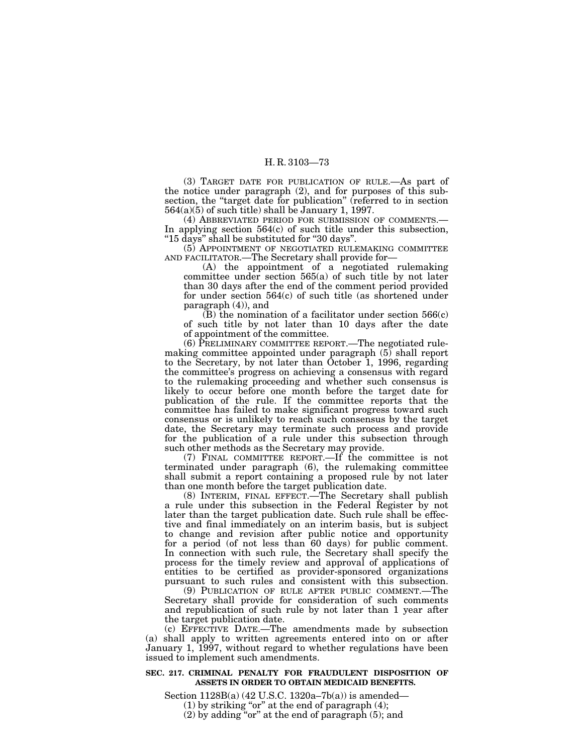(3) TARGET DATE FOR PUBLICATION OF RULE.—As part of the notice under paragraph (2), and for purposes of this subsection, the "target date for publication" (referred to in section 564(a)(5) of such title) shall be January 1, 1997.

(4) ABBREVIATED PERIOD FOR SUBMISSION OF COMMENTS.—In applying section 564(c) of such title under this subsection, "15 days" shall be substituted for "30 days".

(5) APPOINTMENT OF NEGOTIATED RULEMAKING COMMITTEE AND FACILITATOR.—The Secretary shall provide for—

(A) the appointment of a negotiated rulemaking committee under section 565(a) of such title by not later than 30 days after the end of the comment period provided for under section 564(c) of such title (as shortened under paragraph (4)), and

(B) the nomination of a facilitator under section 566(c) of such title by not later than 10 days after the date of appointment of the committee.

(6) PRELIMINARY COMMITTEE REPORT.—The negotiated rulemaking committee appointed under paragraph (5) shall report to the Secretary, by not later than October 1, 1996, regarding the committee's progress on achieving a consensus with regard to the rulemaking proceeding and whether such consensus is likely to occur before one month before the target date for publication of the rule. If the committee reports that the committee has failed to make significant progress toward such consensus or is unlikely to reach such consensus by the target date, the Secretary may terminate such process and provide for the publication of a rule under this subsection through such other methods as the Secretary may provide.

(7) FINAL COMMITTEE REPORT.—If the committee is not terminated under paragraph (6), the rulemaking committee shall submit a report containing a proposed rule by not later than one month before the target publication date.

(8) INTERIM, FINAL EFFECT.—The Secretary shall publish a rule under this subsection in the Federal Register by not later than the target publication date. Such rule shall be effective and final immediately on an interim basis, but is subject to change and revision after public notice and opportunity for a period (of not less than 60 days) for public comment. In connection with such rule, the Secretary shall specify the process for the timely review and approval of applications of entities to be certified as provider-sponsored organizations pursuant to such rules and consistent with this subsection.

(9) PUBLICATION OF RULE AFTER PUBLIC COMMENT.—The Secretary shall provide for consideration of such comments and republication of such rule by not later than 1 year after the target publication date.

(c) EFFECTIVE DATE.—The amendments made by subsection (a) shall apply to written agreements entered into on or after January 1, 1997, without regard to whether regulations have been issued to implement such amendments.

**SEC. 217. CRIMINAL PENALTY FOR FRAUDULENT DISPOSITION OF ASSETS IN ORDER TO OBTAIN MEDICAID BENEFITS.**

Section 1128B(a) (42 U.S.C. 1320a–7b(a)) is amended—

(1) by striking "or" at the end of paragraph (4);

(2) by adding "or" at the end of paragraph (5); and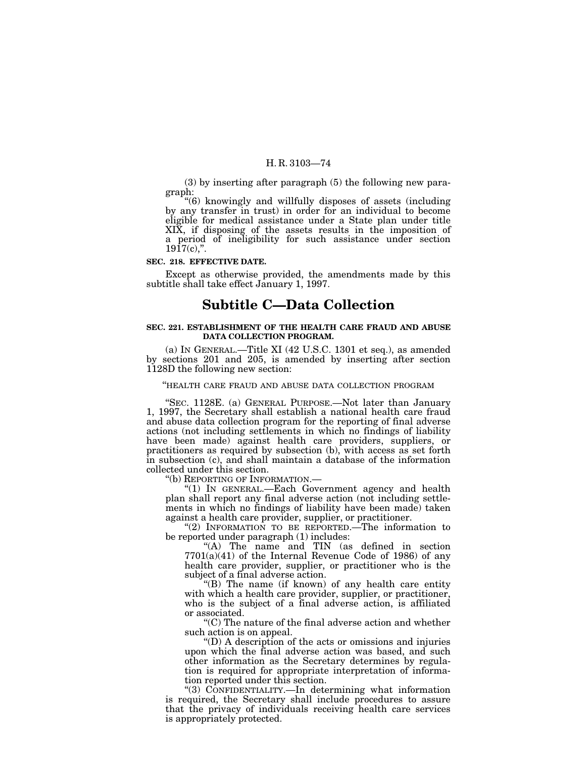(3) by inserting after paragraph (5) the following new paragraph:

"(6) knowingly and willfully disposes of assets (including by any transfer in trust) in order for an individual to become eligible for medical assistance under a State plan under title XIX, if disposing of the assets results in the imposition of a period of ineligibility for such assistance under section 1917(c),".

**SEC. 218. EFFECTIVE DATE.**

Except as otherwise provided, the amendments made by this subtitle shall take effect January 1, 1997.

# Subtitle C—Data Collection

**SEC. 221. ESTABLISHMENT OF THE HEALTH CARE FRAUD AND ABUSE DATA COLLECTION PROGRAM.**

(a) IN GENERAL.—Title XI (42 U.S.C. 1301 et seq.), as amended by sections 201 and 205, is amended by inserting after section 1128D the following new section:

"HEALTH CARE FRAUD AND ABUSE DATA COLLECTION PROGRAM

"SEC. 1128E. (a) GENERAL PURPOSE.—Not later than January 1, 1997, the Secretary shall establish a national health care fraud and abuse data collection program for the reporting of final adverse actions (not including settlements in which no findings of liability have been made) against health care providers, suppliers, or practitioners as required by subsection (b), with access as set forth in subsection (c), and shall maintain a database of the information collected under this section.

"(b) REPORTING OF INFORMATION.—

"(1) IN GENERAL.—Each Government agency and health plan shall report any final adverse action (not including settlements in which no findings of liability have been made) taken against a health care provider, supplier, or practitioner.

"(2) INFORMATION TO BE REPORTED.—The information to be reported under paragraph (1) includes:

"(A) The name and TIN (as defined in section 7701(a)(41) of the Internal Revenue Code of 1986) of any health care provider, supplier, or practitioner who is the subject of a final adverse action.

"(B) The name (if known) of any health care entity with which a health care provider, supplier, or practitioner, who is the subject of a final adverse action, is affiliated or associated.

"(C) The nature of the final adverse action and whether such action is on appeal.

"(D) A description of the acts or omissions and injuries upon which the final adverse action was based, and such other information as the Secretary determines by regulation is required for appropriate interpretation of information reported under this section.

"(3) CONFIDENTIALITY.—In determining what information is required, the Secretary shall include procedures to assure that the privacy of individuals receiving health care services is appropriately protected.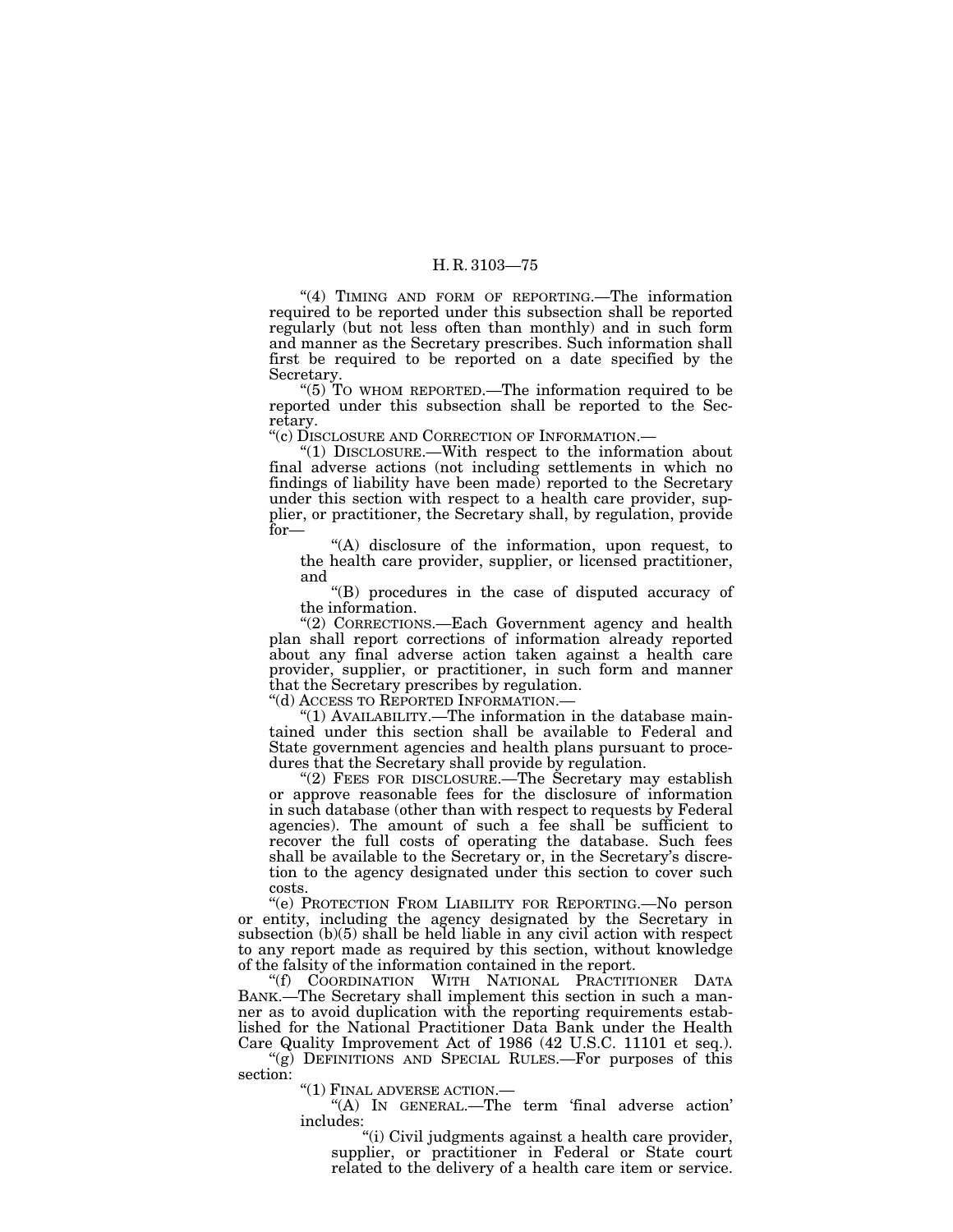"(4) Timing and form of reporting.—The information required to be reported under this subsection shall be reported regularly (but not less often than monthly) and in such form and manner as the Secretary prescribes. Such information shall first be required to be reported on a date specified by the Secretary.

"(5) To whom reported.—The information required to be reported under this subsection shall be reported to the Secretary.

"(c) Disclosure and Correction of Information.—

"(1) Disclosure.—With respect to the information about final adverse actions (not including settlements in which no findings of liability have been made) reported to the Secretary under this section with respect to a health care provider, supplier, or practitioner, the Secretary shall, by regulation, provide for—

"(A) disclosure of the information, upon request, to the health care provider, supplier, or licensed practitioner, and

"(B) procedures in the case of disputed accuracy of the information.

"(2) Corrections.—Each Government agency and health plan shall report corrections of information already reported about any final adverse action taken against a health care provider, supplier, or practitioner, in such form and manner that the Secretary prescribes by regulation.

"(d) Access to Reported Information.—

"(1) Availability.—The information in the database maintained under this section shall be available to Federal and State government agencies and health plans pursuant to procedures that the Secretary shall provide by regulation.

"(2) Fees for disclosure.—The Secretary may establish or approve reasonable fees for the disclosure of information in such database (other than with respect to requests by Federal agencies). The amount of such a fee shall be sufficient to recover the full costs of operating the database. Such fees shall be available to the Secretary or, in the Secretary's discretion to the agency designated under this section to cover such costs.

"(e) Protection From Liability for Reporting.—No person or entity, including the agency designated by the Secretary in subsection (b)(5) shall be held liable in any civil action with respect to any report made as required by this section, without knowledge of the falsity of the information contained in the report.

"(f) Coordination With National Practitioner Data Bank.—The Secretary shall implement this section in such a manner as to avoid duplication with the reporting requirements established for the National Practitioner Data Bank under the Health Care Quality Improvement Act of 1986 (42 U.S.C. 11101 et seq.).

"(g) Definitions and Special Rules.—For purposes of this section:

"(1) Final adverse action.—

"(A) In general.—The term 'final adverse action' includes:

"(i) Civil judgments against a health care provider, supplier, or practitioner in Federal or State court related to the delivery of a health care item or service.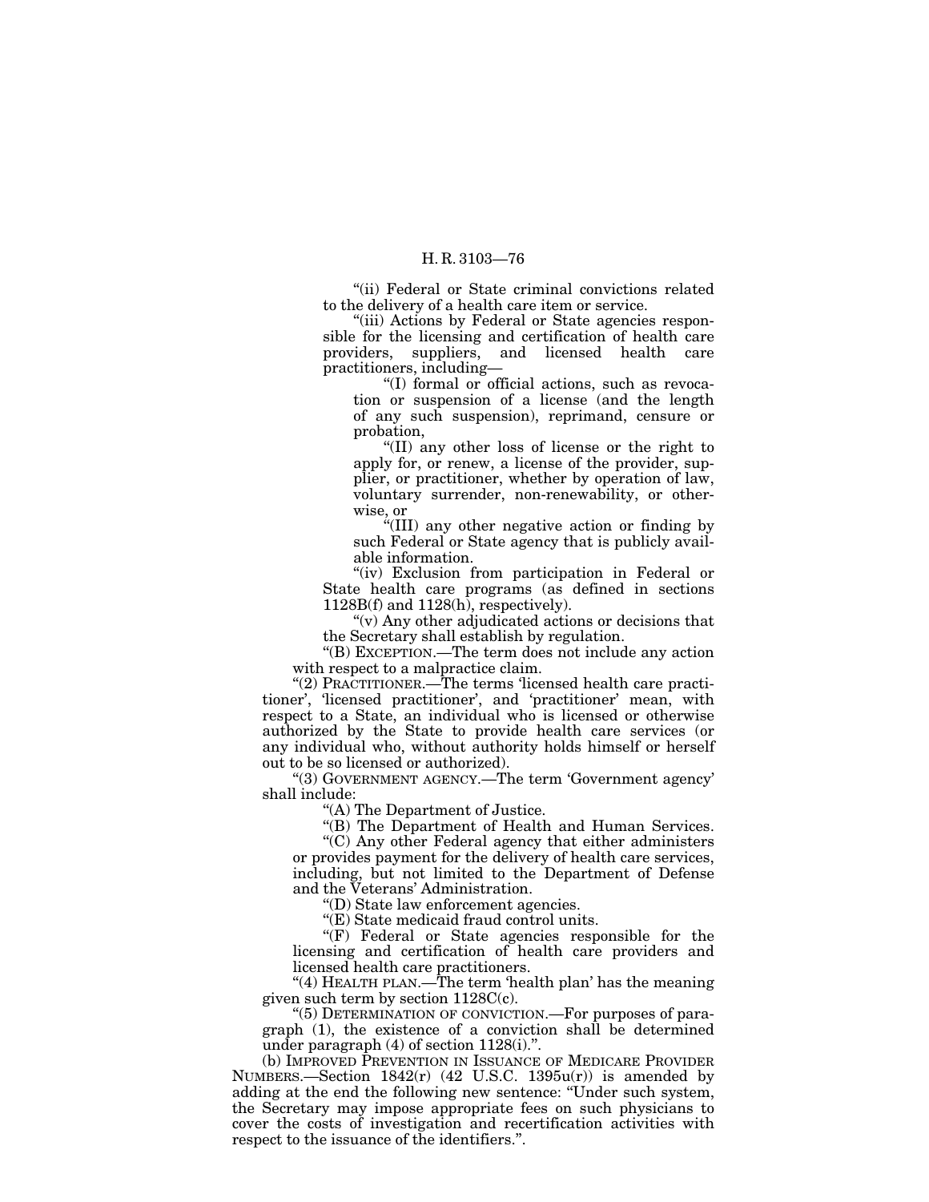"(ii) Federal or State criminal convictions related to the delivery of a health care item or service.

"(iii) Actions by Federal or State agencies responsible for the licensing and certification of health care providers, suppliers, and licensed health care practitioners, including—

"(I) formal or official actions, such as revocation or suspension of a license (and the length of any such suspension), reprimand, censure or probation,

"(II) any other loss of license or the right to apply for, or renew, a license of the provider, supplier, or practitioner, whether by operation of law, voluntary surrender, non-renewability, or otherwise, or

"(III) any other negative action or finding by such Federal or State agency that is publicly available information.

"(iv) Exclusion from participation in Federal or State health care programs (as defined in sections 1128B(f) and 1128(h), respectively).

"(v) Any other adjudicated actions or decisions that the Secretary shall establish by regulation.

"(B) EXCEPTION.—The term does not include any action with respect to a malpractice claim.

"(2) PRACTITIONER.—The terms 'licensed health care practitioner', 'licensed practitioner', and 'practitioner' mean, with respect to a State, an individual who is licensed or otherwise authorized by the State to provide health care services (or any individual who, without authority holds himself or herself out to be so licensed or authorized).

"(3) GOVERNMENT AGENCY.—The term 'Government agency' shall include:

"(A) The Department of Justice.

"(B) The Department of Health and Human Services.

"(C) Any other Federal agency that either administers or provides payment for the delivery of health care services, including, but not limited to the Department of Defense and the Veterans' Administration.

"(D) State law enforcement agencies.

"(E) State medicaid fraud control units.

"(F) Federal or State agencies responsible for the licensing and certification of health care providers and licensed health care practitioners.

"(4) HEALTH PLAN.—The term 'health plan' has the meaning given such term by section 1128C(c).

"(5) DETERMINATION OF CONVICTION.—For purposes of paragraph (1), the existence of a conviction shall be determined under paragraph (4) of section 1128(i).".

(b) IMPROVED PREVENTION IN ISSUANCE OF MEDICARE PROVIDER NUMBERS.—Section 1842(r) (42 U.S.C. 1395u(r)) is amended by adding at the end the following new sentence: "Under such system, the Secretary may impose appropriate fees on such physicians to cover the costs of investigation and recertification activities with respect to the issuance of the identifiers.".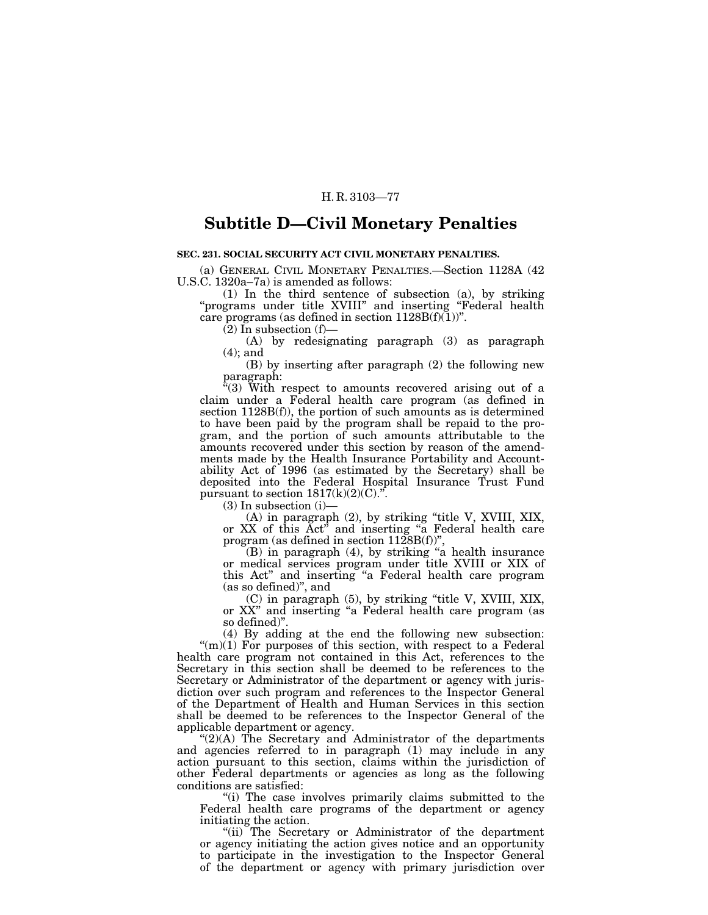## Subtitle D—Civil Monetary Penalties

**SEC. 231. SOCIAL SECURITY ACT CIVIL MONETARY PENALTIES.**

(a) GENERAL CIVIL MONETARY PENALTIES.—Section 1128A (42 U.S.C. 1320a–7a) is amended as follows:

(1) In the third sentence of subsection (a), by striking "programs under title XVIII" and inserting "Federal health care programs (as defined in section 1128B(f)(1))".

(2) In subsection (f)—

(A) by redesignating paragraph (3) as paragraph (4); and

(B) by inserting after paragraph (2) the following new paragraph:

"(3) With respect to amounts recovered arising out of a claim under a Federal health care program (as defined in section 1128B(f)), the portion of such amounts as is determined to have been paid by the program shall be repaid to the program, and the portion of such amounts attributable to the amounts recovered under this section by reason of the amendments made by the Health Insurance Portability and Accountability Act of 1996 (as estimated by the Secretary) shall be deposited into the Federal Hospital Insurance Trust Fund pursuant to section 1817(k)(2)(C).".

(3) In subsection (i)—

(A) in paragraph (2), by striking "title V, XVIII, XIX, or XX of this Act" and inserting "a Federal health care program (as defined in section 1128B(f))",

(B) in paragraph (4), by striking "a health insurance or medical services program under title XVIII or XIX of this Act" and inserting "a Federal health care program (as so defined)", and

(C) in paragraph (5), by striking "title V, XVIII, XIX, or XX" and inserting "a Federal health care program (as so defined)".

(4) By adding at the end the following new subsection:

"(m)(1) For purposes of this section, with respect to a Federal health care program not contained in this Act, references to the Secretary in this section shall be deemed to be references to the Secretary or Administrator of the department or agency with jurisdiction over such program and references to the Inspector General of the Department of Health and Human Services in this section shall be deemed to be references to the Inspector General of the applicable department or agency.

"(2)(A) The Secretary and Administrator of the departments and agencies referred to in paragraph (1) may include in any action pursuant to this section, claims within the jurisdiction of other Federal departments or agencies as long as the following conditions are satisfied:

"(i) The case involves primarily claims submitted to the Federal health care programs of the department or agency initiating the action.

"(ii) The Secretary or Administrator of the department or agency initiating the action gives notice and an opportunity to participate in the investigation to the Inspector General of the department or agency with primary jurisdiction over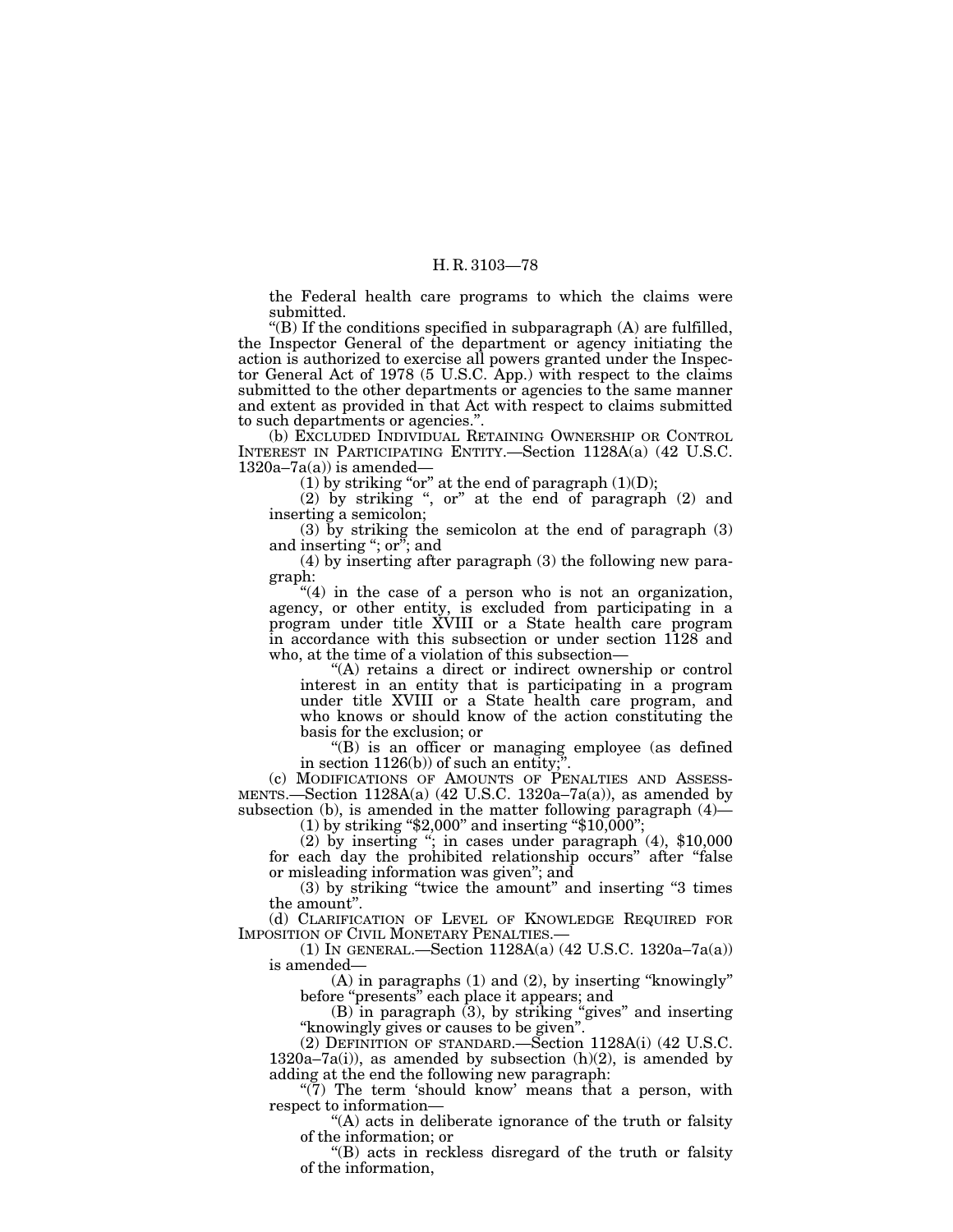the Federal health care programs to which the claims were submitted.

"(B) If the conditions specified in subparagraph (A) are fulfilled, the Inspector General of the department or agency initiating the action is authorized to exercise all powers granted under the Inspector General Act of 1978 (5 U.S.C. App.) with respect to the claims submitted to the other departments or agencies to the same manner and extent as provided in that Act with respect to claims submitted to such departments or agencies.".

(b) EXCLUDED INDIVIDUAL RETAINING OWNERSHIP OR CONTROL INTEREST IN PARTICIPATING ENTITY.—Section 1128A(a) (42 U.S.C. 1320a–7a(a)) is amended—

(1) by striking "or" at the end of paragraph (1)(D);

(2) by striking ", or" at the end of paragraph (2) and inserting a semicolon;

(3) by striking the semicolon at the end of paragraph (3) and inserting "; or"; and

(4) by inserting after paragraph (3) the following new paragraph:

"(4) in the case of a person who is not an organization, agency, or other entity, is excluded from participating in a program under title XVIII or a State health care program in accordance with this subsection or under section 1128 and who, at the time of a violation of this subsection—

"(A) retains a direct or indirect ownership or control interest in an entity that is participating in a program under title XVIII or a State health care program, and who knows or should know of the action constituting the basis for the exclusion; or

"(B) is an officer or managing employee (as defined in section 1126(b)) of such an entity;".

(c) MODIFICATIONS OF AMOUNTS OF PENALTIES AND ASSESSMENTS.—Section 1128A(a) (42 U.S.C. 1320a–7a(a)), as amended by subsection (b), is amended in the matter following paragraph (4)—

(1) by striking "$2,000" and inserting "$10,000";

(2) by inserting "; in cases under paragraph (4), $10,000 for each day the prohibited relationship occurs" after "false or misleading information was given"; and

(3) by striking "twice the amount" and inserting "3 times the amount".

(d) CLARIFICATION OF LEVEL OF KNOWLEDGE REQUIRED FOR IMPOSITION OF CIVIL MONETARY PENALTIES.—

(1) IN GENERAL.—Section 1128A(a) (42 U.S.C. 1320a–7a(a)) is amended—

(A) in paragraphs (1) and (2), by inserting "knowingly" before "presents" each place it appears; and

(B) in paragraph (3), by striking "gives" and inserting "knowingly gives or causes to be given".

(2) DEFINITION OF STANDARD.—Section 1128A(i) (42 U.S.C. 1320a–7a(i)), as amended by subsection (h)(2), is amended by adding at the end the following new paragraph:

"(7) The term 'should know' means that a person, with respect to information—

"(A) acts in deliberate ignorance of the truth or falsity of the information; or

"(B) acts in reckless disregard of the truth or falsity of the information,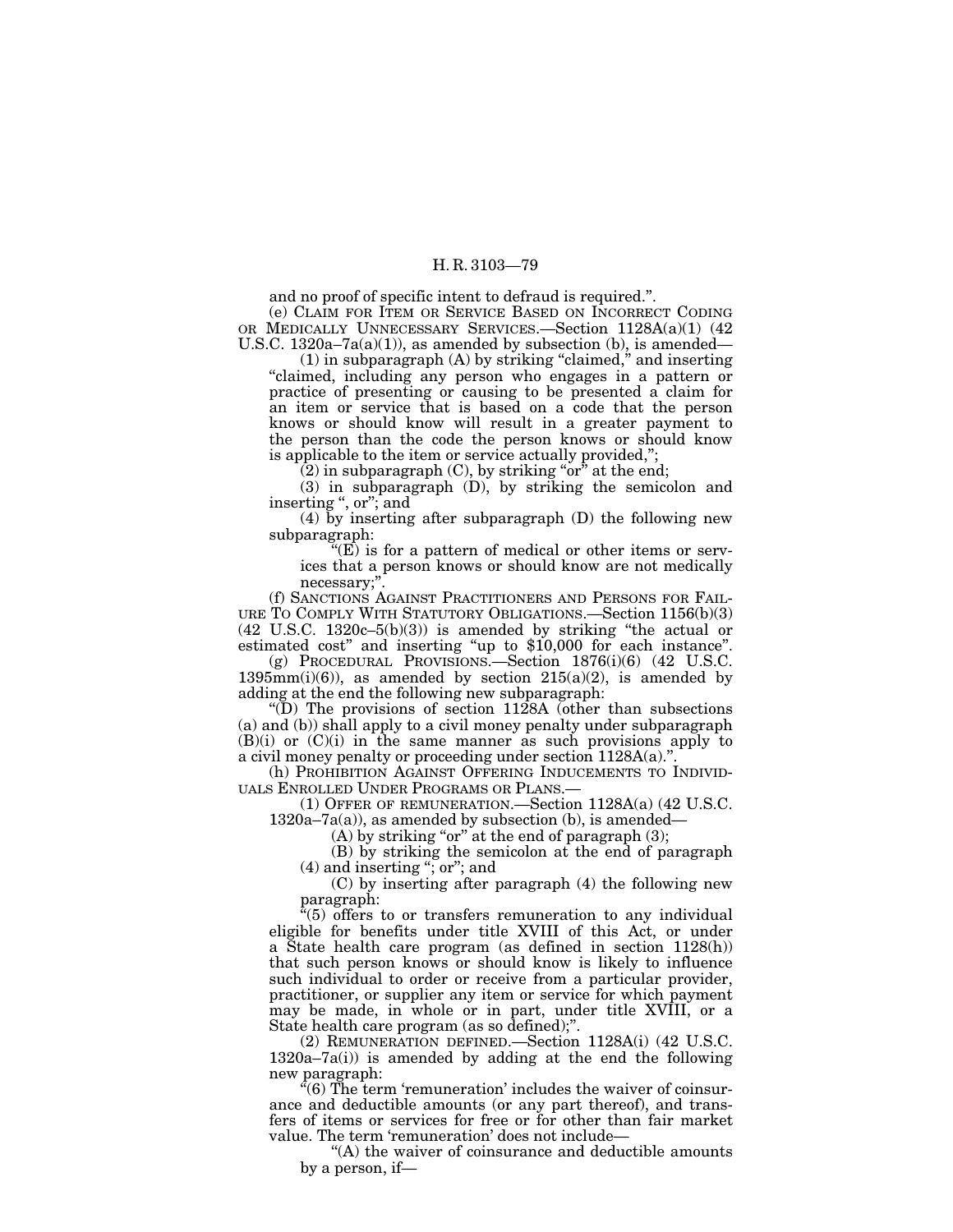and no proof of specific intent to defraud is required.".

(e) CLAIM FOR ITEM OR SERVICE BASED ON INCORRECT CODING OR MEDICALLY UNNECESSARY SERVICES.—Section 1128A(a)(1) (42 U.S.C. 1320a–7a(a)(1)), as amended by subsection (b), is amended—

(1) in subparagraph (A) by striking "claimed," and inserting "claimed, including any person who engages in a pattern or practice of presenting or causing to be presented a claim for an item or service that is based on a code that the person knows or should know will result in a greater payment to the person than the code the person knows or should know is applicable to the item or service actually provided,";

(2) in subparagraph (C), by striking "or" at the end;

(3) in subparagraph (D), by striking the semicolon and inserting ", or"; and

(4) by inserting after subparagraph (D) the following new subparagraph:

"(E) is for a pattern of medical or other items or services that a person knows or should know are not medically necessary;".

(f) SANCTIONS AGAINST PRACTITIONERS AND PERSONS FOR FAILURE TO COMPLY WITH STATUTORY OBLIGATIONS.—Section 1156(b)(3) (42 U.S.C. 1320c–5(b)(3)) is amended by striking "the actual or estimated cost" and inserting "up to $10,000 for each instance".

(g) PROCEDURAL PROVISIONS.—Section 1876(i)(6) (42 U.S.C. 1395mm(i)(6)), as amended by section 215(a)(2), is amended by adding at the end the following new subparagraph:

"(D) The provisions of section 1128A (other than subsections (a) and (b)) shall apply to a civil money penalty under subparagraph (B)(i) or (C)(i) in the same manner as such provisions apply to a civil money penalty or proceeding under section 1128A(a).".

(h) PROHIBITION AGAINST OFFERING INDUCEMENTS TO INDIVIDUALS ENROLLED UNDER PROGRAMS OR PLANS.—

(1) OFFER OF REMUNERATION.—Section 1128A(a) (42 U.S.C. 1320a–7a(a)), as amended by subsection (b), is amended—

(A) by striking "or" at the end of paragraph (3);

(B) by striking the semicolon at the end of paragraph (4) and inserting "; or"; and

(C) by inserting after paragraph (4) the following new paragraph:

"(5) offers to or transfers remuneration to any individual eligible for benefits under title XVIII of this Act, or under a State health care program (as defined in section 1128(h)) that such person knows or should know is likely to influence such individual to order or receive from a particular provider, practitioner, or supplier any item or service for which payment may be made, in whole or in part, under title XVIII, or a State health care program (as so defined);".

(2) REMUNERATION DEFINED.—Section 1128A(i) (42 U.S.C. 1320a–7a(i)) is amended by adding at the end the following new paragraph:

"(6) The term 'remuneration' includes the waiver of coinsurance and deductible amounts (or any part thereof), and transfers of items or services for free or for other than fair market value. The term 'remuneration' does not include—

"(A) the waiver of coinsurance and deductible amounts by a person, if—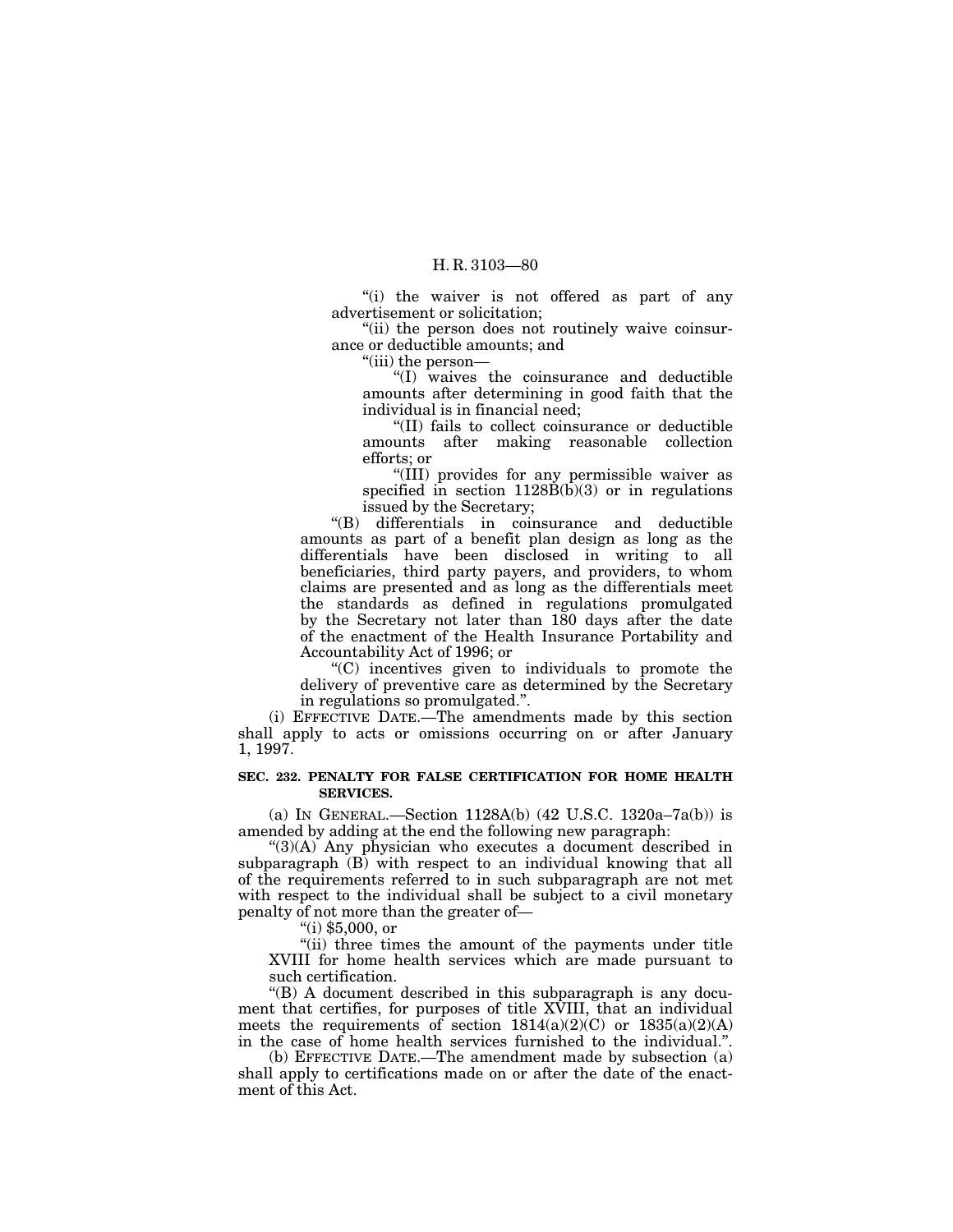"(i) the waiver is not offered as part of any advertisement or solicitation;

"(ii) the person does not routinely waive coinsurance or deductible amounts; and

"(iii) the person—

"(I) waives the coinsurance and deductible amounts after determining in good faith that the individual is in financial need;

"(II) fails to collect coinsurance or deductible amounts after making reasonable collection efforts; or

"(III) provides for any permissible waiver as specified in section 1128B(b)(3) or in regulations issued by the Secretary;

"(B) differentials in coinsurance and deductible amounts as part of a benefit plan design as long as the differentials have been disclosed in writing to all beneficiaries, third party payers, and providers, to whom claims are presented and as long as the differentials meet the standards as defined in regulations promulgated by the Secretary not later than 180 days after the date of the enactment of the Health Insurance Portability and Accountability Act of 1996; or

"(C) incentives given to individuals to promote the delivery of preventive care as determined by the Secretary in regulations so promulgated.".

(i) EFFECTIVE DATE.—The amendments made by this section shall apply to acts or omissions occurring on or after January 1, 1997.

**SEC. 232. PENALTY FOR FALSE CERTIFICATION FOR HOME HEALTH SERVICES.**

(a) IN GENERAL.—Section 1128A(b) (42 U.S.C. 1320a–7a(b)) is amended by adding at the end the following new paragraph:

"(3)(A) Any physician who executes a document described in subparagraph (B) with respect to an individual knowing that all of the requirements referred to in such subparagraph are not met with respect to the individual shall be subject to a civil monetary penalty of not more than the greater of—

"(i) $5,000, or

"(ii) three times the amount of the payments under title XVIII for home health services which are made pursuant to such certification.

"(B) A document described in this subparagraph is any document that certifies, for purposes of title XVIII, that an individual meets the requirements of section 1814(a)(2)(C) or 1835(a)(2)(A) in the case of home health services furnished to the individual.".

(b) EFFECTIVE DATE.—The amendment made by subsection (a) shall apply to certifications made on or after the date of the enactment of this Act.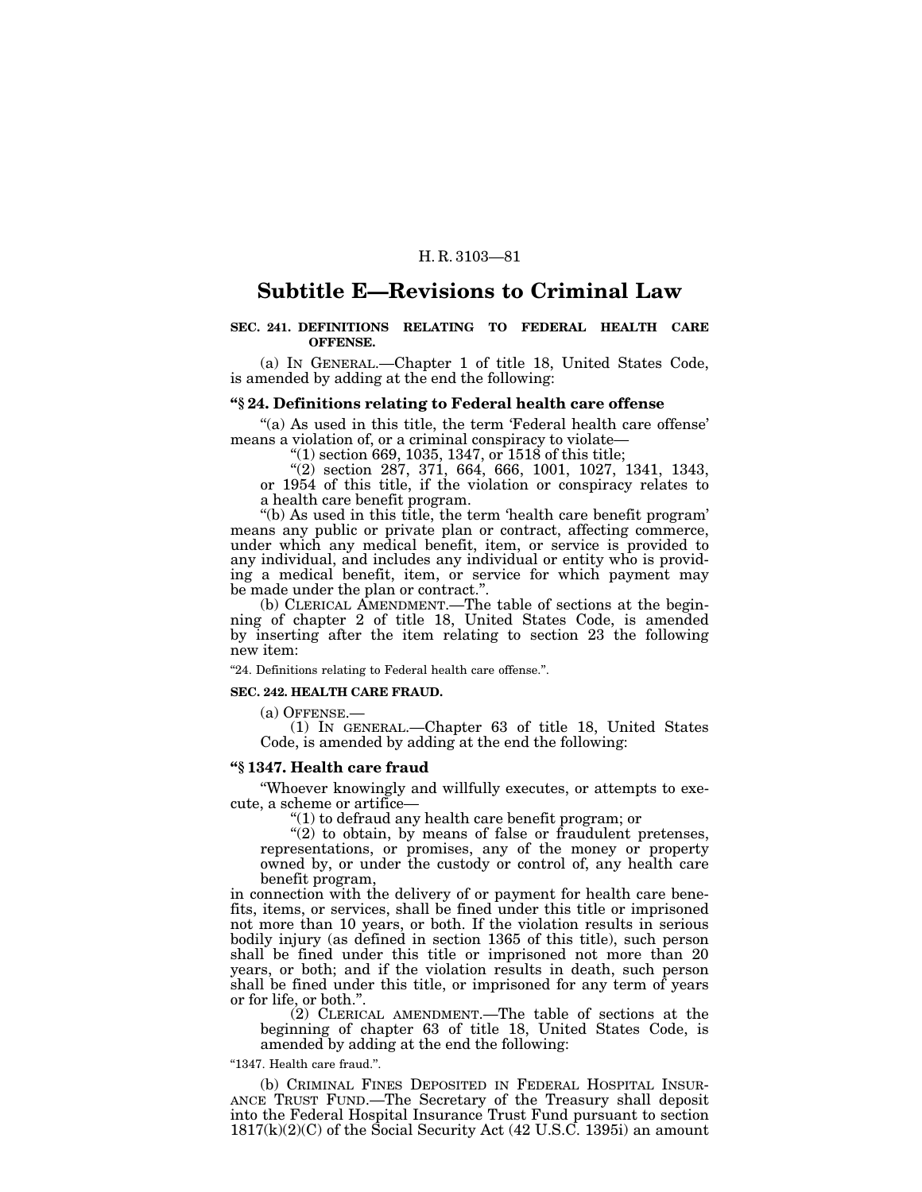## Subtitle E—Revisions to Criminal Law

**SEC. 241. DEFINITIONS RELATING TO FEDERAL HEALTH CARE OFFENSE.**

(a) IN GENERAL.—Chapter 1 of title 18, United States Code, is amended by adding at the end the following:

**"§ 24. Definitions relating to Federal health care offense**

"(a) As used in this title, the term 'Federal health care offense' means a violation of, or a criminal conspiracy to violate—

"(1) section 669, 1035, 1347, or 1518 of this title;

"(2) section 287, 371, 664, 666, 1001, 1027, 1341, 1343, or 1954 of this title, if the violation or conspiracy relates to a health care benefit program.

"(b) As used in this title, the term 'health care benefit program' means any public or private plan or contract, affecting commerce, under which any medical benefit, item, or service is provided to any individual, and includes any individual or entity who is providing a medical benefit, item, or service for which payment may be made under the plan or contract.".

(b) CLERICAL AMENDMENT.—The table of sections at the beginning of chapter 2 of title 18, United States Code, is amended by inserting after the item relating to section 23 the following new item:

"24. Definitions relating to Federal health care offense.".

**SEC. 242. HEALTH CARE FRAUD.**

(a) OFFENSE.—

(1) IN GENERAL.—Chapter 63 of title 18, United States Code, is amended by adding at the end the following:

**"§ 1347. Health care fraud**

"Whoever knowingly and willfully executes, or attempts to execute, a scheme or artifice—

"(1) to defraud any health care benefit program; or

"(2) to obtain, by means of false or fraudulent pretenses, representations, or promises, any of the money or property owned by, or under the custody or control of, any health care benefit program,

in connection with the delivery of or payment for health care benefits, items, or services, shall be fined under this title or imprisoned not more than 10 years, or both. If the violation results in serious bodily injury (as defined in section 1365 of this title), such person shall be fined under this title or imprisoned not more than 20 years, or both; and if the violation results in death, such person shall be fined under this title, or imprisoned for any term of years or for life, or both.".

(2) CLERICAL AMENDMENT.—The table of sections at the beginning of chapter 63 of title 18, United States Code, is amended by adding at the end the following:

"1347. Health care fraud.".

(b) CRIMINAL FINES DEPOSITED IN FEDERAL HOSPITAL INSURANCE TRUST FUND.—The Secretary of the Treasury shall deposit into the Federal Hospital Insurance Trust Fund pursuant to section 1817(k)(2)(C) of the Social Security Act (42 U.S.C. 1395i) an amount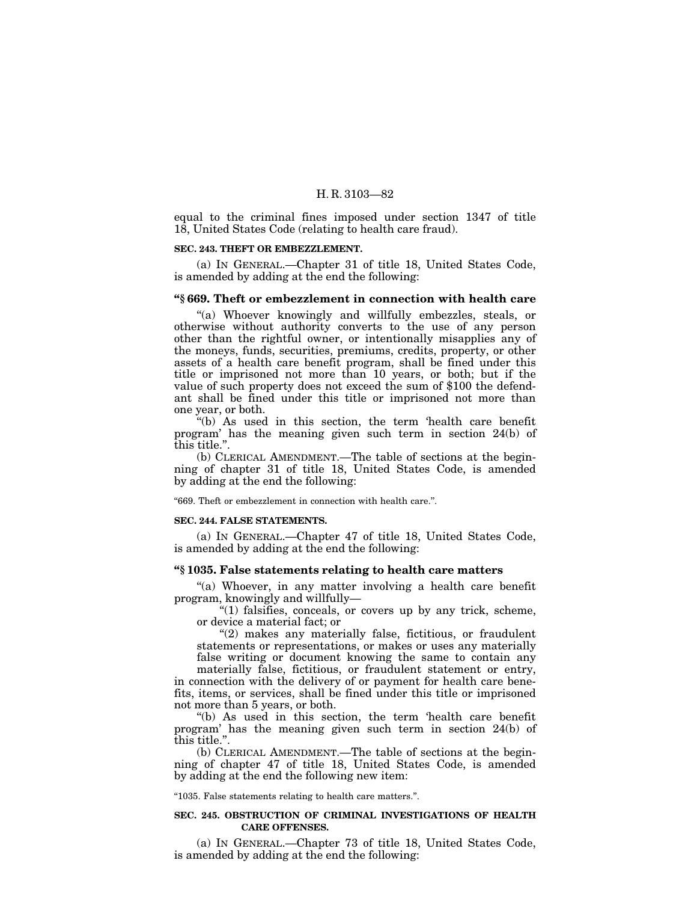equal to the criminal fines imposed under section 1347 of title 18, United States Code (relating to health care fraud).

**SEC. 243. THEFT OR EMBEZZLEMENT.**

(a) IN GENERAL.—Chapter 31 of title 18, United States Code, is amended by adding at the end the following:

### "§ 669. Theft or embezzlement in connection with health care

"(a) Whoever knowingly and willfully embezzles, steals, or otherwise without authority converts to the use of any person other than the rightful owner, or intentionally misapplies any of the moneys, funds, securities, premiums, credits, property, or other assets of a health care benefit program, shall be fined under this title or imprisoned not more than 10 years, or both; but if the value of such property does not exceed the sum of $100 the defendant shall be fined under this title or imprisoned not more than one year, or both.

"(b) As used in this section, the term 'health care benefit program' has the meaning given such term in section 24(b) of this title.".

(b) CLERICAL AMENDMENT.—The table of sections at the beginning of chapter 31 of title 18, United States Code, is amended by adding at the end the following:

"669. Theft or embezzlement in connection with health care.".

**SEC. 244. FALSE STATEMENTS.**

(a) IN GENERAL.—Chapter 47 of title 18, United States Code, is amended by adding at the end the following:

### "§ 1035. False statements relating to health care matters

"(a) Whoever, in any matter involving a health care benefit program, knowingly and willfully—

"(1) falsifies, conceals, or covers up by any trick, scheme, or device a material fact; or

"(2) makes any materially false, fictitious, or fraudulent statements or representations, or makes or uses any materially false writing or document knowing the same to contain any materially false, fictitious, or fraudulent statement or entry,

in connection with the delivery of or payment for health care benefits, items, or services, shall be fined under this title or imprisoned not more than 5 years, or both.

"(b) As used in this section, the term 'health care benefit program' has the meaning given such term in section 24(b) of this title.".

(b) CLERICAL AMENDMENT.—The table of sections at the beginning of chapter 47 of title 18, United States Code, is amended by adding at the end the following new item:

"1035. False statements relating to health care matters.".

**SEC. 245. OBSTRUCTION OF CRIMINAL INVESTIGATIONS OF HEALTH CARE OFFENSES.**

(a) IN GENERAL.—Chapter 73 of title 18, United States Code, is amended by adding at the end the following: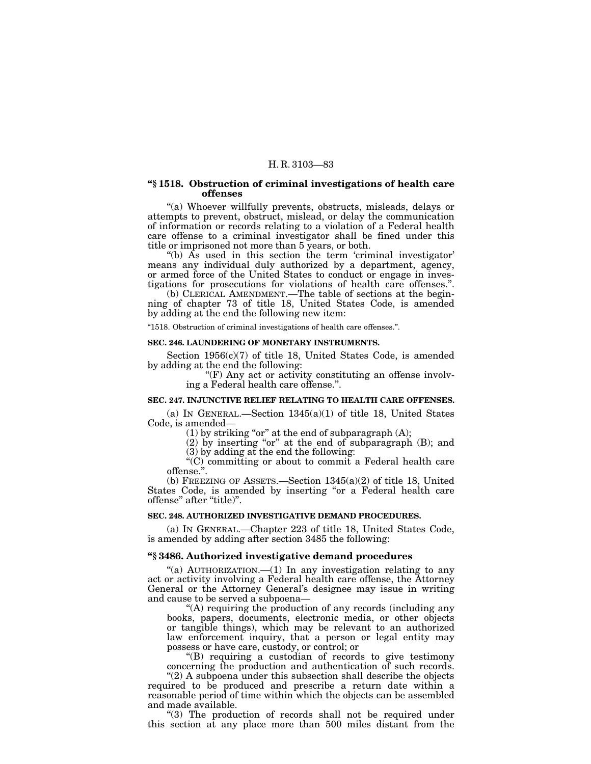**"§ 1518. Obstruction of criminal investigations of health care offenses**

"(a) Whoever willfully prevents, obstructs, misleads, delays or attempts to prevent, obstruct, mislead, or delay the communication of information or records relating to a violation of a Federal health care offense to a criminal investigator shall be fined under this title or imprisoned not more than 5 years, or both.

"(b) As used in this section the term 'criminal investigator' means any individual duly authorized by a department, agency, or armed force of the United States to conduct or engage in investigations for prosecutions for violations of health care offenses.".

(b) CLERICAL AMENDMENT.—The table of sections at the beginning of chapter 73 of title 18, United States Code, is amended by adding at the end the following new item:

"1518. Obstruction of criminal investigations of health care offenses.".

**SEC. 246. LAUNDERING OF MONETARY INSTRUMENTS.**

Section 1956(c)(7) of title 18, United States Code, is amended by adding at the end the following:

"(F) Any act or activity constituting an offense involving a Federal health care offense.".

**SEC. 247. INJUNCTIVE RELIEF RELATING TO HEALTH CARE OFFENSES.**

(a) IN GENERAL.—Section 1345(a)(1) of title 18, United States Code, is amended—

(1) by striking "or" at the end of subparagraph (A);

(2) by inserting "or" at the end of subparagraph (B); and

(3) by adding at the end the following:

"(C) committing or about to commit a Federal health care offense.".

(b) FREEZING OF ASSETS.—Section 1345(a)(2) of title 18, United States Code, is amended by inserting "or a Federal health care offense" after "title)".

**SEC. 248. AUTHORIZED INVESTIGATIVE DEMAND PROCEDURES.**

(a) IN GENERAL.—Chapter 223 of title 18, United States Code, is amended by adding after section 3485 the following:

**"§ 3486. Authorized investigative demand procedures**

"(a) AUTHORIZATION.—(1) In any investigation relating to any act or activity involving a Federal health care offense, the Attorney General or the Attorney General's designee may issue in writing and cause to be served a subpoena—

"(A) requiring the production of any records (including any books, papers, documents, electronic media, or other objects or tangible things), which may be relevant to an authorized law enforcement inquiry, that a person or legal entity may possess or have care, custody, or control; or

"(B) requiring a custodian of records to give testimony concerning the production and authentication of such records.

"(2) A subpoena under this subsection shall describe the objects required to be produced and prescribe a return date within a reasonable period of time within which the objects can be assembled and made available.

"(3) The production of records shall not be required under this section at any place more than 500 miles distant from the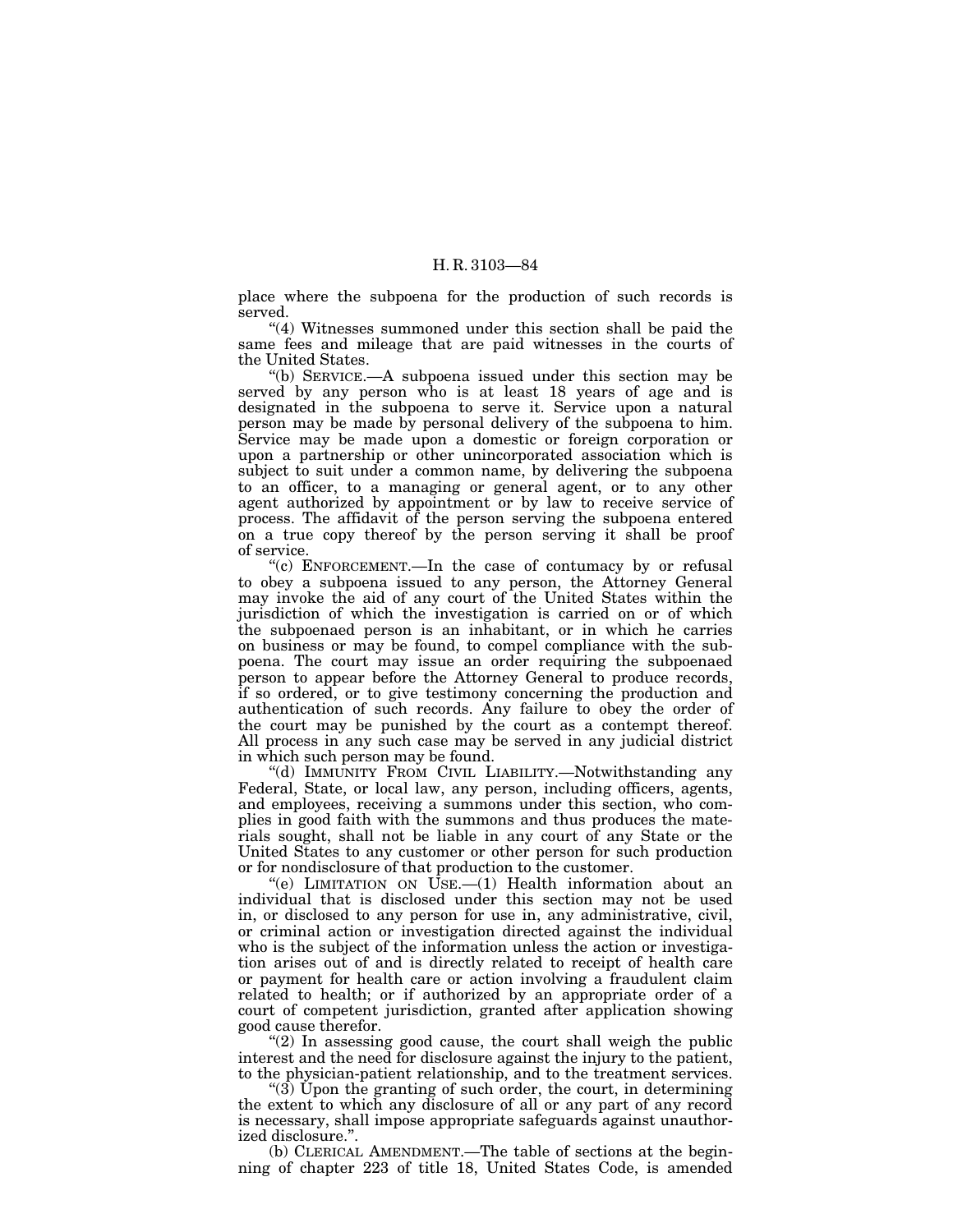place where the subpoena for the production of such records is served.

"(4) Witnesses summoned under this section shall be paid the same fees and mileage that are paid witnesses in the courts of the United States.

"(b) SERVICE.—A subpoena issued under this section may be served by any person who is at least 18 years of age and is designated in the subpoena to serve it. Service upon a natural person may be made by personal delivery of the subpoena to him. Service may be made upon a domestic or foreign corporation or upon a partnership or other unincorporated association which is subject to suit under a common name, by delivering the subpoena to an officer, to a managing or general agent, or to any other agent authorized by appointment or by law to receive service of process. The affidavit of the person serving the subpoena entered on a true copy thereof by the person serving it shall be proof of service.

"(c) ENFORCEMENT.—In the case of contumacy by or refusal to obey a subpoena issued to any person, the Attorney General may invoke the aid of any court of the United States within the jurisdiction of which the investigation is carried on or of which the subpoenaed person is an inhabitant, or in which he carries on business or may be found, to compel compliance with the subpoena. The court may issue an order requiring the subpoenaed person to appear before the Attorney General to produce records, if so ordered, or to give testimony concerning the production and authentication of such records. Any failure to obey the order of the court may be punished by the court as a contempt thereof. All process in any such case may be served in any judicial district in which such person may be found.

"(d) IMMUNITY FROM CIVIL LIABILITY.—Notwithstanding any Federal, State, or local law, any person, including officers, agents, and employees, receiving a summons under this section, who complies in good faith with the summons and thus produces the materials sought, shall not be liable in any court of any State or the United States to any customer or other person for such production or for nondisclosure of that production to the customer.

"(e) LIMITATION ON USE.—(1) Health information about an individual that is disclosed under this section may not be used in, or disclosed to any person for use in, any administrative, civil, or criminal action or investigation directed against the individual who is the subject of the information unless the action or investigation arises out of and is directly related to receipt of health care or payment for health care or action involving a fraudulent claim related to health; or if authorized by an appropriate order of a court of competent jurisdiction, granted after application showing good cause therefor.

"(2) In assessing good cause, the court shall weigh the public interest and the need for disclosure against the injury to the patient, to the physician-patient relationship, and to the treatment services.

"(3) Upon the granting of such order, the court, in determining the extent to which any disclosure of all or any part of any record is necessary, shall impose appropriate safeguards against unauthorized disclosure.".

(b) CLERICAL AMENDMENT.—The table of sections at the beginning of chapter 223 of title 18, United States Code, is amended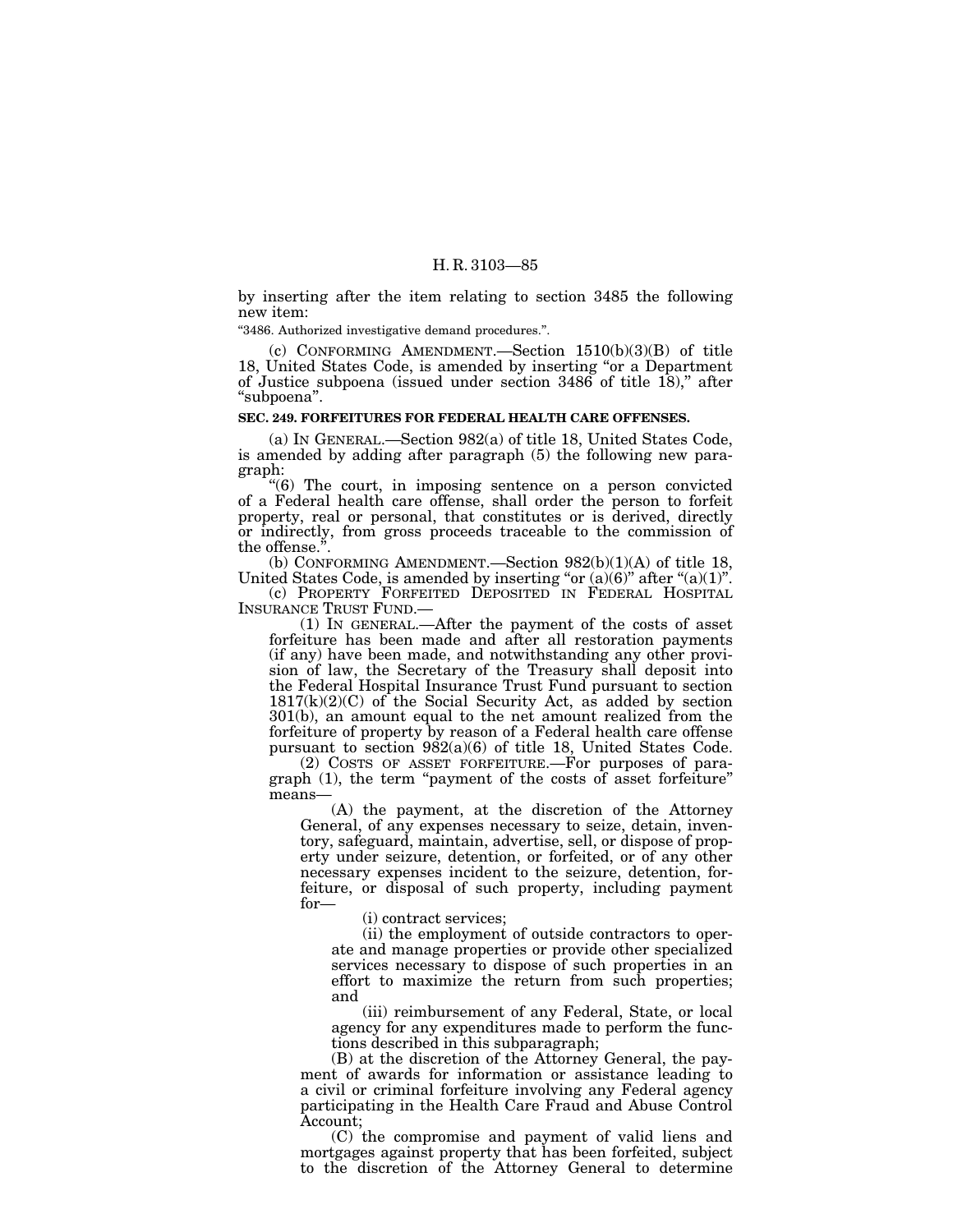by inserting after the item relating to section 3485 the following new item:

"3486. Authorized investigative demand procedures.".

(c) CONFORMING AMENDMENT.—Section 1510(b)(3)(B) of title 18, United States Code, is amended by inserting "or a Department of Justice subpoena (issued under section 3486 of title 18)," after "subpoena".

**SEC. 249. FORFEITURES FOR FEDERAL HEALTH CARE OFFENSES.**

(a) IN GENERAL.—Section 982(a) of title 18, United States Code, is amended by adding after paragraph (5) the following new paragraph:

"(6) The court, in imposing sentence on a person convicted of a Federal health care offense, shall order the person to forfeit property, real or personal, that constitutes or is derived, directly or indirectly, from gross proceeds traceable to the commission of the offense.".

(b) CONFORMING AMENDMENT.—Section 982(b)(1)(A) of title 18, United States Code, is amended by inserting "or (a)(6)" after "(a)(1)".

(c) PROPERTY FORFEITED DEPOSITED IN FEDERAL HOSPITAL INSURANCE TRUST FUND.—

(1) IN GENERAL.—After the payment of the costs of asset forfeiture has been made and after all restoration payments (if any) have been made, and notwithstanding any other provision of law, the Secretary of the Treasury shall deposit into the Federal Hospital Insurance Trust Fund pursuant to section 1817(k)(2)(C) of the Social Security Act, as added by section 301(b), an amount equal to the net amount realized from the forfeiture of property by reason of a Federal health care offense pursuant to section 982(a)(6) of title 18, United States Code.

(2) COSTS OF ASSET FORFEITURE.—For purposes of paragraph (1), the term "payment of the costs of asset forfeiture" means—

(A) the payment, at the discretion of the Attorney General, of any expenses necessary to seize, detain, inventory, safeguard, maintain, advertise, sell, or dispose of property under seizure, detention, or forfeited, or of any other necessary expenses incident to the seizure, detention, forfeiture, or disposal of such property, including payment for—

(i) contract services;

(ii) the employment of outside contractors to operate and manage properties or provide other specialized services necessary to dispose of such properties in an effort to maximize the return from such properties; and

(iii) reimbursement of any Federal, State, or local agency for any expenditures made to perform the functions described in this subparagraph;

(B) at the discretion of the Attorney General, the payment of awards for information or assistance leading to a civil or criminal forfeiture involving any Federal agency participating in the Health Care Fraud and Abuse Control Account;

(C) the compromise and payment of valid liens and mortgages against property that has been forfeited, subject to the discretion of the Attorney General to determine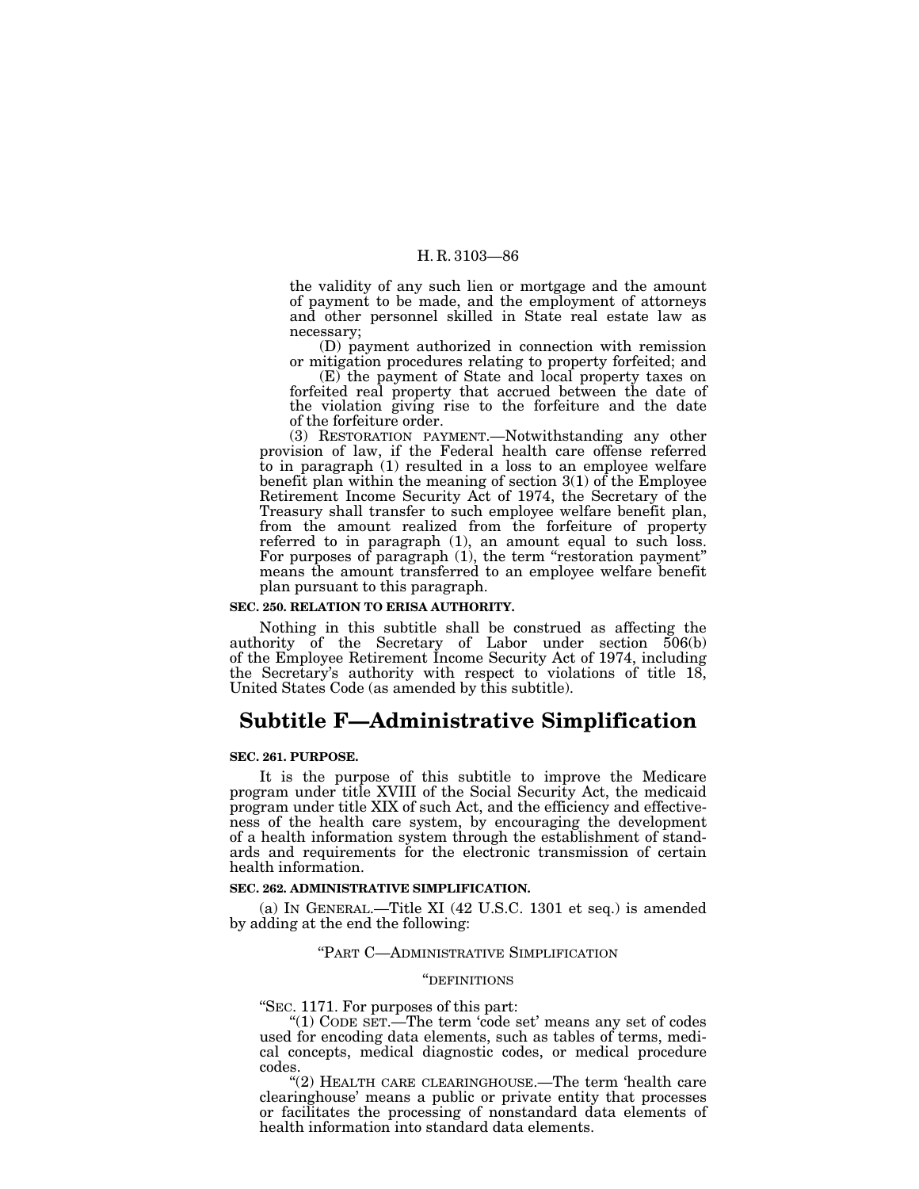the validity of any such lien or mortgage and the amount of payment to be made, and the employment of attorneys and other personnel skilled in State real estate law as necessary;

(D) payment authorized in connection with remission or mitigation procedures relating to property forfeited; and

(E) the payment of State and local property taxes on forfeited real property that accrued between the date of the violation giving rise to the forfeiture and the date of the forfeiture order.

(3) RESTORATION PAYMENT.—Notwithstanding any other provision of law, if the Federal health care offense referred to in paragraph (1) resulted in a loss to an employee welfare benefit plan within the meaning of section 3(1) of the Employee Retirement Income Security Act of 1974, the Secretary of the Treasury shall transfer to such employee welfare benefit plan, from the amount realized from the forfeiture of property referred to in paragraph (1), an amount equal to such loss. For purposes of paragraph (1), the term "restoration payment" means the amount transferred to an employee welfare benefit plan pursuant to this paragraph.

**SEC. 250. RELATION TO ERISA AUTHORITY.**

Nothing in this subtitle shall be construed as affecting the authority of the Secretary of Labor under section 506(b) of the Employee Retirement Income Security Act of 1974, including the Secretary's authority with respect to violations of title 18, United States Code (as amended by this subtitle).

# Subtitle F—Administrative Simplification

**SEC. 261. PURPOSE.**

It is the purpose of this subtitle to improve the Medicare program under title XVIII of the Social Security Act, the medicaid program under title XIX of such Act, and the efficiency and effectiveness of the health care system, by encouraging the development of a health information system through the establishment of standards and requirements for the electronic transmission of certain health information.

**SEC. 262. ADMINISTRATIVE SIMPLIFICATION.**

(a) IN GENERAL.—Title XI (42 U.S.C. 1301 et seq.) is amended by adding at the end the following:

"PART C—ADMINISTRATIVE SIMPLIFICATION

"DEFINITIONS

"SEC. 1171. For purposes of this part:

"(1) CODE SET.—The term 'code set' means any set of codes used for encoding data elements, such as tables of terms, medical concepts, medical diagnostic codes, or medical procedure codes.

"(2) HEALTH CARE CLEARINGHOUSE.—The term 'health care clearinghouse' means a public or private entity that processes or facilitates the processing of nonstandard data elements of health information into standard data elements.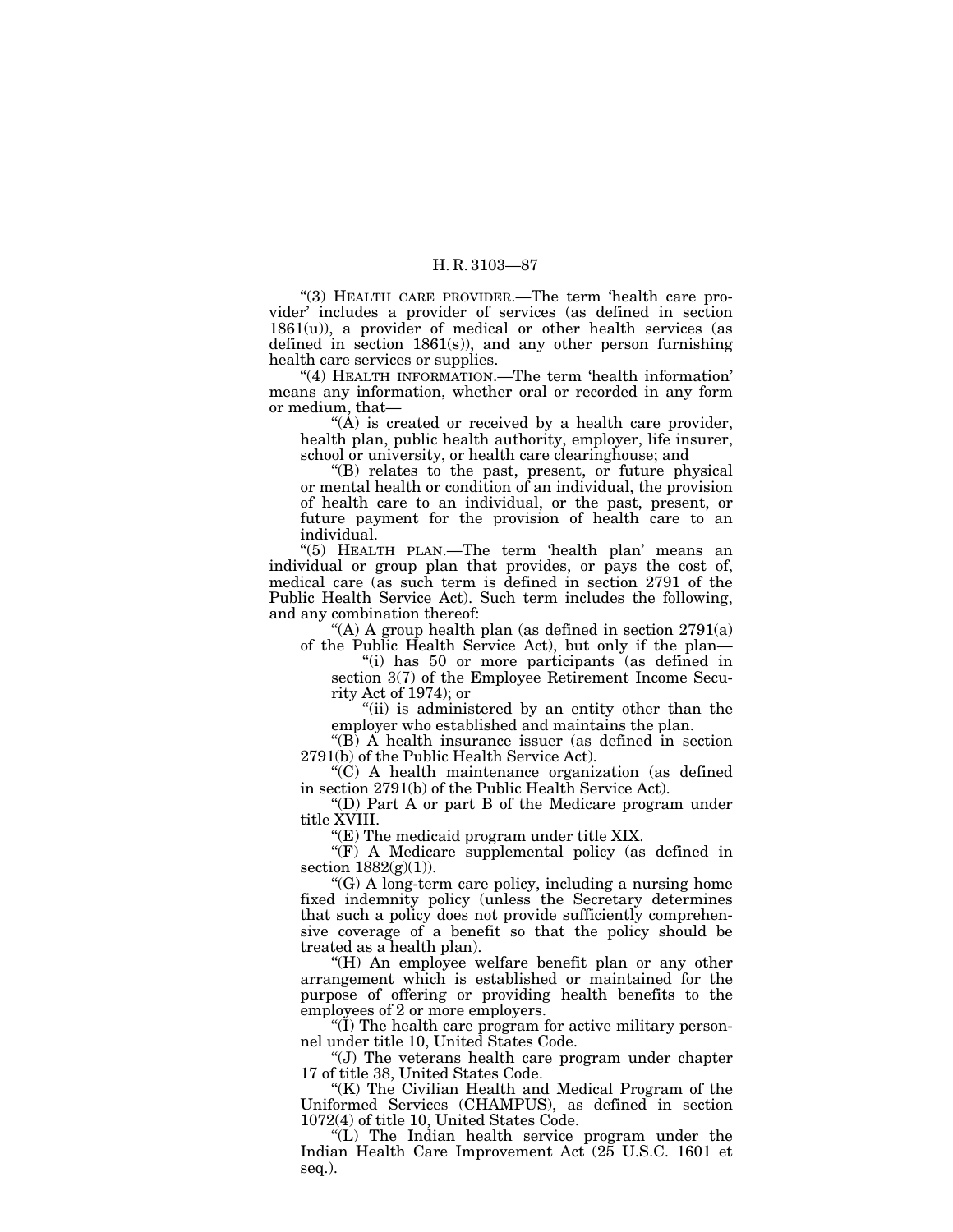"(3) HEALTH CARE PROVIDER.—The term 'health care provider' includes a provider of services (as defined in section 1861(u)), a provider of medical or other health services (as defined in section 1861(s)), and any other person furnishing health care services or supplies.

"(4) HEALTH INFORMATION.—The term 'health information' means any information, whether oral or recorded in any form or medium, that—

"(A) is created or received by a health care provider, health plan, public health authority, employer, life insurer, school or university, or health care clearinghouse; and

"(B) relates to the past, present, or future physical or mental health or condition of an individual, the provision of health care to an individual, or the past, present, or future payment for the provision of health care to an individual.

"(5) HEALTH PLAN.—The term 'health plan' means an individual or group plan that provides, or pays the cost of, medical care (as such term is defined in section 2791 of the Public Health Service Act). Such term includes the following, and any combination thereof:

"(A) A group health plan (as defined in section 2791(a) of the Public Health Service Act), but only if the plan—

"(i) has 50 or more participants (as defined in section 3(7) of the Employee Retirement Income Security Act of 1974); or

"(ii) is administered by an entity other than the employer who established and maintains the plan.

"(B) A health insurance issuer (as defined in section 2791(b) of the Public Health Service Act).

"(C) A health maintenance organization (as defined in section 2791(b) of the Public Health Service Act).

"(D) Part A or part B of the Medicare program under title XVIII.

"(E) The medicaid program under title XIX.

"(F) A Medicare supplemental policy (as defined in section 1882(g)(1)).

"(G) A long-term care policy, including a nursing home fixed indemnity policy (unless the Secretary determines that such a policy does not provide sufficiently comprehensive coverage of a benefit so that the policy should be treated as a health plan).

"(H) An employee welfare benefit plan or any other arrangement which is established or maintained for the purpose of offering or providing health benefits to the employees of 2 or more employers.

"(I) The health care program for active military personnel under title 10, United States Code.

"(J) The veterans health care program under chapter 17 of title 38, United States Code.

"(K) The Civilian Health and Medical Program of the Uniformed Services (CHAMPUS), as defined in section 1072(4) of title 10, United States Code.

"(L) The Indian health service program under the Indian Health Care Improvement Act (25 U.S.C. 1601 et seq.).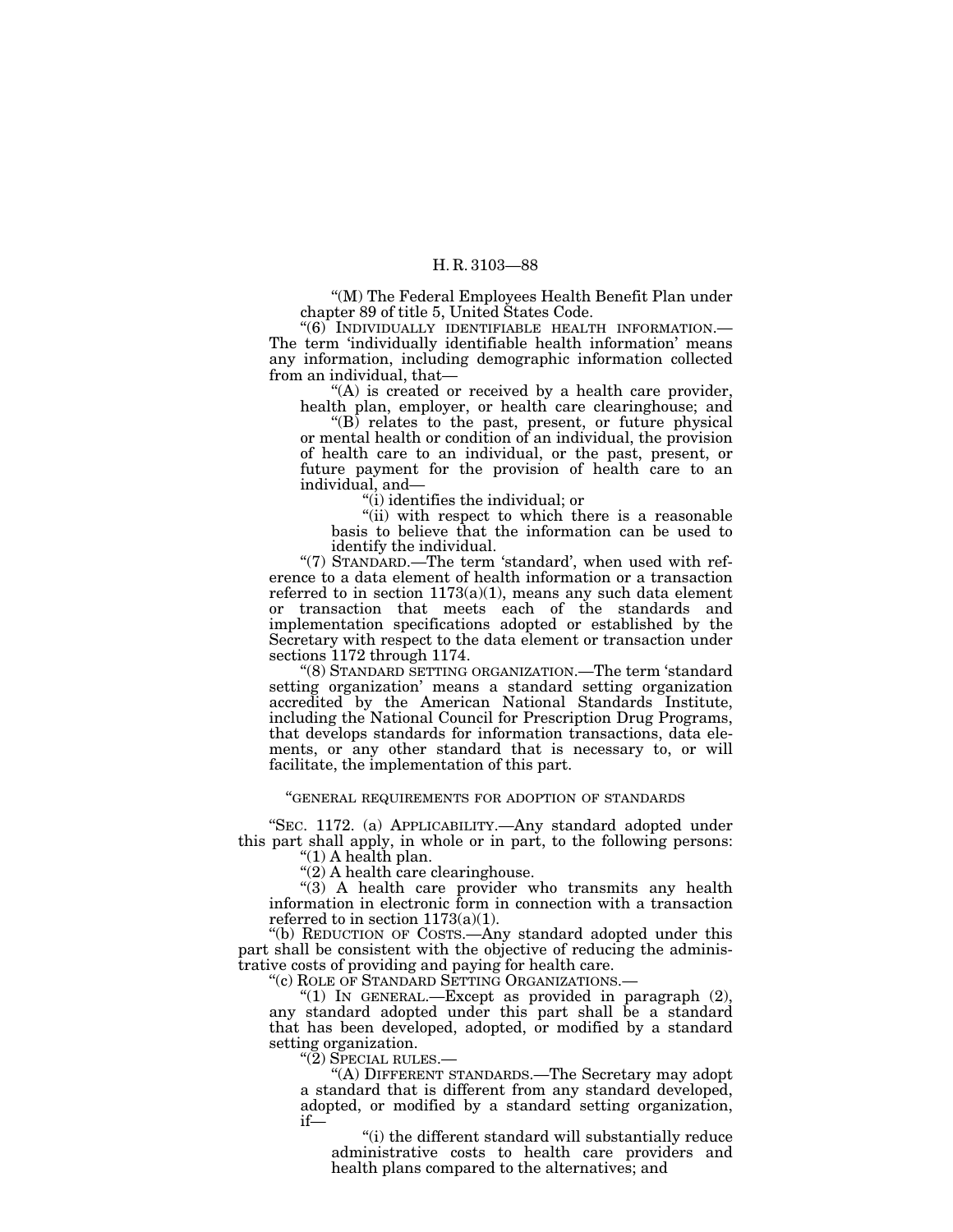"(M) The Federal Employees Health Benefit Plan under chapter 89 of title 5, United States Code.

"(6) INDIVIDUALLY IDENTIFIABLE HEALTH INFORMATION.—The term 'individually identifiable health information' means any information, including demographic information collected from an individual, that—

"(A) is created or received by a health care provider, health plan, employer, or health care clearinghouse; and

"(B) relates to the past, present, or future physical or mental health or condition of an individual, the provision of health care to an individual, or the past, present, or future payment for the provision of health care to an individual, and—

"(i) identifies the individual; or

"(ii) with respect to which there is a reasonable basis to believe that the information can be used to identify the individual.

"(7) STANDARD.—The term 'standard', when used with reference to a data element of health information or a transaction referred to in section 1173(a)(1), means any such data element or transaction that meets each of the standards and implementation specifications adopted or established by the Secretary with respect to the data element or transaction under sections 1172 through 1174.

"(8) STANDARD SETTING ORGANIZATION.—The term 'standard setting organization' means a standard setting organization accredited by the American National Standards Institute, including the National Council for Prescription Drug Programs, that develops standards for information transactions, data elements, or any other standard that is necessary to, or will facilitate, the implementation of this part.

"GENERAL REQUIREMENTS FOR ADOPTION OF STANDARDS

"SEC. 1172. (a) APPLICABILITY.—Any standard adopted under this part shall apply, in whole or in part, to the following persons:

"(1) A health plan.

"(2) A health care clearinghouse.

"(3) A health care provider who transmits any health information in electronic form in connection with a transaction referred to in section 1173(a)(1).

"(b) REDUCTION OF COSTS.—Any standard adopted under this part shall be consistent with the objective of reducing the administrative costs of providing and paying for health care.

"(c) ROLE OF STANDARD SETTING ORGANIZATIONS.—

"(1) IN GENERAL.—Except as provided in paragraph (2), any standard adopted under this part shall be a standard that has been developed, adopted, or modified by a standard setting organization.

"(2) SPECIAL RULES.—

"(A) DIFFERENT STANDARDS.—The Secretary may adopt a standard that is different from any standard developed, adopted, or modified by a standard setting organization, if—

"(i) the different standard will substantially reduce administrative costs to health care providers and health plans compared to the alternatives; and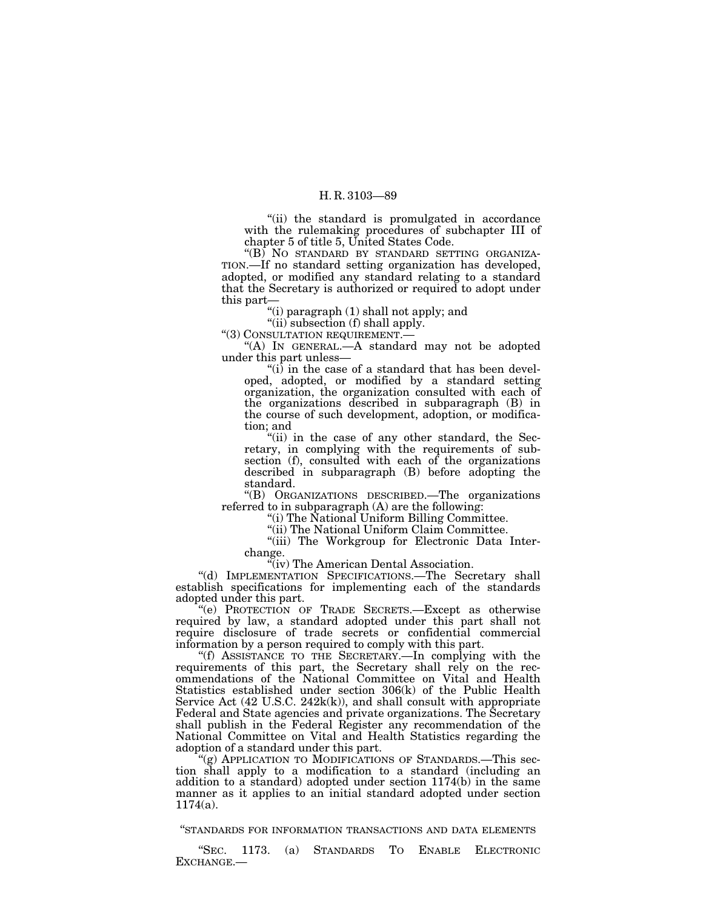"(ii) the standard is promulgated in accordance with the rulemaking procedures of subchapter III of chapter 5 of title 5, United States Code.

"(B) NO STANDARD BY STANDARD SETTING ORGANIZATION.—If no standard setting organization has developed, adopted, or modified any standard relating to a standard that the Secretary is authorized or required to adopt under this part—

"(i) paragraph (1) shall not apply; and

"(ii) subsection (f) shall apply.

"(3) CONSULTATION REQUIREMENT.—

"(A) IN GENERAL.—A standard may not be adopted under this part unless—

"(i) in the case of a standard that has been developed, adopted, or modified by a standard setting organization, the organization consulted with each of the organizations described in subparagraph (B) in the course of such development, adoption, or modification; and

"(ii) in the case of any other standard, the Secretary, in complying with the requirements of subsection (f), consulted with each of the organizations described in subparagraph (B) before adopting the standard.

"(B) ORGANIZATIONS DESCRIBED.—The organizations referred to in subparagraph (A) are the following:

"(i) The National Uniform Billing Committee.

"(ii) The National Uniform Claim Committee.

"(iii) The Workgroup for Electronic Data Interchange.

"(iv) The American Dental Association.

"(d) IMPLEMENTATION SPECIFICATIONS.—The Secretary shall establish specifications for implementing each of the standards adopted under this part.

"(e) PROTECTION OF TRADE SECRETS.—Except as otherwise required by law, a standard adopted under this part shall not require disclosure of trade secrets or confidential commercial information by a person required to comply with this part.

"(f) ASSISTANCE TO THE SECRETARY.—In complying with the requirements of this part, the Secretary shall rely on the recommendations of the National Committee on Vital and Health Statistics established under section 306(k) of the Public Health Service Act (42 U.S.C. 242k(k)), and shall consult with appropriate Federal and State agencies and private organizations. The Secretary shall publish in the Federal Register any recommendation of the National Committee on Vital and Health Statistics regarding the adoption of a standard under this part.

"(g) APPLICATION TO MODIFICATIONS OF STANDARDS.—This section shall apply to a modification to a standard (including an addition to a standard) adopted under section 1174(b) in the same manner as it applies to an initial standard adopted under section 1174(a).

"STANDARDS FOR INFORMATION TRANSACTIONS AND DATA ELEMENTS

"SEC. 1173. (a) STANDARDS TO ENABLE ELECTRONIC EXCHANGE.—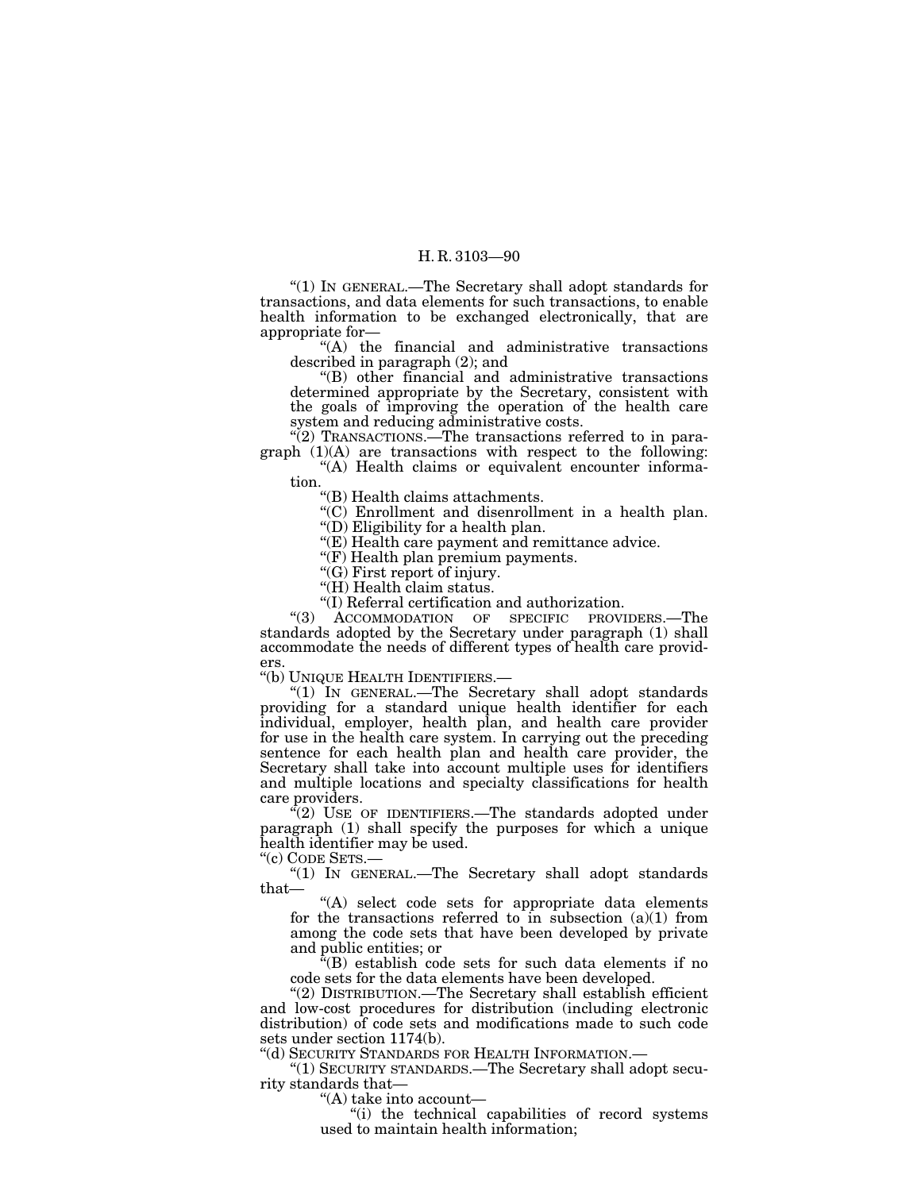"(1) IN GENERAL.—The Secretary shall adopt standards for transactions, and data elements for such transactions, to enable health information to be exchanged electronically, that are appropriate for—

"(A) the financial and administrative transactions described in paragraph (2); and

"(B) other financial and administrative transactions determined appropriate by the Secretary, consistent with the goals of improving the operation of the health care system and reducing administrative costs.

"(2) TRANSACTIONS.—The transactions referred to in paragraph (1)(A) are transactions with respect to the following:

"(A) Health claims or equivalent encounter information.

"(B) Health claims attachments.

"(C) Enrollment and disenrollment in a health plan.

"(D) Eligibility for a health plan.

"(E) Health care payment and remittance advice.

"(F) Health plan premium payments.

"(G) First report of injury.

"(H) Health claim status.

"(I) Referral certification and authorization.

"(3) ACCOMMODATION OF SPECIFIC PROVIDERS.—The standards adopted by the Secretary under paragraph (1) shall accommodate the needs of different types of health care providers.

"(b) UNIQUE HEALTH IDENTIFIERS.—

"(1) IN GENERAL.—The Secretary shall adopt standards providing for a standard unique health identifier for each individual, employer, health plan, and health care provider for use in the health care system. In carrying out the preceding sentence for each health plan and health care provider, the Secretary shall take into account multiple uses for identifiers and multiple locations and specialty classifications for health care providers.

"(2) USE OF IDENTIFIERS.—The standards adopted under paragraph (1) shall specify the purposes for which a unique health identifier may be used.

"(c) CODE SETS.—

"(1) IN GENERAL.—The Secretary shall adopt standards that—

"(A) select code sets for appropriate data elements for the transactions referred to in subsection (a)(1) from among the code sets that have been developed by private and public entities; or

"(B) establish code sets for such data elements if no code sets for the data elements have been developed.

"(2) DISTRIBUTION.—The Secretary shall establish efficient and low-cost procedures for distribution (including electronic distribution) of code sets and modifications made to such code sets under section 1174(b).

"(d) SECURITY STANDARDS FOR HEALTH INFORMATION.—

"(1) SECURITY STANDARDS.—The Secretary shall adopt security standards that—

"(A) take into account—

"(i) the technical capabilities of record systems used to maintain health information;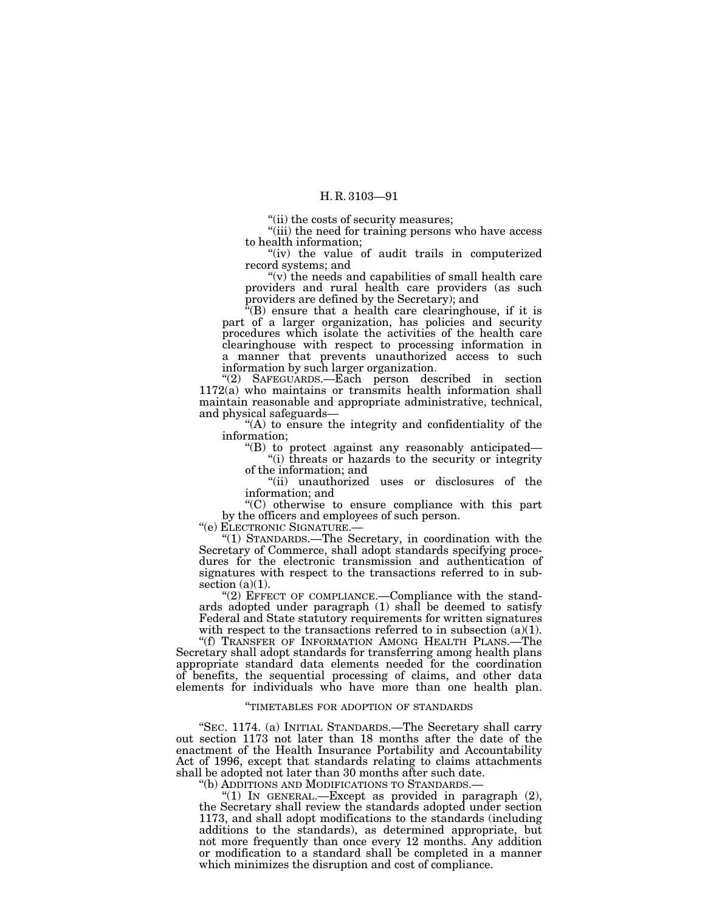"(ii) the costs of security measures;

"(iii) the need for training persons who have access to health information;

"(iv) the value of audit trails in computerized record systems; and

"(v) the needs and capabilities of small health care providers and rural health care providers (as such providers are defined by the Secretary); and

"(B) ensure that a health care clearinghouse, if it is part of a larger organization, has policies and security procedures which isolate the activities of the health care clearinghouse with respect to processing information in a manner that prevents unauthorized access to such information by such larger organization.

"(2) SAFEGUARDS.—Each person described in section 1172(a) who maintains or transmits health information shall maintain reasonable and appropriate administrative, technical, and physical safeguards—

"(A) to ensure the integrity and confidentiality of the information;

"(B) to protect against any reasonably anticipated—

"(i) threats or hazards to the security or integrity of the information; and

"(ii) unauthorized uses or disclosures of the information; and

"(C) otherwise to ensure compliance with this part by the officers and employees of such person.

"(e) ELECTRONIC SIGNATURE.—

"(1) STANDARDS.—The Secretary, in coordination with the Secretary of Commerce, shall adopt standards specifying procedures for the electronic transmission and authentication of signatures with respect to the transactions referred to in subsection (a)(1).

"(2) EFFECT OF COMPLIANCE.—Compliance with the standards adopted under paragraph (1) shall be deemed to satisfy Federal and State statutory requirements for written signatures with respect to the transactions referred to in subsection (a)(1).

"(f) TRANSFER OF INFORMATION AMONG HEALTH PLANS.—The Secretary shall adopt standards for transferring among health plans appropriate standard data elements needed for the coordination of benefits, the sequential processing of claims, and other data elements for individuals who have more than one health plan.

"TIMETABLES FOR ADOPTION OF STANDARDS

"SEC. 1174. (a) INITIAL STANDARDS.—The Secretary shall carry out section 1173 not later than 18 months after the date of the enactment of the Health Insurance Portability and Accountability Act of 1996, except that standards relating to claims attachments shall be adopted not later than 30 months after such date.

"(b) ADDITIONS AND MODIFICATIONS TO STANDARDS.—

"(1) IN GENERAL.—Except as provided in paragraph (2), the Secretary shall review the standards adopted under section 1173, and shall adopt modifications to the standards (including additions to the standards), as determined appropriate, but not more frequently than once every 12 months. Any addition or modification to a standard shall be completed in a manner which minimizes the disruption and cost of compliance.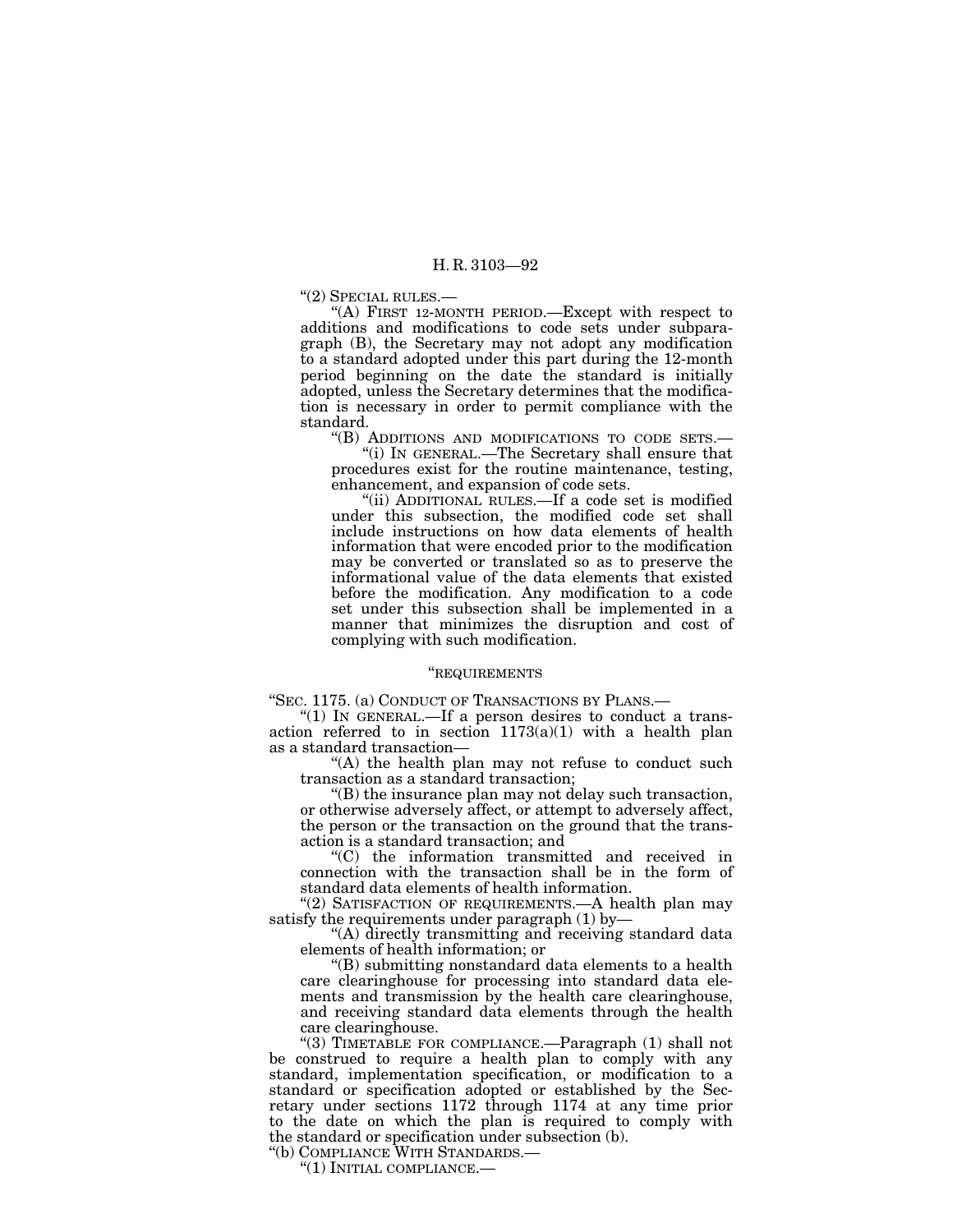"(2) SPECIAL RULES.—

"(A) FIRST 12-MONTH PERIOD.—Except with respect to additions and modifications to code sets under subparagraph (B), the Secretary may not adopt any modification to a standard adopted under this part during the 12-month period beginning on the date the standard is initially adopted, unless the Secretary determines that the modification is necessary in order to permit compliance with the standard.

"(B) ADDITIONS AND MODIFICATIONS TO CODE SETS.—

"(i) IN GENERAL.—The Secretary shall ensure that procedures exist for the routine maintenance, testing, enhancement, and expansion of code sets.

"(ii) ADDITIONAL RULES.—If a code set is modified under this subsection, the modified code set shall include instructions on how data elements of health information that were encoded prior to the modification may be converted or translated so as to preserve the informational value of the data elements that existed before the modification. Any modification to a code set under this subsection shall be implemented in a manner that minimizes the disruption and cost of complying with such modification.

"REQUIREMENTS

"SEC. 1175. (a) CONDUCT OF TRANSACTIONS BY PLANS.—

"(1) IN GENERAL.—If a person desires to conduct a transaction referred to in section 1173(a)(1) with a health plan as a standard transaction—

"(A) the health plan may not refuse to conduct such transaction as a standard transaction;

"(B) the insurance plan may not delay such transaction, or otherwise adversely affect, or attempt to adversely affect, the person or the transaction on the ground that the transaction is a standard transaction; and

"(C) the information transmitted and received in connection with the transaction shall be in the form of standard data elements of health information.

"(2) SATISFACTION OF REQUIREMENTS.—A health plan may satisfy the requirements under paragraph (1) by—

"(A) directly transmitting and receiving standard data elements of health information; or

"(B) submitting nonstandard data elements to a health care clearinghouse for processing into standard data elements and transmission by the health care clearinghouse, and receiving standard data elements through the health care clearinghouse.

"(3) TIMETABLE FOR COMPLIANCE.—Paragraph (1) shall not be construed to require a health plan to comply with any standard, implementation specification, or modification to a standard or specification adopted or established by the Secretary under sections 1172 through 1174 at any time prior to the date on which the plan is required to comply with the standard or specification under subsection (b).

"(b) COMPLIANCE WITH STANDARDS.—

"(1) INITIAL COMPLIANCE.—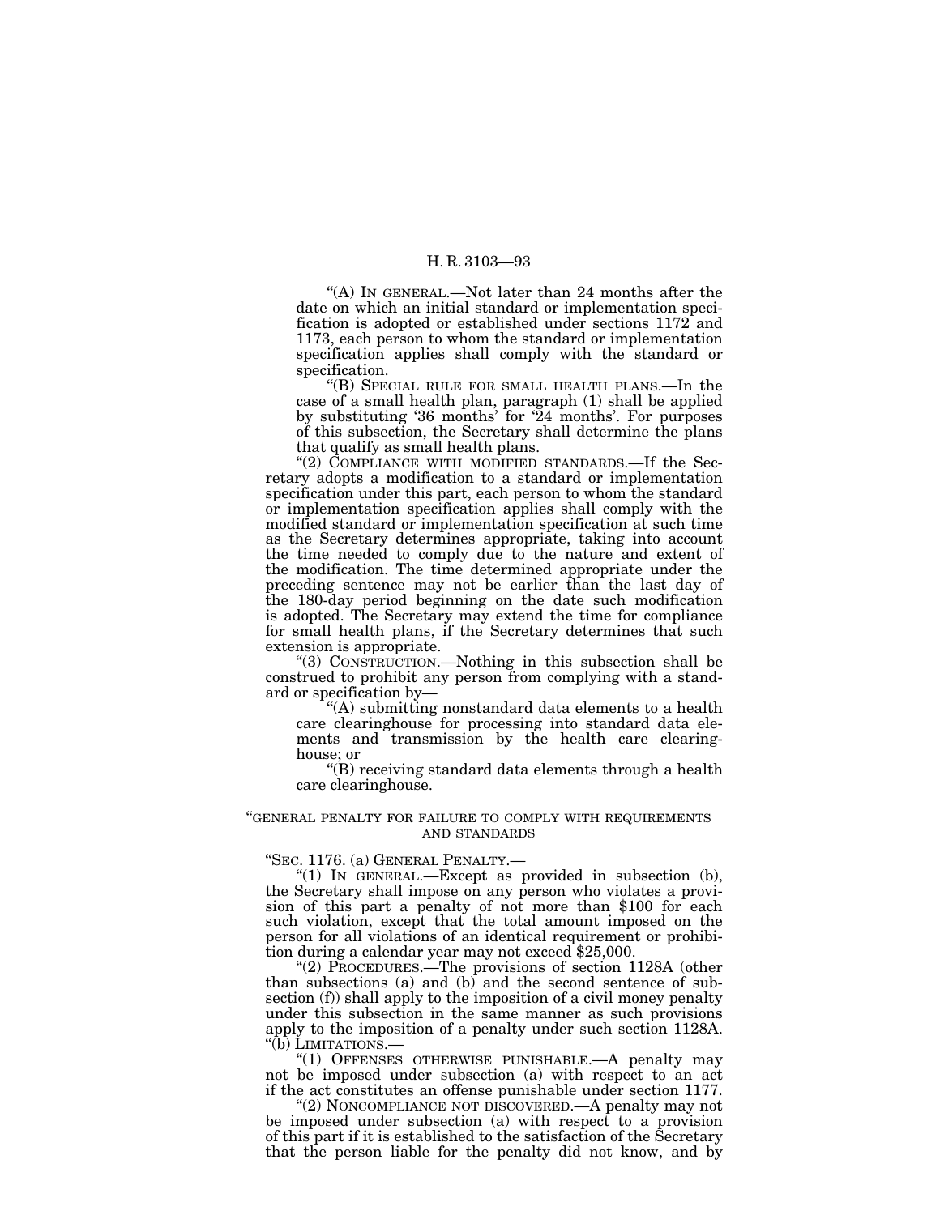"(A) In general.—Not later than 24 months after the date on which an initial standard or implementation specification is adopted or established under sections 1172 and 1173, each person to whom the standard or implementation specification applies shall comply with the standard or specification.

"(B) Special rule for small health plans.—In the case of a small health plan, paragraph (1) shall be applied by substituting '36 months' for '24 months'. For purposes of this subsection, the Secretary shall determine the plans that qualify as small health plans.

"(2) Compliance with modified standards.—If the Secretary adopts a modification to a standard or implementation specification under this part, each person to whom the standard or implementation specification applies shall comply with the modified standard or implementation specification at such time as the Secretary determines appropriate, taking into account the time needed to comply due to the nature and extent of the modification. The time determined appropriate under the preceding sentence may not be earlier than the last day of the 180-day period beginning on the date such modification is adopted. The Secretary may extend the time for compliance for small health plans, if the Secretary determines that such extension is appropriate.

"(3) Construction.—Nothing in this subsection shall be construed to prohibit any person from complying with a standard or specification by—

"(A) submitting nonstandard data elements to a health care clearinghouse for processing into standard data elements and transmission by the health care clearinghouse; or

"(B) receiving standard data elements through a health care clearinghouse.

"GENERAL PENALTY FOR FAILURE TO COMPLY WITH REQUIREMENTS AND STANDARDS

"Sec. 1176. (a) General Penalty.—

"(1) In general.—Except as provided in subsection (b), the Secretary shall impose on any person who violates a provision of this part a penalty of not more than $100 for each such violation, except that the total amount imposed on the person for all violations of an identical requirement or prohibition during a calendar year may not exceed $25,000.

"(2) Procedures.—The provisions of section 1128A (other than subsections (a) and (b) and the second sentence of subsection (f)) shall apply to the imposition of a civil money penalty under this subsection in the same manner as such provisions apply to the imposition of a penalty under such section 1128A.

"(b) Limitations.—

"(1) Offenses otherwise punishable.—A penalty may not be imposed under subsection (a) with respect to an act if the act constitutes an offense punishable under section 1177.

"(2) Noncompliance not discovered.—A penalty may not be imposed under subsection (a) with respect to a provision of this part if it is established to the satisfaction of the Secretary that the person liable for the penalty did not know, and by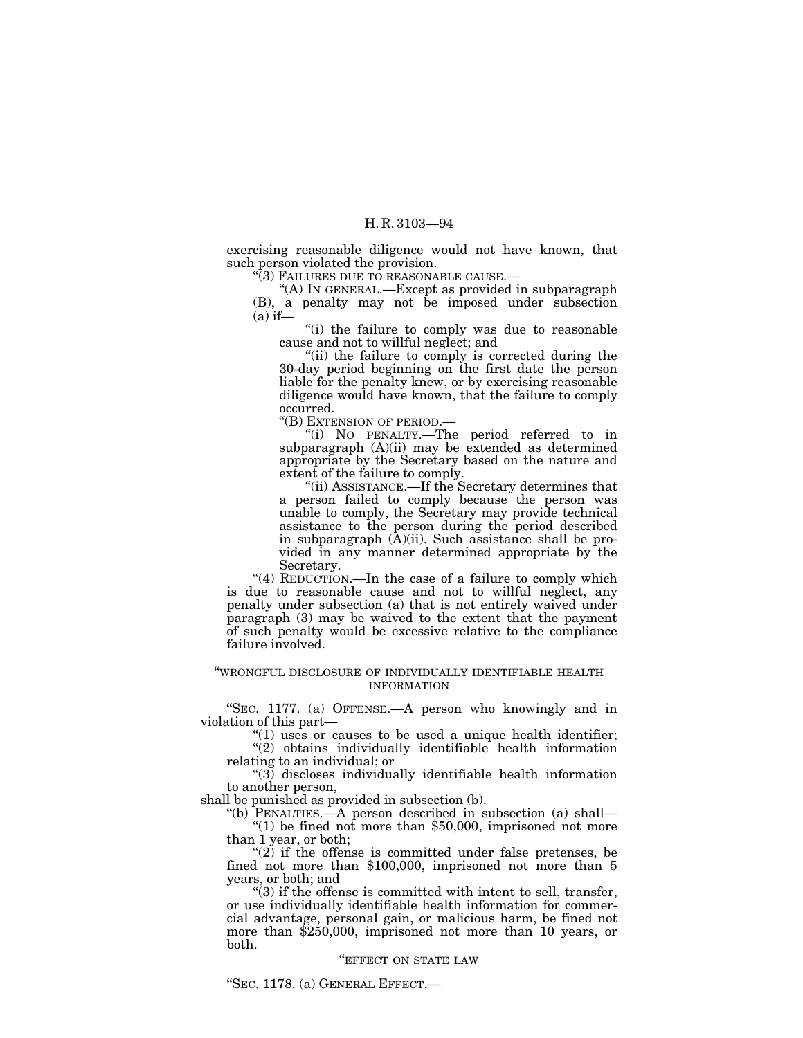exercising reasonable diligence would not have known, that such person violated the provision.

"(3) FAILURES DUE TO REASONABLE CAUSE.—

"(A) IN GENERAL.—Except as provided in subparagraph (B), a penalty may not be imposed under subsection (a) if—

"(i) the failure to comply was due to reasonable cause and not to willful neglect; and

"(ii) the failure to comply is corrected during the 30-day period beginning on the first date the person liable for the penalty knew, or by exercising reasonable diligence would have known, that the failure to comply occurred.

"(B) EXTENSION OF PERIOD.—

"(i) NO PENALTY.—The period referred to in subparagraph (A)(ii) may be extended as determined appropriate by the Secretary based on the nature and extent of the failure to comply.

"(ii) ASSISTANCE.—If the Secretary determines that a person failed to comply because the person was unable to comply, the Secretary may provide technical assistance to the person during the period described in subparagraph (A)(ii). Such assistance shall be provided in any manner determined appropriate by the Secretary.

"(4) REDUCTION.—In the case of a failure to comply which is due to reasonable cause and not to willful neglect, any penalty under subsection (a) that is not entirely waived under paragraph (3) may be waived to the extent that the payment of such penalty would be excessive relative to the compliance failure involved.

"WRONGFUL DISCLOSURE OF INDIVIDUALLY IDENTIFIABLE HEALTH INFORMATION

"SEC. 1177. (a) OFFENSE.—A person who knowingly and in violation of this part—

"(1) uses or causes to be used a unique health identifier;

"(2) obtains individually identifiable health information relating to an individual; or

"(3) discloses individually identifiable health information to another person,

shall be punished as provided in subsection (b).

"(b) PENALTIES.—A person described in subsection (a) shall—

"(1) be fined not more than $50,000, imprisoned not more than 1 year, or both;

"(2) if the offense is committed under false pretenses, be fined not more than $100,000, imprisoned not more than 5 years, or both; and

"(3) if the offense is committed with intent to sell, transfer, or use individually identifiable health information for commercial advantage, personal gain, or malicious harm, be fined not more than $250,000, imprisoned not more than 10 years, or both.

"EFFECT ON STATE LAW

"SEC. 1178. (a) GENERAL EFFECT.—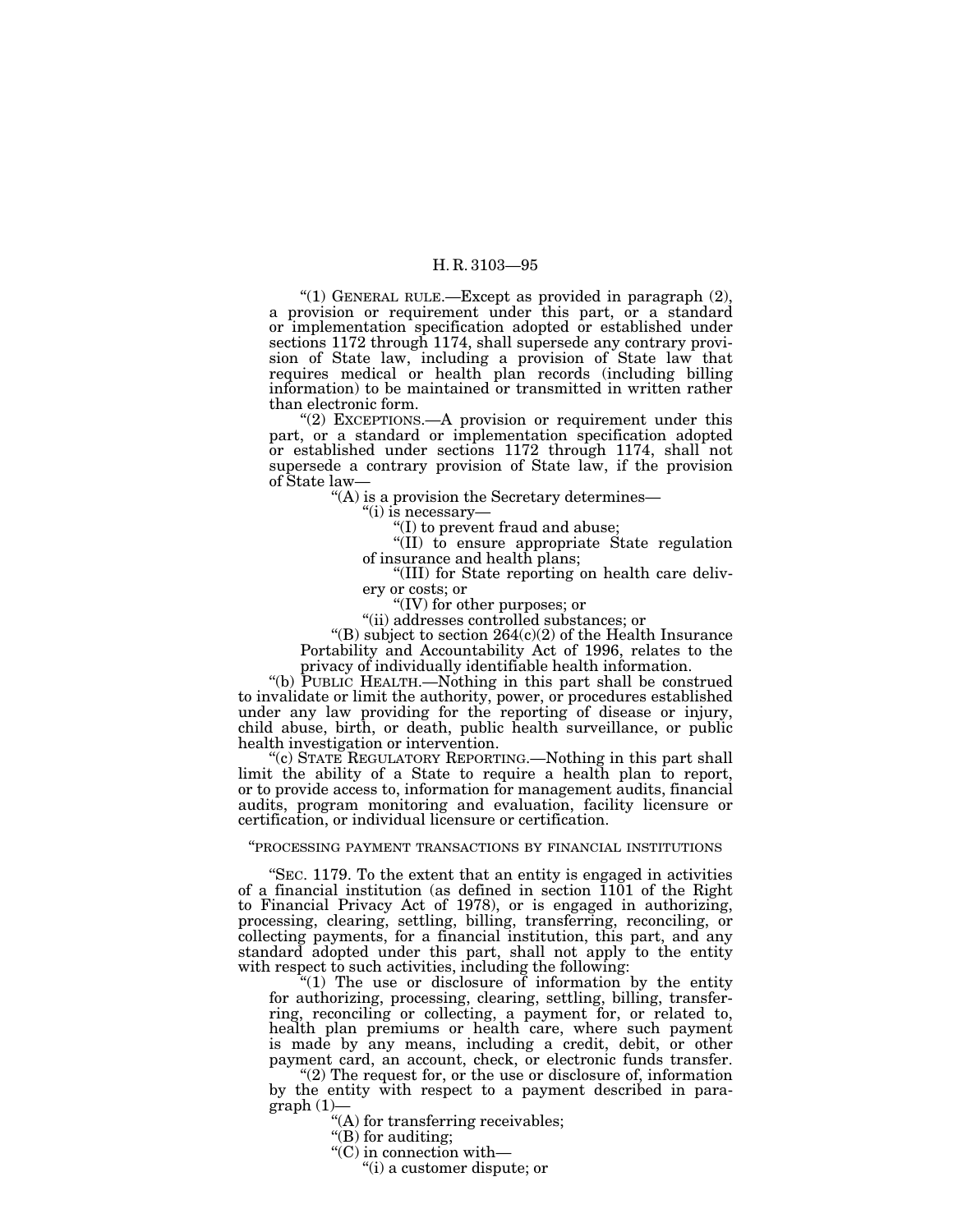"(1) GENERAL RULE.—Except as provided in paragraph (2), a provision or requirement under this part, or a standard or implementation specification adopted or established under sections 1172 through 1174, shall supersede any contrary provision of State law, including a provision of State law that requires medical or health plan records (including billing information) to be maintained or transmitted in written rather than electronic form.

"(2) EXCEPTIONS.—A provision or requirement under this part, or a standard or implementation specification adopted or established under sections 1172 through 1174, shall not supersede a contrary provision of State law, if the provision of State law—

"(A) is a provision the Secretary determines—

"(i) is necessary—

"(I) to prevent fraud and abuse;

"(II) to ensure appropriate State regulation of insurance and health plans;

"(III) for State reporting on health care delivery or costs; or

"(IV) for other purposes; or

"(ii) addresses controlled substances; or

"(B) subject to section 264(c)(2) of the Health Insurance Portability and Accountability Act of 1996, relates to the privacy of individually identifiable health information.

"(b) PUBLIC HEALTH.—Nothing in this part shall be construed to invalidate or limit the authority, power, or procedures established under any law providing for the reporting of disease or injury, child abuse, birth, or death, public health surveillance, or public health investigation or intervention.

"(c) STATE REGULATORY REPORTING.—Nothing in this part shall limit the ability of a State to require a health plan to report, or to provide access to, information for management audits, financial audits, program monitoring and evaluation, facility licensure or certification, or individual licensure or certification.

"PROCESSING PAYMENT TRANSACTIONS BY FINANCIAL INSTITUTIONS

"SEC. 1179. To the extent that an entity is engaged in activities of a financial institution (as defined in section 1101 of the Right to Financial Privacy Act of 1978), or is engaged in authorizing, processing, clearing, settling, billing, transferring, reconciling, or collecting payments, for a financial institution, this part, and any standard adopted under this part, shall not apply to the entity with respect to such activities, including the following:

"(1) The use or disclosure of information by the entity for authorizing, processing, clearing, settling, billing, transferring, reconciling or collecting, a payment for, or related to, health plan premiums or health care, where such payment is made by any means, including a credit, debit, or other payment card, an account, check, or electronic funds transfer.

"(2) The request for, or the use or disclosure of, information by the entity with respect to a payment described in paragraph (1)—

"(A) for transferring receivables;

"(B) for auditing;

"(C) in connection with—

"(i) a customer dispute; or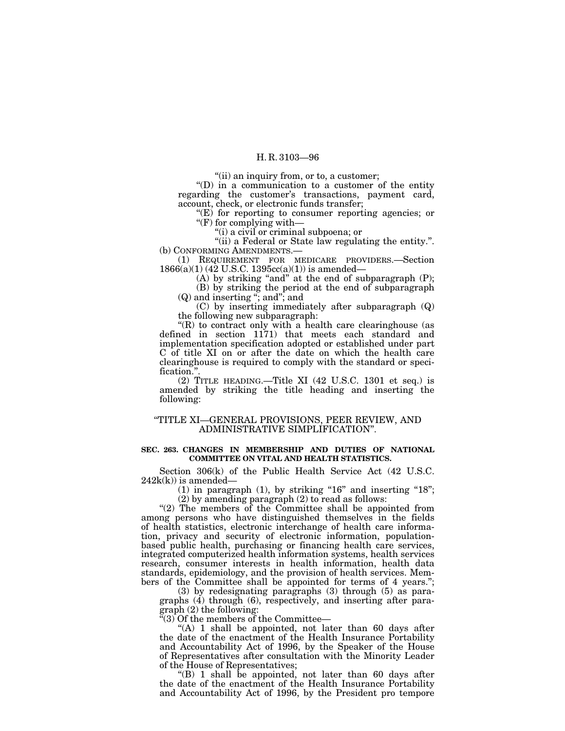"(ii) an inquiry from, or to, a customer;

"(D) in a communication to a customer of the entity regarding the customer's transactions, payment card, account, check, or electronic funds transfer;

"(E) for reporting to consumer reporting agencies; or

"(F) for complying with—

"(i) a civil or criminal subpoena; or

"(ii) a Federal or State law regulating the entity.".

(b) CONFORMING AMENDMENTS.—

(1) REQUIREMENT FOR MEDICARE PROVIDERS.—Section 1866(a)(1) (42 U.S.C. 1395cc(a)(1)) is amended—

(A) by striking "and" at the end of subparagraph (P);

(B) by striking the period at the end of subparagraph (Q) and inserting "; and"; and

(C) by inserting immediately after subparagraph (Q) the following new subparagraph:

"(R) to contract only with a health care clearinghouse (as defined in section 1171) that meets each standard and implementation specification adopted or established under part C of title XI on or after the date on which the health care clearinghouse is required to comply with the standard or specification.".

(2) TITLE HEADING.—Title XI (42 U.S.C. 1301 et seq.) is amended by striking the title heading and inserting the following:

"TITLE XI—GENERAL PROVISIONS, PEER REVIEW, AND ADMINISTRATIVE SIMPLIFICATION".

**SEC. 263. CHANGES IN MEMBERSHIP AND DUTIES OF NATIONAL COMMITTEE ON VITAL AND HEALTH STATISTICS.**

Section 306(k) of the Public Health Service Act (42 U.S.C. 242k(k)) is amended—

(1) in paragraph (1), by striking "16" and inserting "18";

(2) by amending paragraph (2) to read as follows:

"(2) The members of the Committee shall be appointed from among persons who have distinguished themselves in the fields of health statistics, electronic interchange of health care information, privacy and security of electronic information, population-based public health, purchasing or financing health care services, integrated computerized health information systems, health services research, consumer interests in health information, health data standards, epidemiology, and the provision of health services. Members of the Committee shall be appointed for terms of 4 years.";

(3) by redesignating paragraphs (3) through (5) as paragraphs (4) through (6), respectively, and inserting after paragraph (2) the following:

"(3) Of the members of the Committee—

"(A) 1 shall be appointed, not later than 60 days after the date of the enactment of the Health Insurance Portability and Accountability Act of 1996, by the Speaker of the House of Representatives after consultation with the Minority Leader of the House of Representatives;

"(B) 1 shall be appointed, not later than 60 days after the date of the enactment of the Health Insurance Portability and Accountability Act of 1996, by the President pro tempore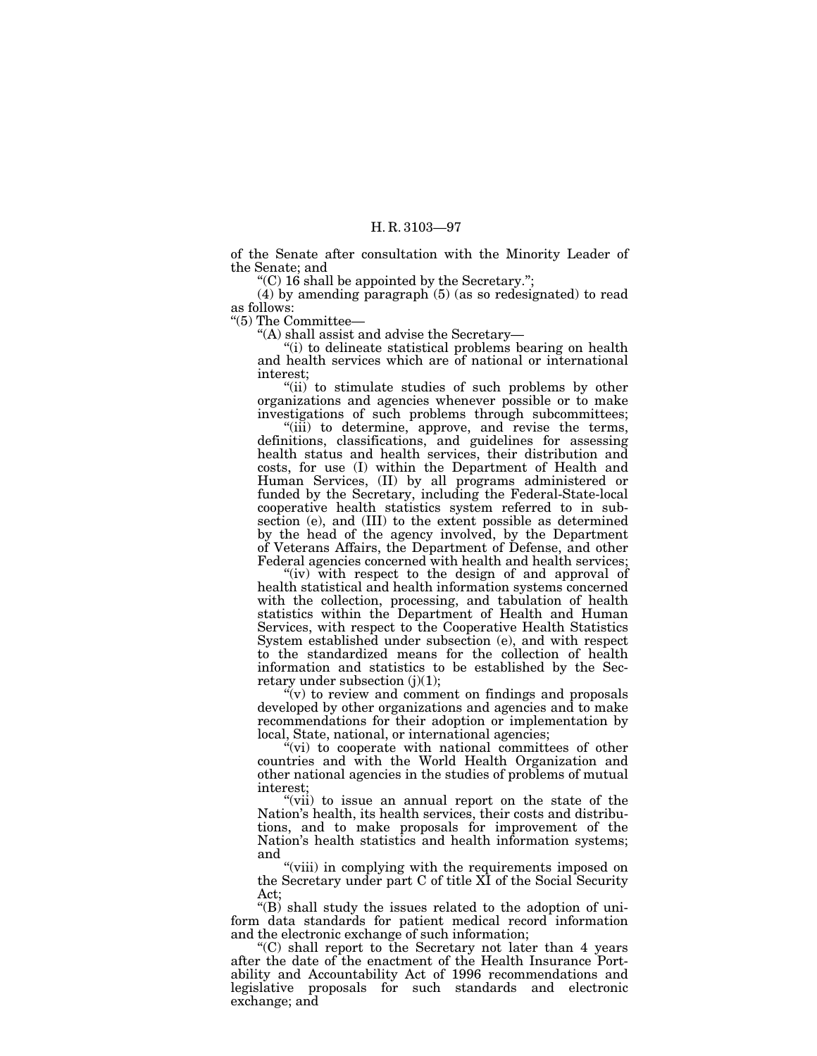of the Senate after consultation with the Minority Leader of the Senate; and

"(C) 16 shall be appointed by the Secretary.";

(4) by amending paragraph (5) (as so redesignated) to read as follows:

"(5) The Committee—

"(A) shall assist and advise the Secretary—

"(i) to delineate statistical problems bearing on health and health services which are of national or international interest;

"(ii) to stimulate studies of such problems by other organizations and agencies whenever possible or to make investigations of such problems through subcommittees;

"(iii) to determine, approve, and revise the terms, definitions, classifications, and guidelines for assessing health status and health services, their distribution and costs, for use (I) within the Department of Health and Human Services, (II) by all programs administered or funded by the Secretary, including the Federal-State-local cooperative health statistics system referred to in subsection (e), and (III) to the extent possible as determined by the head of the agency involved, by the Department of Veterans Affairs, the Department of Defense, and other Federal agencies concerned with health and health services;

"(iv) with respect to the design of and approval of health statistical and health information systems concerned with the collection, processing, and tabulation of health statistics within the Department of Health and Human Services, with respect to the Cooperative Health Statistics System established under subsection (e), and with respect to the standardized means for the collection of health information and statistics to be established by the Secretary under subsection (j)(1);

"(v) to review and comment on findings and proposals developed by other organizations and agencies and to make recommendations for their adoption or implementation by local, State, national, or international agencies;

"(vi) to cooperate with national committees of other countries and with the World Health Organization and other national agencies in the studies of problems of mutual interest;

"(vii) to issue an annual report on the state of the Nation's health, its health services, their costs and distributions, and to make proposals for improvement of the Nation's health statistics and health information systems; and

"(viii) in complying with the requirements imposed on the Secretary under part C of title XI of the Social Security Act;

"(B) shall study the issues related to the adoption of uniform data standards for patient medical record information and the electronic exchange of such information;

"(C) shall report to the Secretary not later than 4 years after the date of the enactment of the Health Insurance Portability and Accountability Act of 1996 recommendations and legislative proposals for such standards and electronic exchange; and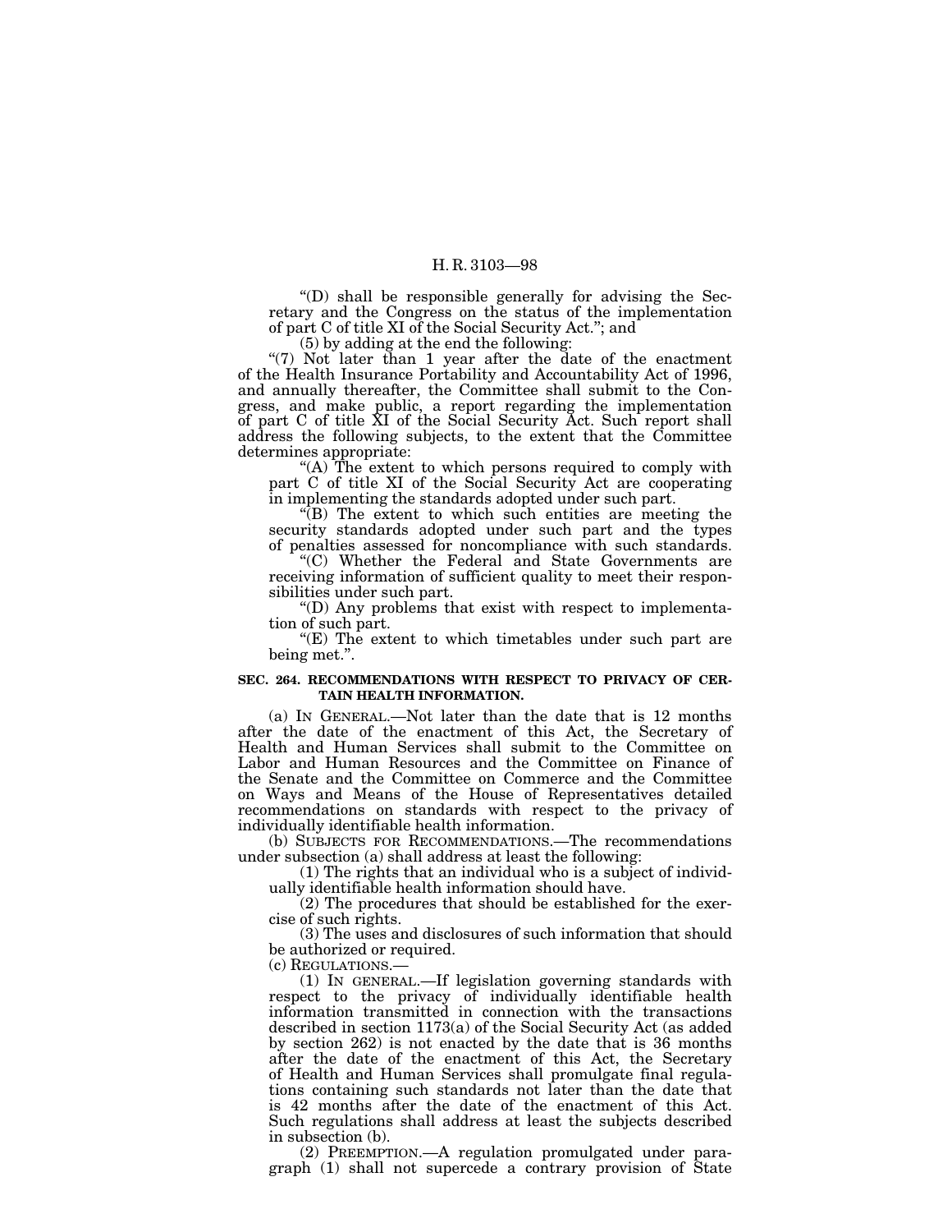"(D) shall be responsible generally for advising the Secretary and the Congress on the status of the implementation of part C of title XI of the Social Security Act."; and

(5) by adding at the end the following:

"(7) Not later than 1 year after the date of the enactment of the Health Insurance Portability and Accountability Act of 1996, and annually thereafter, the Committee shall submit to the Congress, and make public, a report regarding the implementation of part C of title XI of the Social Security Act. Such report shall address the following subjects, to the extent that the Committee determines appropriate:

"(A) The extent to which persons required to comply with part C of title XI of the Social Security Act are cooperating in implementing the standards adopted under such part.

"(B) The extent to which such entities are meeting the security standards adopted under such part and the types of penalties assessed for noncompliance with such standards.

"(C) Whether the Federal and State Governments are receiving information of sufficient quality to meet their responsibilities under such part.

"(D) Any problems that exist with respect to implementation of such part.

"(E) The extent to which timetables under such part are being met.".

**SEC. 264. RECOMMENDATIONS WITH RESPECT TO PRIVACY OF CERTAIN HEALTH INFORMATION.**

(a) IN GENERAL.—Not later than the date that is 12 months after the date of the enactment of this Act, the Secretary of Health and Human Services shall submit to the Committee on Labor and Human Resources and the Committee on Finance of the Senate and the Committee on Commerce and the Committee on Ways and Means of the House of Representatives detailed recommendations on standards with respect to the privacy of individually identifiable health information.

(b) SUBJECTS FOR RECOMMENDATIONS.—The recommendations under subsection (a) shall address at least the following:

(1) The rights that an individual who is a subject of individually identifiable health information should have.

(2) The procedures that should be established for the exercise of such rights.

(3) The uses and disclosures of such information that should be authorized or required.

(c) REGULATIONS.—

(1) IN GENERAL.—If legislation governing standards with respect to the privacy of individually identifiable health information transmitted in connection with the transactions described in section 1173(a) of the Social Security Act (as added by section 262) is not enacted by the date that is 36 months after the date of the enactment of this Act, the Secretary of Health and Human Services shall promulgate final regulations containing such standards not later than the date that is 42 months after the date of the enactment of this Act. Such regulations shall address at least the subjects described in subsection (b).

(2) PREEMPTION.—A regulation promulgated under paragraph (1) shall not supercede a contrary provision of State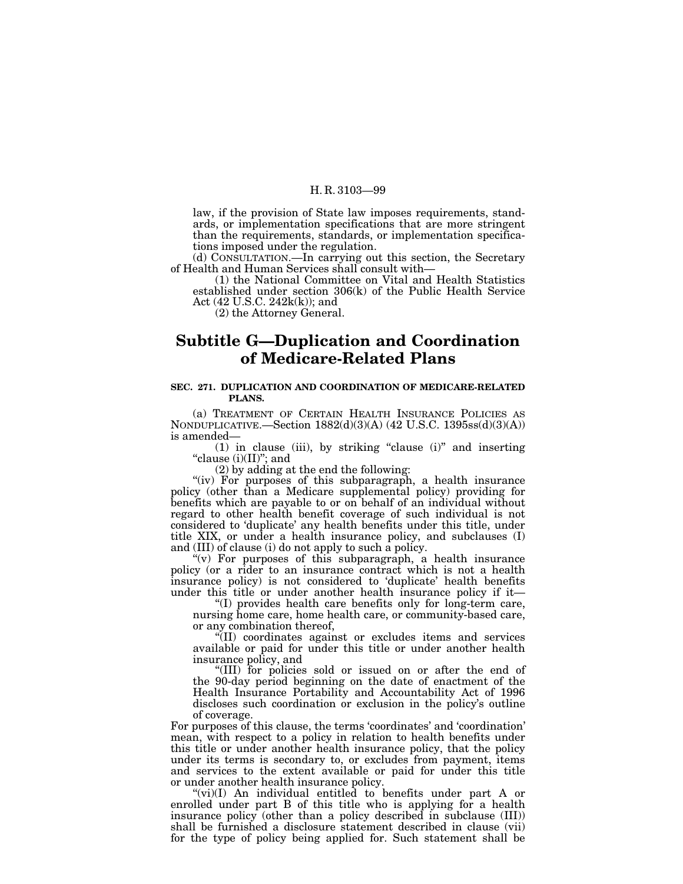law, if the provision of State law imposes requirements, standards, or implementation specifications that are more stringent than the requirements, standards, or implementation specifications imposed under the regulation.

(d) CONSULTATION.—In carrying out this section, the Secretary of Health and Human Services shall consult with—

(1) the National Committee on Vital and Health Statistics established under section 306(k) of the Public Health Service Act (42 U.S.C. 242k(k)); and

(2) the Attorney General.

# Subtitle G—Duplication and Coordination of Medicare-Related Plans

### SEC. 271. DUPLICATION AND COORDINATION OF MEDICARE-RELATED PLANS.

(a) TREATMENT OF CERTAIN HEALTH INSURANCE POLICIES AS NONDUPLICATIVE.—Section 1882(d)(3)(A) (42 U.S.C. 1395ss(d)(3)(A)) is amended—

(1) in clause (iii), by striking "clause (i)" and inserting "clause (i)(II)"; and

(2) by adding at the end the following:

"(iv) For purposes of this subparagraph, a health insurance policy (other than a Medicare supplemental policy) providing for benefits which are payable to or on behalf of an individual without regard to other health benefit coverage of such individual is not considered to 'duplicate' any health benefits under this title, under title XIX, or under a health insurance policy, and subclauses (I) and (III) of clause (i) do not apply to such a policy.

"(v) For purposes of this subparagraph, a health insurance policy (or a rider to an insurance contract which is not a health insurance policy) is not considered to 'duplicate' health benefits under this title or under another health insurance policy if it—

"(I) provides health care benefits only for long-term care, nursing home care, home health care, or community-based care, or any combination thereof,

"(II) coordinates against or excludes items and services available or paid for under this title or under another health insurance policy, and

"(III) for policies sold or issued on or after the end of the 90-day period beginning on the date of enactment of the Health Insurance Portability and Accountability Act of 1996 discloses such coordination or exclusion in the policy's outline of coverage.

For purposes of this clause, the terms 'coordinates' and 'coordination' mean, with respect to a policy in relation to health benefits under this title or under another health insurance policy, that the policy under its terms is secondary to, or excludes from payment, items and services to the extent available or paid for under this title or under another health insurance policy.

"(vi)(I) An individual entitled to benefits under part A or enrolled under part B of this title who is applying for a health insurance policy (other than a policy described in subclause (III)) shall be furnished a disclosure statement described in clause (vii) for the type of policy being applied for. Such statement shall be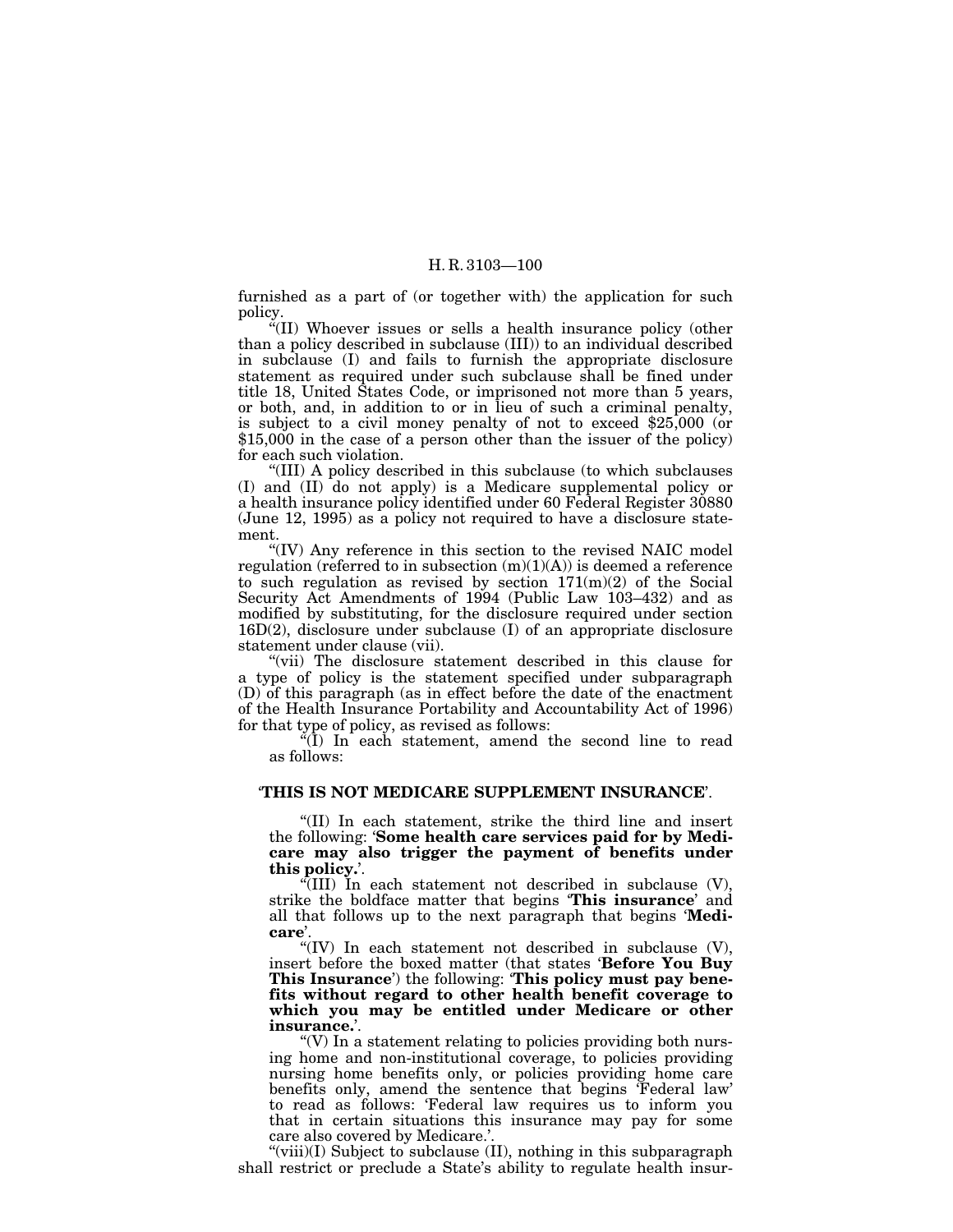furnished as a part of (or together with) the application for such policy.

"(II) Whoever issues or sells a health insurance policy (other than a policy described in subclause (III)) to an individual described in subclause (I) and fails to furnish the appropriate disclosure statement as required under such subclause shall be fined under title 18, United States Code, or imprisoned not more than 5 years, or both, and, in addition to or in lieu of such a criminal penalty, is subject to a civil money penalty of not to exceed $25,000 (or $15,000 in the case of a person other than the issuer of the policy) for each such violation.

"(III) A policy described in this subclause (to which subclauses (I) and (II) do not apply) is a Medicare supplemental policy or a health insurance policy identified under 60 Federal Register 30880 (June 12, 1995) as a policy not required to have a disclosure statement.

"(IV) Any reference in this section to the revised NAIC model regulation (referred to in subsection (m)(1)(A)) is deemed a reference to such regulation as revised by section 171(m)(2) of the Social Security Act Amendments of 1994 (Public Law 103–432) and as modified by substituting, for the disclosure required under section 16D(2), disclosure under subclause (I) of an appropriate disclosure statement under clause (vii).

"(vii) The disclosure statement described in this clause for a type of policy is the statement specified under subparagraph (D) of this paragraph (as in effect before the date of the enactment of the Health Insurance Portability and Accountability Act of 1996) for that type of policy, as revised as follows:

"(I) In each statement, amend the second line to read as follows:

'**THIS IS NOT MEDICARE SUPPLEMENT INSURANCE**'.

"(II) In each statement, strike the third line and insert the following: '**Some health care services paid for by Medicare may also trigger the payment of benefits under this policy.**'.

"(III) In each statement not described in subclause (V), strike the boldface matter that begins '**This insurance**' and all that follows up to the next paragraph that begins '**Medicare**'.

"(IV) In each statement not described in subclause (V), insert before the boxed matter (that states '**Before You Buy This Insurance**') the following: '**This policy must pay benefits without regard to other health benefit coverage to which you may be entitled under Medicare or other insurance.**'.

"(V) In a statement relating to policies providing both nursing home and non-institutional coverage, to policies providing nursing home benefits only, or policies providing home care benefits only, amend the sentence that begins 'Federal law' to read as follows: 'Federal law requires us to inform you that in certain situations this insurance may pay for some care also covered by Medicare.'.

"(viii)(I) Subject to subclause (II), nothing in this subparagraph shall restrict or preclude a State's ability to regulate health insur-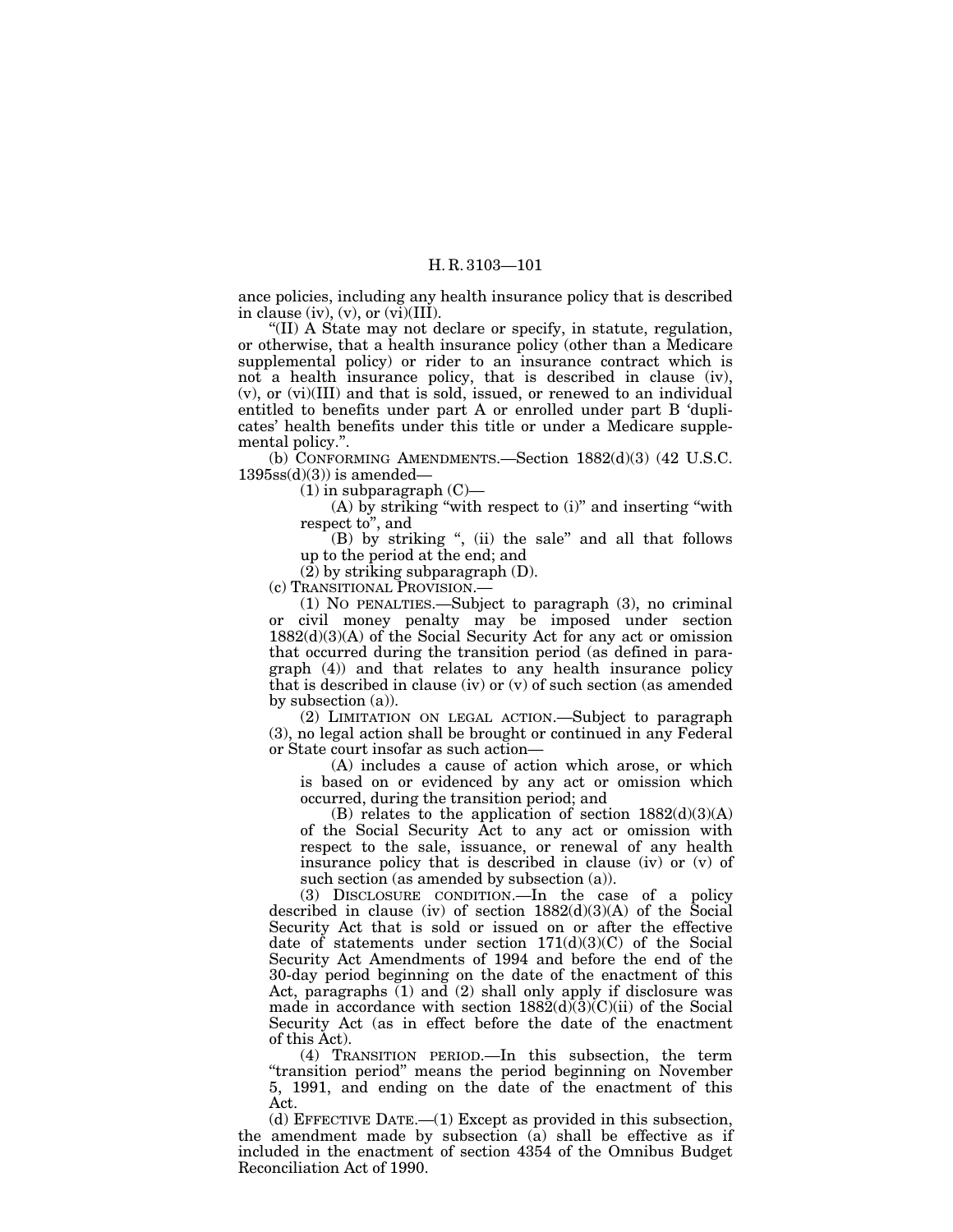ance policies, including any health insurance policy that is described in clause (iv), (v), or (vi)(III).

"(II) A State may not declare or specify, in statute, regulation, or otherwise, that a health insurance policy (other than a Medicare supplemental policy) or rider to an insurance contract which is not a health insurance policy, that is described in clause (iv), (v), or (vi)(III) and that is sold, issued, or renewed to an individual entitled to benefits under part A or enrolled under part B 'duplicates' health benefits under this title or under a Medicare supplemental policy.".

(b) CONFORMING AMENDMENTS.—Section 1882(d)(3) (42 U.S.C. 1395ss(d)(3)) is amended—

(1) in subparagraph (C)—

(A) by striking "with respect to (i)" and inserting "with respect to", and

(B) by striking ", (ii) the sale" and all that follows up to the period at the end; and

(2) by striking subparagraph (D).

(c) TRANSITIONAL PROVISION.—

(1) NO PENALTIES.—Subject to paragraph (3), no criminal or civil money penalty may be imposed under section 1882(d)(3)(A) of the Social Security Act for any act or omission that occurred during the transition period (as defined in paragraph (4)) and that relates to any health insurance policy that is described in clause (iv) or (v) of such section (as amended by subsection (a)).

(2) LIMITATION ON LEGAL ACTION.—Subject to paragraph (3), no legal action shall be brought or continued in any Federal or State court insofar as such action—

(A) includes a cause of action which arose, or which is based on or evidenced by any act or omission which occurred, during the transition period; and

(B) relates to the application of section 1882(d)(3)(A) of the Social Security Act to any act or omission with respect to the sale, issuance, or renewal of any health insurance policy that is described in clause (iv) or (v) of such section (as amended by subsection (a)).

(3) DISCLOSURE CONDITION.—In the case of a policy described in clause (iv) of section 1882(d)(3)(A) of the Social Security Act that is sold or issued on or after the effective date of statements under section 171(d)(3)(C) of the Social Security Act Amendments of 1994 and before the end of the 30-day period beginning on the date of the enactment of this Act, paragraphs (1) and (2) shall only apply if disclosure was made in accordance with section 1882(d)(3)(C)(ii) of the Social Security Act (as in effect before the date of the enactment of this Act).

(4) TRANSITION PERIOD.—In this subsection, the term "transition period" means the period beginning on November 5, 1991, and ending on the date of the enactment of this Act.

(d) EFFECTIVE DATE.—(1) Except as provided in this subsection, the amendment made by subsection (a) shall be effective as if included in the enactment of section 4354 of the Omnibus Budget Reconciliation Act of 1990.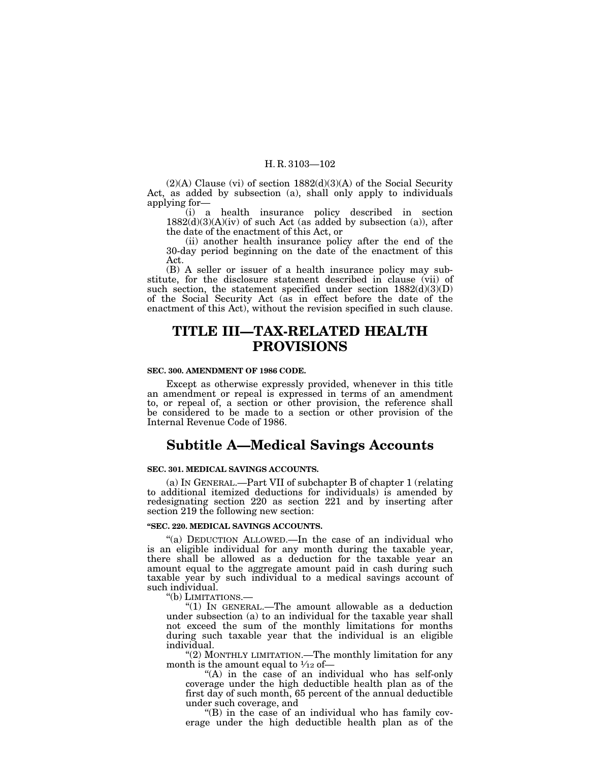(2)(A) Clause (vi) of section 1882(d)(3)(A) of the Social Security Act, as added by subsection (a), shall only apply to individuals applying for—

(i) a health insurance policy described in section 1882(d)(3)(A)(iv) of such Act (as added by subsection (a)), after the date of the enactment of this Act, or

(ii) another health insurance policy after the end of the 30-day period beginning on the date of the enactment of this Act.

(B) A seller or issuer of a health insurance policy may substitute, for the disclosure statement described in clause (vii) of such section, the statement specified under section 1882(d)(3)(D) of the Social Security Act (as in effect before the date of the enactment of this Act), without the revision specified in such clause.

# TITLE III—TAX-RELATED HEALTH PROVISIONS

**SEC. 300. AMENDMENT OF 1986 CODE.**

Except as otherwise expressly provided, whenever in this title an amendment or repeal is expressed in terms of an amendment to, or repeal of, a section or other provision, the reference shall be considered to be made to a section or other provision of the Internal Revenue Code of 1986.

## Subtitle A—Medical Savings Accounts

**SEC. 301. MEDICAL SAVINGS ACCOUNTS.**

(a) IN GENERAL.—Part VII of subchapter B of chapter 1 (relating to additional itemized deductions for individuals) is amended by redesignating section 220 as section 221 and by inserting after section 219 the following new section:

**"SEC. 220. MEDICAL SAVINGS ACCOUNTS.**

"(a) DEDUCTION ALLOWED.—In the case of an individual who is an eligible individual for any month during the taxable year, there shall be allowed as a deduction for the taxable year an amount equal to the aggregate amount paid in cash during such taxable year by such individual to a medical savings account of such individual.

"(b) LIMITATIONS.—

"(1) IN GENERAL.—The amount allowable as a deduction under subsection (a) to an individual for the taxable year shall not exceed the sum of the monthly limitations for months during such taxable year that the individual is an eligible individual.

"(2) MONTHLY LIMITATION.—The monthly limitation for any month is the amount equal to 1⁄12 of—

"(A) in the case of an individual who has self-only coverage under the high deductible health plan as of the first day of such month, 65 percent of the annual deductible under such coverage, and

"(B) in the case of an individual who has family coverage under the high deductible health plan as of the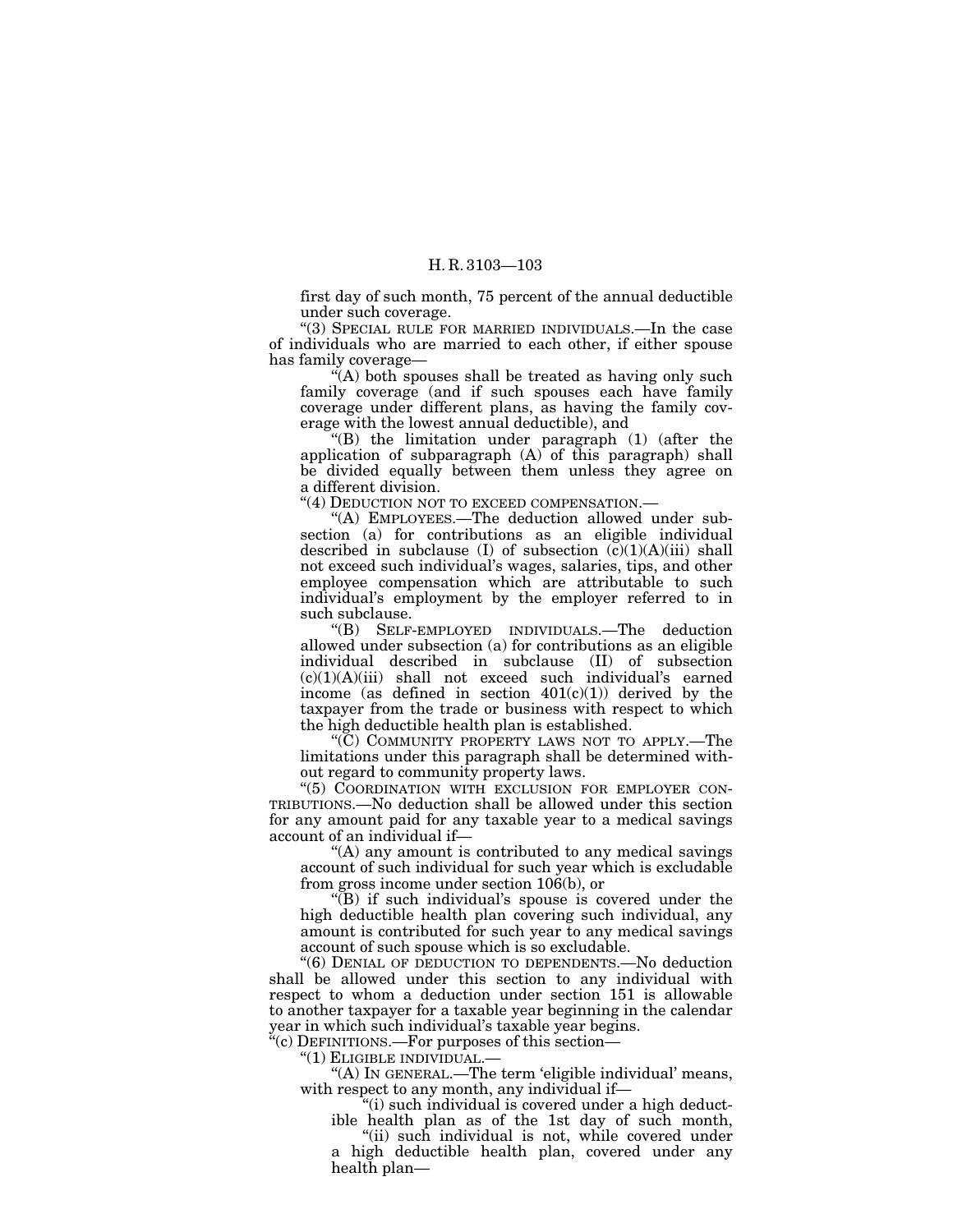first day of such month, 75 percent of the annual deductible under such coverage.

"(3) SPECIAL RULE FOR MARRIED INDIVIDUALS.—In the case of individuals who are married to each other, if either spouse has family coverage—

"(A) both spouses shall be treated as having only such family coverage (and if such spouses each have family coverage under different plans, as having the family coverage with the lowest annual deductible), and

"(B) the limitation under paragraph (1) (after the application of subparagraph (A) of this paragraph) shall be divided equally between them unless they agree on a different division.

"(4) DEDUCTION NOT TO EXCEED COMPENSATION.—

"(A) EMPLOYEES.—The deduction allowed under subsection (a) for contributions as an eligible individual described in subclause (I) of subsection (c)(1)(A)(iii) shall not exceed such individual's wages, salaries, tips, and other employee compensation which are attributable to such individual's employment by the employer referred to in such subclause.

"(B) SELF-EMPLOYED INDIVIDUALS.—The deduction allowed under subsection (a) for contributions as an eligible individual described in subclause (II) of subsection (c)(1)(A)(iii) shall not exceed such individual's earned income (as defined in section 401(c)(1)) derived by the taxpayer from the trade or business with respect to which the high deductible health plan is established.

"(C) COMMUNITY PROPERTY LAWS NOT TO APPLY.—The limitations under this paragraph shall be determined without regard to community property laws.

"(5) COORDINATION WITH EXCLUSION FOR EMPLOYER CONTRIBUTIONS.—No deduction shall be allowed under this section for any amount paid for any taxable year to a medical savings account of an individual if—

"(A) any amount is contributed to any medical savings account of such individual for such year which is excludable from gross income under section 106(b), or

"(B) if such individual's spouse is covered under the high deductible health plan covering such individual, any amount is contributed for such year to any medical savings account of such spouse which is so excludable.

"(6) DENIAL OF DEDUCTION TO DEPENDENTS.—No deduction shall be allowed under this section to any individual with respect to whom a deduction under section 151 is allowable to another taxpayer for a taxable year beginning in the calendar year in which such individual's taxable year begins.

"(c) DEFINITIONS.—For purposes of this section—

"(1) ELIGIBLE INDIVIDUAL.—

"(A) IN GENERAL.—The term 'eligible individual' means, with respect to any month, any individual if—

"(i) such individual is covered under a high deductible health plan as of the 1st day of such month,

"(ii) such individual is not, while covered under a high deductible health plan, covered under any health plan—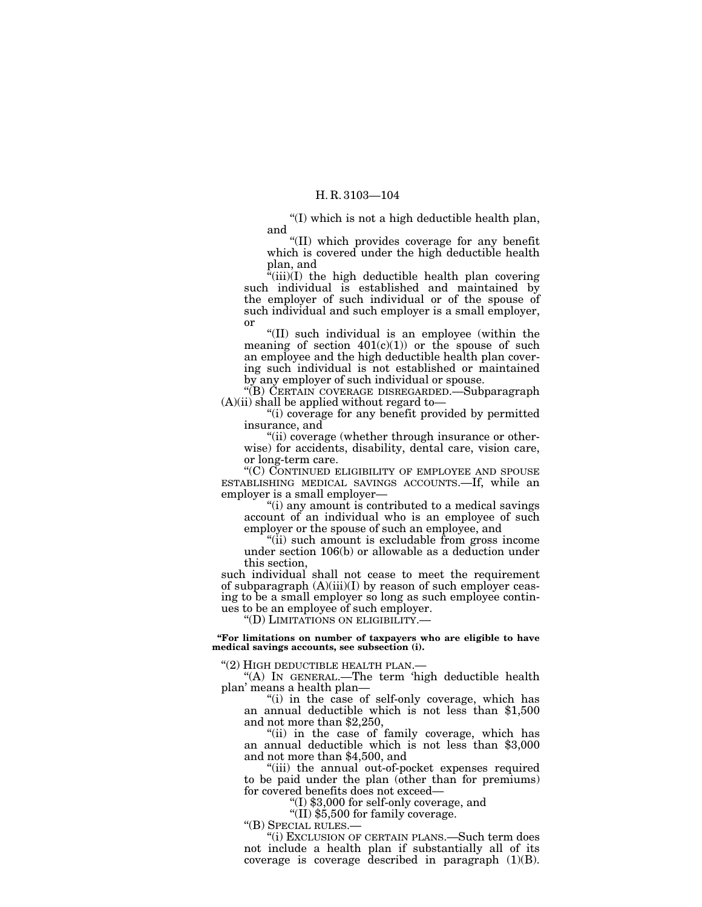"(I) which is not a high deductible health plan, and

"(II) which provides coverage for any benefit which is covered under the high deductible health plan, and

"(iii)(I) the high deductible health plan covering such individual is established and maintained by the employer of such individual or of the spouse of such individual and such employer is a small employer, or

"(II) such individual is an employee (within the meaning of section 401(c)(1)) or the spouse of such an employee and the high deductible health plan covering such individual is not established or maintained by any employer of such individual or spouse.

"(B) CERTAIN COVERAGE DISREGARDED.—Subparagraph (A)(ii) shall be applied without regard to—

"(i) coverage for any benefit provided by permitted insurance, and

"(ii) coverage (whether through insurance or otherwise) for accidents, disability, dental care, vision care, or long-term care.

"(C) CONTINUED ELIGIBILITY OF EMPLOYEE AND SPOUSE ESTABLISHING MEDICAL SAVINGS ACCOUNTS.—If, while an employer is a small employer—

"(i) any amount is contributed to a medical savings account of an individual who is an employee of such employer or the spouse of such an employee, and

"(ii) such amount is excludable from gross income under section 106(b) or allowable as a deduction under this section,

such individual shall not cease to meet the requirement of subparagraph (A)(iii)(I) by reason of such employer ceasing to be a small employer so long as such employee continues to be an employee of such employer.

"(D) LIMITATIONS ON ELIGIBILITY.—

**"For limitations on number of taxpayers who are eligible to have medical savings accounts, see subsection (i).**

"(2) HIGH DEDUCTIBLE HEALTH PLAN.—

"(A) IN GENERAL.—The term 'high deductible health plan' means a health plan—

"(i) in the case of self-only coverage, which has an annual deductible which is not less than $1,500 and not more than $2,250,

"(ii) in the case of family coverage, which has an annual deductible which is not less than $3,000 and not more than $4,500, and

"(iii) the annual out-of-pocket expenses required to be paid under the plan (other than for premiums) for covered benefits does not exceed—

"(I) $3,000 for self-only coverage, and

"(II) $5,500 for family coverage.

"(B) SPECIAL RULES.—

"(i) EXCLUSION OF CERTAIN PLANS.—Such term does not include a health plan if substantially all of its coverage is coverage described in paragraph (1)(B).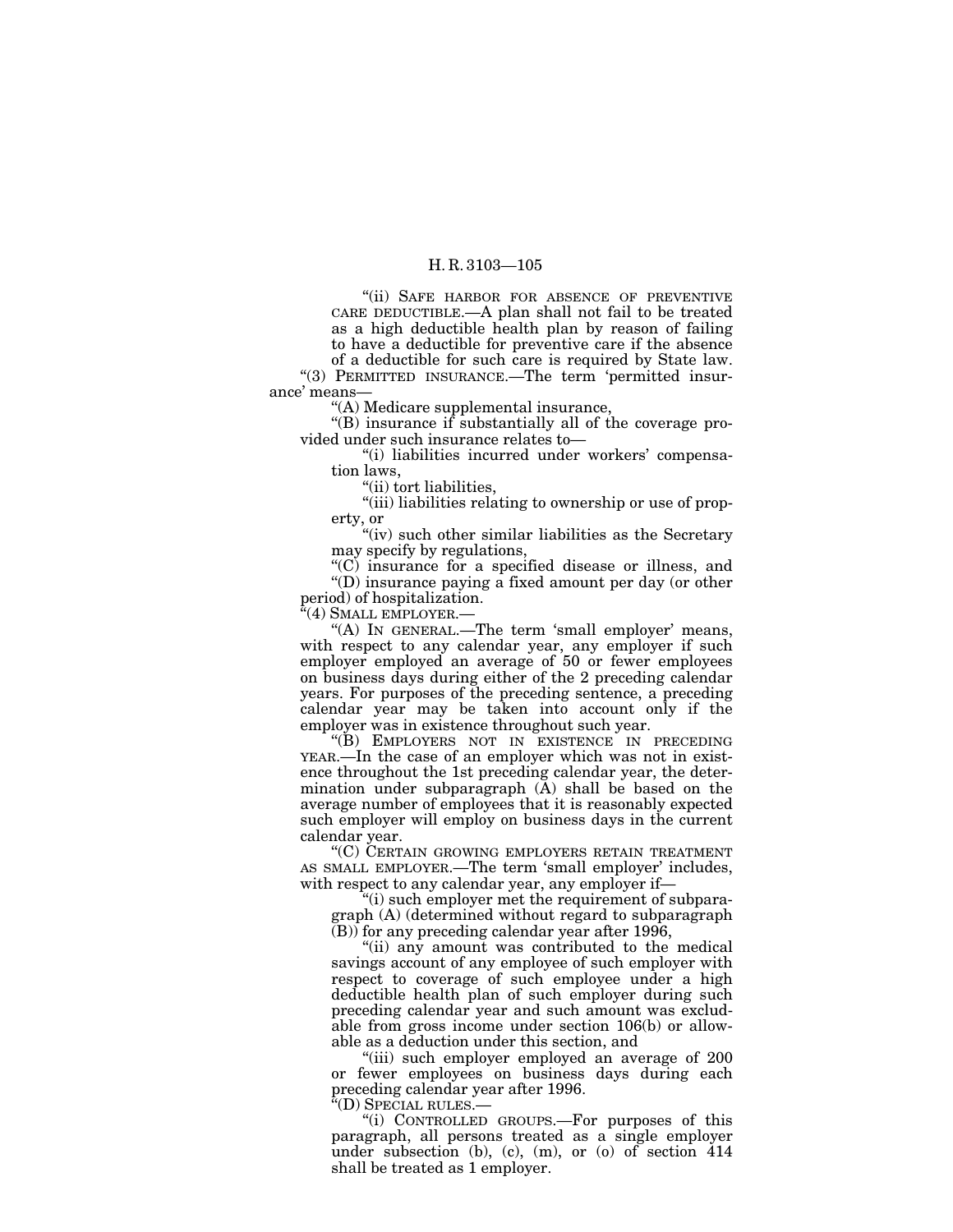"(ii) SAFE HARBOR FOR ABSENCE OF PREVENTIVE CARE DEDUCTIBLE.—A plan shall not fail to be treated as a high deductible health plan by reason of failing to have a deductible for preventive care if the absence of a deductible for such care is required by State law.

"(3) PERMITTED INSURANCE.—The term 'permitted insurance' means—

"(A) Medicare supplemental insurance,

"(B) insurance if substantially all of the coverage provided under such insurance relates to—

"(i) liabilities incurred under workers' compensation laws,

"(ii) tort liabilities,

"(iii) liabilities relating to ownership or use of property, or

"(iv) such other similar liabilities as the Secretary may specify by regulations,

"(C) insurance for a specified disease or illness, and

"(D) insurance paying a fixed amount per day (or other period) of hospitalization.

"(4) SMALL EMPLOYER.—

"(A) IN GENERAL.—The term 'small employer' means, with respect to any calendar year, any employer if such employer employed an average of 50 or fewer employees on business days during either of the 2 preceding calendar years. For purposes of the preceding sentence, a preceding calendar year may be taken into account only if the employer was in existence throughout such year.

"(B) EMPLOYERS NOT IN EXISTENCE IN PRECEDING YEAR.—In the case of an employer which was not in existence throughout the 1st preceding calendar year, the determination under subparagraph (A) shall be based on the average number of employees that it is reasonably expected such employer will employ on business days in the current calendar year.

"(C) CERTAIN GROWING EMPLOYERS RETAIN TREATMENT AS SMALL EMPLOYER.—The term 'small employer' includes, with respect to any calendar year, any employer if—

"(i) such employer met the requirement of subparagraph (A) (determined without regard to subparagraph (B)) for any preceding calendar year after 1996,

"(ii) any amount was contributed to the medical savings account of any employee of such employer with respect to coverage of such employee under a high deductible health plan of such employer during such preceding calendar year and such amount was excludable from gross income under section 106(b) or allowable as a deduction under this section, and

"(iii) such employer employed an average of 200 or fewer employees on business days during each preceding calendar year after 1996.

"(D) SPECIAL RULES.—

"(i) CONTROLLED GROUPS.—For purposes of this paragraph, all persons treated as a single employer under subsection (b), (c), (m), or (o) of section 414 shall be treated as 1 employer.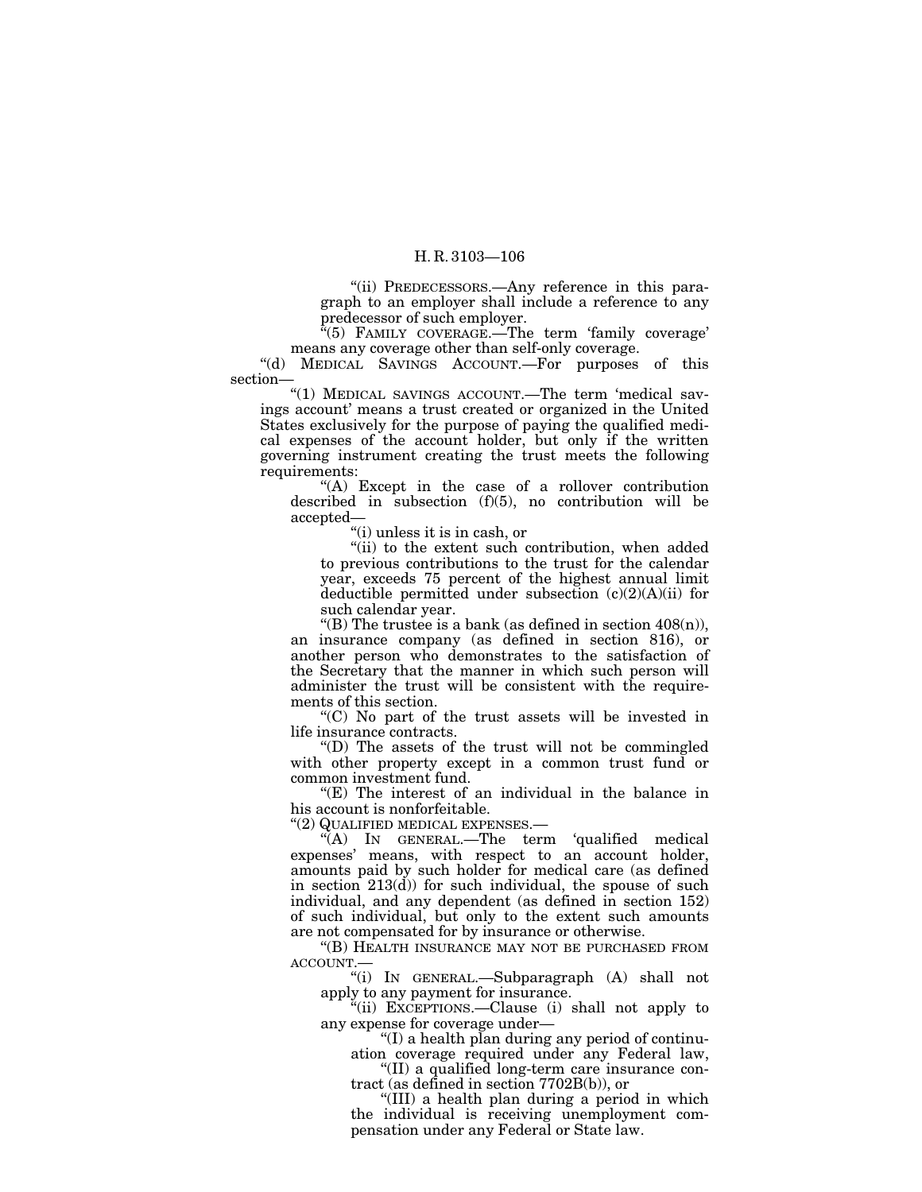"(ii) PREDECESSORS.—Any reference in this paragraph to an employer shall include a reference to any predecessor of such employer.

"(5) FAMILY COVERAGE.—The term 'family coverage' means any coverage other than self-only coverage.

"(d) MEDICAL SAVINGS ACCOUNT.—For purposes of this section—

"(1) MEDICAL SAVINGS ACCOUNT.—The term 'medical savings account' means a trust created or organized in the United States exclusively for the purpose of paying the qualified medical expenses of the account holder, but only if the written governing instrument creating the trust meets the following requirements:

"(A) Except in the case of a rollover contribution described in subsection (f)(5), no contribution will be accepted—

"(i) unless it is in cash, or

"(ii) to the extent such contribution, when added to previous contributions to the trust for the calendar year, exceeds 75 percent of the highest annual limit deductible permitted under subsection (c)(2)(A)(ii) for such calendar year.

"(B) The trustee is a bank (as defined in section 408(n)), an insurance company (as defined in section 816), or another person who demonstrates to the satisfaction of the Secretary that the manner in which such person will administer the trust will be consistent with the requirements of this section.

"(C) No part of the trust assets will be invested in life insurance contracts.

"(D) The assets of the trust will not be commingled with other property except in a common trust fund or common investment fund.

"(E) The interest of an individual in the balance in his account is nonforfeitable.

"(2) QUALIFIED MEDICAL EXPENSES.—

"(A) IN GENERAL.—The term 'qualified medical expenses' means, with respect to an account holder, amounts paid by such holder for medical care (as defined in section 213(d)) for such individual, the spouse of such individual, and any dependent (as defined in section 152) of such individual, but only to the extent such amounts are not compensated for by insurance or otherwise.

"(B) HEALTH INSURANCE MAY NOT BE PURCHASED FROM ACCOUNT.—

"(i) IN GENERAL.—Subparagraph (A) shall not apply to any payment for insurance.

"(ii) EXCEPTIONS.—Clause (i) shall not apply to any expense for coverage under—

"(I) a health plan during any period of continuation coverage required under any Federal law,

"(II) a qualified long-term care insurance contract (as defined in section 7702B(b)), or

"(III) a health plan during a period in which the individual is receiving unemployment compensation under any Federal or State law.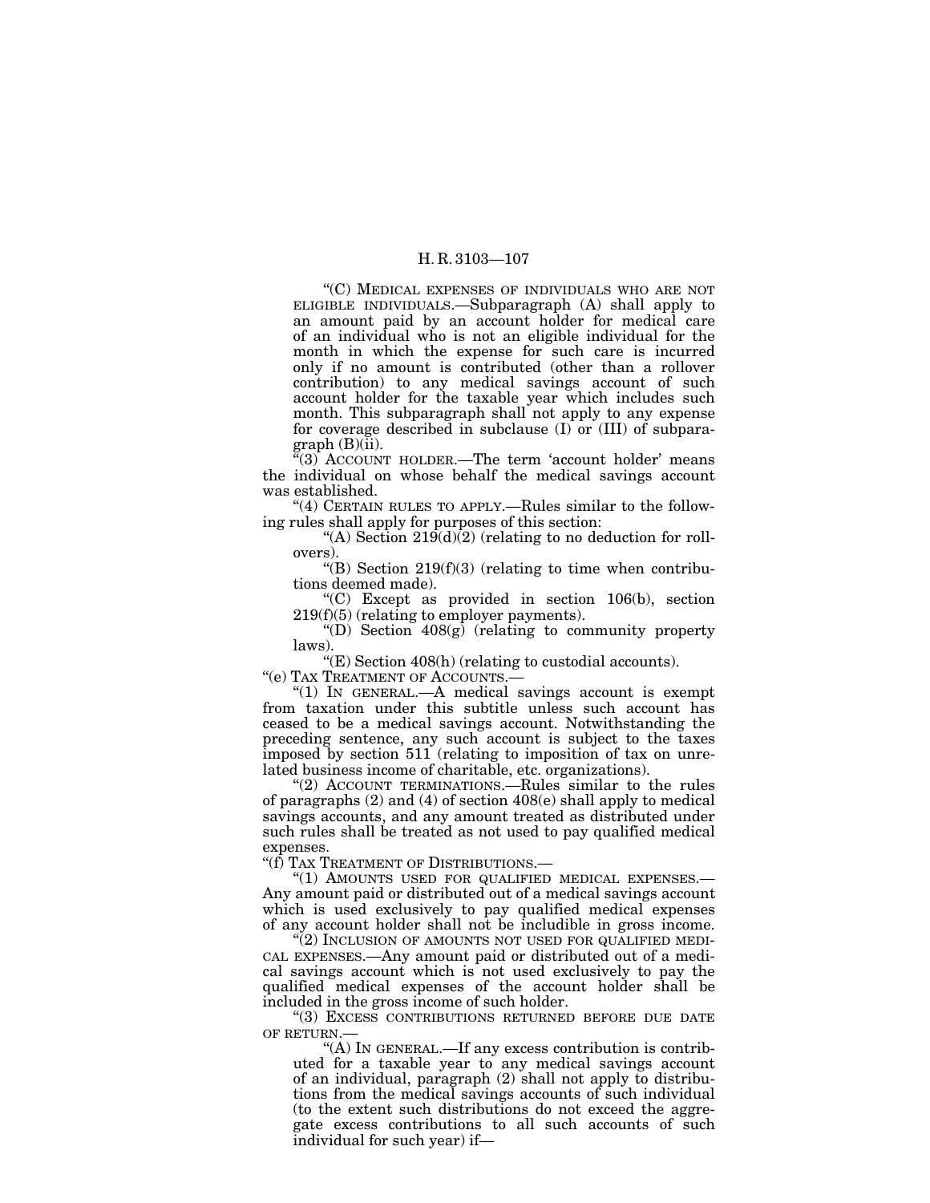"(C) MEDICAL EXPENSES OF INDIVIDUALS WHO ARE NOT ELIGIBLE INDIVIDUALS.—Subparagraph (A) shall apply to an amount paid by an account holder for medical care of an individual who is not an eligible individual for the month in which the expense for such care is incurred only if no amount is contributed (other than a rollover contribution) to any medical savings account of such account holder for the taxable year which includes such month. This subparagraph shall not apply to any expense for coverage described in subclause (I) or (III) of subparagraph (B)(ii).

"(3) ACCOUNT HOLDER.—The term 'account holder' means the individual on whose behalf the medical savings account was established.

"(4) CERTAIN RULES TO APPLY.—Rules similar to the following rules shall apply for purposes of this section:

"(A) Section 219(d)(2) (relating to no deduction for rollovers).

"(B) Section 219(f)(3) (relating to time when contributions deemed made).

"(C) Except as provided in section 106(b), section 219(f)(5) (relating to employer payments).

"(D) Section 408(g) (relating to community property laws).

"(E) Section 408(h) (relating to custodial accounts).

"(e) TAX TREATMENT OF ACCOUNTS.—

"(1) IN GENERAL.—A medical savings account is exempt from taxation under this subtitle unless such account has ceased to be a medical savings account. Notwithstanding the preceding sentence, any such account is subject to the taxes imposed by section 511 (relating to imposition of tax on unrelated business income of charitable, etc. organizations).

"(2) ACCOUNT TERMINATIONS.—Rules similar to the rules of paragraphs (2) and (4) of section 408(e) shall apply to medical savings accounts, and any amount treated as distributed under such rules shall be treated as not used to pay qualified medical expenses.

"(f) TAX TREATMENT OF DISTRIBUTIONS.—

"(1) AMOUNTS USED FOR QUALIFIED MEDICAL EXPENSES.—Any amount paid or distributed out of a medical savings account which is used exclusively to pay qualified medical expenses of any account holder shall not be includible in gross income.

"(2) INCLUSION OF AMOUNTS NOT USED FOR QUALIFIED MEDICAL EXPENSES.—Any amount paid or distributed out of a medical savings account which is not used exclusively to pay the qualified medical expenses of the account holder shall be included in the gross income of such holder.

"(3) EXCESS CONTRIBUTIONS RETURNED BEFORE DUE DATE OF RETURN.—

"(A) IN GENERAL.—If any excess contribution is contributed for a taxable year to any medical savings account of an individual, paragraph (2) shall not apply to distributions from the medical savings accounts of such individual (to the extent such distributions do not exceed the aggregate excess contributions to all such accounts of such individual for such year) if—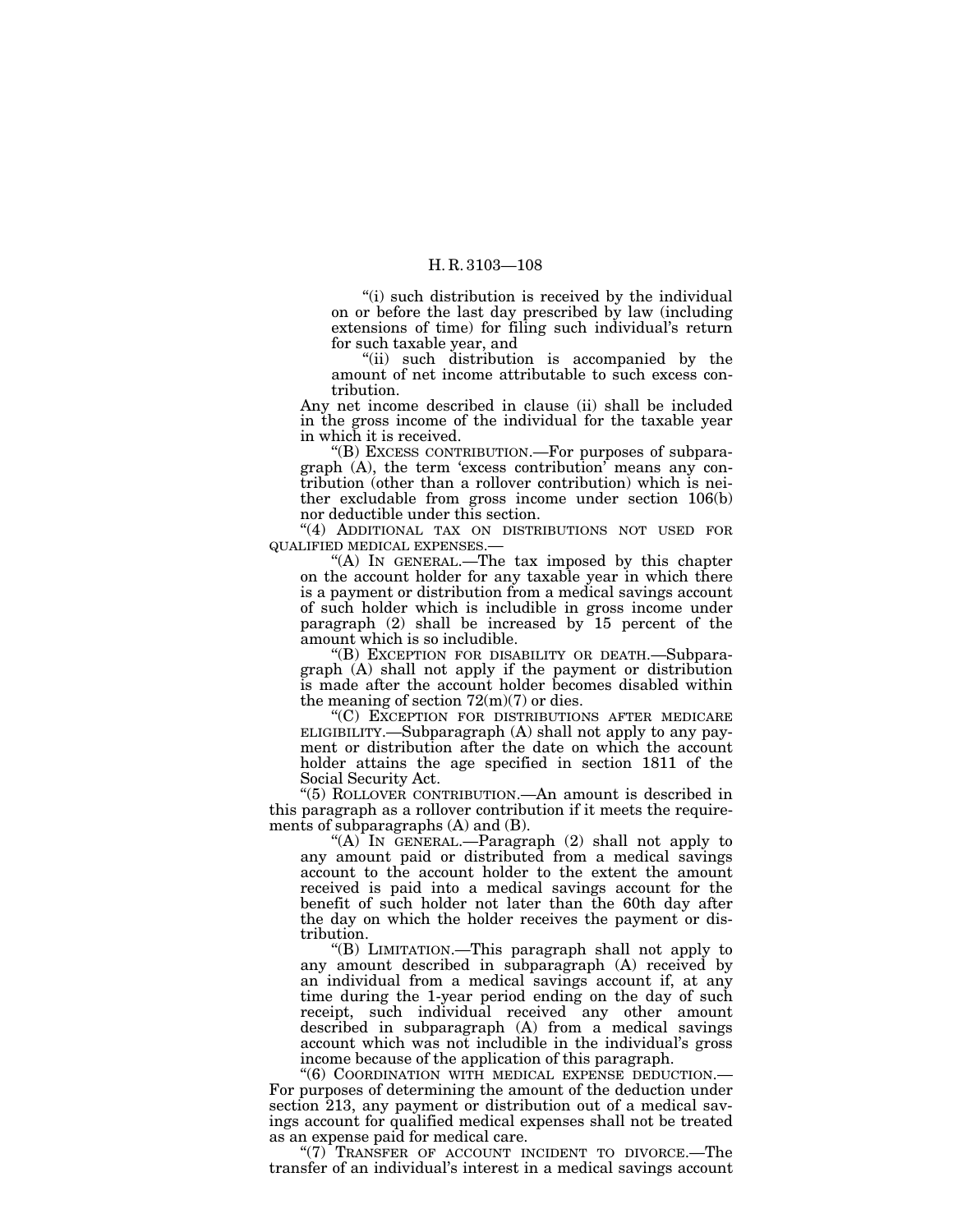"(i) such distribution is received by the individual on or before the last day prescribed by law (including extensions of time) for filing such individual's return for such taxable year, and

"(ii) such distribution is accompanied by the amount of net income attributable to such excess contribution.

Any net income described in clause (ii) shall be included in the gross income of the individual for the taxable year in which it is received.

"(B) EXCESS CONTRIBUTION.—For purposes of subparagraph (A), the term 'excess contribution' means any contribution (other than a rollover contribution) which is neither excludable from gross income under section 106(b) nor deductible under this section.

"(4) ADDITIONAL TAX ON DISTRIBUTIONS NOT USED FOR QUALIFIED MEDICAL EXPENSES.—

"(A) IN GENERAL.—The tax imposed by this chapter on the account holder for any taxable year in which there is a payment or distribution from a medical savings account of such holder which is includible in gross income under paragraph (2) shall be increased by 15 percent of the amount which is so includible.

"(B) EXCEPTION FOR DISABILITY OR DEATH.—Subparagraph (A) shall not apply if the payment or distribution is made after the account holder becomes disabled within the meaning of section 72(m)(7) or dies.

"(C) EXCEPTION FOR DISTRIBUTIONS AFTER MEDICARE ELIGIBILITY.—Subparagraph (A) shall not apply to any payment or distribution after the date on which the account holder attains the age specified in section 1811 of the Social Security Act.

"(5) ROLLOVER CONTRIBUTION.—An amount is described in this paragraph as a rollover contribution if it meets the requirements of subparagraphs (A) and (B).

"(A) IN GENERAL.—Paragraph (2) shall not apply to any amount paid or distributed from a medical savings account to the account holder to the extent the amount received is paid into a medical savings account for the benefit of such holder not later than the 60th day after the day on which the holder receives the payment or distribution.

"(B) LIMITATION.—This paragraph shall not apply to any amount described in subparagraph (A) received by an individual from a medical savings account if, at any time during the 1-year period ending on the day of such receipt, such individual received any other amount described in subparagraph (A) from a medical savings account which was not includible in the individual's gross income because of the application of this paragraph.

"(6) COORDINATION WITH MEDICAL EXPENSE DEDUCTION.—For purposes of determining the amount of the deduction under section 213, any payment or distribution out of a medical savings account for qualified medical expenses shall not be treated as an expense paid for medical care.

"(7) TRANSFER OF ACCOUNT INCIDENT TO DIVORCE.—The transfer of an individual's interest in a medical savings account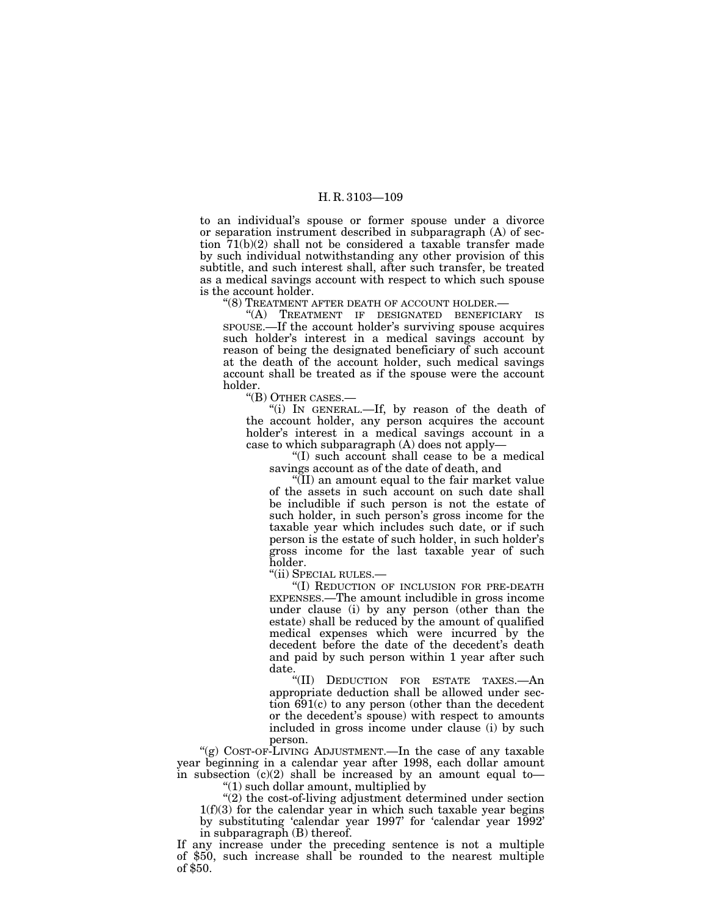to an individual's spouse or former spouse under a divorce or separation instrument described in subparagraph (A) of section 71(b)(2) shall not be considered a taxable transfer made by such individual notwithstanding any other provision of this subtitle, and such interest shall, after such transfer, be treated as a medical savings account with respect to which such spouse is the account holder.

"(8) TREATMENT AFTER DEATH OF ACCOUNT HOLDER.—

"(A) TREATMENT IF DESIGNATED BENEFICIARY IS SPOUSE.—If the account holder's surviving spouse acquires such holder's interest in a medical savings account by reason of being the designated beneficiary of such account at the death of the account holder, such medical savings account shall be treated as if the spouse were the account holder.

"(B) OTHER CASES.—

"(i) IN GENERAL.—If, by reason of the death of the account holder, any person acquires the account holder's interest in a medical savings account in a case to which subparagraph (A) does not apply—

"(I) such account shall cease to be a medical savings account as of the date of death, and

"(II) an amount equal to the fair market value of the assets in such account on such date shall be includible if such person is not the estate of such holder, in such person's gross income for the taxable year which includes such date, or if such person is the estate of such holder, in such holder's gross income for the last taxable year of such holder.

"(ii) SPECIAL RULES.—

"(I) REDUCTION OF INCLUSION FOR PRE-DEATH EXPENSES.—The amount includible in gross income under clause (i) by any person (other than the estate) shall be reduced by the amount of qualified medical expenses which were incurred by the decedent before the date of the decedent's death and paid by such person within 1 year after such date.

"(II) DEDUCTION FOR ESTATE TAXES.—An appropriate deduction shall be allowed under section 691(c) to any person (other than the decedent or the decedent's spouse) with respect to amounts included in gross income under clause (i) by such person.

"(g) COST-OF-LIVING ADJUSTMENT.—In the case of any taxable year beginning in a calendar year after 1998, each dollar amount in subsection (c)(2) shall be increased by an amount equal to—

"(1) such dollar amount, multiplied by

"(2) the cost-of-living adjustment determined under section 1(f)(3) for the calendar year in which such taxable year begins by substituting 'calendar year 1997' for 'calendar year 1992' in subparagraph (B) thereof.

If any increase under the preceding sentence is not a multiple of $50, such increase shall be rounded to the nearest multiple of $50.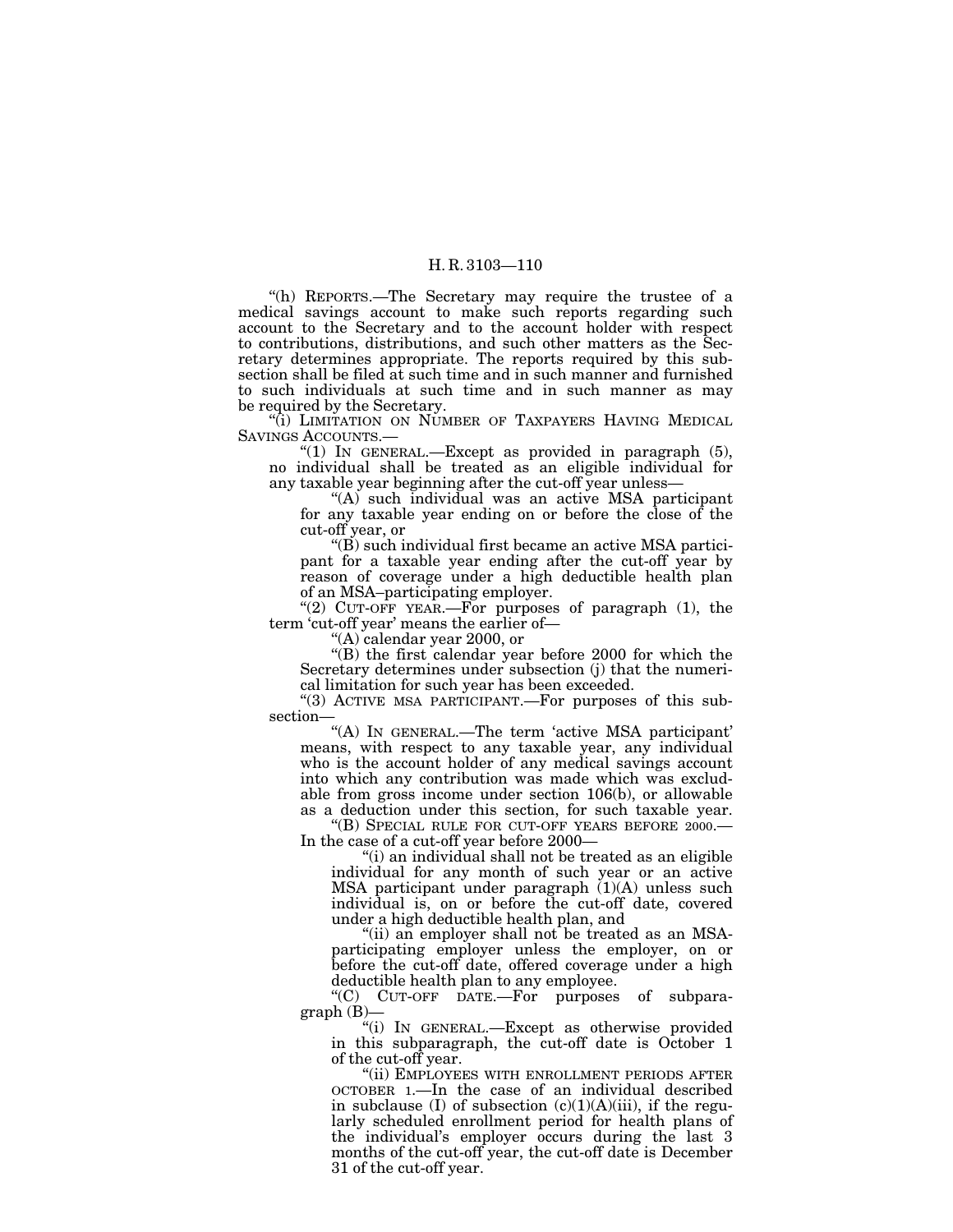"(h) REPORTS.—The Secretary may require the trustee of a medical savings account to make such reports regarding such account to the Secretary and to the account holder with respect to contributions, distributions, and such other matters as the Secretary determines appropriate. The reports required by this subsection shall be filed at such time and in such manner and furnished to such individuals at such time and in such manner as may be required by the Secretary.

"(i) LIMITATION ON NUMBER OF TAXPAYERS HAVING MEDICAL SAVINGS ACCOUNTS.—

"(1) IN GENERAL.—Except as provided in paragraph (5), no individual shall be treated as an eligible individual for any taxable year beginning after the cut-off year unless—

"(A) such individual was an active MSA participant for any taxable year ending on or before the close of the cut-off year, or

"(B) such individual first became an active MSA participant for a taxable year ending after the cut-off year by reason of coverage under a high deductible health plan of an MSA–participating employer.

"(2) CUT-OFF YEAR.—For purposes of paragraph (1), the term 'cut-off year' means the earlier of—

"(A) calendar year 2000, or

"(B) the first calendar year before 2000 for which the Secretary determines under subsection (j) that the numerical limitation for such year has been exceeded.

"(3) ACTIVE MSA PARTICIPANT.—For purposes of this subsection—

"(A) IN GENERAL.—The term 'active MSA participant' means, with respect to any taxable year, any individual who is the account holder of any medical savings account into which any contribution was made which was excludable from gross income under section 106(b), or allowable as a deduction under this section, for such taxable year.

"(B) SPECIAL RULE FOR CUT-OFF YEARS BEFORE 2000.—In the case of a cut-off year before 2000—

"(i) an individual shall not be treated as an eligible individual for any month of such year or an active MSA participant under paragraph (1)(A) unless such individual is, on or before the cut-off date, covered under a high deductible health plan, and

"(ii) an employer shall not be treated as an MSA-participating employer unless the employer, on or before the cut-off date, offered coverage under a high deductible health plan to any employee.

"(C) CUT-OFF DATE.—For purposes of subparagraph (B)—

"(i) IN GENERAL.—Except as otherwise provided in this subparagraph, the cut-off date is October 1 of the cut-off year.

"(ii) EMPLOYEES WITH ENROLLMENT PERIODS AFTER OCTOBER 1.—In the case of an individual described in subclause (I) of subsection (c)(1)(A)(iii), if the regularly scheduled enrollment period for health plans of the individual's employer occurs during the last 3 months of the cut-off year, the cut-off date is December 31 of the cut-off year.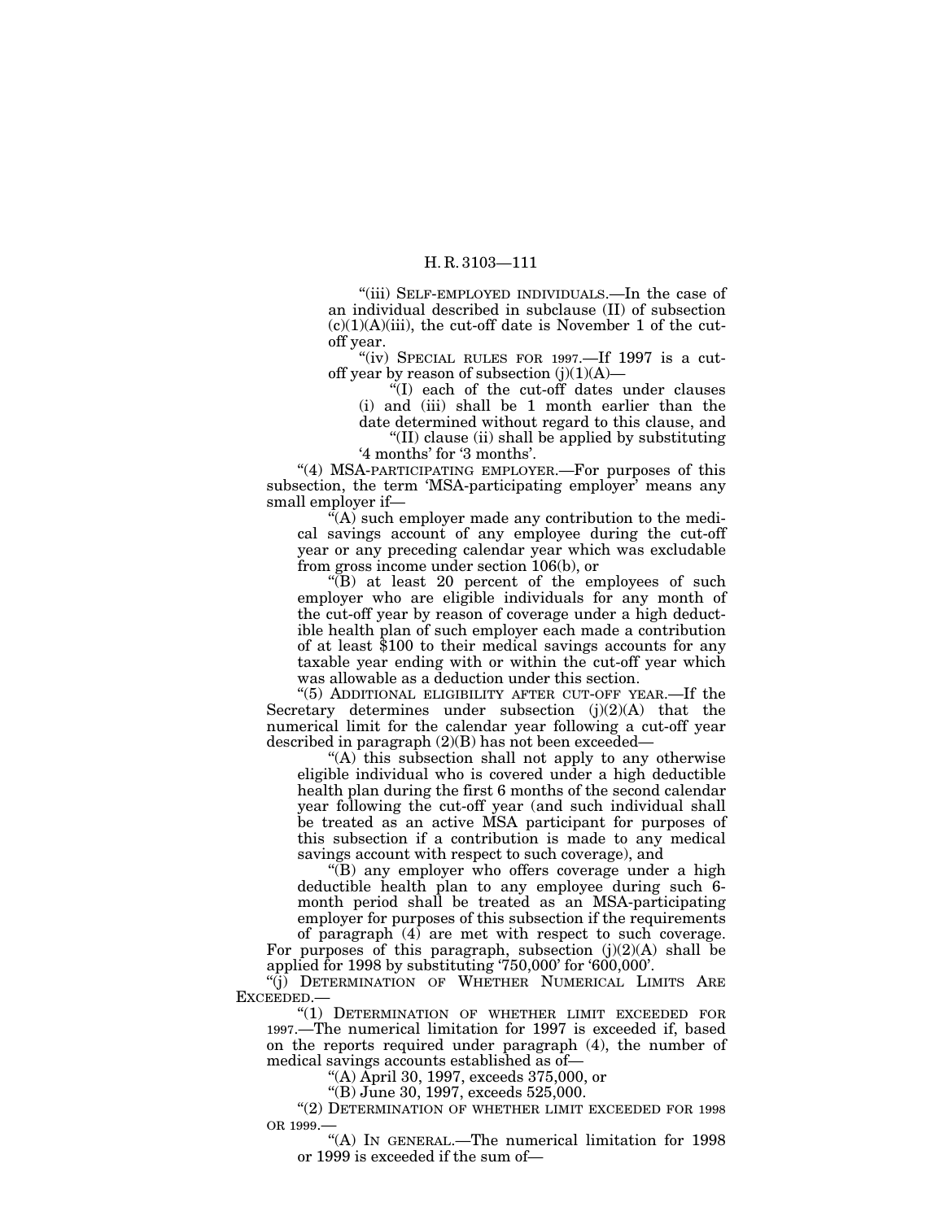"(iii) SELF-EMPLOYED INDIVIDUALS.—In the case of an individual described in subclause (II) of subsection (c)(1)(A)(iii), the cut-off date is November 1 of the cut-off year.

"(iv) SPECIAL RULES FOR 1997.—If 1997 is a cut-off year by reason of subsection (j)(1)(A)—

"(I) each of the cut-off dates under clauses (i) and (iii) shall be 1 month earlier than the date determined without regard to this clause, and

"(II) clause (ii) shall be applied by substituting '4 months' for '3 months'.

"(4) MSA-PARTICIPATING EMPLOYER.—For purposes of this subsection, the term 'MSA-participating employer' means any small employer if—

"(A) such employer made any contribution to the medical savings account of any employee during the cut-off year or any preceding calendar year which was excludable from gross income under section 106(b), or

"(B) at least 20 percent of the employees of such employer who are eligible individuals for any month of the cut-off year by reason of coverage under a high deductible health plan of such employer each made a contribution of at least $100 to their medical savings accounts for any taxable year ending with or within the cut-off year which was allowable as a deduction under this section.

"(5) ADDITIONAL ELIGIBILITY AFTER CUT-OFF YEAR.—If the Secretary determines under subsection (j)(2)(A) that the numerical limit for the calendar year following a cut-off year described in paragraph (2)(B) has not been exceeded—

"(A) this subsection shall not apply to any otherwise eligible individual who is covered under a high deductible health plan during the first 6 months of the second calendar year following the cut-off year (and such individual shall be treated as an active MSA participant for purposes of this subsection if a contribution is made to any medical savings account with respect to such coverage), and

"(B) any employer who offers coverage under a high deductible health plan to any employee during such 6-month period shall be treated as an MSA-participating employer for purposes of this subsection if the requirements of paragraph (4) are met with respect to such coverage.

For purposes of this paragraph, subsection (j)(2)(A) shall be applied for 1998 by substituting '750,000' for '600,000'.

"(j) DETERMINATION OF WHETHER NUMERICAL LIMITS ARE EXCEEDED.—

"(1) DETERMINATION OF WHETHER LIMIT EXCEEDED FOR 1997.—The numerical limitation for 1997 is exceeded if, based on the reports required under paragraph (4), the number of medical savings accounts established as of—

"(A) April 30, 1997, exceeds 375,000, or

"(B) June 30, 1997, exceeds 525,000.

"(2) DETERMINATION OF WHETHER LIMIT EXCEEDED FOR 1998 OR 1999.—

"(A) IN GENERAL.—The numerical limitation for 1998 or 1999 is exceeded if the sum of—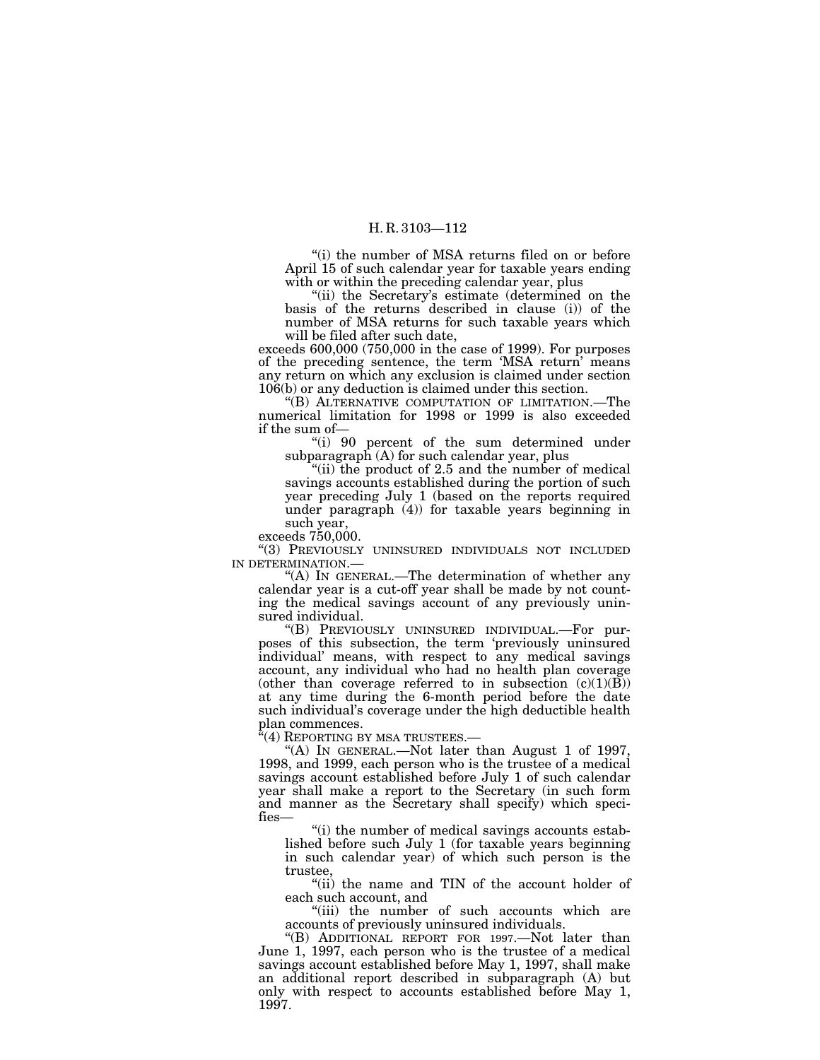"(i) the number of MSA returns filed on or before April 15 of such calendar year for taxable years ending with or within the preceding calendar year, plus

"(ii) the Secretary's estimate (determined on the basis of the returns described in clause (i)) of the number of MSA returns for such taxable years which will be filed after such date,

exceeds 600,000 (750,000 in the case of 1999). For purposes of the preceding sentence, the term 'MSA return' means any return on which any exclusion is claimed under section 106(b) or any deduction is claimed under this section.

"(B) ALTERNATIVE COMPUTATION OF LIMITATION.—The numerical limitation for 1998 or 1999 is also exceeded if the sum of—

"(i) 90 percent of the sum determined under subparagraph (A) for such calendar year, plus

"(ii) the product of 2.5 and the number of medical savings accounts established during the portion of such year preceding July 1 (based on the reports required under paragraph (4)) for taxable years beginning in such year,

exceeds 750,000.

"(3) PREVIOUSLY UNINSURED INDIVIDUALS NOT INCLUDED IN DETERMINATION.—

"(A) IN GENERAL.—The determination of whether any calendar year is a cut-off year shall be made by not counting the medical savings account of any previously uninsured individual.

"(B) PREVIOUSLY UNINSURED INDIVIDUAL.—For purposes of this subsection, the term 'previously uninsured individual' means, with respect to any medical savings account, any individual who had no health plan coverage (other than coverage referred to in subsection (c)(1)(B)) at any time during the 6-month period before the date such individual's coverage under the high deductible health plan commences.

"(4) REPORTING BY MSA TRUSTEES.—

"(A) IN GENERAL.—Not later than August 1 of 1997, 1998, and 1999, each person who is the trustee of a medical savings account established before July 1 of such calendar year shall make a report to the Secretary (in such form and manner as the Secretary shall specify) which specifies—

"(i) the number of medical savings accounts established before such July 1 (for taxable years beginning in such calendar year) of which such person is the trustee,

"(ii) the name and TIN of the account holder of each such account, and

"(iii) the number of such accounts which are accounts of previously uninsured individuals.

"(B) ADDITIONAL REPORT FOR 1997.—Not later than June 1, 1997, each person who is the trustee of a medical savings account established before May 1, 1997, shall make an additional report described in subparagraph (A) but only with respect to accounts established before May 1, 1997.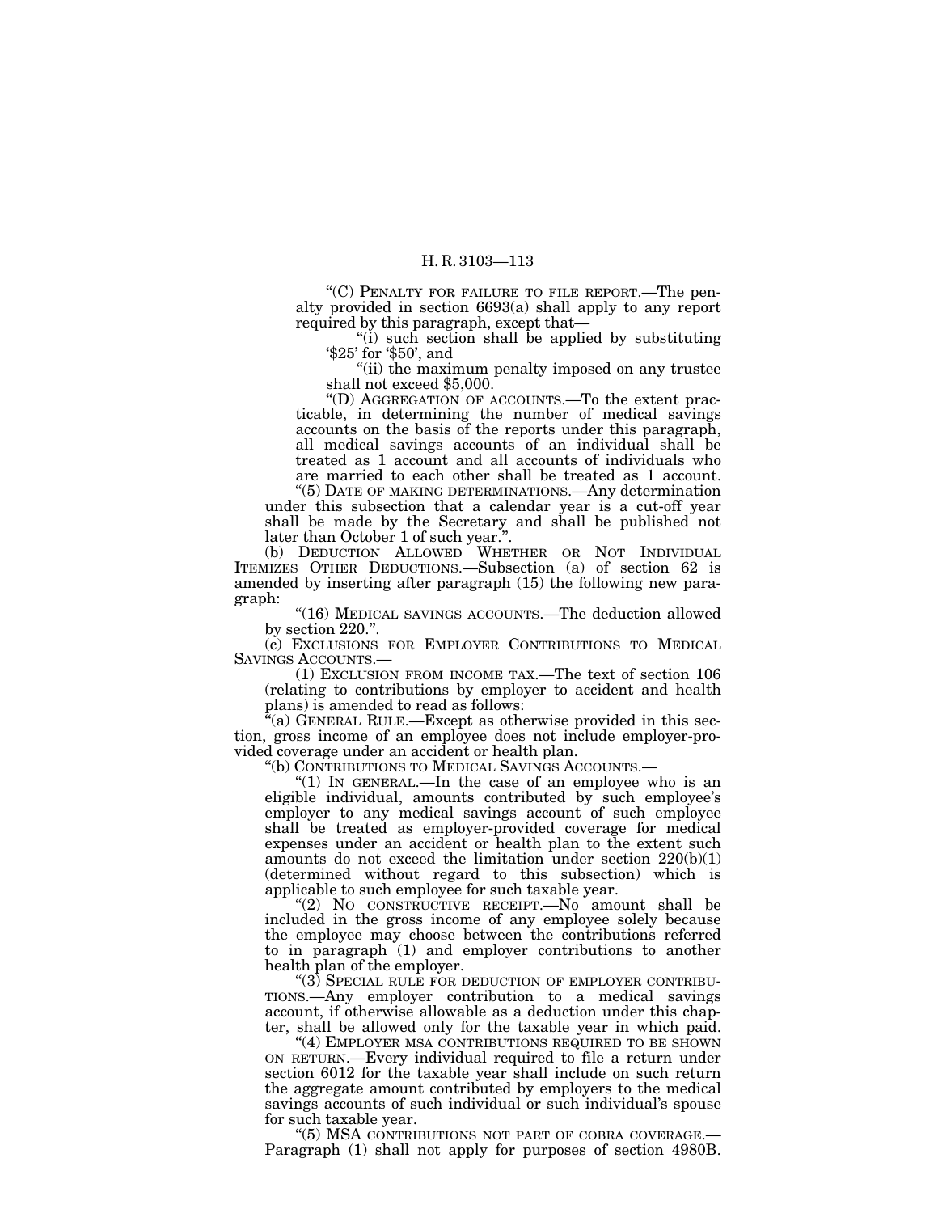"(C) PENALTY FOR FAILURE TO FILE REPORT.—The penalty provided in section 6693(a) shall apply to any report required by this paragraph, except that—

"(i) such section shall be applied by substituting '$25' for '$50', and

"(ii) the maximum penalty imposed on any trustee shall not exceed $5,000.

"(D) AGGREGATION OF ACCOUNTS.—To the extent practicable, in determining the number of medical savings accounts on the basis of the reports under this paragraph, all medical savings accounts of an individual shall be treated as 1 account and all accounts of individuals who are married to each other shall be treated as 1 account.

"(5) DATE OF MAKING DETERMINATIONS.—Any determination under this subsection that a calendar year is a cut-off year shall be made by the Secretary and shall be published not later than October 1 of such year.".

(b) DEDUCTION ALLOWED WHETHER OR NOT INDIVIDUAL ITEMIZES OTHER DEDUCTIONS.—Subsection (a) of section 62 is amended by inserting after paragraph (15) the following new paragraph:

"(16) MEDICAL SAVINGS ACCOUNTS.—The deduction allowed by section 220.".

(c) EXCLUSIONS FOR EMPLOYER CONTRIBUTIONS TO MEDICAL SAVINGS ACCOUNTS.—

(1) EXCLUSION FROM INCOME TAX.—The text of section 106 (relating to contributions by employer to accident and health plans) is amended to read as follows:

"(a) GENERAL RULE.—Except as otherwise provided in this section, gross income of an employee does not include employer-provided coverage under an accident or health plan.

"(b) CONTRIBUTIONS TO MEDICAL SAVINGS ACCOUNTS.—

"(1) IN GENERAL.—In the case of an employee who is an eligible individual, amounts contributed by such employee's employer to any medical savings account of such employee shall be treated as employer-provided coverage for medical expenses under an accident or health plan to the extent such amounts do not exceed the limitation under section 220(b)(1) (determined without regard to this subsection) which is applicable to such employee for such taxable year.

"(2) NO CONSTRUCTIVE RECEIPT.—No amount shall be included in the gross income of any employee solely because the employee may choose between the contributions referred to in paragraph (1) and employer contributions to another health plan of the employer.

"(3) SPECIAL RULE FOR DEDUCTION OF EMPLOYER CONTRIBUTIONS.—Any employer contribution to a medical savings account, if otherwise allowable as a deduction under this chapter, shall be allowed only for the taxable year in which paid.

"(4) EMPLOYER MSA CONTRIBUTIONS REQUIRED TO BE SHOWN ON RETURN.—Every individual required to file a return under section 6012 for the taxable year shall include on such return the aggregate amount contributed by employers to the medical savings accounts of such individual or such individual's spouse for such taxable year.

"(5) MSA CONTRIBUTIONS NOT PART OF COBRA COVERAGE.—Paragraph (1) shall not apply for purposes of section 4980B.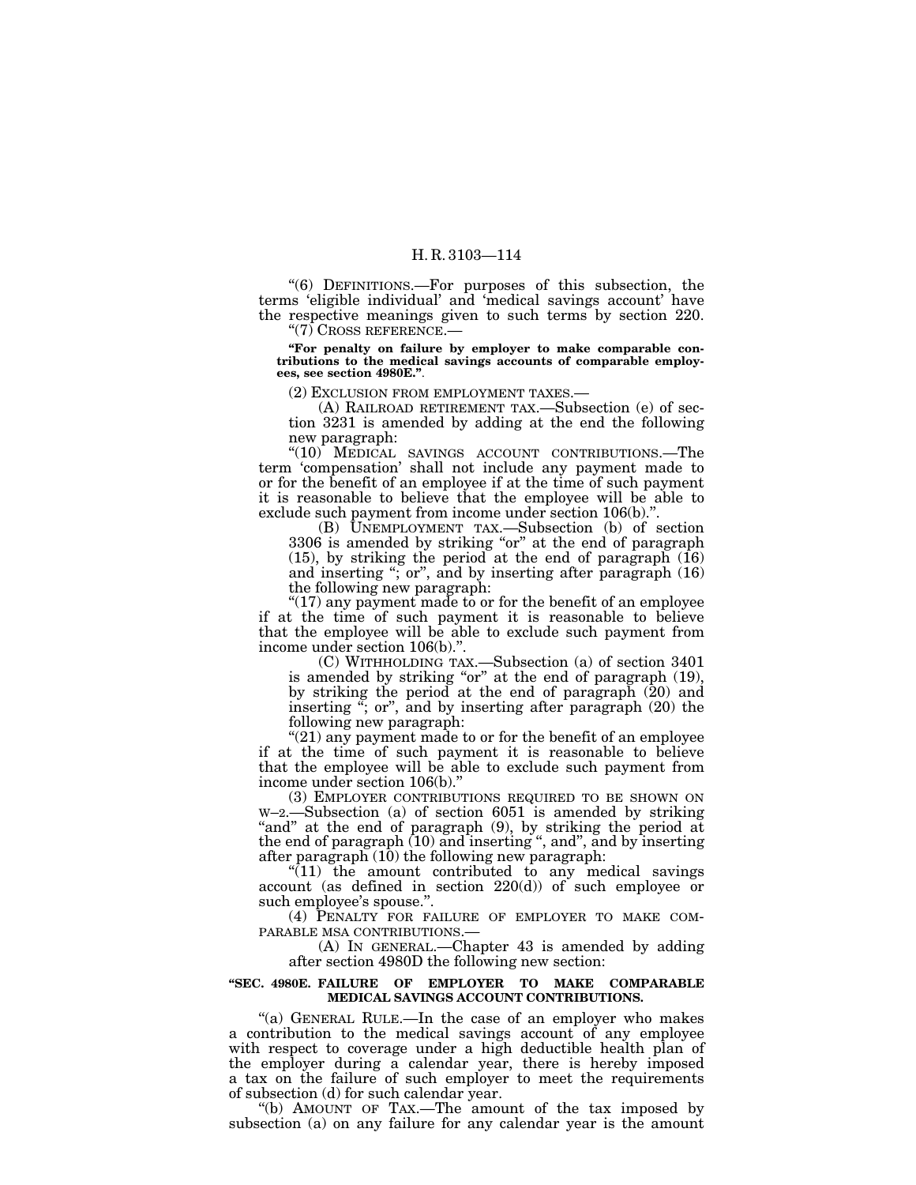"(6) DEFINITIONS.—For purposes of this subsection, the terms 'eligible individual' and 'medical savings account' have the respective meanings given to such terms by section 220.

"(7) CROSS REFERENCE.—

**"For penalty on failure by employer to make comparable contributions to the medical savings accounts of comparable employees, see section 4980E."**.

(2) EXCLUSION FROM EMPLOYMENT TAXES.—

(A) RAILROAD RETIREMENT TAX.—Subsection (e) of section 3231 is amended by adding at the end the following new paragraph:

"(10) MEDICAL SAVINGS ACCOUNT CONTRIBUTIONS.—The term 'compensation' shall not include any payment made to or for the benefit of an employee if at the time of such payment it is reasonable to believe that the employee will be able to exclude such payment from income under section 106(b).".

(B) UNEMPLOYMENT TAX.—Subsection (b) of section 3306 is amended by striking "or" at the end of paragraph (15), by striking the period at the end of paragraph (16) and inserting "; or", and by inserting after paragraph (16) the following new paragraph:

"(17) any payment made to or for the benefit of an employee if at the time of such payment it is reasonable to believe that the employee will be able to exclude such payment from income under section 106(b).".

(C) WITHHOLDING TAX.—Subsection (a) of section 3401 is amended by striking "or" at the end of paragraph (19), by striking the period at the end of paragraph (20) and inserting "; or", and by inserting after paragraph (20) the following new paragraph:

"(21) any payment made to or for the benefit of an employee if at the time of such payment it is reasonable to believe that the employee will be able to exclude such payment from income under section 106(b)."

(3) EMPLOYER CONTRIBUTIONS REQUIRED TO BE SHOWN ON W–2.—Subsection (a) of section 6051 is amended by striking "and" at the end of paragraph (9), by striking the period at the end of paragraph (10) and inserting ", and", and by inserting after paragraph (10) the following new paragraph:

"(11) the amount contributed to any medical savings account (as defined in section 220(d)) of such employee or such employee's spouse.".

(4) PENALTY FOR FAILURE OF EMPLOYER TO MAKE COMPARABLE MSA CONTRIBUTIONS.—

(A) IN GENERAL.—Chapter 43 is amended by adding after section 4980D the following new section:

**"SEC. 4980E. FAILURE OF EMPLOYER TO MAKE COMPARABLE MEDICAL SAVINGS ACCOUNT CONTRIBUTIONS.**

"(a) GENERAL RULE.—In the case of an employer who makes a contribution to the medical savings account of any employee with respect to coverage under a high deductible health plan of the employer during a calendar year, there is hereby imposed a tax on the failure of such employer to meet the requirements of subsection (d) for such calendar year.

"(b) AMOUNT OF TAX.—The amount of the tax imposed by subsection (a) on any failure for any calendar year is the amount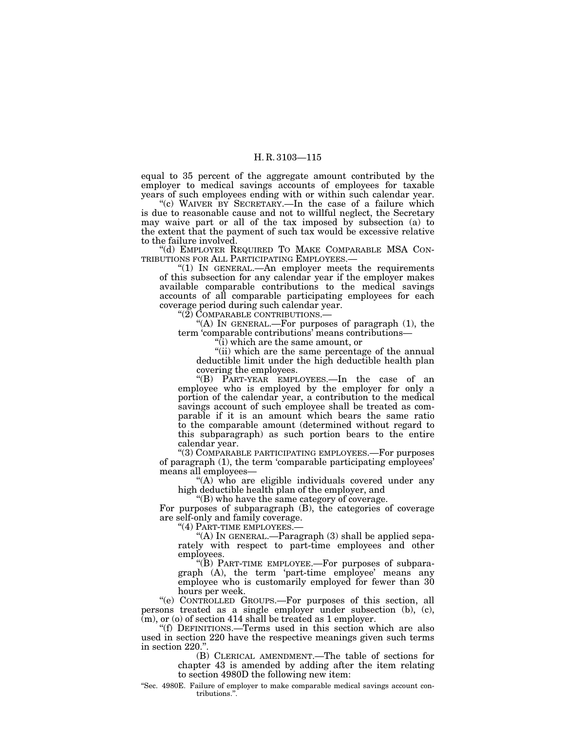equal to 35 percent of the aggregate amount contributed by the employer to medical savings accounts of employees for taxable years of such employees ending with or within such calendar year.

"(c) WAIVER BY SECRETARY.—In the case of a failure which is due to reasonable cause and not to willful neglect, the Secretary may waive part or all of the tax imposed by subsection (a) to the extent that the payment of such tax would be excessive relative to the failure involved.

"(d) EMPLOYER REQUIRED TO MAKE COMPARABLE MSA CONTRIBUTIONS FOR ALL PARTICIPATING EMPLOYEES.—

"(1) IN GENERAL.—An employer meets the requirements of this subsection for any calendar year if the employer makes available comparable contributions to the medical savings accounts of all comparable participating employees for each coverage period during such calendar year.

"(2) COMPARABLE CONTRIBUTIONS.—

"(A) IN GENERAL.—For purposes of paragraph (1), the term 'comparable contributions' means contributions—

"(i) which are the same amount, or

"(ii) which are the same percentage of the annual deductible limit under the high deductible health plan covering the employees.

"(B) PART-YEAR EMPLOYEES.—In the case of an employee who is employed by the employer for only a portion of the calendar year, a contribution to the medical savings account of such employee shall be treated as comparable if it is an amount which bears the same ratio to the comparable amount (determined without regard to this subparagraph) as such portion bears to the entire calendar year.

"(3) COMPARABLE PARTICIPATING EMPLOYEES.—For purposes of paragraph (1), the term 'comparable participating employees' means all employees—

"(A) who are eligible individuals covered under any high deductible health plan of the employer, and

"(B) who have the same category of coverage.

For purposes of subparagraph (B), the categories of coverage are self-only and family coverage.

"(4) PART-TIME EMPLOYEES.—

"(A) IN GENERAL.—Paragraph (3) shall be applied separately with respect to part-time employees and other employees.

"(B) PART-TIME EMPLOYEE.—For purposes of subparagraph (A), the term 'part-time employee' means any employee who is customarily employed for fewer than 30 hours per week.

"(e) CONTROLLED GROUPS.—For purposes of this section, all persons treated as a single employer under subsection (b), (c), (m), or (o) of section 414 shall be treated as 1 employer.

"(f) DEFINITIONS.—Terms used in this section which are also used in section 220 have the respective meanings given such terms in section 220.".

(B) CLERICAL AMENDMENT.—The table of sections for chapter 43 is amended by adding after the item relating to section 4980D the following new item:

"Sec. 4980E. Failure of employer to make comparable medical savings account contributions.".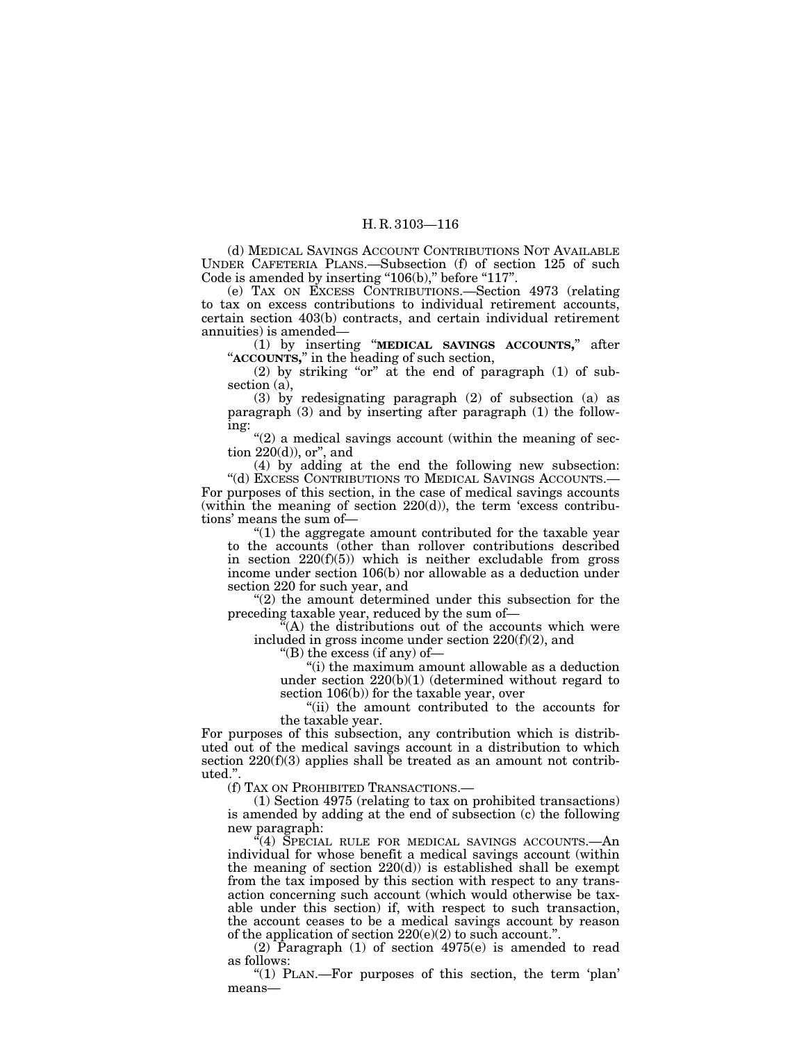(d) MEDICAL SAVINGS ACCOUNT CONTRIBUTIONS NOT AVAILABLE UNDER CAFETERIA PLANS.—Subsection (f) of section 125 of such Code is amended by inserting "106(b)," before "117".

(e) TAX ON EXCESS CONTRIBUTIONS.—Section 4973 (relating to tax on excess contributions to individual retirement accounts, certain section 403(b) contracts, and certain individual retirement annuities) is amended—

(1) by inserting "**MEDICAL SAVINGS ACCOUNTS,**" after "**ACCOUNTS,**" in the heading of such section,

(2) by striking "or" at the end of paragraph (1) of subsection (a),

(3) by redesignating paragraph (2) of subsection (a) as paragraph (3) and by inserting after paragraph (1) the following:

"(2) a medical savings account (within the meaning of section 220(d)), or", and

(4) by adding at the end the following new subsection:

"(d) EXCESS CONTRIBUTIONS TO MEDICAL SAVINGS ACCOUNTS.—For purposes of this section, in the case of medical savings accounts (within the meaning of section 220(d)), the term 'excess contributions' means the sum of—

"(1) the aggregate amount contributed for the taxable year to the accounts (other than rollover contributions described in section 220(f)(5)) which is neither excludable from gross income under section 106(b) nor allowable as a deduction under section 220 for such year, and

"(2) the amount determined under this subsection for the preceding taxable year, reduced by the sum of—

"(A) the distributions out of the accounts which were included in gross income under section 220(f)(2), and

"(B) the excess (if any) of—

"(i) the maximum amount allowable as a deduction under section 220(b)(1) (determined without regard to section 106(b)) for the taxable year, over

"(ii) the amount contributed to the accounts for the taxable year.

For purposes of this subsection, any contribution which is distributed out of the medical savings account in a distribution to which section 220(f)(3) applies shall be treated as an amount not contributed.".

(f) TAX ON PROHIBITED TRANSACTIONS.—

(1) Section 4975 (relating to tax on prohibited transactions) is amended by adding at the end of subsection (c) the following new paragraph:

"(4) SPECIAL RULE FOR MEDICAL SAVINGS ACCOUNTS.—An individual for whose benefit a medical savings account (within the meaning of section 220(d)) is established shall be exempt from the tax imposed by this section with respect to any transaction concerning such account (which would otherwise be taxable under this section) if, with respect to such transaction, the account ceases to be a medical savings account by reason of the application of section 220(e)(2) to such account.".

(2) Paragraph (1) of section 4975(e) is amended to read as follows:

"(1) PLAN.—For purposes of this section, the term 'plan' means—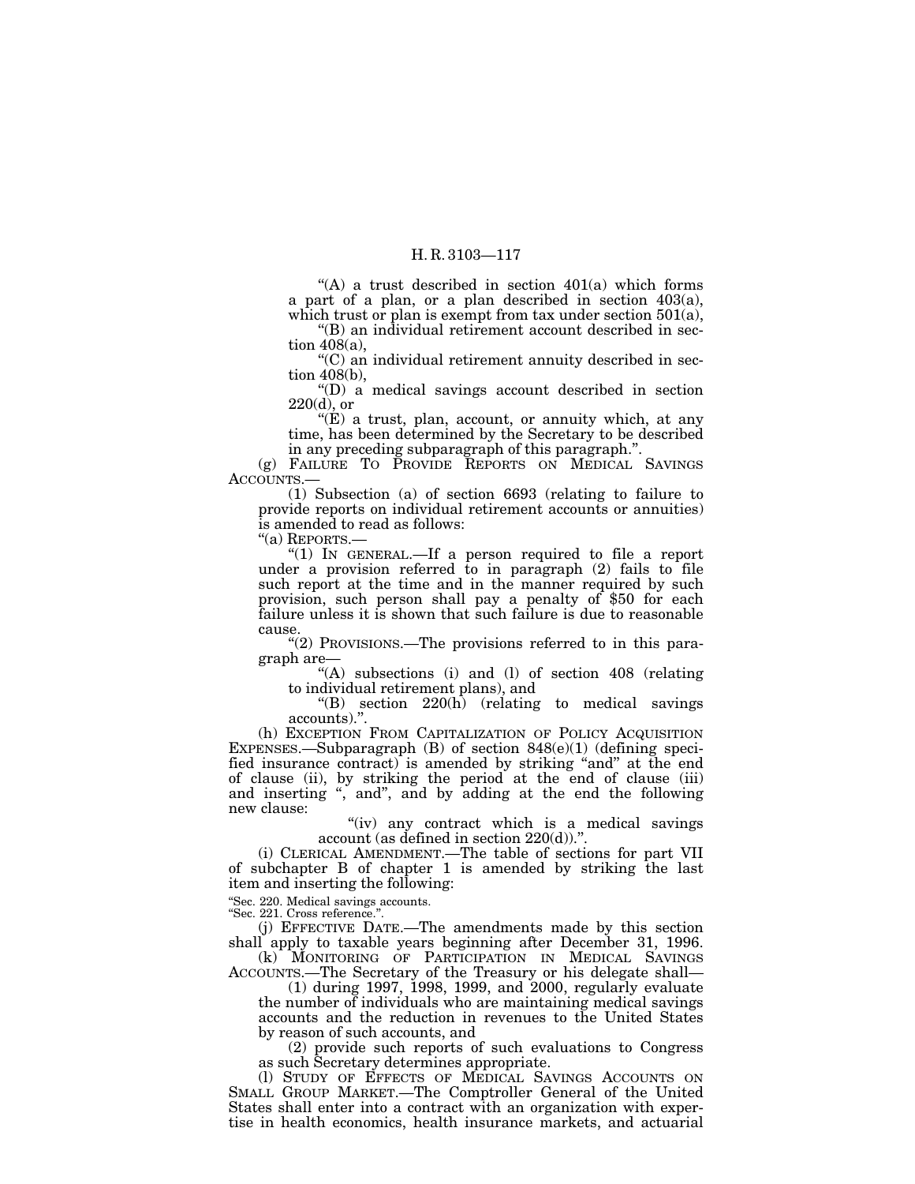"(A) a trust described in section 401(a) which forms a part of a plan, or a plan described in section 403(a), which trust or plan is exempt from tax under section 501(a),

"(B) an individual retirement account described in section 408(a),

"(C) an individual retirement annuity described in section 408(b),

"(D) a medical savings account described in section 220(d), or

"(E) a trust, plan, account, or annuity which, at any time, has been determined by the Secretary to be described in any preceding subparagraph of this paragraph.".

(g) FAILURE TO PROVIDE REPORTS ON MEDICAL SAVINGS ACCOUNTS.—

(1) Subsection (a) of section 6693 (relating to failure to provide reports on individual retirement accounts or annuities) is amended to read as follows:

"(a) REPORTS.—

"(1) IN GENERAL.—If a person required to file a report under a provision referred to in paragraph (2) fails to file such report at the time and in the manner required by such provision, such person shall pay a penalty of $50 for each failure unless it is shown that such failure is due to reasonable cause.

"(2) PROVISIONS.—The provisions referred to in this paragraph are—

"(A) subsections (i) and (l) of section 408 (relating to individual retirement plans), and

"(B) section 220(h) (relating to medical savings accounts).".

(h) EXCEPTION FROM CAPITALIZATION OF POLICY ACQUISITION EXPENSES.—Subparagraph (B) of section 848(e)(1) (defining specified insurance contract) is amended by striking "and" at the end of clause (ii), by striking the period at the end of clause (iii) and inserting ", and", and by adding at the end the following new clause:

"(iv) any contract which is a medical savings account (as defined in section 220(d)).".

(i) CLERICAL AMENDMENT.—The table of sections for part VII of subchapter B of chapter 1 is amended by striking the last item and inserting the following:

"Sec. 220. Medical savings accounts.
"Sec. 221. Cross reference.".

(j) EFFECTIVE DATE.—The amendments made by this section shall apply to taxable years beginning after December 31, 1996.

(k) MONITORING OF PARTICIPATION IN MEDICAL SAVINGS ACCOUNTS.—The Secretary of the Treasury or his delegate shall—

(1) during 1997, 1998, 1999, and 2000, regularly evaluate the number of individuals who are maintaining medical savings accounts and the reduction in revenues to the United States by reason of such accounts, and

(2) provide such reports of such evaluations to Congress as such Secretary determines appropriate.

(l) STUDY OF EFFECTS OF MEDICAL SAVINGS ACCOUNTS ON SMALL GROUP MARKET.—The Comptroller General of the United States shall enter into a contract with an organization with expertise in health economics, health insurance markets, and actuarial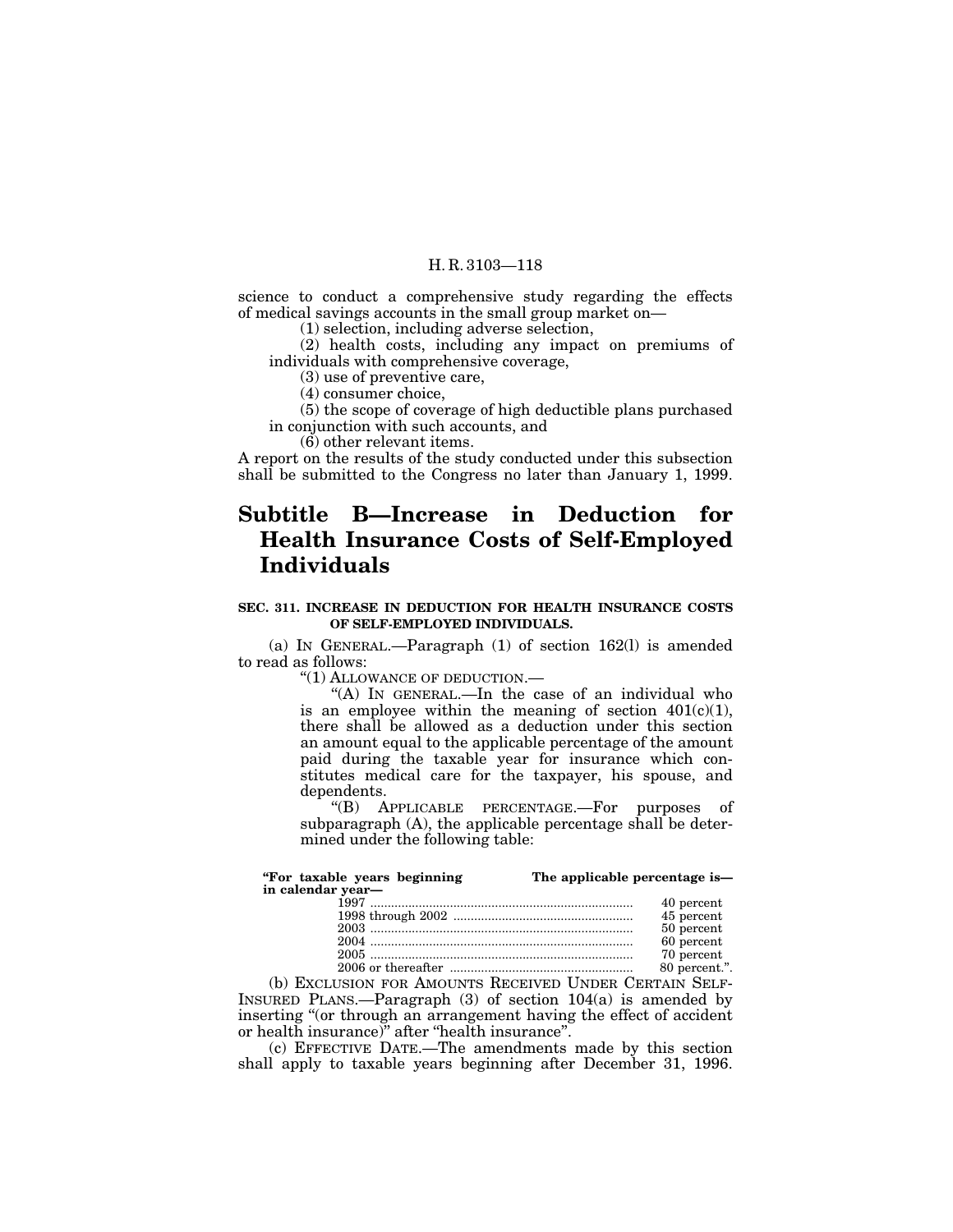science to conduct a comprehensive study regarding the effects of medical savings accounts in the small group market on—

(1) selection, including adverse selection,

(2) health costs, including any impact on premiums of individuals with comprehensive coverage,

(3) use of preventive care,

(4) consumer choice,

(5) the scope of coverage of high deductible plans purchased in conjunction with such accounts, and

(6) other relevant items.

A report on the results of the study conducted under this subsection shall be submitted to the Congress no later than January 1, 1999.

# Subtitle B—Increase in Deduction for Health Insurance Costs of Self-Employed Individuals

### SEC. 311. INCREASE IN DEDUCTION FOR HEALTH INSURANCE COSTS OF SELF-EMPLOYED INDIVIDUALS.

(a) IN GENERAL.—Paragraph (1) of section 162(l) is amended to read as follows:

"(1) ALLOWANCE OF DEDUCTION.—

"(A) IN GENERAL.—In the case of an individual who is an employee within the meaning of section 401(c)(1), there shall be allowed as a deduction under this section an amount equal to the applicable percentage of the amount paid during the taxable year for insurance which constitutes medical care for the taxpayer, his spouse, and dependents.

"(B) APPLICABLE PERCENTAGE.—For purposes of subparagraph (A), the applicable percentage shall be determined under the following table:

| "For taxable years beginning in calendar year— | The applicable percentage is— |
|---|---|
| 1997 | 40 percent |
| 1998 through 2002 | 45 percent |
| 2003 | 50 percent |
| 2004 | 60 percent |
| 2005 | 70 percent |
| 2006 or thereafter | 80 percent.". |

(b) EXCLUSION FOR AMOUNTS RECEIVED UNDER CERTAIN SELF-INSURED PLANS.—Paragraph (3) of section 104(a) is amended by inserting "(or through an arrangement having the effect of accident or health insurance)" after "health insurance".

(c) EFFECTIVE DATE.—The amendments made by this section shall apply to taxable years beginning after December 31, 1996.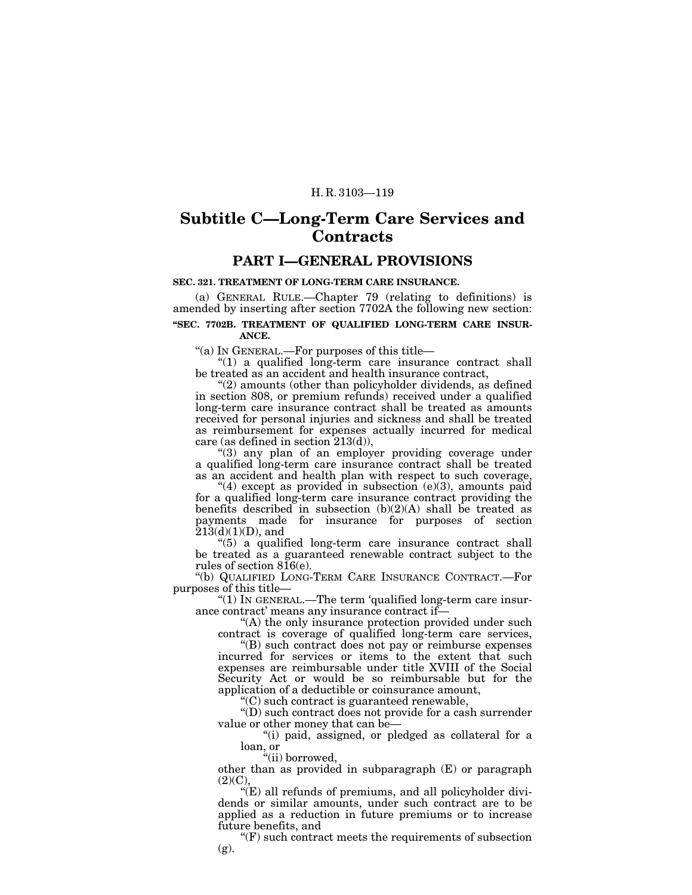# Subtitle C—Long-Term Care Services and Contracts

## PART I—GENERAL PROVISIONS

**SEC. 321. TREATMENT OF LONG-TERM CARE INSURANCE.**

(a) GENERAL RULE.—Chapter 79 (relating to definitions) is amended by inserting after section 7702A the following new section:

**"SEC. 7702B. TREATMENT OF QUALIFIED LONG-TERM CARE INSURANCE.**

"(a) IN GENERAL.—For purposes of this title—

"(1) a qualified long-term care insurance contract shall be treated as an accident and health insurance contract,

"(2) amounts (other than policyholder dividends, as defined in section 808, or premium refunds) received under a qualified long-term care insurance contract shall be treated as amounts received for personal injuries and sickness and shall be treated as reimbursement for expenses actually incurred for medical care (as defined in section 213(d)),

"(3) any plan of an employer providing coverage under a qualified long-term care insurance contract shall be treated as an accident and health plan with respect to such coverage,

"(4) except as provided in subsection (e)(3), amounts paid for a qualified long-term care insurance contract providing the benefits described in subsection (b)(2)(A) shall be treated as payments made for insurance for purposes of section 213(d)(1)(D), and

"(5) a qualified long-term care insurance contract shall be treated as a guaranteed renewable contract subject to the rules of section 816(e).

"(b) QUALIFIED LONG-TERM CARE INSURANCE CONTRACT.—For purposes of this title—

"(1) IN GENERAL.—The term 'qualified long-term care insurance contract' means any insurance contract if—

"(A) the only insurance protection provided under such contract is coverage of qualified long-term care services,

"(B) such contract does not pay or reimburse expenses incurred for services or items to the extent that such expenses are reimbursable under title XVIII of the Social Security Act or would be so reimbursable but for the application of a deductible or coinsurance amount,

"(C) such contract is guaranteed renewable,

"(D) such contract does not provide for a cash surrender value or other money that can be—

"(i) paid, assigned, or pledged as collateral for a loan, or

"(ii) borrowed,

other than as provided in subparagraph (E) or paragraph (2)(C),

"(E) all refunds of premiums, and all policyholder dividends or similar amounts, under such contract are to be applied as a reduction in future premiums or to increase future benefits, and

"(F) such contract meets the requirements of subsection (g).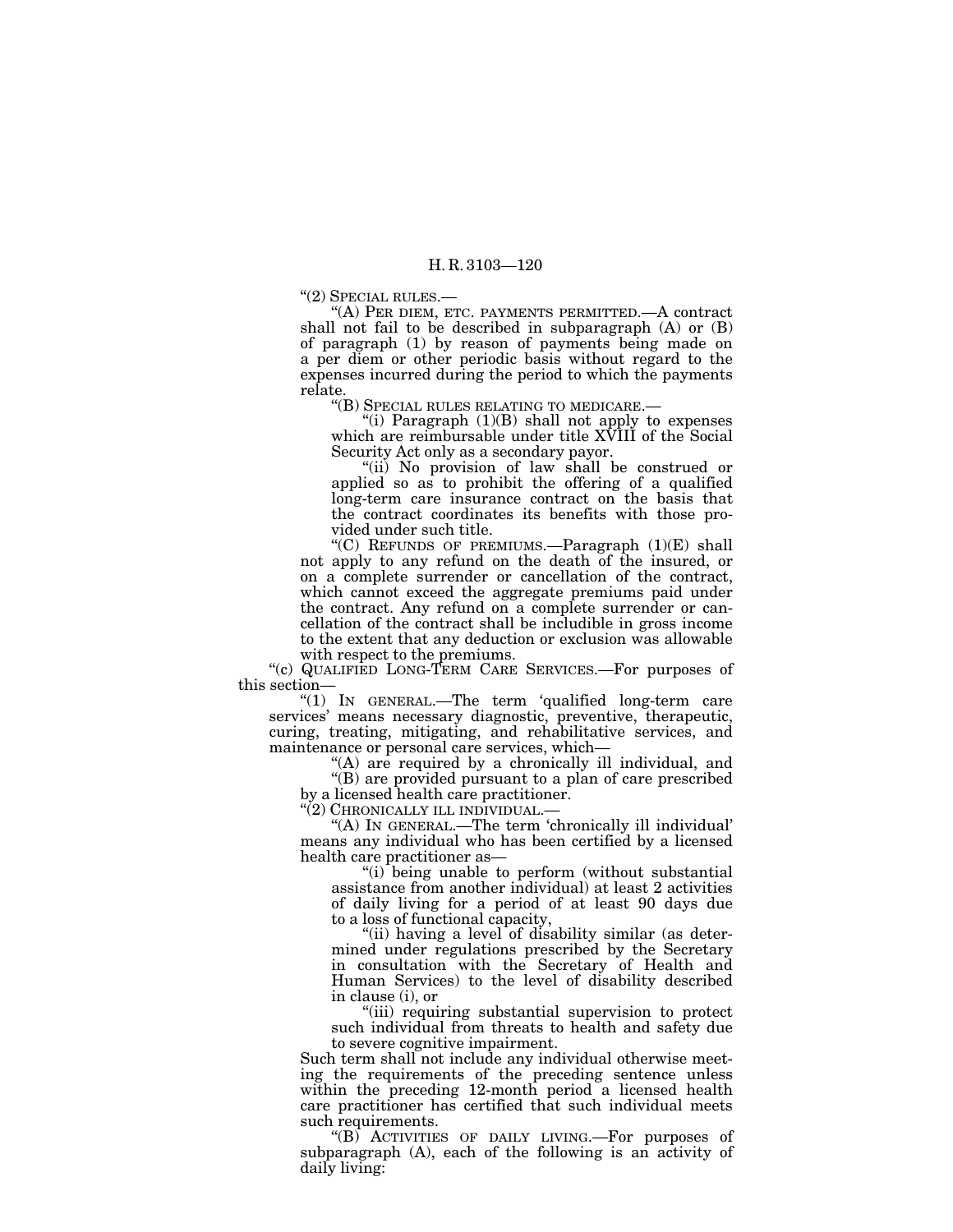"(2) SPECIAL RULES.—

"(A) PER DIEM, ETC. PAYMENTS PERMITTED.—A contract shall not fail to be described in subparagraph (A) or (B) of paragraph (1) by reason of payments being made on a per diem or other periodic basis without regard to the expenses incurred during the period to which the payments relate.

"(B) SPECIAL RULES RELATING TO MEDICARE.—

"(i) Paragraph (1)(B) shall not apply to expenses which are reimbursable under title XVIII of the Social Security Act only as a secondary payor.

"(ii) No provision of law shall be construed or applied so as to prohibit the offering of a qualified long-term care insurance contract on the basis that the contract coordinates its benefits with those provided under such title.

"(C) REFUNDS OF PREMIUMS.—Paragraph (1)(E) shall not apply to any refund on the death of the insured, or on a complete surrender or cancellation of the contract, which cannot exceed the aggregate premiums paid under the contract. Any refund on a complete surrender or cancellation of the contract shall be includible in gross income to the extent that any deduction or exclusion was allowable with respect to the premiums.

"(c) QUALIFIED LONG-TERM CARE SERVICES.—For purposes of this section—

"(1) IN GENERAL.—The term 'qualified long-term care services' means necessary diagnostic, preventive, therapeutic, curing, treating, mitigating, and rehabilitative services, and maintenance or personal care services, which—

"(A) are required by a chronically ill individual, and

"(B) are provided pursuant to a plan of care prescribed by a licensed health care practitioner.

"(2) CHRONICALLY ILL INDIVIDUAL.—

"(A) IN GENERAL.—The term 'chronically ill individual' means any individual who has been certified by a licensed health care practitioner as—

"(i) being unable to perform (without substantial assistance from another individual) at least 2 activities of daily living for a period of at least 90 days due to a loss of functional capacity,

"(ii) having a level of disability similar (as determined under regulations prescribed by the Secretary in consultation with the Secretary of Health and Human Services) to the level of disability described in clause (i), or

"(iii) requiring substantial supervision to protect such individual from threats to health and safety due to severe cognitive impairment.

Such term shall not include any individual otherwise meeting the requirements of the preceding sentence unless within the preceding 12-month period a licensed health care practitioner has certified that such individual meets such requirements.

"(B) ACTIVITIES OF DAILY LIVING.—For purposes of subparagraph (A), each of the following is an activity of daily living: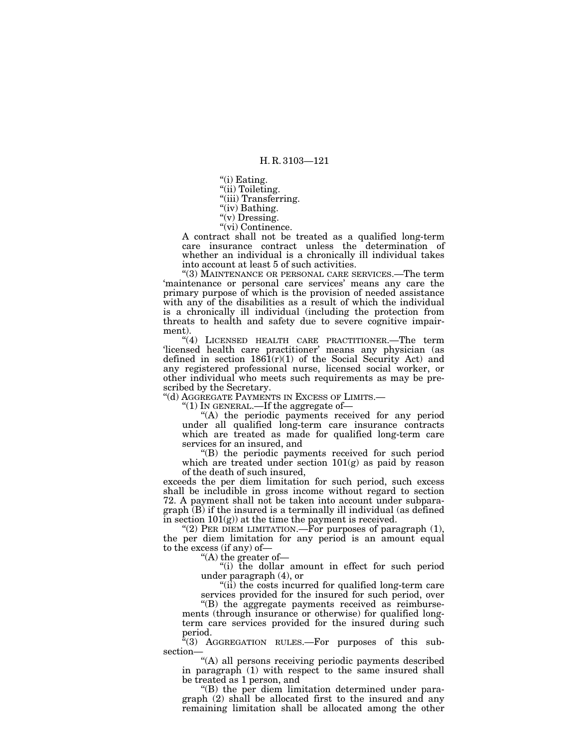"(i) Eating.

"(ii) Toileting.

"(iii) Transferring.

"(iv) Bathing.

"(v) Dressing.

"(vi) Continence.

A contract shall not be treated as a qualified long-term care insurance contract unless the determination of whether an individual is a chronically ill individual takes into account at least 5 of such activities.

"(3) MAINTENANCE OR PERSONAL CARE SERVICES.—The term 'maintenance or personal care services' means any care the primary purpose of which is the provision of needed assistance with any of the disabilities as a result of which the individual is a chronically ill individual (including the protection from threats to health and safety due to severe cognitive impairment).

"(4) LICENSED HEALTH CARE PRACTITIONER.—The term 'licensed health care practitioner' means any physician (as defined in section 1861(r)(1) of the Social Security Act) and any registered professional nurse, licensed social worker, or other individual who meets such requirements as may be prescribed by the Secretary.

"(d) AGGREGATE PAYMENTS IN EXCESS OF LIMITS.—

"(1) IN GENERAL.—If the aggregate of—

"(A) the periodic payments received for any period under all qualified long-term care insurance contracts which are treated as made for qualified long-term care services for an insured, and

"(B) the periodic payments received for such period which are treated under section 101(g) as paid by reason of the death of such insured,

exceeds the per diem limitation for such period, such excess shall be includible in gross income without regard to section 72. A payment shall not be taken into account under subparagraph (B) if the insured is a terminally ill individual (as defined in section 101(g)) at the time the payment is received.

"(2) PER DIEM LIMITATION.—For purposes of paragraph (1), the per diem limitation for any period is an amount equal to the excess (if any) of—

"(A) the greater of—

"(i) the dollar amount in effect for such period under paragraph (4), or

"(ii) the costs incurred for qualified long-term care services provided for the insured for such period, over

"(B) the aggregate payments received as reimbursements (through insurance or otherwise) for qualified long-term care services provided for the insured during such period.

"(3) AGGREGATION RULES.—For purposes of this subsection—

"(A) all persons receiving periodic payments described in paragraph (1) with respect to the same insured shall be treated as 1 person, and

"(B) the per diem limitation determined under paragraph (2) shall be allocated first to the insured and any remaining limitation shall be allocated among the other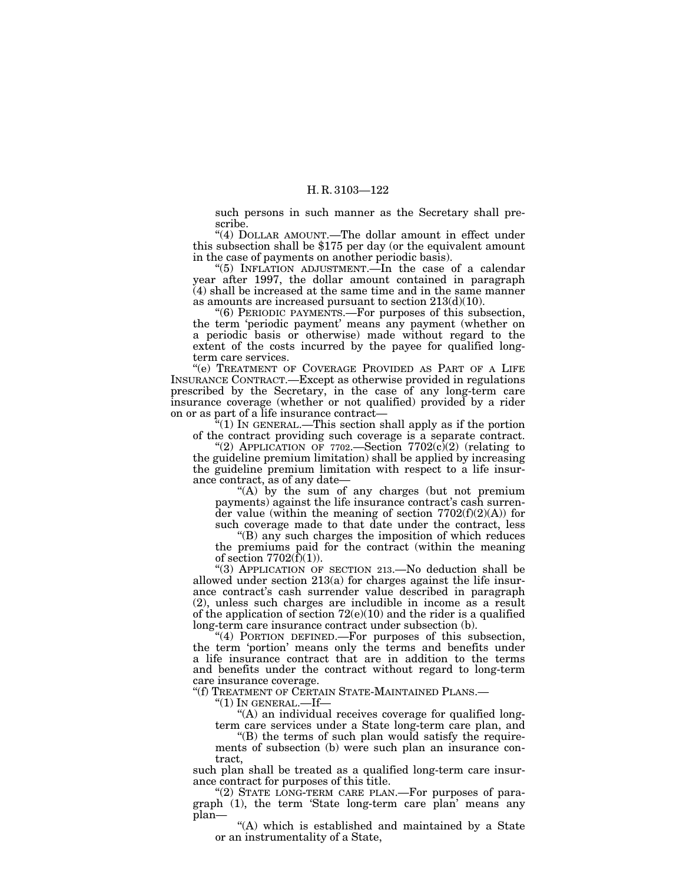such persons in such manner as the Secretary shall prescribe.

“(4) DOLLAR AMOUNT.—The dollar amount in effect under this subsection shall be $175 per day (or the equivalent amount in the case of payments on another periodic basis).

“(5) INFLATION ADJUSTMENT.—In the case of a calendar year after 1997, the dollar amount contained in paragraph (4) shall be increased at the same time and in the same manner as amounts are increased pursuant to section 213(d)(10).

“(6) PERIODIC PAYMENTS.—For purposes of this subsection, the term ‘periodic payment’ means any payment (whether on a periodic basis or otherwise) made without regard to the extent of the costs incurred by the payee for qualified long-term care services.

“(e) TREATMENT OF COVERAGE PROVIDED AS PART OF A LIFE INSURANCE CONTRACT.—Except as otherwise provided in regulations prescribed by the Secretary, in the case of any long-term care insurance coverage (whether or not qualified) provided by a rider on or as part of a life insurance contract—

“(1) IN GENERAL.—This section shall apply as if the portion of the contract providing such coverage is a separate contract.

“(2) APPLICATION OF 7702.—Section 7702(c)(2) (relating to the guideline premium limitation) shall be applied by increasing the guideline premium limitation with respect to a life insurance contract, as of any date—

“(A) by the sum of any charges (but not premium payments) against the life insurance contract’s cash surrender value (within the meaning of section 7702(f)(2)(A)) for such coverage made to that date under the contract, less

“(B) any such charges the imposition of which reduces the premiums paid for the contract (within the meaning of section 7702(f)(1)).

“(3) APPLICATION OF SECTION 213.—No deduction shall be allowed under section 213(a) for charges against the life insurance contract’s cash surrender value described in paragraph (2), unless such charges are includible in income as a result of the application of section 72(e)(10) and the rider is a qualified long-term care insurance contract under subsection (b).

“(4) PORTION DEFINED.—For purposes of this subsection, the term ‘portion’ means only the terms and benefits under a life insurance contract that are in addition to the terms and benefits under the contract without regard to long-term care insurance coverage.

“(f) TREATMENT OF CERTAIN STATE-MAINTAINED PLANS.—

“(1) IN GENERAL.—If—

“(A) an individual receives coverage for qualified long-term care services under a State long-term care plan, and

“(B) the terms of such plan would satisfy the requirements of subsection (b) were such plan an insurance contract,

such plan shall be treated as a qualified long-term care insurance contract for purposes of this title.

“(2) STATE LONG-TERM CARE PLAN.—For purposes of paragraph (1), the term ‘State long-term care plan’ means any plan—

“(A) which is established and maintained by a State or an instrumentality of a State,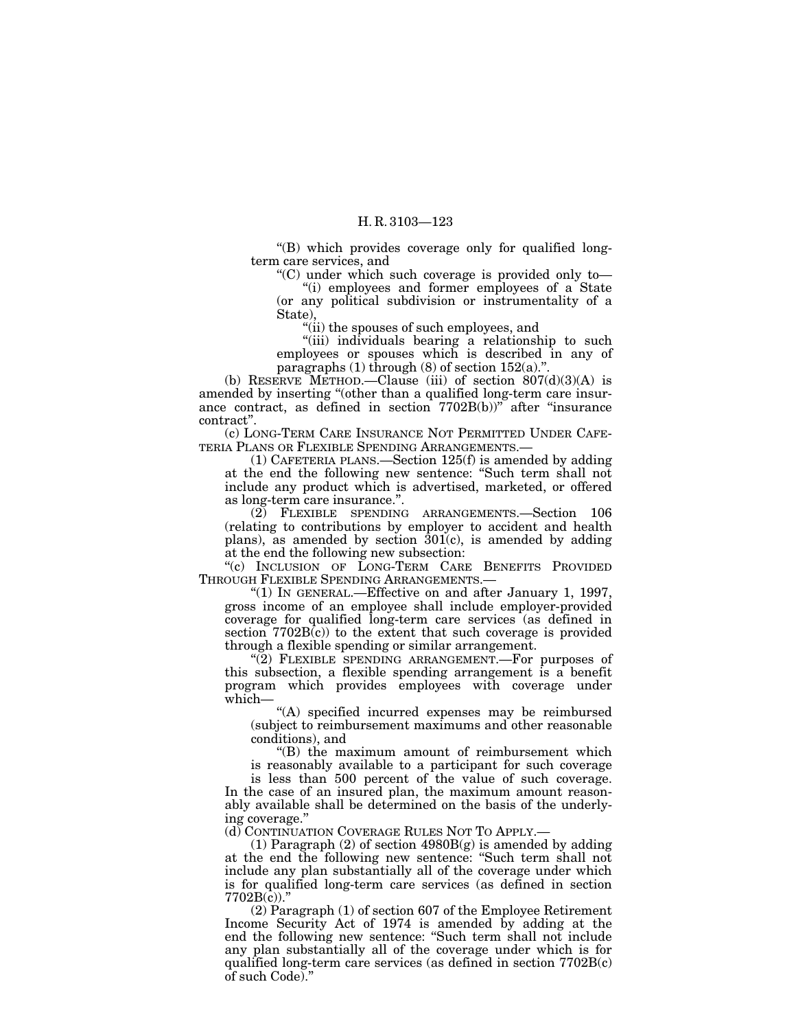"(B) which provides coverage only for qualified long-term care services, and

"(C) under which such coverage is provided only to—

"(i) employees and former employees of a State (or any political subdivision or instrumentality of a State),

"(ii) the spouses of such employees, and

"(iii) individuals bearing a relationship to such employees or spouses which is described in any of paragraphs (1) through (8) of section 152(a).".

(b) RESERVE METHOD.—Clause (iii) of section 807(d)(3)(A) is amended by inserting "(other than a qualified long-term care insurance contract, as defined in section 7702B(b))" after "insurance contract".

(c) LONG-TERM CARE INSURANCE NOT PERMITTED UNDER CAFETERIA PLANS OR FLEXIBLE SPENDING ARRANGEMENTS.—

(1) CAFETERIA PLANS.—Section 125(f) is amended by adding at the end the following new sentence: "Such term shall not include any product which is advertised, marketed, or offered as long-term care insurance.".

(2) FLEXIBLE SPENDING ARRANGEMENTS.—Section 106 (relating to contributions by employer to accident and health plans), as amended by section 301(c), is amended by adding at the end the following new subsection:

"(c) INCLUSION OF LONG-TERM CARE BENEFITS PROVIDED THROUGH FLEXIBLE SPENDING ARRANGEMENTS.—

"(1) IN GENERAL.—Effective on and after January 1, 1997, gross income of an employee shall include employer-provided coverage for qualified long-term care services (as defined in section 7702B(c)) to the extent that such coverage is provided through a flexible spending or similar arrangement.

"(2) FLEXIBLE SPENDING ARRANGEMENT.—For purposes of this subsection, a flexible spending arrangement is a benefit program which provides employees with coverage under which—

"(A) specified incurred expenses may be reimbursed (subject to reimbursement maximums and other reasonable conditions), and

"(B) the maximum amount of reimbursement which is reasonably available to a participant for such coverage is less than 500 percent of the value of such coverage.

In the case of an insured plan, the maximum amount reasonably available shall be determined on the basis of the underlying coverage."

(d) CONTINUATION COVERAGE RULES NOT TO APPLY.—

(1) Paragraph (2) of section 4980B(g) is amended by adding at the end the following new sentence: "Such term shall not include any plan substantially all of the coverage under which is for qualified long-term care services (as defined in section 7702B(c))."

(2) Paragraph (1) of section 607 of the Employee Retirement Income Security Act of 1974 is amended by adding at the end the following new sentence: "Such term shall not include any plan substantially all of the coverage under which is for qualified long-term care services (as defined in section 7702B(c) of such Code)."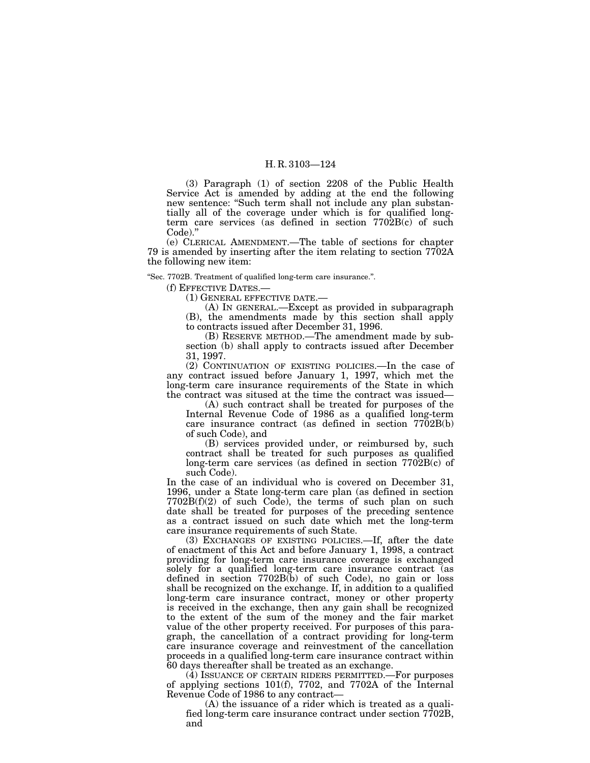(3) Paragraph (1) of section 2208 of the Public Health Service Act is amended by adding at the end the following new sentence: "Such term shall not include any plan substantially all of the coverage under which is for qualified long-term care services (as defined in section 7702B(c) of such Code)."

(e) CLERICAL AMENDMENT.—The table of sections for chapter 79 is amended by inserting after the item relating to section 7702A the following new item:

"Sec. 7702B. Treatment of qualified long-term care insurance.".

(f) EFFECTIVE DATES.—

(1) GENERAL EFFECTIVE DATE.—

(A) IN GENERAL.—Except as provided in subparagraph (B), the amendments made by this section shall apply to contracts issued after December 31, 1996.

(B) RESERVE METHOD.—The amendment made by subsection (b) shall apply to contracts issued after December 31, 1997.

(2) CONTINUATION OF EXISTING POLICIES.—In the case of any contract issued before January 1, 1997, which met the long-term care insurance requirements of the State in which the contract was sitused at the time the contract was issued—

(A) such contract shall be treated for purposes of the Internal Revenue Code of 1986 as a qualified long-term care insurance contract (as defined in section 7702B(b) of such Code), and

(B) services provided under, or reimbursed by, such contract shall be treated for such purposes as qualified long-term care services (as defined in section 7702B(c) of such Code).

In the case of an individual who is covered on December 31, 1996, under a State long-term care plan (as defined in section 7702B(f)(2) of such Code), the terms of such plan on such date shall be treated for purposes of the preceding sentence as a contract issued on such date which met the long-term care insurance requirements of such State.

(3) EXCHANGES OF EXISTING POLICIES.—If, after the date of enactment of this Act and before January 1, 1998, a contract providing for long-term care insurance coverage is exchanged solely for a qualified long-term care insurance contract (as defined in section 7702B(b) of such Code), no gain or loss shall be recognized on the exchange. If, in addition to a qualified long-term care insurance contract, money or other property is received in the exchange, then any gain shall be recognized to the extent of the sum of the money and the fair market value of the other property received. For purposes of this paragraph, the cancellation of a contract providing for long-term care insurance coverage and reinvestment of the cancellation proceeds in a qualified long-term care insurance contract within 60 days thereafter shall be treated as an exchange.

(4) ISSUANCE OF CERTAIN RIDERS PERMITTED.—For purposes of applying sections 101(f), 7702, and 7702A of the Internal Revenue Code of 1986 to any contract—

(A) the issuance of a rider which is treated as a qualified long-term care insurance contract under section 7702B, and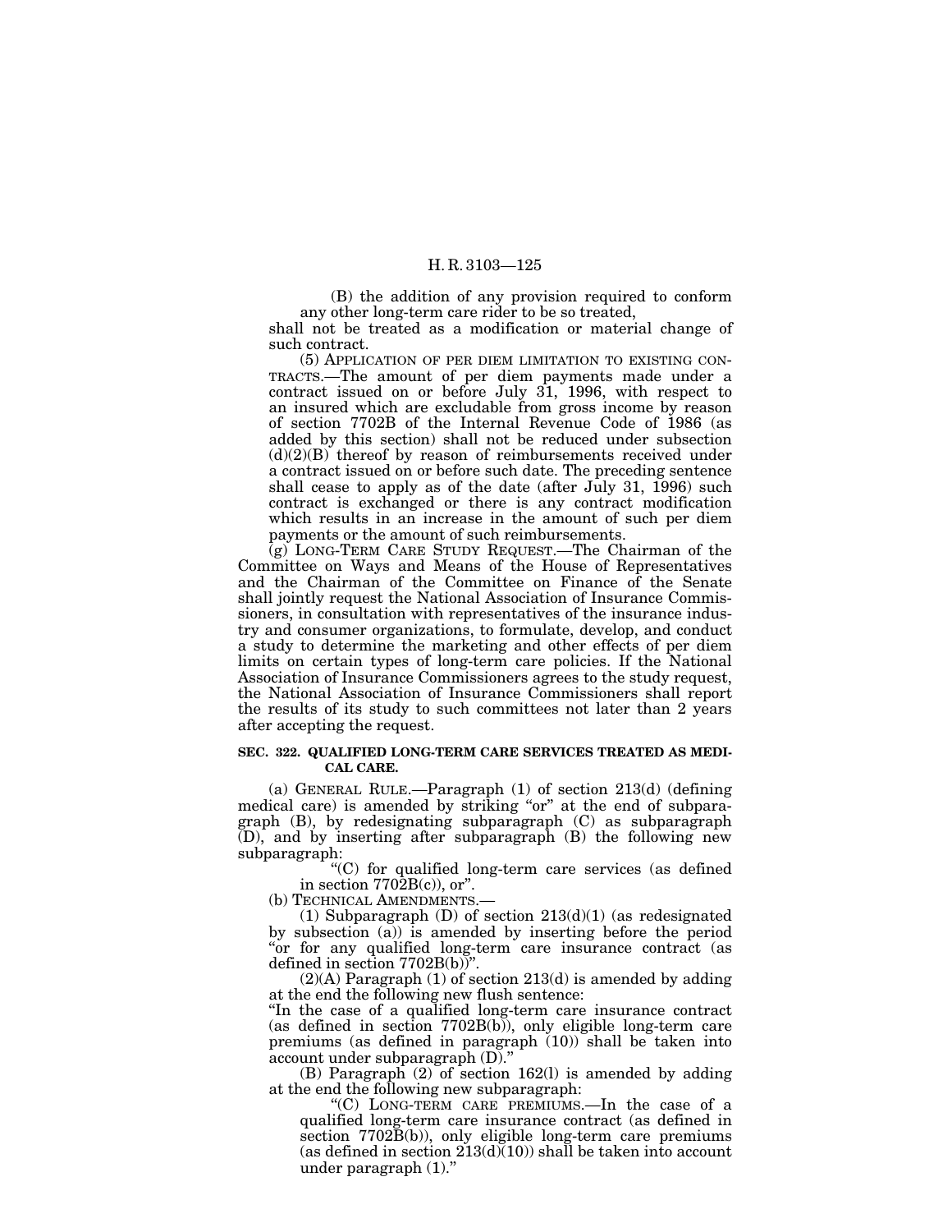(B) the addition of any provision required to conform any other long-term care rider to be so treated,

shall not be treated as a modification or material change of such contract.

(5) APPLICATION OF PER DIEM LIMITATION TO EXISTING CONTRACTS.—The amount of per diem payments made under a contract issued on or before July 31, 1996, with respect to an insured which are excludable from gross income by reason of section 7702B of the Internal Revenue Code of 1986 (as added by this section) shall not be reduced under subsection (d)(2)(B) thereof by reason of reimbursements received under a contract issued on or before such date. The preceding sentence shall cease to apply as of the date (after July 31, 1996) such contract is exchanged or there is any contract modification which results in an increase in the amount of such per diem payments or the amount of such reimbursements.

(g) LONG-TERM CARE STUDY REQUEST.—The Chairman of the Committee on Ways and Means of the House of Representatives and the Chairman of the Committee on Finance of the Senate shall jointly request the National Association of Insurance Commissioners, in consultation with representatives of the insurance industry and consumer organizations, to formulate, develop, and conduct a study to determine the marketing and other effects of per diem limits on certain types of long-term care policies. If the National Association of Insurance Commissioners agrees to the study request, the National Association of Insurance Commissioners shall report the results of its study to such committees not later than 2 years after accepting the request.

**SEC. 322. QUALIFIED LONG-TERM CARE SERVICES TREATED AS MEDICAL CARE.**

(a) GENERAL RULE.—Paragraph (1) of section 213(d) (defining medical care) is amended by striking "or" at the end of subparagraph (B), by redesignating subparagraph (C) as subparagraph (D), and by inserting after subparagraph (B) the following new subparagraph:

"(C) for qualified long-term care services (as defined in section 7702B(c)), or".

(b) TECHNICAL AMENDMENTS.—

(1) Subparagraph (D) of section 213(d)(1) (as redesignated by subsection (a)) is amended by inserting before the period "or for any qualified long-term care insurance contract (as defined in section 7702B(b))".

(2)(A) Paragraph (1) of section 213(d) is amended by adding at the end the following new flush sentence:

"In the case of a qualified long-term care insurance contract (as defined in section 7702B(b)), only eligible long-term care premiums (as defined in paragraph (10)) shall be taken into account under subparagraph (D)."

(B) Paragraph (2) of section 162(l) is amended by adding at the end the following new subparagraph:

"(C) LONG-TERM CARE PREMIUMS.—In the case of a qualified long-term care insurance contract (as defined in section 7702B(b)), only eligible long-term care premiums (as defined in section 213(d)(10)) shall be taken into account under paragraph (1)."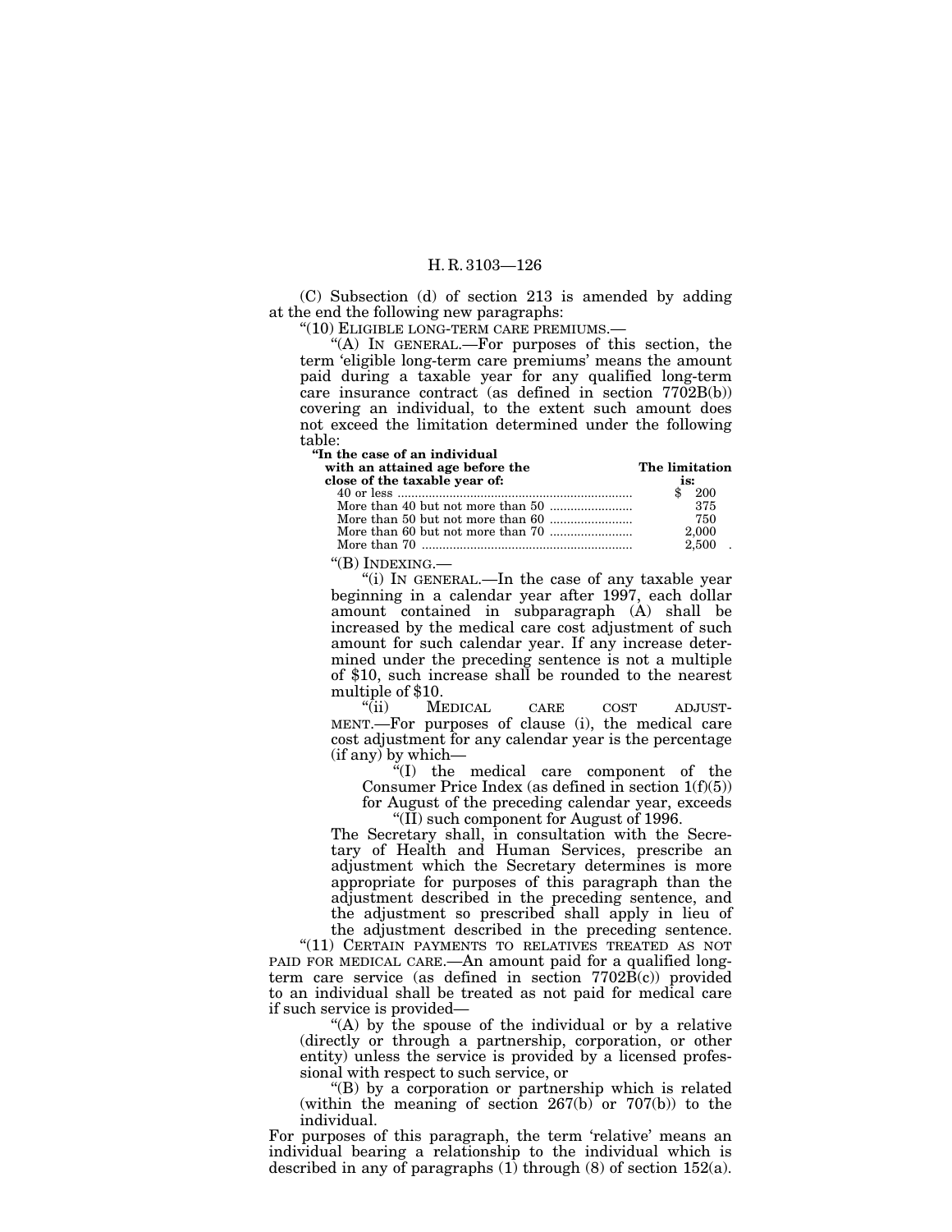(C) Subsection (d) of section 213 is amended by adding at the end the following new paragraphs:

"(10) ELIGIBLE LONG-TERM CARE PREMIUMS.—

"(A) IN GENERAL.—For purposes of this section, the term 'eligible long-term care premiums' means the amount paid during a taxable year for any qualified long-term care insurance contract (as defined in section 7702B(b)) covering an individual, to the extent such amount does not exceed the limitation determined under the following table:

| "In the case of an individual with an attained age before the close of the taxable year of: | The limitation is: |
|---|---|
| 40 or less | $ 200 |
| More than 40 but not more than 50 | 375 |
| More than 50 but not more than 60 | 750 |
| More than 60 but not more than 70 | 2,000 |
| More than 70 | 2,500 . |

"(B) INDEXING.—

"(i) IN GENERAL.—In the case of any taxable year beginning in a calendar year after 1997, each dollar amount contained in subparagraph (A) shall be increased by the medical care cost adjustment of such amount for such calendar year. If any increase determined under the preceding sentence is not a multiple of $10, such increase shall be rounded to the nearest multiple of $10.

"(ii) MEDICAL CARE COST ADJUSTMENT.—For purposes of clause (i), the medical care cost adjustment for any calendar year is the percentage (if any) by which—

"(I) the medical care component of the Consumer Price Index (as defined in section 1(f)(5)) for August of the preceding calendar year, exceeds

"(II) such component for August of 1996.

The Secretary shall, in consultation with the Secretary of Health and Human Services, prescribe an adjustment which the Secretary determines is more appropriate for purposes of this paragraph than the adjustment described in the preceding sentence, and the adjustment so prescribed shall apply in lieu of the adjustment described in the preceding sentence.

"(11) CERTAIN PAYMENTS TO RELATIVES TREATED AS NOT PAID FOR MEDICAL CARE.—An amount paid for a qualified long-term care service (as defined in section 7702B(c)) provided to an individual shall be treated as not paid for medical care if such service is provided—

"(A) by the spouse of the individual or by a relative (directly or through a partnership, corporation, or other entity) unless the service is provided by a licensed professional with respect to such service, or

"(B) by a corporation or partnership which is related (within the meaning of section 267(b) or 707(b)) to the individual.

For purposes of this paragraph, the term 'relative' means an individual bearing a relationship to the individual which is described in any of paragraphs (1) through (8) of section 152(a).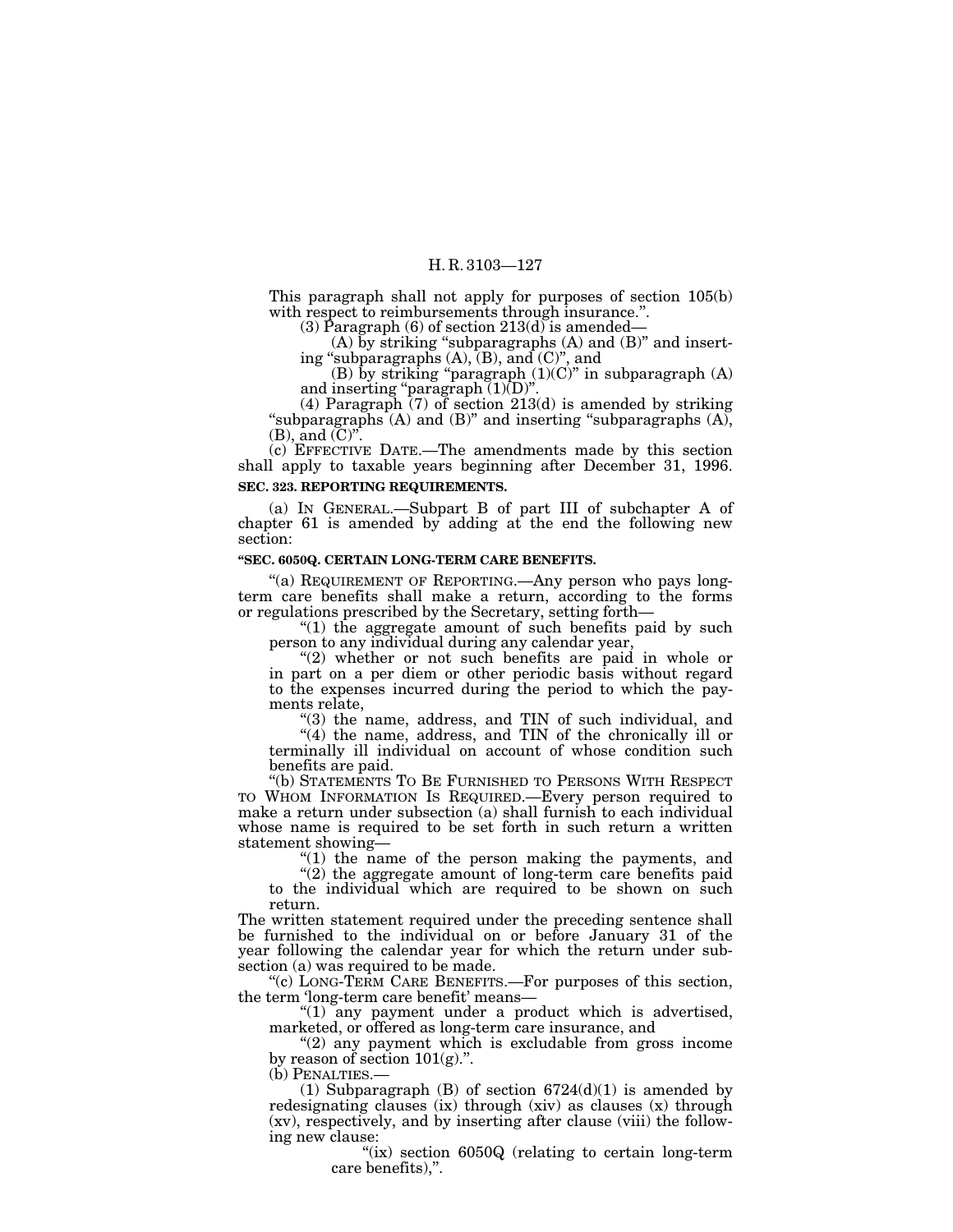This paragraph shall not apply for purposes of section 105(b) with respect to reimbursements through insurance.".

(3) Paragraph (6) of section 213(d) is amended—

(A) by striking "subparagraphs (A) and (B)" and inserting "subparagraphs (A), (B), and (C)", and

(B) by striking "paragraph (1)(C)" in subparagraph (A) and inserting "paragraph (1)(D)".

(4) Paragraph (7) of section 213(d) is amended by striking "subparagraphs (A) and (B)" and inserting "subparagraphs (A), (B), and (C)".

(c) EFFECTIVE DATE.—The amendments made by this section shall apply to taxable years beginning after December 31, 1996.

**SEC. 323. REPORTING REQUIREMENTS.**

(a) IN GENERAL.—Subpart B of part III of subchapter A of chapter 61 is amended by adding at the end the following new section:

**"SEC. 6050Q. CERTAIN LONG-TERM CARE BENEFITS.**

"(a) REQUIREMENT OF REPORTING.—Any person who pays long-term care benefits shall make a return, according to the forms or regulations prescribed by the Secretary, setting forth—

"(1) the aggregate amount of such benefits paid by such person to any individual during any calendar year,

"(2) whether or not such benefits are paid in whole or in part on a per diem or other periodic basis without regard to the expenses incurred during the period to which the payments relate,

"(3) the name, address, and TIN of such individual, and

"(4) the name, address, and TIN of the chronically ill or terminally ill individual on account of whose condition such benefits are paid.

"(b) STATEMENTS TO BE FURNISHED TO PERSONS WITH RESPECT TO WHOM INFORMATION IS REQUIRED.—Every person required to make a return under subsection (a) shall furnish to each individual whose name is required to be set forth in such return a written statement showing—

"(1) the name of the person making the payments, and

"(2) the aggregate amount of long-term care benefits paid to the individual which are required to be shown on such return.

The written statement required under the preceding sentence shall be furnished to the individual on or before January 31 of the year following the calendar year for which the return under subsection (a) was required to be made.

"(c) LONG-TERM CARE BENEFITS.—For purposes of this section, the term 'long-term care benefit' means—

"(1) any payment under a product which is advertised, marketed, or offered as long-term care insurance, and

"(2) any payment which is excludable from gross income by reason of section 101(g).".

(b) PENALTIES.—

(1) Subparagraph (B) of section 6724(d)(1) is amended by redesignating clauses (ix) through (xiv) as clauses (x) through (xv), respectively, and by inserting after clause (viii) the following new clause:

"(ix) section 6050Q (relating to certain long-term care benefits),".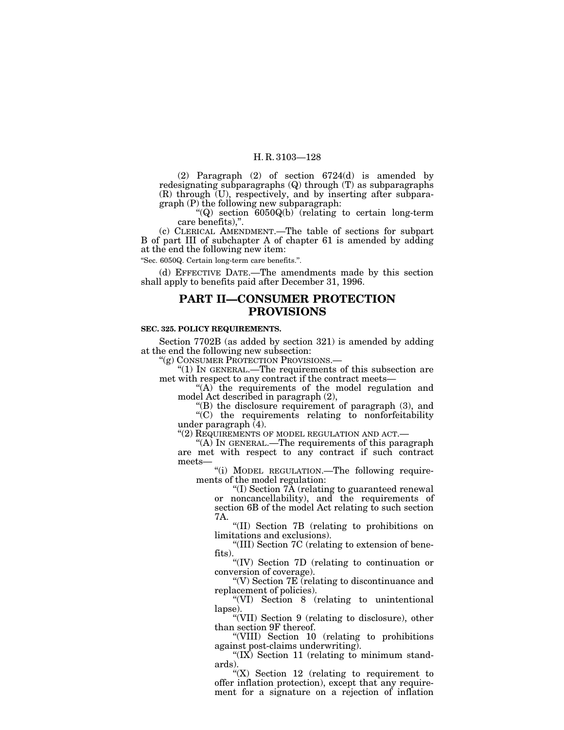(2) Paragraph (2) of section 6724(d) is amended by redesignating subparagraphs (Q) through (T) as subparagraphs (R) through (U), respectively, and by inserting after subparagraph (P) the following new subparagraph:

"(Q) section 6050Q(b) (relating to certain long-term care benefits),".

(c) CLERICAL AMENDMENT.—The table of sections for subpart B of part III of subchapter A of chapter 61 is amended by adding at the end the following new item:

"Sec. 6050Q. Certain long-term care benefits.".

(d) EFFECTIVE DATE.—The amendments made by this section shall apply to benefits paid after December 31, 1996.

## PART II—CONSUMER PROTECTION PROVISIONS

**SEC. 325. POLICY REQUIREMENTS.**

Section 7702B (as added by section 321) is amended by adding at the end the following new subsection:

"(g) CONSUMER PROTECTION PROVISIONS.—

"(1) IN GENERAL.—The requirements of this subsection are met with respect to any contract if the contract meets—

"(A) the requirements of the model regulation and model Act described in paragraph (2),

"(B) the disclosure requirement of paragraph (3), and

"(C) the requirements relating to nonforfeitability under paragraph (4).

"(2) REQUIREMENTS OF MODEL REGULATION AND ACT.—

"(A) IN GENERAL.—The requirements of this paragraph are met with respect to any contract if such contract meets—

"(i) MODEL REGULATION.—The following requirements of the model regulation:

"(I) Section 7A (relating to guaranteed renewal or noncancellability), and the requirements of section 6B of the model Act relating to such section 7A.

"(II) Section 7B (relating to prohibitions on limitations and exclusions).

"(III) Section 7C (relating to extension of benefits).

"(IV) Section 7D (relating to continuation or conversion of coverage).

"(V) Section 7E (relating to discontinuance and replacement of policies).

"(VI) Section 8 (relating to unintentional lapse).

"(VII) Section 9 (relating to disclosure), other than section 9F thereof.

"(VIII) Section 10 (relating to prohibitions against post-claims underwriting).

"(IX) Section 11 (relating to minimum standards).

"(X) Section 12 (relating to requirement to offer inflation protection), except that any requirement for a signature on a rejection of inflation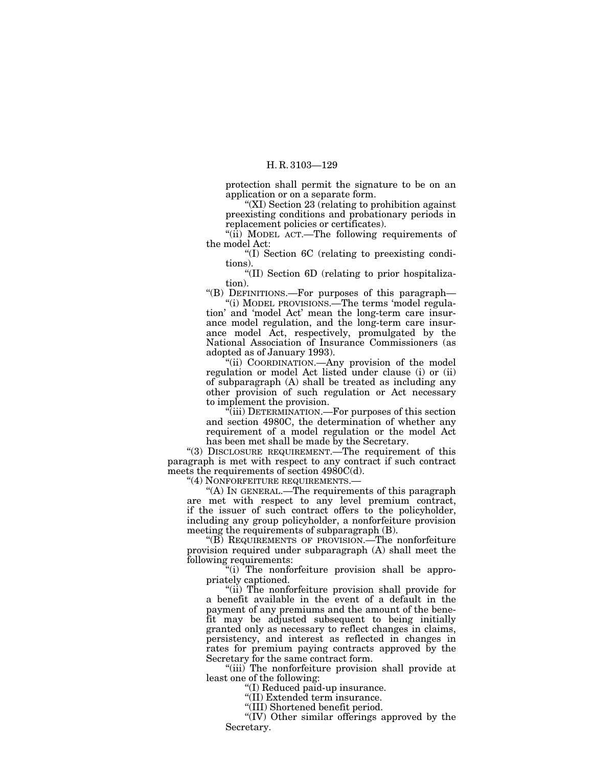protection shall permit the signature to be on an application or on a separate form.

"(XI) Section 23 (relating to prohibition against preexisting conditions and probationary periods in replacement policies or certificates).

"(ii) MODEL ACT.—The following requirements of the model Act:

"(I) Section 6C (relating to preexisting conditions).

"(II) Section 6D (relating to prior hospitalization).

"(B) DEFINITIONS.—For purposes of this paragraph—

"(i) MODEL PROVISIONS.—The terms 'model regulation' and 'model Act' mean the long-term care insurance model regulation, and the long-term care insurance model Act, respectively, promulgated by the National Association of Insurance Commissioners (as adopted as of January 1993).

"(ii) COORDINATION.—Any provision of the model regulation or model Act listed under clause (i) or (ii) of subparagraph (A) shall be treated as including any other provision of such regulation or Act necessary to implement the provision.

"(iii) DETERMINATION.—For purposes of this section and section 4980C, the determination of whether any requirement of a model regulation or the model Act has been met shall be made by the Secretary.

"(3) DISCLOSURE REQUIREMENT.—The requirement of this paragraph is met with respect to any contract if such contract meets the requirements of section 4980C(d).

"(4) NONFORFEITURE REQUIREMENTS.—

"(A) IN GENERAL.—The requirements of this paragraph are met with respect to any level premium contract, if the issuer of such contract offers to the policyholder, including any group policyholder, a nonforfeiture provision meeting the requirements of subparagraph (B).

"(B) REQUIREMENTS OF PROVISION.—The nonforfeiture provision required under subparagraph (A) shall meet the following requirements:

"(i) The nonforfeiture provision shall be appropriately captioned.

"(ii) The nonforfeiture provision shall provide for a benefit available in the event of a default in the payment of any premiums and the amount of the benefit may be adjusted subsequent to being initially granted only as necessary to reflect changes in claims, persistency, and interest as reflected in changes in rates for premium paying contracts approved by the Secretary for the same contract form.

"(iii) The nonforfeiture provision shall provide at least one of the following:

"(I) Reduced paid-up insurance.

"(II) Extended term insurance.

"(III) Shortened benefit period.

"(IV) Other similar offerings approved by the Secretary.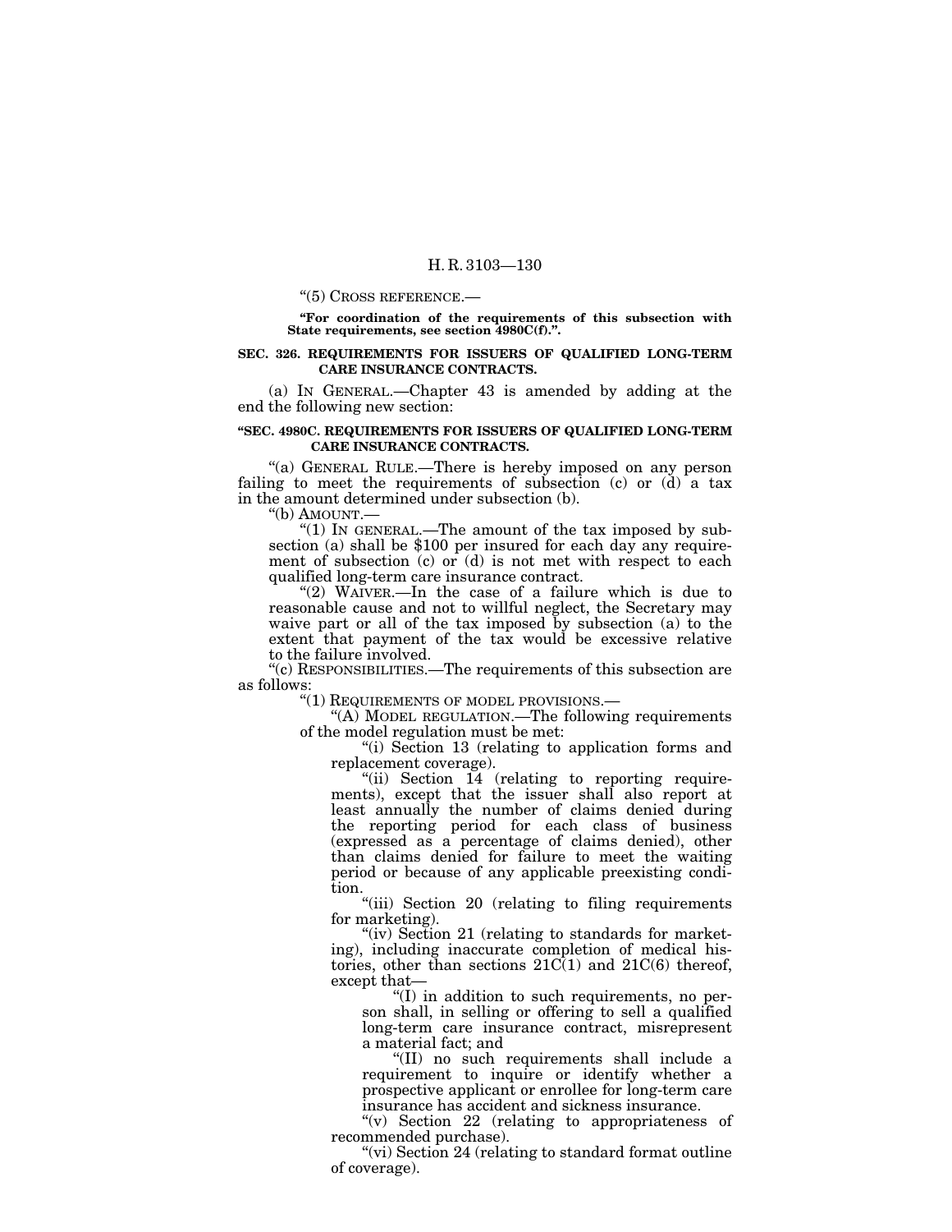“(5) CROSS REFERENCE.—

**“For coordination of the requirements of this subsection with State requirements, see section 4980C(f).”.**

**SEC. 326. REQUIREMENTS FOR ISSUERS OF QUALIFIED LONG-TERM CARE INSURANCE CONTRACTS.**

(a) IN GENERAL.—Chapter 43 is amended by adding at the end the following new section:

**“SEC. 4980C. REQUIREMENTS FOR ISSUERS OF QUALIFIED LONG-TERM CARE INSURANCE CONTRACTS.**

“(a) GENERAL RULE.—There is hereby imposed on any person failing to meet the requirements of subsection (c) or (d) a tax in the amount determined under subsection (b).

“(b) AMOUNT.—

“(1) IN GENERAL.—The amount of the tax imposed by subsection (a) shall be $100 per insured for each day any requirement of subsection (c) or (d) is not met with respect to each qualified long-term care insurance contract.

“(2) WAIVER.—In the case of a failure which is due to reasonable cause and not to willful neglect, the Secretary may waive part or all of the tax imposed by subsection (a) to the extent that payment of the tax would be excessive relative to the failure involved.

“(c) RESPONSIBILITIES.—The requirements of this subsection are as follows:

“(1) REQUIREMENTS OF MODEL PROVISIONS.—

“(A) MODEL REGULATION.—The following requirements of the model regulation must be met:

“(i) Section 13 (relating to application forms and replacement coverage).

“(ii) Section 14 (relating to reporting requirements), except that the issuer shall also report at least annually the number of claims denied during the reporting period for each class of business (expressed as a percentage of claims denied), other than claims denied for failure to meet the waiting period or because of any applicable preexisting condition.

“(iii) Section 20 (relating to filing requirements for marketing).

“(iv) Section 21 (relating to standards for marketing), including inaccurate completion of medical histories, other than sections 21C(1) and 21C(6) thereof, except that—

“(I) in addition to such requirements, no person shall, in selling or offering to sell a qualified long-term care insurance contract, misrepresent a material fact; and

“(II) no such requirements shall include a requirement to inquire or identify whether a prospective applicant or enrollee for long-term care insurance has accident and sickness insurance.

“(v) Section 22 (relating to appropriateness of recommended purchase).

“(vi) Section 24 (relating to standard format outline of coverage).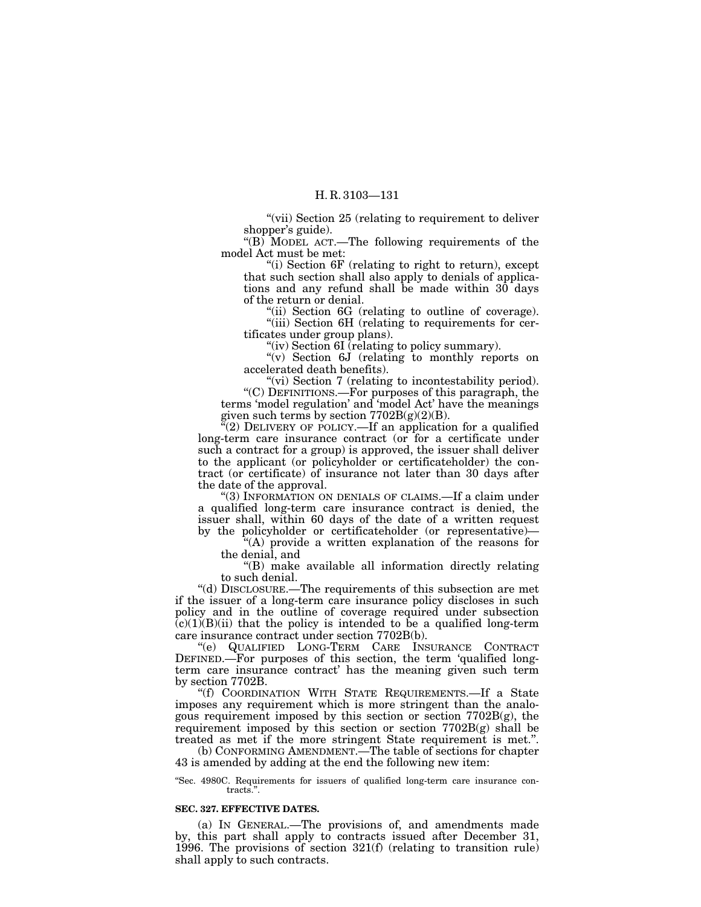"(vii) Section 25 (relating to requirement to deliver shopper's guide).

"(B) MODEL ACT.—The following requirements of the model Act must be met:

"(i) Section 6F (relating to right to return), except that such section shall also apply to denials of applications and any refund shall be made within 30 days of the return or denial.

"(ii) Section 6G (relating to outline of coverage).

"(iii) Section 6H (relating to requirements for certificates under group plans).

"(iv) Section 6I (relating to policy summary).

"(v) Section 6J (relating to monthly reports on accelerated death benefits).

"(vi) Section 7 (relating to incontestability period).

"(C) DEFINITIONS.—For purposes of this paragraph, the terms 'model regulation' and 'model Act' have the meanings given such terms by section 7702B(g)(2)(B).

"(2) DELIVERY OF POLICY.—If an application for a qualified long-term care insurance contract (or for a certificate under such a contract for a group) is approved, the issuer shall deliver to the applicant (or policyholder or certificateholder) the contract (or certificate) of insurance not later than 30 days after the date of the approval.

"(3) INFORMATION ON DENIALS OF CLAIMS.—If a claim under a qualified long-term care insurance contract is denied, the issuer shall, within 60 days of the date of a written request by the policyholder or certificateholder (or representative)—

"(A) provide a written explanation of the reasons for the denial, and

"(B) make available all information directly relating to such denial.

"(d) DISCLOSURE.—The requirements of this subsection are met if the issuer of a long-term care insurance policy discloses in such policy and in the outline of coverage required under subsection (c)(1)(B)(ii) that the policy is intended to be a qualified long-term care insurance contract under section 7702B(b).

"(e) QUALIFIED LONG-TERM CARE INSURANCE CONTRACT DEFINED.—For purposes of this section, the term 'qualified long-term care insurance contract' has the meaning given such term by section 7702B.

"(f) COORDINATION WITH STATE REQUIREMENTS.—If a State imposes any requirement which is more stringent than the analogous requirement imposed by this section or section 7702B(g), the requirement imposed by this section or section 7702B(g) shall be treated as met if the more stringent State requirement is met.".

(b) CONFORMING AMENDMENT.—The table of sections for chapter 43 is amended by adding at the end the following new item:

"Sec. 4980C. Requirements for issuers of qualified long-term care insurance contracts.".

**SEC. 327. EFFECTIVE DATES.**

(a) IN GENERAL.—The provisions of, and amendments made by, this part shall apply to contracts issued after December 31, 1996. The provisions of section 321(f) (relating to transition rule) shall apply to such contracts.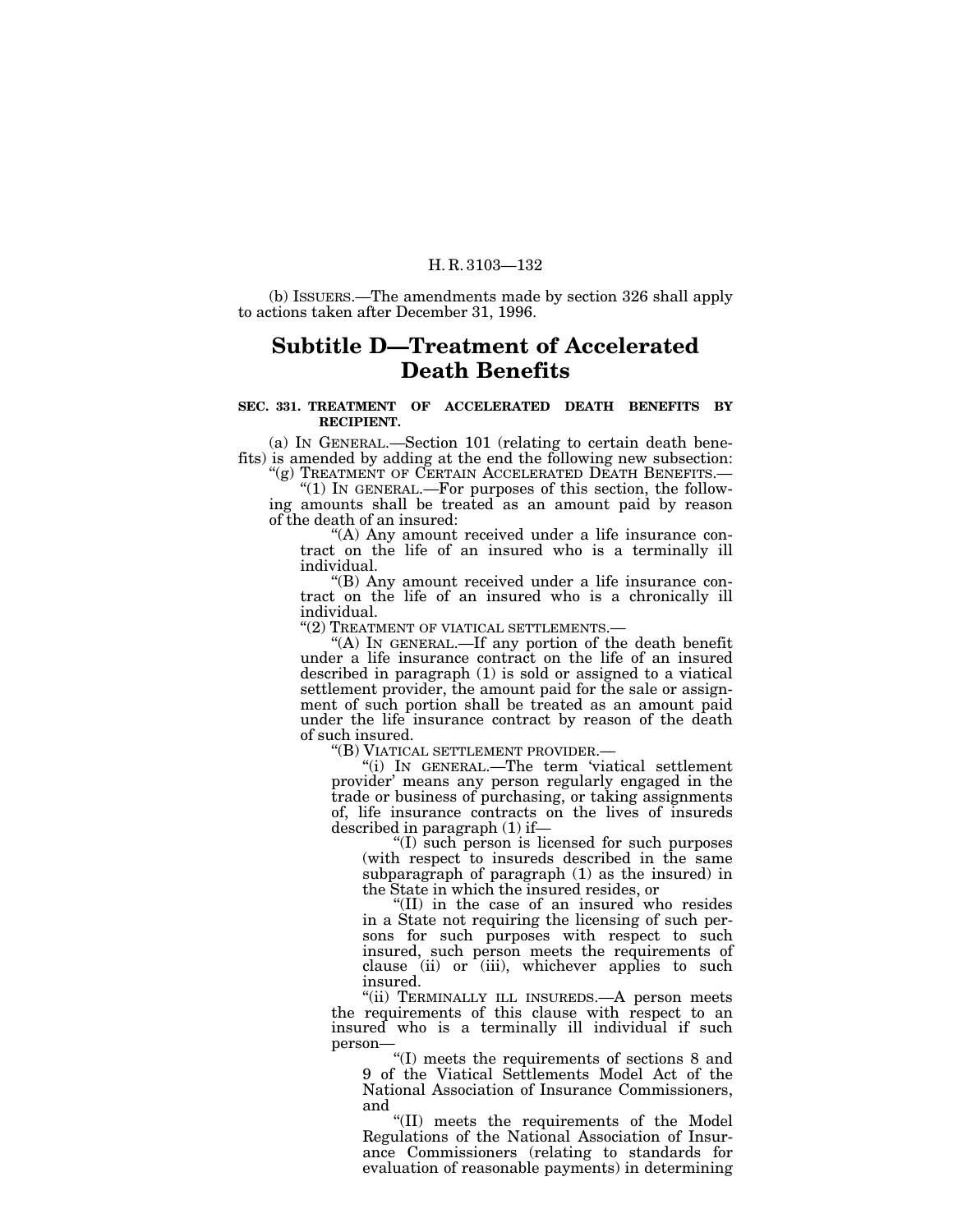(b) ISSUERS.—The amendments made by section 326 shall apply to actions taken after December 31, 1996.

## Subtitle D—Treatment of Accelerated Death Benefits

**SEC. 331. TREATMENT OF ACCELERATED DEATH BENEFITS BY RECIPIENT.**

(a) IN GENERAL.—Section 101 (relating to certain death benefits) is amended by adding at the end the following new subsection:

"(g) TREATMENT OF CERTAIN ACCELERATED DEATH BENEFITS.—

"(1) IN GENERAL.—For purposes of this section, the following amounts shall be treated as an amount paid by reason of the death of an insured:

"(A) Any amount received under a life insurance contract on the life of an insured who is a terminally ill individual.

"(B) Any amount received under a life insurance contract on the life of an insured who is a chronically ill individual.

"(2) TREATMENT OF VIATICAL SETTLEMENTS.—

"(A) IN GENERAL.—If any portion of the death benefit under a life insurance contract on the life of an insured described in paragraph (1) is sold or assigned to a viatical settlement provider, the amount paid for the sale or assignment of such portion shall be treated as an amount paid under the life insurance contract by reason of the death of such insured.

"(B) VIATICAL SETTLEMENT PROVIDER.—

"(i) IN GENERAL.—The term 'viatical settlement provider' means any person regularly engaged in the trade or business of purchasing, or taking assignments of, life insurance contracts on the lives of insureds described in paragraph (1) if—

"(I) such person is licensed for such purposes (with respect to insureds described in the same subparagraph of paragraph (1) as the insured) in the State in which the insured resides, or

"(II) in the case of an insured who resides in a State not requiring the licensing of such persons for such purposes with respect to such insured, such person meets the requirements of clause (ii) or (iii), whichever applies to such insured.

"(ii) TERMINALLY ILL INSUREDS.—A person meets the requirements of this clause with respect to an insured who is a terminally ill individual if such person—

"(I) meets the requirements of sections 8 and 9 of the Viatical Settlements Model Act of the National Association of Insurance Commissioners, and

"(II) meets the requirements of the Model Regulations of the National Association of Insurance Commissioners (relating to standards for evaluation of reasonable payments) in determining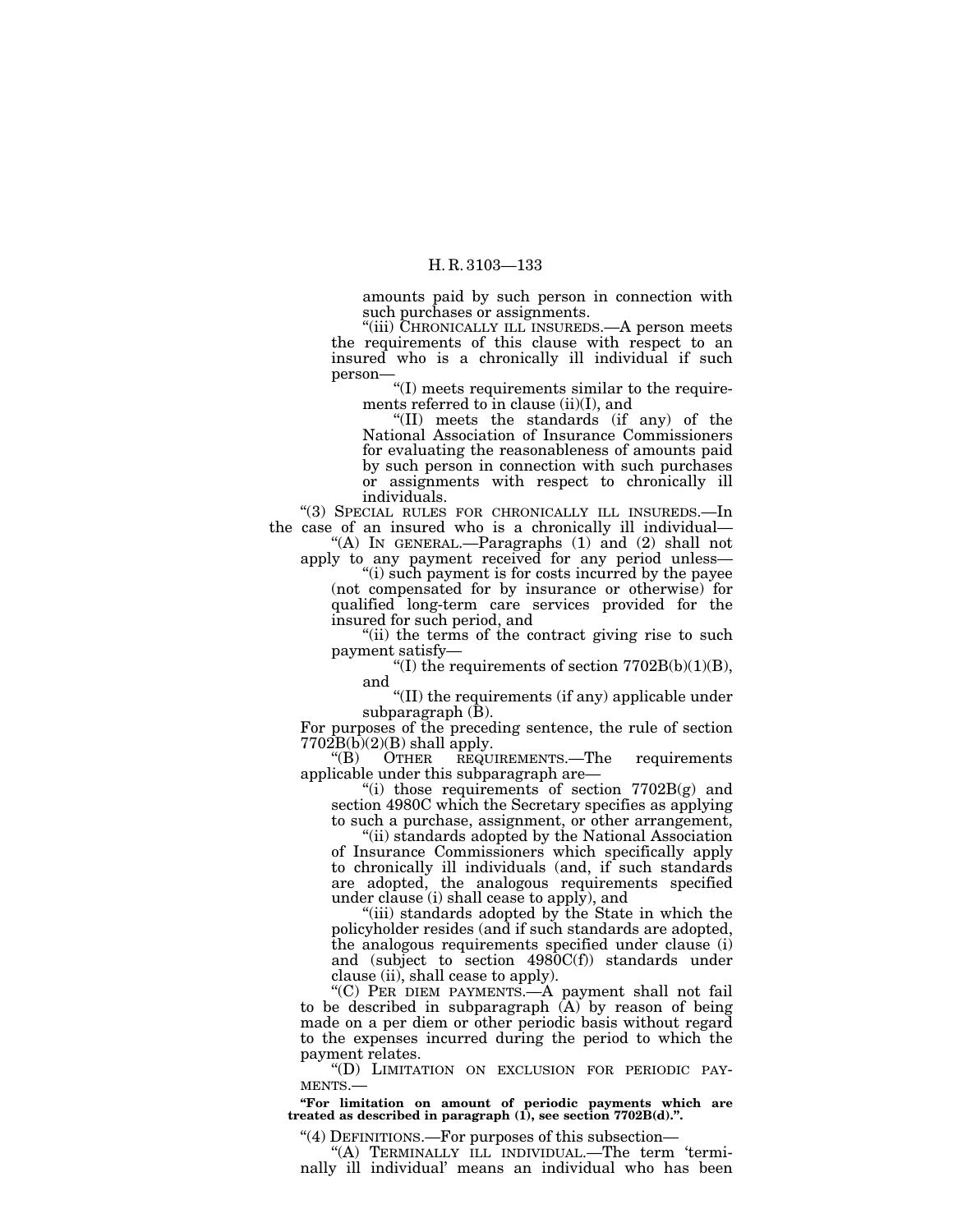amounts paid by such person in connection with such purchases or assignments.

"(iii) CHRONICALLY ILL INSUREDS.—A person meets the requirements of this clause with respect to an insured who is a chronically ill individual if such person—

"(I) meets requirements similar to the requirements referred to in clause (ii)(I), and

"(II) meets the standards (if any) of the National Association of Insurance Commissioners for evaluating the reasonableness of amounts paid by such person in connection with such purchases or assignments with respect to chronically ill individuals.

"(3) SPECIAL RULES FOR CHRONICALLY ILL INSUREDS.—In the case of an insured who is a chronically ill individual—

"(A) IN GENERAL.—Paragraphs (1) and (2) shall not apply to any payment received for any period unless—

"(i) such payment is for costs incurred by the payee (not compensated for by insurance or otherwise) for qualified long-term care services provided for the insured for such period, and

"(ii) the terms of the contract giving rise to such payment satisfy—

"(I) the requirements of section 7702B(b)(1)(B), and

"(II) the requirements (if any) applicable under subparagraph (B).

For purposes of the preceding sentence, the rule of section 7702B(b)(2)(B) shall apply.

"(B) OTHER REQUIREMENTS.—The requirements applicable under this subparagraph are—

"(i) those requirements of section 7702B(g) and section 4980C which the Secretary specifies as applying to such a purchase, assignment, or other arrangement,

"(ii) standards adopted by the National Association of Insurance Commissioners which specifically apply to chronically ill individuals (and, if such standards are adopted, the analogous requirements specified under clause (i) shall cease to apply), and

"(iii) standards adopted by the State in which the policyholder resides (and if such standards are adopted, the analogous requirements specified under clause (i) and (subject to section 4980C(f)) standards under clause (ii), shall cease to apply).

"(C) PER DIEM PAYMENTS.—A payment shall not fail to be described in subparagraph (A) by reason of being made on a per diem or other periodic basis without regard to the expenses incurred during the period to which the payment relates.

"(D) LIMITATION ON EXCLUSION FOR PERIODIC PAYMENTS.—

**"For limitation on amount of periodic payments which are treated as described in paragraph (1), see section 7702B(d).".**

"(4) DEFINITIONS.—For purposes of this subsection—

"(A) TERMINALLY ILL INDIVIDUAL.—The term 'terminally ill individual' means an individual who has been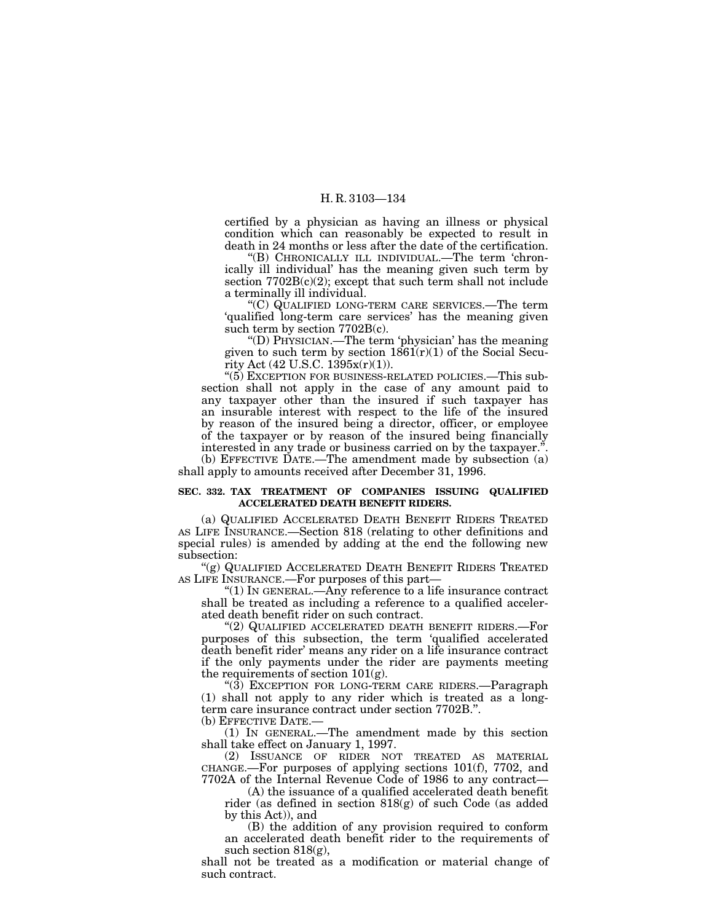certified by a physician as having an illness or physical condition which can reasonably be expected to result in death in 24 months or less after the date of the certification.

"(B) CHRONICALLY ILL INDIVIDUAL.—The term 'chronically ill individual' has the meaning given such term by section 7702B(c)(2); except that such term shall not include a terminally ill individual.

"(C) QUALIFIED LONG-TERM CARE SERVICES.—The term 'qualified long-term care services' has the meaning given such term by section 7702B(c).

"(D) PHYSICIAN.—The term 'physician' has the meaning given to such term by section 1861(r)(1) of the Social Security Act (42 U.S.C. 1395x(r)(1)).

"(5) EXCEPTION FOR BUSINESS-RELATED POLICIES.—This subsection shall not apply in the case of any amount paid to any taxpayer other than the insured if such taxpayer has an insurable interest with respect to the life of the insured by reason of the insured being a director, officer, or employee of the taxpayer or by reason of the insured being financially interested in any trade or business carried on by the taxpayer.".

(b) EFFECTIVE DATE.—The amendment made by subsection (a) shall apply to amounts received after December 31, 1996.

**SEC. 332. TAX TREATMENT OF COMPANIES ISSUING QUALIFIED ACCELERATED DEATH BENEFIT RIDERS.**

(a) QUALIFIED ACCELERATED DEATH BENEFIT RIDERS TREATED AS LIFE INSURANCE.—Section 818 (relating to other definitions and special rules) is amended by adding at the end the following new subsection:

"(g) QUALIFIED ACCELERATED DEATH BENEFIT RIDERS TREATED AS LIFE INSURANCE.—For purposes of this part—

"(1) IN GENERAL.—Any reference to a life insurance contract shall be treated as including a reference to a qualified accelerated death benefit rider on such contract.

"(2) QUALIFIED ACCELERATED DEATH BENEFIT RIDERS.—For purposes of this subsection, the term 'qualified accelerated death benefit rider' means any rider on a life insurance contract if the only payments under the rider are payments meeting the requirements of section 101(g).

"(3) EXCEPTION FOR LONG-TERM CARE RIDERS.—Paragraph (1) shall not apply to any rider which is treated as a long-term care insurance contract under section 7702B.".

(b) EFFECTIVE DATE.—

(1) IN GENERAL.—The amendment made by this section shall take effect on January 1, 1997.

(2) ISSUANCE OF RIDER NOT TREATED AS MATERIAL CHANGE.—For purposes of applying sections 101(f), 7702, and 7702A of the Internal Revenue Code of 1986 to any contract—

(A) the issuance of a qualified accelerated death benefit rider (as defined in section 818(g) of such Code (as added by this Act)), and

(B) the addition of any provision required to conform an accelerated death benefit rider to the requirements of such section 818(g),

shall not be treated as a modification or material change of such contract.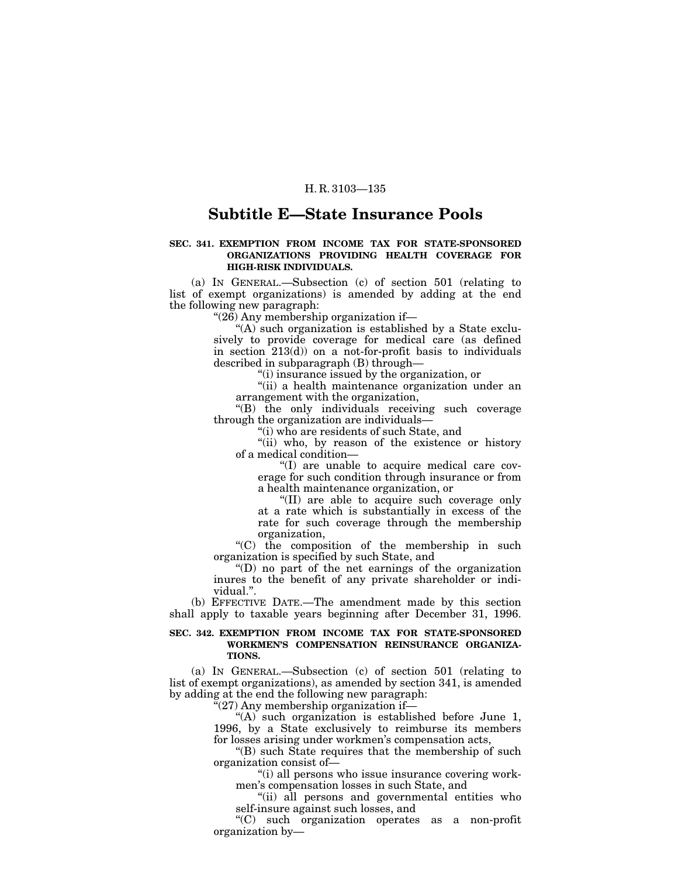## Subtitle E—State Insurance Pools

**SEC. 341. EXEMPTION FROM INCOME TAX FOR STATE-SPONSORED ORGANIZATIONS PROVIDING HEALTH COVERAGE FOR HIGH-RISK INDIVIDUALS.**

(a) IN GENERAL.—Subsection (c) of section 501 (relating to list of exempt organizations) is amended by adding at the end the following new paragraph:

"(26) Any membership organization if—

"(A) such organization is established by a State exclusively to provide coverage for medical care (as defined in section 213(d)) on a not-for-profit basis to individuals described in subparagraph (B) through—

"(i) insurance issued by the organization, or

"(ii) a health maintenance organization under an arrangement with the organization,

"(B) the only individuals receiving such coverage through the organization are individuals—

"(i) who are residents of such State, and

"(ii) who, by reason of the existence or history of a medical condition—

"(I) are unable to acquire medical care coverage for such condition through insurance or from a health maintenance organization, or

"(II) are able to acquire such coverage only at a rate which is substantially in excess of the rate for such coverage through the membership organization,

"(C) the composition of the membership in such organization is specified by such State, and

"(D) no part of the net earnings of the organization inures to the benefit of any private shareholder or individual.".

(b) EFFECTIVE DATE.—The amendment made by this section shall apply to taxable years beginning after December 31, 1996.

**SEC. 342. EXEMPTION FROM INCOME TAX FOR STATE-SPONSORED WORKMEN'S COMPENSATION REINSURANCE ORGANIZATIONS.**

(a) IN GENERAL.—Subsection (c) of section 501 (relating to list of exempt organizations), as amended by section 341, is amended by adding at the end the following new paragraph:

"(27) Any membership organization if—

"(A) such organization is established before June 1, 1996, by a State exclusively to reimburse its members for losses arising under workmen's compensation acts,

"(B) such State requires that the membership of such organization consist of—

"(i) all persons who issue insurance covering workmen's compensation losses in such State, and

"(ii) all persons and governmental entities who self-insure against such losses, and

"(C) such organization operates as a non-profit organization by—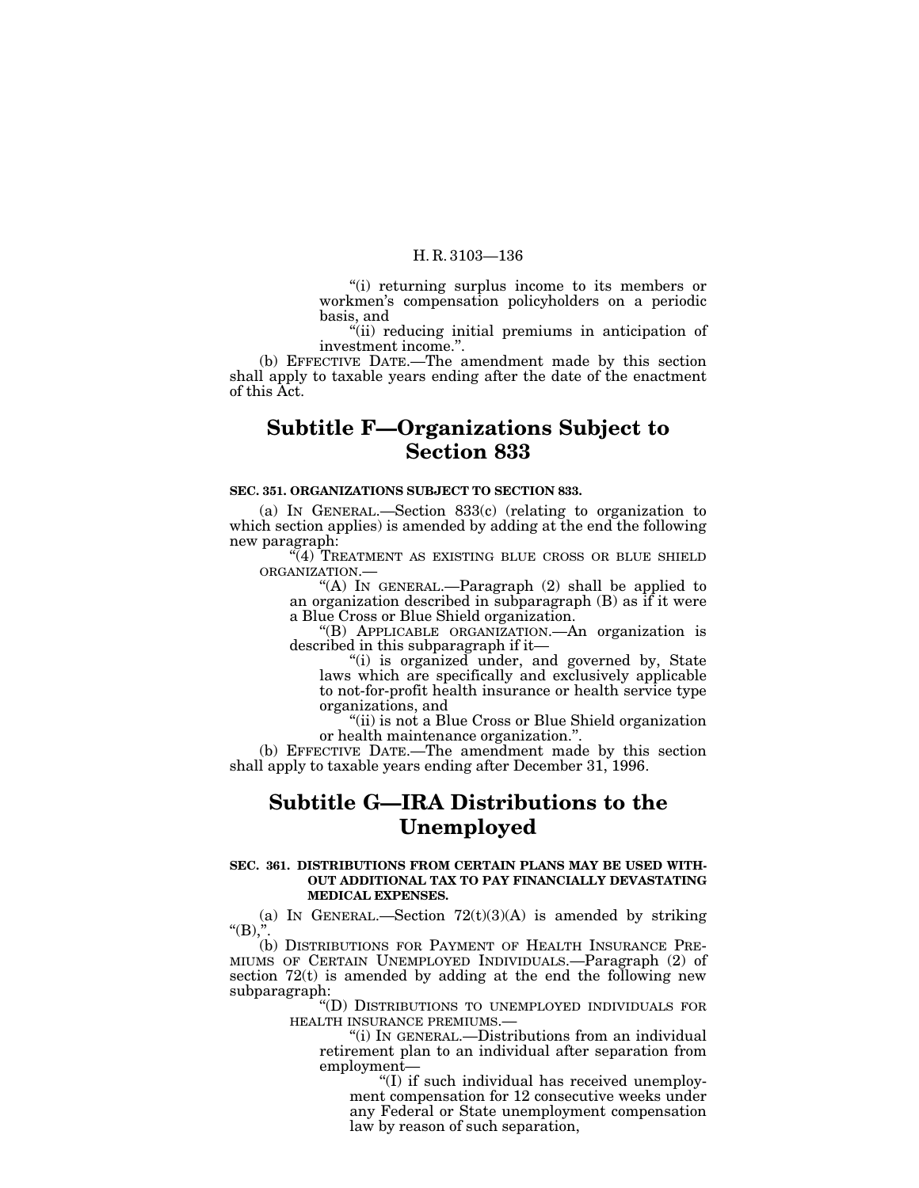"(i) returning surplus income to its members or workmen's compensation policyholders on a periodic basis, and

"(ii) reducing initial premiums in anticipation of investment income.".

(b) EFFECTIVE DATE.—The amendment made by this section shall apply to taxable years ending after the date of the enactment of this Act.

## Subtitle F—Organizations Subject to Section 833

**SEC. 351. ORGANIZATIONS SUBJECT TO SECTION 833.**

(a) IN GENERAL.—Section 833(c) (relating to organization to which section applies) is amended by adding at the end the following new paragraph:

"(4) TREATMENT AS EXISTING BLUE CROSS OR BLUE SHIELD ORGANIZATION.—

"(A) IN GENERAL.—Paragraph (2) shall be applied to an organization described in subparagraph (B) as if it were a Blue Cross or Blue Shield organization.

"(B) APPLICABLE ORGANIZATION.—An organization is described in this subparagraph if it—

"(i) is organized under, and governed by, State laws which are specifically and exclusively applicable to not-for-profit health insurance or health service type organizations, and

"(ii) is not a Blue Cross or Blue Shield organization or health maintenance organization.".

(b) EFFECTIVE DATE.—The amendment made by this section shall apply to taxable years ending after December 31, 1996.

## Subtitle G—IRA Distributions to the Unemployed

**SEC. 361. DISTRIBUTIONS FROM CERTAIN PLANS MAY BE USED WITHOUT ADDITIONAL TAX TO PAY FINANCIALLY DEVASTATING MEDICAL EXPENSES.**

(a) IN GENERAL.—Section 72(t)(3)(A) is amended by striking "(B),".

(b) DISTRIBUTIONS FOR PAYMENT OF HEALTH INSURANCE PREMIUMS OF CERTAIN UNEMPLOYED INDIVIDUALS.—Paragraph (2) of section 72(t) is amended by adding at the end the following new subparagraph:

"(D) DISTRIBUTIONS TO UNEMPLOYED INDIVIDUALS FOR HEALTH INSURANCE PREMIUMS.—

"(i) IN GENERAL.—Distributions from an individual retirement plan to an individual after separation from employment—

"(I) if such individual has received unemployment compensation for 12 consecutive weeks under any Federal or State unemployment compensation law by reason of such separation,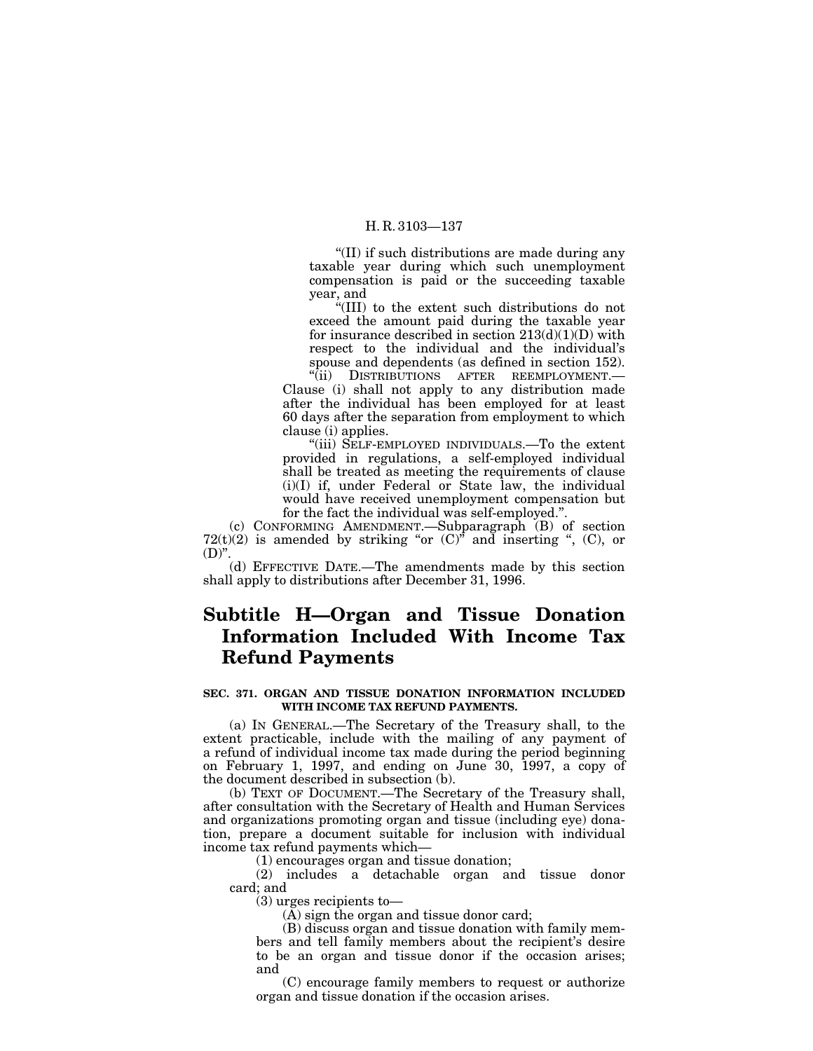"(II) if such distributions are made during any taxable year during which such unemployment compensation is paid or the succeeding taxable year, and

"(III) to the extent such distributions do not exceed the amount paid during the taxable year for insurance described in section 213(d)(1)(D) with respect to the individual and the individual's spouse and dependents (as defined in section 152).

"(ii) DISTRIBUTIONS AFTER REEMPLOYMENT.—Clause (i) shall not apply to any distribution made after the individual has been employed for at least 60 days after the separation from employment to which clause (i) applies.

"(iii) SELF-EMPLOYED INDIVIDUALS.—To the extent provided in regulations, a self-employed individual shall be treated as meeting the requirements of clause (i)(I) if, under Federal or State law, the individual would have received unemployment compensation but for the fact the individual was self-employed.".

(c) CONFORMING AMENDMENT.—Subparagraph (B) of section 72(t)(2) is amended by striking "or (C)" and inserting ", (C), or (D)".

(d) EFFECTIVE DATE.—The amendments made by this section shall apply to distributions after December 31, 1996.

# Subtitle H—Organ and Tissue Donation Information Included With Income Tax Refund Payments

### SEC. 371. ORGAN AND TISSUE DONATION INFORMATION INCLUDED WITH INCOME TAX REFUND PAYMENTS.

(a) IN GENERAL.—The Secretary of the Treasury shall, to the extent practicable, include with the mailing of any payment of a refund of individual income tax made during the period beginning on February 1, 1997, and ending on June 30, 1997, a copy of the document described in subsection (b).

(b) TEXT OF DOCUMENT.—The Secretary of the Treasury shall, after consultation with the Secretary of Health and Human Services and organizations promoting organ and tissue (including eye) donation, prepare a document suitable for inclusion with individual income tax refund payments which—

(1) encourages organ and tissue donation;

(2) includes a detachable organ and tissue donor card; and

(3) urges recipients to—

(A) sign the organ and tissue donor card;

(B) discuss organ and tissue donation with family members and tell family members about the recipient's desire to be an organ and tissue donor if the occasion arises; and

(C) encourage family members to request or authorize organ and tissue donation if the occasion arises.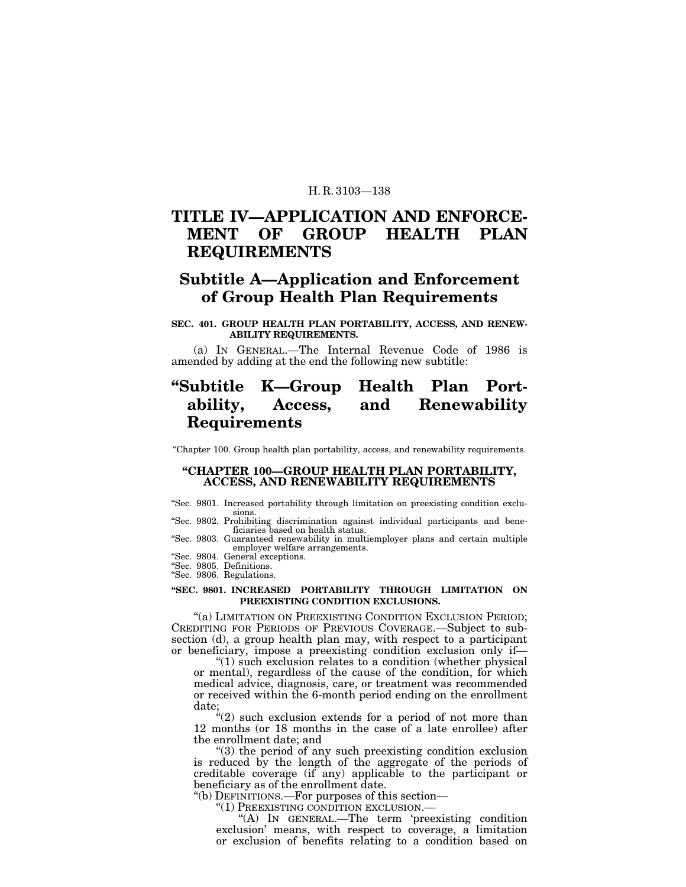# TITLE IV—APPLICATION AND ENFORCEMENT OF GROUP HEALTH PLAN REQUIREMENTS

## Subtitle A—Application and Enforcement of Group Health Plan Requirements

**SEC. 401. GROUP HEALTH PLAN PORTABILITY, ACCESS, AND RENEWABILITY REQUIREMENTS.**

(a) IN GENERAL.—The Internal Revenue Code of 1986 is amended by adding at the end the following new subtitle:

## "Subtitle K—Group Health Plan Portability, Access, and Renewability Requirements

"Chapter 100. Group health plan portability, access, and renewability requirements.

### "CHAPTER 100—GROUP HEALTH PLAN PORTABILITY, ACCESS, AND RENEWABILITY REQUIREMENTS

"Sec. 9801. Increased portability through limitation on preexisting condition exclusions.
"Sec. 9802. Prohibiting discrimination against individual participants and beneficiaries based on health status.
"Sec. 9803. Guaranteed renewability in multiemployer plans and certain multiple employer welfare arrangements.
"Sec. 9804. General exceptions.
"Sec. 9805. Definitions.
"Sec. 9806. Regulations.

**"SEC. 9801. INCREASED PORTABILITY THROUGH LIMITATION ON PREEXISTING CONDITION EXCLUSIONS.**

"(a) LIMITATION ON PREEXISTING CONDITION EXCLUSION PERIOD; CREDITING FOR PERIODS OF PREVIOUS COVERAGE.—Subject to subsection (d), a group health plan may, with respect to a participant or beneficiary, impose a preexisting condition exclusion only if—

"(1) such exclusion relates to a condition (whether physical or mental), regardless of the cause of the condition, for which medical advice, diagnosis, care, or treatment was recommended or received within the 6-month period ending on the enrollment date;

"(2) such exclusion extends for a period of not more than 12 months (or 18 months in the case of a late enrollee) after the enrollment date; and

"(3) the period of any such preexisting condition exclusion is reduced by the length of the aggregate of the periods of creditable coverage (if any) applicable to the participant or beneficiary as of the enrollment date.

"(b) DEFINITIONS.—For purposes of this section—

"(1) PREEXISTING CONDITION EXCLUSION.—

"(A) IN GENERAL.—The term 'preexisting condition exclusion' means, with respect to coverage, a limitation or exclusion of benefits relating to a condition based on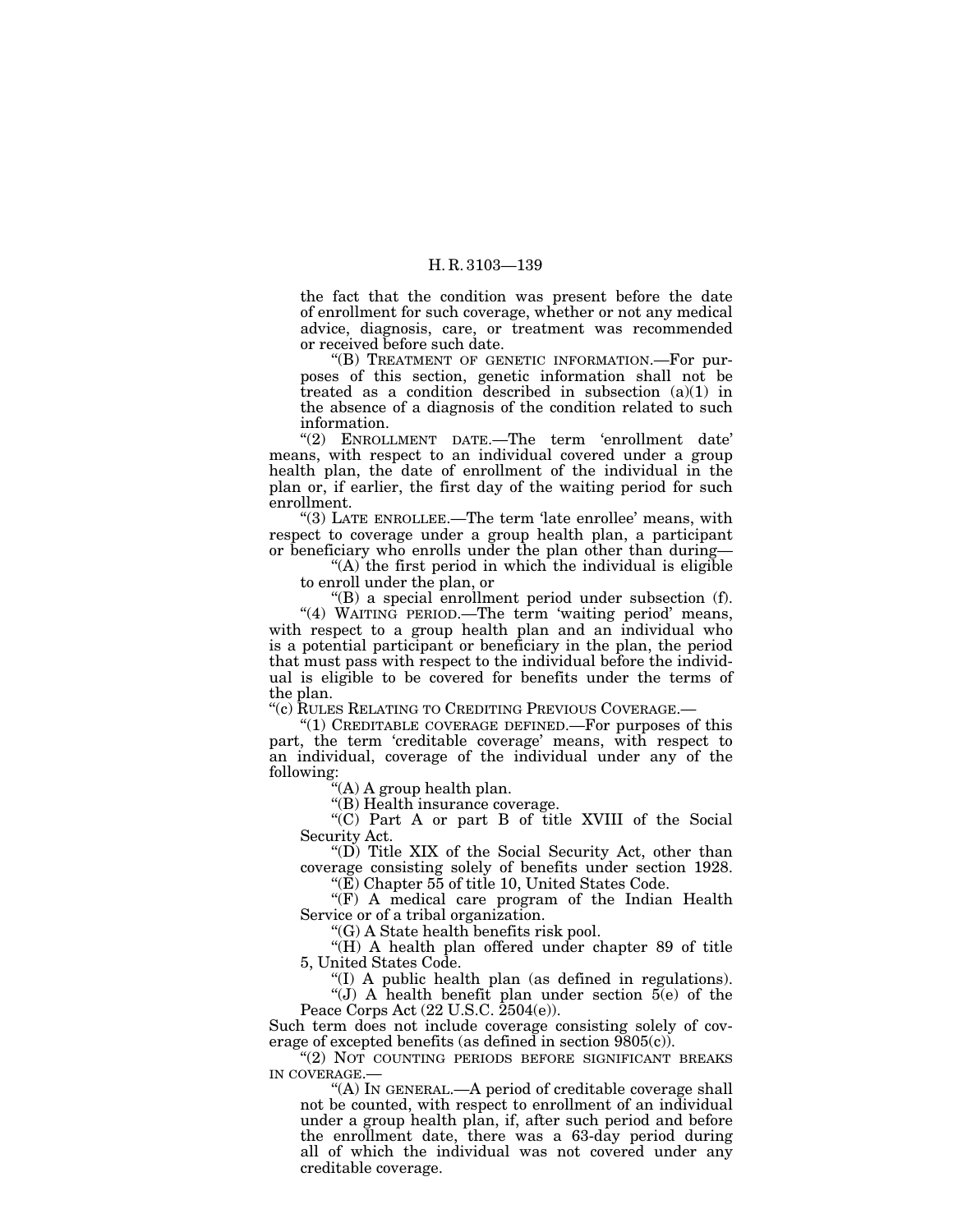the fact that the condition was present before the date of enrollment for such coverage, whether or not any medical advice, diagnosis, care, or treatment was recommended or received before such date.

"(B) TREATMENT OF GENETIC INFORMATION.—For purposes of this section, genetic information shall not be treated as a condition described in subsection (a)(1) in the absence of a diagnosis of the condition related to such information.

"(2) ENROLLMENT DATE.—The term 'enrollment date' means, with respect to an individual covered under a group health plan, the date of enrollment of the individual in the plan or, if earlier, the first day of the waiting period for such enrollment.

"(3) LATE ENROLLEE.—The term 'late enrollee' means, with respect to coverage under a group health plan, a participant or beneficiary who enrolls under the plan other than during—

"(A) the first period in which the individual is eligible to enroll under the plan, or

"(B) a special enrollment period under subsection (f).

"(4) WAITING PERIOD.—The term 'waiting period' means, with respect to a group health plan and an individual who is a potential participant or beneficiary in the plan, the period that must pass with respect to the individual before the individual is eligible to be covered for benefits under the terms of the plan.

"(c) RULES RELATING TO CREDITING PREVIOUS COVERAGE.—

"(1) CREDITABLE COVERAGE DEFINED.—For purposes of this part, the term 'creditable coverage' means, with respect to an individual, coverage of the individual under any of the following:

"(A) A group health plan.

"(B) Health insurance coverage.

"(C) Part A or part B of title XVIII of the Social Security Act.

"(D) Title XIX of the Social Security Act, other than coverage consisting solely of benefits under section 1928.

"(E) Chapter 55 of title 10, United States Code.

"(F) A medical care program of the Indian Health Service or of a tribal organization.

"(G) A State health benefits risk pool.

"(H) A health plan offered under chapter 89 of title 5, United States Code.

"(I) A public health plan (as defined in regulations).

"(J) A health benefit plan under section 5(e) of the Peace Corps Act (22 U.S.C. 2504(e)).

Such term does not include coverage consisting solely of coverage of excepted benefits (as defined in section 9805(c)).

"(2) NOT COUNTING PERIODS BEFORE SIGNIFICANT BREAKS IN COVERAGE.—

"(A) IN GENERAL.—A period of creditable coverage shall not be counted, with respect to enrollment of an individual under a group health plan, if, after such period and before the enrollment date, there was a 63-day period during all of which the individual was not covered under any creditable coverage.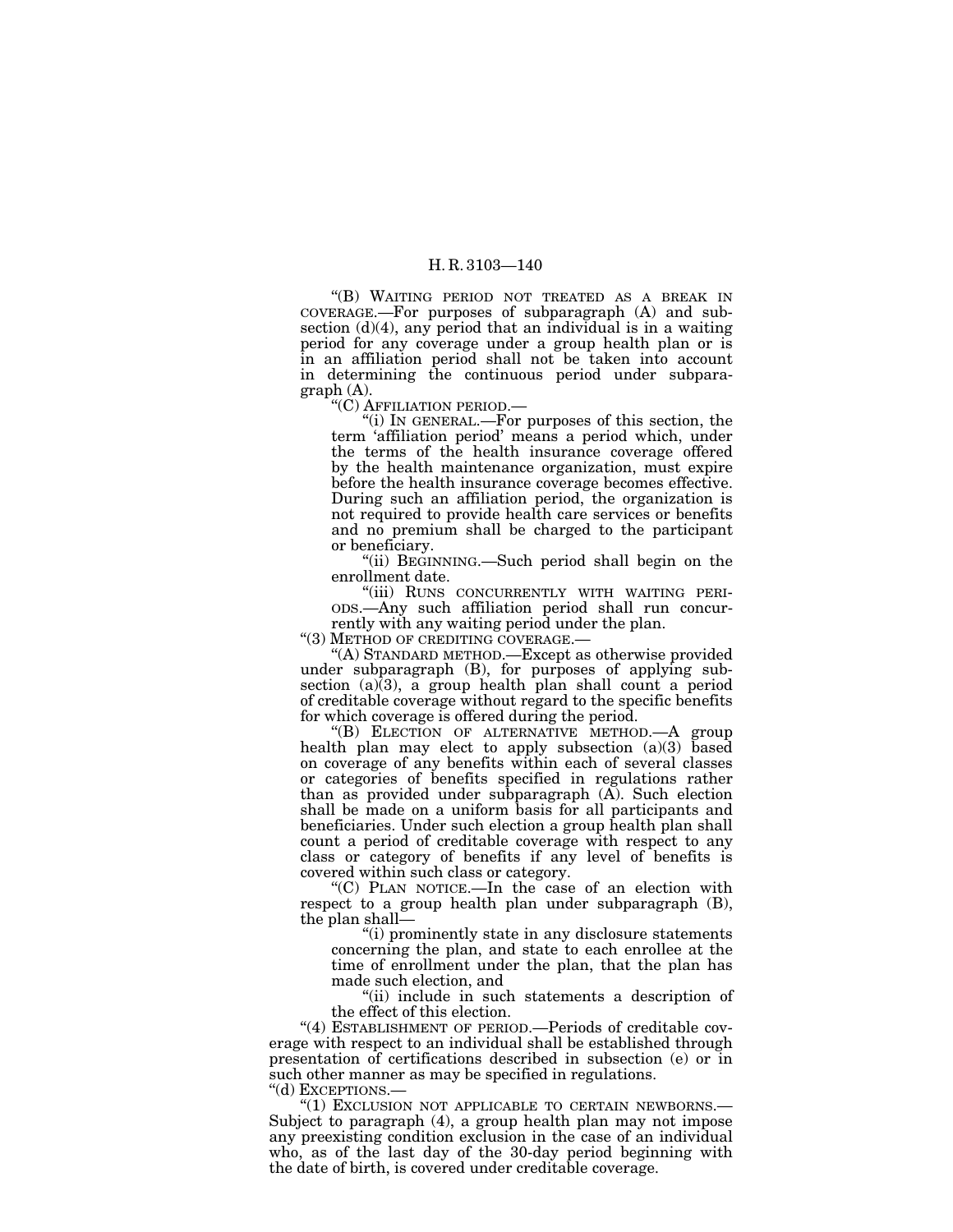"(B) WAITING PERIOD NOT TREATED AS A BREAK IN COVERAGE.—For purposes of subparagraph (A) and subsection (d)(4), any period that an individual is in a waiting period for any coverage under a group health plan or is in an affiliation period shall not be taken into account in determining the continuous period under subparagraph (A).

"(C) AFFILIATION PERIOD.—

"(i) IN GENERAL.—For purposes of this section, the term 'affiliation period' means a period which, under the terms of the health insurance coverage offered by the health maintenance organization, must expire before the health insurance coverage becomes effective. During such an affiliation period, the organization is not required to provide health care services or benefits and no premium shall be charged to the participant or beneficiary.

"(ii) BEGINNING.—Such period shall begin on the enrollment date.

"(iii) RUNS CONCURRENTLY WITH WAITING PERIODS.—Any such affiliation period shall run concurrently with any waiting period under the plan.

"(3) METHOD OF CREDITING COVERAGE.—

"(A) STANDARD METHOD.—Except as otherwise provided under subparagraph (B), for purposes of applying subsection (a)(3), a group health plan shall count a period of creditable coverage without regard to the specific benefits for which coverage is offered during the period.

"(B) ELECTION OF ALTERNATIVE METHOD.—A group health plan may elect to apply subsection (a)(3) based on coverage of any benefits within each of several classes or categories of benefits specified in regulations rather than as provided under subparagraph (A). Such election shall be made on a uniform basis for all participants and beneficiaries. Under such election a group health plan shall count a period of creditable coverage with respect to any class or category of benefits if any level of benefits is covered within such class or category.

"(C) PLAN NOTICE.—In the case of an election with respect to a group health plan under subparagraph (B), the plan shall—

"(i) prominently state in any disclosure statements concerning the plan, and state to each enrollee at the time of enrollment under the plan, that the plan has made such election, and

"(ii) include in such statements a description of the effect of this election.

"(4) ESTABLISHMENT OF PERIOD.—Periods of creditable coverage with respect to an individual shall be established through presentation of certifications described in subsection (e) or in such other manner as may be specified in regulations.

"(d) EXCEPTIONS.—

"(1) EXCLUSION NOT APPLICABLE TO CERTAIN NEWBORNS.—Subject to paragraph (4), a group health plan may not impose any preexisting condition exclusion in the case of an individual who, as of the last day of the 30-day period beginning with the date of birth, is covered under creditable coverage.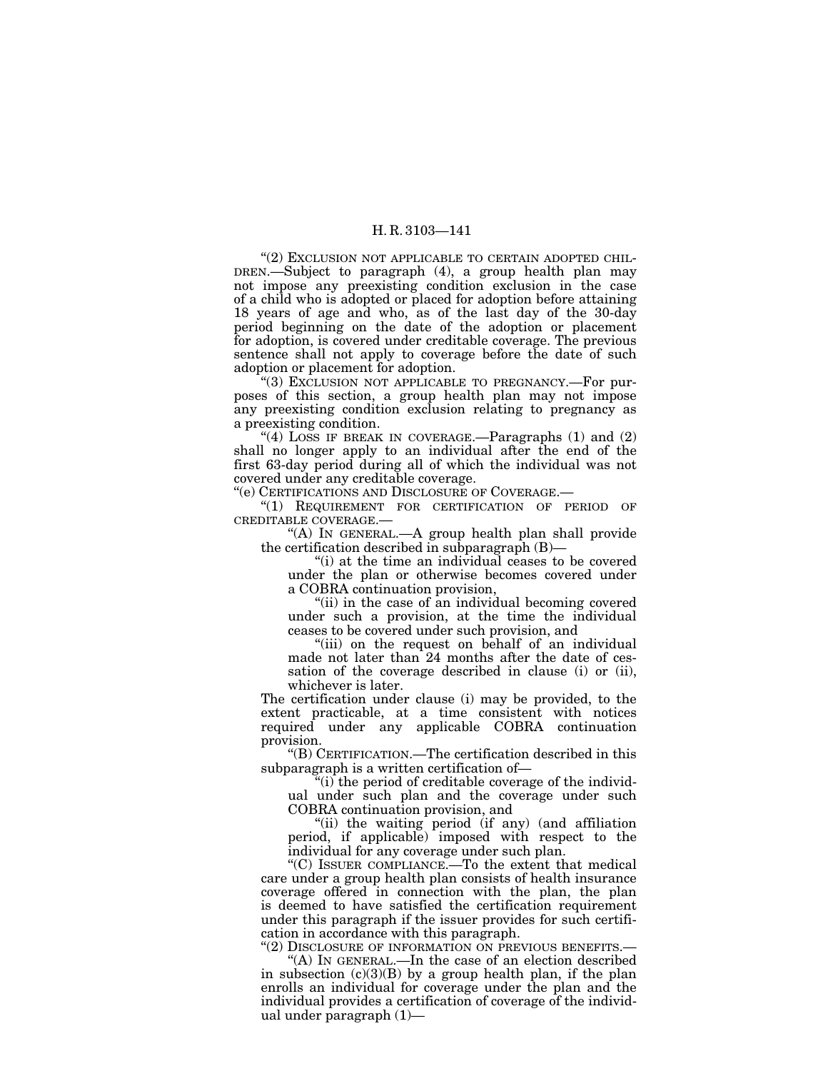"(2) EXCLUSION NOT APPLICABLE TO CERTAIN ADOPTED CHILDREN.—Subject to paragraph (4), a group health plan may not impose any preexisting condition exclusion in the case of a child who is adopted or placed for adoption before attaining 18 years of age and who, as of the last day of the 30-day period beginning on the date of the adoption or placement for adoption, is covered under creditable coverage. The previous sentence shall not apply to coverage before the date of such adoption or placement for adoption.

"(3) EXCLUSION NOT APPLICABLE TO PREGNANCY.—For purposes of this section, a group health plan may not impose any preexisting condition exclusion relating to pregnancy as a preexisting condition.

"(4) LOSS IF BREAK IN COVERAGE.—Paragraphs (1) and (2) shall no longer apply to an individual after the end of the first 63-day period during all of which the individual was not covered under any creditable coverage.

"(e) CERTIFICATIONS AND DISCLOSURE OF COVERAGE.—

"(1) REQUIREMENT FOR CERTIFICATION OF PERIOD OF CREDITABLE COVERAGE.—

"(A) IN GENERAL.—A group health plan shall provide the certification described in subparagraph (B)—

"(i) at the time an individual ceases to be covered under the plan or otherwise becomes covered under a COBRA continuation provision,

"(ii) in the case of an individual becoming covered under such a provision, at the time the individual ceases to be covered under such provision, and

"(iii) on the request on behalf of an individual made not later than 24 months after the date of cessation of the coverage described in clause (i) or (ii), whichever is later.

The certification under clause (i) may be provided, to the extent practicable, at a time consistent with notices required under any applicable COBRA continuation provision.

"(B) CERTIFICATION.—The certification described in this subparagraph is a written certification of—

"(i) the period of creditable coverage of the individual under such plan and the coverage under such COBRA continuation provision, and

"(ii) the waiting period (if any) (and affiliation period, if applicable) imposed with respect to the individual for any coverage under such plan.

"(C) ISSUER COMPLIANCE.—To the extent that medical care under a group health plan consists of health insurance coverage offered in connection with the plan, the plan is deemed to have satisfied the certification requirement under this paragraph if the issuer provides for such certification in accordance with this paragraph.

"(2) DISCLOSURE OF INFORMATION ON PREVIOUS BENEFITS.—

"(A) IN GENERAL.—In the case of an election described in subsection (c)(3)(B) by a group health plan, if the plan enrolls an individual for coverage under the plan and the individual provides a certification of coverage of the individual under paragraph (1)—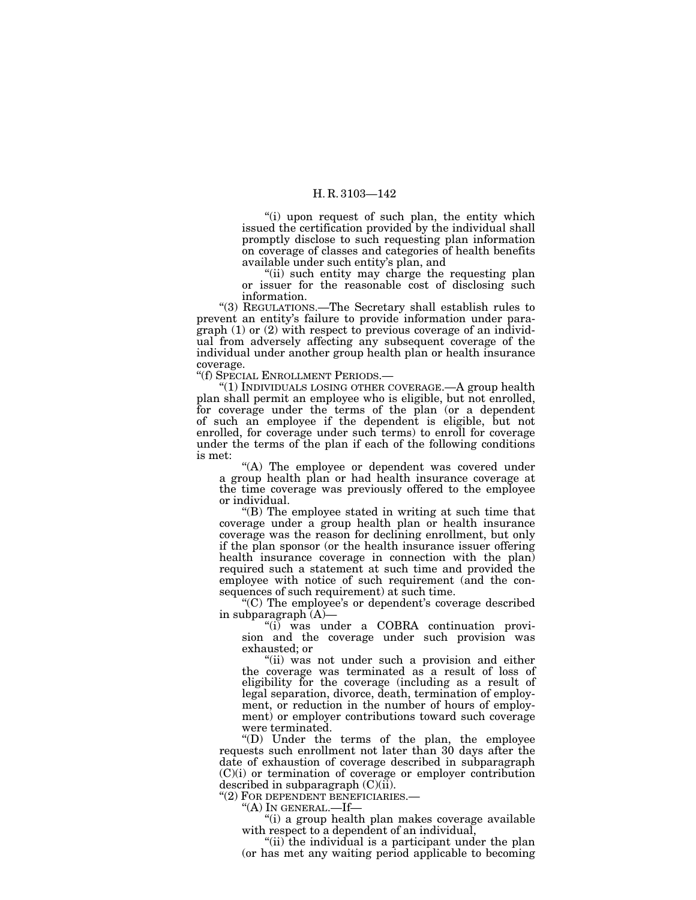"(i) upon request of such plan, the entity which issued the certification provided by the individual shall promptly disclose to such requesting plan information on coverage of classes and categories of health benefits available under such entity's plan, and

"(ii) such entity may charge the requesting plan or issuer for the reasonable cost of disclosing such information.

"(3) REGULATIONS.—The Secretary shall establish rules to prevent an entity's failure to provide information under paragraph (1) or (2) with respect to previous coverage of an individual from adversely affecting any subsequent coverage of the individual under another group health plan or health insurance coverage.

"(f) SPECIAL ENROLLMENT PERIODS.—

"(1) INDIVIDUALS LOSING OTHER COVERAGE.—A group health plan shall permit an employee who is eligible, but not enrolled, for coverage under the terms of the plan (or a dependent of such an employee if the dependent is eligible, but not enrolled, for coverage under such terms) to enroll for coverage under the terms of the plan if each of the following conditions is met:

"(A) The employee or dependent was covered under a group health plan or had health insurance coverage at the time coverage was previously offered to the employee or individual.

"(B) The employee stated in writing at such time that coverage under a group health plan or health insurance coverage was the reason for declining enrollment, but only if the plan sponsor (or the health insurance issuer offering health insurance coverage in connection with the plan) required such a statement at such time and provided the employee with notice of such requirement (and the consequences of such requirement) at such time.

"(C) The employee's or dependent's coverage described in subparagraph (A)—

"(i) was under a COBRA continuation provision and the coverage under such provision was exhausted; or

"(ii) was not under such a provision and either the coverage was terminated as a result of loss of eligibility for the coverage (including as a result of legal separation, divorce, death, termination of employment, or reduction in the number of hours of employment) or employer contributions toward such coverage were terminated.

"(D) Under the terms of the plan, the employee requests such enrollment not later than 30 days after the date of exhaustion of coverage described in subparagraph (C)(i) or termination of coverage or employer contribution described in subparagraph (C)(ii).

"(2) FOR DEPENDENT BENEFICIARIES.—

"(A) IN GENERAL.—If—

"(i) a group health plan makes coverage available with respect to a dependent of an individual,

"(ii) the individual is a participant under the plan (or has met any waiting period applicable to becoming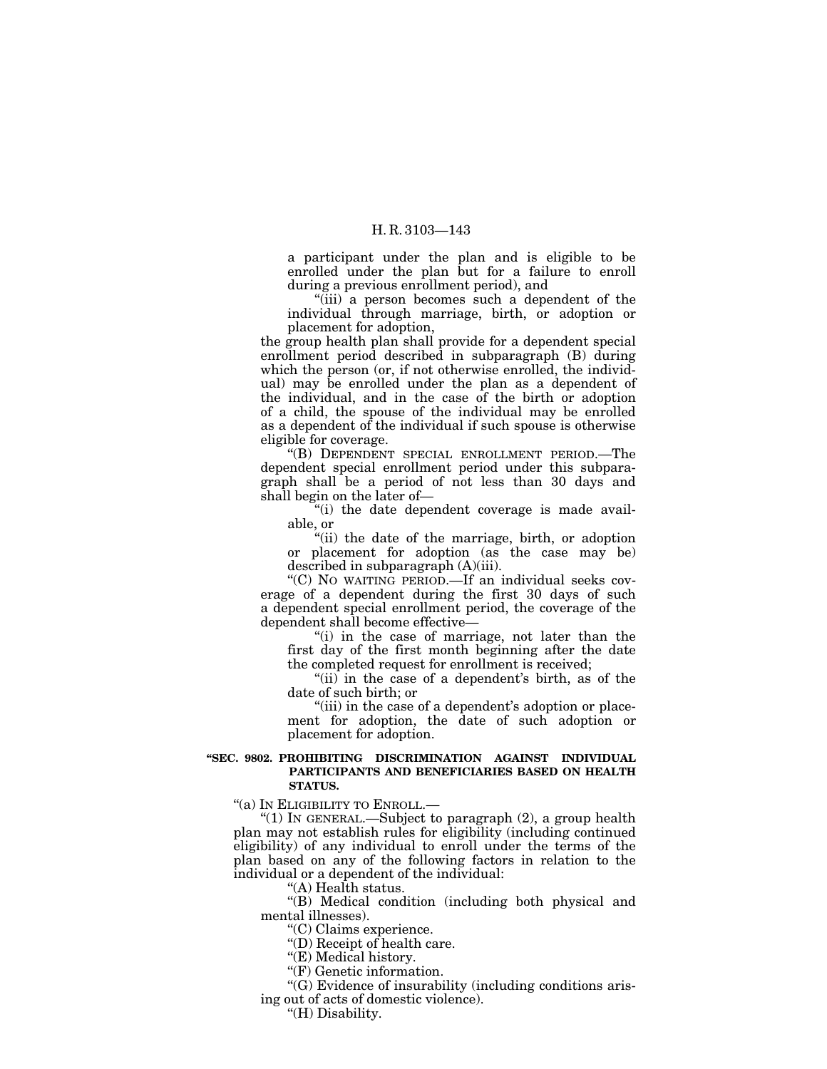a participant under the plan and is eligible to be enrolled under the plan but for a failure to enroll during a previous enrollment period), and

"(iii) a person becomes such a dependent of the individual through marriage, birth, or adoption or placement for adoption,

the group health plan shall provide for a dependent special enrollment period described in subparagraph (B) during which the person (or, if not otherwise enrolled, the individual) may be enrolled under the plan as a dependent of the individual, and in the case of the birth or adoption of a child, the spouse of the individual may be enrolled as a dependent of the individual if such spouse is otherwise eligible for coverage.

"(B) DEPENDENT SPECIAL ENROLLMENT PERIOD.—The dependent special enrollment period under this subparagraph shall be a period of not less than 30 days and shall begin on the later of—

"(i) the date dependent coverage is made available, or

"(ii) the date of the marriage, birth, or adoption or placement for adoption (as the case may be) described in subparagraph (A)(iii).

"(C) NO WAITING PERIOD.—If an individual seeks coverage of a dependent during the first 30 days of such a dependent special enrollment period, the coverage of the dependent shall become effective—

"(i) in the case of marriage, not later than the first day of the first month beginning after the date the completed request for enrollment is received;

"(ii) in the case of a dependent's birth, as of the date of such birth; or

"(iii) in the case of a dependent's adoption or placement for adoption, the date of such adoption or placement for adoption.

**"SEC. 9802. PROHIBITING DISCRIMINATION AGAINST INDIVIDUAL PARTICIPANTS AND BENEFICIARIES BASED ON HEALTH STATUS.**

"(a) IN ELIGIBILITY TO ENROLL.—

"(1) IN GENERAL.—Subject to paragraph (2), a group health plan may not establish rules for eligibility (including continued eligibility) of any individual to enroll under the terms of the plan based on any of the following factors in relation to the individual or a dependent of the individual:

"(A) Health status.

"(B) Medical condition (including both physical and mental illnesses).

"(C) Claims experience.

"(D) Receipt of health care.

"(E) Medical history.

"(F) Genetic information.

"(G) Evidence of insurability (including conditions arising out of acts of domestic violence).

"(H) Disability.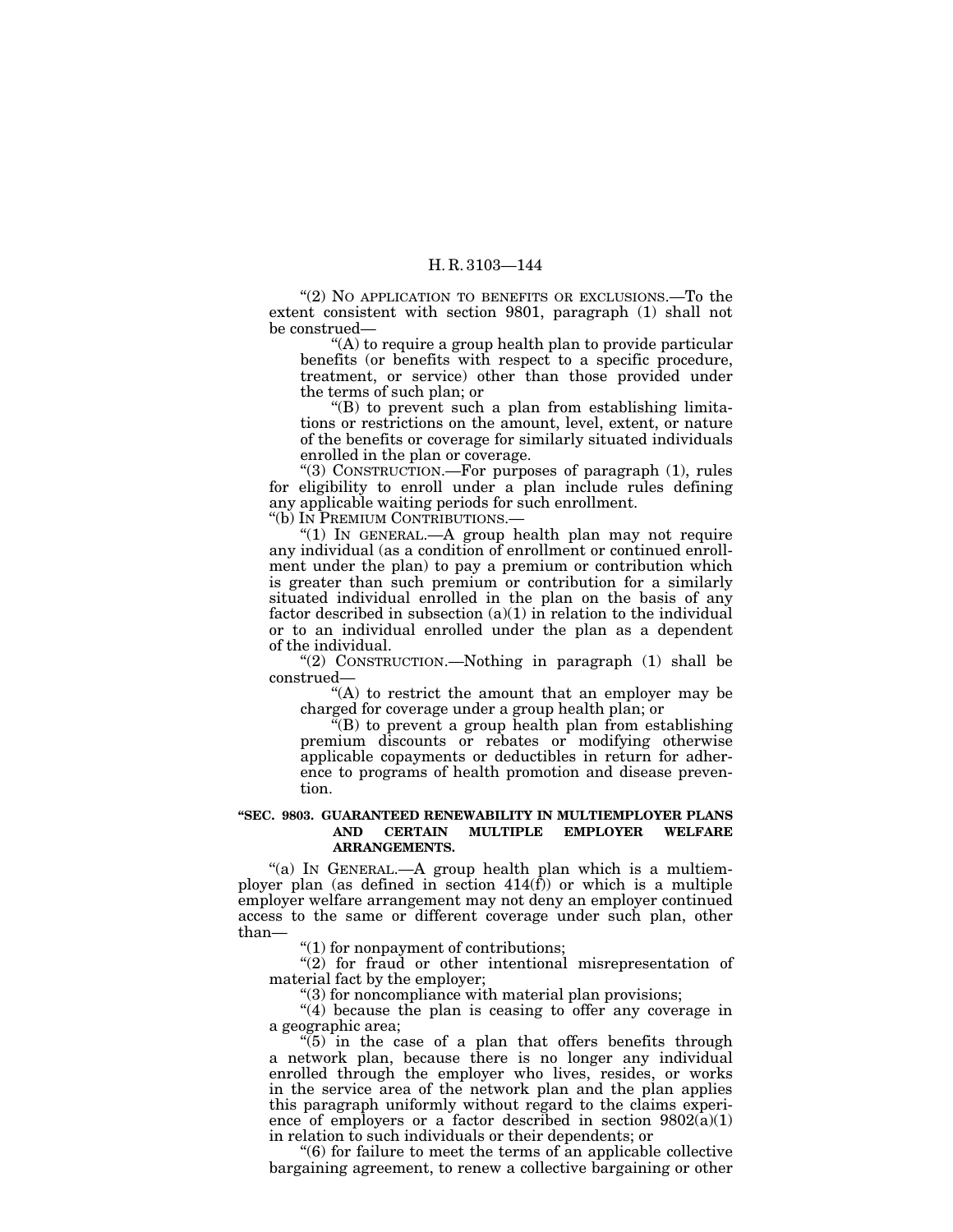"(2) NO APPLICATION TO BENEFITS OR EXCLUSIONS.—To the extent consistent with section 9801, paragraph (1) shall not be construed—

"(A) to require a group health plan to provide particular benefits (or benefits with respect to a specific procedure, treatment, or service) other than those provided under the terms of such plan; or

"(B) to prevent such a plan from establishing limitations or restrictions on the amount, level, extent, or nature of the benefits or coverage for similarly situated individuals enrolled in the plan or coverage.

"(3) CONSTRUCTION.—For purposes of paragraph (1), rules for eligibility to enroll under a plan include rules defining any applicable waiting periods for such enrollment.

"(b) IN PREMIUM CONTRIBUTIONS.—

"(1) IN GENERAL.—A group health plan may not require any individual (as a condition of enrollment or continued enrollment under the plan) to pay a premium or contribution which is greater than such premium or contribution for a similarly situated individual enrolled in the plan on the basis of any factor described in subsection (a)(1) in relation to the individual or to an individual enrolled under the plan as a dependent of the individual.

"(2) CONSTRUCTION.—Nothing in paragraph (1) shall be construed—

"(A) to restrict the amount that an employer may be charged for coverage under a group health plan; or

"(B) to prevent a group health plan from establishing premium discounts or rebates or modifying otherwise applicable copayments or deductibles in return for adherence to programs of health promotion and disease prevention.

**"SEC. 9803. GUARANTEED RENEWABILITY IN MULTIEMPLOYER PLANS AND CERTAIN MULTIPLE EMPLOYER WELFARE ARRANGEMENTS.**

"(a) IN GENERAL.—A group health plan which is a multiemployer plan (as defined in section 414(f)) or which is a multiple employer welfare arrangement may not deny an employer continued access to the same or different coverage under such plan, other than—

"(1) for nonpayment of contributions;

"(2) for fraud or other intentional misrepresentation of material fact by the employer;

"(3) for noncompliance with material plan provisions;

"(4) because the plan is ceasing to offer any coverage in a geographic area;

"(5) in the case of a plan that offers benefits through a network plan, because there is no longer any individual enrolled through the employer who lives, resides, or works in the service area of the network plan and the plan applies this paragraph uniformly without regard to the claims experience of employers or a factor described in section 9802(a)(1) in relation to such individuals or their dependents; or

"(6) for failure to meet the terms of an applicable collective bargaining agreement, to renew a collective bargaining or other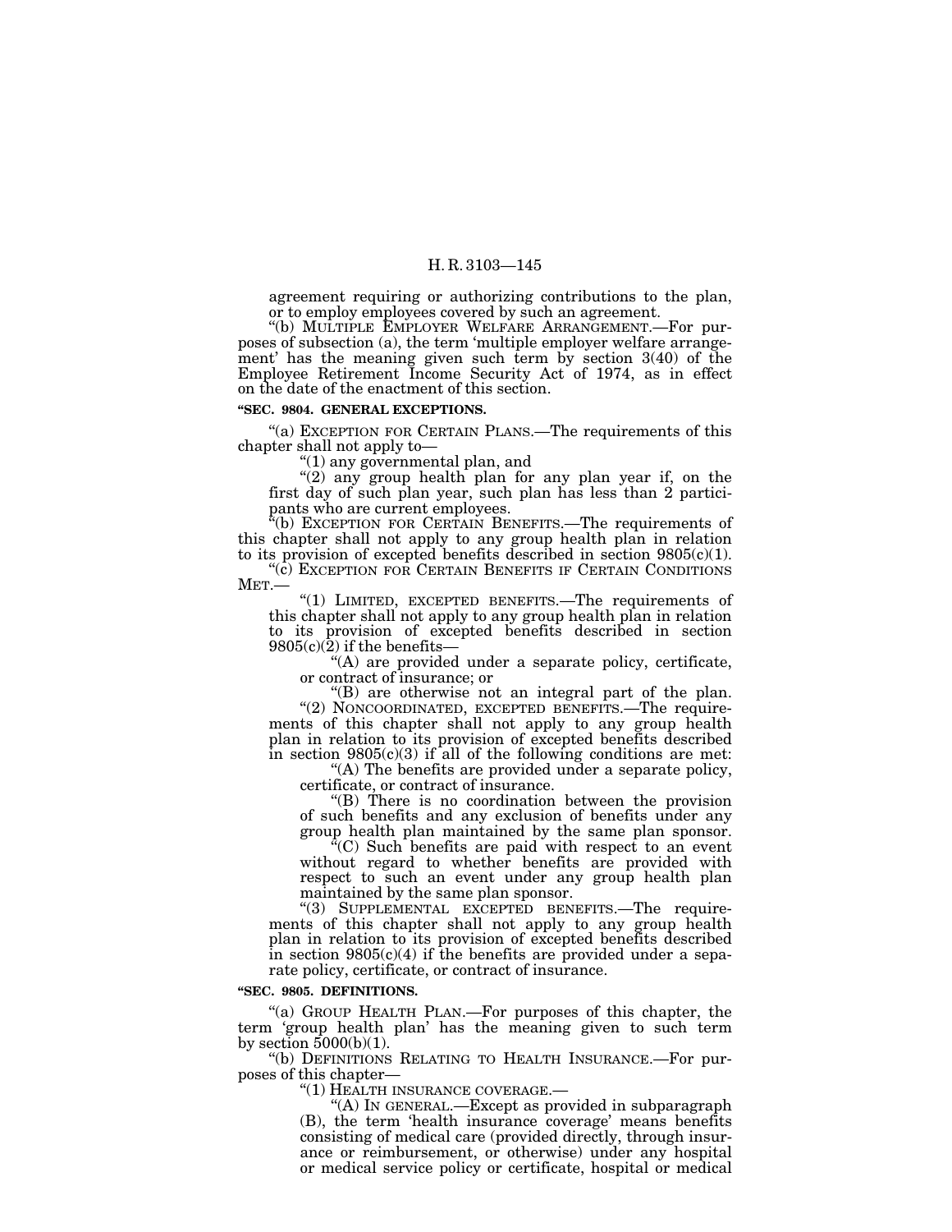agreement requiring or authorizing contributions to the plan, or to employ employees covered by such an agreement.

"(b) MULTIPLE EMPLOYER WELFARE ARRANGEMENT.—For purposes of subsection (a), the term 'multiple employer welfare arrangement' has the meaning given such term by section 3(40) of the Employee Retirement Income Security Act of 1974, as in effect on the date of the enactment of this section.

**"SEC. 9804. GENERAL EXCEPTIONS.**

"(a) EXCEPTION FOR CERTAIN PLANS.—The requirements of this chapter shall not apply to—

"(1) any governmental plan, and

"(2) any group health plan for any plan year if, on the first day of such plan year, such plan has less than 2 participants who are current employees.

"(b) EXCEPTION FOR CERTAIN BENEFITS.—The requirements of this chapter shall not apply to any group health plan in relation to its provision of excepted benefits described in section 9805(c)(1).

"(c) EXCEPTION FOR CERTAIN BENEFITS IF CERTAIN CONDITIONS MET.—

"(1) LIMITED, EXCEPTED BENEFITS.—The requirements of this chapter shall not apply to any group health plan in relation to its provision of excepted benefits described in section 9805(c)(2) if the benefits—

"(A) are provided under a separate policy, certificate, or contract of insurance; or

"(B) are otherwise not an integral part of the plan.

"(2) NONCOORDINATED, EXCEPTED BENEFITS.—The requirements of this chapter shall not apply to any group health plan in relation to its provision of excepted benefits described in section 9805(c)(3) if all of the following conditions are met:

"(A) The benefits are provided under a separate policy, certificate, or contract of insurance.

"(B) There is no coordination between the provision of such benefits and any exclusion of benefits under any group health plan maintained by the same plan sponsor.

"(C) Such benefits are paid with respect to an event without regard to whether benefits are provided with respect to such an event under any group health plan maintained by the same plan sponsor.

"(3) SUPPLEMENTAL EXCEPTED BENEFITS.—The requirements of this chapter shall not apply to any group health plan in relation to its provision of excepted benefits described in section 9805(c)(4) if the benefits are provided under a separate policy, certificate, or contract of insurance.

**"SEC. 9805. DEFINITIONS.**

"(a) GROUP HEALTH PLAN.—For purposes of this chapter, the term 'group health plan' has the meaning given to such term by section 5000(b)(1).

"(b) DEFINITIONS RELATING TO HEALTH INSURANCE.—For purposes of this chapter—

"(1) HEALTH INSURANCE COVERAGE.—

"(A) IN GENERAL.—Except as provided in subparagraph (B), the term 'health insurance coverage' means benefits consisting of medical care (provided directly, through insurance or reimbursement, or otherwise) under any hospital or medical service policy or certificate, hospital or medical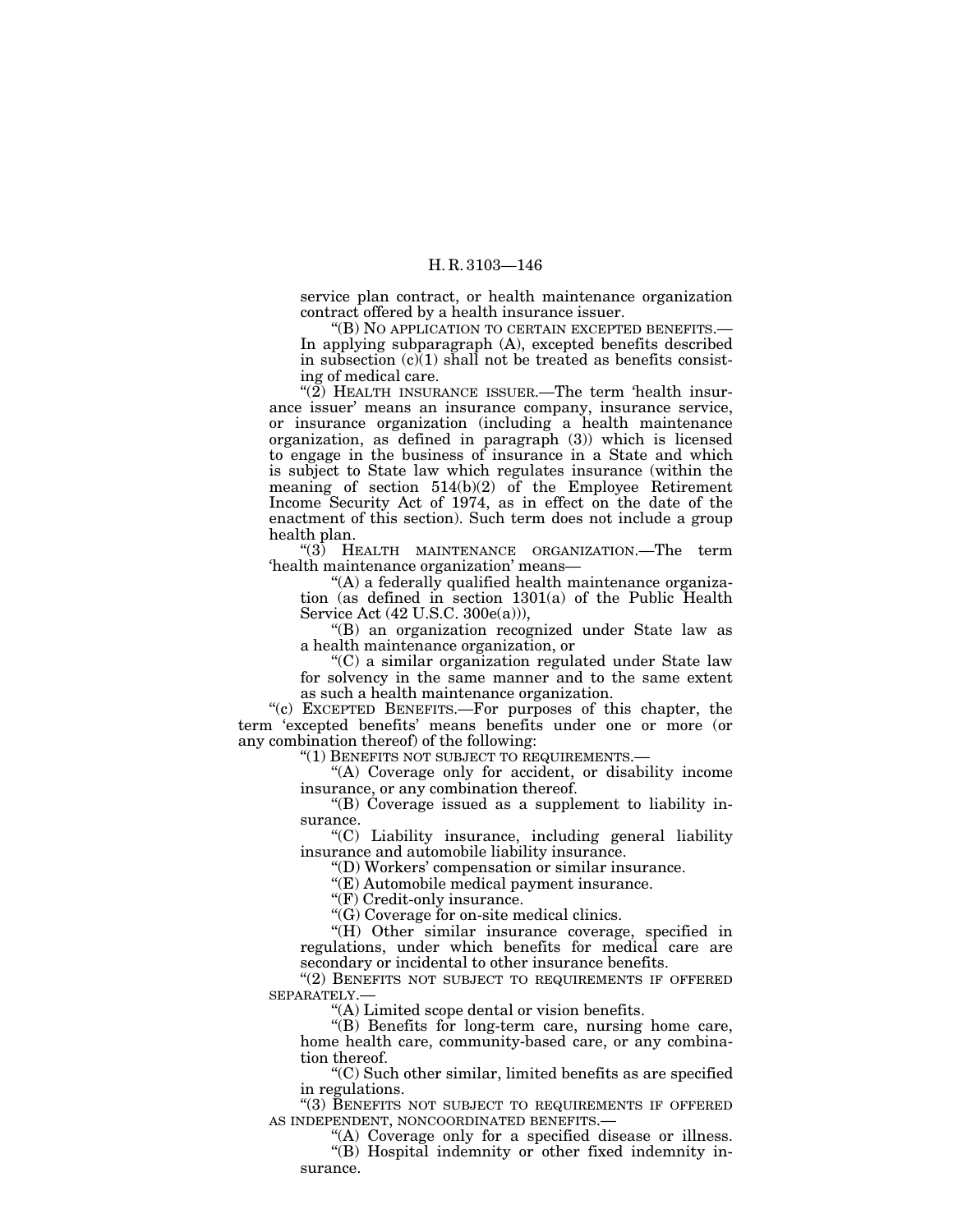service plan contract, or health maintenance organization contract offered by a health insurance issuer.

"(B) NO APPLICATION TO CERTAIN EXCEPTED BENEFITS.—In applying subparagraph (A), excepted benefits described in subsection (c)(1) shall not be treated as benefits consisting of medical care.

"(2) HEALTH INSURANCE ISSUER.—The term 'health insurance issuer' means an insurance company, insurance service, or insurance organization (including a health maintenance organization, as defined in paragraph (3)) which is licensed to engage in the business of insurance in a State and which is subject to State law which regulates insurance (within the meaning of section 514(b)(2) of the Employee Retirement Income Security Act of 1974, as in effect on the date of the enactment of this section). Such term does not include a group health plan.

"(3) HEALTH MAINTENANCE ORGANIZATION.—The term 'health maintenance organization' means—

"(A) a federally qualified health maintenance organization (as defined in section 1301(a) of the Public Health Service Act (42 U.S.C. 300e(a))),

"(B) an organization recognized under State law as a health maintenance organization, or

"(C) a similar organization regulated under State law for solvency in the same manner and to the same extent as such a health maintenance organization.

"(c) EXCEPTED BENEFITS.—For purposes of this chapter, the term 'excepted benefits' means benefits under one or more (or any combination thereof) of the following:

"(1) BENEFITS NOT SUBJECT TO REQUIREMENTS.—

"(A) Coverage only for accident, or disability income insurance, or any combination thereof.

"(B) Coverage issued as a supplement to liability insurance.

"(C) Liability insurance, including general liability insurance and automobile liability insurance.

"(D) Workers' compensation or similar insurance.

"(E) Automobile medical payment insurance.

"(F) Credit-only insurance.

"(G) Coverage for on-site medical clinics.

"(H) Other similar insurance coverage, specified in regulations, under which benefits for medical care are secondary or incidental to other insurance benefits.

"(2) BENEFITS NOT SUBJECT TO REQUIREMENTS IF OFFERED SEPARATELY.—

"(A) Limited scope dental or vision benefits.

"(B) Benefits for long-term care, nursing home care, home health care, community-based care, or any combination thereof.

"(C) Such other similar, limited benefits as are specified in regulations.

"(3) BENEFITS NOT SUBJECT TO REQUIREMENTS IF OFFERED AS INDEPENDENT, NONCOORDINATED BENEFITS.—

"(A) Coverage only for a specified disease or illness.

"(B) Hospital indemnity or other fixed indemnity insurance.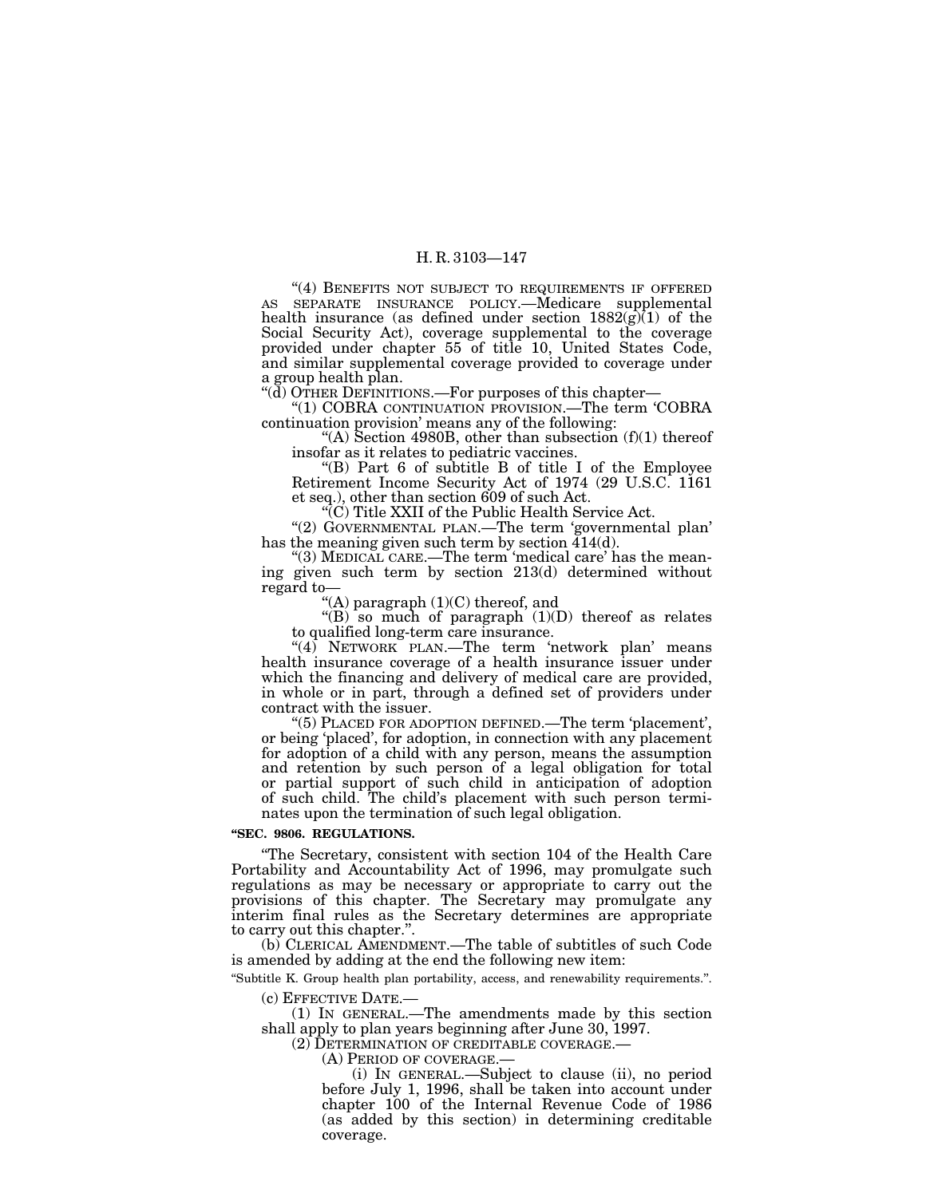"(4) BENEFITS NOT SUBJECT TO REQUIREMENTS IF OFFERED AS SEPARATE INSURANCE POLICY.—Medicare supplemental health insurance (as defined under section 1882(g)(1) of the Social Security Act), coverage supplemental to the coverage provided under chapter 55 of title 10, United States Code, and similar supplemental coverage provided to coverage under a group health plan.

"(d) OTHER DEFINITIONS.—For purposes of this chapter—

"(1) COBRA CONTINUATION PROVISION.—The term 'COBRA continuation provision' means any of the following:

"(A) Section 4980B, other than subsection (f)(1) thereof insofar as it relates to pediatric vaccines.

"(B) Part 6 of subtitle B of title I of the Employee Retirement Income Security Act of 1974 (29 U.S.C. 1161 et seq.), other than section 609 of such Act.

"(C) Title XXII of the Public Health Service Act.

"(2) GOVERNMENTAL PLAN.—The term 'governmental plan' has the meaning given such term by section 414(d).

"(3) MEDICAL CARE.—The term 'medical care' has the meaning given such term by section 213(d) determined without regard to—

"(A) paragraph (1)(C) thereof, and

"(B) so much of paragraph (1)(D) thereof as relates to qualified long-term care insurance.

"(4) NETWORK PLAN.—The term 'network plan' means health insurance coverage of a health insurance issuer under which the financing and delivery of medical care are provided, in whole or in part, through a defined set of providers under contract with the issuer.

"(5) PLACED FOR ADOPTION DEFINED.—The term 'placement', or being 'placed', for adoption, in connection with any placement for adoption of a child with any person, means the assumption and retention by such person of a legal obligation for total or partial support of such child in anticipation of adoption of such child. The child's placement with such person terminates upon the termination of such legal obligation.

**"SEC. 9806. REGULATIONS.**

"The Secretary, consistent with section 104 of the Health Care Portability and Accountability Act of 1996, may promulgate such regulations as may be necessary or appropriate to carry out the provisions of this chapter. The Secretary may promulgate any interim final rules as the Secretary determines are appropriate to carry out this chapter.".

(b) CLERICAL AMENDMENT.—The table of subtitles of such Code is amended by adding at the end the following new item:

"Subtitle K. Group health plan portability, access, and renewability requirements.".

(c) EFFECTIVE DATE.—

(1) IN GENERAL.—The amendments made by this section shall apply to plan years beginning after June 30, 1997.

(2) DETERMINATION OF CREDITABLE COVERAGE.—

(A) PERIOD OF COVERAGE.—

(i) IN GENERAL.—Subject to clause (ii), no period before July 1, 1996, shall be taken into account under chapter 100 of the Internal Revenue Code of 1986 (as added by this section) in determining creditable coverage.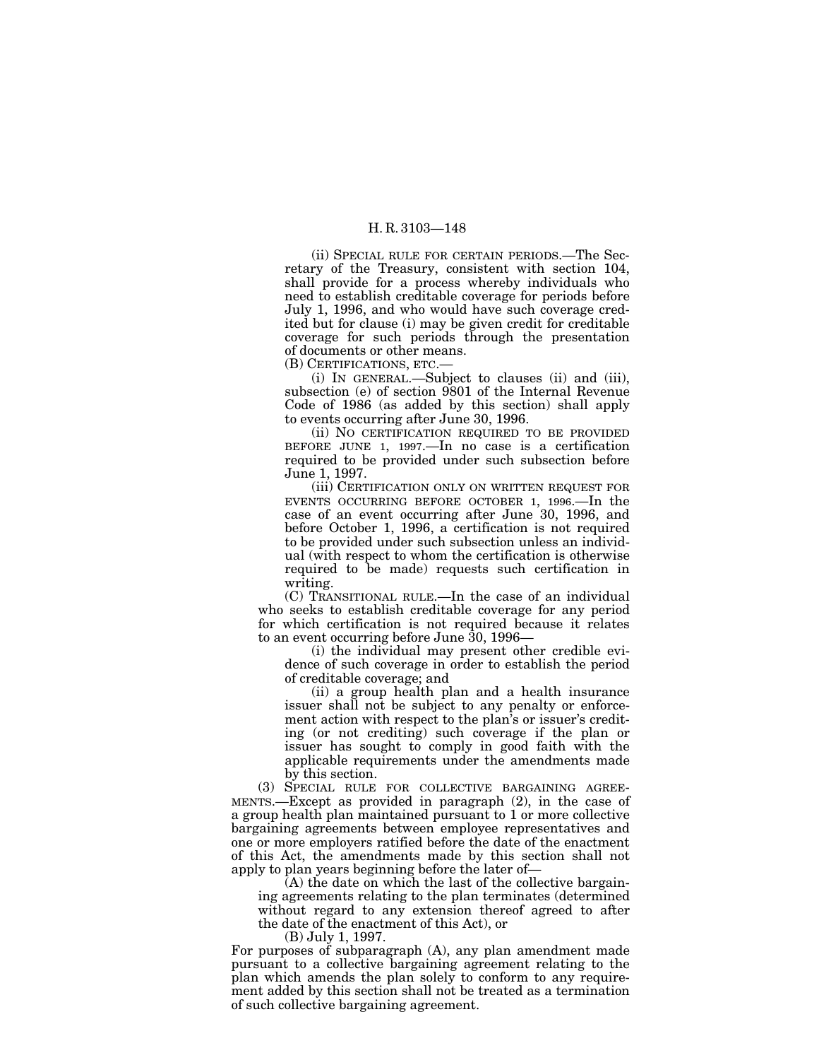(ii) SPECIAL RULE FOR CERTAIN PERIODS.—The Secretary of the Treasury, consistent with section 104, shall provide for a process whereby individuals who need to establish creditable coverage for periods before July 1, 1996, and who would have such coverage credited but for clause (i) may be given credit for creditable coverage for such periods through the presentation of documents or other means.

(B) CERTIFICATIONS, ETC.—

(i) IN GENERAL.—Subject to clauses (ii) and (iii), subsection (e) of section 9801 of the Internal Revenue Code of 1986 (as added by this section) shall apply to events occurring after June 30, 1996.

(ii) NO CERTIFICATION REQUIRED TO BE PROVIDED BEFORE JUNE 1, 1997.—In no case is a certification required to be provided under such subsection before June 1, 1997.

(iii) CERTIFICATION ONLY ON WRITTEN REQUEST FOR EVENTS OCCURRING BEFORE OCTOBER 1, 1996.—In the case of an event occurring after June 30, 1996, and before October 1, 1996, a certification is not required to be provided under such subsection unless an individual (with respect to whom the certification is otherwise required to be made) requests such certification in writing.

(C) TRANSITIONAL RULE.—In the case of an individual who seeks to establish creditable coverage for any period for which certification is not required because it relates to an event occurring before June 30, 1996—

(i) the individual may present other credible evidence of such coverage in order to establish the period of creditable coverage; and

(ii) a group health plan and a health insurance issuer shall not be subject to any penalty or enforcement action with respect to the plan's or issuer's crediting (or not crediting) such coverage if the plan or issuer has sought to comply in good faith with the applicable requirements under the amendments made by this section.

(3) SPECIAL RULE FOR COLLECTIVE BARGAINING AGREEMENTS.—Except as provided in paragraph (2), in the case of a group health plan maintained pursuant to 1 or more collective bargaining agreements between employee representatives and one or more employers ratified before the date of the enactment of this Act, the amendments made by this section shall not apply to plan years beginning before the later of—

(A) the date on which the last of the collective bargaining agreements relating to the plan terminates (determined without regard to any extension thereof agreed to after the date of the enactment of this Act), or

(B) July 1, 1997.

For purposes of subparagraph (A), any plan amendment made pursuant to a collective bargaining agreement relating to the plan which amends the plan solely to conform to any requirement added by this section shall not be treated as a termination of such collective bargaining agreement.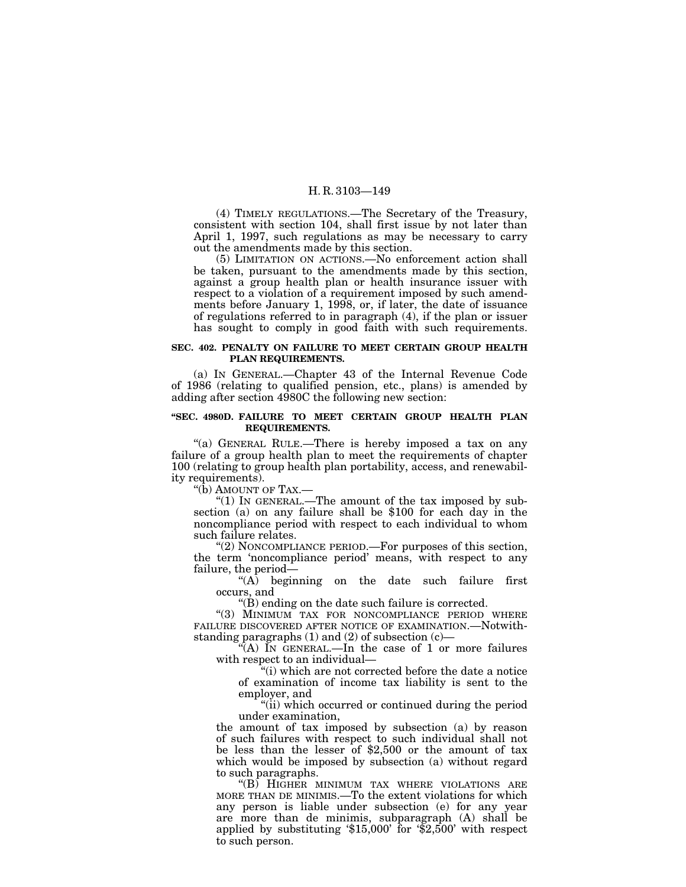(4) TIMELY REGULATIONS.—The Secretary of the Treasury, consistent with section 104, shall first issue by not later than April 1, 1997, such regulations as may be necessary to carry out the amendments made by this section.

(5) LIMITATION ON ACTIONS.—No enforcement action shall be taken, pursuant to the amendments made by this section, against a group health plan or health insurance issuer with respect to a violation of a requirement imposed by such amendments before January 1, 1998, or, if later, the date of issuance of regulations referred to in paragraph (4), if the plan or issuer has sought to comply in good faith with such requirements.

**SEC. 402. PENALTY ON FAILURE TO MEET CERTAIN GROUP HEALTH PLAN REQUIREMENTS.**

(a) IN GENERAL.—Chapter 43 of the Internal Revenue Code of 1986 (relating to qualified pension, etc., plans) is amended by adding after section 4980C the following new section:

**"SEC. 4980D. FAILURE TO MEET CERTAIN GROUP HEALTH PLAN REQUIREMENTS.**

"(a) GENERAL RULE.—There is hereby imposed a tax on any failure of a group health plan to meet the requirements of chapter 100 (relating to group health plan portability, access, and renewability requirements).

"(b) AMOUNT OF TAX.—

"(1) IN GENERAL.—The amount of the tax imposed by subsection (a) on any failure shall be $100 for each day in the noncompliance period with respect to each individual to whom such failure relates.

"(2) NONCOMPLIANCE PERIOD.—For purposes of this section, the term 'noncompliance period' means, with respect to any failure, the period—

"(A) beginning on the date such failure first occurs, and

"(B) ending on the date such failure is corrected.

"(3) MINIMUM TAX FOR NONCOMPLIANCE PERIOD WHERE FAILURE DISCOVERED AFTER NOTICE OF EXAMINATION.—Notwithstanding paragraphs (1) and (2) of subsection (c)—

"(A) IN GENERAL.—In the case of 1 or more failures with respect to an individual—

"(i) which are not corrected before the date a notice of examination of income tax liability is sent to the employer, and

"(ii) which occurred or continued during the period under examination,

the amount of tax imposed by subsection (a) by reason of such failures with respect to such individual shall not be less than the lesser of $2,500 or the amount of tax which would be imposed by subsection (a) without regard to such paragraphs.

"(B) HIGHER MINIMUM TAX WHERE VIOLATIONS ARE MORE THAN DE MINIMIS.—To the extent violations for which any person is liable under subsection (e) for any year are more than de minimis, subparagraph (A) shall be applied by substituting '$15,000' for '$2,500' with respect to such person.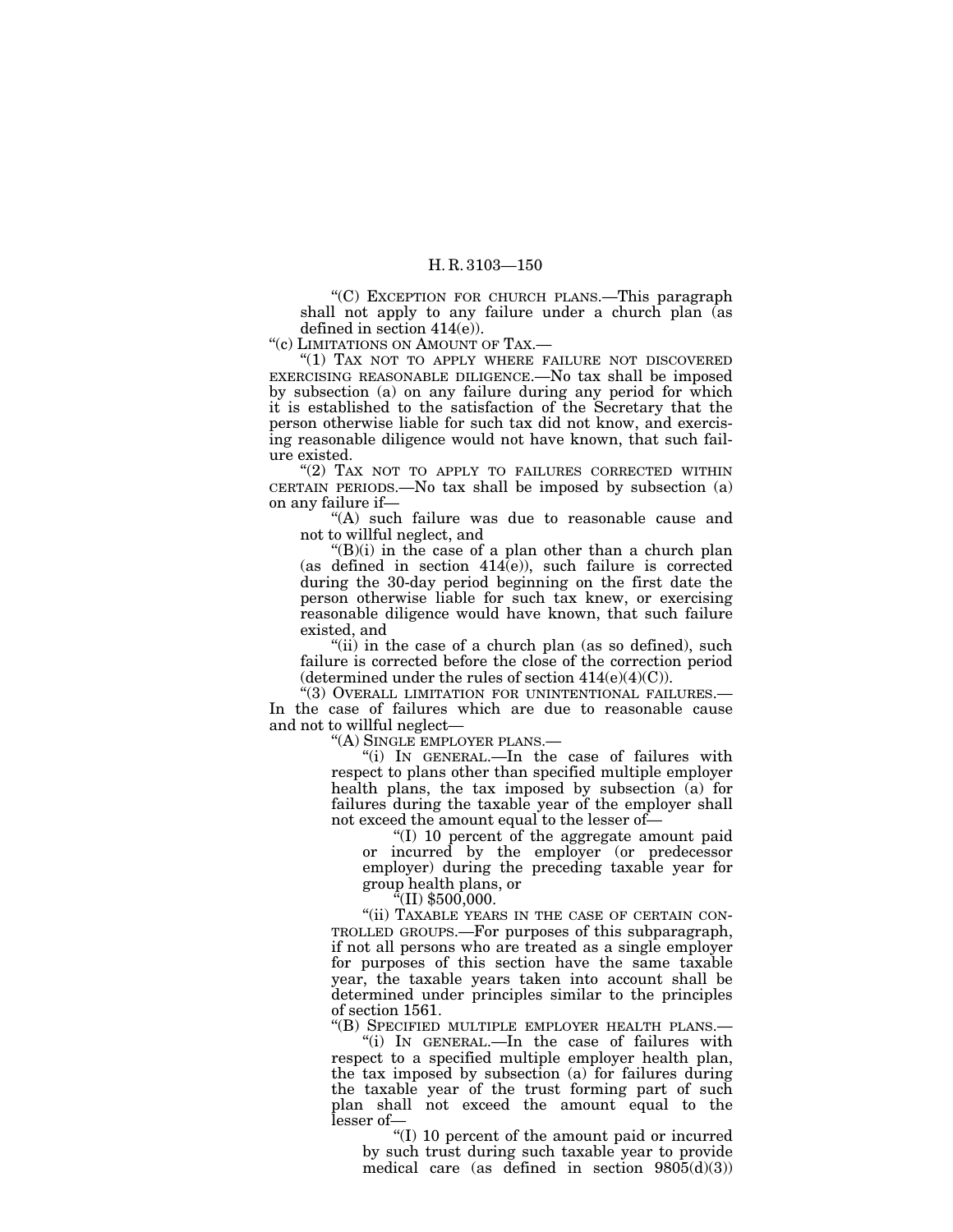"(C) EXCEPTION FOR CHURCH PLANS.—This paragraph shall not apply to any failure under a church plan (as defined in section 414(e)).

"(c) LIMITATIONS ON AMOUNT OF TAX.—

"(1) TAX NOT TO APPLY WHERE FAILURE NOT DISCOVERED EXERCISING REASONABLE DILIGENCE.—No tax shall be imposed by subsection (a) on any failure during any period for which it is established to the satisfaction of the Secretary that the person otherwise liable for such tax did not know, and exercising reasonable diligence would not have known, that such failure existed.

"(2) TAX NOT TO APPLY TO FAILURES CORRECTED WITHIN CERTAIN PERIODS.—No tax shall be imposed by subsection (a) on any failure if—

"(A) such failure was due to reasonable cause and not to willful neglect, and

"(B)(i) in the case of a plan other than a church plan (as defined in section 414(e)), such failure is corrected during the 30-day period beginning on the first date the person otherwise liable for such tax knew, or exercising reasonable diligence would have known, that such failure existed, and

"(ii) in the case of a church plan (as so defined), such failure is corrected before the close of the correction period (determined under the rules of section 414(e)(4)(C)).

"(3) OVERALL LIMITATION FOR UNINTENTIONAL FAILURES.—In the case of failures which are due to reasonable cause and not to willful neglect—

"(A) SINGLE EMPLOYER PLANS.—

"(i) IN GENERAL.—In the case of failures with respect to plans other than specified multiple employer health plans, the tax imposed by subsection (a) for failures during the taxable year of the employer shall not exceed the amount equal to the lesser of—

"(I) 10 percent of the aggregate amount paid or incurred by the employer (or predecessor employer) during the preceding taxable year for group health plans, or

"(II) $500,000.

"(ii) TAXABLE YEARS IN THE CASE OF CERTAIN CONTROLLED GROUPS.—For purposes of this subparagraph, if not all persons who are treated as a single employer for purposes of this section have the same taxable year, the taxable years taken into account shall be determined under principles similar to the principles of section 1561.

"(B) SPECIFIED MULTIPLE EMPLOYER HEALTH PLANS.—

"(i) IN GENERAL.—In the case of failures with respect to a specified multiple employer health plan, the tax imposed by subsection (a) for failures during the taxable year of the trust forming part of such plan shall not exceed the amount equal to the lesser of—

"(I) 10 percent of the amount paid or incurred by such trust during such taxable year to provide medical care (as defined in section 9805(d)(3))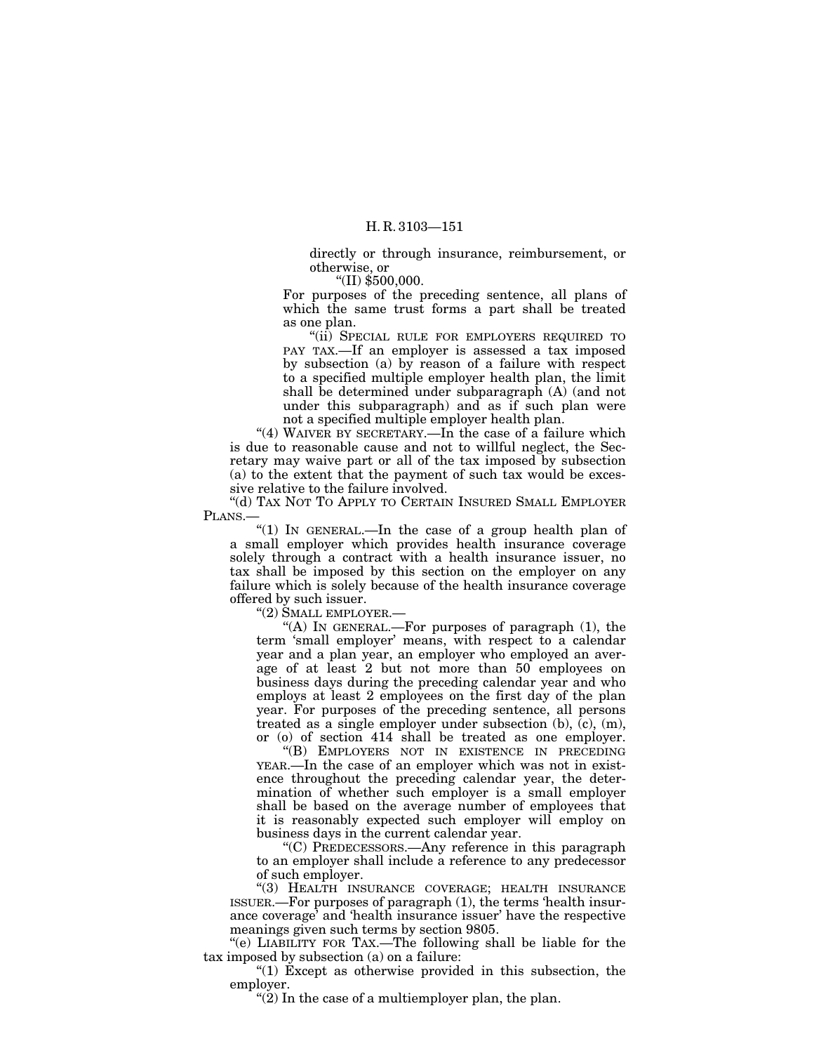directly or through insurance, reimbursement, or otherwise, or

"(II) $500,000.

For purposes of the preceding sentence, all plans of which the same trust forms a part shall be treated as one plan.

"(ii) SPECIAL RULE FOR EMPLOYERS REQUIRED TO PAY TAX.—If an employer is assessed a tax imposed by subsection (a) by reason of a failure with respect to a specified multiple employer health plan, the limit shall be determined under subparagraph (A) (and not under this subparagraph) and as if such plan were not a specified multiple employer health plan.

"(4) WAIVER BY SECRETARY.—In the case of a failure which is due to reasonable cause and not to willful neglect, the Secretary may waive part or all of the tax imposed by subsection (a) to the extent that the payment of such tax would be excessive relative to the failure involved.

"(d) TAX NOT TO APPLY TO CERTAIN INSURED SMALL EMPLOYER PLANS.—

"(1) IN GENERAL.—In the case of a group health plan of a small employer which provides health insurance coverage solely through a contract with a health insurance issuer, no tax shall be imposed by this section on the employer on any failure which is solely because of the health insurance coverage offered by such issuer.

"(2) SMALL EMPLOYER.—

"(A) IN GENERAL.—For purposes of paragraph (1), the term 'small employer' means, with respect to a calendar year and a plan year, an employer who employed an average of at least 2 but not more than 50 employees on business days during the preceding calendar year and who employs at least 2 employees on the first day of the plan year. For purposes of the preceding sentence, all persons treated as a single employer under subsection (b), (c), (m), or (o) of section 414 shall be treated as one employer.

"(B) EMPLOYERS NOT IN EXISTENCE IN PRECEDING YEAR.—In the case of an employer which was not in existence throughout the preceding calendar year, the determination of whether such employer is a small employer shall be based on the average number of employees that it is reasonably expected such employer will employ on business days in the current calendar year.

"(C) PREDECESSORS.—Any reference in this paragraph to an employer shall include a reference to any predecessor of such employer.

"(3) HEALTH INSURANCE COVERAGE; HEALTH INSURANCE ISSUER.—For purposes of paragraph (1), the terms 'health insurance coverage' and 'health insurance issuer' have the respective meanings given such terms by section 9805.

"(e) LIABILITY FOR TAX.—The following shall be liable for the tax imposed by subsection (a) on a failure:

"(1) Except as otherwise provided in this subsection, the employer.

"(2) In the case of a multiemployer plan, the plan.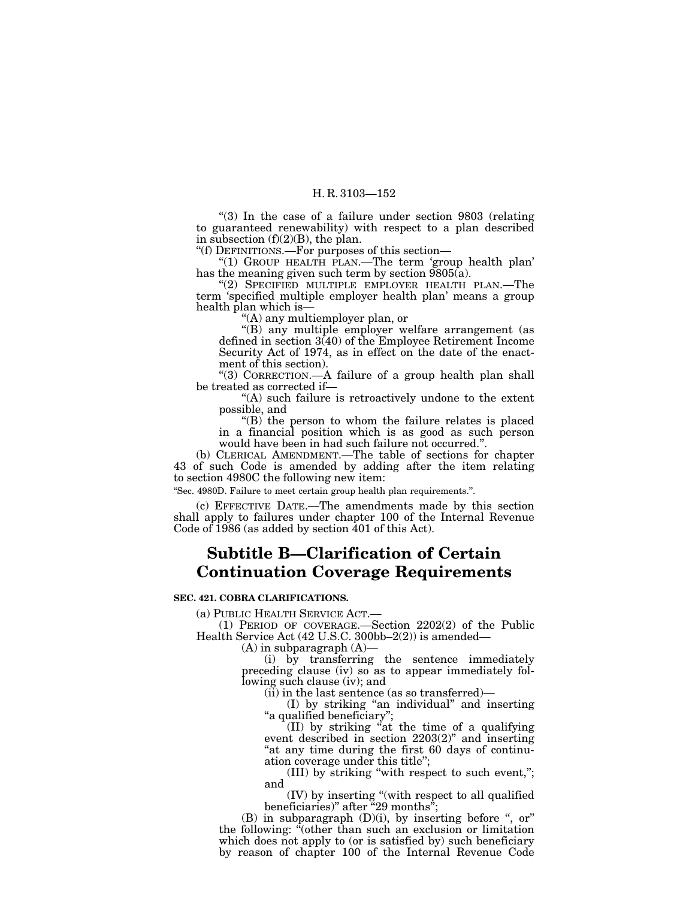"(3) In the case of a failure under section 9803 (relating to guaranteed renewability) with respect to a plan described in subsection (f)(2)(B), the plan.

"(f) DEFINITIONS.—For purposes of this section—

"(1) GROUP HEALTH PLAN.—The term 'group health plan' has the meaning given such term by section 9805(a).

"(2) SPECIFIED MULTIPLE EMPLOYER HEALTH PLAN.—The term 'specified multiple employer health plan' means a group health plan which is—

"(A) any multiemployer plan, or

"(B) any multiple employer welfare arrangement (as defined in section 3(40) of the Employee Retirement Income Security Act of 1974, as in effect on the date of the enactment of this section).

"(3) CORRECTION.—A failure of a group health plan shall be treated as corrected if—

"(A) such failure is retroactively undone to the extent possible, and

"(B) the person to whom the failure relates is placed in a financial position which is as good as such person would have been in had such failure not occurred.".

(b) CLERICAL AMENDMENT.—The table of sections for chapter 43 of such Code is amended by adding after the item relating to section 4980C the following new item:

"Sec. 4980D. Failure to meet certain group health plan requirements.".

(c) EFFECTIVE DATE.—The amendments made by this section shall apply to failures under chapter 100 of the Internal Revenue Code of 1986 (as added by section 401 of this Act).

## Subtitle B—Clarification of Certain Continuation Coverage Requirements

**SEC. 421. COBRA CLARIFICATIONS.**

(a) PUBLIC HEALTH SERVICE ACT.—

(1) PERIOD OF COVERAGE.—Section 2202(2) of the Public Health Service Act (42 U.S.C. 300bb–2(2)) is amended—

(A) in subparagraph (A)—

(i) by transferring the sentence immediately preceding clause (iv) so as to appear immediately following such clause (iv); and

(ii) in the last sentence (as so transferred)—

(I) by striking "an individual" and inserting "a qualified beneficiary";

(II) by striking "at the time of a qualifying event described in section 2203(2)" and inserting "at any time during the first 60 days of continuation coverage under this title";

(III) by striking "with respect to such event,"; and

(IV) by inserting "(with respect to all qualified beneficiaries)" after "29 months";

(B) in subparagraph (D)(i), by inserting before ", or" the following: "(other than such an exclusion or limitation which does not apply to (or is satisfied by) such beneficiary by reason of chapter 100 of the Internal Revenue Code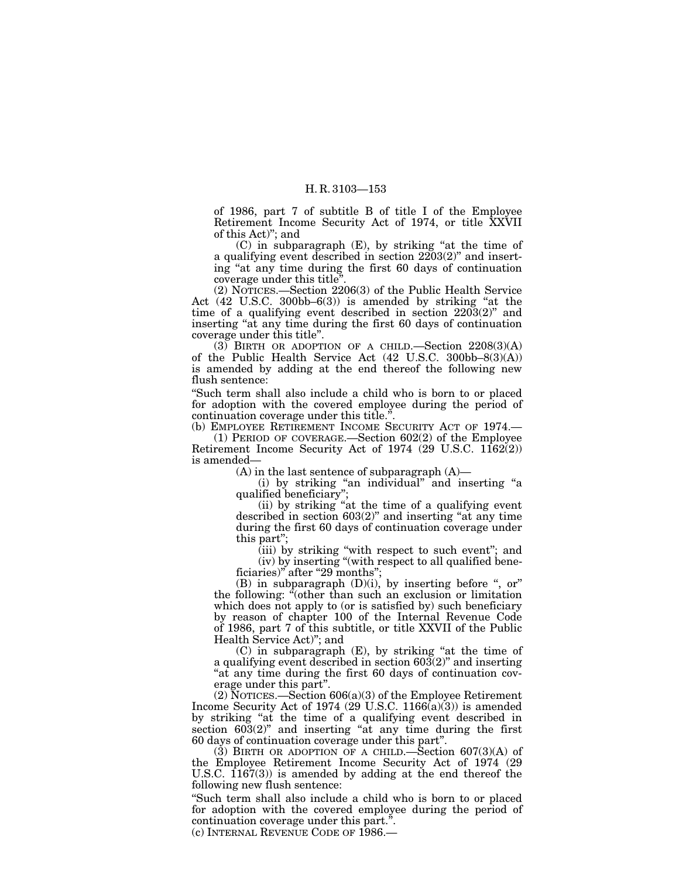of 1986, part 7 of subtitle B of title I of the Employee Retirement Income Security Act of 1974, or title XXVII of this Act)''; and

(C) in subparagraph (E), by striking ''at the time of a qualifying event described in section 2203(2)'' and inserting ''at any time during the first 60 days of continuation coverage under this title''.

(2) NOTICES.—Section 2206(3) of the Public Health Service Act (42 U.S.C. 300bb–6(3)) is amended by striking ''at the time of a qualifying event described in section 2203(2)'' and inserting ''at any time during the first 60 days of continuation coverage under this title''.

(3) BIRTH OR ADOPTION OF A CHILD.—Section 2208(3)(A) of the Public Health Service Act (42 U.S.C. 300bb–8(3)(A)) is amended by adding at the end thereof the following new flush sentence:

''Such term shall also include a child who is born to or placed for adoption with the covered employee during the period of continuation coverage under this title.''.

(b) EMPLOYEE RETIREMENT INCOME SECURITY ACT OF 1974.—

(1) PERIOD OF COVERAGE.—Section 602(2) of the Employee Retirement Income Security Act of 1974 (29 U.S.C. 1162(2)) is amended—

(A) in the last sentence of subparagraph (A)—

(i) by striking ''an individual'' and inserting ''a qualified beneficiary'';

(ii) by striking ''at the time of a qualifying event described in section 603(2)'' and inserting ''at any time during the first 60 days of continuation coverage under this part'';

(iii) by striking ''with respect to such event''; and

(iv) by inserting ''(with respect to all qualified beneficiaries)'' after ''29 months'';

(B) in subparagraph (D)(i), by inserting before '', or'' the following: ''(other than such an exclusion or limitation which does not apply to (or is satisfied by) such beneficiary by reason of chapter 100 of the Internal Revenue Code of 1986, part 7 of this subtitle, or title XXVII of the Public Health Service Act)''; and

(C) in subparagraph (E), by striking ''at the time of a qualifying event described in section 603(2)'' and inserting ''at any time during the first 60 days of continuation coverage under this part''.

(2) NOTICES.—Section 606(a)(3) of the Employee Retirement Income Security Act of 1974 (29 U.S.C. 1166(a)(3)) is amended by striking ''at the time of a qualifying event described in section 603(2)'' and inserting ''at any time during the first 60 days of continuation coverage under this part''.

(3) BIRTH OR ADOPTION OF A CHILD.—Section 607(3)(A) of the Employee Retirement Income Security Act of 1974 (29 U.S.C. 1167(3)) is amended by adding at the end thereof the following new flush sentence:

''Such term shall also include a child who is born to or placed for adoption with the covered employee during the period of continuation coverage under this part.''.

(c) INTERNAL REVENUE CODE OF 1986.—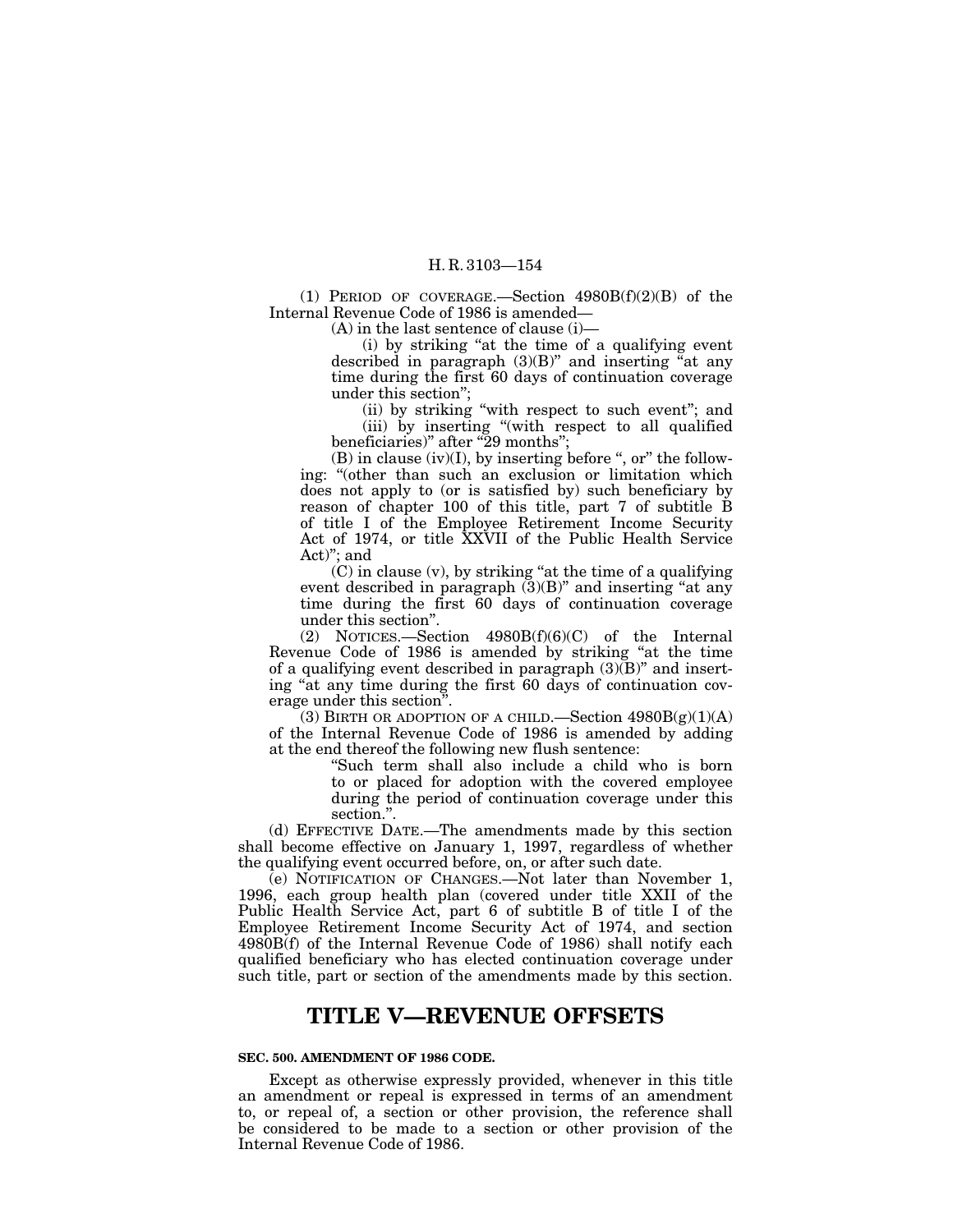(1) PERIOD OF COVERAGE.—Section 4980B(f)(2)(B) of the Internal Revenue Code of 1986 is amended—

(A) in the last sentence of clause (i)—

(i) by striking "at the time of a qualifying event described in paragraph (3)(B)" and inserting "at any time during the first 60 days of continuation coverage under this section";

(ii) by striking "with respect to such event"; and

(iii) by inserting "(with respect to all qualified beneficiaries)" after "29 months";

(B) in clause (iv)(I), by inserting before ", or" the following: "(other than such an exclusion or limitation which does not apply to (or is satisfied by) such beneficiary by reason of chapter 100 of this title, part 7 of subtitle B of title I of the Employee Retirement Income Security Act of 1974, or title XXVII of the Public Health Service Act)"; and

(C) in clause (v), by striking "at the time of a qualifying event described in paragraph (3)(B)" and inserting "at any time during the first 60 days of continuation coverage under this section".

(2) NOTICES.—Section 4980B(f)(6)(C) of the Internal Revenue Code of 1986 is amended by striking "at the time of a qualifying event described in paragraph (3)(B)" and inserting "at any time during the first 60 days of continuation coverage under this section".

(3) BIRTH OR ADOPTION OF A CHILD.—Section 4980B(g)(1)(A) of the Internal Revenue Code of 1986 is amended by adding at the end thereof the following new flush sentence:

"Such term shall also include a child who is born to or placed for adoption with the covered employee during the period of continuation coverage under this section.".

(d) EFFECTIVE DATE.—The amendments made by this section shall become effective on January 1, 1997, regardless of whether the qualifying event occurred before, on, or after such date.

(e) NOTIFICATION OF CHANGES.—Not later than November 1, 1996, each group health plan (covered under title XXII of the Public Health Service Act, part 6 of subtitle B of title I of the Employee Retirement Income Security Act of 1974, and section 4980B(f) of the Internal Revenue Code of 1986) shall notify each qualified beneficiary who has elected continuation coverage under such title, part or section of the amendments made by this section.

# TITLE V—REVENUE OFFSETS

### SEC. 500. AMENDMENT OF 1986 CODE.

Except as otherwise expressly provided, whenever in this title an amendment or repeal is expressed in terms of an amendment to, or repeal of, a section or other provision, the reference shall be considered to be made to a section or other provision of the Internal Revenue Code of 1986.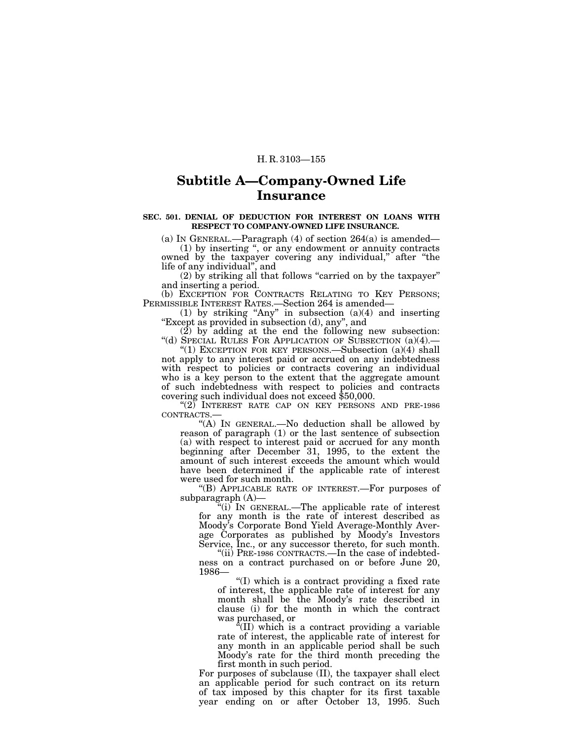## Subtitle A—Company-Owned Life Insurance

**SEC. 501. DENIAL OF DEDUCTION FOR INTEREST ON LOANS WITH RESPECT TO COMPANY-OWNED LIFE INSURANCE.**

(a) IN GENERAL.—Paragraph (4) of section 264(a) is amended—

(1) by inserting ", or any endowment or annuity contracts owned by the taxpayer covering any individual," after "the life of any individual", and

(2) by striking all that follows "carried on by the taxpayer" and inserting a period.

(b) EXCEPTION FOR CONTRACTS RELATING TO KEY PERSONS; PERMISSIBLE INTEREST RATES.—Section 264 is amended—

(1) by striking "Any" in subsection (a)(4) and inserting "Except as provided in subsection (d), any", and

(2) by adding at the end the following new subsection:

"(d) SPECIAL RULES FOR APPLICATION OF SUBSECTION (a)(4).—

"(1) EXCEPTION FOR KEY PERSONS.—Subsection (a)(4) shall not apply to any interest paid or accrued on any indebtedness with respect to policies or contracts covering an individual who is a key person to the extent that the aggregate amount of such indebtedness with respect to policies and contracts covering such individual does not exceed $50,000.

"(2) INTEREST RATE CAP ON KEY PERSONS AND PRE-1986 CONTRACTS.—

"(A) IN GENERAL.—No deduction shall be allowed by reason of paragraph (1) or the last sentence of subsection (a) with respect to interest paid or accrued for any month beginning after December 31, 1995, to the extent the amount of such interest exceeds the amount which would have been determined if the applicable rate of interest were used for such month.

"(B) APPLICABLE RATE OF INTEREST.—For purposes of subparagraph (A)—

"(i) IN GENERAL.—The applicable rate of interest for any month is the rate of interest described as Moody's Corporate Bond Yield Average-Monthly Average Corporates as published by Moody's Investors Service, Inc., or any successor thereto, for such month.

"(ii) PRE-1986 CONTRACTS.—In the case of indebtedness on a contract purchased on or before June 20, 1986—

"(I) which is a contract providing a fixed rate of interest, the applicable rate of interest for any month shall be the Moody's rate described in clause (i) for the month in which the contract was purchased, or

"(II) which is a contract providing a variable rate of interest, the applicable rate of interest for any month in an applicable period shall be such Moody's rate for the third month preceding the first month in such period.

For purposes of subclause (II), the taxpayer shall elect an applicable period for such contract on its return of tax imposed by this chapter for its first taxable year ending on or after October 13, 1995. Such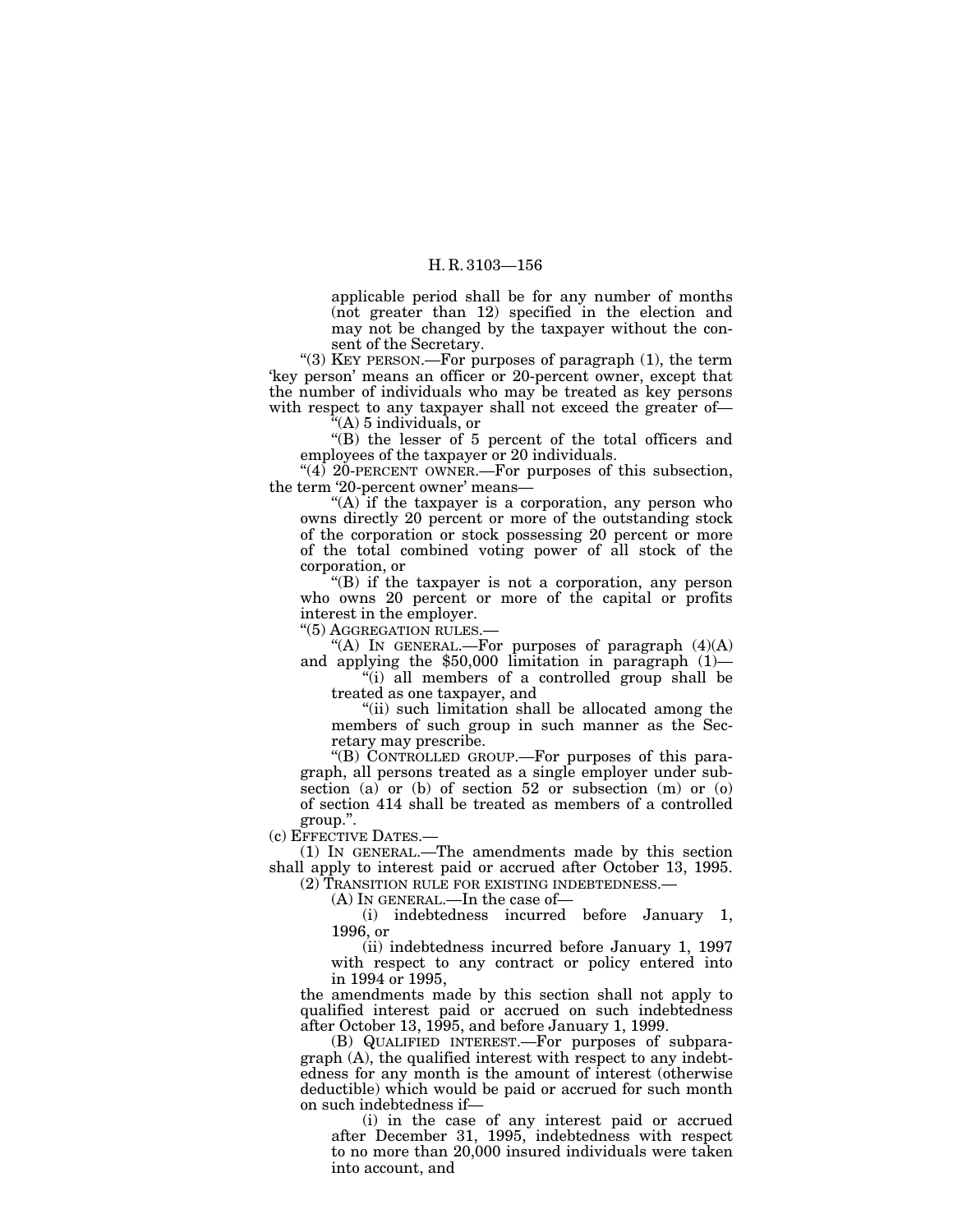applicable period shall be for any number of months (not greater than 12) specified in the election and may not be changed by the taxpayer without the consent of the Secretary.

"(3) KEY PERSON.—For purposes of paragraph (1), the term 'key person' means an officer or 20-percent owner, except that the number of individuals who may be treated as key persons with respect to any taxpayer shall not exceed the greater of—

"(A) 5 individuals, or

"(B) the lesser of 5 percent of the total officers and employees of the taxpayer or 20 individuals.

"(4) 20-PERCENT OWNER.—For purposes of this subsection, the term '20-percent owner' means—

"(A) if the taxpayer is a corporation, any person who owns directly 20 percent or more of the outstanding stock of the corporation or stock possessing 20 percent or more of the total combined voting power of all stock of the corporation, or

"(B) if the taxpayer is not a corporation, any person who owns 20 percent or more of the capital or profits interest in the employer.

"(5) AGGREGATION RULES.—

"(A) IN GENERAL.—For purposes of paragraph (4)(A) and applying the $50,000 limitation in paragraph (1)—

"(i) all members of a controlled group shall be treated as one taxpayer, and

"(ii) such limitation shall be allocated among the members of such group in such manner as the Secretary may prescribe.

"(B) CONTROLLED GROUP.—For purposes of this paragraph, all persons treated as a single employer under subsection (a) or (b) of section 52 or subsection (m) or (o) of section 414 shall be treated as members of a controlled group.".

(c) EFFECTIVE DATES.—

(1) IN GENERAL.—The amendments made by this section shall apply to interest paid or accrued after October 13, 1995.

(2) TRANSITION RULE FOR EXISTING INDEBTEDNESS.—

(A) IN GENERAL.—In the case of—

(i) indebtedness incurred before January 1, 1996, or

(ii) indebtedness incurred before January 1, 1997 with respect to any contract or policy entered into in 1994 or 1995,

the amendments made by this section shall not apply to qualified interest paid or accrued on such indebtedness after October 13, 1995, and before January 1, 1999.

(B) QUALIFIED INTEREST.—For purposes of subparagraph (A), the qualified interest with respect to any indebtedness for any month is the amount of interest (otherwise deductible) which would be paid or accrued for such month on such indebtedness if—

(i) in the case of any interest paid or accrued after December 31, 1995, indebtedness with respect to no more than 20,000 insured individuals were taken into account, and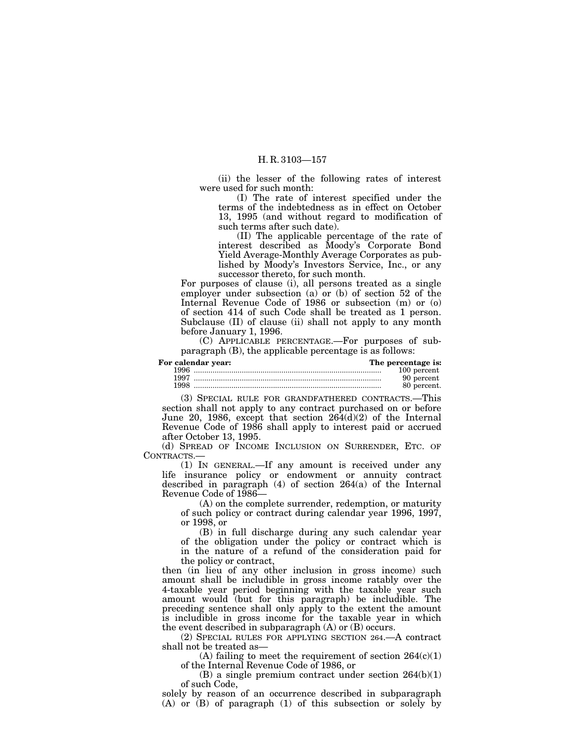(ii) the lesser of the following rates of interest were used for such month:

(I) The rate of interest specified under the terms of the indebtedness as in effect on October 13, 1995 (and without regard to modification of such terms after such date).

(II) The applicable percentage of the rate of interest described as Moody's Corporate Bond Yield Average-Monthly Average Corporates as published by Moody's Investors Service, Inc., or any successor thereto, for such month.

For purposes of clause (i), all persons treated as a single employer under subsection (a) or (b) of section 52 of the Internal Revenue Code of 1986 or subsection (m) or (o) of section 414 of such Code shall be treated as 1 person. Subclause (II) of clause (ii) shall not apply to any month before January 1, 1996.

(C) APPLICABLE PERCENTAGE.—For purposes of subparagraph (B), the applicable percentage is as follows:

| For calendar year: | The percentage is: |
|---|---|
| 1996 | 100 percent |
| 1997 | 90 percent |
| 1998 | 80 percent. |

(3) SPECIAL RULE FOR GRANDFATHERED CONTRACTS.—This section shall not apply to any contract purchased on or before June 20, 1986, except that section 264(d)(2) of the Internal Revenue Code of 1986 shall apply to interest paid or accrued after October 13, 1995.

(d) SPREAD OF INCOME INCLUSION ON SURRENDER, ETC. OF CONTRACTS.—

(1) IN GENERAL.—If any amount is received under any life insurance policy or endowment or annuity contract described in paragraph (4) of section 264(a) of the Internal Revenue Code of 1986—

(A) on the complete surrender, redemption, or maturity of such policy or contract during calendar year 1996, 1997, or 1998, or

(B) in full discharge during any such calendar year of the obligation under the policy or contract which is in the nature of a refund of the consideration paid for the policy or contract,

then (in lieu of any other inclusion in gross income) such amount shall be includible in gross income ratably over the 4-taxable year period beginning with the taxable year such amount would (but for this paragraph) be includible. The preceding sentence shall only apply to the extent the amount is includible in gross income for the taxable year in which the event described in subparagraph (A) or (B) occurs.

(2) SPECIAL RULES FOR APPLYING SECTION 264.—A contract shall not be treated as—

(A) failing to meet the requirement of section 264(c)(1) of the Internal Revenue Code of 1986, or

(B) a single premium contract under section 264(b)(1) of such Code,

solely by reason of an occurrence described in subparagraph (A) or (B) of paragraph (1) of this subsection or solely by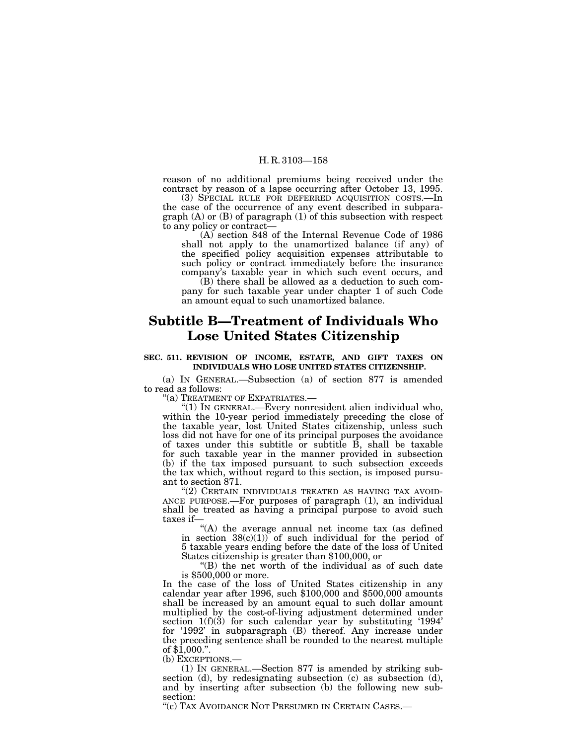reason of no additional premiums being received under the contract by reason of a lapse occurring after October 13, 1995.

(3) SPECIAL RULE FOR DEFERRED ACQUISITION COSTS.—In the case of the occurrence of any event described in subparagraph (A) or (B) of paragraph (1) of this subsection with respect to any policy or contract—

(A) section 848 of the Internal Revenue Code of 1986 shall not apply to the unamortized balance (if any) of the specified policy acquisition expenses attributable to such policy or contract immediately before the insurance company's taxable year in which such event occurs, and

(B) there shall be allowed as a deduction to such company for such taxable year under chapter 1 of such Code an amount equal to such unamortized balance.

# Subtitle B—Treatment of Individuals Who Lose United States Citizenship

### SEC. 511. REVISION OF INCOME, ESTATE, AND GIFT TAXES ON INDIVIDUALS WHO LOSE UNITED STATES CITIZENSHIP.

(a) IN GENERAL.—Subsection (a) of section 877 is amended to read as follows:

"(a) TREATMENT OF EXPATRIATES.—

"(1) IN GENERAL.—Every nonresident alien individual who, within the 10-year period immediately preceding the close of the taxable year, lost United States citizenship, unless such loss did not have for one of its principal purposes the avoidance of taxes under this subtitle or subtitle B, shall be taxable for such taxable year in the manner provided in subsection (b) if the tax imposed pursuant to such subsection exceeds the tax which, without regard to this section, is imposed pursuant to section 871.

"(2) CERTAIN INDIVIDUALS TREATED AS HAVING TAX AVOIDANCE PURPOSE.—For purposes of paragraph (1), an individual shall be treated as having a principal purpose to avoid such taxes if—

"(A) the average annual net income tax (as defined in section 38(c)(1)) of such individual for the period of 5 taxable years ending before the date of the loss of United States citizenship is greater than $100,000, or

"(B) the net worth of the individual as of such date is $500,000 or more.

In the case of the loss of United States citizenship in any calendar year after 1996, such $100,000 and $500,000 amounts shall be increased by an amount equal to such dollar amount multiplied by the cost-of-living adjustment determined under section 1(f)(3) for such calendar year by substituting '1994' for '1992' in subparagraph (B) thereof. Any increase under the preceding sentence shall be rounded to the nearest multiple of $1,000.".

(b) EXCEPTIONS.—

(1) IN GENERAL.—Section 877 is amended by striking subsection (d), by redesignating subsection (c) as subsection (d), and by inserting after subsection (b) the following new subsection:

"(c) TAX AVOIDANCE NOT PRESUMED IN CERTAIN CASES.—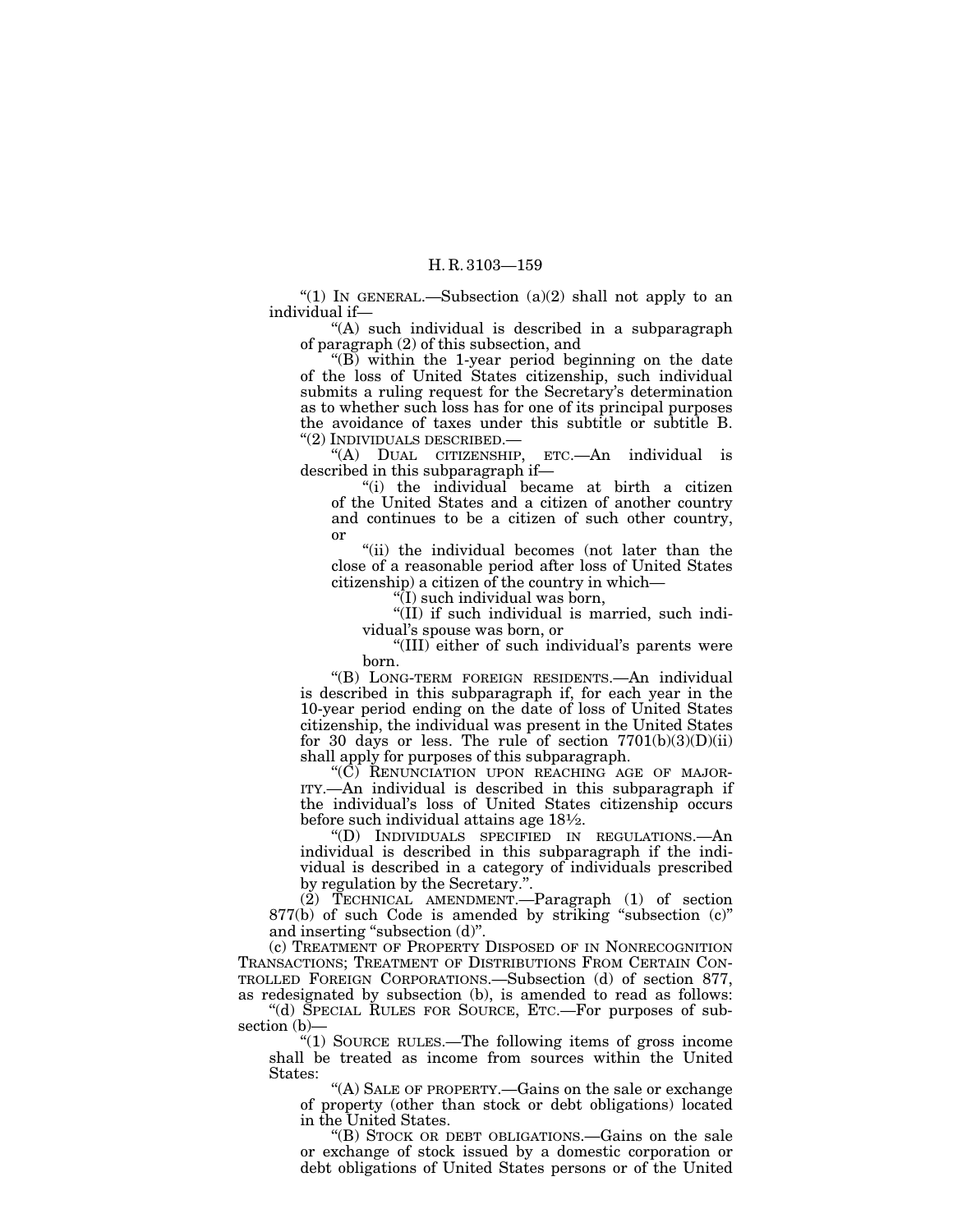"(1) IN GENERAL.—Subsection (a)(2) shall not apply to an individual if—

"(A) such individual is described in a subparagraph of paragraph (2) of this subsection, and

"(B) within the 1-year period beginning on the date of the loss of United States citizenship, such individual submits a ruling request for the Secretary's determination as to whether such loss has for one of its principal purposes the avoidance of taxes under this subtitle or subtitle B.

"(2) INDIVIDUALS DESCRIBED.—

"(A) DUAL CITIZENSHIP, ETC.—An individual is described in this subparagraph if—

"(i) the individual became at birth a citizen of the United States and a citizen of another country and continues to be a citizen of such other country, or

"(ii) the individual becomes (not later than the close of a reasonable period after loss of United States citizenship) a citizen of the country in which—

"(I) such individual was born,

"(II) if such individual is married, such individual's spouse was born, or

"(III) either of such individual's parents were born.

"(B) LONG-TERM FOREIGN RESIDENTS.—An individual is described in this subparagraph if, for each year in the 10-year period ending on the date of loss of United States citizenship, the individual was present in the United States for 30 days or less. The rule of section 7701(b)(3)(D)(ii) shall apply for purposes of this subparagraph.

"(C) RENUNCIATION UPON REACHING AGE OF MAJORITY.—An individual is described in this subparagraph if the individual's loss of United States citizenship occurs before such individual attains age 18½.

"(D) INDIVIDUALS SPECIFIED IN REGULATIONS.—An individual is described in this subparagraph if the individual is described in a category of individuals prescribed by regulation by the Secretary.".

(2) TECHNICAL AMENDMENT.—Paragraph (1) of section 877(b) of such Code is amended by striking "subsection (c)" and inserting "subsection (d)".

(c) TREATMENT OF PROPERTY DISPOSED OF IN NONRECOGNITION TRANSACTIONS; TREATMENT OF DISTRIBUTIONS FROM CERTAIN CONTROLLED FOREIGN CORPORATIONS.—Subsection (d) of section 877, as redesignated by subsection (b), is amended to read as follows:

"(d) SPECIAL RULES FOR SOURCE, ETC.—For purposes of subsection (b)—

"(1) SOURCE RULES.—The following items of gross income shall be treated as income from sources within the United States:

"(A) SALE OF PROPERTY.—Gains on the sale or exchange of property (other than stock or debt obligations) located in the United States.

"(B) STOCK OR DEBT OBLIGATIONS.—Gains on the sale or exchange of stock issued by a domestic corporation or debt obligations of United States persons or of the United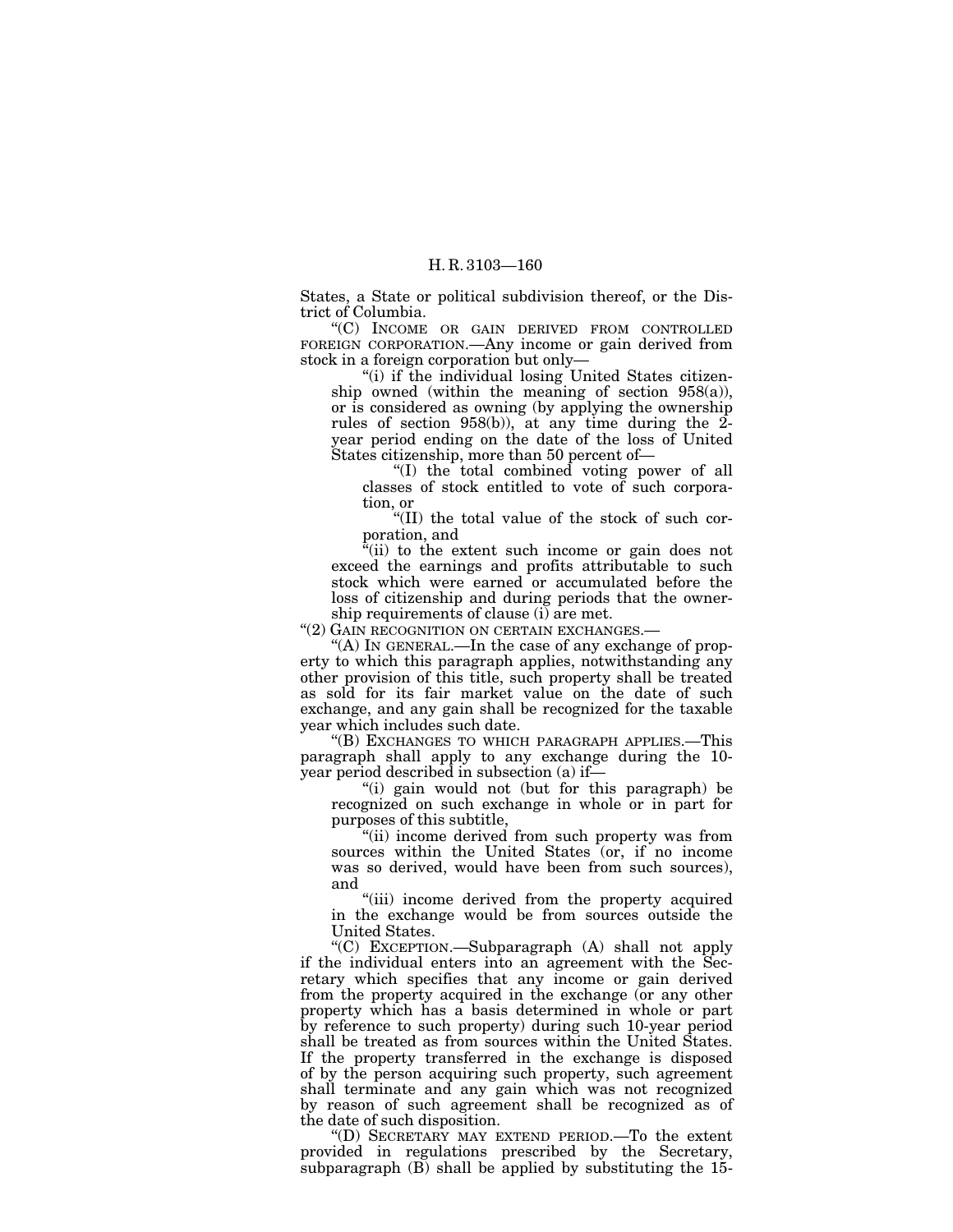States, a State or political subdivision thereof, or the District of Columbia.

"(C) INCOME OR GAIN DERIVED FROM CONTROLLED FOREIGN CORPORATION.—Any income or gain derived from stock in a foreign corporation but only—

"(i) if the individual losing United States citizenship owned (within the meaning of section 958(a)), or is considered as owning (by applying the ownership rules of section 958(b)), at any time during the 2-year period ending on the date of the loss of United States citizenship, more than 50 percent of—

"(I) the total combined voting power of all classes of stock entitled to vote of such corporation, or

"(II) the total value of the stock of such corporation, and

"(ii) to the extent such income or gain does not exceed the earnings and profits attributable to such stock which were earned or accumulated before the loss of citizenship and during periods that the ownership requirements of clause (i) are met.

"(2) GAIN RECOGNITION ON CERTAIN EXCHANGES.—

"(A) IN GENERAL.—In the case of any exchange of property to which this paragraph applies, notwithstanding any other provision of this title, such property shall be treated as sold for its fair market value on the date of such exchange, and any gain shall be recognized for the taxable year which includes such date.

"(B) EXCHANGES TO WHICH PARAGRAPH APPLIES.—This paragraph shall apply to any exchange during the 10-year period described in subsection (a) if—

"(i) gain would not (but for this paragraph) be recognized on such exchange in whole or in part for purposes of this subtitle,

"(ii) income derived from such property was from sources within the United States (or, if no income was so derived, would have been from such sources), and

"(iii) income derived from the property acquired in the exchange would be from sources outside the United States.

"(C) EXCEPTION.—Subparagraph (A) shall not apply if the individual enters into an agreement with the Secretary which specifies that any income or gain derived from the property acquired in the exchange (or any other property which has a basis determined in whole or part by reference to such property) during such 10-year period shall be treated as from sources within the United States. If the property transferred in the exchange is disposed of by the person acquiring such property, such agreement shall terminate and any gain which was not recognized by reason of such agreement shall be recognized as of the date of such disposition.

"(D) SECRETARY MAY EXTEND PERIOD.—To the extent provided in regulations prescribed by the Secretary, subparagraph (B) shall be applied by substituting the 15-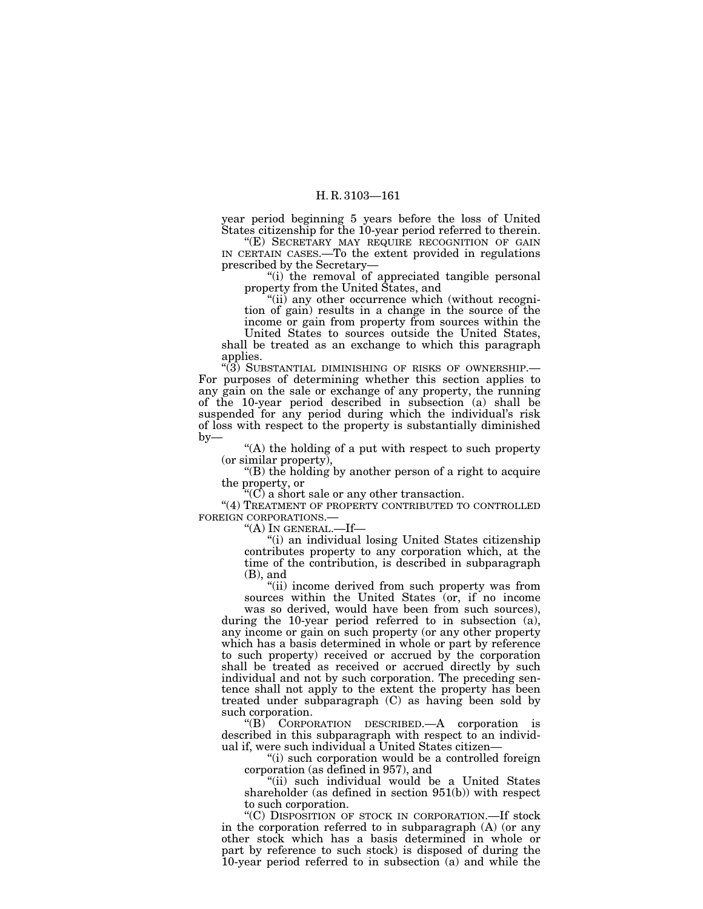year period beginning 5 years before the loss of United States citizenship for the 10-year period referred to therein.

“(E) SECRETARY MAY REQUIRE RECOGNITION OF GAIN IN CERTAIN CASES.—To the extent provided in regulations prescribed by the Secretary—

“(i) the removal of appreciated tangible personal property from the United States, and

“(ii) any other occurrence which (without recognition of gain) results in a change in the source of the income or gain from property from sources within the United States to sources outside the United States,

shall be treated as an exchange to which this paragraph applies.

“(3) SUBSTANTIAL DIMINISHING OF RISKS OF OWNERSHIP.—For purposes of determining whether this section applies to any gain on the sale or exchange of any property, the running of the 10-year period described in subsection (a) shall be suspended for any period during which the individual’s risk of loss with respect to the property is substantially diminished by—

“(A) the holding of a put with respect to such property (or similar property),

“(B) the holding by another person of a right to acquire the property, or

“(C) a short sale or any other transaction.

“(4) TREATMENT OF PROPERTY CONTRIBUTED TO CONTROLLED FOREIGN CORPORATIONS.—

“(A) IN GENERAL.—If—

“(i) an individual losing United States citizenship contributes property to any corporation which, at the time of the contribution, is described in subparagraph (B), and

“(ii) income derived from such property was from sources within the United States (or, if no income was so derived, would have been from such sources),

during the 10-year period referred to in subsection (a), any income or gain on such property (or any other property which has a basis determined in whole or part by reference to such property) received or accrued by the corporation shall be treated as received or accrued directly by such individual and not by such corporation. The preceding sentence shall not apply to the extent the property has been treated under subparagraph (C) as having been sold by such corporation.

“(B) CORPORATION DESCRIBED.—A corporation is described in this subparagraph with respect to an individual if, were such individual a United States citizen—

“(i) such corporation would be a controlled foreign corporation (as defined in 957), and

“(ii) such individual would be a United States shareholder (as defined in section 951(b)) with respect to such corporation.

“(C) DISPOSITION OF STOCK IN CORPORATION.—If stock in the corporation referred to in subparagraph (A) (or any other stock which has a basis determined in whole or part by reference to such stock) is disposed of during the 10-year period referred to in subsection (a) and while the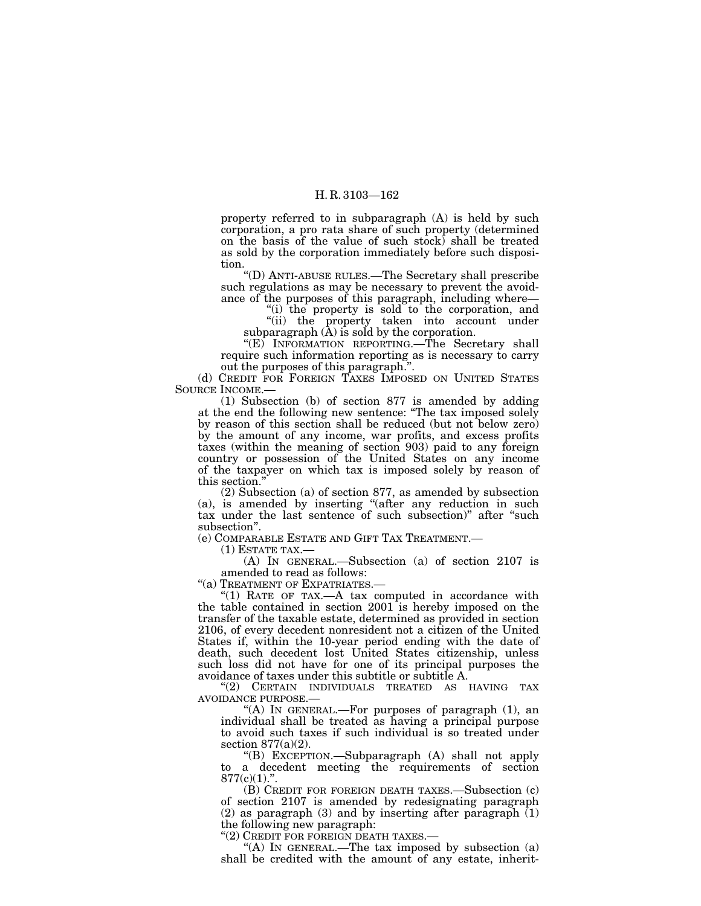property referred to in subparagraph (A) is held by such corporation, a pro rata share of such property (determined on the basis of the value of such stock) shall be treated as sold by the corporation immediately before such disposition.

"(D) ANTI-ABUSE RULES.—The Secretary shall prescribe such regulations as may be necessary to prevent the avoidance of the purposes of this paragraph, including where—

"(i) the property is sold to the corporation, and

"(ii) the property taken into account under subparagraph (A) is sold by the corporation.

"(E) INFORMATION REPORTING.—The Secretary shall require such information reporting as is necessary to carry out the purposes of this paragraph.".

(d) CREDIT FOR FOREIGN TAXES IMPOSED ON UNITED STATES SOURCE INCOME.—

(1) Subsection (b) of section 877 is amended by adding at the end the following new sentence: "The tax imposed solely by reason of this section shall be reduced (but not below zero) by the amount of any income, war profits, and excess profits taxes (within the meaning of section 903) paid to any foreign country or possession of the United States on any income of the taxpayer on which tax is imposed solely by reason of this section."

(2) Subsection (a) of section 877, as amended by subsection (a), is amended by inserting "(after any reduction in such tax under the last sentence of such subsection)" after "such subsection".

(e) COMPARABLE ESTATE AND GIFT TAX TREATMENT.—

(1) ESTATE TAX.—

(A) IN GENERAL.—Subsection (a) of section 2107 is amended to read as follows:

"(a) TREATMENT OF EXPATRIATES.—

"(1) RATE OF TAX.—A tax computed in accordance with the table contained in section 2001 is hereby imposed on the transfer of the taxable estate, determined as provided in section 2106, of every decedent nonresident not a citizen of the United States if, within the 10-year period ending with the date of death, such decedent lost United States citizenship, unless such loss did not have for one of its principal purposes the avoidance of taxes under this subtitle or subtitle A.

"(2) CERTAIN INDIVIDUALS TREATED AS HAVING TAX AVOIDANCE PURPOSE.—

"(A) IN GENERAL.—For purposes of paragraph (1), an individual shall be treated as having a principal purpose to avoid such taxes if such individual is so treated under section 877(a)(2).

"(B) EXCEPTION.—Subparagraph (A) shall not apply to a decedent meeting the requirements of section 877(c)(1).".

(B) CREDIT FOR FOREIGN DEATH TAXES.—Subsection (c) of section 2107 is amended by redesignating paragraph (2) as paragraph (3) and by inserting after paragraph (1) the following new paragraph:

"(2) CREDIT FOR FOREIGN DEATH TAXES.—

"(A) IN GENERAL.—The tax imposed by subsection (a) shall be credited with the amount of any estate, inherit-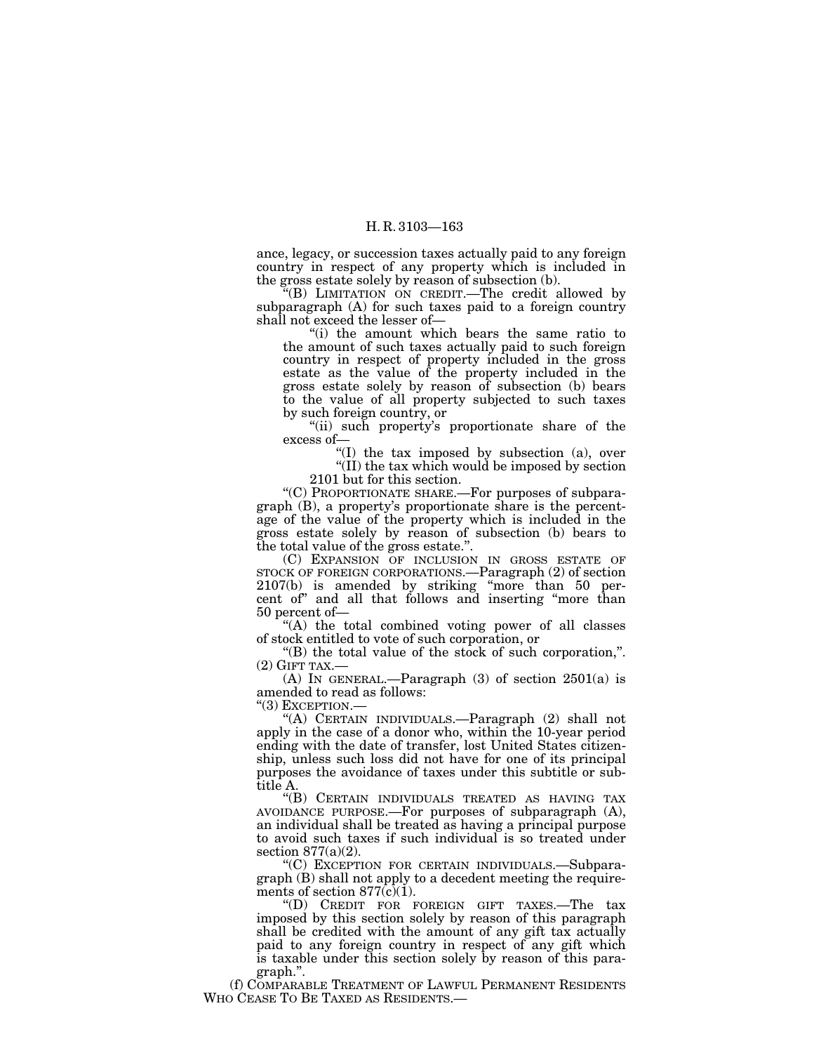ance, legacy, or succession taxes actually paid to any foreign country in respect of any property which is included in the gross estate solely by reason of subsection (b).

"(B) LIMITATION ON CREDIT.—The credit allowed by subparagraph (A) for such taxes paid to a foreign country shall not exceed the lesser of—

"(i) the amount which bears the same ratio to the amount of such taxes actually paid to such foreign country in respect of property included in the gross estate as the value of the property included in the gross estate solely by reason of subsection (b) bears to the value of all property subjected to such taxes by such foreign country, or

"(ii) such property's proportionate share of the excess of—

"(I) the tax imposed by subsection (a), over

"(II) the tax which would be imposed by section 2101 but for this section.

"(C) PROPORTIONATE SHARE.—For purposes of subparagraph (B), a property's proportionate share is the percentage of the value of the property which is included in the gross estate solely by reason of subsection (b) bears to the total value of the gross estate.".

(C) EXPANSION OF INCLUSION IN GROSS ESTATE OF STOCK OF FOREIGN CORPORATIONS.—Paragraph (2) of section 2107(b) is amended by striking "more than 50 percent of" and all that follows and inserting "more than 50 percent of—

"(A) the total combined voting power of all classes of stock entitled to vote of such corporation, or

"(B) the total value of the stock of such corporation,".

(2) GIFT TAX.—

(A) IN GENERAL.—Paragraph (3) of section 2501(a) is amended to read as follows:

"(3) EXCEPTION.—

"(A) CERTAIN INDIVIDUALS.—Paragraph (2) shall not apply in the case of a donor who, within the 10-year period ending with the date of transfer, lost United States citizenship, unless such loss did not have for one of its principal purposes the avoidance of taxes under this subtitle or subtitle A.

"(B) CERTAIN INDIVIDUALS TREATED AS HAVING TAX AVOIDANCE PURPOSE.—For purposes of subparagraph (A), an individual shall be treated as having a principal purpose to avoid such taxes if such individual is so treated under section 877(a)(2).

"(C) EXCEPTION FOR CERTAIN INDIVIDUALS.—Subparagraph (B) shall not apply to a decedent meeting the requirements of section 877(c)(1).

"(D) CREDIT FOR FOREIGN GIFT TAXES.—The tax imposed by this section solely by reason of this paragraph shall be credited with the amount of any gift tax actually paid to any foreign country in respect of any gift which is taxable under this section solely by reason of this paragraph.".

(f) COMPARABLE TREATMENT OF LAWFUL PERMANENT RESIDENTS WHO CEASE TO BE TAXED AS RESIDENTS.—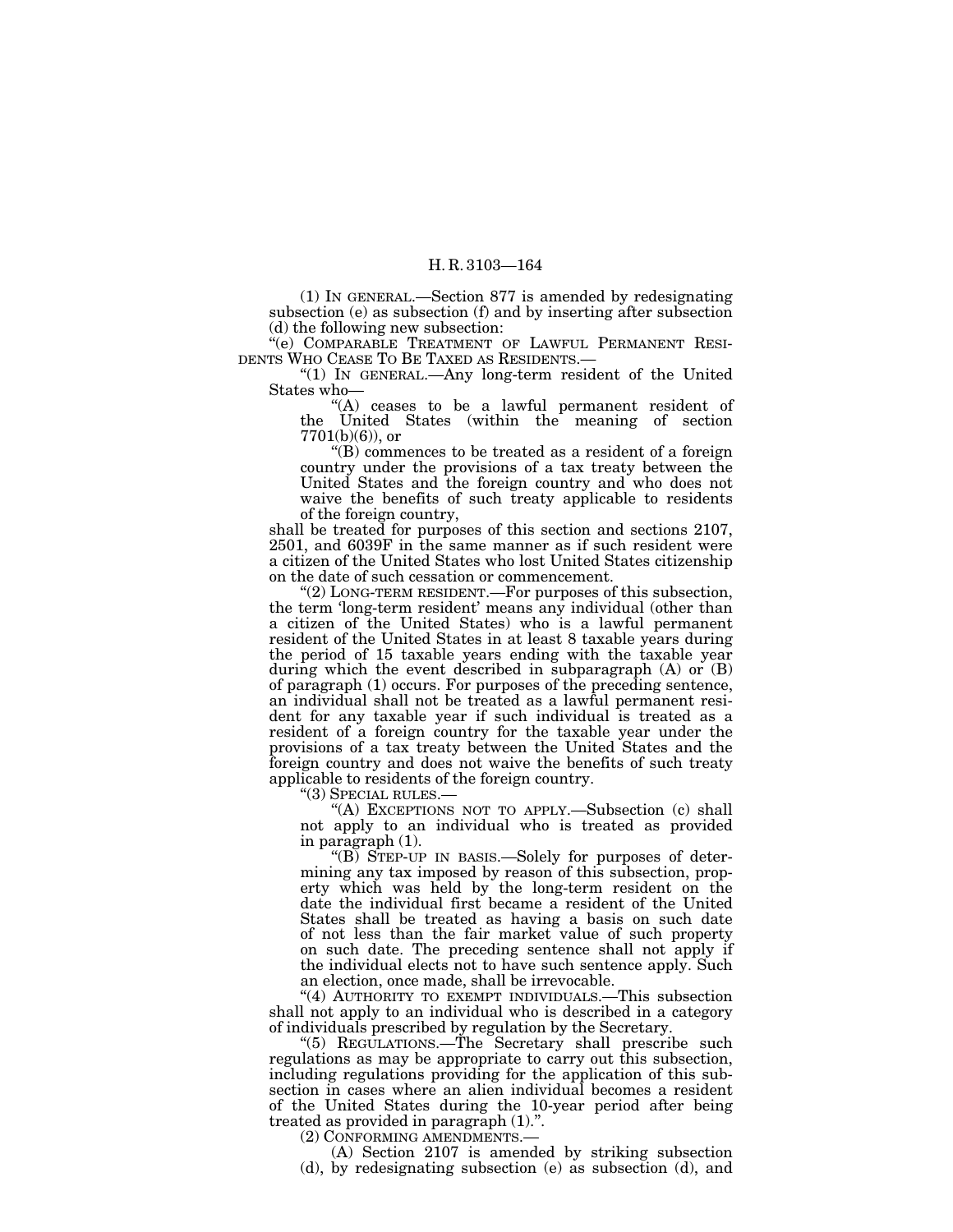(1) IN GENERAL.—Section 877 is amended by redesignating subsection (e) as subsection (f) and by inserting after subsection (d) the following new subsection:

"(e) COMPARABLE TREATMENT OF LAWFUL PERMANENT RESIDENTS WHO CEASE TO BE TAXED AS RESIDENTS.—

"(1) IN GENERAL.—Any long-term resident of the United States who—

"(A) ceases to be a lawful permanent resident of the United States (within the meaning of section 7701(b)(6)), or

"(B) commences to be treated as a resident of a foreign country under the provisions of a tax treaty between the United States and the foreign country and who does not waive the benefits of such treaty applicable to residents of the foreign country,

shall be treated for purposes of this section and sections 2107, 2501, and 6039F in the same manner as if such resident were a citizen of the United States who lost United States citizenship on the date of such cessation or commencement.

"(2) LONG-TERM RESIDENT.—For purposes of this subsection, the term 'long-term resident' means any individual (other than a citizen of the United States) who is a lawful permanent resident of the United States in at least 8 taxable years during the period of 15 taxable years ending with the taxable year during which the event described in subparagraph (A) or (B) of paragraph (1) occurs. For purposes of the preceding sentence, an individual shall not be treated as a lawful permanent resident for any taxable year if such individual is treated as a resident of a foreign country for the taxable year under the provisions of a tax treaty between the United States and the foreign country and does not waive the benefits of such treaty applicable to residents of the foreign country.

"(3) SPECIAL RULES.—

"(A) EXCEPTIONS NOT TO APPLY.—Subsection (c) shall not apply to an individual who is treated as provided in paragraph (1).

"(B) STEP-UP IN BASIS.—Solely for purposes of determining any tax imposed by reason of this subsection, property which was held by the long-term resident on the date the individual first became a resident of the United States shall be treated as having a basis on such date of not less than the fair market value of such property on such date. The preceding sentence shall not apply if the individual elects not to have such sentence apply. Such an election, once made, shall be irrevocable.

"(4) AUTHORITY TO EXEMPT INDIVIDUALS.—This subsection shall not apply to an individual who is described in a category of individuals prescribed by regulation by the Secretary.

"(5) REGULATIONS.—The Secretary shall prescribe such regulations as may be appropriate to carry out this subsection, including regulations providing for the application of this subsection in cases where an alien individual becomes a resident of the United States during the 10-year period after being treated as provided in paragraph (1).".

(2) CONFORMING AMENDMENTS.—

(A) Section 2107 is amended by striking subsection (d), by redesignating subsection (e) as subsection (d), and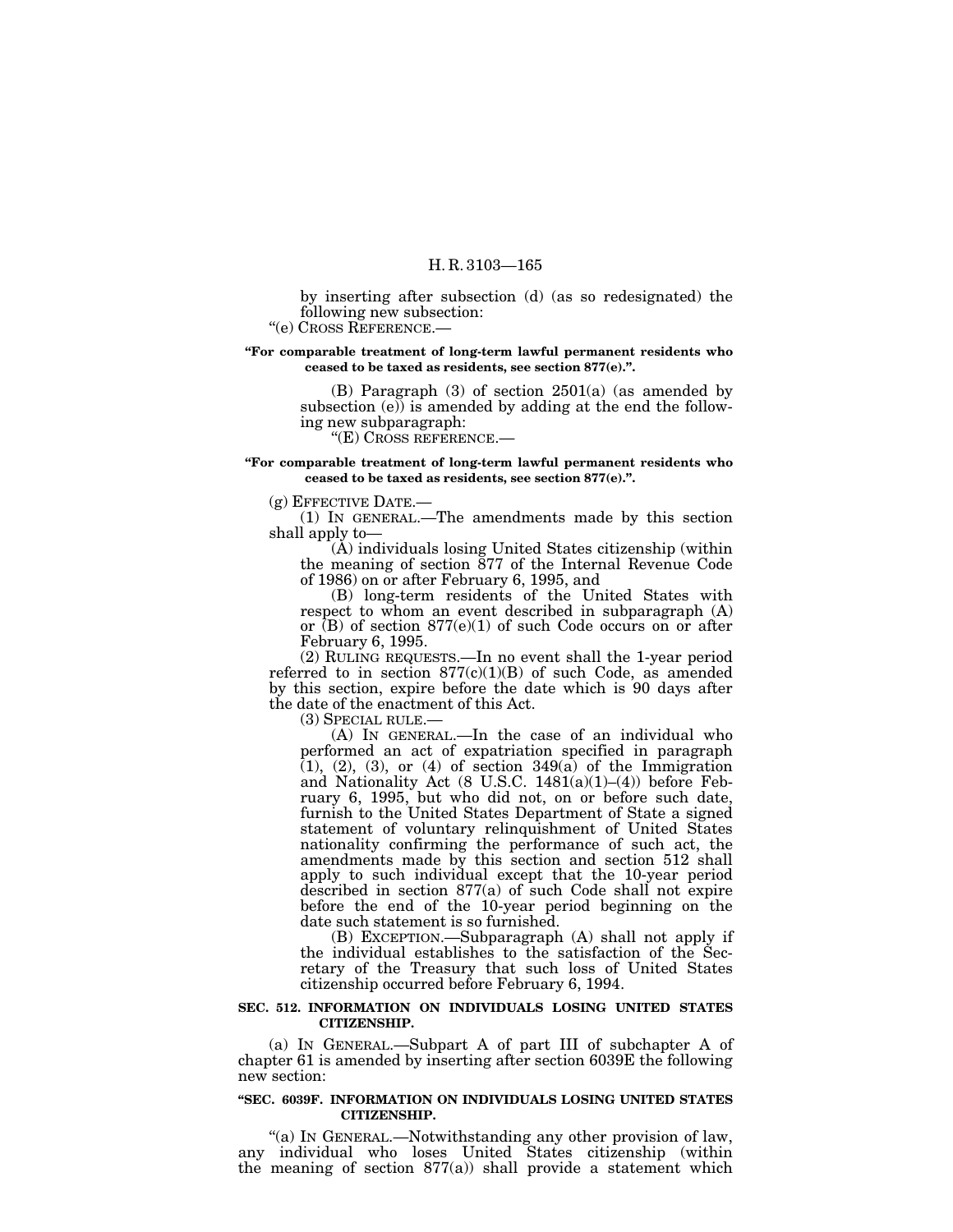by inserting after subsection (d) (as so redesignated) the following new subsection:

"(e) CROSS REFERENCE.—

**"For comparable treatment of long-term lawful permanent residents who ceased to be taxed as residents, see section 877(e).".**

(B) Paragraph (3) of section 2501(a) (as amended by subsection (e)) is amended by adding at the end the following new subparagraph:

"(E) CROSS REFERENCE.—

**"For comparable treatment of long-term lawful permanent residents who ceased to be taxed as residents, see section 877(e).".**

(g) EFFECTIVE DATE.—

(1) IN GENERAL.—The amendments made by this section shall apply to—

(A) individuals losing United States citizenship (within the meaning of section 877 of the Internal Revenue Code of 1986) on or after February 6, 1995, and

(B) long-term residents of the United States with respect to whom an event described in subparagraph (A) or (B) of section 877(e)(1) of such Code occurs on or after February 6, 1995.

(2) RULING REQUESTS.—In no event shall the 1-year period referred to in section 877(c)(1)(B) of such Code, as amended by this section, expire before the date which is 90 days after the date of the enactment of this Act.

(3) SPECIAL RULE.—

(A) IN GENERAL.—In the case of an individual who performed an act of expatriation specified in paragraph (1), (2), (3), or (4) of section 349(a) of the Immigration and Nationality Act (8 U.S.C. 1481(a)(1)–(4)) before February 6, 1995, but who did not, on or before such date, furnish to the United States Department of State a signed statement of voluntary relinquishment of United States nationality confirming the performance of such act, the amendments made by this section and section 512 shall apply to such individual except that the 10-year period described in section 877(a) of such Code shall not expire before the end of the 10-year period beginning on the date such statement is so furnished.

(B) EXCEPTION.—Subparagraph (A) shall not apply if the individual establishes to the satisfaction of the Secretary of the Treasury that such loss of United States citizenship occurred before February 6, 1994.

**SEC. 512. INFORMATION ON INDIVIDUALS LOSING UNITED STATES CITIZENSHIP.**

(a) IN GENERAL.—Subpart A of part III of subchapter A of chapter 61 is amended by inserting after section 6039E the following new section:

**"SEC. 6039F. INFORMATION ON INDIVIDUALS LOSING UNITED STATES CITIZENSHIP.**

"(a) IN GENERAL.—Notwithstanding any other provision of law, any individual who loses United States citizenship (within the meaning of section 877(a)) shall provide a statement which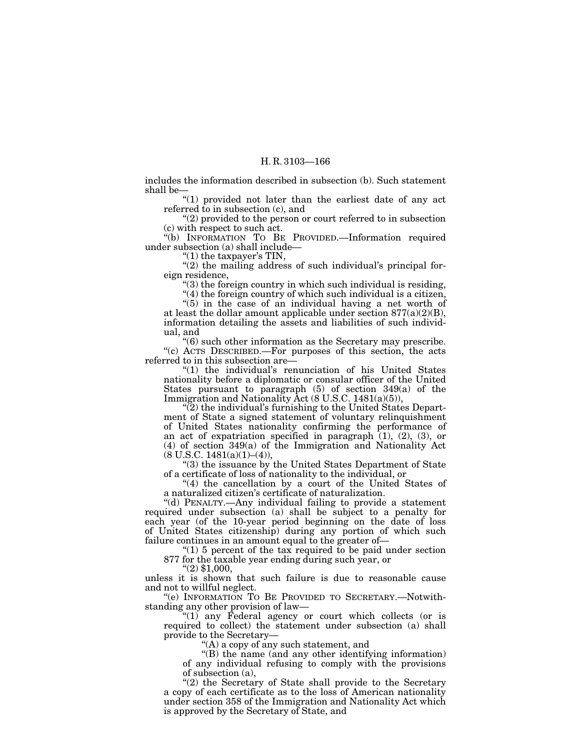includes the information described in subsection (b). Such statement shall be—

"(1) provided not later than the earliest date of any act referred to in subsection (c), and

"(2) provided to the person or court referred to in subsection (c) with respect to such act.

"(b) INFORMATION TO BE PROVIDED.—Information required under subsection (a) shall include—

"(1) the taxpayer's TIN,

"(2) the mailing address of such individual's principal foreign residence,

"(3) the foreign country in which such individual is residing,

"(4) the foreign country of which such individual is a citizen,

"(5) in the case of an individual having a net worth of at least the dollar amount applicable under section 877(a)(2)(B), information detailing the assets and liabilities of such individual, and

"(6) such other information as the Secretary may prescribe.

"(c) ACTS DESCRIBED.—For purposes of this section, the acts referred to in this subsection are—

"(1) the individual's renunciation of his United States nationality before a diplomatic or consular officer of the United States pursuant to paragraph (5) of section 349(a) of the Immigration and Nationality Act (8 U.S.C. 1481(a)(5)),

"(2) the individual's furnishing to the United States Department of State a signed statement of voluntary relinquishment of United States nationality confirming the performance of an act of expatriation specified in paragraph (1), (2), (3), or (4) of section 349(a) of the Immigration and Nationality Act (8 U.S.C. 1481(a)(1)–(4)),

"(3) the issuance by the United States Department of State of a certificate of loss of nationality to the individual, or

"(4) the cancellation by a court of the United States of a naturalized citizen's certificate of naturalization.

"(d) PENALTY.—Any individual failing to provide a statement required under subsection (a) shall be subject to a penalty for each year (of the 10-year period beginning on the date of loss of United States citizenship) during any portion of which such failure continues in an amount equal to the greater of—

"(1) 5 percent of the tax required to be paid under section 877 for the taxable year ending during such year, or

"(2) $1,000,

unless it is shown that such failure is due to reasonable cause and not to willful neglect.

"(e) INFORMATION TO BE PROVIDED TO SECRETARY.—Notwithstanding any other provision of law—

"(1) any Federal agency or court which collects (or is required to collect) the statement under subsection (a) shall provide to the Secretary—

"(A) a copy of any such statement, and

"(B) the name (and any other identifying information) of any individual refusing to comply with the provisions of subsection (a),

"(2) the Secretary of State shall provide to the Secretary a copy of each certificate as to the loss of American nationality under section 358 of the Immigration and Nationality Act which is approved by the Secretary of State, and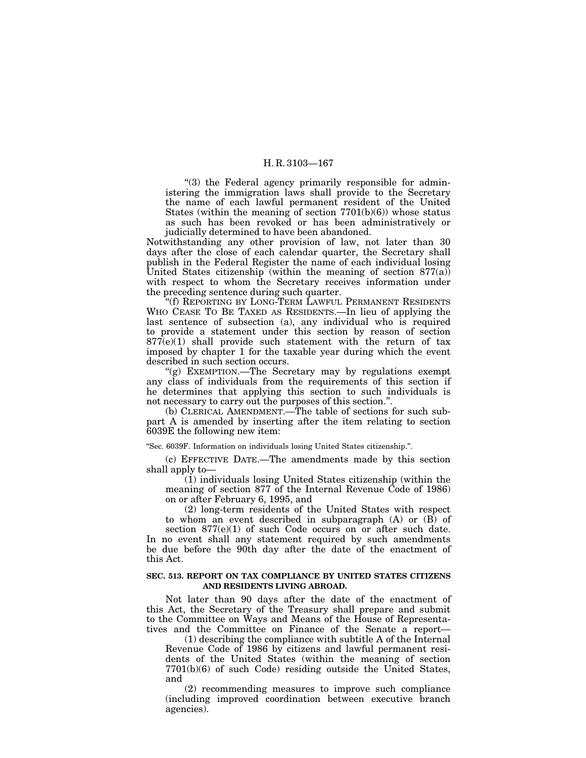"(3) the Federal agency primarily responsible for administering the immigration laws shall provide to the Secretary the name of each lawful permanent resident of the United States (within the meaning of section 7701(b)(6)) whose status as such has been revoked or has been administratively or judicially determined to have been abandoned.

Notwithstanding any other provision of law, not later than 30 days after the close of each calendar quarter, the Secretary shall publish in the Federal Register the name of each individual losing United States citizenship (within the meaning of section 877(a)) with respect to whom the Secretary receives information under the preceding sentence during such quarter.

"(f) REPORTING BY LONG-TERM LAWFUL PERMANENT RESIDENTS WHO CEASE TO BE TAXED AS RESIDENTS.—In lieu of applying the last sentence of subsection (a), any individual who is required to provide a statement under this section by reason of section 877(e)(1) shall provide such statement with the return of tax imposed by chapter 1 for the taxable year during which the event described in such section occurs.

"(g) EXEMPTION.—The Secretary may by regulations exempt any class of individuals from the requirements of this section if he determines that applying this section to such individuals is not necessary to carry out the purposes of this section.".

(b) CLERICAL AMENDMENT.—The table of sections for such subpart A is amended by inserting after the item relating to section 6039E the following new item:

"Sec. 6039F. Information on individuals losing United States citizenship.".

(c) EFFECTIVE DATE.—The amendments made by this section shall apply to—

(1) individuals losing United States citizenship (within the meaning of section 877 of the Internal Revenue Code of 1986) on or after February 6, 1995, and

(2) long-term residents of the United States with respect to whom an event described in subparagraph (A) or (B) of section 877(e)(1) of such Code occurs on or after such date.

In no event shall any statement required by such amendments be due before the 90th day after the date of the enactment of this Act.

**SEC. 513. REPORT ON TAX COMPLIANCE BY UNITED STATES CITIZENS AND RESIDENTS LIVING ABROAD.**

Not later than 90 days after the date of the enactment of this Act, the Secretary of the Treasury shall prepare and submit to the Committee on Ways and Means of the House of Representatives and the Committee on Finance of the Senate a report—

(1) describing the compliance with subtitle A of the Internal Revenue Code of 1986 by citizens and lawful permanent residents of the United States (within the meaning of section 7701(b)(6) of such Code) residing outside the United States, and

(2) recommending measures to improve such compliance (including improved coordination between executive branch agencies).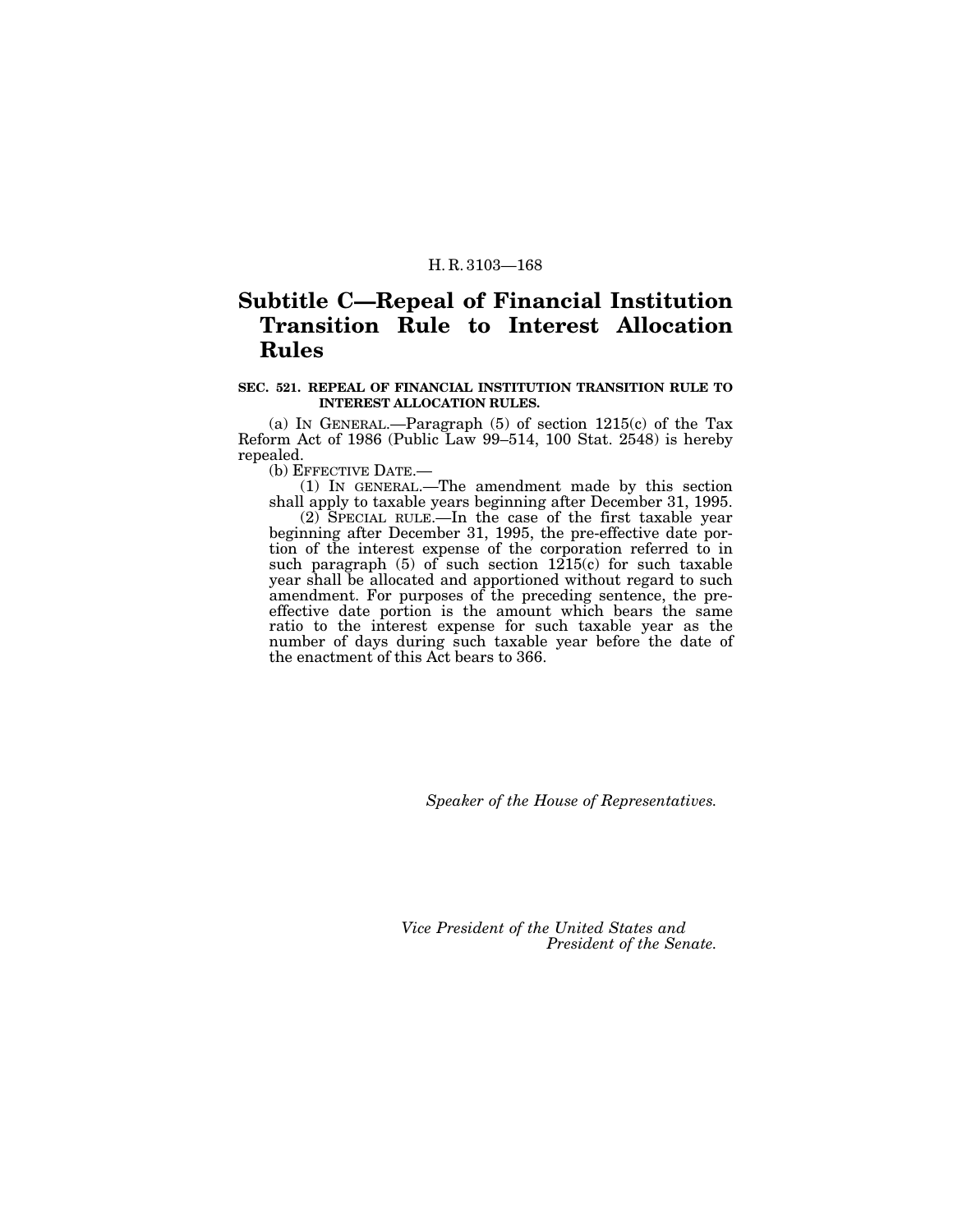## Subtitle C—Repeal of Financial Institution Transition Rule to Interest Allocation Rules

**SEC. 521. REPEAL OF FINANCIAL INSTITUTION TRANSITION RULE TO INTEREST ALLOCATION RULES.**

(a) IN GENERAL.—Paragraph (5) of section 1215(c) of the Tax Reform Act of 1986 (Public Law 99–514, 100 Stat. 2548) is hereby repealed.

(b) EFFECTIVE DATE.—

(1) IN GENERAL.—The amendment made by this section shall apply to taxable years beginning after December 31, 1995.

(2) SPECIAL RULE.—In the case of the first taxable year beginning after December 31, 1995, the pre-effective date portion of the interest expense of the corporation referred to in such paragraph (5) of such section 1215(c) for such taxable year shall be allocated and apportioned without regard to such amendment. For purposes of the preceding sentence, the pre-effective date portion is the amount which bears the same ratio to the interest expense for such taxable year as the number of days during such taxable year before the date of the enactment of this Act bears to 366.

*Speaker of the House of Representatives.*

*Vice President of the United States and President of the Senate.*